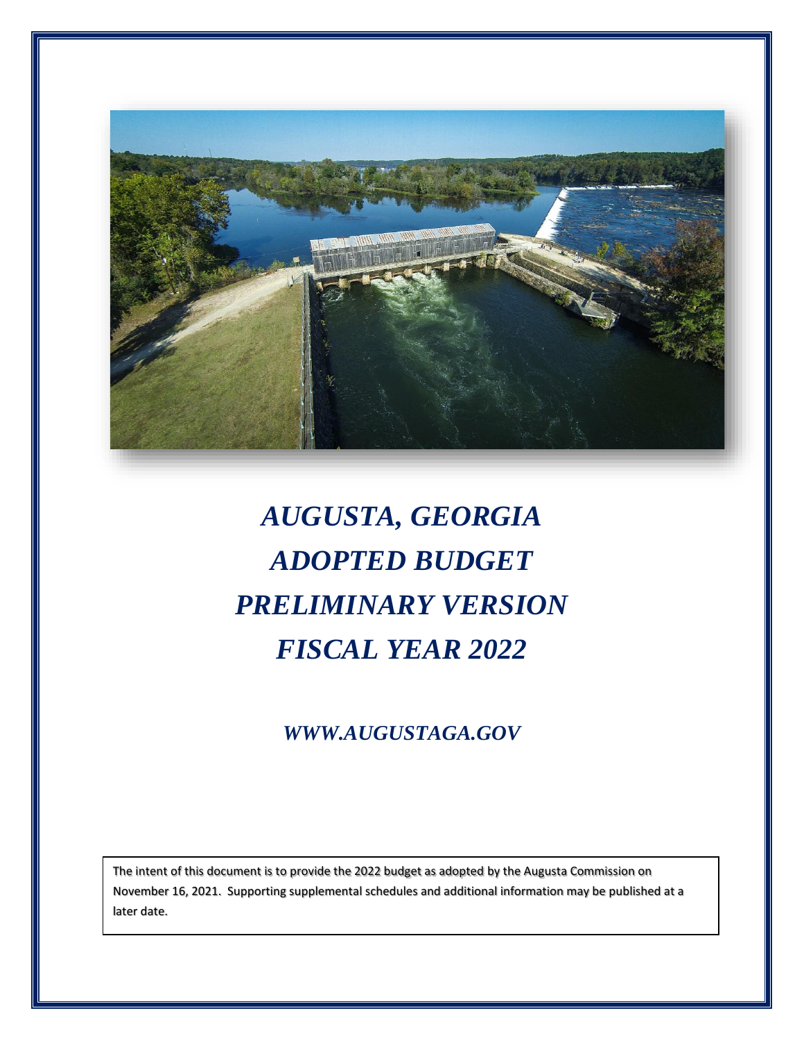# *AUGUSTA, GEORGIA*
# *ADOPTED BUDGET*
# *PRELIMINARY VERSION*
# *FISCAL YEAR 2022*

***WWW.AUGUSTAGA.GOV***

The intent of this document is to provide the 2022 budget as adopted by the Augusta Commission on November 16, 2021. Supporting supplemental schedules and additional information may be published at a later date.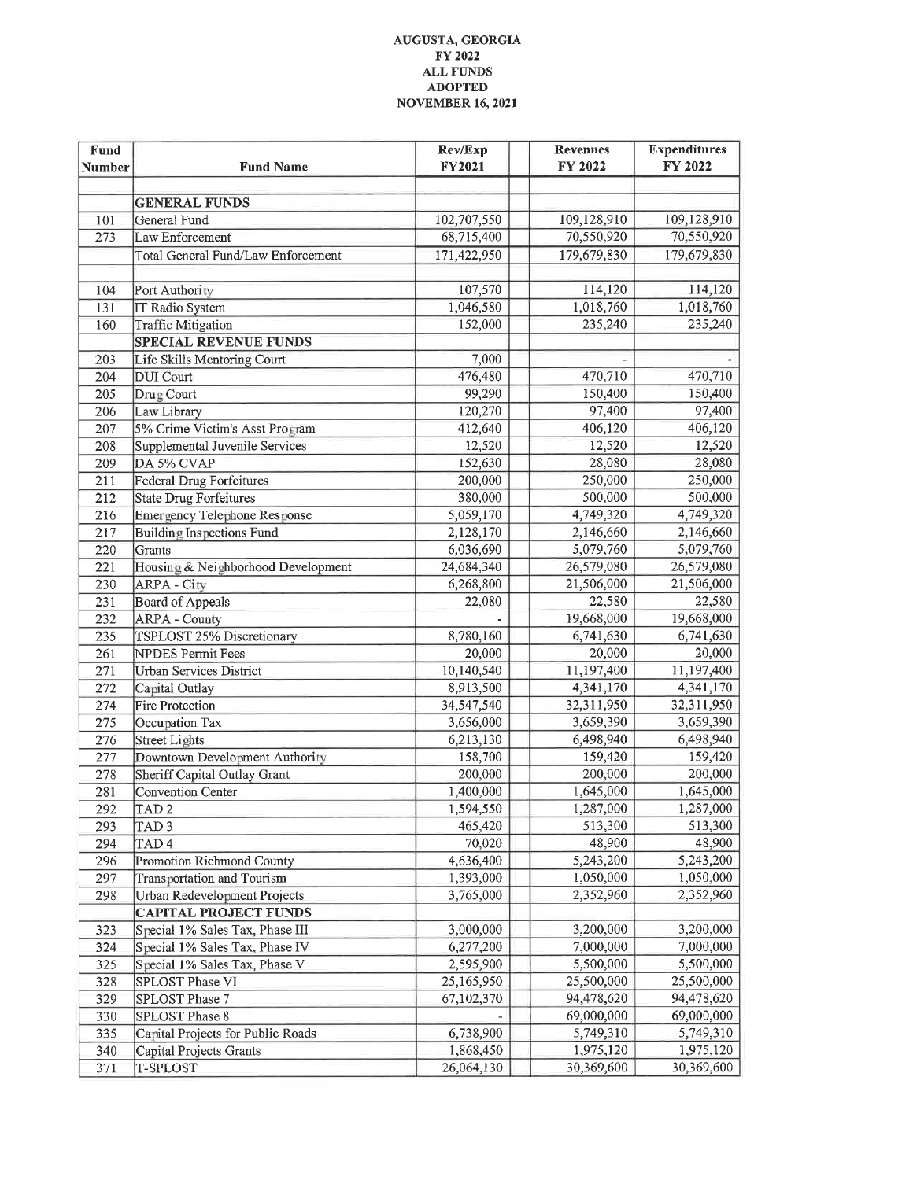**AUGUSTA, GEORGIA**
**FY 2022**
**ALL FUNDS**
**ADOPTED**
**NOVEMBER 16, 2021**

| Fund Number | Fund Name | Rev/Exp FY2021 | Revenues FY 2022 | Expenditures FY 2022 |
|---|---|---|---|---|
| | **GENERAL FUNDS** | | | |
| 101 | General Fund | 102,707,550 | 109,128,910 | 109,128,910 |
| 273 | Law Enforcement | 68,715,400 | 70,550,920 | 70,550,920 |
| | Total General Fund/Law Enforcement | 171,422,950 | 179,679,830 | 179,679,830 |
| | | | | |
| 104 | Port Authority | 107,570 | 114,120 | 114,120 |
| 131 | IT Radio System | 1,046,580 | 1,018,760 | 1,018,760 |
| 160 | Traffic Mitigation | 152,000 | 235,240 | 235,240 |
| | **SPECIAL REVENUE FUNDS** | | | |
| 203 | Life Skills Mentoring Court | 7,000 | - | - |
| 204 | DUI Court | 476,480 | 470,710 | 470,710 |
| 205 | Drug Court | 99,290 | 150,400 | 150,400 |
| 206 | Law Library | 120,270 | 97,400 | 97,400 |
| 207 | 5% Crime Victim's Asst Program | 412,640 | 406,120 | 406,120 |
| 208 | Supplemental Juvenile Services | 12,520 | 12,520 | 12,520 |
| 209 | DA 5% CVAP | 152,630 | 28,080 | 28,080 |
| 211 | Federal Drug Forfeitures | 200,000 | 250,000 | 250,000 |
| 212 | State Drug Forfeitures | 380,000 | 500,000 | 500,000 |
| 216 | Emergency Telephone Response | 5,059,170 | 4,749,320 | 4,749,320 |
| 217 | Building Inspections Fund | 2,128,170 | 2,146,660 | 2,146,660 |
| 220 | Grants | 6,036,690 | 5,079,760 | 5,079,760 |
| 221 | Housing & Neighborhood Development | 24,684,340 | 26,579,080 | 26,579,080 |
| 230 | ARPA - City | 6,268,800 | 21,506,000 | 21,506,000 |
| 231 | Board of Appeals | 22,080 | 22,580 | 22,580 |
| 232 | ARPA - County | - | 19,668,000 | 19,668,000 |
| 235 | TSPLOST 25% Discretionary | 8,780,160 | 6,741,630 | 6,741,630 |
| 261 | NPDES Permit Fees | 20,000 | 20,000 | 20,000 |
| 271 | Urban Services District | 10,140,540 | 11,197,400 | 11,197,400 |
| 272 | Capital Outlay | 8,913,500 | 4,341,170 | 4,341,170 |
| 274 | Fire Protection | 34,547,540 | 32,311,950 | 32,311,950 |
| 275 | Occupation Tax | 3,656,000 | 3,659,390 | 3,659,390 |
| 276 | Street Lights | 6,213,130 | 6,498,940 | 6,498,940 |
| 277 | Downtown Development Authority | 158,700 | 159,420 | 159,420 |
| 278 | Sheriff Capital Outlay Grant | 200,000 | 200,000 | 200,000 |
| 281 | Convention Center | 1,400,000 | 1,645,000 | 1,645,000 |
| 292 | TAD 2 | 1,594,550 | 1,287,000 | 1,287,000 |
| 293 | TAD 3 | 465,420 | 513,300 | 513,300 |
| 294 | TAD 4 | 70,020 | 48,900 | 48,900 |
| 296 | Promotion Richmond County | 4,636,400 | 5,243,200 | 5,243,200 |
| 297 | Transportation and Tourism | 1,393,000 | 1,050,000 | 1,050,000 |
| 298 | Urban Redevelopment Projects | 3,765,000 | 2,352,960 | 2,352,960 |
| | **CAPITAL PROJECT FUNDS** | | | |
| 323 | Special 1% Sales Tax, Phase III | 3,000,000 | 3,200,000 | 3,200,000 |
| 324 | Special 1% Sales Tax, Phase IV | 6,277,200 | 7,000,000 | 7,000,000 |
| 325 | Special 1% Sales Tax, Phase V | 2,595,900 | 5,500,000 | 5,500,000 |
| 328 | SPLOST Phase VI | 25,165,950 | 25,500,000 | 25,500,000 |
| 329 | SPLOST Phase 7 | 67,102,370 | 94,478,620 | 94,478,620 |
| 330 | SPLOST Phase 8 | - | 69,000,000 | 69,000,000 |
| 335 | Capital Projects for Public Roads | 6,738,900 | 5,749,310 | 5,749,310 |
| 340 | Capital Projects Grants | 1,868,450 | 1,975,120 | 1,975,120 |
| 371 | T-SPLOST | 26,064,130 | 30,369,600 | 30,369,600 |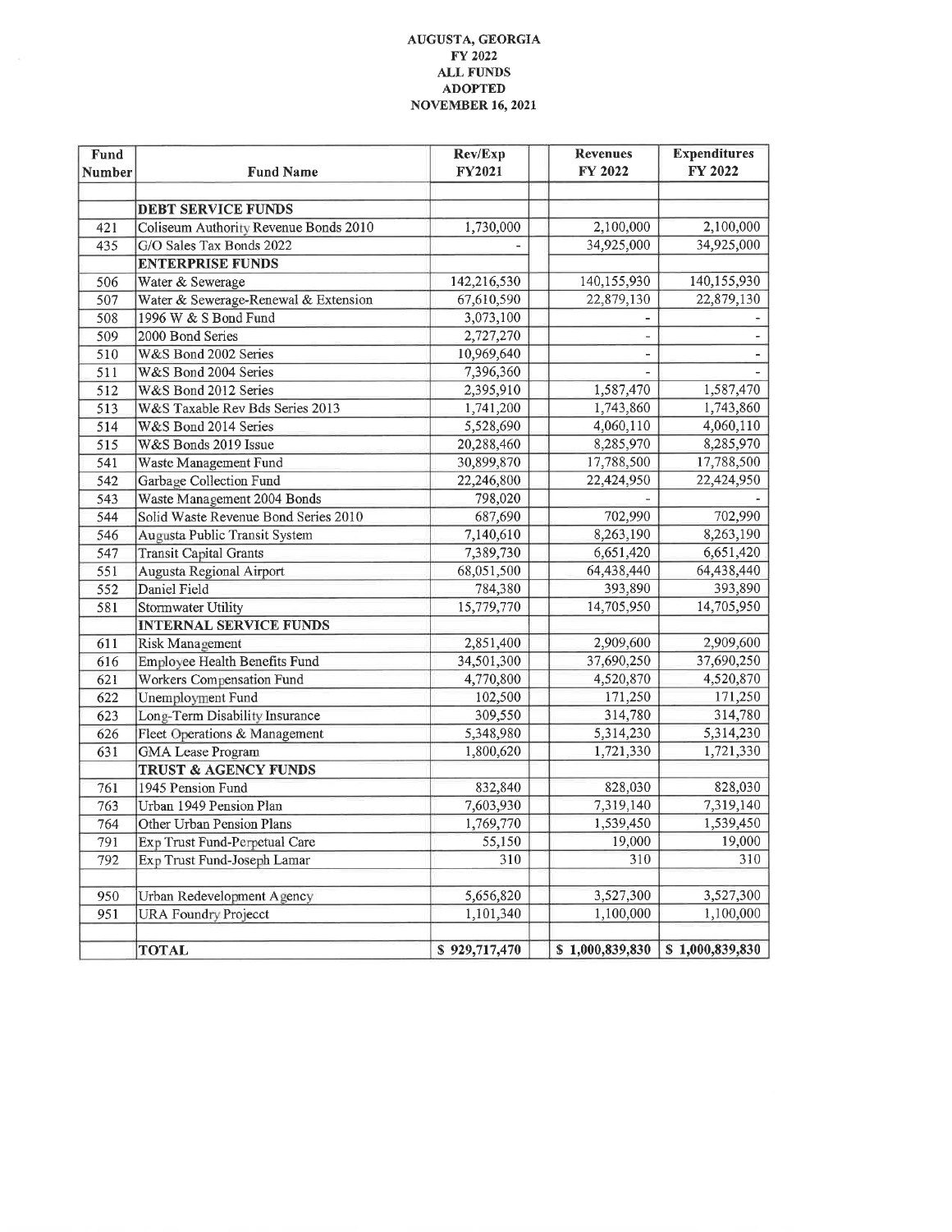**AUGUSTA, GEORGIA**
**FY 2022**
**ALL FUNDS**
**ADOPTED**
**NOVEMBER 16, 2021**

| Fund Number | Fund Name | Rev/Exp FY2021 | Revenues FY 2022 | Expenditures FY 2022 |
|---|---|---|---|---|
| | **DEBT SERVICE FUNDS** | | | |
| 421 | Coliseum Authority Revenue Bonds 2010 | 1,730,000 | 2,100,000 | 2,100,000 |
| 435 | G/O Sales Tax Bonds 2022 | - | 34,925,000 | 34,925,000 |
| | **ENTERPRISE FUNDS** | | | |
| 506 | Water & Sewerage | 142,216,530 | 140,155,930 | 140,155,930 |
| 507 | Water & Sewerage-Renewal & Extension | 67,610,590 | 22,879,130 | 22,879,130 |
| 508 | 1996 W & S Bond Fund | 3,073,100 | - | - |
| 509 | 2000 Bond Series | 2,727,270 | - | - |
| 510 | W&S Bond 2002 Series | 10,969,640 | - | - |
| 511 | W&S Bond 2004 Series | 7,396,360 | - | - |
| 512 | W&S Bond 2012 Series | 2,395,910 | 1,587,470 | 1,587,470 |
| 513 | W&S Taxable Rev Bds Series 2013 | 1,741,200 | 1,743,860 | 1,743,860 |
| 514 | W&S Bond 2014 Series | 5,528,690 | 4,060,110 | 4,060,110 |
| 515 | W&S Bonds 2019 Issue | 20,288,460 | 8,285,970 | 8,285,970 |
| 541 | Waste Management Fund | 30,899,870 | 17,788,500 | 17,788,500 |
| 542 | Garbage Collection Fund | 22,246,800 | 22,424,950 | 22,424,950 |
| 543 | Waste Management 2004 Bonds | 798,020 | - | - |
| 544 | Solid Waste Revenue Bond Series 2010 | 687,690 | 702,990 | 702,990 |
| 546 | Augusta Public Transit System | 7,140,610 | 8,263,190 | 8,263,190 |
| 547 | Transit Capital Grants | 7,389,730 | 6,651,420 | 6,651,420 |
| 551 | Augusta Regional Airport | 68,051,500 | 64,438,440 | 64,438,440 |
| 552 | Daniel Field | 784,380 | 393,890 | 393,890 |
| 581 | Stormwater Utility | 15,779,770 | 14,705,950 | 14,705,950 |
| | **INTERNAL SERVICE FUNDS** | | | |
| 611 | Risk Management | 2,851,400 | 2,909,600 | 2,909,600 |
| 616 | Employee Health Benefits Fund | 34,501,300 | 37,690,250 | 37,690,250 |
| 621 | Workers Compensation Fund | 4,770,800 | 4,520,870 | 4,520,870 |
| 622 | Unemployment Fund | 102,500 | 171,250 | 171,250 |
| 623 | Long-Term Disability Insurance | 309,550 | 314,780 | 314,780 |
| 626 | Fleet Operations & Management | 5,348,980 | 5,314,230 | 5,314,230 |
| 631 | GMA Lease Program | 1,800,620 | 1,721,330 | 1,721,330 |
| | **TRUST & AGENCY FUNDS** | | | |
| 761 | 1945 Pension Fund | 832,840 | 828,030 | 828,030 |
| 763 | Urban 1949 Pension Plan | 7,603,930 | 7,319,140 | 7,319,140 |
| 764 | Other Urban Pension Plans | 1,769,770 | 1,539,450 | 1,539,450 |
| 791 | Exp Trust Fund-Perpetual Care | 55,150 | 19,000 | 19,000 |
| 792 | Exp Trust Fund-Joseph Lamar | 310 | 310 | 310 |
| | | | | |
| 950 | Urban Redevelopment Agency | 5,656,820 | 3,527,300 | 3,527,300 |
| 951 | URA Foundry Projecct | 1,101,340 | 1,100,000 | 1,100,000 |
| | | | | |
| | **TOTAL** | $ 929,717,470 | $ 1,000,839,830 | $ 1,000,839,830 |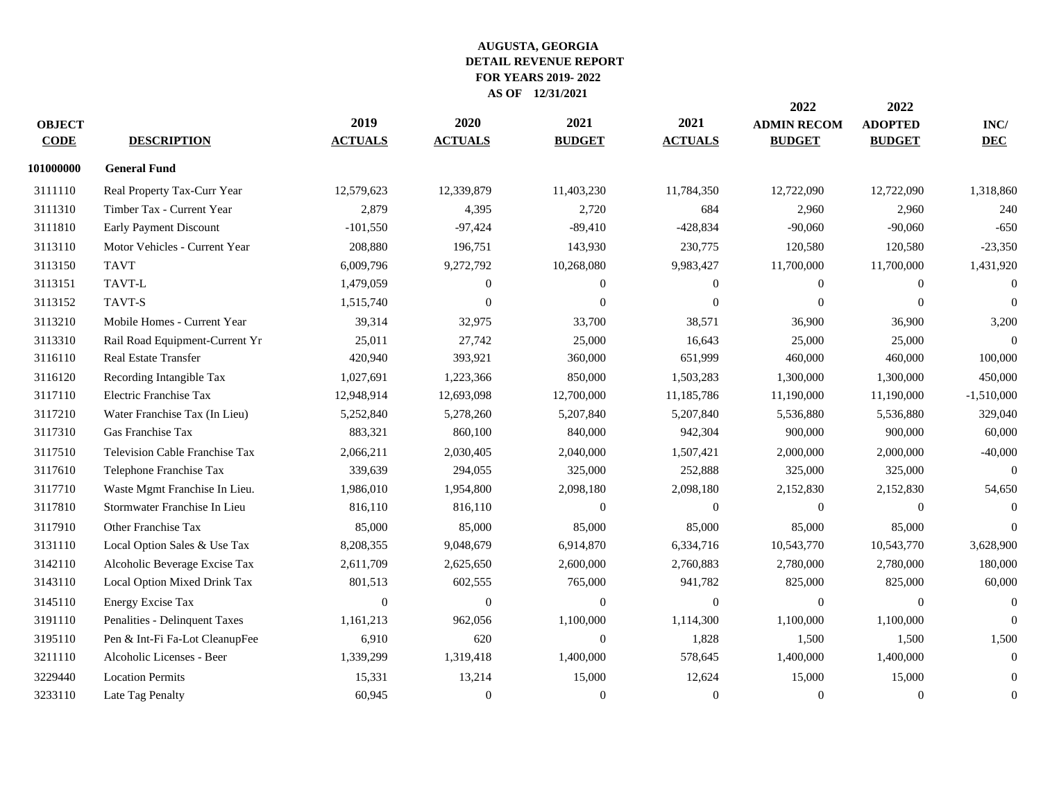**AUGUSTA, GEORGIA**
**DETAIL REVENUE REPORT**
**FOR YEARS 2019- 2022**
**AS OF 12/31/2021**

| OBJECT CODE | DESCRIPTION | 2019 ACTUALS | 2020 ACTUALS | 2021 BUDGET | 2021 ACTUALS | 2022 ADMIN RECOM BUDGET | 2022 ADOPTED BUDGET | INC/ DEC |
|---|---|---|---|---|---|---|---|---|
| **101000000** | **General Fund** | | | | | | | |
| 3111110 | Real Property Tax-Curr Year | 12,579,623 | 12,339,879 | 11,403,230 | 11,784,350 | 12,722,090 | 12,722,090 | 1,318,860 |
| 3111310 | Timber Tax - Current Year | 2,879 | 4,395 | 2,720 | 684 | 2,960 | 2,960 | 240 |
| 3111810 | Early Payment Discount | -101,550 | -97,424 | -89,410 | -428,834 | -90,060 | -90,060 | -650 |
| 3113110 | Motor Vehicles - Current Year | 208,880 | 196,751 | 143,930 | 230,775 | 120,580 | 120,580 | -23,350 |
| 3113150 | TAVT | 6,009,796 | 9,272,792 | 10,268,080 | 9,983,427 | 11,700,000 | 11,700,000 | 1,431,920 |
| 3113151 | TAVT-L | 1,479,059 | 0 | 0 | 0 | 0 | 0 | 0 |
| 3113152 | TAVT-S | 1,515,740 | 0 | 0 | 0 | 0 | 0 | 0 |
| 3113210 | Mobile Homes - Current Year | 39,314 | 32,975 | 33,700 | 38,571 | 36,900 | 36,900 | 3,200 |
| 3113310 | Rail Road Equipment-Current Yr | 25,011 | 27,742 | 25,000 | 16,643 | 25,000 | 25,000 | 0 |
| 3116110 | Real Estate Transfer | 420,940 | 393,921 | 360,000 | 651,999 | 460,000 | 460,000 | 100,000 |
| 3116120 | Recording Intangible Tax | 1,027,691 | 1,223,366 | 850,000 | 1,503,283 | 1,300,000 | 1,300,000 | 450,000 |
| 3117110 | Electric Franchise Tax | 12,948,914 | 12,693,098 | 12,700,000 | 11,185,786 | 11,190,000 | 11,190,000 | -1,510,000 |
| 3117210 | Water Franchise Tax (In Lieu) | 5,252,840 | 5,278,260 | 5,207,840 | 5,207,840 | 5,536,880 | 5,536,880 | 329,040 |
| 3117310 | Gas Franchise Tax | 883,321 | 860,100 | 840,000 | 942,304 | 900,000 | 900,000 | 60,000 |
| 3117510 | Television Cable Franchise Tax | 2,066,211 | 2,030,405 | 2,040,000 | 1,507,421 | 2,000,000 | 2,000,000 | -40,000 |
| 3117610 | Telephone Franchise Tax | 339,639 | 294,055 | 325,000 | 252,888 | 325,000 | 325,000 | 0 |
| 3117710 | Waste Mgmt Franchise In Lieu. | 1,986,010 | 1,954,800 | 2,098,180 | 2,098,180 | 2,152,830 | 2,152,830 | 54,650 |
| 3117810 | Stormwater Franchise In Lieu | 816,110 | 816,110 | 0 | 0 | 0 | 0 | 0 |
| 3117910 | Other Franchise Tax | 85,000 | 85,000 | 85,000 | 85,000 | 85,000 | 85,000 | 0 |
| 3131110 | Local Option Sales & Use Tax | 8,208,355 | 9,048,679 | 6,914,870 | 6,334,716 | 10,543,770 | 10,543,770 | 3,628,900 |
| 3142110 | Alcoholic Beverage Excise Tax | 2,611,709 | 2,625,650 | 2,600,000 | 2,760,883 | 2,780,000 | 2,780,000 | 180,000 |
| 3143110 | Local Option Mixed Drink Tax | 801,513 | 602,555 | 765,000 | 941,782 | 825,000 | 825,000 | 60,000 |
| 3145110 | Energy Excise Tax | 0 | 0 | 0 | 0 | 0 | 0 | 0 |
| 3191110 | Penalities - Delinquent Taxes | 1,161,213 | 962,056 | 1,100,000 | 1,114,300 | 1,100,000 | 1,100,000 | 0 |
| 3195110 | Pen & Int-Fi Fa-Lot CleanupFee | 6,910 | 620 | 0 | 1,828 | 1,500 | 1,500 | 1,500 |
| 3211110 | Alcoholic Licenses - Beer | 1,339,299 | 1,319,418 | 1,400,000 | 578,645 | 1,400,000 | 1,400,000 | 0 |
| 3229440 | Location Permits | 15,331 | 13,214 | 15,000 | 12,624 | 15,000 | 15,000 | 0 |
| 3233110 | Late Tag Penalty | 60,945 | 0 | 0 | 0 | 0 | 0 | 0 |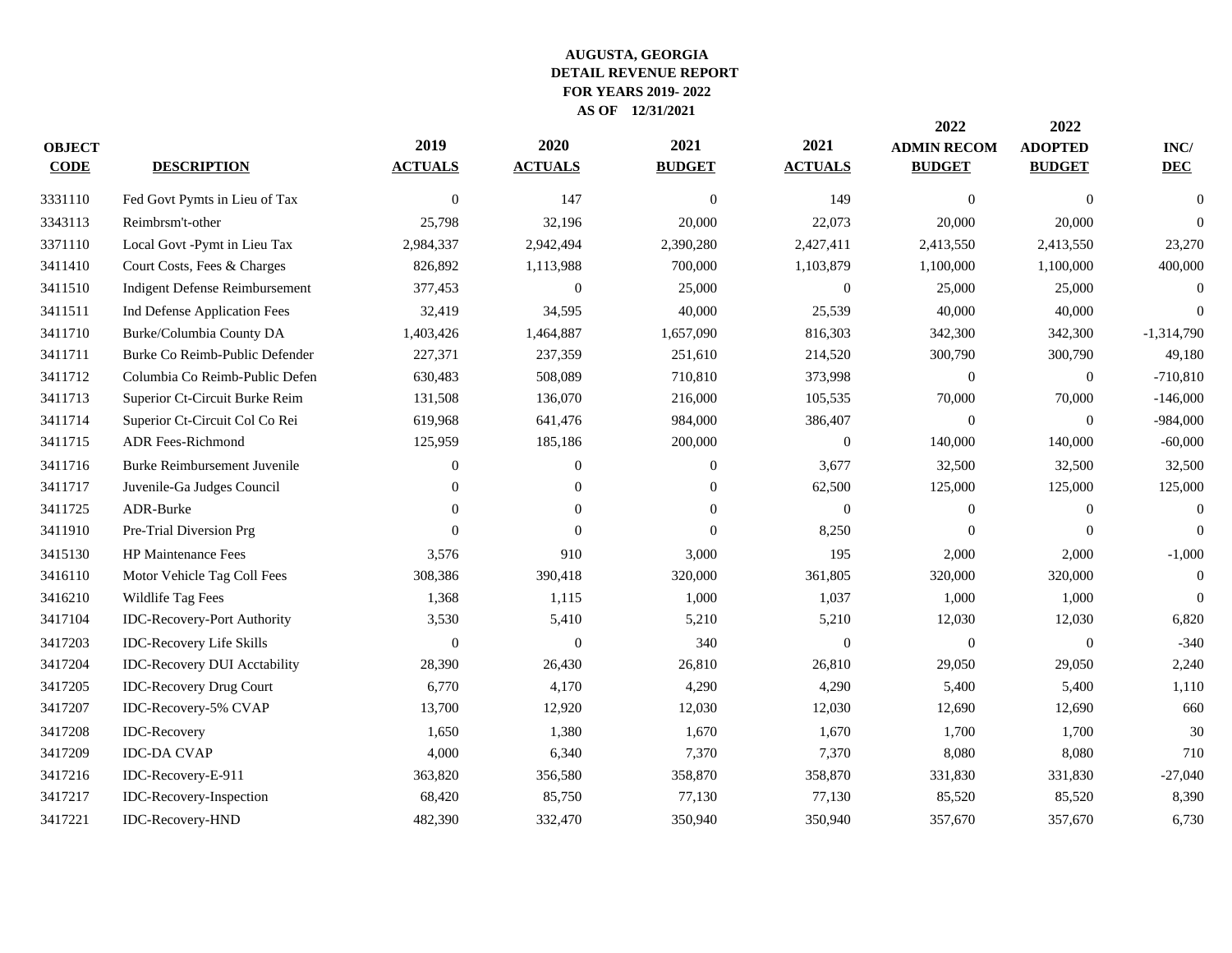**AUGUSTA, GEORGIA**
**DETAIL REVENUE REPORT**
**FOR YEARS 2019- 2022**
**AS OF 12/31/2021**

| OBJECT CODE | DESCRIPTION | 2019 ACTUALS | 2020 ACTUALS | 2021 BUDGET | 2021 ACTUALS | 2022 ADMIN RECOM BUDGET | 2022 ADOPTED BUDGET | INC/ DEC |
|---|---|---|---|---|---|---|---|---|
| 3331110 | Fed Govt Pymts in Lieu of Tax | 0 | 147 | 0 | 149 | 0 | 0 | 0 |
| 3343113 | Reimbrsm't-other | 25,798 | 32,196 | 20,000 | 22,073 | 20,000 | 20,000 | 0 |
| 3371110 | Local Govt -Pymt in Lieu Tax | 2,984,337 | 2,942,494 | 2,390,280 | 2,427,411 | 2,413,550 | 2,413,550 | 23,270 |
| 3411410 | Court Costs, Fees & Charges | 826,892 | 1,113,988 | 700,000 | 1,103,879 | 1,100,000 | 1,100,000 | 400,000 |
| 3411510 | Indigent Defense Reimbursement | 377,453 | 0 | 25,000 | 0 | 25,000 | 25,000 | 0 |
| 3411511 | Ind Defense Application Fees | 32,419 | 34,595 | 40,000 | 25,539 | 40,000 | 40,000 | 0 |
| 3411710 | Burke/Columbia County DA | 1,403,426 | 1,464,887 | 1,657,090 | 816,303 | 342,300 | 342,300 | -1,314,790 |
| 3411711 | Burke Co Reimb-Public Defender | 227,371 | 237,359 | 251,610 | 214,520 | 300,790 | 300,790 | 49,180 |
| 3411712 | Columbia Co Reimb-Public Defen | 630,483 | 508,089 | 710,810 | 373,998 | 0 | 0 | -710,810 |
| 3411713 | Superior Ct-Circuit Burke Reim | 131,508 | 136,070 | 216,000 | 105,535 | 70,000 | 70,000 | -146,000 |
| 3411714 | Superior Ct-Circuit Col Co Rei | 619,968 | 641,476 | 984,000 | 386,407 | 0 | 0 | -984,000 |
| 3411715 | ADR Fees-Richmond | 125,959 | 185,186 | 200,000 | 0 | 140,000 | 140,000 | -60,000 |
| 3411716 | Burke Reimbursement Juvenile | 0 | 0 | 0 | 3,677 | 32,500 | 32,500 | 32,500 |
| 3411717 | Juvenile-Ga Judges Council | 0 | 0 | 0 | 62,500 | 125,000 | 125,000 | 125,000 |
| 3411725 | ADR-Burke | 0 | 0 | 0 | 0 | 0 | 0 | 0 |
| 3411910 | Pre-Trial Diversion Prg | 0 | 0 | 0 | 8,250 | 0 | 0 | 0 |
| 3415130 | HP Maintenance Fees | 3,576 | 910 | 3,000 | 195 | 2,000 | 2,000 | -1,000 |
| 3416110 | Motor Vehicle Tag Coll Fees | 308,386 | 390,418 | 320,000 | 361,805 | 320,000 | 320,000 | 0 |
| 3416210 | Wildlife Tag Fees | 1,368 | 1,115 | 1,000 | 1,037 | 1,000 | 1,000 | 0 |
| 3417104 | IDC-Recovery-Port Authority | 3,530 | 5,410 | 5,210 | 5,210 | 12,030 | 12,030 | 6,820 |
| 3417203 | IDC-Recovery Life Skills | 0 | 0 | 340 | 0 | 0 | 0 | -340 |
| 3417204 | IDC-Recovery DUI Acctability | 28,390 | 26,430 | 26,810 | 26,810 | 29,050 | 29,050 | 2,240 |
| 3417205 | IDC-Recovery Drug Court | 6,770 | 4,170 | 4,290 | 4,290 | 5,400 | 5,400 | 1,110 |
| 3417207 | IDC-Recovery-5% CVAP | 13,700 | 12,920 | 12,030 | 12,030 | 12,690 | 12,690 | 660 |
| 3417208 | IDC-Recovery | 1,650 | 1,380 | 1,670 | 1,670 | 1,700 | 1,700 | 30 |
| 3417209 | IDC-DA CVAP | 4,000 | 6,340 | 7,370 | 7,370 | 8,080 | 8,080 | 710 |
| 3417216 | IDC-Recovery-E-911 | 363,820 | 356,580 | 358,870 | 358,870 | 331,830 | 331,830 | -27,040 |
| 3417217 | IDC-Recovery-Inspection | 68,420 | 85,750 | 77,130 | 77,130 | 85,520 | 85,520 | 8,390 |
| 3417221 | IDC-Recovery-HND | 482,390 | 332,470 | 350,940 | 350,940 | 357,670 | 357,670 | 6,730 |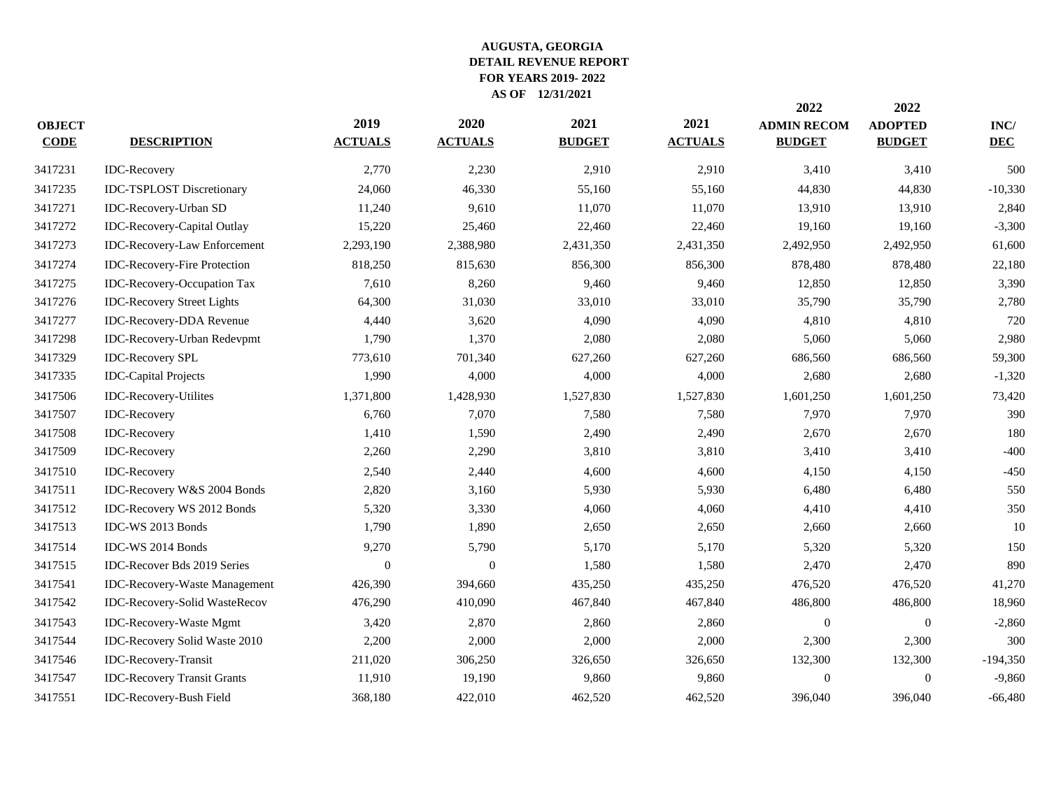**AUGUSTA, GEORGIA**
**DETAIL REVENUE REPORT**
**FOR YEARS 2019- 2022**
**AS OF 12/31/2021**

| OBJECT CODE | DESCRIPTION | 2019 ACTUALS | 2020 ACTUALS | 2021 BUDGET | 2021 ACTUALS | 2022 ADMIN RECOM BUDGET | 2022 ADOPTED BUDGET | INC/ DEC |
|---|---|---|---|---|---|---|---|---|
| 3417231 | IDC-Recovery | 2,770 | 2,230 | 2,910 | 2,910 | 3,410 | 3,410 | 500 |
| 3417235 | IDC-TSPLOST Discretionary | 24,060 | 46,330 | 55,160 | 55,160 | 44,830 | 44,830 | -10,330 |
| 3417271 | IDC-Recovery-Urban SD | 11,240 | 9,610 | 11,070 | 11,070 | 13,910 | 13,910 | 2,840 |
| 3417272 | IDC-Recovery-Capital Outlay | 15,220 | 25,460 | 22,460 | 22,460 | 19,160 | 19,160 | -3,300 |
| 3417273 | IDC-Recovery-Law Enforcement | 2,293,190 | 2,388,980 | 2,431,350 | 2,431,350 | 2,492,950 | 2,492,950 | 61,600 |
| 3417274 | IDC-Recovery-Fire Protection | 818,250 | 815,630 | 856,300 | 856,300 | 878,480 | 878,480 | 22,180 |
| 3417275 | IDC-Recovery-Occupation Tax | 7,610 | 8,260 | 9,460 | 9,460 | 12,850 | 12,850 | 3,390 |
| 3417276 | IDC-Recovery Street Lights | 64,300 | 31,030 | 33,010 | 33,010 | 35,790 | 35,790 | 2,780 |
| 3417277 | IDC-Recovery-DDA Revenue | 4,440 | 3,620 | 4,090 | 4,090 | 4,810 | 4,810 | 720 |
| 3417298 | IDC-Recovery-Urban Redevpmt | 1,790 | 1,370 | 2,080 | 2,080 | 5,060 | 5,060 | 2,980 |
| 3417329 | IDC-Recovery SPL | 773,610 | 701,340 | 627,260 | 627,260 | 686,560 | 686,560 | 59,300 |
| 3417335 | IDC-Capital Projects | 1,990 | 4,000 | 4,000 | 4,000 | 2,680 | 2,680 | -1,320 |
| 3417506 | IDC-Recovery-Utilites | 1,371,800 | 1,428,930 | 1,527,830 | 1,527,830 | 1,601,250 | 1,601,250 | 73,420 |
| 3417507 | IDC-Recovery | 6,760 | 7,070 | 7,580 | 7,580 | 7,970 | 7,970 | 390 |
| 3417508 | IDC-Recovery | 1,410 | 1,590 | 2,490 | 2,490 | 2,670 | 2,670 | 180 |
| 3417509 | IDC-Recovery | 2,260 | 2,290 | 3,810 | 3,810 | 3,410 | 3,410 | -400 |
| 3417510 | IDC-Recovery | 2,540 | 2,440 | 4,600 | 4,600 | 4,150 | 4,150 | -450 |
| 3417511 | IDC-Recovery W&S 2004 Bonds | 2,820 | 3,160 | 5,930 | 5,930 | 6,480 | 6,480 | 550 |
| 3417512 | IDC-Recovery WS 2012 Bonds | 5,320 | 3,330 | 4,060 | 4,060 | 4,410 | 4,410 | 350 |
| 3417513 | IDC-WS 2013 Bonds | 1,790 | 1,890 | 2,650 | 2,650 | 2,660 | 2,660 | 10 |
| 3417514 | IDC-WS 2014 Bonds | 9,270 | 5,790 | 5,170 | 5,170 | 5,320 | 5,320 | 150 |
| 3417515 | IDC-Recover Bds 2019 Series | 0 | 0 | 1,580 | 1,580 | 2,470 | 2,470 | 890 |
| 3417541 | IDC-Recovery-Waste Management | 426,390 | 394,660 | 435,250 | 435,250 | 476,520 | 476,520 | 41,270 |
| 3417542 | IDC-Recovery-Solid WasteRecov | 476,290 | 410,090 | 467,840 | 467,840 | 486,800 | 486,800 | 18,960 |
| 3417543 | IDC-Recovery-Waste Mgmt | 3,420 | 2,870 | 2,860 | 2,860 | 0 | 0 | -2,860 |
| 3417544 | IDC-Recovery Solid Waste 2010 | 2,200 | 2,000 | 2,000 | 2,000 | 2,300 | 2,300 | 300 |
| 3417546 | IDC-Recovery-Transit | 211,020 | 306,250 | 326,650 | 326,650 | 132,300 | 132,300 | -194,350 |
| 3417547 | IDC-Recovery Transit Grants | 11,910 | 19,190 | 9,860 | 9,860 | 0 | 0 | -9,860 |
| 3417551 | IDC-Recovery-Bush Field | 368,180 | 422,010 | 462,520 | 462,520 | 396,040 | 396,040 | -66,480 |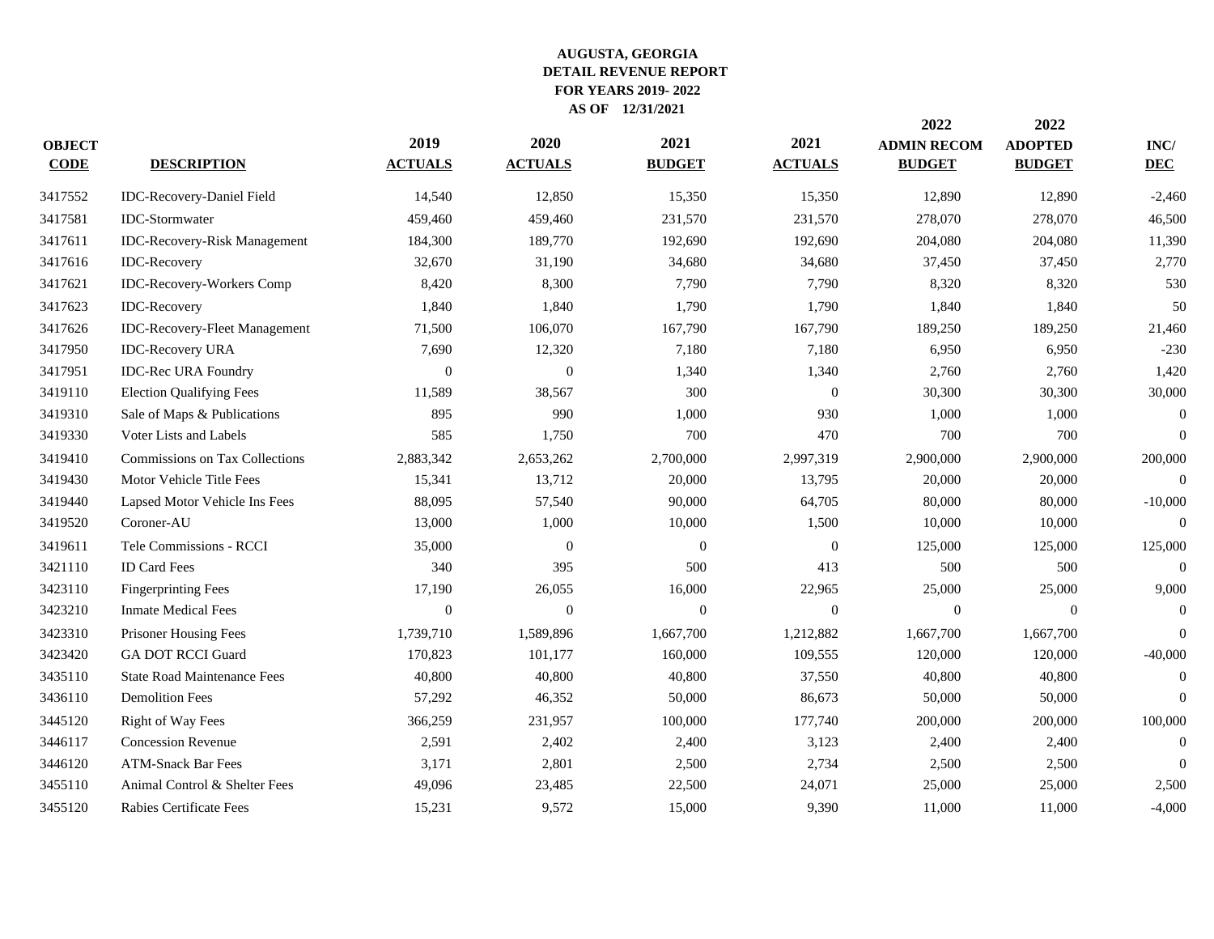**AUGUSTA, GEORGIA**
**DETAIL REVENUE REPORT**
**FOR YEARS 2019- 2022**
**AS OF 12/31/2021**

| OBJECT CODE | DESCRIPTION | 2019 ACTUALS | 2020 ACTUALS | 2021 BUDGET | 2021 ACTUALS | 2022 ADMIN RECOM BUDGET | 2022 ADOPTED BUDGET | INC/ DEC |
|---|---|---|---|---|---|---|---|---|
| 3417552 | IDC-Recovery-Daniel Field | 14,540 | 12,850 | 15,350 | 15,350 | 12,890 | 12,890 | -2,460 |
| 3417581 | IDC-Stormwater | 459,460 | 459,460 | 231,570 | 231,570 | 278,070 | 278,070 | 46,500 |
| 3417611 | IDC-Recovery-Risk Management | 184,300 | 189,770 | 192,690 | 192,690 | 204,080 | 204,080 | 11,390 |
| 3417616 | IDC-Recovery | 32,670 | 31,190 | 34,680 | 34,680 | 37,450 | 37,450 | 2,770 |
| 3417621 | IDC-Recovery-Workers Comp | 8,420 | 8,300 | 7,790 | 7,790 | 8,320 | 8,320 | 530 |
| 3417623 | IDC-Recovery | 1,840 | 1,840 | 1,790 | 1,790 | 1,840 | 1,840 | 50 |
| 3417626 | IDC-Recovery-Fleet Management | 71,500 | 106,070 | 167,790 | 167,790 | 189,250 | 189,250 | 21,460 |
| 3417950 | IDC-Recovery URA | 7,690 | 12,320 | 7,180 | 7,180 | 6,950 | 6,950 | -230 |
| 3417951 | IDC-Rec URA Foundry | 0 | 0 | 1,340 | 1,340 | 2,760 | 2,760 | 1,420 |
| 3419110 | Election Qualifying Fees | 11,589 | 38,567 | 300 | 0 | 30,300 | 30,300 | 30,000 |
| 3419310 | Sale of Maps & Publications | 895 | 990 | 1,000 | 930 | 1,000 | 1,000 | 0 |
| 3419330 | Voter Lists and Labels | 585 | 1,750 | 700 | 470 | 700 | 700 | 0 |
| 3419410 | Commissions on Tax Collections | 2,883,342 | 2,653,262 | 2,700,000 | 2,997,319 | 2,900,000 | 2,900,000 | 200,000 |
| 3419430 | Motor Vehicle Title Fees | 15,341 | 13,712 | 20,000 | 13,795 | 20,000 | 20,000 | 0 |
| 3419440 | Lapsed Motor Vehicle Ins Fees | 88,095 | 57,540 | 90,000 | 64,705 | 80,000 | 80,000 | -10,000 |
| 3419520 | Coroner-AU | 13,000 | 1,000 | 10,000 | 1,500 | 10,000 | 10,000 | 0 |
| 3419611 | Tele Commissions - RCCI | 35,000 | 0 | 0 | 0 | 125,000 | 125,000 | 125,000 |
| 3421110 | ID Card Fees | 340 | 395 | 500 | 413 | 500 | 500 | 0 |
| 3423110 | Fingerprinting Fees | 17,190 | 26,055 | 16,000 | 22,965 | 25,000 | 25,000 | 9,000 |
| 3423210 | Inmate Medical Fees | 0 | 0 | 0 | 0 | 0 | 0 | 0 |
| 3423310 | Prisoner Housing Fees | 1,739,710 | 1,589,896 | 1,667,700 | 1,212,882 | 1,667,700 | 1,667,700 | 0 |
| 3423420 | GA DOT RCCI Guard | 170,823 | 101,177 | 160,000 | 109,555 | 120,000 | 120,000 | -40,000 |
| 3435110 | State Road Maintenance Fees | 40,800 | 40,800 | 40,800 | 37,550 | 40,800 | 40,800 | 0 |
| 3436110 | Demolition Fees | 57,292 | 46,352 | 50,000 | 86,673 | 50,000 | 50,000 | 0 |
| 3445120 | Right of Way Fees | 366,259 | 231,957 | 100,000 | 177,740 | 200,000 | 200,000 | 100,000 |
| 3446117 | Concession Revenue | 2,591 | 2,402 | 2,400 | 3,123 | 2,400 | 2,400 | 0 |
| 3446120 | ATM-Snack Bar Fees | 3,171 | 2,801 | 2,500 | 2,734 | 2,500 | 2,500 | 0 |
| 3455110 | Animal Control & Shelter Fees | 49,096 | 23,485 | 22,500 | 24,071 | 25,000 | 25,000 | 2,500 |
| 3455120 | Rabies Certificate Fees | 15,231 | 9,572 | 15,000 | 9,390 | 11,000 | 11,000 | -4,000 |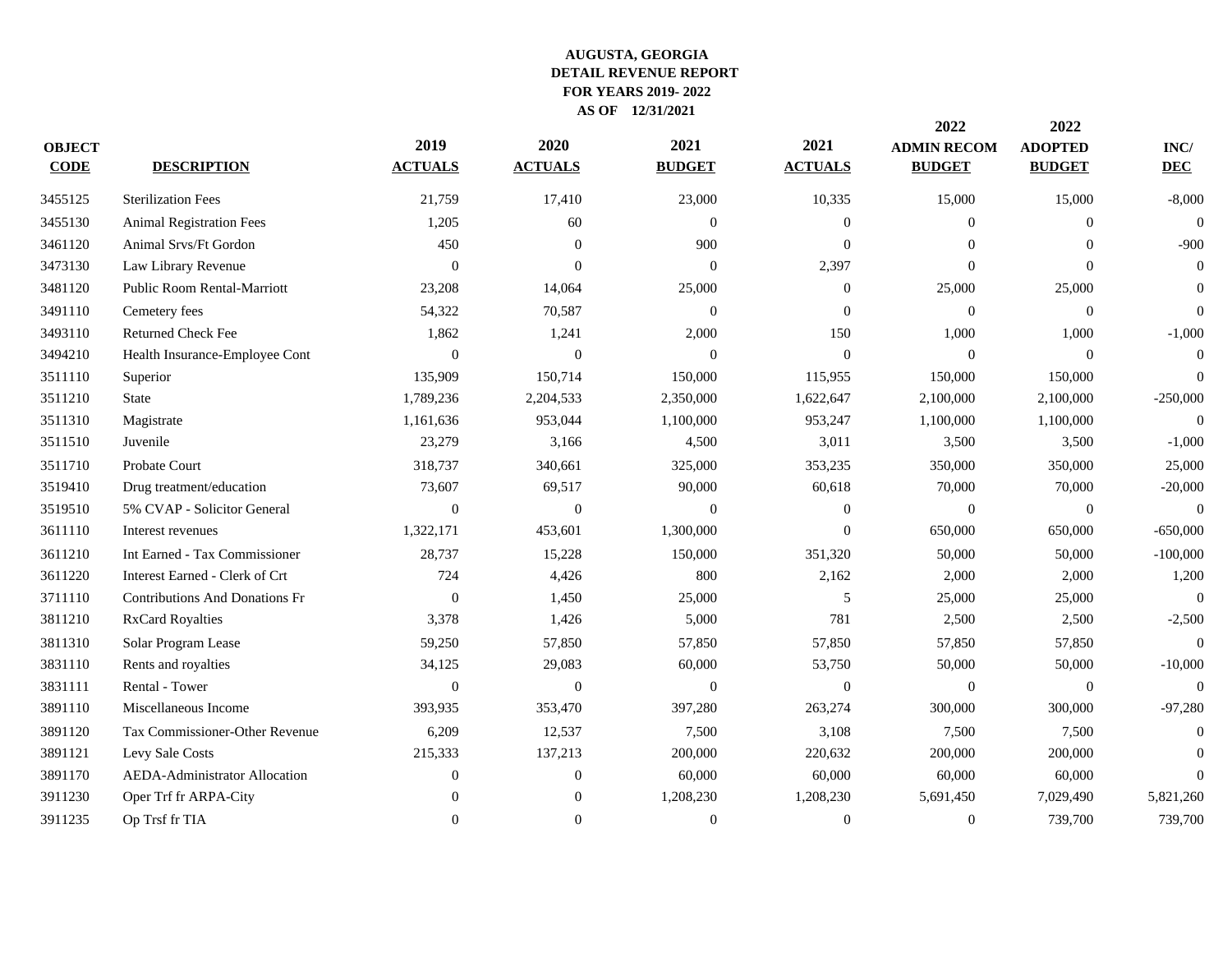**AUGUSTA, GEORGIA**
**DETAIL REVENUE REPORT**
**FOR YEARS 2019- 2022**
**AS OF 12/31/2021**

| OBJECT CODE | DESCRIPTION | 2019 ACTUALS | 2020 ACTUALS | 2021 BUDGET | 2021 ACTUALS | 2022 ADMIN RECOM BUDGET | 2022 ADOPTED BUDGET | INC/ DEC |
|---|---|---|---|---|---|---|---|---|
| 3455125 | Sterilization Fees | 21,759 | 17,410 | 23,000 | 10,335 | 15,000 | 15,000 | -8,000 |
| 3455130 | Animal Registration Fees | 1,205 | 60 | 0 | 0 | 0 | 0 | 0 |
| 3461120 | Animal Srvs/Ft Gordon | 450 | 0 | 900 | 0 | 0 | 0 | -900 |
| 3473130 | Law Library Revenue | 0 | 0 | 0 | 2,397 | 0 | 0 | 0 |
| 3481120 | Public Room Rental-Marriott | 23,208 | 14,064 | 25,000 | 0 | 25,000 | 25,000 | 0 |
| 3491110 | Cemetery fees | 54,322 | 70,587 | 0 | 0 | 0 | 0 | 0 |
| 3493110 | Returned Check Fee | 1,862 | 1,241 | 2,000 | 150 | 1,000 | 1,000 | -1,000 |
| 3494210 | Health Insurance-Employee Cont | 0 | 0 | 0 | 0 | 0 | 0 | 0 |
| 3511110 | Superior | 135,909 | 150,714 | 150,000 | 115,955 | 150,000 | 150,000 | 0 |
| 3511210 | State | 1,789,236 | 2,204,533 | 2,350,000 | 1,622,647 | 2,100,000 | 2,100,000 | -250,000 |
| 3511310 | Magistrate | 1,161,636 | 953,044 | 1,100,000 | 953,247 | 1,100,000 | 1,100,000 | 0 |
| 3511510 | Juvenile | 23,279 | 3,166 | 4,500 | 3,011 | 3,500 | 3,500 | -1,000 |
| 3511710 | Probate Court | 318,737 | 340,661 | 325,000 | 353,235 | 350,000 | 350,000 | 25,000 |
| 3519410 | Drug treatment/education | 73,607 | 69,517 | 90,000 | 60,618 | 70,000 | 70,000 | -20,000 |
| 3519510 | 5% CVAP - Solicitor General | 0 | 0 | 0 | 0 | 0 | 0 | 0 |
| 3611110 | Interest revenues | 1,322,171 | 453,601 | 1,300,000 | 0 | 650,000 | 650,000 | -650,000 |
| 3611210 | Int Earned - Tax Commissioner | 28,737 | 15,228 | 150,000 | 351,320 | 50,000 | 50,000 | -100,000 |
| 3611220 | Interest Earned - Clerk of Crt | 724 | 4,426 | 800 | 2,162 | 2,000 | 2,000 | 1,200 |
| 3711110 | Contributions And Donations Fr | 0 | 1,450 | 25,000 | 5 | 25,000 | 25,000 | 0 |
| 3811210 | RxCard Royalties | 3,378 | 1,426 | 5,000 | 781 | 2,500 | 2,500 | -2,500 |
| 3811310 | Solar Program Lease | 59,250 | 57,850 | 57,850 | 57,850 | 57,850 | 57,850 | 0 |
| 3831110 | Rents and royalties | 34,125 | 29,083 | 60,000 | 53,750 | 50,000 | 50,000 | -10,000 |
| 3831111 | Rental - Tower | 0 | 0 | 0 | 0 | 0 | 0 | 0 |
| 3891110 | Miscellaneous Income | 393,935 | 353,470 | 397,280 | 263,274 | 300,000 | 300,000 | -97,280 |
| 3891120 | Tax Commissioner-Other Revenue | 6,209 | 12,537 | 7,500 | 3,108 | 7,500 | 7,500 | 0 |
| 3891121 | Levy Sale Costs | 215,333 | 137,213 | 200,000 | 220,632 | 200,000 | 200,000 | 0 |
| 3891170 | AEDA-Administrator Allocation | 0 | 0 | 60,000 | 60,000 | 60,000 | 60,000 | 0 |
| 3911230 | Oper Trf fr ARPA-City | 0 | 0 | 1,208,230 | 1,208,230 | 5,691,450 | 7,029,490 | 5,821,260 |
| 3911235 | Op Trsf fr TIA | 0 | 0 | 0 | 0 | 0 | 739,700 | 739,700 |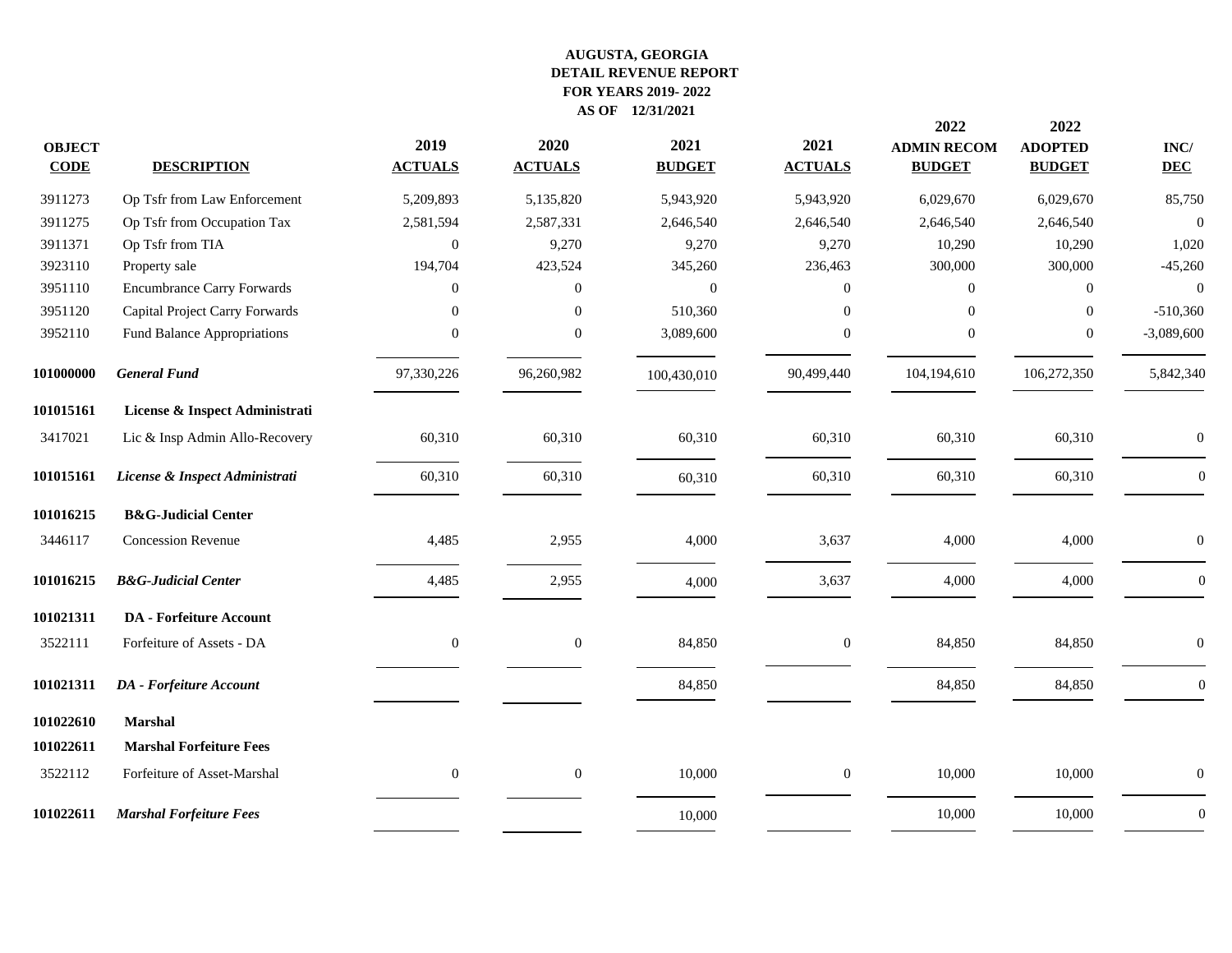**AUGUSTA, GEORGIA**
**DETAIL REVENUE REPORT**
**FOR YEARS 2019- 2022**
**AS OF 12/31/2021**

| OBJECT CODE | DESCRIPTION | 2019 ACTUALS | 2020 ACTUALS | 2021 BUDGET | 2021 ACTUALS | 2022 ADMIN RECOM BUDGET | 2022 ADOPTED BUDGET | INC/ DEC |
|---|---|---|---|---|---|---|---|---|
| 3911273 | Op Tsfr from Law Enforcement | 5,209,893 | 5,135,820 | 5,943,920 | 5,943,920 | 6,029,670 | 6,029,670 | 85,750 |
| 3911275 | Op Tsfr from Occupation Tax | 2,581,594 | 2,587,331 | 2,646,540 | 2,646,540 | 2,646,540 | 2,646,540 | 0 |
| 3911371 | Op Tsfr from TIA | 0 | 9,270 | 9,270 | 9,270 | 10,290 | 10,290 | 1,020 |
| 3923110 | Property sale | 194,704 | 423,524 | 345,260 | 236,463 | 300,000 | 300,000 | -45,260 |
| 3951110 | Encumbrance Carry Forwards | 0 | 0 | 0 | 0 | 0 | 0 | 0 |
| 3951120 | Capital Project Carry Forwards | 0 | 0 | 510,360 | 0 | 0 | 0 | -510,360 |
| 3952110 | Fund Balance Appropriations | 0 | 0 | 3,089,600 | 0 | 0 | 0 | -3,089,600 |
| **101000000** | ***General Fund*** | 97,330,226 | 96,260,982 | 100,430,010 | 90,499,440 | 104,194,610 | 106,272,350 | 5,842,340 |
| **101015161** | **License & Inspect Administrati** | | | | | | | |
| 3417021 | Lic & Insp Admin Allo-Recovery | 60,310 | 60,310 | 60,310 | 60,310 | 60,310 | 60,310 | 0 |
| **101015161** | ***License & Inspect Administrati*** | 60,310 | 60,310 | 60,310 | 60,310 | 60,310 | 60,310 | 0 |
| **101016215** | **B&G-Judicial Center** | | | | | | | |
| 3446117 | Concession Revenue | 4,485 | 2,955 | 4,000 | 3,637 | 4,000 | 4,000 | 0 |
| **101016215** | ***B&G-Judicial Center*** | 4,485 | 2,955 | 4,000 | 3,637 | 4,000 | 4,000 | 0 |
| **101021311** | **DA - Forfeiture Account** | | | | | | | |
| 3522111 | Forfeiture of Assets - DA | 0 | 0 | 84,850 | 0 | 84,850 | 84,850 | 0 |
| **101021311** | ***DA - Forfeiture Account*** | | | 84,850 | | 84,850 | 84,850 | 0 |
| **101022610** | **Marshal** | | | | | | | |
| **101022611** | **Marshal Forfeiture Fees** | | | | | | | |
| 3522112 | Forfeiture of Asset-Marshal | 0 | 0 | 10,000 | 0 | 10,000 | 10,000 | 0 |
| **101022611** | ***Marshal Forfeiture Fees*** | | | 10,000 | | 10,000 | 10,000 | 0 |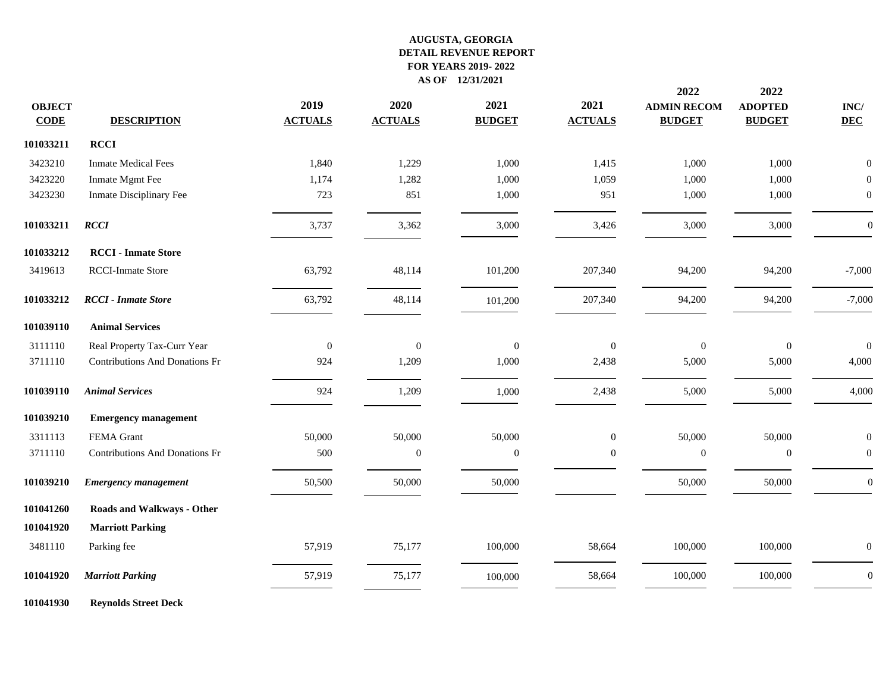**AUGUSTA, GEORGIA**
**DETAIL REVENUE REPORT**
**FOR YEARS 2019- 2022**
**AS OF 12/31/2021**

| OBJECT CODE | DESCRIPTION | 2019 ACTUALS | 2020 ACTUALS | 2021 BUDGET | 2021 ACTUALS | 2022 ADMIN RECOM BUDGET | 2022 ADOPTED BUDGET | INC/ DEC |
|---|---|---|---|---|---|---|---|---|
| **101033211** | **RCCI** | | | | | | | |
| 3423210 | Inmate Medical Fees | 1,840 | 1,229 | 1,000 | 1,415 | 1,000 | 1,000 | 0 |
| 3423220 | Inmate Mgmt Fee | 1,174 | 1,282 | 1,000 | 1,059 | 1,000 | 1,000 | 0 |
| 3423230 | Inmate Disciplinary Fee | 723 | 851 | 1,000 | 951 | 1,000 | 1,000 | 0 |
| **101033211** | ***RCCI*** | 3,737 | 3,362 | 3,000 | 3,426 | 3,000 | 3,000 | 0 |
| **101033212** | **RCCI - Inmate Store** | | | | | | | |
| 3419613 | RCCI-Inmate Store | 63,792 | 48,114 | 101,200 | 207,340 | 94,200 | 94,200 | -7,000 |
| **101033212** | ***RCCI - Inmate Store*** | 63,792 | 48,114 | 101,200 | 207,340 | 94,200 | 94,200 | -7,000 |
| **101039110** | **Animal Services** | | | | | | | |
| 3111110 | Real Property Tax-Curr Year | 0 | 0 | 0 | 0 | 0 | 0 | 0 |
| 3711110 | Contributions And Donations Fr | 924 | 1,209 | 1,000 | 2,438 | 5,000 | 5,000 | 4,000 |
| **101039110** | ***Animal Services*** | 924 | 1,209 | 1,000 | 2,438 | 5,000 | 5,000 | 4,000 |
| **101039210** | **Emergency management** | | | | | | | |
| 3311113 | FEMA Grant | 50,000 | 50,000 | 50,000 | 0 | 50,000 | 50,000 | 0 |
| 3711110 | Contributions And Donations Fr | 500 | 0 | 0 | 0 | 0 | 0 | 0 |
| **101039210** | ***Emergency management*** | 50,500 | 50,000 | 50,000 | | 50,000 | 50,000 | 0 |
| **101041260** | **Roads and Walkways - Other** | | | | | | | |
| **101041920** | **Marriott Parking** | | | | | | | |
| 3481110 | Parking fee | 57,919 | 75,177 | 100,000 | 58,664 | 100,000 | 100,000 | 0 |
| **101041920** | ***Marriott Parking*** | 57,919 | 75,177 | 100,000 | 58,664 | 100,000 | 100,000 | 0 |
| **101041930** | **Reynolds Street Deck** | | | | | | | |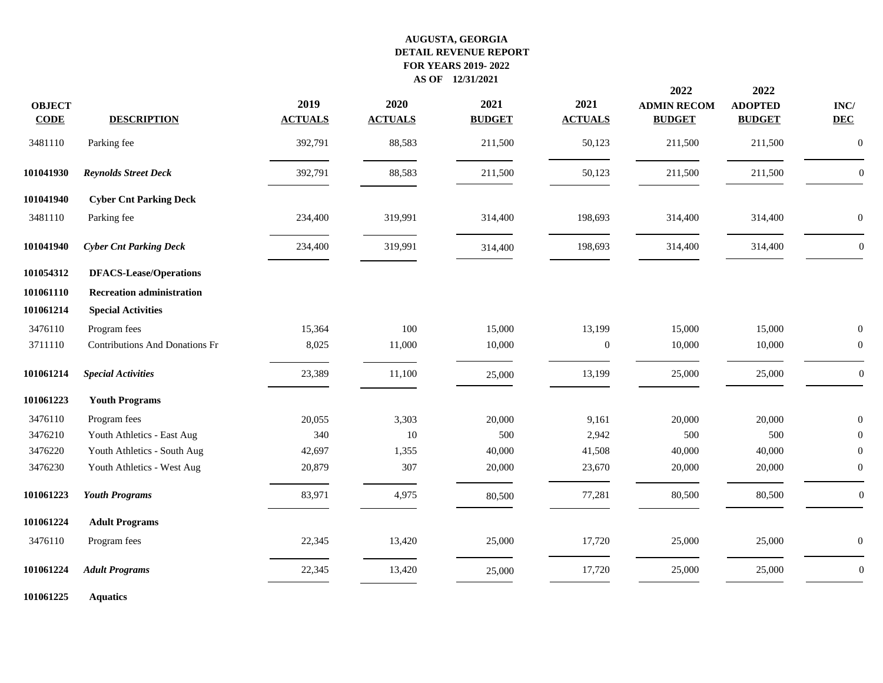# AUGUSTA, GEORGIA
## DETAIL REVENUE REPORT
## FOR YEARS 2019- 2022
## AS OF 12/31/2021

| OBJECT CODE | DESCRIPTION | 2019 ACTUALS | 2020 ACTUALS | 2021 BUDGET | 2021 ACTUALS | 2022 ADMIN RECOM BUDGET | 2022 ADOPTED BUDGET | INC/ DEC |
|---|---|---|---|---|---|---|---|---|
| 3481110 | Parking fee | 392,791 | 88,583 | 211,500 | 50,123 | 211,500 | 211,500 | 0 |
| **101041930** | ***Reynolds Street Deck*** | 392,791 | 88,583 | 211,500 | 50,123 | 211,500 | 211,500 | 0 |
| **101041940** | **Cyber Cnt Parking Deck** | | | | | | | |
| 3481110 | Parking fee | 234,400 | 319,991 | 314,400 | 198,693 | 314,400 | 314,400 | 0 |
| **101041940** | ***Cyber Cnt Parking Deck*** | 234,400 | 319,991 | 314,400 | 198,693 | 314,400 | 314,400 | 0 |
| **101054312** | **DFACS-Lease/Operations** | | | | | | | |
| **101061110** | **Recreation administration** | | | | | | | |
| **101061214** | **Special Activities** | | | | | | | |
| 3476110 | Program fees | 15,364 | 100 | 15,000 | 13,199 | 15,000 | 15,000 | 0 |
| 3711110 | Contributions And Donations Fr | 8,025 | 11,000 | 10,000 | 0 | 10,000 | 10,000 | 0 |
| **101061214** | ***Special Activities*** | 23,389 | 11,100 | 25,000 | 13,199 | 25,000 | 25,000 | 0 |
| **101061223** | **Youth Programs** | | | | | | | |
| 3476110 | Program fees | 20,055 | 3,303 | 20,000 | 9,161 | 20,000 | 20,000 | 0 |
| 3476210 | Youth Athletics - East Aug | 340 | 10 | 500 | 2,942 | 500 | 500 | 0 |
| 3476220 | Youth Athletics - South Aug | 42,697 | 1,355 | 40,000 | 41,508 | 40,000 | 40,000 | 0 |
| 3476230 | Youth Athletics - West Aug | 20,879 | 307 | 20,000 | 23,670 | 20,000 | 20,000 | 0 |
| **101061223** | ***Youth Programs*** | 83,971 | 4,975 | 80,500 | 77,281 | 80,500 | 80,500 | 0 |
| **101061224** | **Adult Programs** | | | | | | | |
| 3476110 | Program fees | 22,345 | 13,420 | 25,000 | 17,720 | 25,000 | 25,000 | 0 |
| **101061224** | ***Adult Programs*** | 22,345 | 13,420 | 25,000 | 17,720 | 25,000 | 25,000 | 0 |
| **101061225** | **Aquatics** | | | | | | | |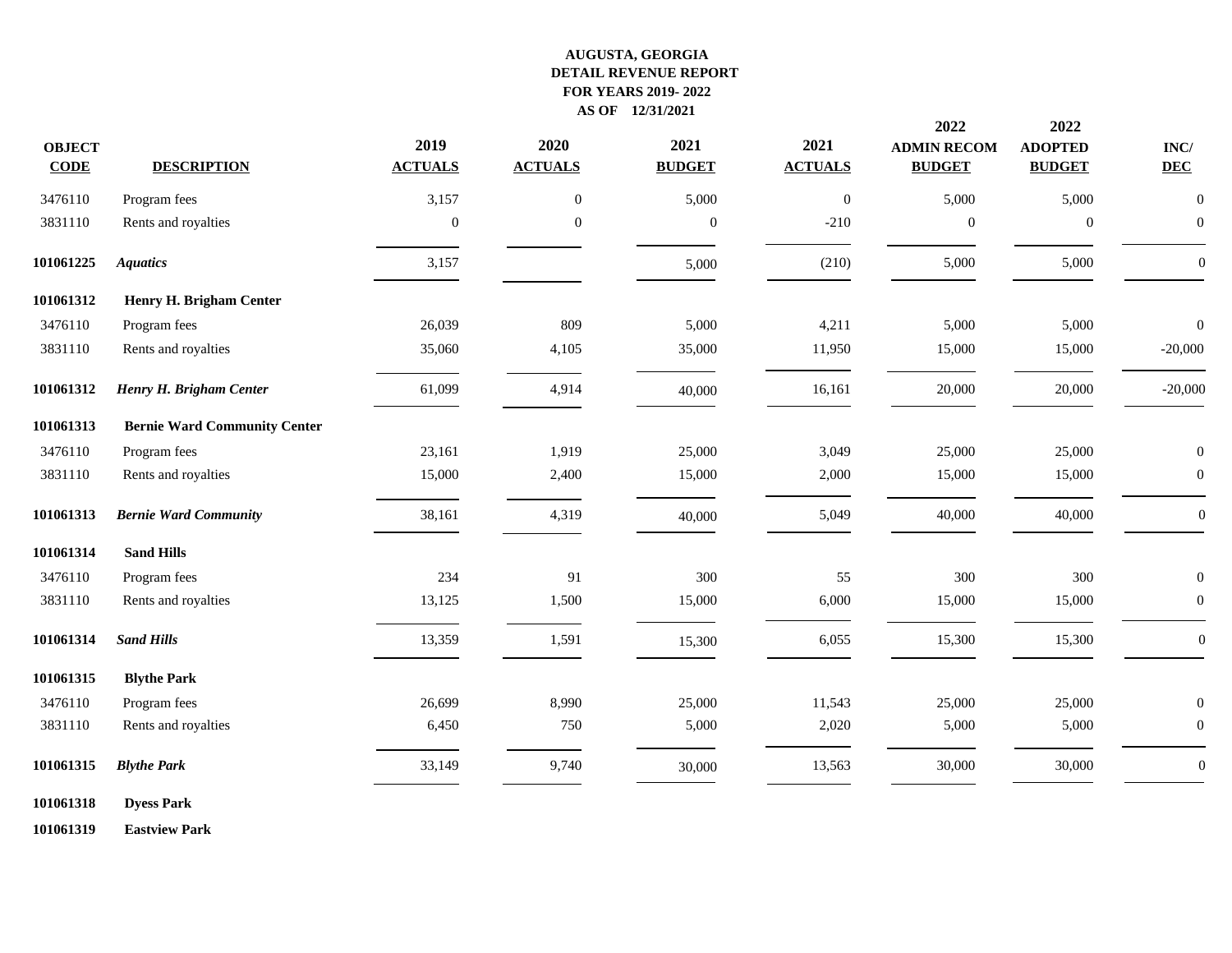**AUGUSTA, GEORGIA**
**DETAIL REVENUE REPORT**
**FOR YEARS 2019- 2022**
**AS OF 12/31/2021**

| OBJECT CODE | DESCRIPTION | 2019 ACTUALS | 2020 ACTUALS | 2021 BUDGET | 2021 ACTUALS | 2022 ADMIN RECOM BUDGET | 2022 ADOPTED BUDGET | INC/ DEC |
|---|---|---|---|---|---|---|---|---|
| 3476110 | Program fees | 3,157 | 0 | 5,000 | 0 | 5,000 | 5,000 | 0 |
| 3831110 | Rents and royalties | 0 | 0 | 0 | -210 | 0 | 0 | 0 |
| **101061225** | ***Aquatics*** | 3,157 | | 5,000 | (210) | 5,000 | 5,000 | 0 |
| **101061312** | **Henry H. Brigham Center** | | | | | | | |
| 3476110 | Program fees | 26,039 | 809 | 5,000 | 4,211 | 5,000 | 5,000 | 0 |
| 3831110 | Rents and royalties | 35,060 | 4,105 | 35,000 | 11,950 | 15,000 | 15,000 | -20,000 |
| **101061312** | ***Henry H. Brigham Center*** | 61,099 | 4,914 | 40,000 | 16,161 | 20,000 | 20,000 | -20,000 |
| **101061313** | **Bernie Ward Community Center** | | | | | | | |
| 3476110 | Program fees | 23,161 | 1,919 | 25,000 | 3,049 | 25,000 | 25,000 | 0 |
| 3831110 | Rents and royalties | 15,000 | 2,400 | 15,000 | 2,000 | 15,000 | 15,000 | 0 |
| **101061313** | ***Bernie Ward Community*** | 38,161 | 4,319 | 40,000 | 5,049 | 40,000 | 40,000 | 0 |
| **101061314** | **Sand Hills** | | | | | | | |
| 3476110 | Program fees | 234 | 91 | 300 | 55 | 300 | 300 | 0 |
| 3831110 | Rents and royalties | 13,125 | 1,500 | 15,000 | 6,000 | 15,000 | 15,000 | 0 |
| **101061314** | ***Sand Hills*** | 13,359 | 1,591 | 15,300 | 6,055 | 15,300 | 15,300 | 0 |
| **101061315** | **Blythe Park** | | | | | | | |
| 3476110 | Program fees | 26,699 | 8,990 | 25,000 | 11,543 | 25,000 | 25,000 | 0 |
| 3831110 | Rents and royalties | 6,450 | 750 | 5,000 | 2,020 | 5,000 | 5,000 | 0 |
| **101061315** | ***Blythe Park*** | 33,149 | 9,740 | 30,000 | 13,563 | 30,000 | 30,000 | 0 |
| **101061318** | **Dyess Park** | | | | | | | |
| **101061319** | **Eastview Park** | | | | | | | |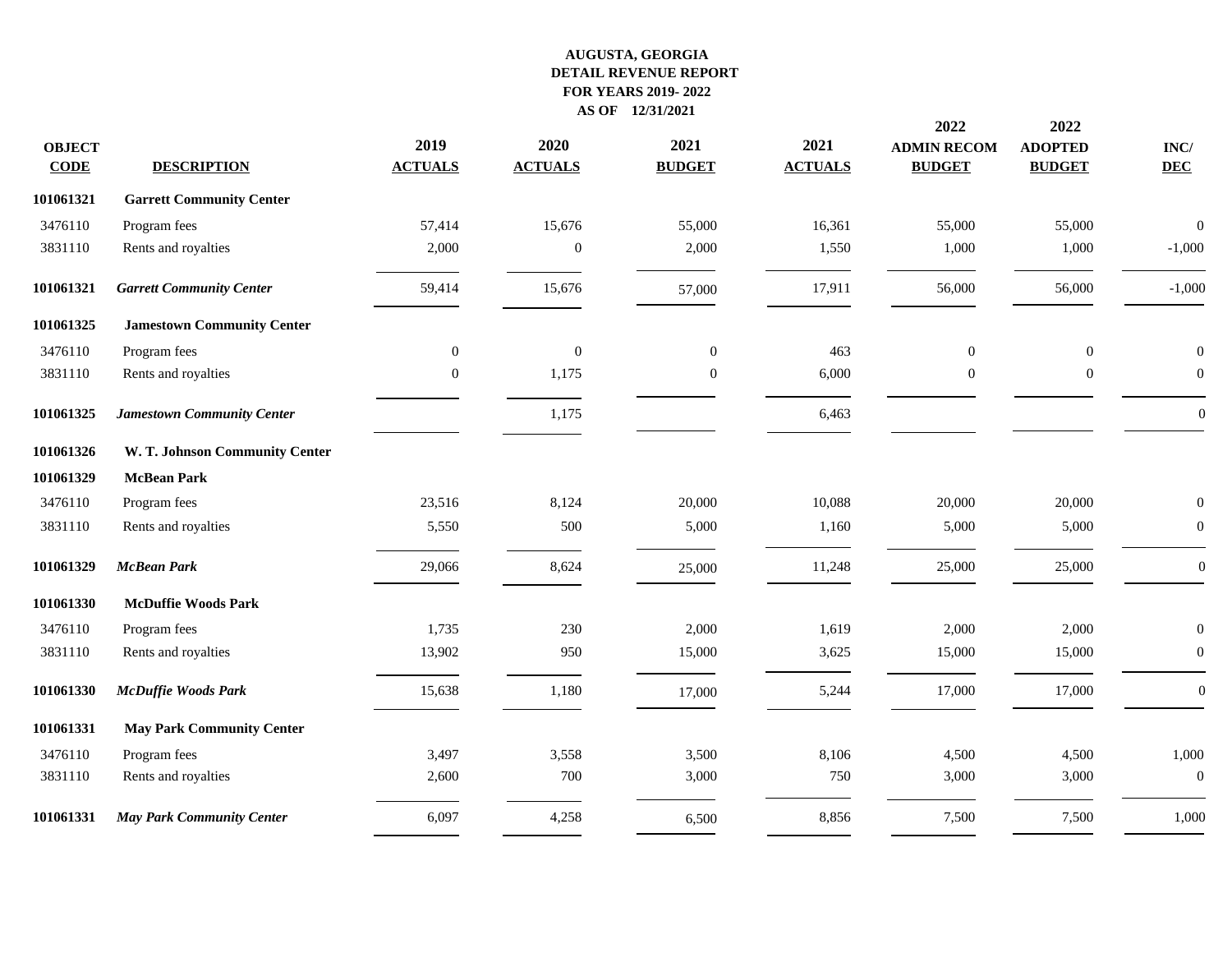**AUGUSTA, GEORGIA**
**DETAIL REVENUE REPORT**
**FOR YEARS 2019- 2022**
**AS OF 12/31/2021**

| OBJECT CODE | DESCRIPTION | 2019 ACTUALS | 2020 ACTUALS | 2021 BUDGET | 2021 ACTUALS | 2022 ADMIN RECOM BUDGET | 2022 ADOPTED BUDGET | INC/ DEC |
|---|---|---|---|---|---|---|---|---|
| **101061321** | **Garrett Community Center** | | | | | | | |
| 3476110 | Program fees | 57,414 | 15,676 | 55,000 | 16,361 | 55,000 | 55,000 | 0 |
| 3831110 | Rents and royalties | 2,000 | 0 | 2,000 | 1,550 | 1,000 | 1,000 | -1,000 |
| **101061321** | ***Garrett Community Center*** | 59,414 | 15,676 | 57,000 | 17,911 | 56,000 | 56,000 | -1,000 |
| **101061325** | **Jamestown Community Center** | | | | | | | |
| 3476110 | Program fees | 0 | 0 | 0 | 463 | 0 | 0 | 0 |
| 3831110 | Rents and royalties | 0 | 1,175 | 0 | 6,000 | 0 | 0 | 0 |
| **101061325** | ***Jamestown Community Center*** | | 1,175 | | 6,463 | | | 0 |
| **101061326** | **W. T. Johnson Community Center** | | | | | | | |
| **101061329** | **McBean Park** | | | | | | | |
| 3476110 | Program fees | 23,516 | 8,124 | 20,000 | 10,088 | 20,000 | 20,000 | 0 |
| 3831110 | Rents and royalties | 5,550 | 500 | 5,000 | 1,160 | 5,000 | 5,000 | 0 |
| **101061329** | ***McBean Park*** | 29,066 | 8,624 | 25,000 | 11,248 | 25,000 | 25,000 | 0 |
| **101061330** | **McDuffie Woods Park** | | | | | | | |
| 3476110 | Program fees | 1,735 | 230 | 2,000 | 1,619 | 2,000 | 2,000 | 0 |
| 3831110 | Rents and royalties | 13,902 | 950 | 15,000 | 3,625 | 15,000 | 15,000 | 0 |
| **101061330** | ***McDuffie Woods Park*** | 15,638 | 1,180 | 17,000 | 5,244 | 17,000 | 17,000 | 0 |
| **101061331** | **May Park Community Center** | | | | | | | |
| 3476110 | Program fees | 3,497 | 3,558 | 3,500 | 8,106 | 4,500 | 4,500 | 1,000 |
| 3831110 | Rents and royalties | 2,600 | 700 | 3,000 | 750 | 3,000 | 3,000 | 0 |
| **101061331** | ***May Park Community Center*** | 6,097 | 4,258 | 6,500 | 8,856 | 7,500 | 7,500 | 1,000 |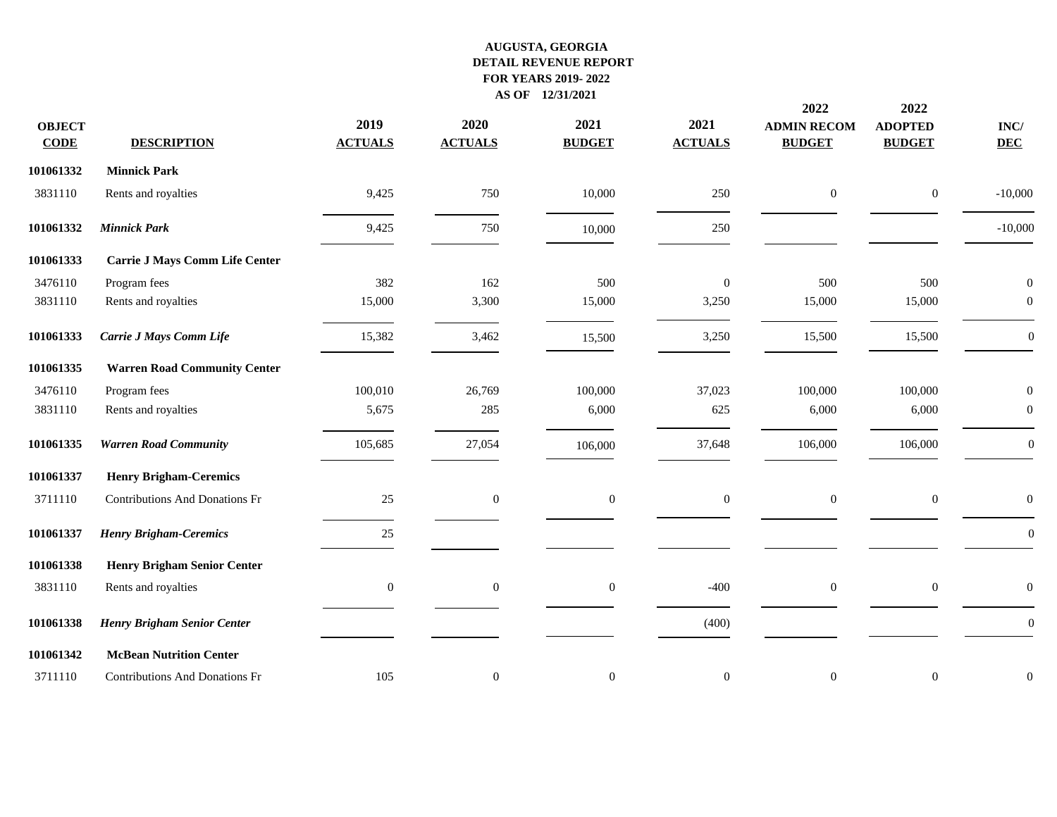**AUGUSTA, GEORGIA**
**DETAIL REVENUE REPORT**
**FOR YEARS 2019- 2022**
**AS OF 12/31/2021**

| OBJECT CODE | DESCRIPTION | 2019 ACTUALS | 2020 ACTUALS | 2021 BUDGET | 2021 ACTUALS | 2022 ADMIN RECOM BUDGET | 2022 ADOPTED BUDGET | INC/ DEC |
|---|---|---|---|---|---|---|---|---|
| **101061332** | **Minnick Park** | | | | | | | |
| 3831110 | Rents and royalties | 9,425 | 750 | 10,000 | 250 | 0 | 0 | -10,000 |
| **101061332** | ***Minnick Park*** | 9,425 | 750 | 10,000 | 250 | | | -10,000 |
| **101061333** | **Carrie J Mays Comm Life Center** | | | | | | | |
| 3476110 | Program fees | 382 | 162 | 500 | 0 | 500 | 500 | 0 |
| 3831110 | Rents and royalties | 15,000 | 3,300 | 15,000 | 3,250 | 15,000 | 15,000 | 0 |
| **101061333** | ***Carrie J Mays Comm Life*** | 15,382 | 3,462 | 15,500 | 3,250 | 15,500 | 15,500 | 0 |
| **101061335** | **Warren Road Community Center** | | | | | | | |
| 3476110 | Program fees | 100,010 | 26,769 | 100,000 | 37,023 | 100,000 | 100,000 | 0 |
| 3831110 | Rents and royalties | 5,675 | 285 | 6,000 | 625 | 6,000 | 6,000 | 0 |
| **101061335** | ***Warren Road Community*** | 105,685 | 27,054 | 106,000 | 37,648 | 106,000 | 106,000 | 0 |
| **101061337** | **Henry Brigham-Ceremics** | | | | | | | |
| 3711110 | Contributions And Donations Fr | 25 | 0 | 0 | 0 | 0 | 0 | 0 |
| **101061337** | ***Henry Brigham-Ceremics*** | 25 | | | | | | 0 |
| **101061338** | **Henry Brigham Senior Center** | | | | | | | |
| 3831110 | Rents and royalties | 0 | 0 | 0 | -400 | 0 | 0 | 0 |
| **101061338** | ***Henry Brigham Senior Center*** | | | | (400) | | | 0 |
| **101061342** | **McBean Nutrition Center** | | | | | | | |
| 3711110 | Contributions And Donations Fr | 105 | 0 | 0 | 0 | 0 | 0 | 0 |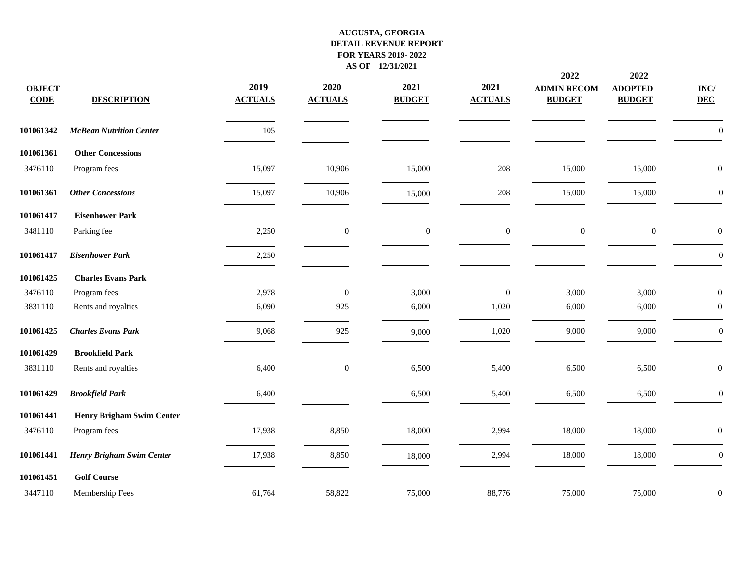**AUGUSTA, GEORGIA**
**DETAIL REVENUE REPORT**
**FOR YEARS 2019- 2022**
**AS OF 12/31/2021**

| OBJECT CODE | DESCRIPTION | 2019 ACTUALS | 2020 ACTUALS | 2021 BUDGET | 2021 ACTUALS | 2022 ADMIN RECOM BUDGET | 2022 ADOPTED BUDGET | INC/ DEC |
|---|---|---|---|---|---|---|---|---|
| **101061342** | ***McBean Nutrition Center*** | 105 | | | | | | 0 |
| **101061361** | **Other Concessions** | | | | | | | |
| 3476110 | Program fees | 15,097 | 10,906 | 15,000 | 208 | 15,000 | 15,000 | 0 |
| **101061361** | ***Other Concessions*** | 15,097 | 10,906 | 15,000 | 208 | 15,000 | 15,000 | 0 |
| **101061417** | **Eisenhower Park** | | | | | | | |
| 3481110 | Parking fee | 2,250 | 0 | 0 | 0 | 0 | 0 | 0 |
| **101061417** | ***Eisenhower Park*** | 2,250 | | | | | | 0 |
| **101061425** | **Charles Evans Park** | | | | | | | |
| 3476110 | Program fees | 2,978 | 0 | 3,000 | 0 | 3,000 | 3,000 | 0 |
| 3831110 | Rents and royalties | 6,090 | 925 | 6,000 | 1,020 | 6,000 | 6,000 | 0 |
| **101061425** | ***Charles Evans Park*** | 9,068 | 925 | 9,000 | 1,020 | 9,000 | 9,000 | 0 |
| **101061429** | **Brookfield Park** | | | | | | | |
| 3831110 | Rents and royalties | 6,400 | 0 | 6,500 | 5,400 | 6,500 | 6,500 | 0 |
| **101061429** | ***Brookfield Park*** | 6,400 | | 6,500 | 5,400 | 6,500 | 6,500 | 0 |
| **101061441** | **Henry Brigham Swim Center** | | | | | | | |
| 3476110 | Program fees | 17,938 | 8,850 | 18,000 | 2,994 | 18,000 | 18,000 | 0 |
| **101061441** | ***Henry Brigham Swim Center*** | 17,938 | 8,850 | 18,000 | 2,994 | 18,000 | 18,000 | 0 |
| **101061451** | **Golf Course** | | | | | | | |
| 3447110 | Membership Fees | 61,764 | 58,822 | 75,000 | 88,776 | 75,000 | 75,000 | 0 |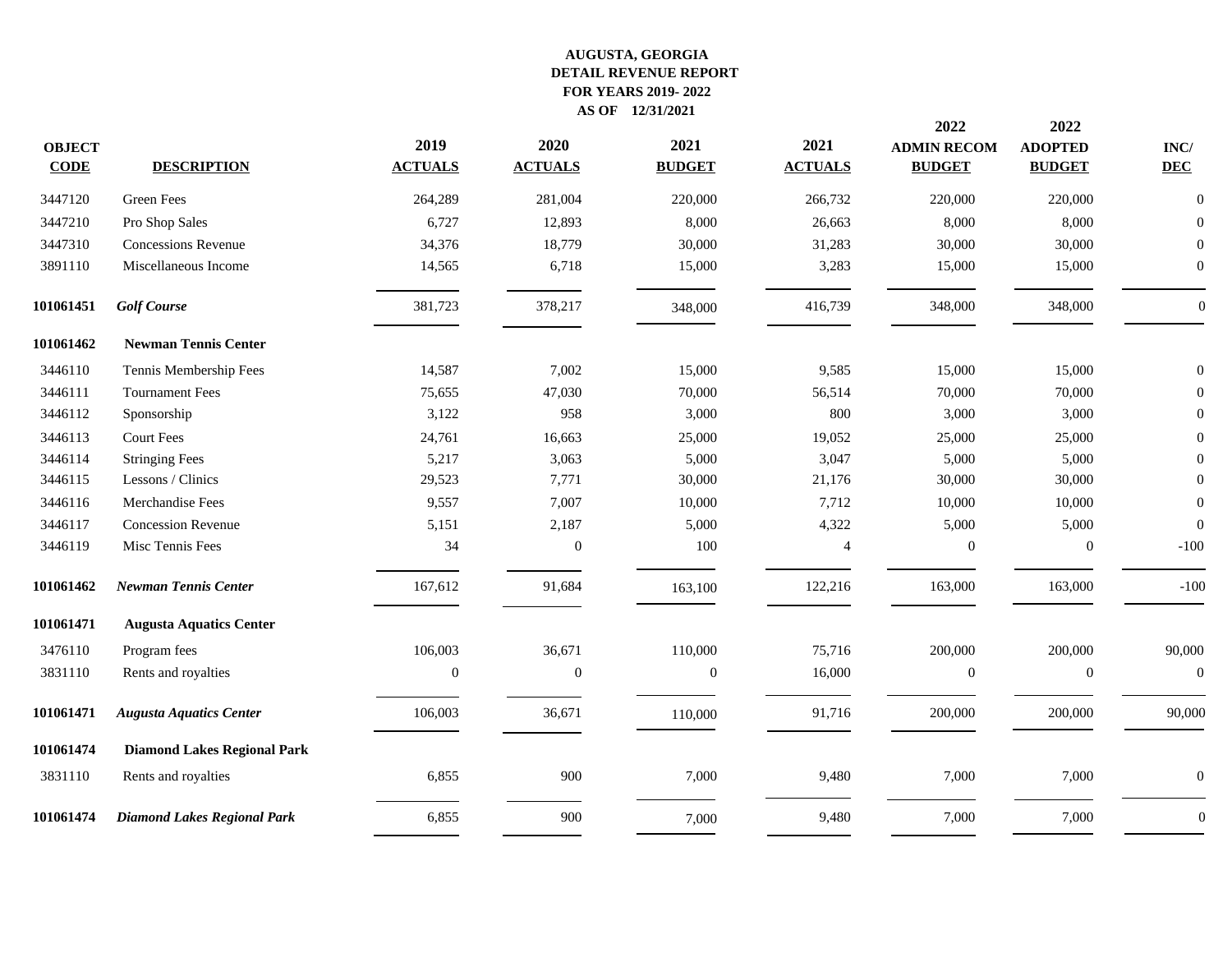**AUGUSTA, GEORGIA**
**DETAIL REVENUE REPORT**
**FOR YEARS 2019- 2022**
**AS OF 12/31/2021**

| OBJECT CODE | DESCRIPTION | 2019 ACTUALS | 2020 ACTUALS | 2021 BUDGET | 2021 ACTUALS | 2022 ADMIN RECOM BUDGET | 2022 ADOPTED BUDGET | INC/ DEC |
|---|---|---|---|---|---|---|---|---|
| 3447120 | Green Fees | 264,289 | 281,004 | 220,000 | 266,732 | 220,000 | 220,000 | 0 |
| 3447210 | Pro Shop Sales | 6,727 | 12,893 | 8,000 | 26,663 | 8,000 | 8,000 | 0 |
| 3447310 | Concessions Revenue | 34,376 | 18,779 | 30,000 | 31,283 | 30,000 | 30,000 | 0 |
| 3891110 | Miscellaneous Income | 14,565 | 6,718 | 15,000 | 3,283 | 15,000 | 15,000 | 0 |
| **101061451** | ***Golf Course*** | 381,723 | 378,217 | 348,000 | 416,739 | 348,000 | 348,000 | 0 |
| **101061462** | **Newman Tennis Center** | | | | | | | |
| 3446110 | Tennis Membership Fees | 14,587 | 7,002 | 15,000 | 9,585 | 15,000 | 15,000 | 0 |
| 3446111 | Tournament Fees | 75,655 | 47,030 | 70,000 | 56,514 | 70,000 | 70,000 | 0 |
| 3446112 | Sponsorship | 3,122 | 958 | 3,000 | 800 | 3,000 | 3,000 | 0 |
| 3446113 | Court Fees | 24,761 | 16,663 | 25,000 | 19,052 | 25,000 | 25,000 | 0 |
| 3446114 | Stringing Fees | 5,217 | 3,063 | 5,000 | 3,047 | 5,000 | 5,000 | 0 |
| 3446115 | Lessons / Clinics | 29,523 | 7,771 | 30,000 | 21,176 | 30,000 | 30,000 | 0 |
| 3446116 | Merchandise Fees | 9,557 | 7,007 | 10,000 | 7,712 | 10,000 | 10,000 | 0 |
| 3446117 | Concession Revenue | 5,151 | 2,187 | 5,000 | 4,322 | 5,000 | 5,000 | 0 |
| 3446119 | Misc Tennis Fees | 34 | 0 | 100 | 4 | 0 | 0 | -100 |
| **101061462** | ***Newman Tennis Center*** | 167,612 | 91,684 | 163,100 | 122,216 | 163,000 | 163,000 | -100 |
| **101061471** | **Augusta Aquatics Center** | | | | | | | |
| 3476110 | Program fees | 106,003 | 36,671 | 110,000 | 75,716 | 200,000 | 200,000 | 90,000 |
| 3831110 | Rents and royalties | 0 | 0 | 0 | 16,000 | 0 | 0 | 0 |
| **101061471** | ***Augusta Aquatics Center*** | 106,003 | 36,671 | 110,000 | 91,716 | 200,000 | 200,000 | 90,000 |
| **101061474** | **Diamond Lakes Regional Park** | | | | | | | |
| 3831110 | Rents and royalties | 6,855 | 900 | 7,000 | 9,480 | 7,000 | 7,000 | 0 |
| **101061474** | ***Diamond Lakes Regional Park*** | 6,855 | 900 | 7,000 | 9,480 | 7,000 | 7,000 | 0 |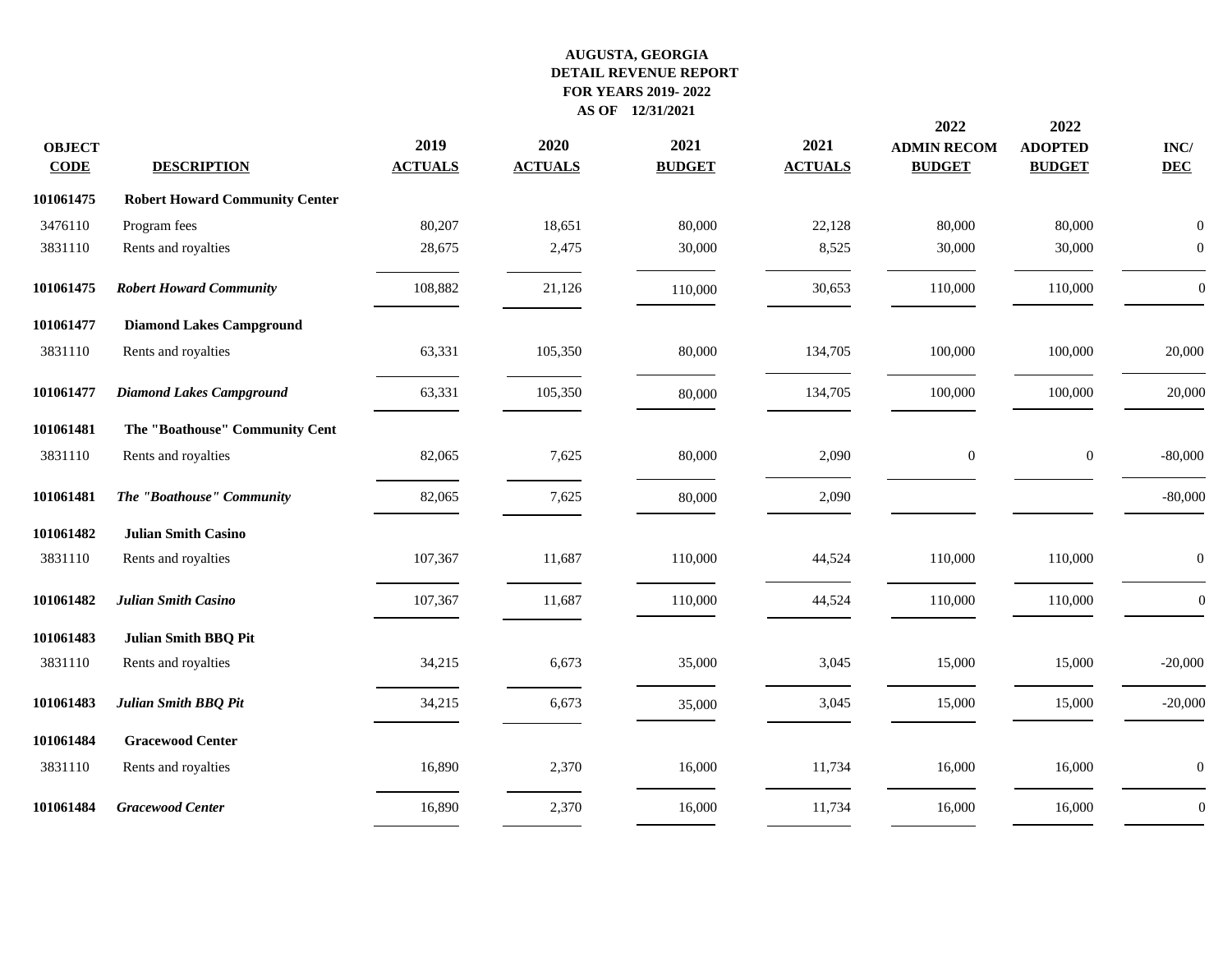**AUGUSTA, GEORGIA**
**DETAIL REVENUE REPORT**
**FOR YEARS 2019- 2022**
**AS OF 12/31/2021**

| OBJECT CODE | DESCRIPTION | 2019 ACTUALS | 2020 ACTUALS | 2021 BUDGET | 2021 ACTUALS | 2022 ADMIN RECOM BUDGET | 2022 ADOPTED BUDGET | INC/ DEC |
|---|---|---|---|---|---|---|---|---|
| **101061475** | **Robert Howard Community Center** | | | | | | | |
| 3476110 | Program fees | 80,207 | 18,651 | 80,000 | 22,128 | 80,000 | 80,000 | 0 |
| 3831110 | Rents and royalties | 28,675 | 2,475 | 30,000 | 8,525 | 30,000 | 30,000 | 0 |
| **101061475** | ***Robert Howard Community*** | 108,882 | 21,126 | 110,000 | 30,653 | 110,000 | 110,000 | 0 |
| **101061477** | **Diamond Lakes Campground** | | | | | | | |
| 3831110 | Rents and royalties | 63,331 | 105,350 | 80,000 | 134,705 | 100,000 | 100,000 | 20,000 |
| **101061477** | ***Diamond Lakes Campground*** | 63,331 | 105,350 | 80,000 | 134,705 | 100,000 | 100,000 | 20,000 |
| **101061481** | **The "Boathouse" Community Cent** | | | | | | | |
| 3831110 | Rents and royalties | 82,065 | 7,625 | 80,000 | 2,090 | 0 | 0 | -80,000 |
| **101061481** | ***The "Boathouse" Community*** | 82,065 | 7,625 | 80,000 | 2,090 | | | -80,000 |
| **101061482** | **Julian Smith Casino** | | | | | | | |
| 3831110 | Rents and royalties | 107,367 | 11,687 | 110,000 | 44,524 | 110,000 | 110,000 | 0 |
| **101061482** | ***Julian Smith Casino*** | 107,367 | 11,687 | 110,000 | 44,524 | 110,000 | 110,000 | 0 |
| **101061483** | **Julian Smith BBQ Pit** | | | | | | | |
| 3831110 | Rents and royalties | 34,215 | 6,673 | 35,000 | 3,045 | 15,000 | 15,000 | -20,000 |
| **101061483** | ***Julian Smith BBQ Pit*** | 34,215 | 6,673 | 35,000 | 3,045 | 15,000 | 15,000 | -20,000 |
| **101061484** | **Gracewood Center** | | | | | | | |
| 3831110 | Rents and royalties | 16,890 | 2,370 | 16,000 | 11,734 | 16,000 | 16,000 | 0 |
| **101061484** | ***Gracewood Center*** | 16,890 | 2,370 | 16,000 | 11,734 | 16,000 | 16,000 | 0 |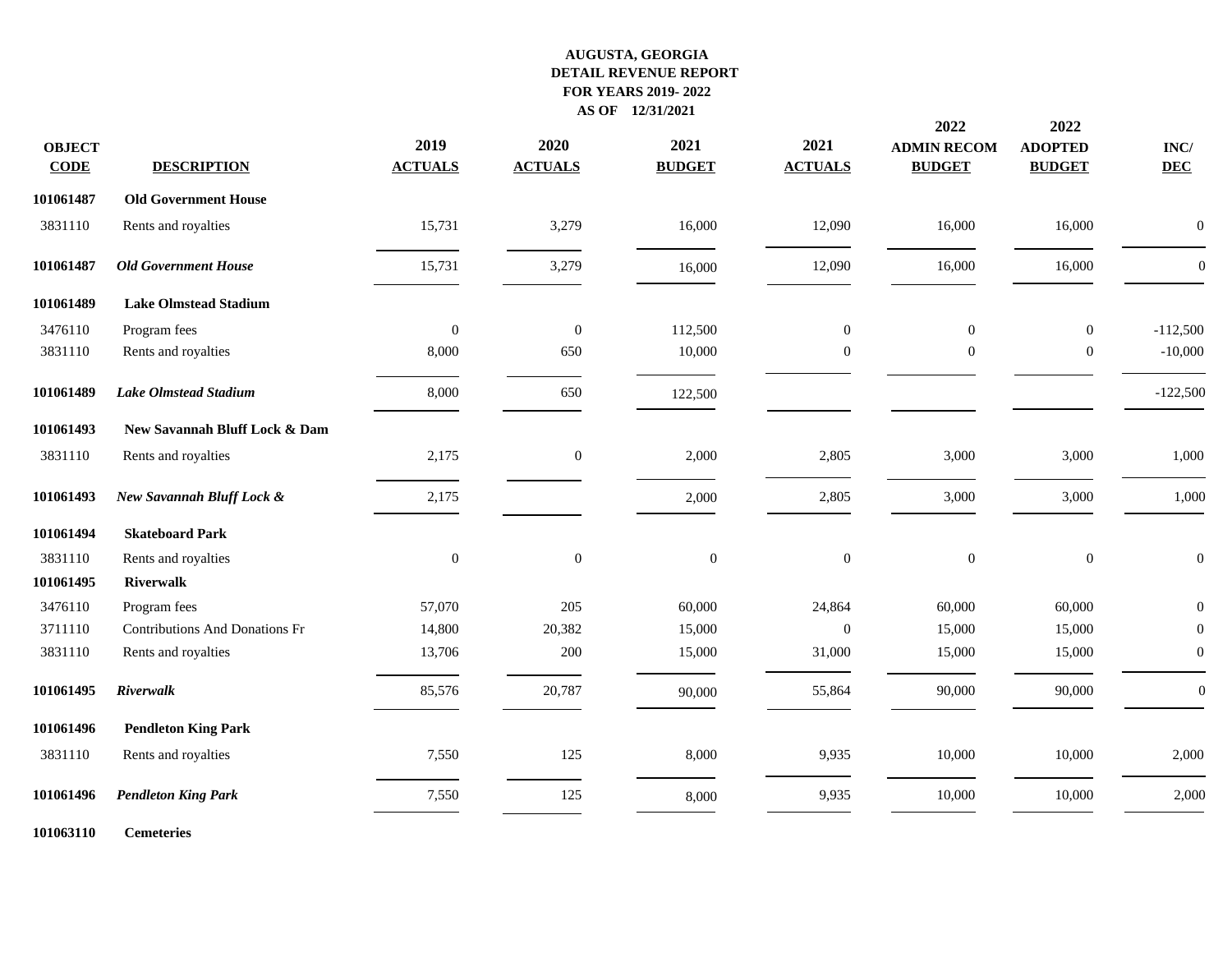**AUGUSTA, GEORGIA**
**DETAIL REVENUE REPORT**
**FOR YEARS 2019- 2022**
**AS OF 12/31/2021**

| OBJECT CODE | DESCRIPTION | 2019 ACTUALS | 2020 ACTUALS | 2021 BUDGET | 2021 ACTUALS | 2022 ADMIN RECOM BUDGET | 2022 ADOPTED BUDGET | INC/ DEC |
|---|---|---|---|---|---|---|---|---|
| **101061487** | **Old Government House** | | | | | | | |
| 3831110 | Rents and royalties | 15,731 | 3,279 | 16,000 | 12,090 | 16,000 | 16,000 | 0 |
| **101061487** | ***Old Government House*** | 15,731 | 3,279 | 16,000 | 12,090 | 16,000 | 16,000 | 0 |
| **101061489** | **Lake Olmstead Stadium** | | | | | | | |
| 3476110 | Program fees | 0 | 0 | 112,500 | 0 | 0 | 0 | -112,500 |
| 3831110 | Rents and royalties | 8,000 | 650 | 10,000 | 0 | 0 | 0 | -10,000 |
| **101061489** | ***Lake Olmstead Stadium*** | 8,000 | 650 | 122,500 | | | | -122,500 |
| **101061493** | **New Savannah Bluff Lock & Dam** | | | | | | | |
| 3831110 | Rents and royalties | 2,175 | 0 | 2,000 | 2,805 | 3,000 | 3,000 | 1,000 |
| **101061493** | ***New Savannah Bluff Lock &*** | 2,175 | | 2,000 | 2,805 | 3,000 | 3,000 | 1,000 |
| **101061494** | **Skateboard Park** | | | | | | | |
| 3831110 | Rents and royalties | 0 | 0 | 0 | 0 | 0 | 0 | 0 |
| **101061495** | **Riverwalk** | | | | | | | |
| 3476110 | Program fees | 57,070 | 205 | 60,000 | 24,864 | 60,000 | 60,000 | 0 |
| 3711110 | Contributions And Donations Fr | 14,800 | 20,382 | 15,000 | 0 | 15,000 | 15,000 | 0 |
| 3831110 | Rents and royalties | 13,706 | 200 | 15,000 | 31,000 | 15,000 | 15,000 | 0 |
| **101061495** | ***Riverwalk*** | 85,576 | 20,787 | 90,000 | 55,864 | 90,000 | 90,000 | 0 |
| **101061496** | **Pendleton King Park** | | | | | | | |
| 3831110 | Rents and royalties | 7,550 | 125 | 8,000 | 9,935 | 10,000 | 10,000 | 2,000 |
| **101061496** | ***Pendleton King Park*** | 7,550 | 125 | 8,000 | 9,935 | 10,000 | 10,000 | 2,000 |
| **101063110** | **Cemeteries** | | | | | | | |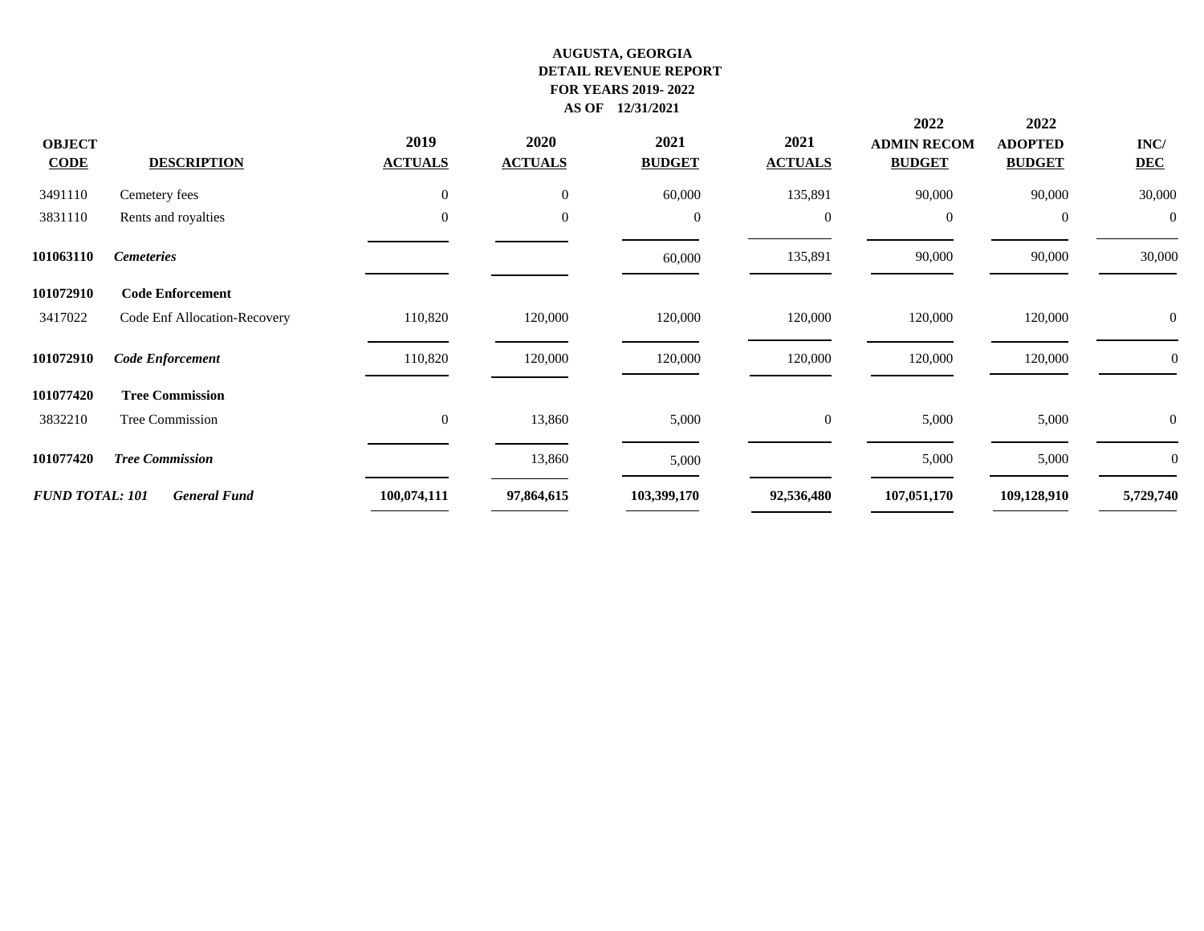**AUGUSTA, GEORGIA**
**DETAIL REVENUE REPORT**
**FOR YEARS 2019- 2022**
**AS OF 12/31/2021**

| OBJECT CODE | DESCRIPTION | 2019 ACTUALS | 2020 ACTUALS | 2021 BUDGET | 2021 ACTUALS | 2022 ADMIN RECOM BUDGET | 2022 ADOPTED BUDGET | INC/ DEC |
|---|---|---|---|---|---|---|---|---|
| 3491110 | Cemetery fees | 0 | 0 | 60,000 | 135,891 | 90,000 | 90,000 | 30,000 |
| 3831110 | Rents and royalties | 0 | 0 | 0 | 0 | 0 | 0 | 0 |
| **101063110** | ***Cemeteries*** | | | 60,000 | 135,891 | 90,000 | 90,000 | 30,000 |
| **101072910** | **Code Enforcement** | | | | | | | |
| 3417022 | Code Enf Allocation-Recovery | 110,820 | 120,000 | 120,000 | 120,000 | 120,000 | 120,000 | 0 |
| **101072910** | ***Code Enforcement*** | 110,820 | 120,000 | 120,000 | 120,000 | 120,000 | 120,000 | 0 |
| **101077420** | **Tree Commission** | | | | | | | |
| 3832210 | Tree Commission | 0 | 13,860 | 5,000 | 0 | 5,000 | 5,000 | 0 |
| **101077420** | ***Tree Commission*** | | 13,860 | 5,000 | | 5,000 | 5,000 | 0 |
| ***FUND TOTAL: 101*** | ***General Fund*** | **100,074,111** | **97,864,615** | **103,399,170** | **92,536,480** | **107,051,170** | **109,128,910** | **5,729,740** |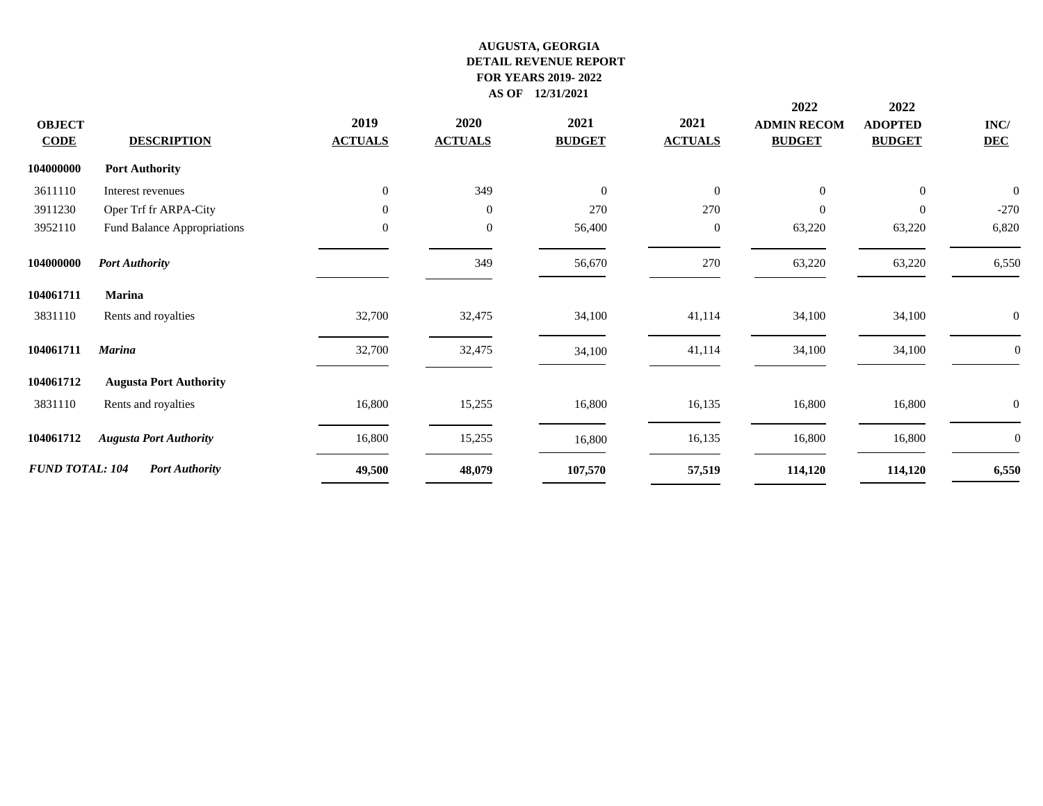**AUGUSTA, GEORGIA**
**DETAIL REVENUE REPORT**
**FOR YEARS 2019- 2022**
**AS OF 12/31/2021**

| OBJECT CODE | DESCRIPTION | 2019 ACTUALS | 2020 ACTUALS | 2021 BUDGET | 2021 ACTUALS | 2022 ADMIN RECOM BUDGET | 2022 ADOPTED BUDGET | INC/ DEC |
|---|---|---|---|---|---|---|---|---|
| **104000000** | **Port Authority** | | | | | | | |
| 3611110 | Interest revenues | 0 | 349 | 0 | 0 | 0 | 0 | 0 |
| 3911230 | Oper Trf fr ARPA-City | 0 | 0 | 270 | 270 | 0 | 0 | -270 |
| 3952110 | Fund Balance Appropriations | 0 | 0 | 56,400 | 0 | 63,220 | 63,220 | 6,820 |
| **104000000** | ***Port Authority*** | | 349 | 56,670 | 270 | 63,220 | 63,220 | 6,550 |
| **104061711** | **Marina** | | | | | | | |
| 3831110 | Rents and royalties | 32,700 | 32,475 | 34,100 | 41,114 | 34,100 | 34,100 | 0 |
| **104061711** | ***Marina*** | 32,700 | 32,475 | 34,100 | 41,114 | 34,100 | 34,100 | 0 |
| **104061712** | **Augusta Port Authority** | | | | | | | |
| 3831110 | Rents and royalties | 16,800 | 15,255 | 16,800 | 16,135 | 16,800 | 16,800 | 0 |
| **104061712** | ***Augusta Port Authority*** | 16,800 | 15,255 | 16,800 | 16,135 | 16,800 | 16,800 | 0 |
| ***FUND TOTAL: 104*** | ***Port Authority*** | **49,500** | **48,079** | **107,570** | **57,519** | **114,120** | **114,120** | **6,550** |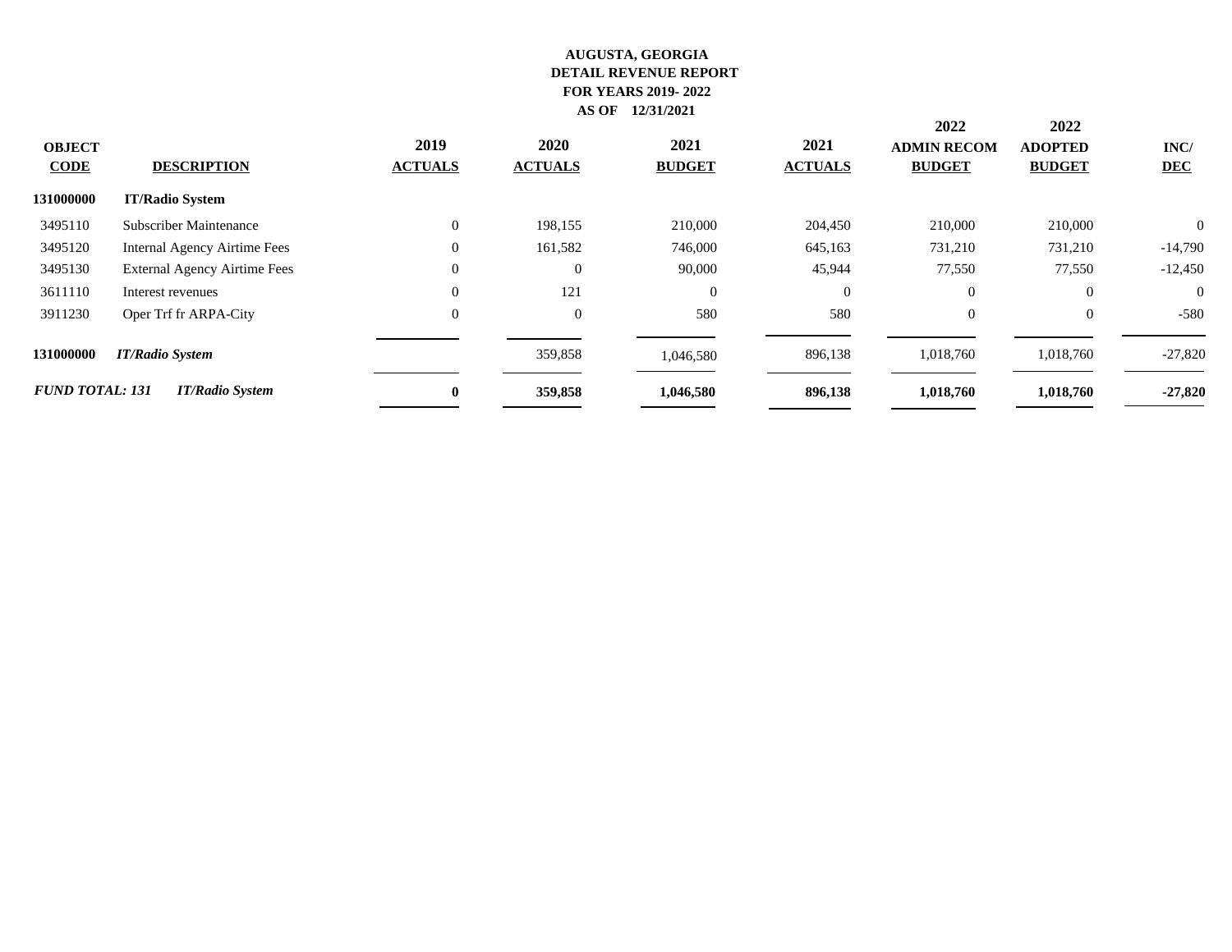**AUGUSTA, GEORGIA**
**DETAIL REVENUE REPORT**
**FOR YEARS 2019- 2022**
**AS OF 12/31/2021**

| OBJECT CODE | DESCRIPTION | 2019 ACTUALS | 2020 ACTUALS | 2021 BUDGET | 2021 ACTUALS | 2022 ADMIN RECOM BUDGET | 2022 ADOPTED BUDGET | INC/ DEC |
|---|---|---|---|---|---|---|---|---|
| **131000000** | **IT/Radio System** | | | | | | | |
| 3495110 | Subscriber Maintenance | 0 | 198,155 | 210,000 | 204,450 | 210,000 | 210,000 | 0 |
| 3495120 | Internal Agency Airtime Fees | 0 | 161,582 | 746,000 | 645,163 | 731,210 | 731,210 | -14,790 |
| 3495130 | External Agency Airtime Fees | 0 | 0 | 90,000 | 45,944 | 77,550 | 77,550 | -12,450 |
| 3611110 | Interest revenues | 0 | 121 | 0 | 0 | 0 | 0 | 0 |
| 3911230 | Oper Trf fr ARPA-City | 0 | 0 | 580 | 580 | 0 | 0 | -580 |
| **131000000** | ***IT/Radio System*** | | 359,858 | 1,046,580 | 896,138 | 1,018,760 | 1,018,760 | -27,820 |
| ***FUND TOTAL: 131*** | ***IT/Radio System*** | **0** | **359,858** | **1,046,580** | **896,138** | **1,018,760** | **1,018,760** | **-27,820** |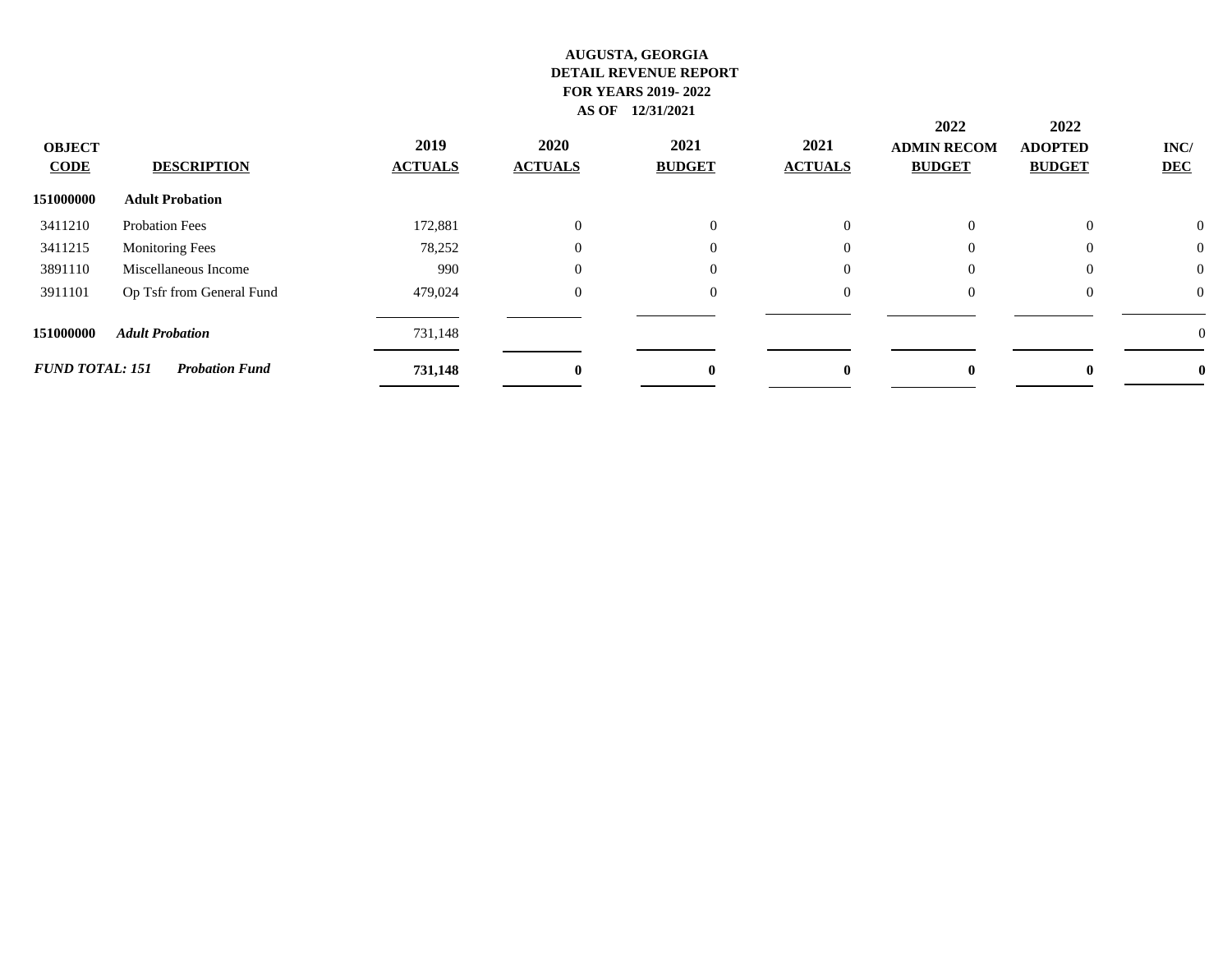**AUGUSTA, GEORGIA**
**DETAIL REVENUE REPORT**
**FOR YEARS 2019- 2022**
**AS OF 12/31/2021**

| OBJECT CODE | DESCRIPTION | 2019 ACTUALS | 2020 ACTUALS | 2021 BUDGET | 2021 ACTUALS | 2022 ADMIN RECOM BUDGET | 2022 ADOPTED BUDGET | INC/ DEC |
|---|---|---|---|---|---|---|---|---|
| **151000000** | **Adult Probation** | | | | | | | |
| 3411210 | Probation Fees | 172,881 | 0 | 0 | 0 | 0 | 0 | 0 |
| 3411215 | Monitoring Fees | 78,252 | 0 | 0 | 0 | 0 | 0 | 0 |
| 3891110 | Miscellaneous Income | 990 | 0 | 0 | 0 | 0 | 0 | 0 |
| 3911101 | Op Tsfr from General Fund | 479,024 | 0 | 0 | 0 | 0 | 0 | 0 |
| **151000000** | ***Adult Probation*** | 731,148 | | | | | | 0 |
| ***FUND TOTAL: 151*** | ***Probation Fund*** | **731,148** | **0** | **0** | **0** | **0** | **0** | **0** |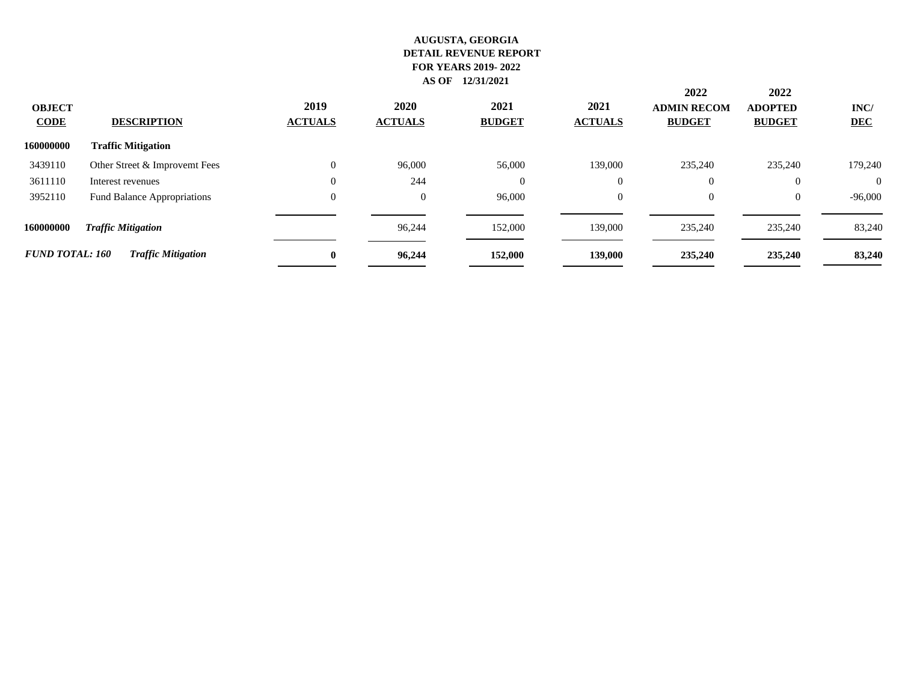**AUGUSTA, GEORGIA**
**DETAIL REVENUE REPORT**
**FOR YEARS 2019- 2022**
**AS OF 12/31/2021**

| OBJECT CODE | DESCRIPTION | 2019 ACTUALS | 2020 ACTUALS | 2021 BUDGET | 2021 ACTUALS | 2022 ADMIN RECOM BUDGET | 2022 ADOPTED BUDGET | INC/ DEC |
|---|---|---|---|---|---|---|---|---|
| **160000000** | **Traffic Mitigation** | | | | | | | |
| 3439110 | Other Street & Improvemt Fees | 0 | 96,000 | 56,000 | 139,000 | 235,240 | 235,240 | 179,240 |
| 3611110 | Interest revenues | 0 | 244 | 0 | 0 | 0 | 0 | 0 |
| 3952110 | Fund Balance Appropriations | 0 | 0 | 96,000 | 0 | 0 | 0 | -96,000 |
| **160000000** | ***Traffic Mitigation*** | | 96,244 | 152,000 | 139,000 | 235,240 | 235,240 | 83,240 |
| ***FUND TOTAL: 160*** | ***Traffic Mitigation*** | **0** | **96,244** | **152,000** | **139,000** | **235,240** | **235,240** | **83,240** |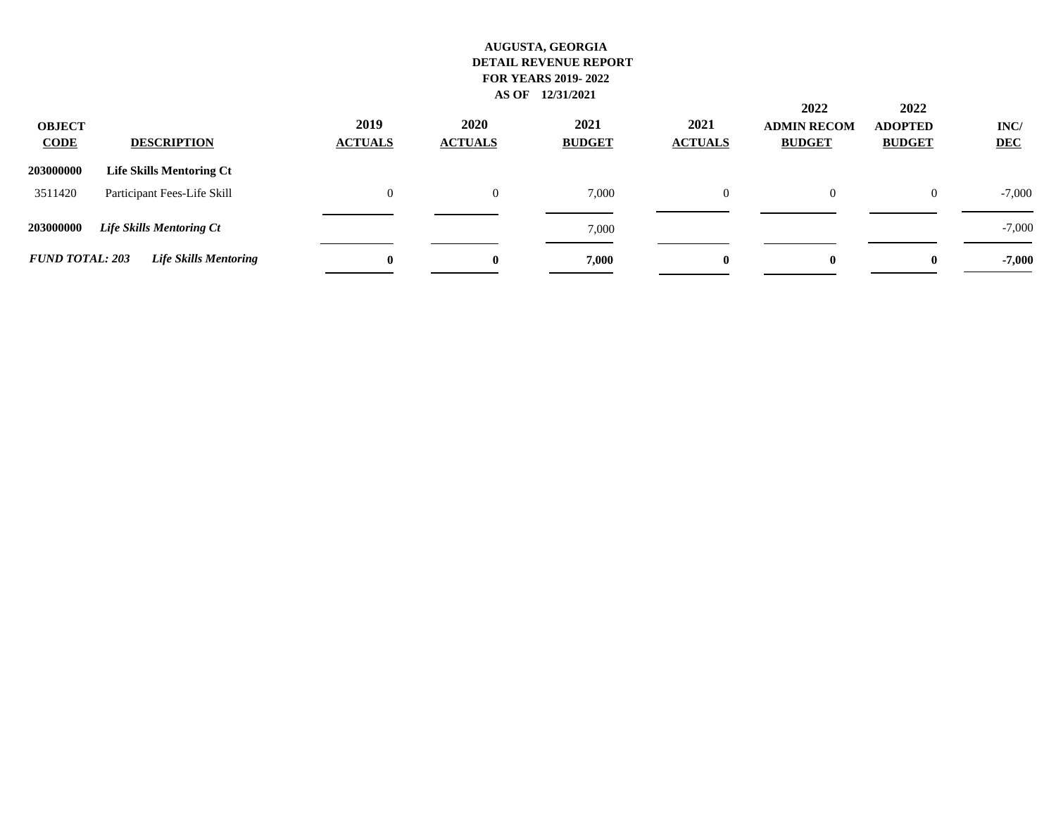**AUGUSTA, GEORGIA**
**DETAIL REVENUE REPORT**
**FOR YEARS 2019- 2022**
**AS OF 12/31/2021**

| OBJECT CODE | DESCRIPTION | 2019 ACTUALS | 2020 ACTUALS | 2021 BUDGET | 2021 ACTUALS | 2022 ADMIN RECOM BUDGET | 2022 ADOPTED BUDGET | INC/ DEC |
|---|---|---|---|---|---|---|---|---|
| **203000000** | **Life Skills Mentoring Ct** | | | | | | | |
| 3511420 | Participant Fees-Life Skill | 0 | 0 | 7,000 | 0 | 0 | 0 | -7,000 |
| **203000000** | ***Life Skills Mentoring Ct*** | | | 7,000 | | | | -7,000 |
| ***FUND TOTAL: 203*** | ***Life Skills Mentoring*** | **0** | **0** | **7,000** | **0** | **0** | **0** | **-7,000** |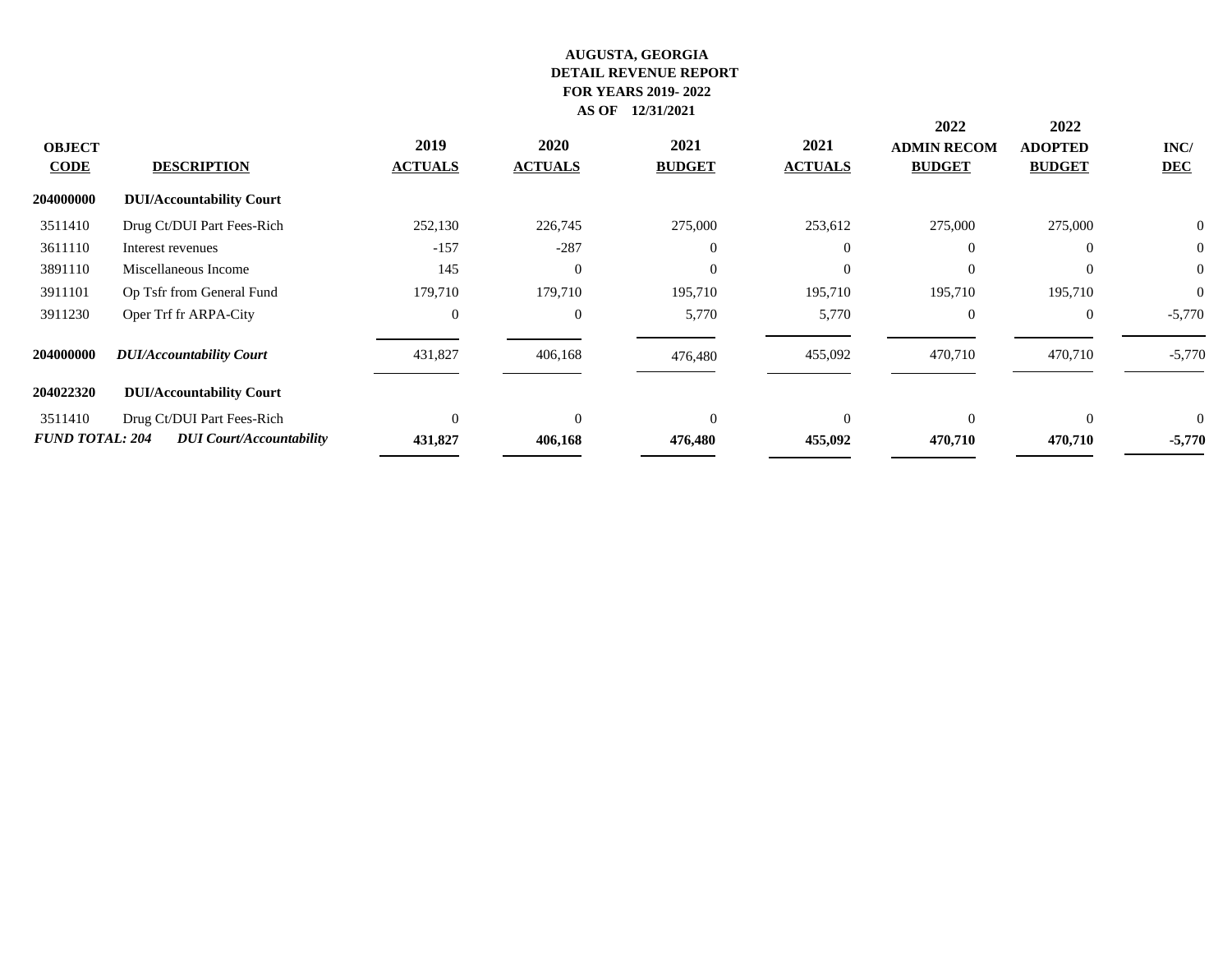**AUGUSTA, GEORGIA**
**DETAIL REVENUE REPORT**
**FOR YEARS 2019- 2022**
**AS OF 12/31/2021**

| OBJECT CODE | DESCRIPTION | 2019 ACTUALS | 2020 ACTUALS | 2021 BUDGET | 2021 ACTUALS | 2022 ADMIN RECOM BUDGET | 2022 ADOPTED BUDGET | INC/ DEC |
|---|---|---|---|---|---|---|---|---|
| **204000000** | **DUI/Accountability Court** | | | | | | | |
| 3511410 | Drug Ct/DUI Part Fees-Rich | 252,130 | 226,745 | 275,000 | 253,612 | 275,000 | 275,000 | 0 |
| 3611110 | Interest revenues | -157 | -287 | 0 | 0 | 0 | 0 | 0 |
| 3891110 | Miscellaneous Income | 145 | 0 | 0 | 0 | 0 | 0 | 0 |
| 3911101 | Op Tsfr from General Fund | 179,710 | 179,710 | 195,710 | 195,710 | 195,710 | 195,710 | 0 |
| 3911230 | Oper Trf fr ARPA-City | 0 | 0 | 5,770 | 5,770 | 0 | 0 | -5,770 |
| **204000000** | ***DUI/Accountability Court*** | 431,827 | 406,168 | 476,480 | 455,092 | 470,710 | 470,710 | -5,770 |
| **204022320** | **DUI/Accountability Court** | | | | | | | |
| 3511410 | Drug Ct/DUI Part Fees-Rich | 0 | 0 | 0 | 0 | 0 | 0 | 0 |
| ***FUND TOTAL: 204*** | ***DUI Court/Accountability*** | **431,827** | **406,168** | **476,480** | **455,092** | **470,710** | **470,710** | **-5,770** |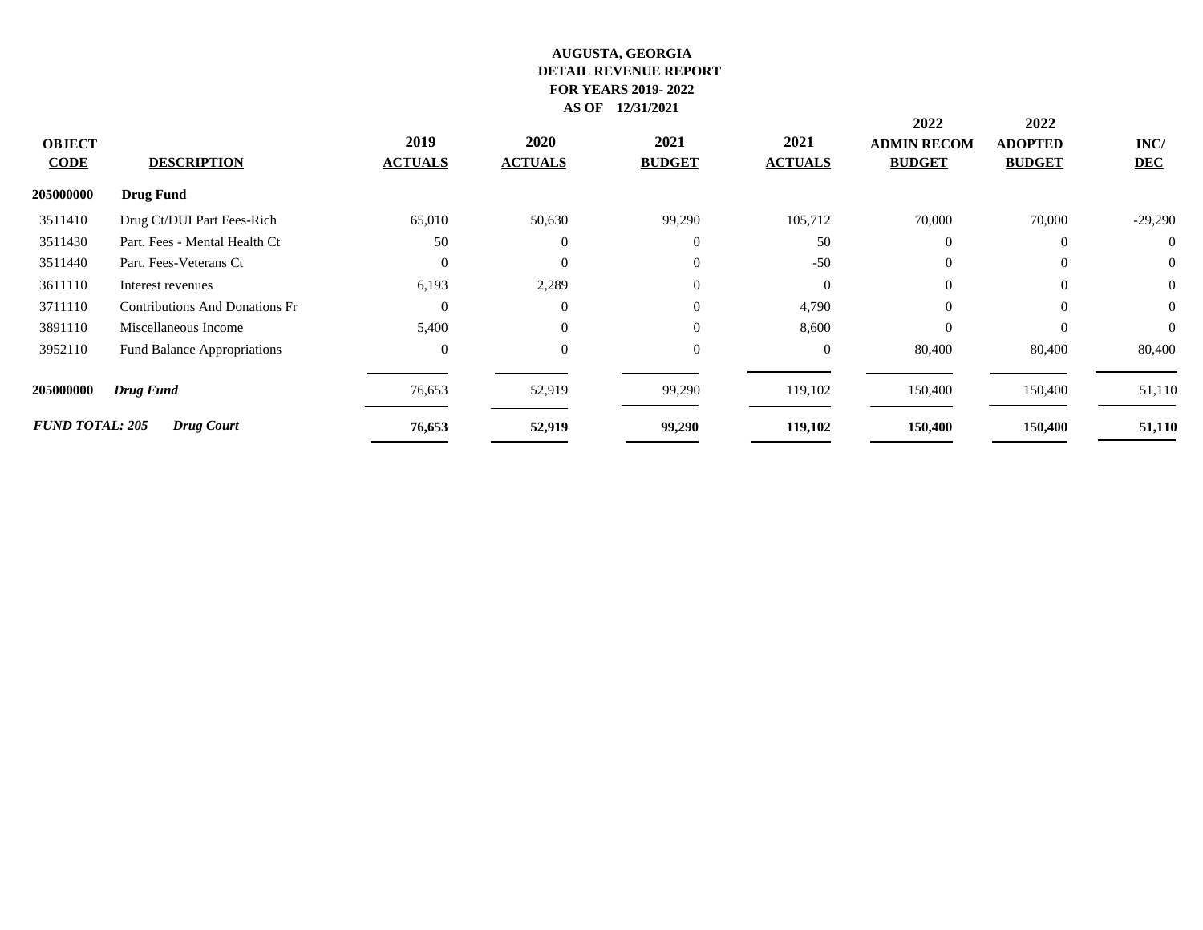**AUGUSTA, GEORGIA**
**DETAIL REVENUE REPORT**
**FOR YEARS 2019- 2022**
**AS OF 12/31/2021**

| OBJECT CODE | DESCRIPTION | 2019 ACTUALS | 2020 ACTUALS | 2021 BUDGET | 2021 ACTUALS | 2022 ADMIN RECOM BUDGET | 2022 ADOPTED BUDGET | INC/ DEC |
|---|---|---|---|---|---|---|---|---|
| **205000000** | **Drug Fund** | | | | | | | |
| 3511410 | Drug Ct/DUI Part Fees-Rich | 65,010 | 50,630 | 99,290 | 105,712 | 70,000 | 70,000 | -29,290 |
| 3511430 | Part. Fees - Mental Health Ct | 50 | 0 | 0 | 50 | 0 | 0 | 0 |
| 3511440 | Part. Fees-Veterans Ct | 0 | 0 | 0 | -50 | 0 | 0 | 0 |
| 3611110 | Interest revenues | 6,193 | 2,289 | 0 | 0 | 0 | 0 | 0 |
| 3711110 | Contributions And Donations Fr | 0 | 0 | 0 | 4,790 | 0 | 0 | 0 |
| 3891110 | Miscellaneous Income | 5,400 | 0 | 0 | 8,600 | 0 | 0 | 0 |
| 3952110 | Fund Balance Appropriations | 0 | 0 | 0 | 0 | 80,400 | 80,400 | 80,400 |
| **205000000** | ***Drug Fund*** | 76,653 | 52,919 | 99,290 | 119,102 | 150,400 | 150,400 | 51,110 |
| ***FUND TOTAL: 205*** | ***Drug Court*** | **76,653** | **52,919** | **99,290** | **119,102** | **150,400** | **150,400** | **51,110** |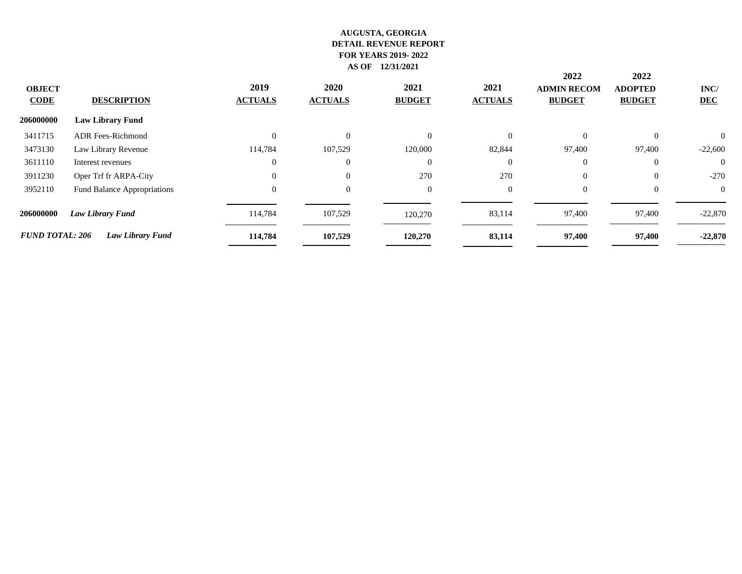**AUGUSTA, GEORGIA**
**DETAIL REVENUE REPORT**
**FOR YEARS 2019- 2022**
**AS OF 12/31/2021**

| OBJECT CODE | DESCRIPTION | 2019 ACTUALS | 2020 ACTUALS | 2021 BUDGET | 2021 ACTUALS | 2022 ADMIN RECOM BUDGET | 2022 ADOPTED BUDGET | INC/ DEC |
|---|---|---|---|---|---|---|---|---|
| **206000000** | **Law Library Fund** | | | | | | | |
| 3411715 | ADR Fees-Richmond | 0 | 0 | 0 | 0 | 0 | 0 | 0 |
| 3473130 | Law Library Revenue | 114,784 | 107,529 | 120,000 | 82,844 | 97,400 | 97,400 | -22,600 |
| 3611110 | Interest revenues | 0 | 0 | 0 | 0 | 0 | 0 | 0 |
| 3911230 | Oper Trf fr ARPA-City | 0 | 0 | 270 | 270 | 0 | 0 | -270 |
| 3952110 | Fund Balance Appropriations | 0 | 0 | 0 | 0 | 0 | 0 | 0 |
| **206000000** | ***Law Library Fund*** | 114,784 | 107,529 | 120,270 | 83,114 | 97,400 | 97,400 | -22,870 |
| ***FUND TOTAL: 206*** | ***Law Library Fund*** | **114,784** | **107,529** | **120,270** | **83,114** | **97,400** | **97,400** | **-22,870** |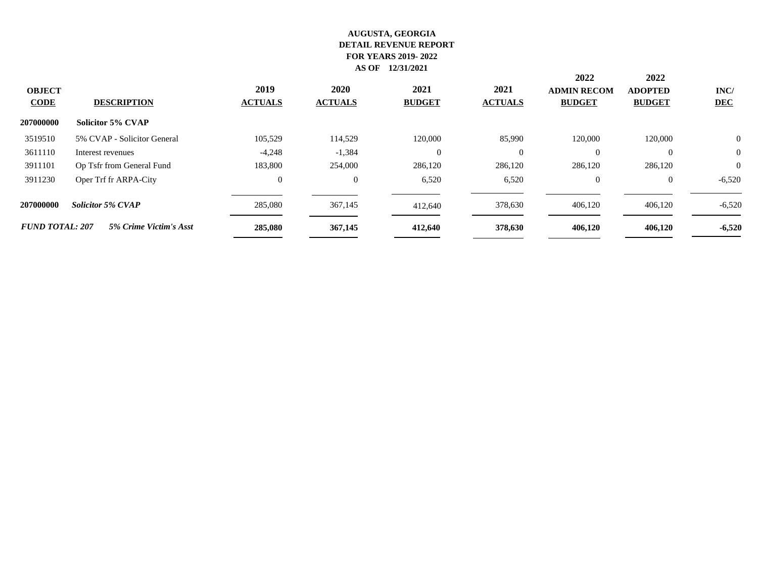**AUGUSTA, GEORGIA**
**DETAIL REVENUE REPORT**
**FOR YEARS 2019- 2022**
**AS OF 12/31/2021**

| OBJECT CODE | DESCRIPTION | 2019 ACTUALS | 2020 ACTUALS | 2021 BUDGET | 2021 ACTUALS | 2022 ADMIN RECOM BUDGET | 2022 ADOPTED BUDGET | INC/ DEC |
|---|---|---|---|---|---|---|---|---|
| **207000000** | **Solicitor 5% CVAP** | | | | | | | |
| 3519510 | 5% CVAP - Solicitor General | 105,529 | 114,529 | 120,000 | 85,990 | 120,000 | 120,000 | 0 |
| 3611110 | Interest revenues | -4,248 | -1,384 | 0 | 0 | 0 | 0 | 0 |
| 3911101 | Op Tsfr from General Fund | 183,800 | 254,000 | 286,120 | 286,120 | 286,120 | 286,120 | 0 |
| 3911230 | Oper Trf fr ARPA-City | 0 | 0 | 6,520 | 6,520 | 0 | 0 | -6,520 |
| **207000000** | ***Solicitor 5% CVAP*** | 285,080 | 367,145 | 412,640 | 378,630 | 406,120 | 406,120 | -6,520 |
| ***FUND TOTAL: 207*** | ***5% Crime Victim's Asst*** | **285,080** | **367,145** | **412,640** | **378,630** | **406,120** | **406,120** | **-6,520** |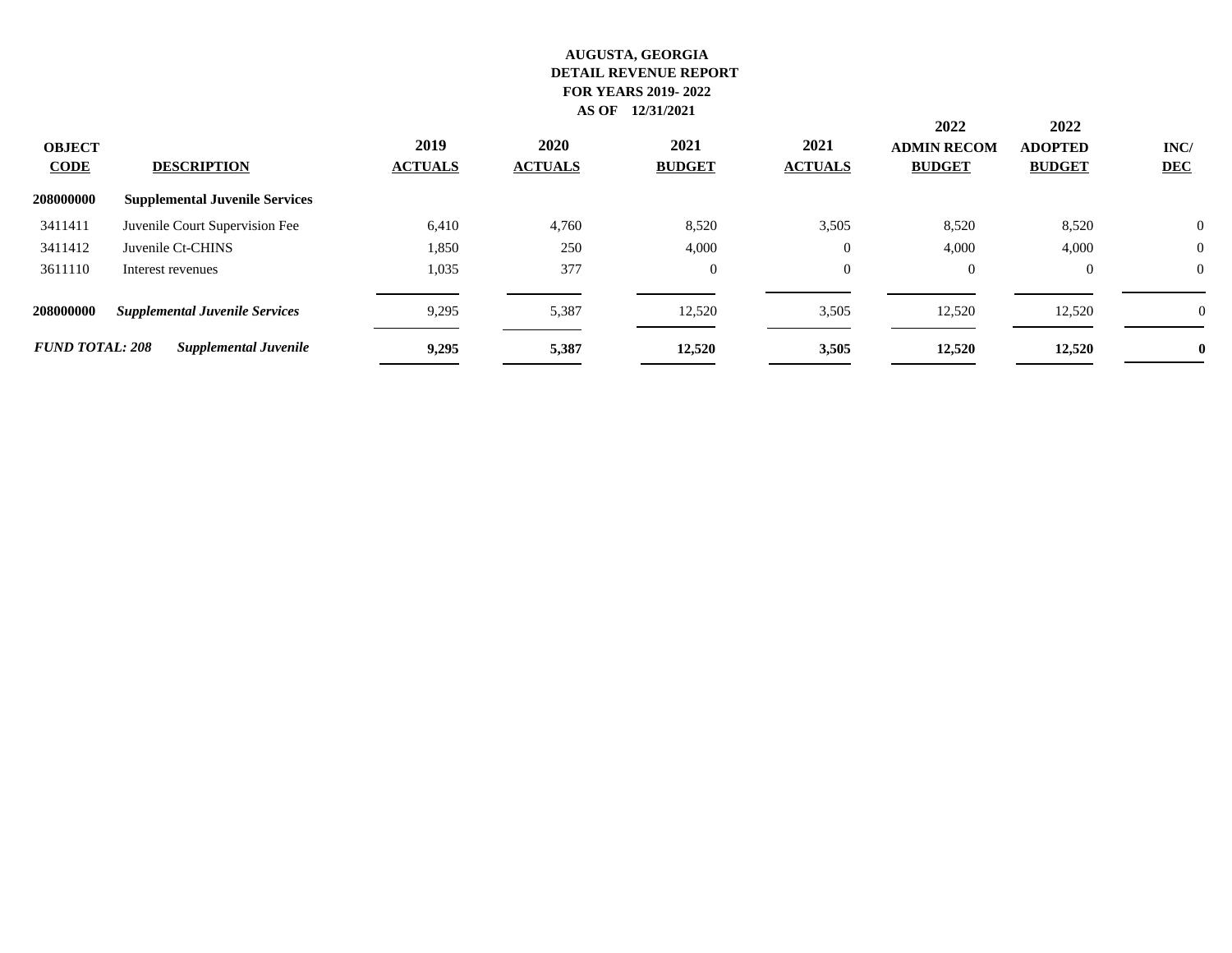**AUGUSTA, GEORGIA**
**DETAIL REVENUE REPORT**
**FOR YEARS 2019- 2022**
**AS OF 12/31/2021**

| OBJECT CODE | DESCRIPTION | 2019 ACTUALS | 2020 ACTUALS | 2021 BUDGET | 2021 ACTUALS | 2022 ADMIN RECOM BUDGET | 2022 ADOPTED BUDGET | INC/ DEC |
|---|---|---|---|---|---|---|---|---|
| **208000000** | **Supplemental Juvenile Services** | | | | | | | |
| 3411411 | Juvenile Court Supervision Fee | 6,410 | 4,760 | 8,520 | 3,505 | 8,520 | 8,520 | 0 |
| 3411412 | Juvenile Ct-CHINS | 1,850 | 250 | 4,000 | 0 | 4,000 | 4,000 | 0 |
| 3611110 | Interest revenues | 1,035 | 377 | 0 | 0 | 0 | 0 | 0 |
| **208000000** | ***Supplemental Juvenile Services*** | 9,295 | 5,387 | 12,520 | 3,505 | 12,520 | 12,520 | 0 |
| ***FUND TOTAL: 208*** | ***Supplemental Juvenile*** | **9,295** | **5,387** | **12,520** | **3,505** | **12,520** | **12,520** | **0** |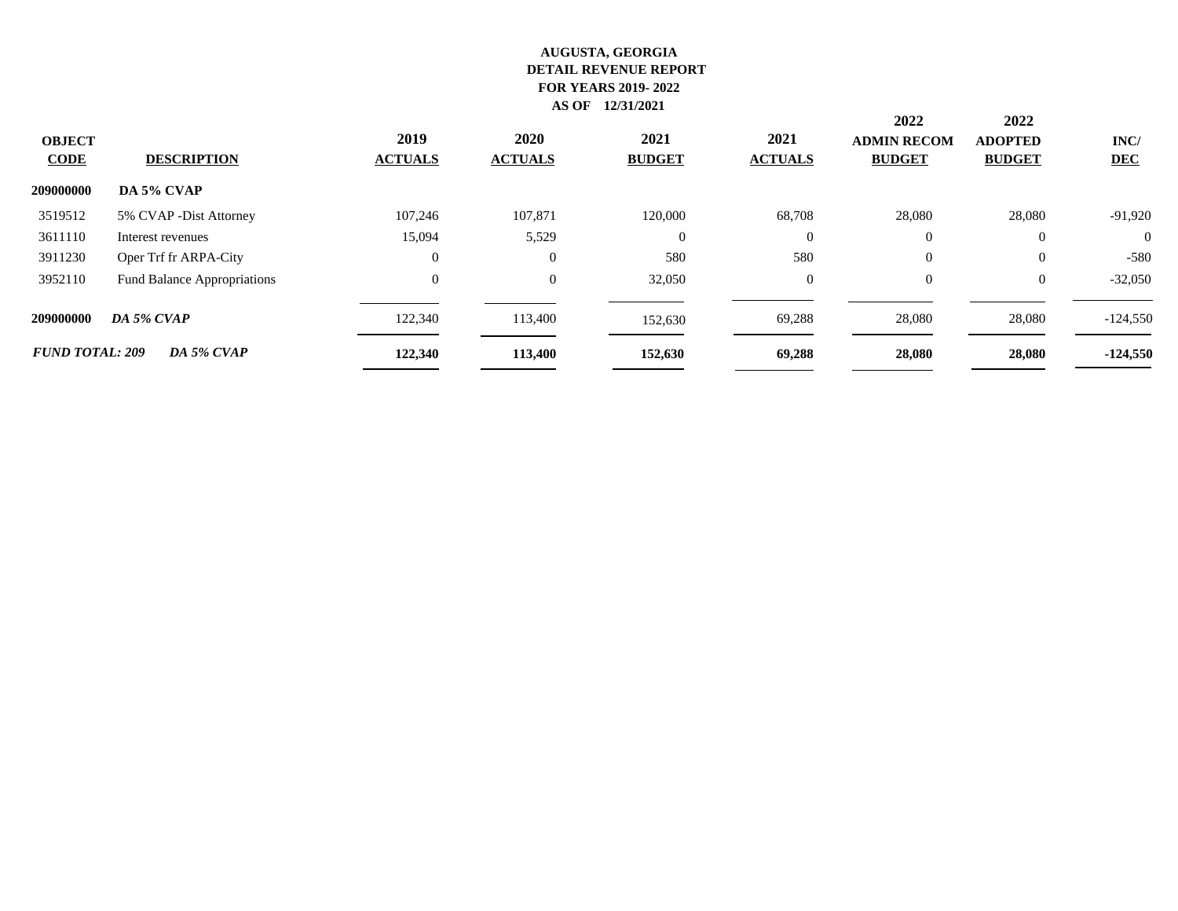**AUGUSTA, GEORGIA**
**DETAIL REVENUE REPORT**
**FOR YEARS 2019- 2022**
**AS OF 12/31/2021**

| OBJECT CODE | DESCRIPTION | 2019 ACTUALS | 2020 ACTUALS | 2021 BUDGET | 2021 ACTUALS | 2022 ADMIN RECOM BUDGET | 2022 ADOPTED BUDGET | INC/ DEC |
|---|---|---|---|---|---|---|---|---|
| **209000000** | **DA 5% CVAP** | | | | | | | |
| 3519512 | 5% CVAP -Dist Attorney | 107,246 | 107,871 | 120,000 | 68,708 | 28,080 | 28,080 | -91,920 |
| 3611110 | Interest revenues | 15,094 | 5,529 | 0 | 0 | 0 | 0 | 0 |
| 3911230 | Oper Trf fr ARPA-City | 0 | 0 | 580 | 580 | 0 | 0 | -580 |
| 3952110 | Fund Balance Appropriations | 0 | 0 | 32,050 | 0 | 0 | 0 | -32,050 |
| **209000000** | ***DA 5% CVAP*** | 122,340 | 113,400 | 152,630 | 69,288 | 28,080 | 28,080 | -124,550 |
| ***FUND TOTAL: 209*** | ***DA 5% CVAP*** | **122,340** | **113,400** | **152,630** | **69,288** | **28,080** | **28,080** | **-124,550** |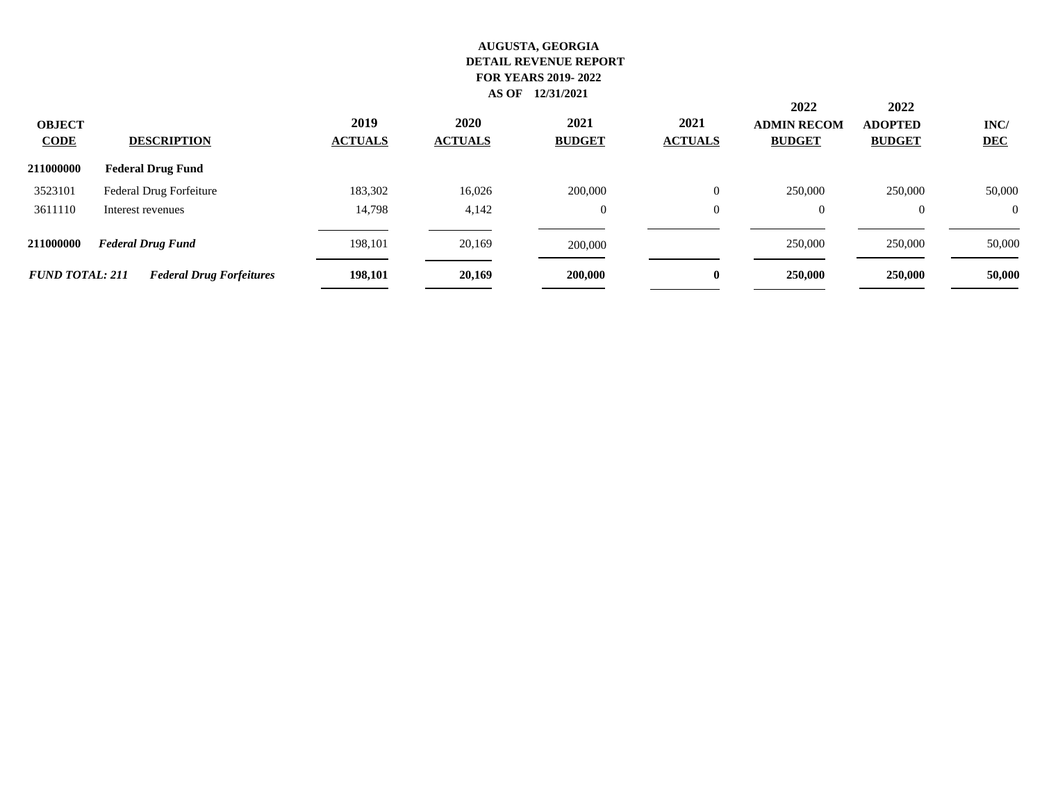**AUGUSTA, GEORGIA**
**DETAIL REVENUE REPORT**
**FOR YEARS 2019- 2022**
**AS OF 12/31/2021**

| OBJECT CODE | DESCRIPTION | 2019 ACTUALS | 2020 ACTUALS | 2021 BUDGET | 2021 ACTUALS | 2022 ADMIN RECOM BUDGET | 2022 ADOPTED BUDGET | INC/ DEC |
|---|---|---|---|---|---|---|---|---|
| **211000000** | **Federal Drug Fund** | | | | | | | |
| 3523101 | Federal Drug Forfeiture | 183,302 | 16,026 | 200,000 | 0 | 250,000 | 250,000 | 50,000 |
| 3611110 | Interest revenues | 14,798 | 4,142 | 0 | 0 | 0 | 0 | 0 |
| **211000000** | ***Federal Drug Fund*** | 198,101 | 20,169 | 200,000 | | 250,000 | 250,000 | 50,000 |
| ***FUND TOTAL: 211*** | ***Federal Drug Forfeitures*** | **198,101** | **20,169** | **200,000** | **0** | **250,000** | **250,000** | **50,000** |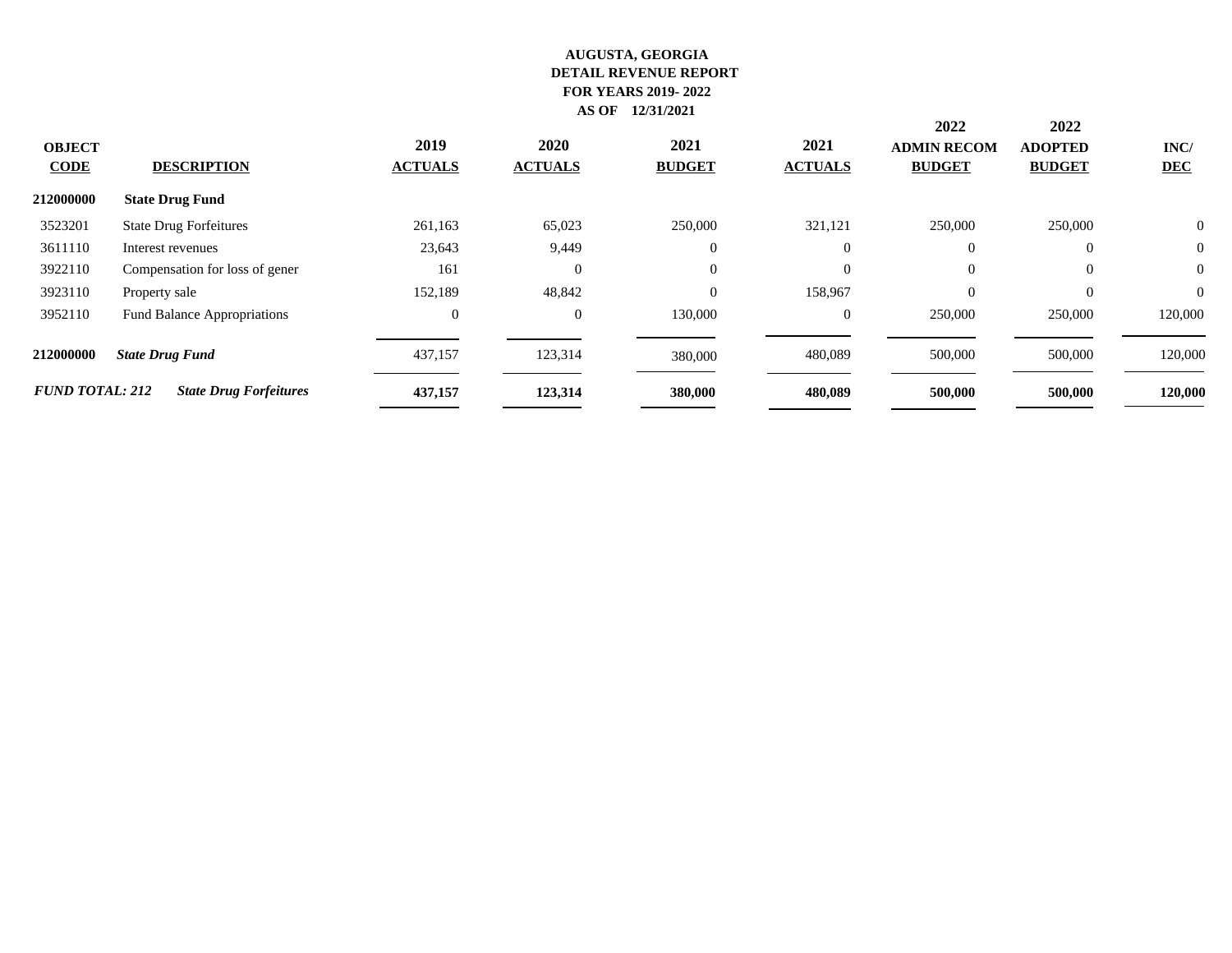**AUGUSTA, GEORGIA**
**DETAIL REVENUE REPORT**
**FOR YEARS 2019- 2022**
**AS OF 12/31/2021**

| OBJECT CODE | DESCRIPTION | 2019 ACTUALS | 2020 ACTUALS | 2021 BUDGET | 2021 ACTUALS | 2022 ADMIN RECOM BUDGET | 2022 ADOPTED BUDGET | INC/ DEC |
|---|---|---|---|---|---|---|---|---|
| **212000000** | **State Drug Fund** | | | | | | | |
| 3523201 | State Drug Forfeitures | 261,163 | 65,023 | 250,000 | 321,121 | 250,000 | 250,000 | 0 |
| 3611110 | Interest revenues | 23,643 | 9,449 | 0 | 0 | 0 | 0 | 0 |
| 3922110 | Compensation for loss of gener | 161 | 0 | 0 | 0 | 0 | 0 | 0 |
| 3923110 | Property sale | 152,189 | 48,842 | 0 | 158,967 | 0 | 0 | 0 |
| 3952110 | Fund Balance Appropriations | 0 | 0 | 130,000 | 0 | 250,000 | 250,000 | 120,000 |
| **212000000** | ***State Drug Fund*** | 437,157 | 123,314 | 380,000 | 480,089 | 500,000 | 500,000 | 120,000 |
| ***FUND TOTAL: 212*** | ***State Drug Forfeitures*** | **437,157** | **123,314** | **380,000** | **480,089** | **500,000** | **500,000** | **120,000** |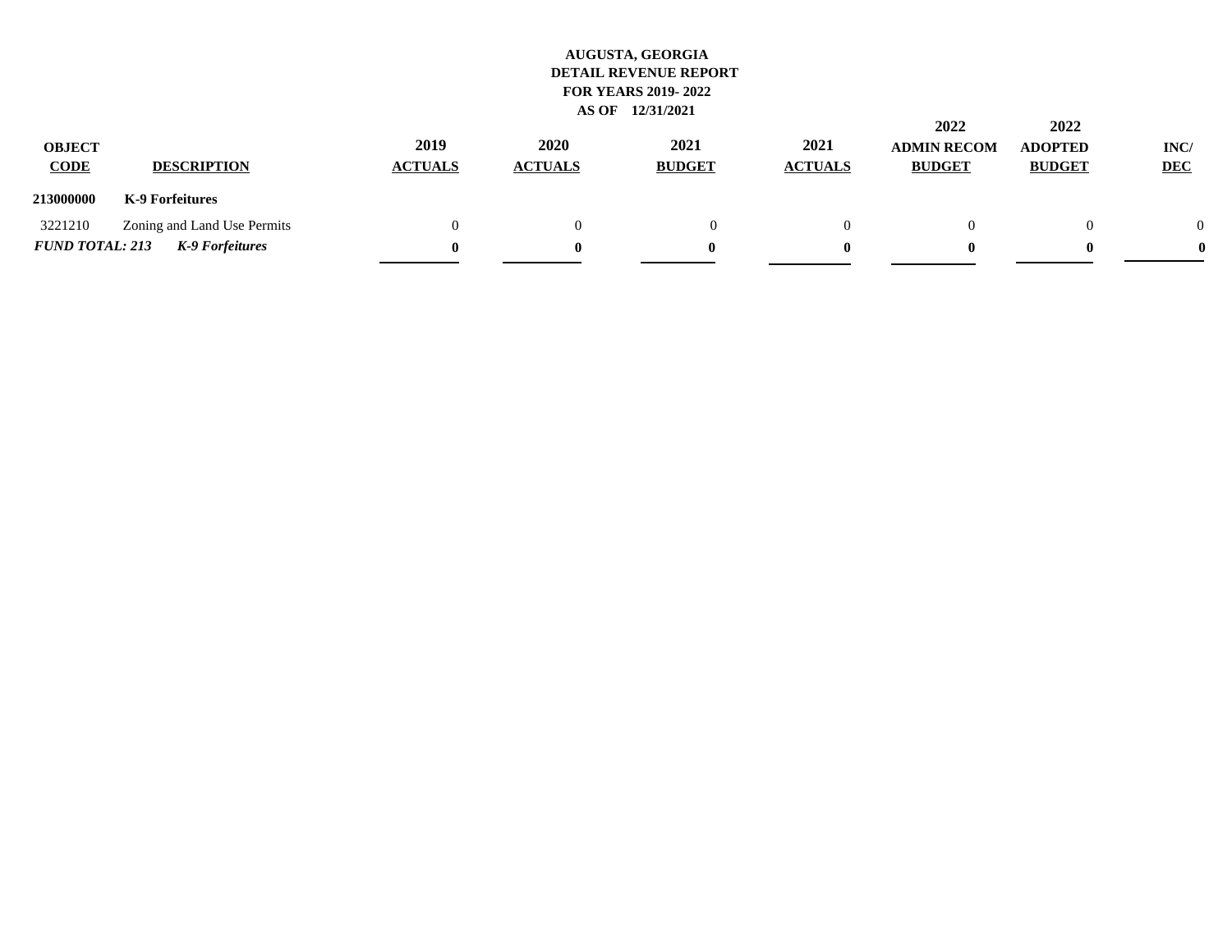**AUGUSTA, GEORGIA**
**DETAIL REVENUE REPORT**
**FOR YEARS 2019- 2022**
**AS OF 12/31/2021**

| OBJECT CODE | DESCRIPTION | 2019 ACTUALS | 2020 ACTUALS | 2021 BUDGET | 2021 ACTUALS | 2022 ADMIN RECOM BUDGET | 2022 ADOPTED BUDGET | INC/ DEC |
|---|---|---|---|---|---|---|---|---|
| **213000000** | **K-9 Forfeitures** | | | | | | | |
| 3221210 | Zoning and Land Use Permits | 0 | 0 | 0 | 0 | 0 | 0 | 0 |
| ***FUND TOTAL: 213*** | ***K-9 Forfeitures*** | **0** | **0** | **0** | **0** | **0** | **0** | **0** |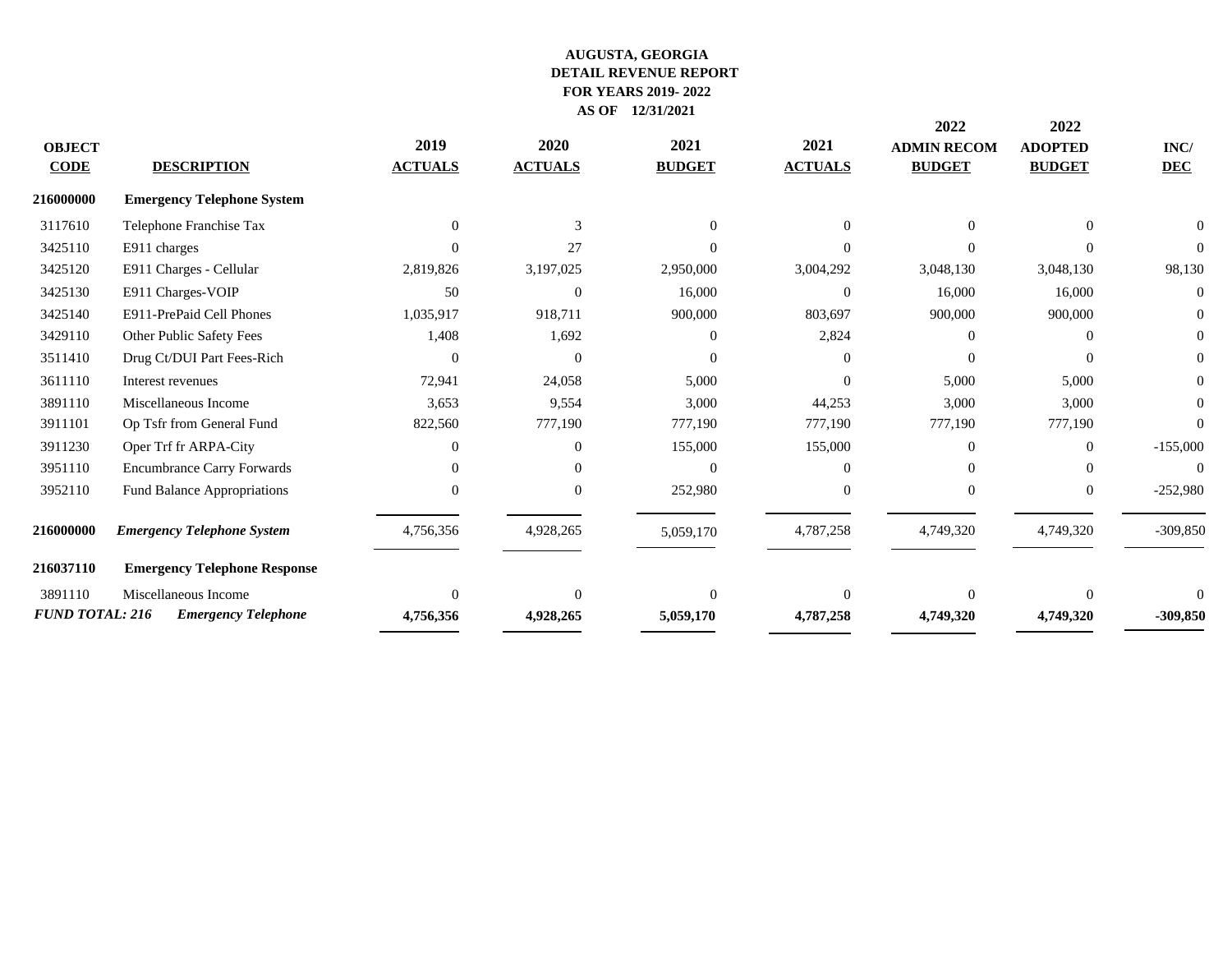**AUGUSTA, GEORGIA**
**DETAIL REVENUE REPORT**
**FOR YEARS 2019- 2022**
**AS OF 12/31/2021**

| OBJECT CODE | DESCRIPTION | 2019 ACTUALS | 2020 ACTUALS | 2021 BUDGET | 2021 ACTUALS | 2022 ADMIN RECOM BUDGET | 2022 ADOPTED BUDGET | INC/ DEC |
|---|---|---|---|---|---|---|---|---|
| **216000000** | **Emergency Telephone System** | | | | | | | |
| 3117610 | Telephone Franchise Tax | 0 | 3 | 0 | 0 | 0 | 0 | 0 |
| 3425110 | E911 charges | 0 | 27 | 0 | 0 | 0 | 0 | 0 |
| 3425120 | E911 Charges - Cellular | 2,819,826 | 3,197,025 | 2,950,000 | 3,004,292 | 3,048,130 | 3,048,130 | 98,130 |
| 3425130 | E911 Charges-VOIP | 50 | 0 | 16,000 | 0 | 16,000 | 16,000 | 0 |
| 3425140 | E911-PrePaid Cell Phones | 1,035,917 | 918,711 | 900,000 | 803,697 | 900,000 | 900,000 | 0 |
| 3429110 | Other Public Safety Fees | 1,408 | 1,692 | 0 | 2,824 | 0 | 0 | 0 |
| 3511410 | Drug Ct/DUI Part Fees-Rich | 0 | 0 | 0 | 0 | 0 | 0 | 0 |
| 3611110 | Interest revenues | 72,941 | 24,058 | 5,000 | 0 | 5,000 | 5,000 | 0 |
| 3891110 | Miscellaneous Income | 3,653 | 9,554 | 3,000 | 44,253 | 3,000 | 3,000 | 0 |
| 3911101 | Op Tsfr from General Fund | 822,560 | 777,190 | 777,190 | 777,190 | 777,190 | 777,190 | 0 |
| 3911230 | Oper Trf fr ARPA-City | 0 | 0 | 155,000 | 155,000 | 0 | 0 | -155,000 |
| 3951110 | Encumbrance Carry Forwards | 0 | 0 | 0 | 0 | 0 | 0 | 0 |
| 3952110 | Fund Balance Appropriations | 0 | 0 | 252,980 | 0 | 0 | 0 | -252,980 |
| **216000000** | ***Emergency Telephone System*** | 4,756,356 | 4,928,265 | 5,059,170 | 4,787,258 | 4,749,320 | 4,749,320 | -309,850 |
| **216037110** | **Emergency Telephone Response** | | | | | | | |
| 3891110 | Miscellaneous Income | 0 | 0 | 0 | 0 | 0 | 0 | 0 |
| ***FUND TOTAL: 216*** | ***Emergency Telephone*** | **4,756,356** | **4,928,265** | **5,059,170** | **4,787,258** | **4,749,320** | **4,749,320** | **-309,850** |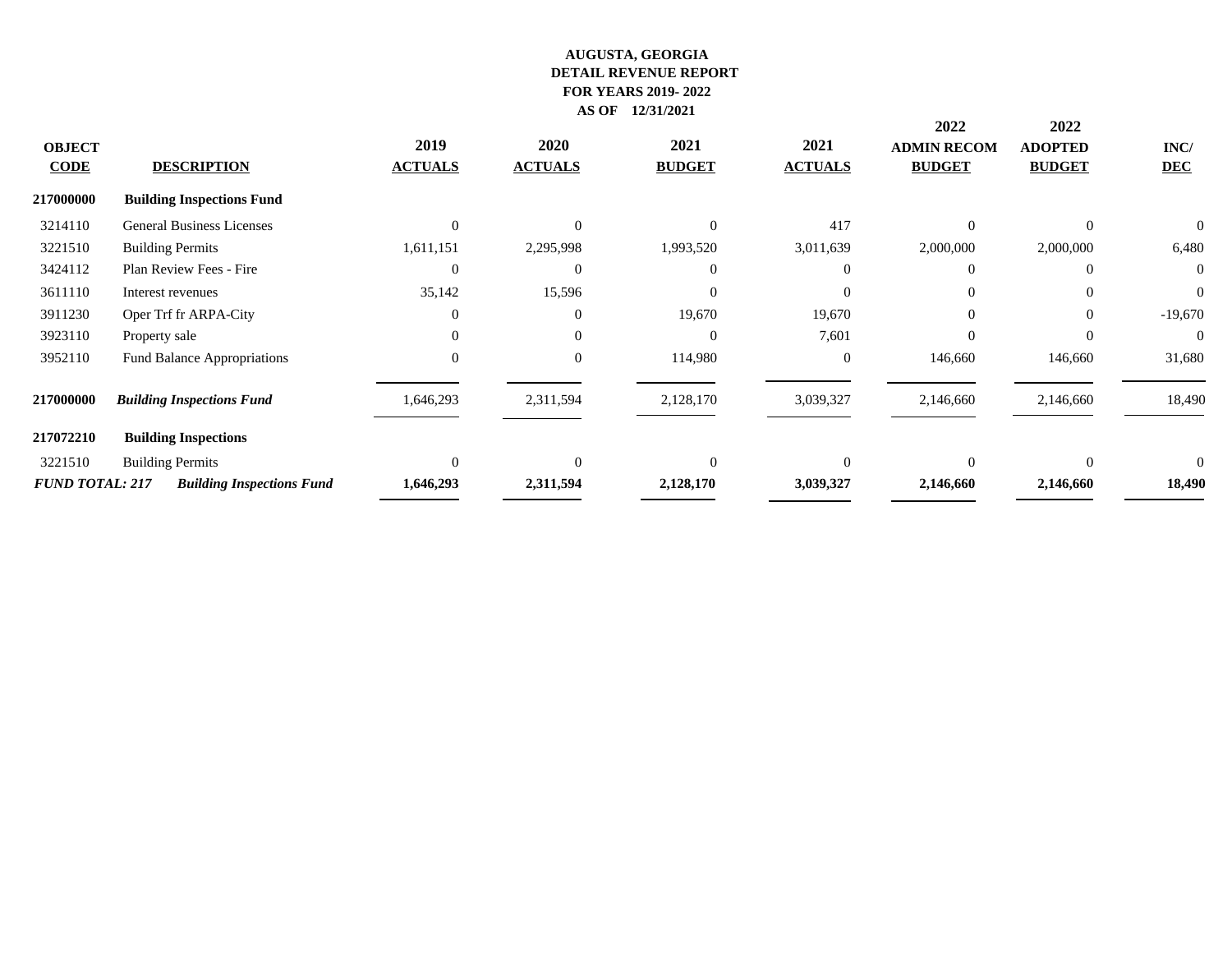# AUGUSTA, GEORGIA
## DETAIL REVENUE REPORT
### FOR YEARS 2019- 2022
### AS OF 12/31/2021

| OBJECT CODE | DESCRIPTION | 2019 ACTUALS | 2020 ACTUALS | 2021 BUDGET | 2021 ACTUALS | 2022 ADMIN RECOM BUDGET | 2022 ADOPTED BUDGET | INC/ DEC |
|---|---|---|---|---|---|---|---|---|
| **217000000** | **Building Inspections Fund** | | | | | | | |
| 3214110 | General Business Licenses | 0 | 0 | 0 | 417 | 0 | 0 | 0 |
| 3221510 | Building Permits | 1,611,151 | 2,295,998 | 1,993,520 | 3,011,639 | 2,000,000 | 2,000,000 | 6,480 |
| 3424112 | Plan Review Fees - Fire | 0 | 0 | 0 | 0 | 0 | 0 | 0 |
| 3611110 | Interest revenues | 35,142 | 15,596 | 0 | 0 | 0 | 0 | 0 |
| 3911230 | Oper Trf fr ARPA-City | 0 | 0 | 19,670 | 19,670 | 0 | 0 | -19,670 |
| 3923110 | Property sale | 0 | 0 | 0 | 7,601 | 0 | 0 | 0 |
| 3952110 | Fund Balance Appropriations | 0 | 0 | 114,980 | 0 | 146,660 | 146,660 | 31,680 |
| **217000000** | ***Building Inspections Fund*** | 1,646,293 | 2,311,594 | 2,128,170 | 3,039,327 | 2,146,660 | 2,146,660 | 18,490 |
| **217072210** | **Building Inspections** | | | | | | | |
| 3221510 | Building Permits | 0 | 0 | 0 | 0 | 0 | 0 | 0 |
| ***FUND TOTAL: 217*** | ***Building Inspections Fund*** | **1,646,293** | **2,311,594** | **2,128,170** | **3,039,327** | **2,146,660** | **2,146,660** | **18,490** |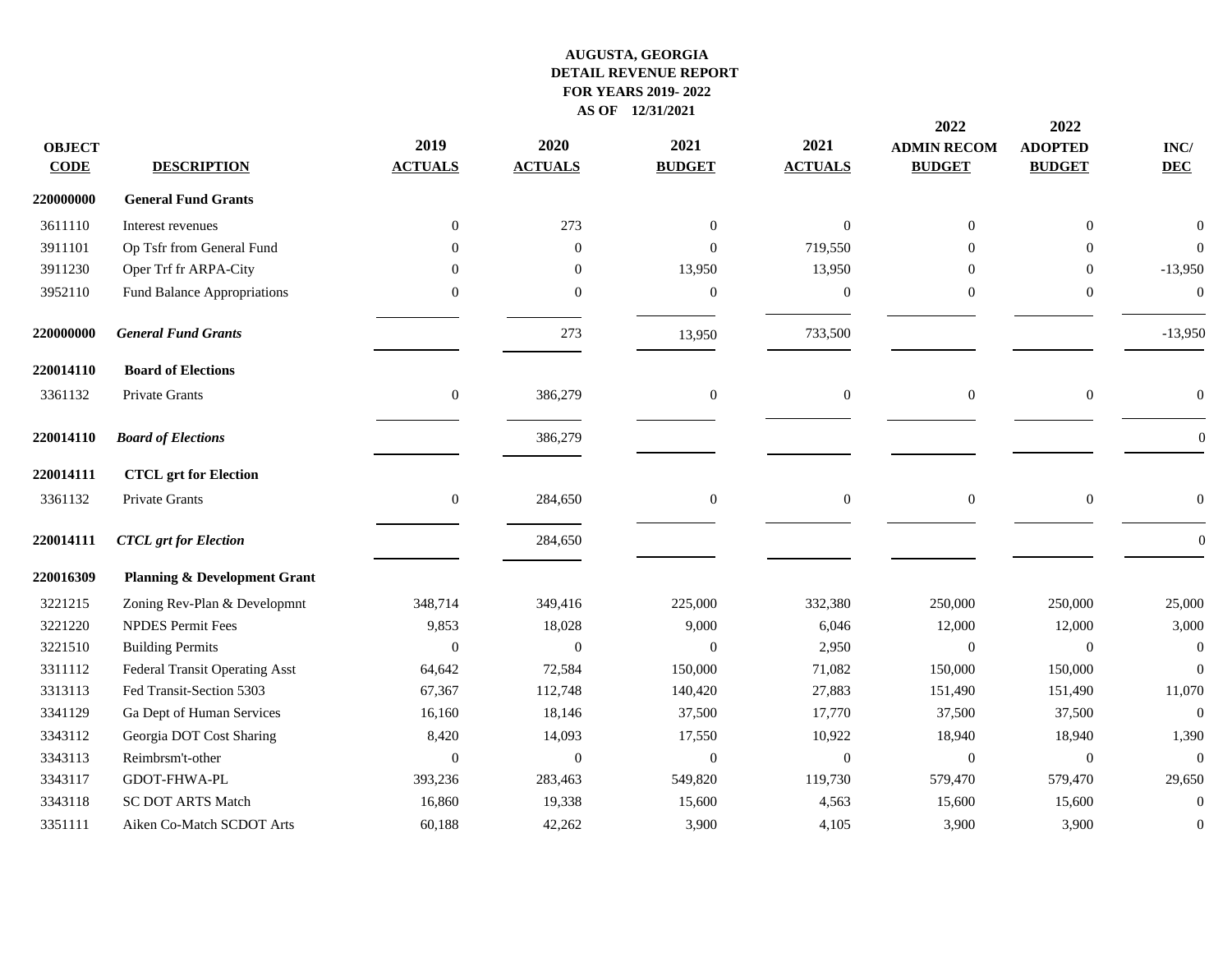# AUGUSTA, GEORGIA
## DETAIL REVENUE REPORT
## FOR YEARS 2019- 2022
## AS OF 12/31/2021

| OBJECT CODE | DESCRIPTION | 2019 ACTUALS | 2020 ACTUALS | 2021 BUDGET | 2021 ACTUALS | 2022 ADMIN RECOM BUDGET | 2022 ADOPTED BUDGET | INC/ DEC |
|---|---|---|---|---|---|---|---|---|
| **220000000** | **General Fund Grants** | | | | | | | |
| 3611110 | Interest revenues | 0 | 273 | 0 | 0 | 0 | 0 | 0 |
| 3911101 | Op Tsfr from General Fund | 0 | 0 | 0 | 719,550 | 0 | 0 | 0 |
| 3911230 | Oper Trf fr ARPA-City | 0 | 0 | 13,950 | 13,950 | 0 | 0 | -13,950 |
| 3952110 | Fund Balance Appropriations | 0 | 0 | 0 | 0 | 0 | 0 | 0 |
| **220000000** | ***General Fund Grants*** | | 273 | 13,950 | 733,500 | | | -13,950 |
| **220014110** | **Board of Elections** | | | | | | | |
| 3361132 | Private Grants | 0 | 386,279 | 0 | 0 | 0 | 0 | 0 |
| **220014110** | ***Board of Elections*** | | 386,279 | | | | | 0 |
| **220014111** | **CTCL grt for Election** | | | | | | | |
| 3361132 | Private Grants | 0 | 284,650 | 0 | 0 | 0 | 0 | 0 |
| **220014111** | ***CTCL grt for Election*** | | 284,650 | | | | | 0 |
| **220016309** | **Planning & Development Grant** | | | | | | | |
| 3221215 | Zoning Rev-Plan & Developmnt | 348,714 | 349,416 | 225,000 | 332,380 | 250,000 | 250,000 | 25,000 |
| 3221220 | NPDES Permit Fees | 9,853 | 18,028 | 9,000 | 6,046 | 12,000 | 12,000 | 3,000 |
| 3221510 | Building Permits | 0 | 0 | 0 | 2,950 | 0 | 0 | 0 |
| 3311112 | Federal Transit Operating Asst | 64,642 | 72,584 | 150,000 | 71,082 | 150,000 | 150,000 | 0 |
| 3313113 | Fed Transit-Section 5303 | 67,367 | 112,748 | 140,420 | 27,883 | 151,490 | 151,490 | 11,070 |
| 3341129 | Ga Dept of Human Services | 16,160 | 18,146 | 37,500 | 17,770 | 37,500 | 37,500 | 0 |
| 3343112 | Georgia DOT Cost Sharing | 8,420 | 14,093 | 17,550 | 10,922 | 18,940 | 18,940 | 1,390 |
| 3343113 | Reimbrsm't-other | 0 | 0 | 0 | 0 | 0 | 0 | 0 |
| 3343117 | GDOT-FHWA-PL | 393,236 | 283,463 | 549,820 | 119,730 | 579,470 | 579,470 | 29,650 |
| 3343118 | SC DOT ARTS Match | 16,860 | 19,338 | 15,600 | 4,563 | 15,600 | 15,600 | 0 |
| 3351111 | Aiken Co-Match SCDOT Arts | 60,188 | 42,262 | 3,900 | 4,105 | 3,900 | 3,900 | 0 |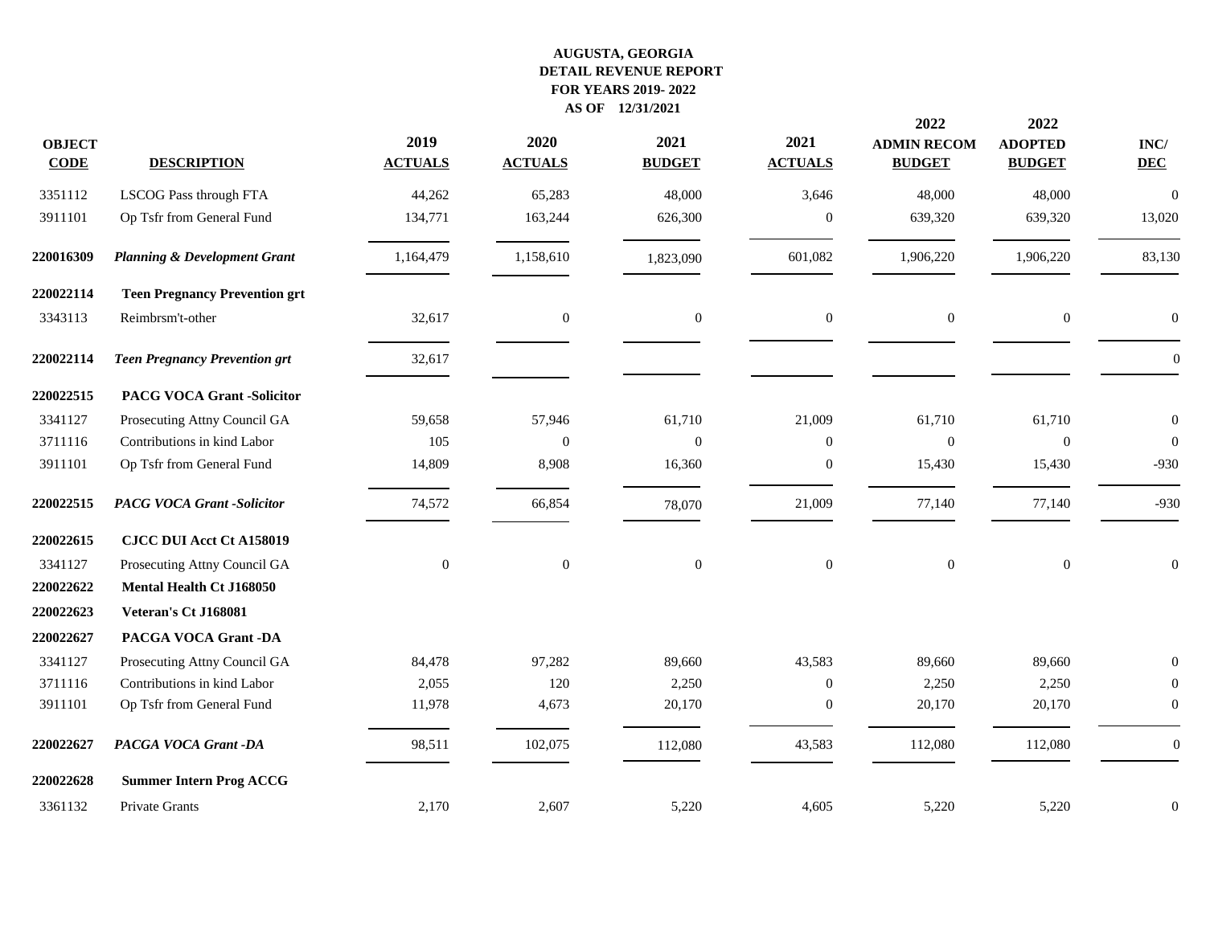**AUGUSTA, GEORGIA**
**DETAIL REVENUE REPORT**
**FOR YEARS 2019- 2022**
**AS OF 12/31/2021**

| OBJECT CODE | DESCRIPTION | 2019 ACTUALS | 2020 ACTUALS | 2021 BUDGET | 2021 ACTUALS | 2022 ADMIN RECOM BUDGET | 2022 ADOPTED BUDGET | INC/ DEC |
|---|---|---|---|---|---|---|---|---|
| 3351112 | LSCOG Pass through FTA | 44,262 | 65,283 | 48,000 | 3,646 | 48,000 | 48,000 | 0 |
| 3911101 | Op Tsfr from General Fund | 134,771 | 163,244 | 626,300 | 0 | 639,320 | 639,320 | 13,020 |
| **220016309** | ***Planning & Development Grant*** | 1,164,479 | 1,158,610 | 1,823,090 | 601,082 | 1,906,220 | 1,906,220 | 83,130 |
| **220022114** | **Teen Pregnancy Prevention grt** | | | | | | | |
| 3343113 | Reimbrsm't-other | 32,617 | 0 | 0 | 0 | 0 | 0 | 0 |
| **220022114** | ***Teen Pregnancy Prevention grt*** | 32,617 | | | | | | 0 |
| **220022515** | **PACG VOCA Grant -Solicitor** | | | | | | | |
| 3341127 | Prosecuting Attny Council GA | 59,658 | 57,946 | 61,710 | 21,009 | 61,710 | 61,710 | 0 |
| 3711116 | Contributions in kind Labor | 105 | 0 | 0 | 0 | 0 | 0 | 0 |
| 3911101 | Op Tsfr from General Fund | 14,809 | 8,908 | 16,360 | 0 | 15,430 | 15,430 | -930 |
| **220022515** | ***PACG VOCA Grant -Solicitor*** | 74,572 | 66,854 | 78,070 | 21,009 | 77,140 | 77,140 | -930 |
| **220022615** | **CJCC DUI Acct Ct A158019** | | | | | | | |
| 3341127 | Prosecuting Attny Council GA | 0 | 0 | 0 | 0 | 0 | 0 | 0 |
| **220022622** | **Mental Health Ct J168050** | | | | | | | |
| **220022623** | **Veteran's Ct J168081** | | | | | | | |
| **220022627** | **PACGA VOCA Grant -DA** | | | | | | | |
| 3341127 | Prosecuting Attny Council GA | 84,478 | 97,282 | 89,660 | 43,583 | 89,660 | 89,660 | 0 |
| 3711116 | Contributions in kind Labor | 2,055 | 120 | 2,250 | 0 | 2,250 | 2,250 | 0 |
| 3911101 | Op Tsfr from General Fund | 11,978 | 4,673 | 20,170 | 0 | 20,170 | 20,170 | 0 |
| **220022627** | ***PACGA VOCA Grant -DA*** | 98,511 | 102,075 | 112,080 | 43,583 | 112,080 | 112,080 | 0 |
| **220022628** | **Summer Intern Prog ACCG** | | | | | | | |
| 3361132 | Private Grants | 2,170 | 2,607 | 5,220 | 4,605 | 5,220 | 5,220 | 0 |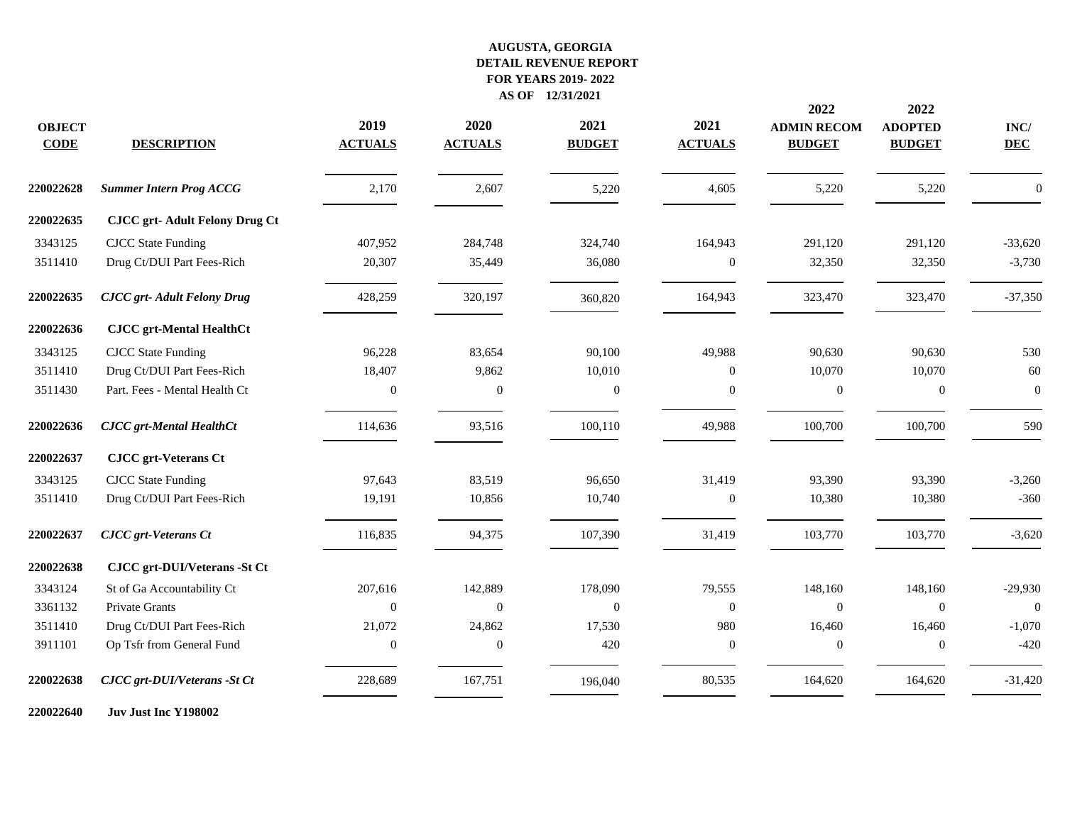**AUGUSTA, GEORGIA**
**DETAIL REVENUE REPORT**
**FOR YEARS 2019- 2022**
**AS OF 12/31/2021**

| OBJECT CODE | DESCRIPTION | 2019 ACTUALS | 2020 ACTUALS | 2021 BUDGET | 2021 ACTUALS | 2022 ADMIN RECOM BUDGET | 2022 ADOPTED BUDGET | INC/ DEC |
|---|---|---|---|---|---|---|---|---|
| **220022628** | ***Summer Intern Prog ACCG*** | 2,170 | 2,607 | 5,220 | 4,605 | 5,220 | 5,220 | 0 |
| **220022635** | **CJCC grt- Adult Felony Drug Ct** | | | | | | | |
| 3343125 | CJCC State Funding | 407,952 | 284,748 | 324,740 | 164,943 | 291,120 | 291,120 | -33,620 |
| 3511410 | Drug Ct/DUI Part Fees-Rich | 20,307 | 35,449 | 36,080 | 0 | 32,350 | 32,350 | -3,730 |
| **220022635** | ***CJCC grt- Adult Felony Drug*** | 428,259 | 320,197 | 360,820 | 164,943 | 323,470 | 323,470 | -37,350 |
| **220022636** | **CJCC grt-Mental HealthCt** | | | | | | | |
| 3343125 | CJCC State Funding | 96,228 | 83,654 | 90,100 | 49,988 | 90,630 | 90,630 | 530 |
| 3511410 | Drug Ct/DUI Part Fees-Rich | 18,407 | 9,862 | 10,010 | 0 | 10,070 | 10,070 | 60 |
| 3511430 | Part. Fees - Mental Health Ct | 0 | 0 | 0 | 0 | 0 | 0 | 0 |
| **220022636** | ***CJCC grt-Mental HealthCt*** | 114,636 | 93,516 | 100,110 | 49,988 | 100,700 | 100,700 | 590 |
| **220022637** | **CJCC grt-Veterans Ct** | | | | | | | |
| 3343125 | CJCC State Funding | 97,643 | 83,519 | 96,650 | 31,419 | 93,390 | 93,390 | -3,260 |
| 3511410 | Drug Ct/DUI Part Fees-Rich | 19,191 | 10,856 | 10,740 | 0 | 10,380 | 10,380 | -360 |
| **220022637** | ***CJCC grt-Veterans Ct*** | 116,835 | 94,375 | 107,390 | 31,419 | 103,770 | 103,770 | -3,620 |
| **220022638** | **CJCC grt-DUI/Veterans -St Ct** | | | | | | | |
| 3343124 | St of Ga Accountability Ct | 207,616 | 142,889 | 178,090 | 79,555 | 148,160 | 148,160 | -29,930 |
| 3361132 | Private Grants | 0 | 0 | 0 | 0 | 0 | 0 | 0 |
| 3511410 | Drug Ct/DUI Part Fees-Rich | 21,072 | 24,862 | 17,530 | 980 | 16,460 | 16,460 | -1,070 |
| 3911101 | Op Tsfr from General Fund | 0 | 0 | 420 | 0 | 0 | 0 | -420 |
| **220022638** | ***CJCC grt-DUI/Veterans -St Ct*** | 228,689 | 167,751 | 196,040 | 80,535 | 164,620 | 164,620 | -31,420 |
| **220022640** | **Juv Just Inc Y198002** | | | | | | | |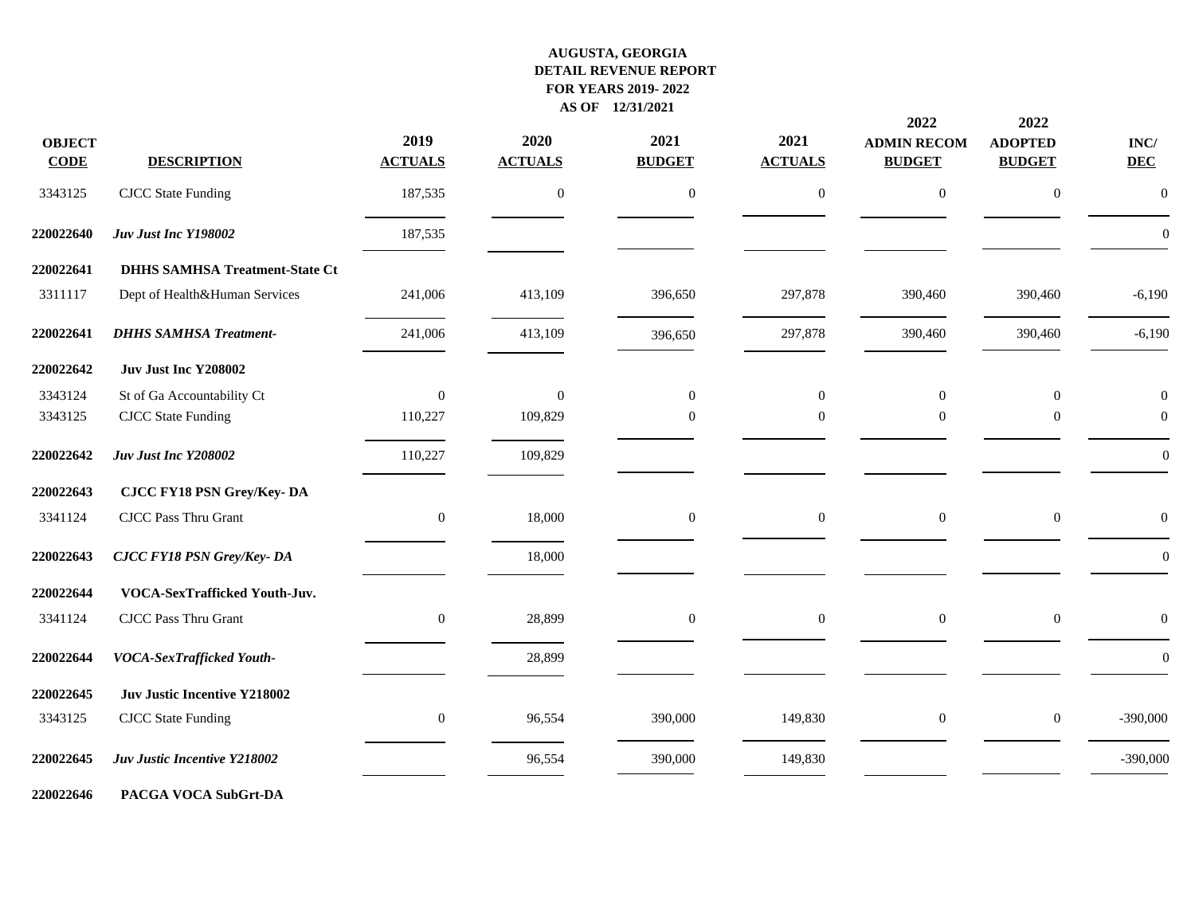**AUGUSTA, GEORGIA**
**DETAIL REVENUE REPORT**
**FOR YEARS 2019- 2022**
**AS OF 12/31/2021**

| OBJECT CODE | DESCRIPTION | 2019 ACTUALS | 2020 ACTUALS | 2021 BUDGET | 2021 ACTUALS | 2022 ADMIN RECOM BUDGET | 2022 ADOPTED BUDGET | INC/ DEC |
|---|---|---|---|---|---|---|---|---|
| 3343125 | CJCC State Funding | 187,535 | 0 | 0 | 0 | 0 | 0 | 0 |
| **220022640** | ***Juv Just Inc Y198002*** | 187,535 | | | | | | 0 |
| **220022641** | **DHHS SAMHSA Treatment-State Ct** | | | | | | | |
| 3311117 | Dept of Health&Human Services | 241,006 | 413,109 | 396,650 | 297,878 | 390,460 | 390,460 | -6,190 |
| **220022641** | ***DHHS SAMHSA Treatment-*** | 241,006 | 413,109 | 396,650 | 297,878 | 390,460 | 390,460 | -6,190 |
| **220022642** | **Juv Just Inc Y208002** | | | | | | | |
| 3343124 | St of Ga Accountability Ct | 0 | 0 | 0 | 0 | 0 | 0 | 0 |
| 3343125 | CJCC State Funding | 110,227 | 109,829 | 0 | 0 | 0 | 0 | 0 |
| **220022642** | ***Juv Just Inc Y208002*** | 110,227 | 109,829 | | | | | 0 |
| **220022643** | **CJCC FY18 PSN Grey/Key- DA** | | | | | | | |
| 3341124 | CJCC Pass Thru Grant | 0 | 18,000 | 0 | 0 | 0 | 0 | 0 |
| **220022643** | ***CJCC FY18 PSN Grey/Key- DA*** | | 18,000 | | | | | 0 |
| **220022644** | **VOCA-SexTrafficked Youth-Juv.** | | | | | | | |
| 3341124 | CJCC Pass Thru Grant | 0 | 28,899 | 0 | 0 | 0 | 0 | 0 |
| **220022644** | ***VOCA-SexTrafficked Youth-*** | | 28,899 | | | | | 0 |
| **220022645** | **Juv Justic Incentive Y218002** | | | | | | | |
| 3343125 | CJCC State Funding | 0 | 96,554 | 390,000 | 149,830 | 0 | 0 | -390,000 |
| **220022645** | ***Juv Justic Incentive Y218002*** | | 96,554 | 390,000 | 149,830 | | | -390,000 |
| **220022646** | **PACGA VOCA SubGrt-DA** | | | | | | | |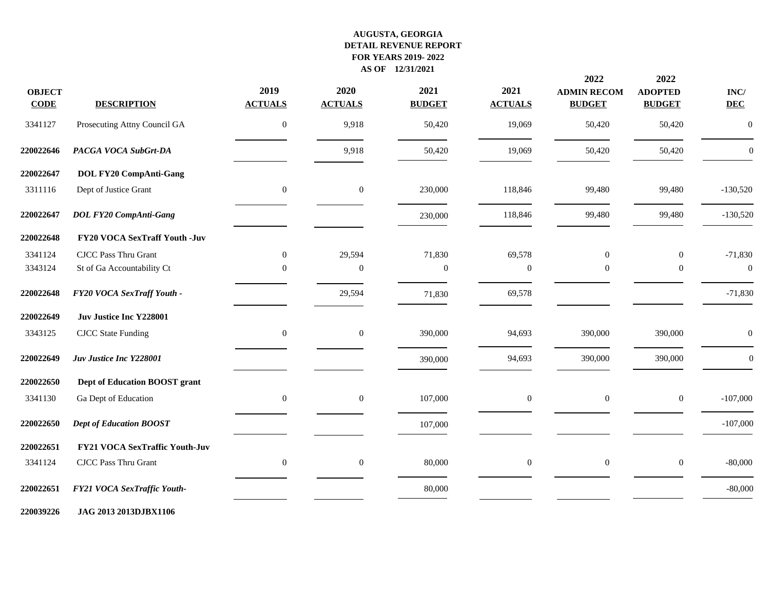**AUGUSTA, GEORGIA**
**DETAIL REVENUE REPORT**
**FOR YEARS 2019- 2022**
**AS OF 12/31/2021**

| OBJECT CODE | DESCRIPTION | 2019 ACTUALS | 2020 ACTUALS | 2021 BUDGET | 2021 ACTUALS | 2022 ADMIN RECOM BUDGET | 2022 ADOPTED BUDGET | INC/ DEC |
|---|---|---|---|---|---|---|---|---|
| 3341127 | Prosecuting Attny Council GA | 0 | 9,918 | 50,420 | 19,069 | 50,420 | 50,420 | 0 |
| **220022646** | ***PACGA VOCA SubGrt-DA*** | | 9,918 | 50,420 | 19,069 | 50,420 | 50,420 | 0 |
| **220022647** | **DOL FY20 CompAnti-Gang** | | | | | | | |
| 3311116 | Dept of Justice Grant | 0 | 0 | 230,000 | 118,846 | 99,480 | 99,480 | -130,520 |
| **220022647** | ***DOL FY20 CompAnti-Gang*** | | | 230,000 | 118,846 | 99,480 | 99,480 | -130,520 |
| **220022648** | **FY20 VOCA SexTraff Youth -Juv** | | | | | | | |
| 3341124 | CJCC Pass Thru Grant | 0 | 29,594 | 71,830 | 69,578 | 0 | 0 | -71,830 |
| 3343124 | St of Ga Accountability Ct | 0 | 0 | 0 | 0 | 0 | 0 | 0 |
| **220022648** | ***FY20 VOCA SexTraff Youth -*** | | 29,594 | 71,830 | 69,578 | | | -71,830 |
| **220022649** | **Juv Justice Inc Y228001** | | | | | | | |
| 3343125 | CJCC State Funding | 0 | 0 | 390,000 | 94,693 | 390,000 | 390,000 | 0 |
| **220022649** | ***Juv Justice Inc Y228001*** | | | 390,000 | 94,693 | 390,000 | 390,000 | 0 |
| **220022650** | **Dept of Education BOOST grant** | | | | | | | |
| 3341130 | Ga Dept of Education | 0 | 0 | 107,000 | 0 | 0 | 0 | -107,000 |
| **220022650** | ***Dept of Education BOOST*** | | | 107,000 | | | | -107,000 |
| **220022651** | **FY21 VOCA SexTraffic Youth-Juv** | | | | | | | |
| 3341124 | CJCC Pass Thru Grant | 0 | 0 | 80,000 | 0 | 0 | 0 | -80,000 |
| **220022651** | ***FY21 VOCA SexTraffic Youth-*** | | | 80,000 | | | | -80,000 |
| **220039226** | **JAG 2013 2013DJBX1106** | | | | | | | |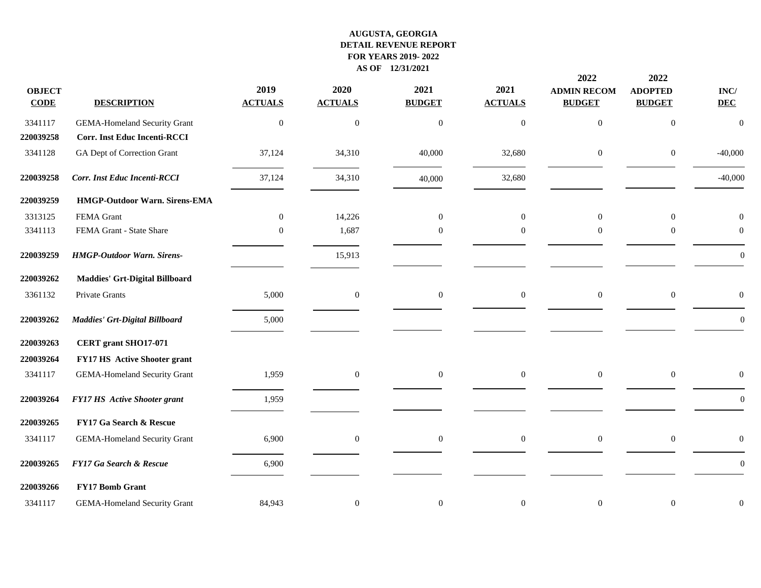# AUGUSTA, GEORGIA
## DETAIL REVENUE REPORT
## FOR YEARS 2019- 2022
## AS OF 12/31/2021

| OBJECT CODE | DESCRIPTION | 2019 ACTUALS | 2020 ACTUALS | 2021 BUDGET | 2021 ACTUALS | 2022 ADMIN RECOM BUDGET | 2022 ADOPTED BUDGET | INC/ DEC |
|---|---|---|---|---|---|---|---|---|
| 3341117 | GEMA-Homeland Security Grant | 0 | 0 | 0 | 0 | 0 | 0 | 0 |
| **220039258** | **Corr. Inst Educ Incenti-RCCI** | | | | | | | |
| 3341128 | GA Dept of Correction Grant | 37,124 | 34,310 | 40,000 | 32,680 | 0 | 0 | -40,000 |
| **220039258** | ***Corr. Inst Educ Incenti-RCCI*** | 37,124 | 34,310 | 40,000 | 32,680 | | | -40,000 |
| **220039259** | **HMGP-Outdoor Warn. Sirens-EMA** | | | | | | | |
| 3313125 | FEMA Grant | 0 | 14,226 | 0 | 0 | 0 | 0 | 0 |
| 3341113 | FEMA Grant - State Share | 0 | 1,687 | 0 | 0 | 0 | 0 | 0 |
| **220039259** | ***HMGP-Outdoor Warn. Sirens-*** | | 15,913 | | | | | 0 |
| **220039262** | **Maddies' Grt-Digital Billboard** | | | | | | | |
| 3361132 | Private Grants | 5,000 | 0 | 0 | 0 | 0 | 0 | 0 |
| **220039262** | ***Maddies' Grt-Digital Billboard*** | 5,000 | | | | | | 0 |
| **220039263** | **CERT grant SHO17-071** | | | | | | | |
| **220039264** | **FY17 HS Active Shooter grant** | | | | | | | |
| 3341117 | GEMA-Homeland Security Grant | 1,959 | 0 | 0 | 0 | 0 | 0 | 0 |
| **220039264** | ***FY17 HS Active Shooter grant*** | 1,959 | | | | | | 0 |
| **220039265** | **FY17 Ga Search & Rescue** | | | | | | | |
| 3341117 | GEMA-Homeland Security Grant | 6,900 | 0 | 0 | 0 | 0 | 0 | 0 |
| **220039265** | ***FY17 Ga Search & Rescue*** | 6,900 | | | | | | 0 |
| **220039266** | **FY17 Bomb Grant** | | | | | | | |
| 3341117 | GEMA-Homeland Security Grant | 84,943 | 0 | 0 | 0 | 0 | 0 | 0 |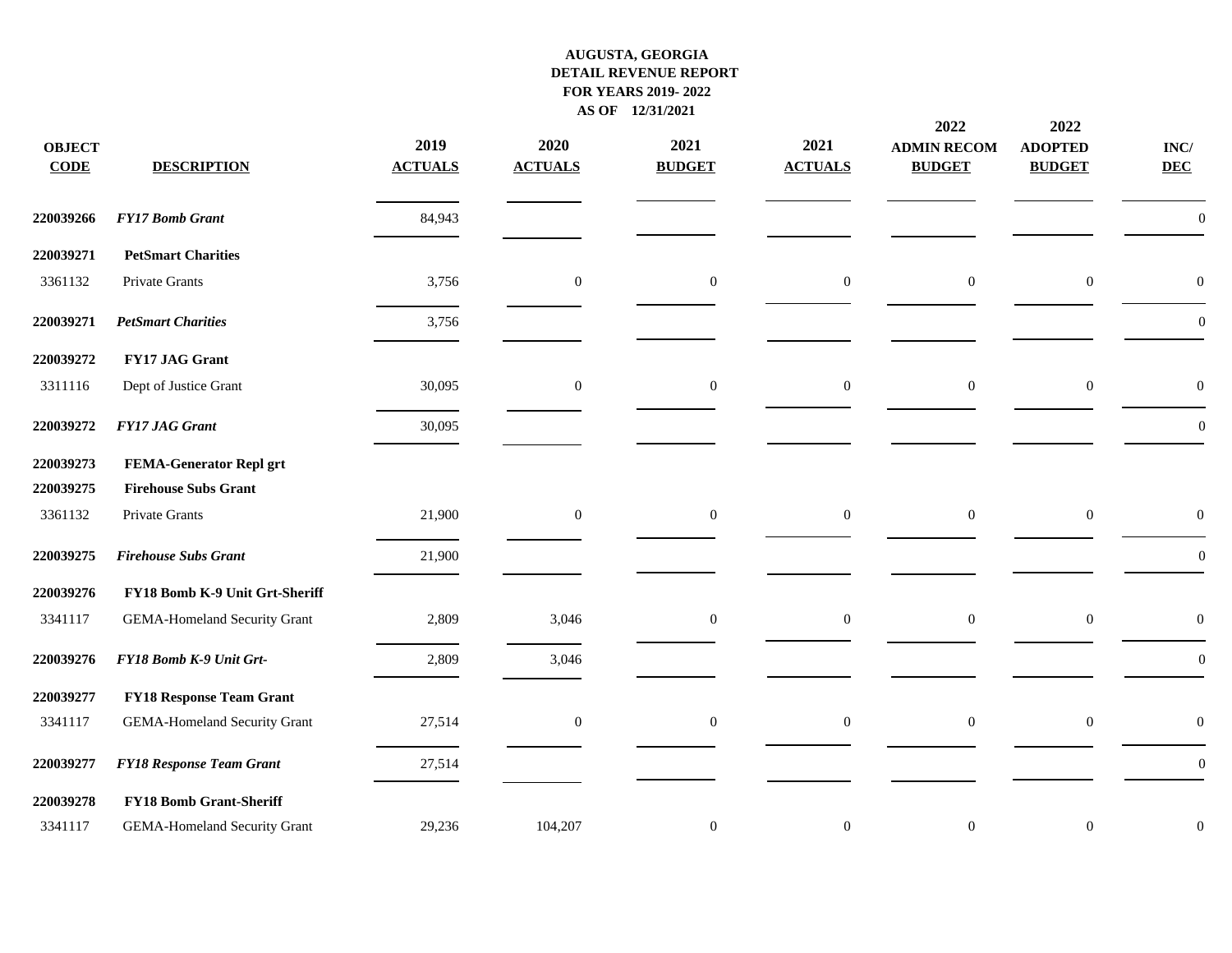# AUGUSTA, GEORGIA
## DETAIL REVENUE REPORT
### FOR YEARS 2019- 2022
### AS OF 12/31/2021

| OBJECT CODE | DESCRIPTION | 2019 ACTUALS | 2020 ACTUALS | 2021 BUDGET | 2021 ACTUALS | 2022 ADMIN RECOM BUDGET | 2022 ADOPTED BUDGET | INC/ DEC |
|---|---|---|---|---|---|---|---|---|
| **220039266** | ***FY17 Bomb Grant*** | 84,943 | | | | | | 0 |
| **220039271** | **PetSmart Charities** | | | | | | | |
| 3361132 | Private Grants | 3,756 | 0 | 0 | 0 | 0 | 0 | 0 |
| **220039271** | ***PetSmart Charities*** | 3,756 | | | | | | 0 |
| **220039272** | **FY17 JAG Grant** | | | | | | | |
| 3311116 | Dept of Justice Grant | 30,095 | 0 | 0 | 0 | 0 | 0 | 0 |
| **220039272** | ***FY17 JAG Grant*** | 30,095 | | | | | | 0 |
| **220039273** | **FEMA-Generator Repl grt** | | | | | | | |
| **220039275** | **Firehouse Subs Grant** | | | | | | | |
| 3361132 | Private Grants | 21,900 | 0 | 0 | 0 | 0 | 0 | 0 |
| **220039275** | ***Firehouse Subs Grant*** | 21,900 | | | | | | 0 |
| **220039276** | **FY18 Bomb K-9 Unit Grt-Sheriff** | | | | | | | |
| 3341117 | GEMA-Homeland Security Grant | 2,809 | 3,046 | 0 | 0 | 0 | 0 | 0 |
| **220039276** | ***FY18 Bomb K-9 Unit Grt-*** | 2,809 | 3,046 | | | | | 0 |
| **220039277** | **FY18 Response Team Grant** | | | | | | | |
| 3341117 | GEMA-Homeland Security Grant | 27,514 | 0 | 0 | 0 | 0 | 0 | 0 |
| **220039277** | ***FY18 Response Team Grant*** | 27,514 | | | | | | 0 |
| **220039278** | **FY18 Bomb Grant-Sheriff** | | | | | | | |
| 3341117 | GEMA-Homeland Security Grant | 29,236 | 104,207 | 0 | 0 | 0 | 0 | 0 |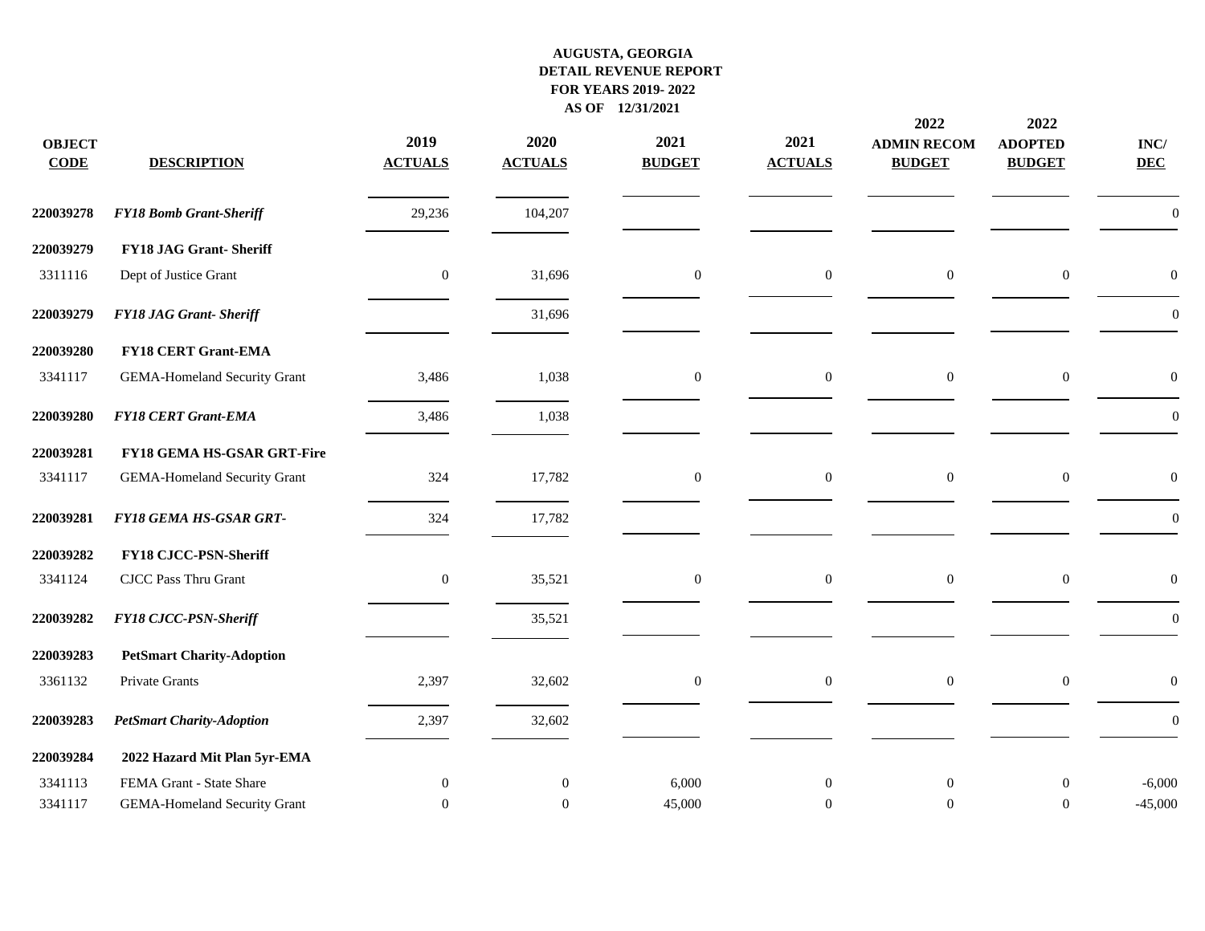# AUGUSTA, GEORGIA
## DETAIL REVENUE REPORT
### FOR YEARS 2019- 2022
### AS OF 12/31/2021

| OBJECT CODE | DESCRIPTION | 2019 ACTUALS | 2020 ACTUALS | 2021 BUDGET | 2021 ACTUALS | 2022 ADMIN RECOM BUDGET | 2022 ADOPTED BUDGET | INC/ DEC |
|---|---|---|---|---|---|---|---|---|
| **220039278** | ***FY18 Bomb Grant-Sheriff*** | 29,236 | 104,207 | | | | | 0 |
| **220039279** | **FY18 JAG Grant- Sheriff** | | | | | | | |
| 3311116 | Dept of Justice Grant | 0 | 31,696 | 0 | 0 | 0 | 0 | 0 |
| **220039279** | ***FY18 JAG Grant- Sheriff*** | | 31,696 | | | | | 0 |
| **220039280** | **FY18 CERT Grant-EMA** | | | | | | | |
| 3341117 | GEMA-Homeland Security Grant | 3,486 | 1,038 | 0 | 0 | 0 | 0 | 0 |
| **220039280** | ***FY18 CERT Grant-EMA*** | 3,486 | 1,038 | | | | | 0 |
| **220039281** | **FY18 GEMA HS-GSAR GRT-Fire** | | | | | | | |
| 3341117 | GEMA-Homeland Security Grant | 324 | 17,782 | 0 | 0 | 0 | 0 | 0 |
| **220039281** | ***FY18 GEMA HS-GSAR GRT-*** | 324 | 17,782 | | | | | 0 |
| **220039282** | **FY18 CJCC-PSN-Sheriff** | | | | | | | |
| 3341124 | CJCC Pass Thru Grant | 0 | 35,521 | 0 | 0 | 0 | 0 | 0 |
| **220039282** | ***FY18 CJCC-PSN-Sheriff*** | | 35,521 | | | | | 0 |
| **220039283** | **PetSmart Charity-Adoption** | | | | | | | |
| 3361132 | Private Grants | 2,397 | 32,602 | 0 | 0 | 0 | 0 | 0 |
| **220039283** | ***PetSmart Charity-Adoption*** | 2,397 | 32,602 | | | | | 0 |
| **220039284** | **2022 Hazard Mit Plan 5yr-EMA** | | | | | | | |
| 3341113 | FEMA Grant - State Share | 0 | 0 | 6,000 | 0 | 0 | 0 | -6,000 |
| 3341117 | GEMA-Homeland Security Grant | 0 | 0 | 45,000 | 0 | 0 | 0 | -45,000 |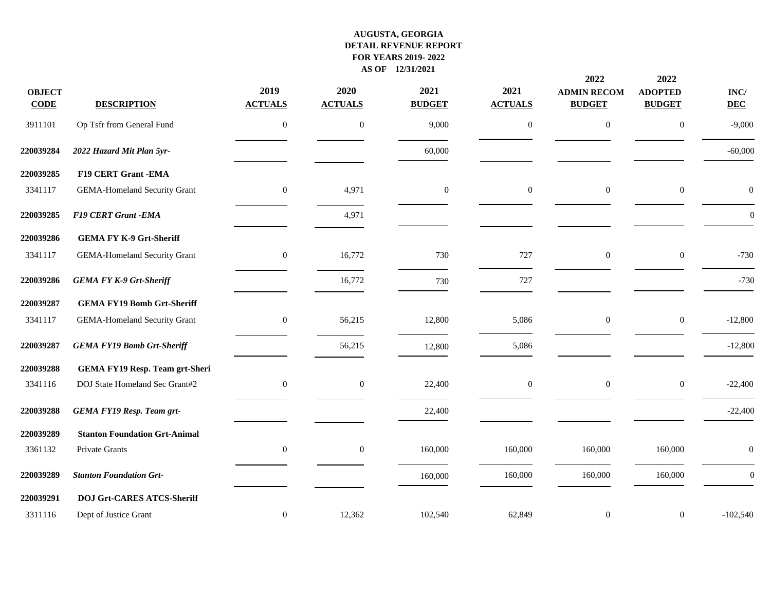**AUGUSTA, GEORGIA**
**DETAIL REVENUE REPORT**
**FOR YEARS 2019- 2022**
**AS OF 12/31/2021**

| OBJECT CODE | DESCRIPTION | 2019 ACTUALS | 2020 ACTUALS | 2021 BUDGET | 2021 ACTUALS | 2022 ADMIN RECOM BUDGET | 2022 ADOPTED BUDGET | INC/ DEC |
|---|---|---|---|---|---|---|---|---|
| 3911101 | Op Tsfr from General Fund | 0 | 0 | 9,000 | 0 | 0 | 0 | -9,000 |
| **220039284** | ***2022 Hazard Mit Plan 5yr-*** | | | 60,000 | | | | -60,000 |
| **220039285** | **F19 CERT Grant -EMA** | | | | | | | |
| 3341117 | GEMA-Homeland Security Grant | 0 | 4,971 | 0 | 0 | 0 | 0 | 0 |
| **220039285** | ***F19 CERT Grant -EMA*** | | 4,971 | | | | | 0 |
| **220039286** | **GEMA FY K-9 Grt-Sheriff** | | | | | | | |
| 3341117 | GEMA-Homeland Security Grant | 0 | 16,772 | 730 | 727 | 0 | 0 | -730 |
| **220039286** | ***GEMA FY K-9 Grt-Sheriff*** | | 16,772 | 730 | 727 | | | -730 |
| **220039287** | **GEMA FY19 Bomb Grt-Sheriff** | | | | | | | |
| 3341117 | GEMA-Homeland Security Grant | 0 | 56,215 | 12,800 | 5,086 | 0 | 0 | -12,800 |
| **220039287** | ***GEMA FY19 Bomb Grt-Sheriff*** | | 56,215 | 12,800 | 5,086 | | | -12,800 |
| **220039288** | **GEMA FY19 Resp. Team grt-Sheri** | | | | | | | |
| 3341116 | DOJ State Homeland Sec Grant#2 | 0 | 0 | 22,400 | 0 | 0 | 0 | -22,400 |
| **220039288** | ***GEMA FY19 Resp. Team grt-*** | | | 22,400 | | | | -22,400 |
| **220039289** | **Stanton Foundation Grt-Animal** | | | | | | | |
| 3361132 | Private Grants | 0 | 0 | 160,000 | 160,000 | 160,000 | 160,000 | 0 |
| **220039289** | ***Stanton Foundation Grt-*** | | | 160,000 | 160,000 | 160,000 | 160,000 | 0 |
| **220039291** | **DOJ Grt-CARES ATCS-Sheriff** | | | | | | | |
| 3311116 | Dept of Justice Grant | 0 | 12,362 | 102,540 | 62,849 | 0 | 0 | -102,540 |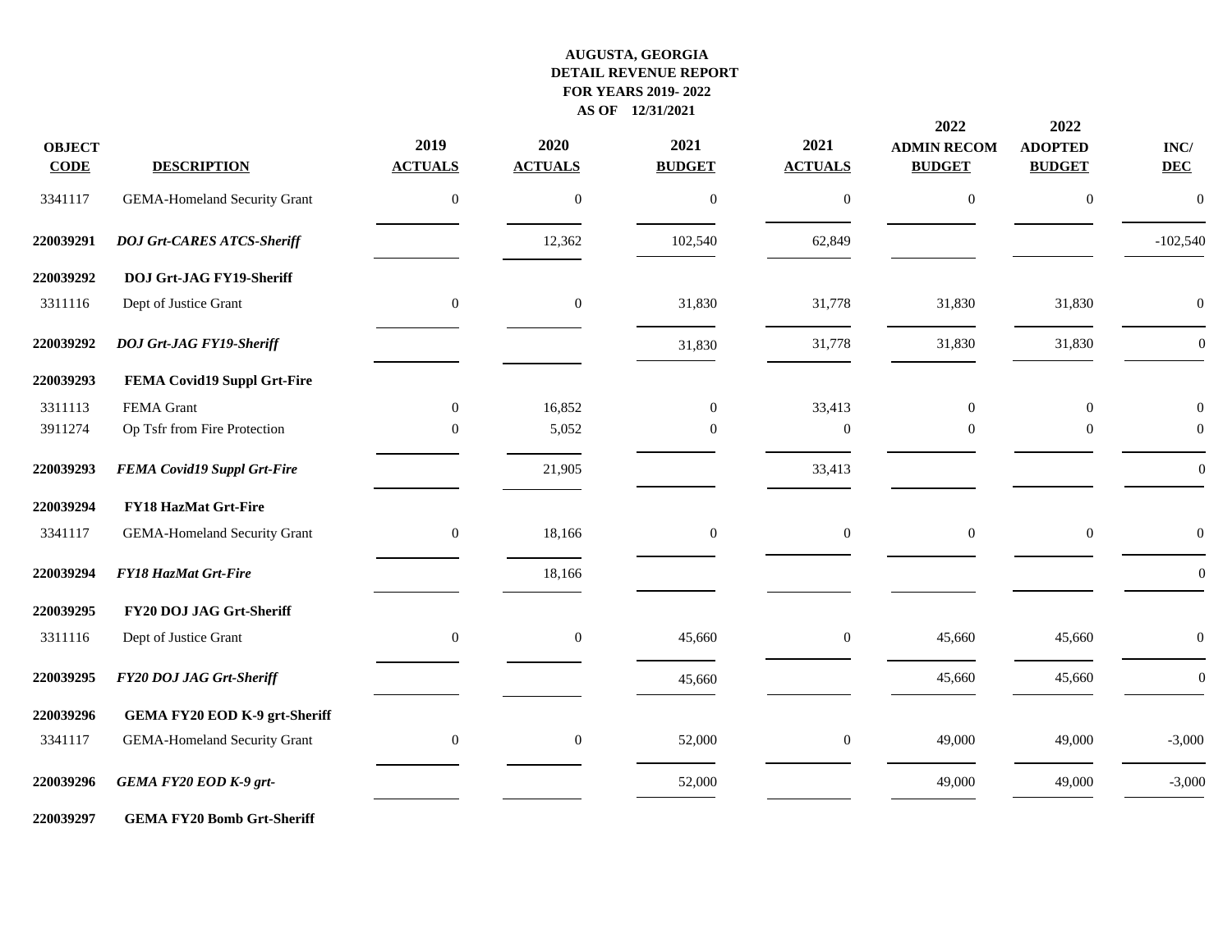# AUGUSTA, GEORGIA
## DETAIL REVENUE REPORT
## FOR YEARS 2019- 2022
## AS OF 12/31/2021

| OBJECT CODE | DESCRIPTION | 2019 ACTUALS | 2020 ACTUALS | 2021 BUDGET | 2021 ACTUALS | 2022 ADMIN RECOM BUDGET | 2022 ADOPTED BUDGET | INC/ DEC |
|---|---|---|---|---|---|---|---|---|
| 3341117 | GEMA-Homeland Security Grant | 0 | 0 | 0 | 0 | 0 | 0 | 0 |
| **220039291** | ***DOJ Grt-CARES ATCS-Sheriff*** | | 12,362 | 102,540 | 62,849 | | | -102,540 |
| **220039292** | **DOJ Grt-JAG FY19-Sheriff** | | | | | | | |
| 3311116 | Dept of Justice Grant | 0 | 0 | 31,830 | 31,778 | 31,830 | 31,830 | 0 |
| **220039292** | ***DOJ Grt-JAG FY19-Sheriff*** | | | 31,830 | 31,778 | 31,830 | 31,830 | 0 |
| **220039293** | **FEMA Covid19 Suppl Grt-Fire** | | | | | | | |
| 3311113 | FEMA Grant | 0 | 16,852 | 0 | 33,413 | 0 | 0 | 0 |
| 3911274 | Op Tsfr from Fire Protection | 0 | 5,052 | 0 | 0 | 0 | 0 | 0 |
| **220039293** | ***FEMA Covid19 Suppl Grt-Fire*** | | 21,905 | | 33,413 | | | 0 |
| **220039294** | **FY18 HazMat Grt-Fire** | | | | | | | |
| 3341117 | GEMA-Homeland Security Grant | 0 | 18,166 | 0 | 0 | 0 | 0 | 0 |
| **220039294** | ***FY18 HazMat Grt-Fire*** | | 18,166 | | | | | 0 |
| **220039295** | **FY20 DOJ JAG Grt-Sheriff** | | | | | | | |
| 3311116 | Dept of Justice Grant | 0 | 0 | 45,660 | 0 | 45,660 | 45,660 | 0 |
| **220039295** | ***FY20 DOJ JAG Grt-Sheriff*** | | | 45,660 | | 45,660 | 45,660 | 0 |
| **220039296** | **GEMA FY20 EOD K-9 grt-Sheriff** | | | | | | | |
| 3341117 | GEMA-Homeland Security Grant | 0 | 0 | 52,000 | 0 | 49,000 | 49,000 | -3,000 |
| **220039296** | ***GEMA FY20 EOD K-9 grt-*** | | | 52,000 | | 49,000 | 49,000 | -3,000 |
| **220039297** | **GEMA FY20 Bomb Grt-Sheriff** | | | | | | | |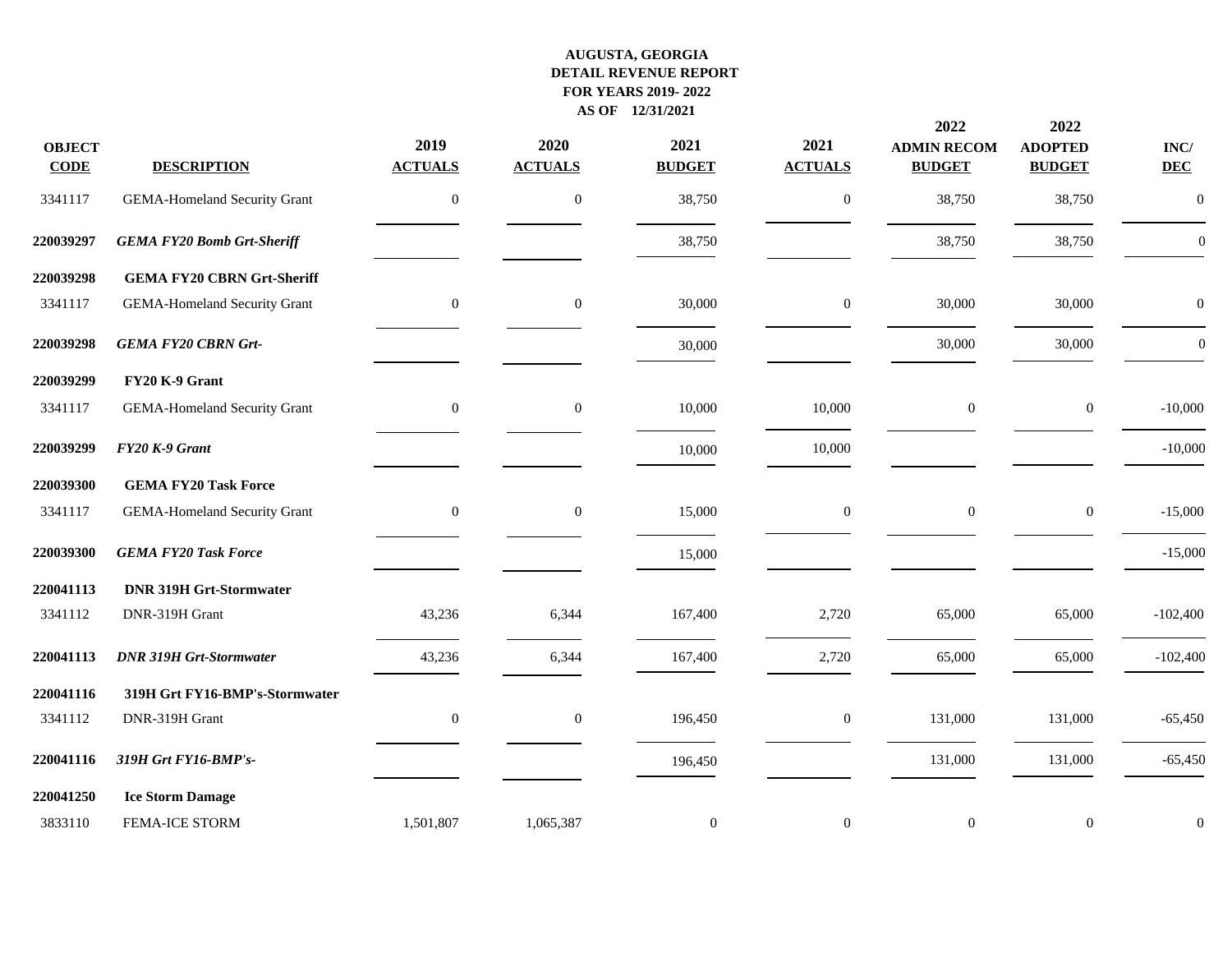**AUGUSTA, GEORGIA**
**DETAIL REVENUE REPORT**
**FOR YEARS 2019- 2022**
**AS OF 12/31/2021**

| OBJECT CODE | DESCRIPTION | 2019 ACTUALS | 2020 ACTUALS | 2021 BUDGET | 2021 ACTUALS | 2022 ADMIN RECOM BUDGET | 2022 ADOPTED BUDGET | INC/ DEC |
|---|---|---|---|---|---|---|---|---|
| 3341117 | GEMA-Homeland Security Grant | 0 | 0 | 38,750 | 0 | 38,750 | 38,750 | 0 |
| **220039297** | ***GEMA FY20 Bomb Grt-Sheriff*** | | | 38,750 | | 38,750 | 38,750 | 0 |
| **220039298** | **GEMA FY20 CBRN Grt-Sheriff** | | | | | | | |
| 3341117 | GEMA-Homeland Security Grant | 0 | 0 | 30,000 | 0 | 30,000 | 30,000 | 0 |
| **220039298** | ***GEMA FY20 CBRN Grt-*** | | | 30,000 | | 30,000 | 30,000 | 0 |
| **220039299** | **FY20 K-9 Grant** | | | | | | | |
| 3341117 | GEMA-Homeland Security Grant | 0 | 0 | 10,000 | 10,000 | 0 | 0 | -10,000 |
| **220039299** | ***FY20 K-9 Grant*** | | | 10,000 | 10,000 | | | -10,000 |
| **220039300** | **GEMA FY20 Task Force** | | | | | | | |
| 3341117 | GEMA-Homeland Security Grant | 0 | 0 | 15,000 | 0 | 0 | 0 | -15,000 |
| **220039300** | ***GEMA FY20 Task Force*** | | | 15,000 | | | | -15,000 |
| **220041113** | **DNR 319H Grt-Stormwater** | | | | | | | |
| 3341112 | DNR-319H Grant | 43,236 | 6,344 | 167,400 | 2,720 | 65,000 | 65,000 | -102,400 |
| **220041113** | ***DNR 319H Grt-Stormwater*** | 43,236 | 6,344 | 167,400 | 2,720 | 65,000 | 65,000 | -102,400 |
| **220041116** | **319H Grt FY16-BMP's-Stormwater** | | | | | | | |
| 3341112 | DNR-319H Grant | 0 | 0 | 196,450 | 0 | 131,000 | 131,000 | -65,450 |
| **220041116** | ***319H Grt FY16-BMP's-*** | | | 196,450 | | 131,000 | 131,000 | -65,450 |
| **220041250** | **Ice Storm Damage** | | | | | | | |
| 3833110 | FEMA-ICE STORM | 1,501,807 | 1,065,387 | 0 | 0 | 0 | 0 | 0 |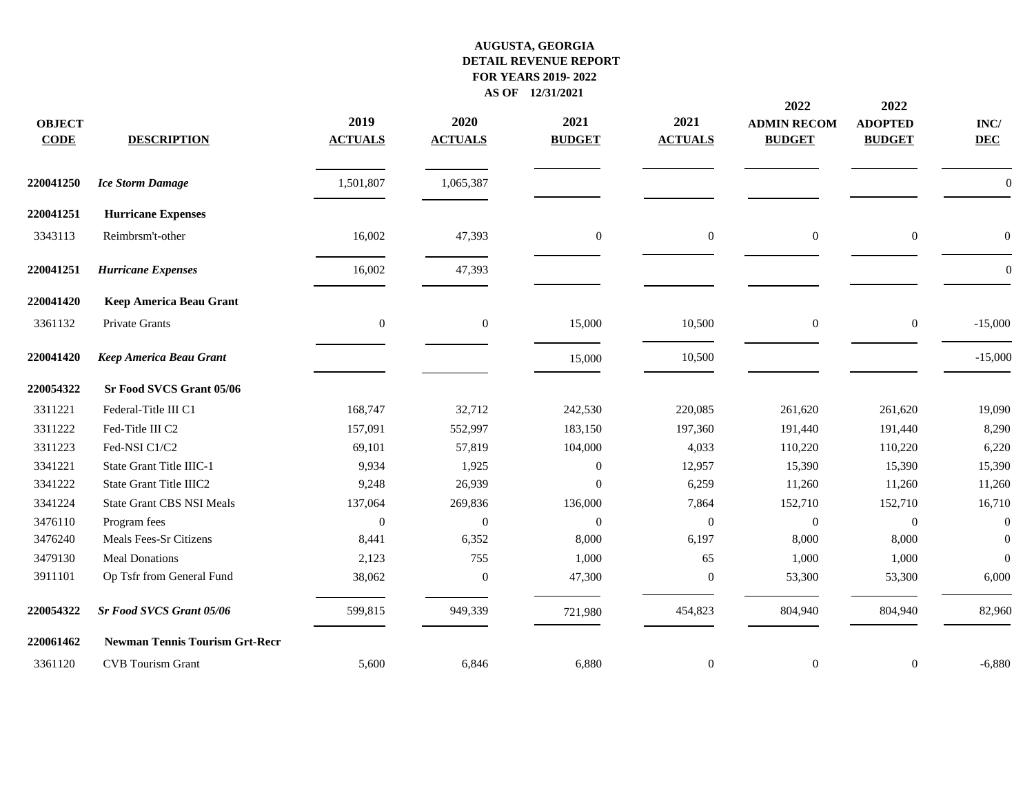# AUGUSTA, GEORGIA
## DETAIL REVENUE REPORT
## FOR YEARS 2019- 2022
## AS OF 12/31/2021

| OBJECT CODE | DESCRIPTION | 2019 ACTUALS | 2020 ACTUALS | 2021 BUDGET | 2021 ACTUALS | 2022 ADMIN RECOM BUDGET | 2022 ADOPTED BUDGET | INC/ DEC |
|---|---|---|---|---|---|---|---|---|
| **220041250** | ***Ice Storm Damage*** | 1,501,807 | 1,065,387 | | | | | 0 |
| **220041251** | **Hurricane Expenses** | | | | | | | |
| 3343113 | Reimbrsm't-other | 16,002 | 47,393 | 0 | 0 | 0 | 0 | 0 |
| **220041251** | ***Hurricane Expenses*** | 16,002 | 47,393 | | | | | 0 |
| **220041420** | **Keep America Beau Grant** | | | | | | | |
| 3361132 | Private Grants | 0 | 0 | 15,000 | 10,500 | 0 | 0 | -15,000 |
| **220041420** | ***Keep America Beau Grant*** | | | 15,000 | 10,500 | | | -15,000 |
| **220054322** | **Sr Food SVCS Grant 05/06** | | | | | | | |
| 3311221 | Federal-Title III C1 | 168,747 | 32,712 | 242,530 | 220,085 | 261,620 | 261,620 | 19,090 |
| 3311222 | Fed-Title III C2 | 157,091 | 552,997 | 183,150 | 197,360 | 191,440 | 191,440 | 8,290 |
| 3311223 | Fed-NSI C1/C2 | 69,101 | 57,819 | 104,000 | 4,033 | 110,220 | 110,220 | 6,220 |
| 3341221 | State Grant Title IIIC-1 | 9,934 | 1,925 | 0 | 12,957 | 15,390 | 15,390 | 15,390 |
| 3341222 | State Grant Title IIIC2 | 9,248 | 26,939 | 0 | 6,259 | 11,260 | 11,260 | 11,260 |
| 3341224 | State Grant CBS NSI Meals | 137,064 | 269,836 | 136,000 | 7,864 | 152,710 | 152,710 | 16,710 |
| 3476110 | Program fees | 0 | 0 | 0 | 0 | 0 | 0 | 0 |
| 3476240 | Meals Fees-Sr Citizens | 8,441 | 6,352 | 8,000 | 6,197 | 8,000 | 8,000 | 0 |
| 3479130 | Meal Donations | 2,123 | 755 | 1,000 | 65 | 1,000 | 1,000 | 0 |
| 3911101 | Op Tsfr from General Fund | 38,062 | 0 | 47,300 | 0 | 53,300 | 53,300 | 6,000 |
| **220054322** | ***Sr Food SVCS Grant 05/06*** | 599,815 | 949,339 | 721,980 | 454,823 | 804,940 | 804,940 | 82,960 |
| **220061462** | **Newman Tennis Tourism Grt-Recr** | | | | | | | |
| 3361120 | CVB Tourism Grant | 5,600 | 6,846 | 6,880 | 0 | 0 | 0 | -6,880 |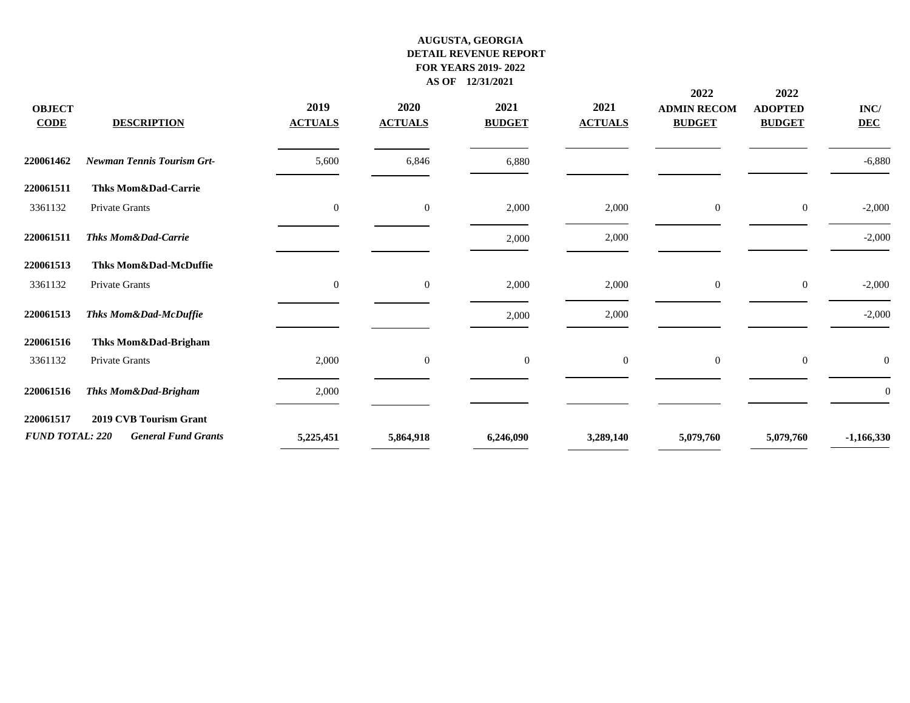**AUGUSTA, GEORGIA**
**DETAIL REVENUE REPORT**
**FOR YEARS 2019- 2022**
**AS OF 12/31/2021**

| OBJECT CODE | DESCRIPTION | 2019 ACTUALS | 2020 ACTUALS | 2021 BUDGET | 2021 ACTUALS | 2022 ADMIN RECOM BUDGET | 2022 ADOPTED BUDGET | INC/ DEC |
|---|---|---|---|---|---|---|---|---|
| **220061462** | ***Newman Tennis Tourism Grt-*** | 5,600 | 6,846 | 6,880 | | | | -6,880 |
| **220061511** | **Thks Mom&Dad-Carrie** | | | | | | | |
| 3361132 | Private Grants | 0 | 0 | 2,000 | 2,000 | 0 | 0 | -2,000 |
| **220061511** | ***Thks Mom&Dad-Carrie*** | | | 2,000 | 2,000 | | | -2,000 |
| **220061513** | **Thks Mom&Dad-McDuffie** | | | | | | | |
| 3361132 | Private Grants | 0 | 0 | 2,000 | 2,000 | 0 | 0 | -2,000 |
| **220061513** | ***Thks Mom&Dad-McDuffie*** | | | 2,000 | 2,000 | | | -2,000 |
| **220061516** | **Thks Mom&Dad-Brigham** | | | | | | | |
| 3361132 | Private Grants | 2,000 | 0 | 0 | 0 | 0 | 0 | 0 |
| **220061516** | ***Thks Mom&Dad-Brigham*** | 2,000 | | | | | | 0 |
| **220061517** | **2019 CVB Tourism Grant** | | | | | | | |
| ***FUND TOTAL: 220*** | ***General Fund Grants*** | **5,225,451** | **5,864,918** | **6,246,090** | **3,289,140** | **5,079,760** | **5,079,760** | **-1,166,330** |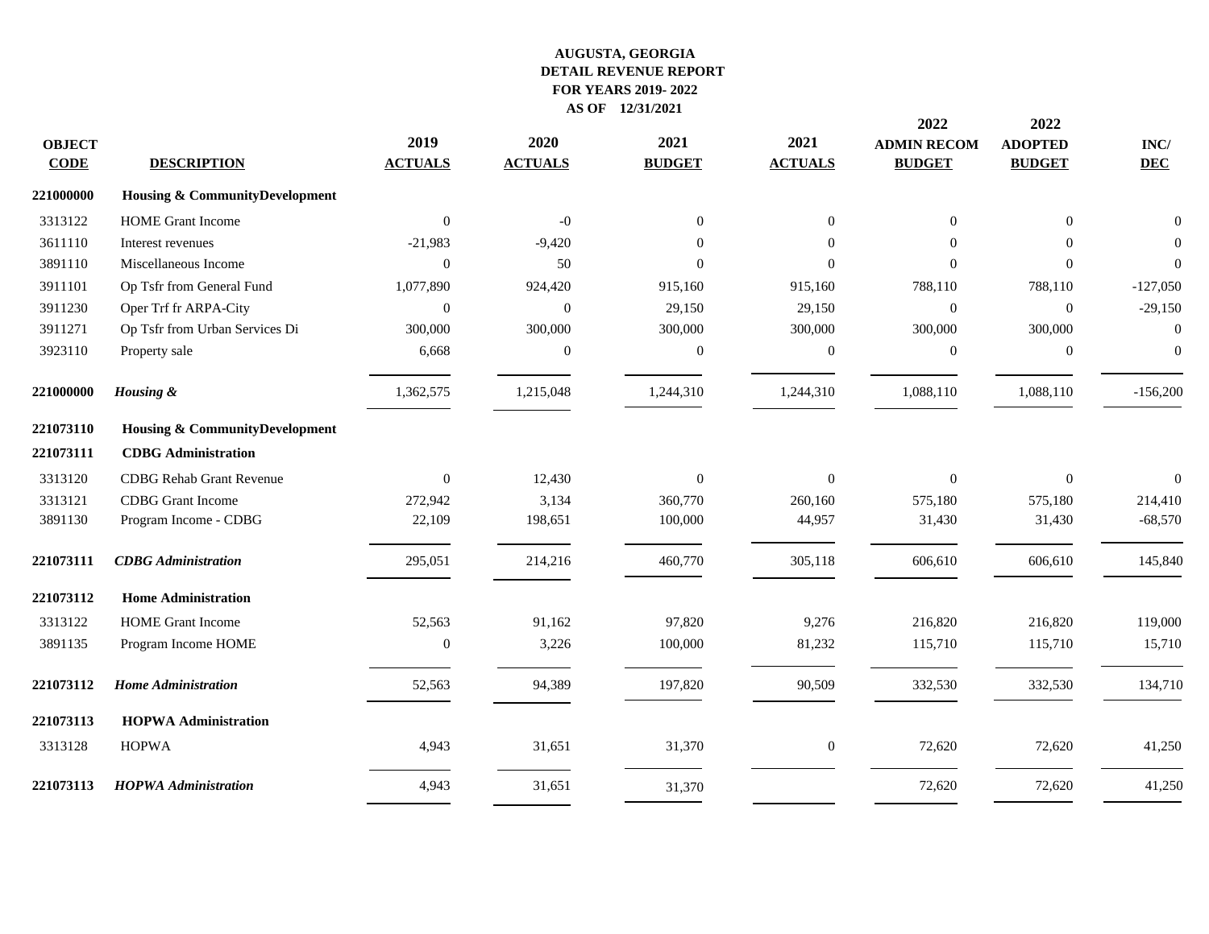**AUGUSTA, GEORGIA**
**DETAIL REVENUE REPORT**
**FOR YEARS 2019- 2022**
**AS OF 12/31/2021**

| OBJECT CODE | DESCRIPTION | 2019 ACTUALS | 2020 ACTUALS | 2021 BUDGET | 2021 ACTUALS | 2022 ADMIN RECOM BUDGET | 2022 ADOPTED BUDGET | INC/ DEC |
|---|---|---|---|---|---|---|---|---|
| **221000000** | **Housing & CommunityDevelopment** | | | | | | | |
| 3313122 | HOME Grant Income | 0 | -0 | 0 | 0 | 0 | 0 | 0 |
| 3611110 | Interest revenues | -21,983 | -9,420 | 0 | 0 | 0 | 0 | 0 |
| 3891110 | Miscellaneous Income | 0 | 50 | 0 | 0 | 0 | 0 | 0 |
| 3911101 | Op Tsfr from General Fund | 1,077,890 | 924,420 | 915,160 | 915,160 | 788,110 | 788,110 | -127,050 |
| 3911230 | Oper Trf fr ARPA-City | 0 | 0 | 29,150 | 29,150 | 0 | 0 | -29,150 |
| 3911271 | Op Tsfr from Urban Services Di | 300,000 | 300,000 | 300,000 | 300,000 | 300,000 | 300,000 | 0 |
| 3923110 | Property sale | 6,668 | 0 | 0 | 0 | 0 | 0 | 0 |
| **221000000** | ***Housing &*** | 1,362,575 | 1,215,048 | 1,244,310 | 1,244,310 | 1,088,110 | 1,088,110 | -156,200 |
| **221073110** | **Housing & CommunityDevelopment** | | | | | | | |
| **221073111** | **CDBG Administration** | | | | | | | |
| 3313120 | CDBG Rehab Grant Revenue | 0 | 12,430 | 0 | 0 | 0 | 0 | 0 |
| 3313121 | CDBG Grant Income | 272,942 | 3,134 | 360,770 | 260,160 | 575,180 | 575,180 | 214,410 |
| 3891130 | Program Income - CDBG | 22,109 | 198,651 | 100,000 | 44,957 | 31,430 | 31,430 | -68,570 |
| **221073111** | ***CDBG Administration*** | 295,051 | 214,216 | 460,770 | 305,118 | 606,610 | 606,610 | 145,840 |
| **221073112** | **Home Administration** | | | | | | | |
| 3313122 | HOME Grant Income | 52,563 | 91,162 | 97,820 | 9,276 | 216,820 | 216,820 | 119,000 |
| 3891135 | Program Income HOME | 0 | 3,226 | 100,000 | 81,232 | 115,710 | 115,710 | 15,710 |
| **221073112** | ***Home Administration*** | 52,563 | 94,389 | 197,820 | 90,509 | 332,530 | 332,530 | 134,710 |
| **221073113** | **HOPWA Administration** | | | | | | | |
| 3313128 | HOPWA | 4,943 | 31,651 | 31,370 | 0 | 72,620 | 72,620 | 41,250 |
| **221073113** | ***HOPWA Administration*** | 4,943 | 31,651 | 31,370 | | 72,620 | 72,620 | 41,250 |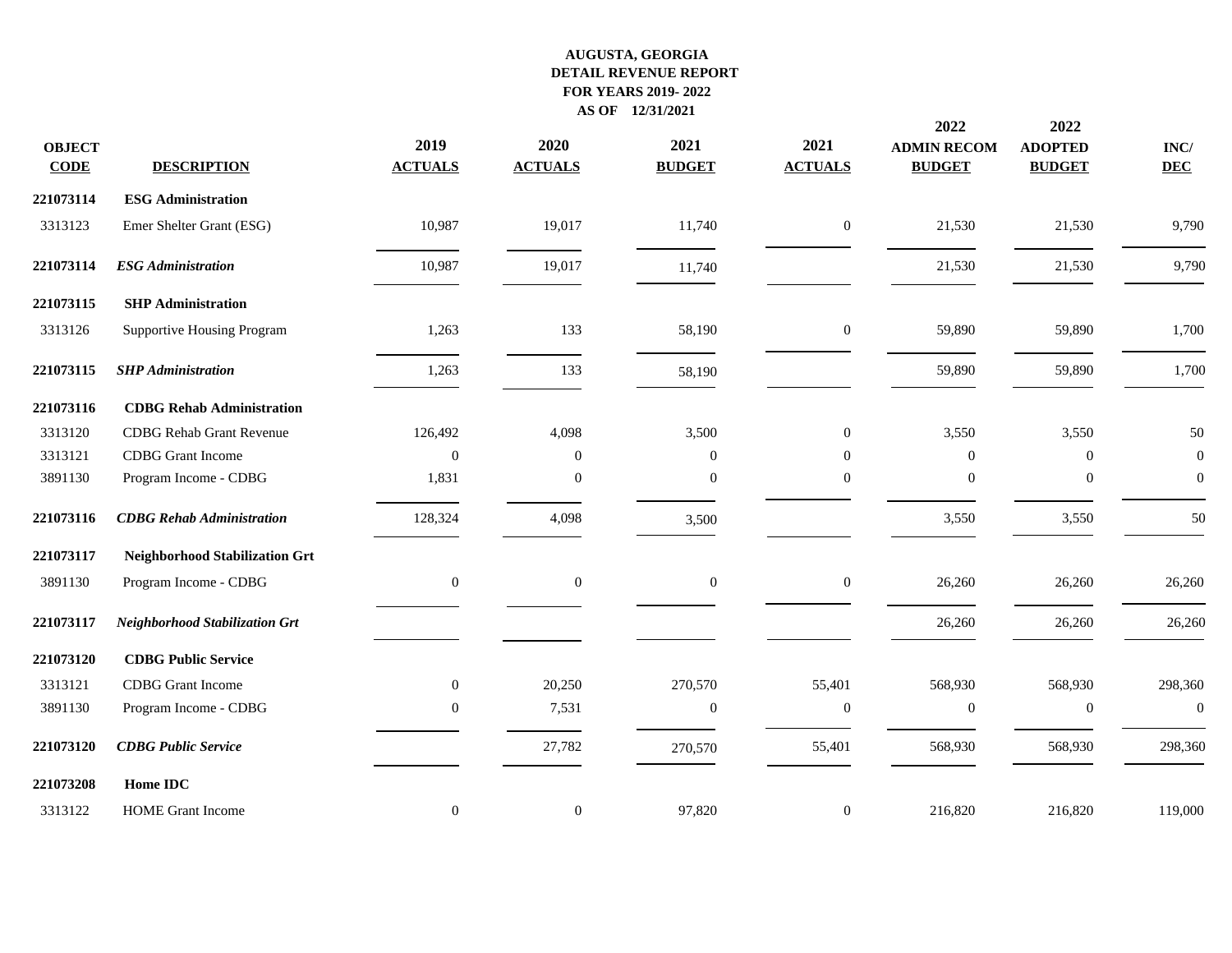**AUGUSTA, GEORGIA**
**DETAIL REVENUE REPORT**
**FOR YEARS 2019- 2022**
**AS OF 12/31/2021**

| OBJECT CODE | DESCRIPTION | 2019 ACTUALS | 2020 ACTUALS | 2021 BUDGET | 2021 ACTUALS | 2022 ADMIN RECOM BUDGET | 2022 ADOPTED BUDGET | INC/ DEC |
|---|---|---|---|---|---|---|---|---|
| **221073114** | **ESG Administration** | | | | | | | |
| 3313123 | Emer Shelter Grant (ESG) | 10,987 | 19,017 | 11,740 | 0 | 21,530 | 21,530 | 9,790 |
| **221073114** | ***ESG Administration*** | 10,987 | 19,017 | 11,740 | | 21,530 | 21,530 | 9,790 |
| **221073115** | **SHP Administration** | | | | | | | |
| 3313126 | Supportive Housing Program | 1,263 | 133 | 58,190 | 0 | 59,890 | 59,890 | 1,700 |
| **221073115** | ***SHP Administration*** | 1,263 | 133 | 58,190 | | 59,890 | 59,890 | 1,700 |
| **221073116** | **CDBG Rehab Administration** | | | | | | | |
| 3313120 | CDBG Rehab Grant Revenue | 126,492 | 4,098 | 3,500 | 0 | 3,550 | 3,550 | 50 |
| 3313121 | CDBG Grant Income | 0 | 0 | 0 | 0 | 0 | 0 | 0 |
| 3891130 | Program Income - CDBG | 1,831 | 0 | 0 | 0 | 0 | 0 | 0 |
| **221073116** | ***CDBG Rehab Administration*** | 128,324 | 4,098 | 3,500 | | 3,550 | 3,550 | 50 |
| **221073117** | **Neighborhood Stabilization Grt** | | | | | | | |
| 3891130 | Program Income - CDBG | 0 | 0 | 0 | 0 | 26,260 | 26,260 | 26,260 |
| **221073117** | ***Neighborhood Stabilization Grt*** | | | | | 26,260 | 26,260 | 26,260 |
| **221073120** | **CDBG Public Service** | | | | | | | |
| 3313121 | CDBG Grant Income | 0 | 20,250 | 270,570 | 55,401 | 568,930 | 568,930 | 298,360 |
| 3891130 | Program Income - CDBG | 0 | 7,531 | 0 | 0 | 0 | 0 | 0 |
| **221073120** | ***CDBG Public Service*** | | 27,782 | 270,570 | 55,401 | 568,930 | 568,930 | 298,360 |
| **221073208** | **Home IDC** | | | | | | | |
| 3313122 | HOME Grant Income | 0 | 0 | 97,820 | 0 | 216,820 | 216,820 | 119,000 |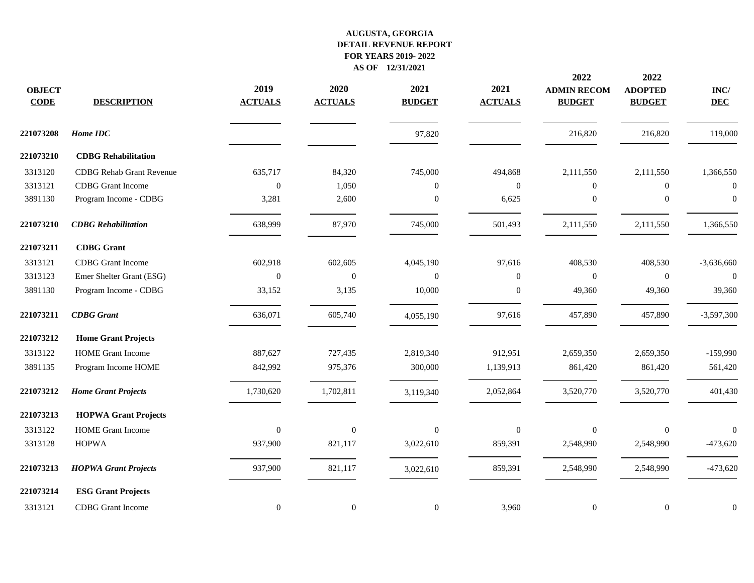# AUGUSTA, GEORGIA
## DETAIL REVENUE REPORT
## FOR YEARS 2019- 2022
## AS OF 12/31/2021

| OBJECT CODE | DESCRIPTION | 2019 ACTUALS | 2020 ACTUALS | 2021 BUDGET | 2021 ACTUALS | 2022 ADMIN RECOM BUDGET | 2022 ADOPTED BUDGET | INC/ DEC |
|---|---|---|---|---|---|---|---|---|
| **221073208** | ***Home IDC*** | | | 97,820 | | 216,820 | 216,820 | 119,000 |
| **221073210** | **CDBG Rehabilitation** | | | | | | | |
| 3313120 | CDBG Rehab Grant Revenue | 635,717 | 84,320 | 745,000 | 494,868 | 2,111,550 | 2,111,550 | 1,366,550 |
| 3313121 | CDBG Grant Income | 0 | 1,050 | 0 | 0 | 0 | 0 | 0 |
| 3891130 | Program Income - CDBG | 3,281 | 2,600 | 0 | 6,625 | 0 | 0 | 0 |
| **221073210** | ***CDBG Rehabilitation*** | 638,999 | 87,970 | 745,000 | 501,493 | 2,111,550 | 2,111,550 | 1,366,550 |
| **221073211** | **CDBG Grant** | | | | | | | |
| 3313121 | CDBG Grant Income | 602,918 | 602,605 | 4,045,190 | 97,616 | 408,530 | 408,530 | -3,636,660 |
| 3313123 | Emer Shelter Grant (ESG) | 0 | 0 | 0 | 0 | 0 | 0 | 0 |
| 3891130 | Program Income - CDBG | 33,152 | 3,135 | 10,000 | 0 | 49,360 | 49,360 | 39,360 |
| **221073211** | ***CDBG Grant*** | 636,071 | 605,740 | 4,055,190 | 97,616 | 457,890 | 457,890 | -3,597,300 |
| **221073212** | **Home Grant Projects** | | | | | | | |
| 3313122 | HOME Grant Income | 887,627 | 727,435 | 2,819,340 | 912,951 | 2,659,350 | 2,659,350 | -159,990 |
| 3891135 | Program Income HOME | 842,992 | 975,376 | 300,000 | 1,139,913 | 861,420 | 861,420 | 561,420 |
| **221073212** | ***Home Grant Projects*** | 1,730,620 | 1,702,811 | 3,119,340 | 2,052,864 | 3,520,770 | 3,520,770 | 401,430 |
| **221073213** | **HOPWA Grant Projects** | | | | | | | |
| 3313122 | HOME Grant Income | 0 | 0 | 0 | 0 | 0 | 0 | 0 |
| 3313128 | HOPWA | 937,900 | 821,117 | 3,022,610 | 859,391 | 2,548,990 | 2,548,990 | -473,620 |
| **221073213** | ***HOPWA Grant Projects*** | 937,900 | 821,117 | 3,022,610 | 859,391 | 2,548,990 | 2,548,990 | -473,620 |
| **221073214** | **ESG Grant Projects** | | | | | | | |
| 3313121 | CDBG Grant Income | 0 | 0 | 0 | 3,960 | 0 | 0 | 0 |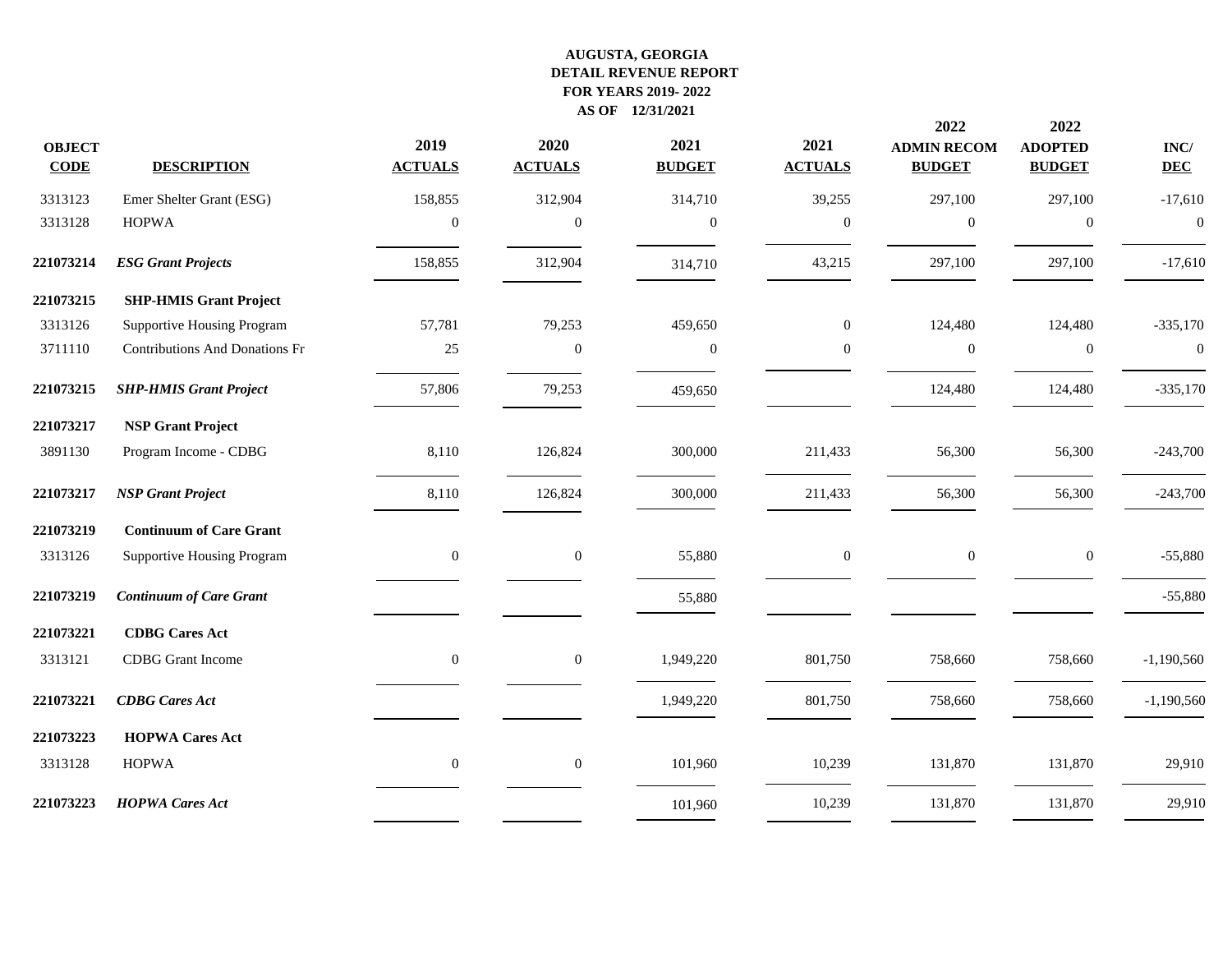**AUGUSTA, GEORGIA**
**DETAIL REVENUE REPORT**
**FOR YEARS 2019- 2022**
**AS OF 12/31/2021**

| OBJECT CODE | DESCRIPTION | 2019 ACTUALS | 2020 ACTUALS | 2021 BUDGET | 2021 ACTUALS | 2022 ADMIN RECOM BUDGET | 2022 ADOPTED BUDGET | INC/ DEC |
|---|---|---|---|---|---|---|---|---|
| 3313123 | Emer Shelter Grant (ESG) | 158,855 | 312,904 | 314,710 | 39,255 | 297,100 | 297,100 | -17,610 |
| 3313128 | HOPWA | 0 | 0 | 0 | 0 | 0 | 0 | 0 |
| **221073214** | ***ESG Grant Projects*** | 158,855 | 312,904 | 314,710 | 43,215 | 297,100 | 297,100 | -17,610 |
| **221073215** | **SHP-HMIS Grant Project** | | | | | | | |
| 3313126 | Supportive Housing Program | 57,781 | 79,253 | 459,650 | 0 | 124,480 | 124,480 | -335,170 |
| 3711110 | Contributions And Donations Fr | 25 | 0 | 0 | 0 | 0 | 0 | 0 |
| **221073215** | ***SHP-HMIS Grant Project*** | 57,806 | 79,253 | 459,650 | | 124,480 | 124,480 | -335,170 |
| **221073217** | **NSP Grant Project** | | | | | | | |
| 3891130 | Program Income - CDBG | 8,110 | 126,824 | 300,000 | 211,433 | 56,300 | 56,300 | -243,700 |
| **221073217** | ***NSP Grant Project*** | 8,110 | 126,824 | 300,000 | 211,433 | 56,300 | 56,300 | -243,700 |
| **221073219** | **Continuum of Care Grant** | | | | | | | |
| 3313126 | Supportive Housing Program | 0 | 0 | 55,880 | 0 | 0 | 0 | -55,880 |
| **221073219** | ***Continuum of Care Grant*** | | | 55,880 | | | | -55,880 |
| **221073221** | **CDBG Cares Act** | | | | | | | |
| 3313121 | CDBG Grant Income | 0 | 0 | 1,949,220 | 801,750 | 758,660 | 758,660 | -1,190,560 |
| **221073221** | ***CDBG Cares Act*** | | | 1,949,220 | 801,750 | 758,660 | 758,660 | -1,190,560 |
| **221073223** | **HOPWA Cares Act** | | | | | | | |
| 3313128 | HOPWA | 0 | 0 | 101,960 | 10,239 | 131,870 | 131,870 | 29,910 |
| **221073223** | ***HOPWA Cares Act*** | | | 101,960 | 10,239 | 131,870 | 131,870 | 29,910 |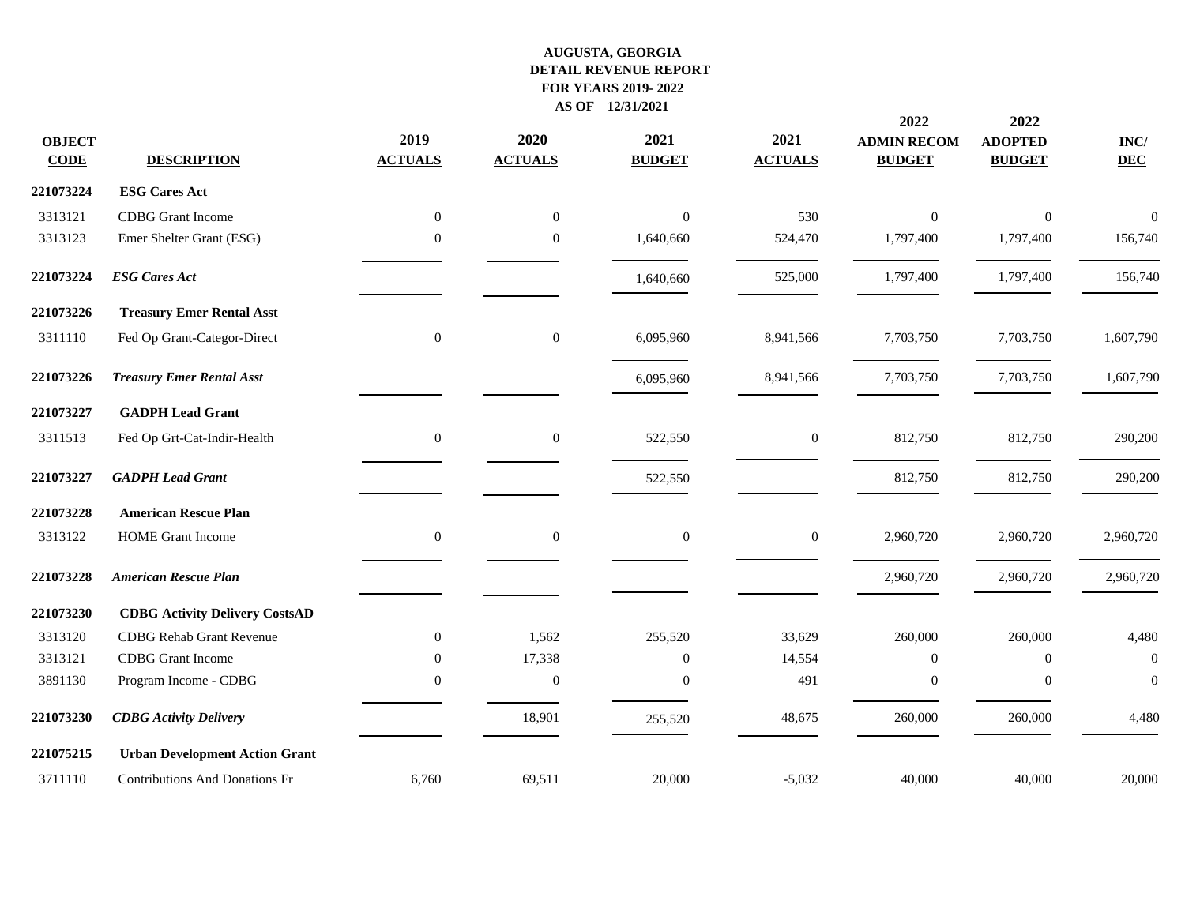**AUGUSTA, GEORGIA**
**DETAIL REVENUE REPORT**
**FOR YEARS 2019- 2022**
**AS OF 12/31/2021**

| OBJECT CODE | DESCRIPTION | 2019 ACTUALS | 2020 ACTUALS | 2021 BUDGET | 2021 ACTUALS | 2022 ADMIN RECOM BUDGET | 2022 ADOPTED BUDGET | INC/ DEC |
|---|---|---|---|---|---|---|---|---|
| **221073224** | **ESG Cares Act** | | | | | | | |
| 3313121 | CDBG Grant Income | 0 | 0 | 0 | 530 | 0 | 0 | 0 |
| 3313123 | Emer Shelter Grant (ESG) | 0 | 0 | 1,640,660 | 524,470 | 1,797,400 | 1,797,400 | 156,740 |
| **221073224** | ***ESG Cares Act*** | | | 1,640,660 | 525,000 | 1,797,400 | 1,797,400 | 156,740 |
| **221073226** | **Treasury Emer Rental Asst** | | | | | | | |
| 3311110 | Fed Op Grant-Categor-Direct | 0 | 0 | 6,095,960 | 8,941,566 | 7,703,750 | 7,703,750 | 1,607,790 |
| **221073226** | ***Treasury Emer Rental Asst*** | | | 6,095,960 | 8,941,566 | 7,703,750 | 7,703,750 | 1,607,790 |
| **221073227** | **GADPH Lead Grant** | | | | | | | |
| 3311513 | Fed Op Grt-Cat-Indir-Health | 0 | 0 | 522,550 | 0 | 812,750 | 812,750 | 290,200 |
| **221073227** | ***GADPH Lead Grant*** | | | 522,550 | | 812,750 | 812,750 | 290,200 |
| **221073228** | **American Rescue Plan** | | | | | | | |
| 3313122 | HOME Grant Income | 0 | 0 | 0 | 0 | 2,960,720 | 2,960,720 | 2,960,720 |
| **221073228** | ***American Rescue Plan*** | | | | | 2,960,720 | 2,960,720 | 2,960,720 |
| **221073230** | **CDBG Activity Delivery CostsAD** | | | | | | | |
| 3313120 | CDBG Rehab Grant Revenue | 0 | 1,562 | 255,520 | 33,629 | 260,000 | 260,000 | 4,480 |
| 3313121 | CDBG Grant Income | 0 | 17,338 | 0 | 14,554 | 0 | 0 | 0 |
| 3891130 | Program Income - CDBG | 0 | 0 | 0 | 491 | 0 | 0 | 0 |
| **221073230** | ***CDBG Activity Delivery*** | | 18,901 | 255,520 | 48,675 | 260,000 | 260,000 | 4,480 |
| **221075215** | **Urban Development Action Grant** | | | | | | | |
| 3711110 | Contributions And Donations Fr | 6,760 | 69,511 | 20,000 | -5,032 | 40,000 | 40,000 | 20,000 |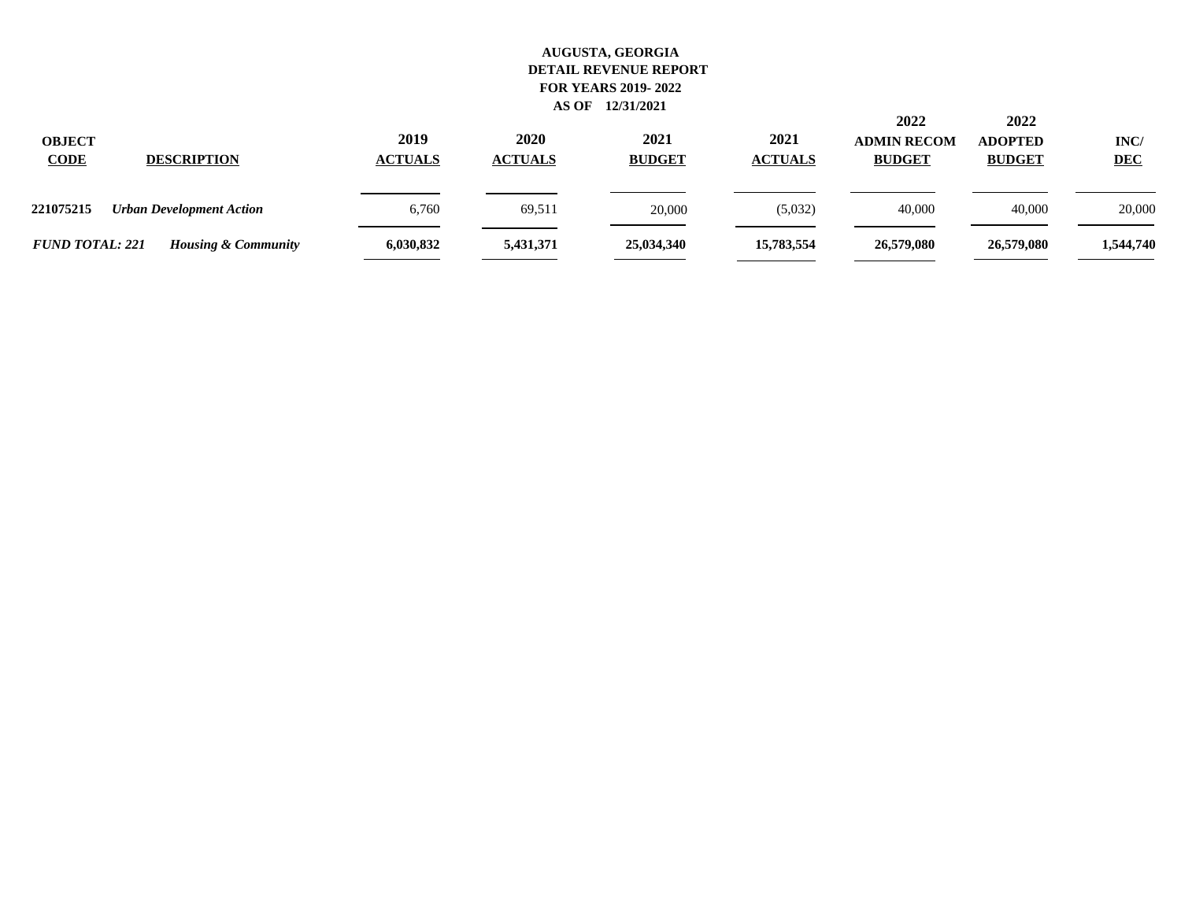**AUGUSTA, GEORGIA**
**DETAIL REVENUE REPORT**
**FOR YEARS 2019- 2022**
**AS OF 12/31/2021**

| OBJECT CODE | DESCRIPTION | 2019 ACTUALS | 2020 ACTUALS | 2021 BUDGET | 2021 ACTUALS | 2022 ADMIN RECOM BUDGET | 2022 ADOPTED BUDGET | INC/ DEC |
|---|---|---|---|---|---|---|---|---|
| **221075215** | ***Urban Development Action*** | 6,760 | 69,511 | 20,000 | (5,032) | 40,000 | 40,000 | 20,000 |
| ***FUND TOTAL: 221*** | ***Housing & Community*** | **6,030,832** | **5,431,371** | **25,034,340** | **15,783,554** | **26,579,080** | **26,579,080** | **1,544,740** |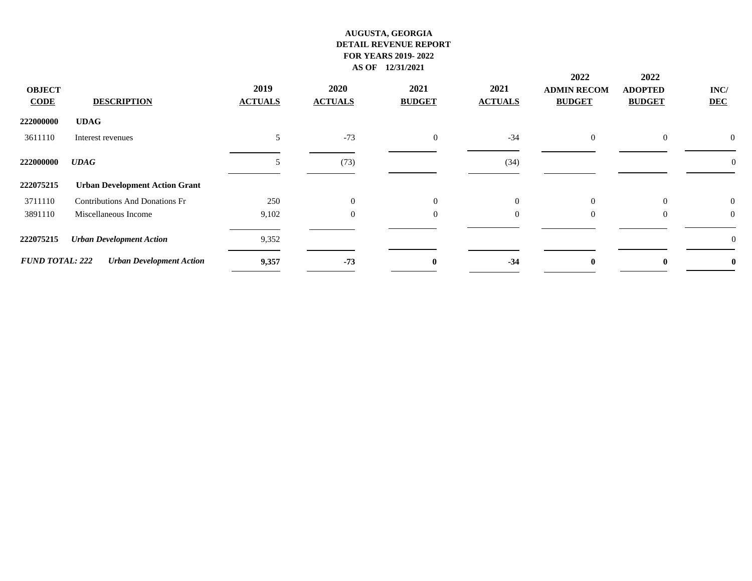**AUGUSTA, GEORGIA**
**DETAIL REVENUE REPORT**
**FOR YEARS 2019- 2022**
**AS OF 12/31/2021**

| OBJECT CODE | DESCRIPTION | 2019 ACTUALS | 2020 ACTUALS | 2021 BUDGET | 2021 ACTUALS | 2022 ADMIN RECOM BUDGET | 2022 ADOPTED BUDGET | INC/ DEC |
|---|---|---|---|---|---|---|---|---|
| **222000000** | **UDAG** | | | | | | | |
| 3611110 | Interest revenues | 5 | -73 | 0 | -34 | 0 | 0 | 0 |
| **222000000** | ***UDAG*** | 5 | (73) | | (34) | | | 0 |
| **222075215** | **Urban Development Action Grant** | | | | | | | |
| 3711110 | Contributions And Donations Fr | 250 | 0 | 0 | 0 | 0 | 0 | 0 |
| 3891110 | Miscellaneous Income | 9,102 | 0 | 0 | 0 | 0 | 0 | 0 |
| **222075215** | ***Urban Development Action*** | 9,352 | | | | | | 0 |
| ***FUND TOTAL: 222*** | ***Urban Development Action*** | **9,357** | **-73** | **0** | **-34** | **0** | **0** | **0** |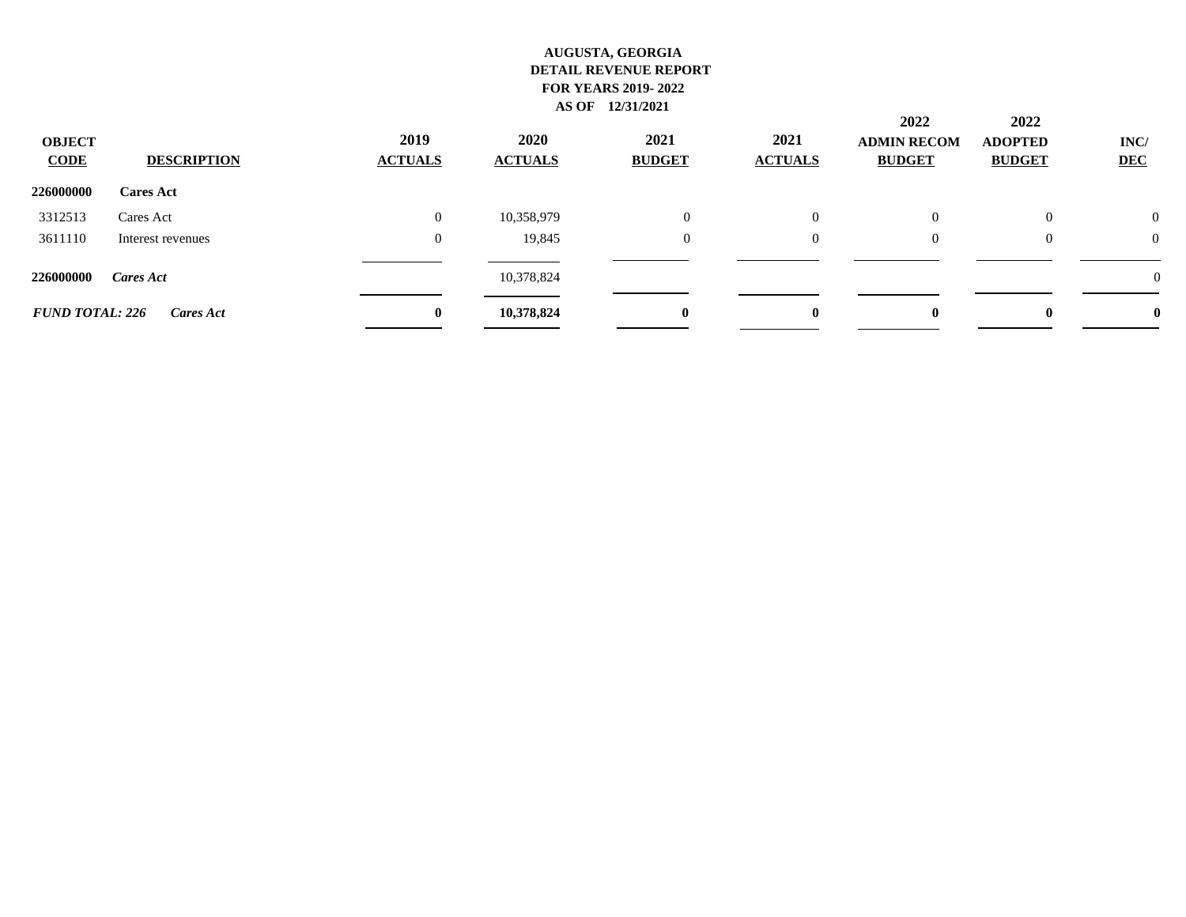**AUGUSTA, GEORGIA**
**DETAIL REVENUE REPORT**
**FOR YEARS 2019- 2022**
**AS OF 12/31/2021**

| OBJECT CODE | DESCRIPTION | 2019 ACTUALS | 2020 ACTUALS | 2021 BUDGET | 2021 ACTUALS | 2022 ADMIN RECOM BUDGET | 2022 ADOPTED BUDGET | INC/ DEC |
|---|---|---|---|---|---|---|---|---|
| **226000000** | **Cares Act** | | | | | | | |
| 3312513 | Cares Act | 0 | 10,358,979 | 0 | 0 | 0 | 0 | 0 |
| 3611110 | Interest revenues | 0 | 19,845 | 0 | 0 | 0 | 0 | 0 |
| **226000000** | ***Cares Act*** | | 10,378,824 | | | | | 0 |
| ***FUND TOTAL: 226*** | ***Cares Act*** | **0** | **10,378,824** | **0** | **0** | **0** | **0** | **0** |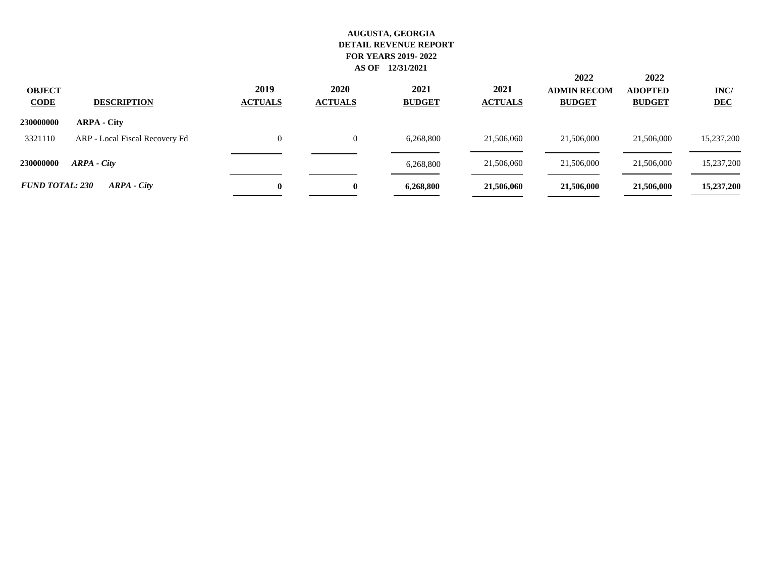**AUGUSTA, GEORGIA**
**DETAIL REVENUE REPORT**
**FOR YEARS 2019- 2022**
**AS OF 12/31/2021**

| OBJECT CODE | DESCRIPTION | 2019 ACTUALS | 2020 ACTUALS | 2021 BUDGET | 2021 ACTUALS | 2022 ADMIN RECOM BUDGET | 2022 ADOPTED BUDGET | INC/ DEC |
|---|---|---|---|---|---|---|---|---|
| **230000000** | **ARPA - City** | | | | | | | |
| 3321110 | ARP - Local Fiscal Recovery Fd | 0 | 0 | 6,268,800 | 21,506,060 | 21,506,000 | 21,506,000 | 15,237,200 |
| **230000000** | ***ARPA - City*** | | | 6,268,800 | 21,506,060 | 21,506,000 | 21,506,000 | 15,237,200 |
| ***FUND TOTAL: 230*** | ***ARPA - City*** | **0** | **0** | **6,268,800** | **21,506,060** | **21,506,000** | **21,506,000** | **15,237,200** |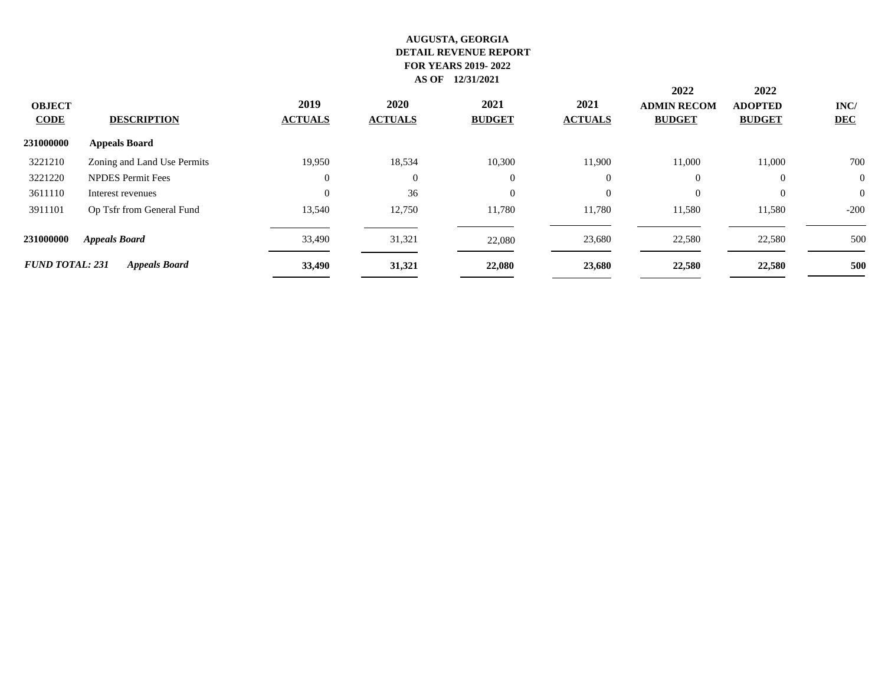**AUGUSTA, GEORGIA**
**DETAIL REVENUE REPORT**
**FOR YEARS 2019- 2022**
**AS OF 12/31/2021**

| OBJECT CODE | DESCRIPTION | 2019 ACTUALS | 2020 ACTUALS | 2021 BUDGET | 2021 ACTUALS | 2022 ADMIN RECOM BUDGET | 2022 ADOPTED BUDGET | INC/ DEC |
|---|---|---|---|---|---|---|---|---|
| **231000000** | **Appeals Board** | | | | | | | |
| 3221210 | Zoning and Land Use Permits | 19,950 | 18,534 | 10,300 | 11,900 | 11,000 | 11,000 | 700 |
| 3221220 | NPDES Permit Fees | 0 | 0 | 0 | 0 | 0 | 0 | 0 |
| 3611110 | Interest revenues | 0 | 36 | 0 | 0 | 0 | 0 | 0 |
| 3911101 | Op Tsfr from General Fund | 13,540 | 12,750 | 11,780 | 11,780 | 11,580 | 11,580 | -200 |
| **231000000** | ***Appeals Board*** | 33,490 | 31,321 | 22,080 | 23,680 | 22,580 | 22,580 | 500 |
| ***FUND TOTAL: 231*** | ***Appeals Board*** | **33,490** | **31,321** | **22,080** | **23,680** | **22,580** | **22,580** | **500** |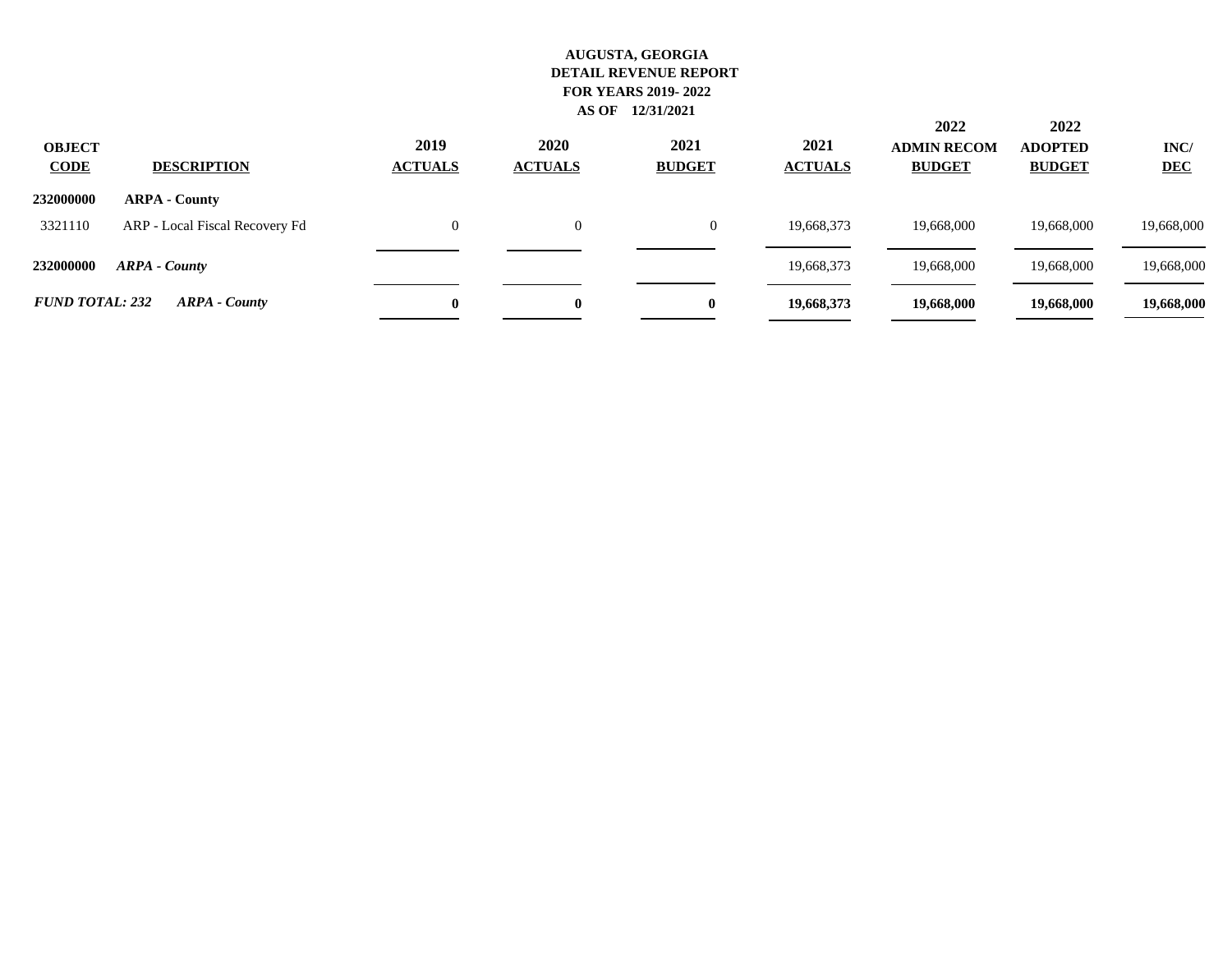**AUGUSTA, GEORGIA**
**DETAIL REVENUE REPORT**
**FOR YEARS 2019- 2022**
**AS OF 12/31/2021**

| OBJECT CODE | DESCRIPTION | 2019 ACTUALS | 2020 ACTUALS | 2021 BUDGET | 2021 ACTUALS | 2022 ADMIN RECOM BUDGET | 2022 ADOPTED BUDGET | INC/ DEC |
|---|---|---|---|---|---|---|---|---|
| **232000000** | **ARPA - County** | | | | | | | |
| 3321110 | ARP - Local Fiscal Recovery Fd | 0 | 0 | 0 | 19,668,373 | 19,668,000 | 19,668,000 | 19,668,000 |
| **232000000** | ***ARPA - County*** | | | | 19,668,373 | 19,668,000 | 19,668,000 | 19,668,000 |
| ***FUND TOTAL: 232*** | ***ARPA - County*** | **0** | **0** | **0** | **19,668,373** | **19,668,000** | **19,668,000** | **19,668,000** |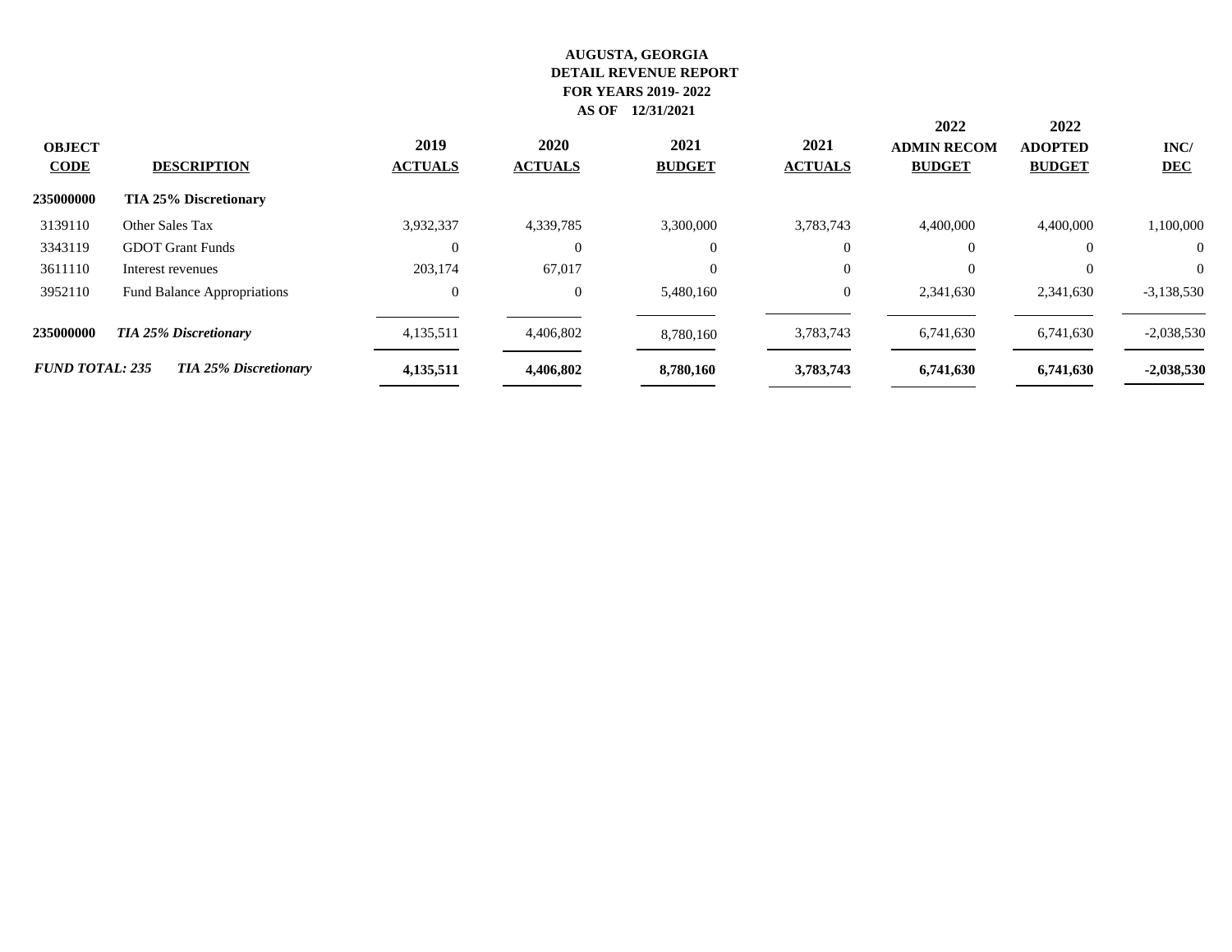**AUGUSTA, GEORGIA**
**DETAIL REVENUE REPORT**
**FOR YEARS 2019- 2022**
**AS OF 12/31/2021**

| OBJECT CODE | DESCRIPTION | 2019 ACTUALS | 2020 ACTUALS | 2021 BUDGET | 2021 ACTUALS | 2022 ADMIN RECOM BUDGET | 2022 ADOPTED BUDGET | INC/ DEC |
|---|---|---|---|---|---|---|---|---|
| **235000000** | **TIA 25% Discretionary** | | | | | | | |
| 3139110 | Other Sales Tax | 3,932,337 | 4,339,785 | 3,300,000 | 3,783,743 | 4,400,000 | 4,400,000 | 1,100,000 |
| 3343119 | GDOT Grant Funds | 0 | 0 | 0 | 0 | 0 | 0 | 0 |
| 3611110 | Interest revenues | 203,174 | 67,017 | 0 | 0 | 0 | 0 | 0 |
| 3952110 | Fund Balance Appropriations | 0 | 0 | 5,480,160 | 0 | 2,341,630 | 2,341,630 | -3,138,530 |
| **235000000** | ***TIA 25% Discretionary*** | 4,135,511 | 4,406,802 | 8,780,160 | 3,783,743 | 6,741,630 | 6,741,630 | -2,038,530 |
| ***FUND TOTAL: 235*** | ***TIA 25% Discretionary*** | **4,135,511** | **4,406,802** | **8,780,160** | **3,783,743** | **6,741,630** | **6,741,630** | **-2,038,530** |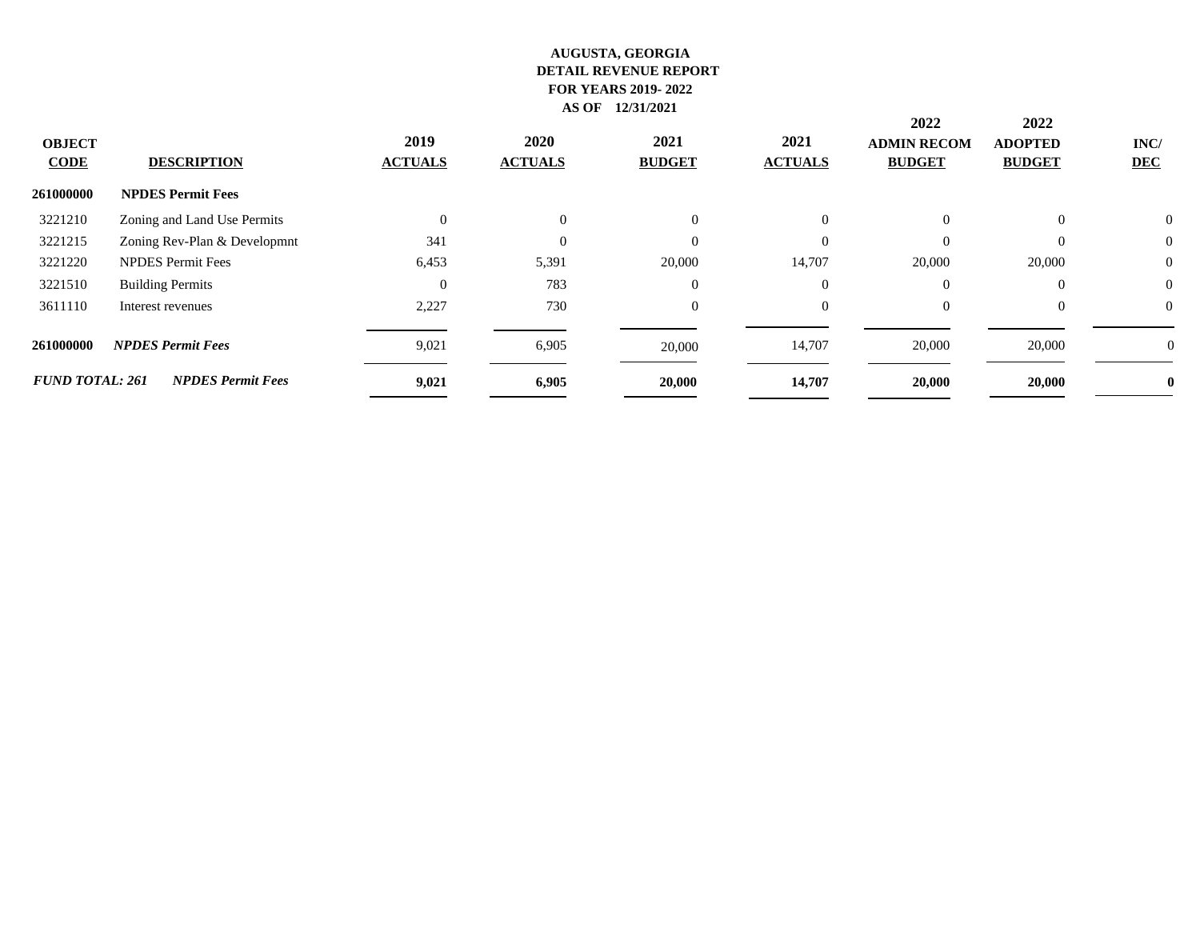**AUGUSTA, GEORGIA**
**DETAIL REVENUE REPORT**
**FOR YEARS 2019- 2022**
**AS OF 12/31/2021**

| OBJECT CODE | DESCRIPTION | 2019 ACTUALS | 2020 ACTUALS | 2021 BUDGET | 2021 ACTUALS | 2022 ADMIN RECOM BUDGET | 2022 ADOPTED BUDGET | INC/ DEC |
|---|---|---|---|---|---|---|---|---|
| **261000000** | **NPDES Permit Fees** | | | | | | | |
| 3221210 | Zoning and Land Use Permits | 0 | 0 | 0 | 0 | 0 | 0 | 0 |
| 3221215 | Zoning Rev-Plan & Developmnt | 341 | 0 | 0 | 0 | 0 | 0 | 0 |
| 3221220 | NPDES Permit Fees | 6,453 | 5,391 | 20,000 | 14,707 | 20,000 | 20,000 | 0 |
| 3221510 | Building Permits | 0 | 783 | 0 | 0 | 0 | 0 | 0 |
| 3611110 | Interest revenues | 2,227 | 730 | 0 | 0 | 0 | 0 | 0 |
| **261000000** | ***NPDES Permit Fees*** | 9,021 | 6,905 | 20,000 | 14,707 | 20,000 | 20,000 | 0 |
| ***FUND TOTAL: 261*** | ***NPDES Permit Fees*** | **9,021** | **6,905** | **20,000** | **14,707** | **20,000** | **20,000** | **0** |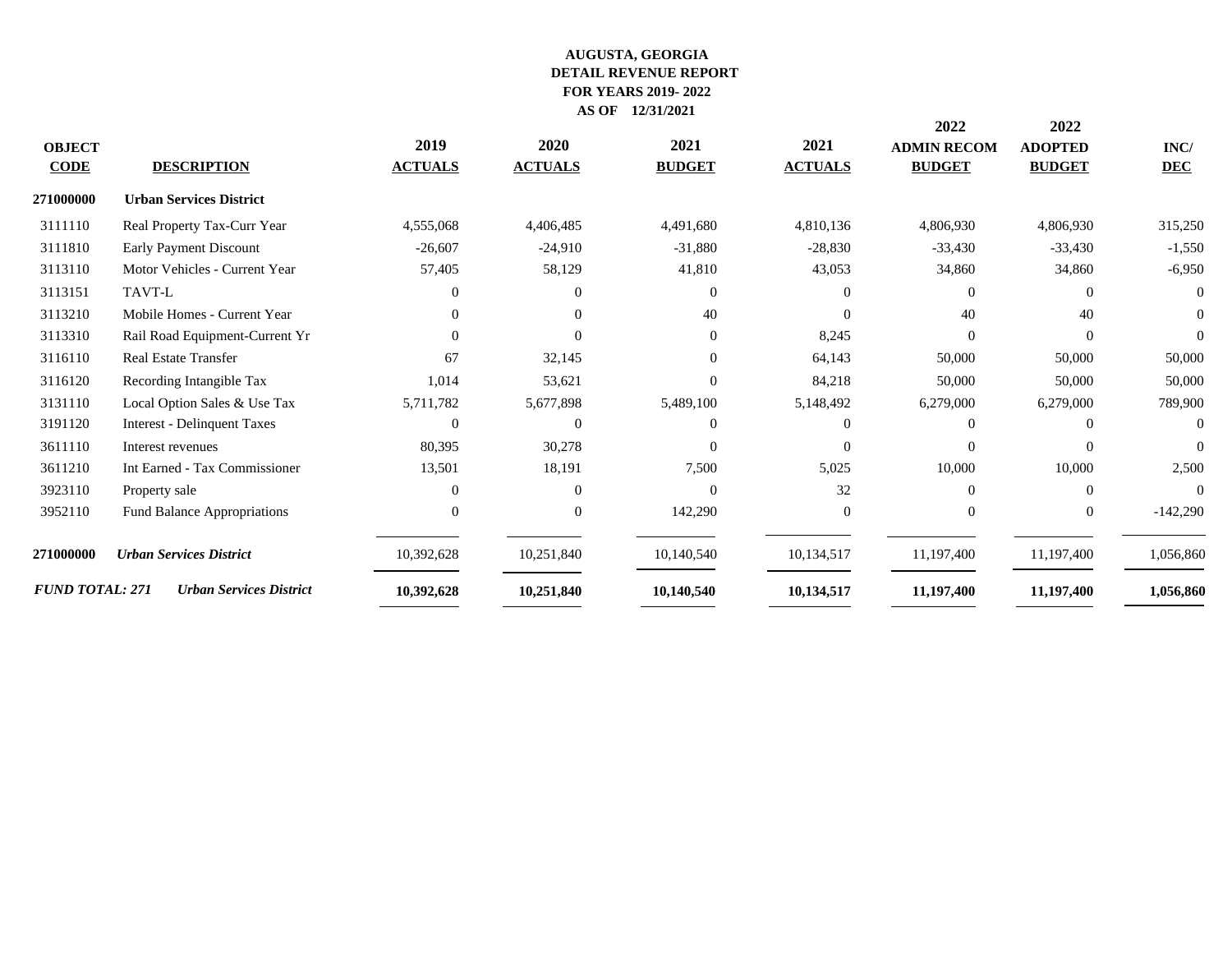**AUGUSTA, GEORGIA**
**DETAIL REVENUE REPORT**
**FOR YEARS 2019- 2022**
**AS OF 12/31/2021**

| OBJECT CODE | DESCRIPTION | 2019 ACTUALS | 2020 ACTUALS | 2021 BUDGET | 2021 ACTUALS | 2022 ADMIN RECOM BUDGET | 2022 ADOPTED BUDGET | INC/ DEC |
|---|---|---|---|---|---|---|---|---|
| **271000000** | **Urban Services District** | | | | | | | |
| 3111110 | Real Property Tax-Curr Year | 4,555,068 | 4,406,485 | 4,491,680 | 4,810,136 | 4,806,930 | 4,806,930 | 315,250 |
| 3111810 | Early Payment Discount | -26,607 | -24,910 | -31,880 | -28,830 | -33,430 | -33,430 | -1,550 |
| 3113110 | Motor Vehicles - Current Year | 57,405 | 58,129 | 41,810 | 43,053 | 34,860 | 34,860 | -6,950 |
| 3113151 | TAVT-L | 0 | 0 | 0 | 0 | 0 | 0 | 0 |
| 3113210 | Mobile Homes - Current Year | 0 | 0 | 40 | 0 | 40 | 40 | 0 |
| 3113310 | Rail Road Equipment-Current Yr | 0 | 0 | 0 | 8,245 | 0 | 0 | 0 |
| 3116110 | Real Estate Transfer | 67 | 32,145 | 0 | 64,143 | 50,000 | 50,000 | 50,000 |
| 3116120 | Recording Intangible Tax | 1,014 | 53,621 | 0 | 84,218 | 50,000 | 50,000 | 50,000 |
| 3131110 | Local Option Sales & Use Tax | 5,711,782 | 5,677,898 | 5,489,100 | 5,148,492 | 6,279,000 | 6,279,000 | 789,900 |
| 3191120 | Interest - Delinquent Taxes | 0 | 0 | 0 | 0 | 0 | 0 | 0 |
| 3611110 | Interest revenues | 80,395 | 30,278 | 0 | 0 | 0 | 0 | 0 |
| 3611210 | Int Earned - Tax Commissioner | 13,501 | 18,191 | 7,500 | 5,025 | 10,000 | 10,000 | 2,500 |
| 3923110 | Property sale | 0 | 0 | 0 | 32 | 0 | 0 | 0 |
| 3952110 | Fund Balance Appropriations | 0 | 0 | 142,290 | 0 | 0 | 0 | -142,290 |
| **271000000** | ***Urban Services District*** | 10,392,628 | 10,251,840 | 10,140,540 | 10,134,517 | 11,197,400 | 11,197,400 | 1,056,860 |
| ***FUND TOTAL: 271*** | ***Urban Services District*** | **10,392,628** | **10,251,840** | **10,140,540** | **10,134,517** | **11,197,400** | **11,197,400** | **1,056,860** |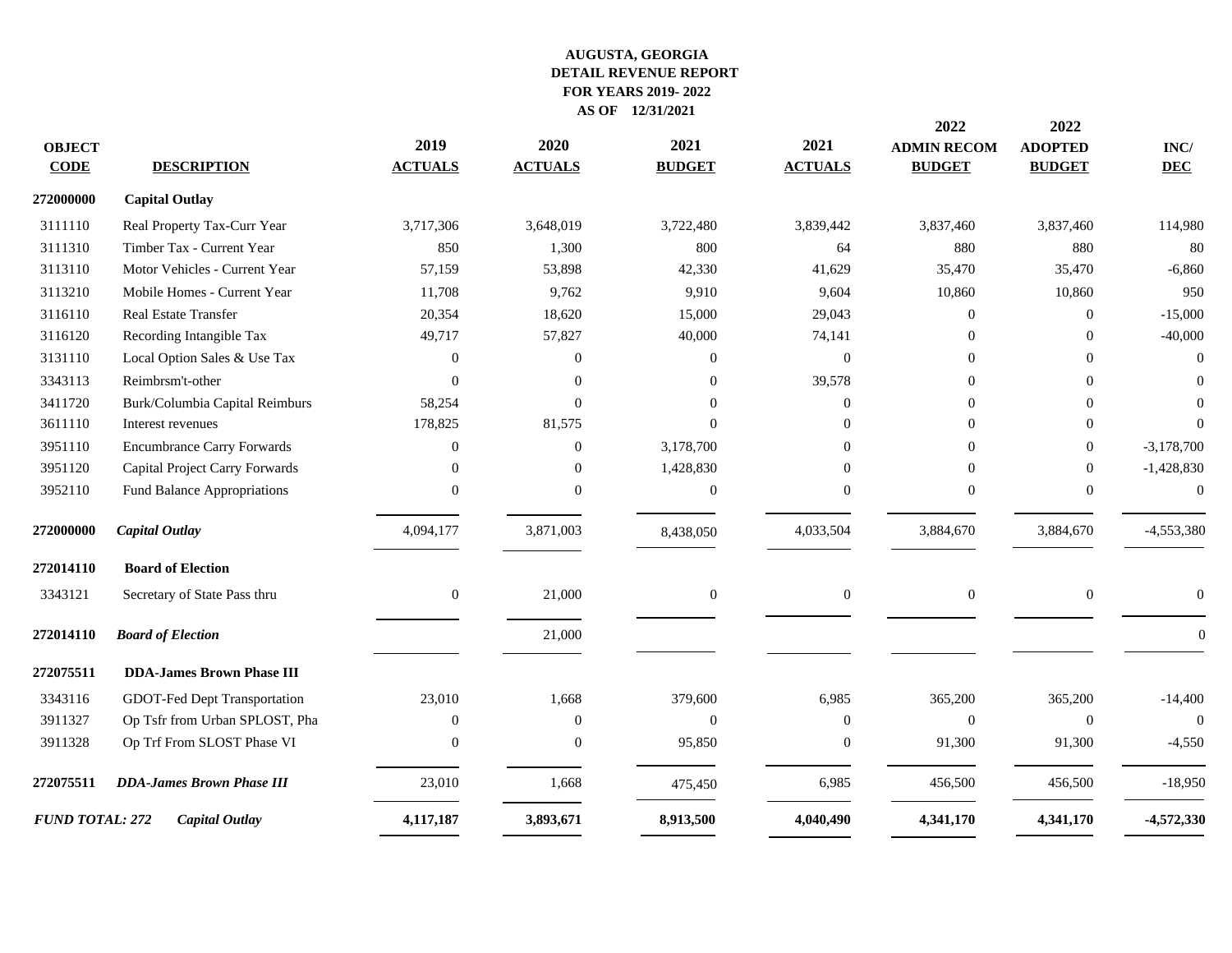**AUGUSTA, GEORGIA**
**DETAIL REVENUE REPORT**
**FOR YEARS 2019- 2022**
**AS OF 12/31/2021**

| OBJECT CODE | DESCRIPTION | 2019 ACTUALS | 2020 ACTUALS | 2021 BUDGET | 2021 ACTUALS | 2022 ADMIN RECOM BUDGET | 2022 ADOPTED BUDGET | INC/ DEC |
|---|---|---|---|---|---|---|---|---|
| **272000000** | **Capital Outlay** | | | | | | | |
| 3111110 | Real Property Tax-Curr Year | 3,717,306 | 3,648,019 | 3,722,480 | 3,839,442 | 3,837,460 | 3,837,460 | 114,980 |
| 3111310 | Timber Tax - Current Year | 850 | 1,300 | 800 | 64 | 880 | 880 | 80 |
| 3113110 | Motor Vehicles - Current Year | 57,159 | 53,898 | 42,330 | 41,629 | 35,470 | 35,470 | -6,860 |
| 3113210 | Mobile Homes - Current Year | 11,708 | 9,762 | 9,910 | 9,604 | 10,860 | 10,860 | 950 |
| 3116110 | Real Estate Transfer | 20,354 | 18,620 | 15,000 | 29,043 | 0 | 0 | -15,000 |
| 3116120 | Recording Intangible Tax | 49,717 | 57,827 | 40,000 | 74,141 | 0 | 0 | -40,000 |
| 3131110 | Local Option Sales & Use Tax | 0 | 0 | 0 | 0 | 0 | 0 | 0 |
| 3343113 | Reimbrsm't-other | 0 | 0 | 0 | 39,578 | 0 | 0 | 0 |
| 3411720 | Burk/Columbia Capital Reimburs | 58,254 | 0 | 0 | 0 | 0 | 0 | 0 |
| 3611110 | Interest revenues | 178,825 | 81,575 | 0 | 0 | 0 | 0 | 0 |
| 3951110 | Encumbrance Carry Forwards | 0 | 0 | 3,178,700 | 0 | 0 | 0 | -3,178,700 |
| 3951120 | Capital Project Carry Forwards | 0 | 0 | 1,428,830 | 0 | 0 | 0 | -1,428,830 |
| 3952110 | Fund Balance Appropriations | 0 | 0 | 0 | 0 | 0 | 0 | 0 |
| **272000000** | ***Capital Outlay*** | 4,094,177 | 3,871,003 | 8,438,050 | 4,033,504 | 3,884,670 | 3,884,670 | -4,553,380 |
| **272014110** | **Board of Election** | | | | | | | |
| 3343121 | Secretary of State Pass thru | 0 | 21,000 | 0 | 0 | 0 | 0 | 0 |
| **272014110** | ***Board of Election*** | | 21,000 | | | | | 0 |
| **272075511** | **DDA-James Brown Phase III** | | | | | | | |
| 3343116 | GDOT-Fed Dept Transportation | 23,010 | 1,668 | 379,600 | 6,985 | 365,200 | 365,200 | -14,400 |
| 3911327 | Op Tsfr from Urban SPLOST, Pha | 0 | 0 | 0 | 0 | 0 | 0 | 0 |
| 3911328 | Op Trf From SLOST Phase VI | 0 | 0 | 95,850 | 0 | 91,300 | 91,300 | -4,550 |
| **272075511** | ***DDA-James Brown Phase III*** | 23,010 | 1,668 | 475,450 | 6,985 | 456,500 | 456,500 | -18,950 |
| ***FUND TOTAL: 272*** | ***Capital Outlay*** | **4,117,187** | **3,893,671** | **8,913,500** | **4,040,490** | **4,341,170** | **4,341,170** | **-4,572,330** |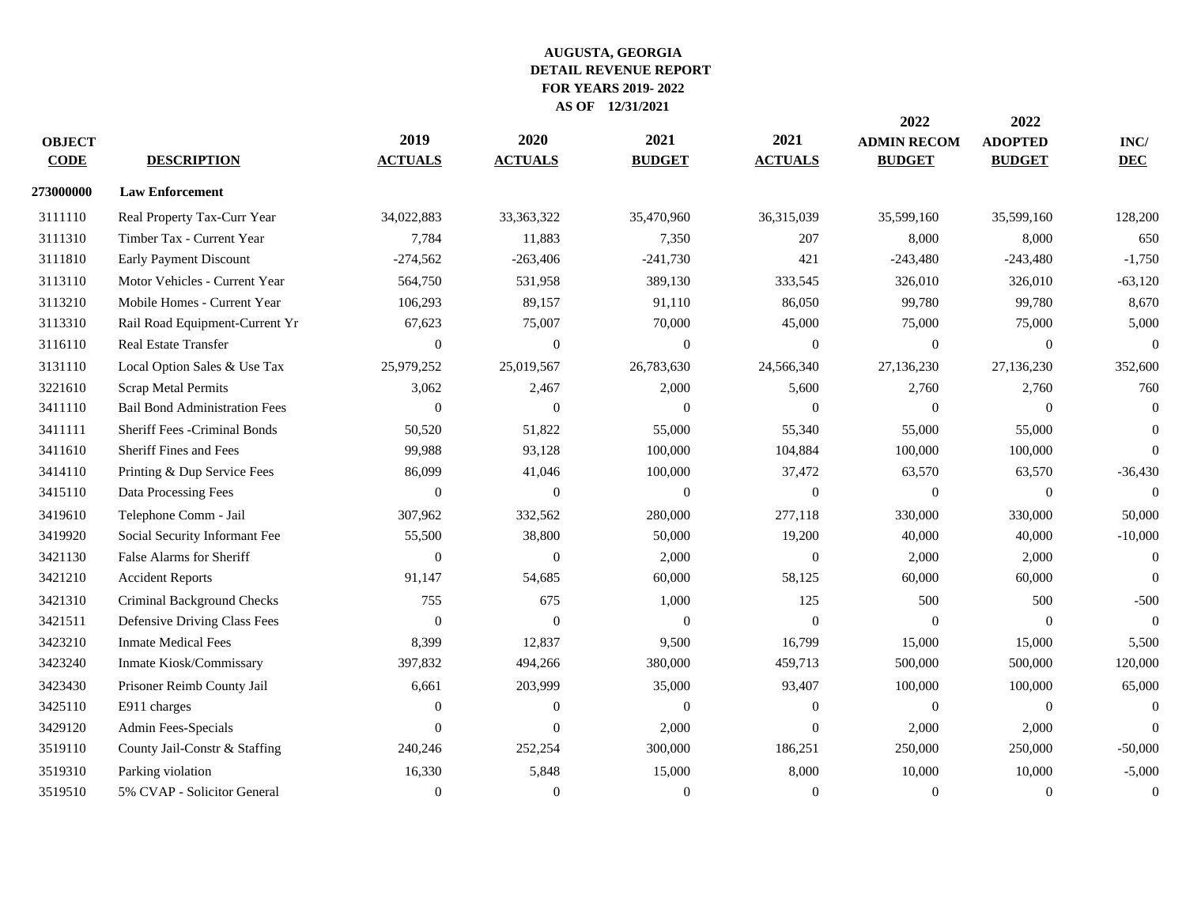# AUGUSTA, GEORGIA
## DETAIL REVENUE REPORT
### FOR YEARS 2019- 2022
### AS OF 12/31/2021

| OBJECT CODE | DESCRIPTION | 2019 ACTUALS | 2020 ACTUALS | 2021 BUDGET | 2021 ACTUALS | 2022 ADMIN RECOM BUDGET | 2022 ADOPTED BUDGET | INC/ DEC |
|---|---|---|---|---|---|---|---|---|
| **273000000** | **Law Enforcement** | | | | | | | |
| 3111110 | Real Property Tax-Curr Year | 34,022,883 | 33,363,322 | 35,470,960 | 36,315,039 | 35,599,160 | 35,599,160 | 128,200 |
| 3111310 | Timber Tax - Current Year | 7,784 | 11,883 | 7,350 | 207 | 8,000 | 8,000 | 650 |
| 3111810 | Early Payment Discount | -274,562 | -263,406 | -241,730 | 421 | -243,480 | -243,480 | -1,750 |
| 3113110 | Motor Vehicles - Current Year | 564,750 | 531,958 | 389,130 | 333,545 | 326,010 | 326,010 | -63,120 |
| 3113210 | Mobile Homes - Current Year | 106,293 | 89,157 | 91,110 | 86,050 | 99,780 | 99,780 | 8,670 |
| 3113310 | Rail Road Equipment-Current Yr | 67,623 | 75,007 | 70,000 | 45,000 | 75,000 | 75,000 | 5,000 |
| 3116110 | Real Estate Transfer | 0 | 0 | 0 | 0 | 0 | 0 | 0 |
| 3131110 | Local Option Sales & Use Tax | 25,979,252 | 25,019,567 | 26,783,630 | 24,566,340 | 27,136,230 | 27,136,230 | 352,600 |
| 3221610 | Scrap Metal Permits | 3,062 | 2,467 | 2,000 | 5,600 | 2,760 | 2,760 | 760 |
| 3411110 | Bail Bond Administration Fees | 0 | 0 | 0 | 0 | 0 | 0 | 0 |
| 3411111 | Sheriff Fees -Criminal Bonds | 50,520 | 51,822 | 55,000 | 55,340 | 55,000 | 55,000 | 0 |
| 3411610 | Sheriff Fines and Fees | 99,988 | 93,128 | 100,000 | 104,884 | 100,000 | 100,000 | 0 |
| 3414110 | Printing & Dup Service Fees | 86,099 | 41,046 | 100,000 | 37,472 | 63,570 | 63,570 | -36,430 |
| 3415110 | Data Processing Fees | 0 | 0 | 0 | 0 | 0 | 0 | 0 |
| 3419610 | Telephone Comm - Jail | 307,962 | 332,562 | 280,000 | 277,118 | 330,000 | 330,000 | 50,000 |
| 3419920 | Social Security Informant Fee | 55,500 | 38,800 | 50,000 | 19,200 | 40,000 | 40,000 | -10,000 |
| 3421130 | False Alarms for Sheriff | 0 | 0 | 2,000 | 0 | 2,000 | 2,000 | 0 |
| 3421210 | Accident Reports | 91,147 | 54,685 | 60,000 | 58,125 | 60,000 | 60,000 | 0 |
| 3421310 | Criminal Background Checks | 755 | 675 | 1,000 | 125 | 500 | 500 | -500 |
| 3421511 | Defensive Driving Class Fees | 0 | 0 | 0 | 0 | 0 | 0 | 0 |
| 3423210 | Inmate Medical Fees | 8,399 | 12,837 | 9,500 | 16,799 | 15,000 | 15,000 | 5,500 |
| 3423240 | Inmate Kiosk/Commissary | 397,832 | 494,266 | 380,000 | 459,713 | 500,000 | 500,000 | 120,000 |
| 3423430 | Prisoner Reimb County Jail | 6,661 | 203,999 | 35,000 | 93,407 | 100,000 | 100,000 | 65,000 |
| 3425110 | E911 charges | 0 | 0 | 0 | 0 | 0 | 0 | 0 |
| 3429120 | Admin Fees-Specials | 0 | 0 | 2,000 | 0 | 2,000 | 2,000 | 0 |
| 3519110 | County Jail-Constr & Staffing | 240,246 | 252,254 | 300,000 | 186,251 | 250,000 | 250,000 | -50,000 |
| 3519310 | Parking violation | 16,330 | 5,848 | 15,000 | 8,000 | 10,000 | 10,000 | -5,000 |
| 3519510 | 5% CVAP - Solicitor General | 0 | 0 | 0 | 0 | 0 | 0 | 0 |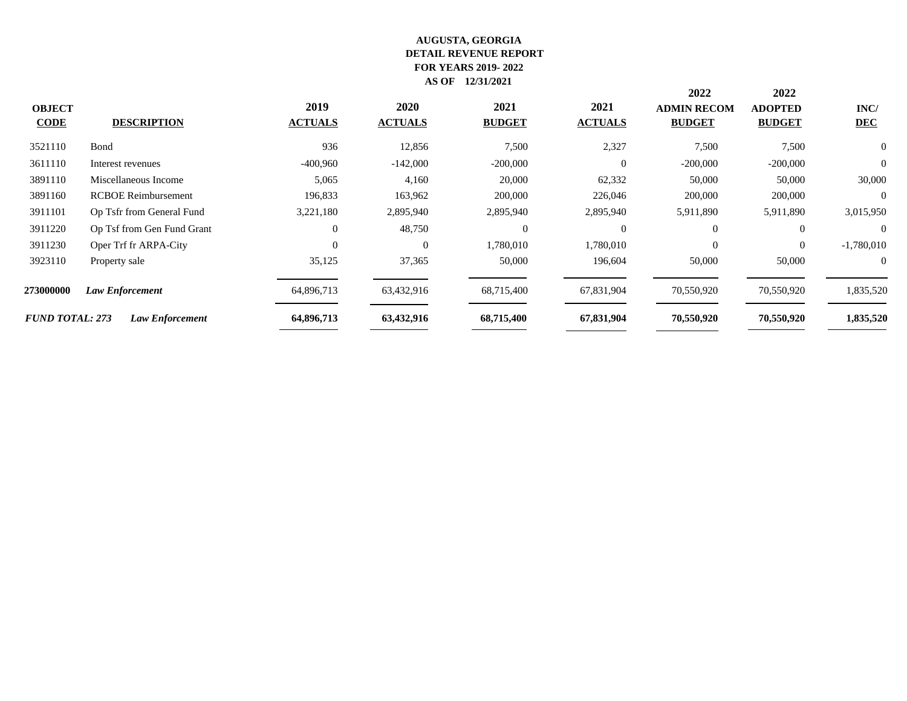**AUGUSTA, GEORGIA**
**DETAIL REVENUE REPORT**
**FOR YEARS 2019- 2022**
**AS OF 12/31/2021**

| OBJECT CODE | DESCRIPTION | 2019 ACTUALS | 2020 ACTUALS | 2021 BUDGET | 2021 ACTUALS | 2022 ADMIN RECOM BUDGET | 2022 ADOPTED BUDGET | INC/ DEC |
|---|---|---|---|---|---|---|---|---|
| 3521110 | Bond | 936 | 12,856 | 7,500 | 2,327 | 7,500 | 7,500 | 0 |
| 3611110 | Interest revenues | -400,960 | -142,000 | -200,000 | 0 | -200,000 | -200,000 | 0 |
| 3891110 | Miscellaneous Income | 5,065 | 4,160 | 20,000 | 62,332 | 50,000 | 50,000 | 30,000 |
| 3891160 | RCBOE Reimbursement | 196,833 | 163,962 | 200,000 | 226,046 | 200,000 | 200,000 | 0 |
| 3911101 | Op Tsfr from General Fund | 3,221,180 | 2,895,940 | 2,895,940 | 2,895,940 | 5,911,890 | 5,911,890 | 3,015,950 |
| 3911220 | Op Tsf from Gen Fund Grant | 0 | 48,750 | 0 | 0 | 0 | 0 | 0 |
| 3911230 | Oper Trf fr ARPA-City | 0 | 0 | 1,780,010 | 1,780,010 | 0 | 0 | -1,780,010 |
| 3923110 | Property sale | 35,125 | 37,365 | 50,000 | 196,604 | 50,000 | 50,000 | 0 |
| **273000000** | ***Law Enforcement*** | 64,896,713 | 63,432,916 | 68,715,400 | 67,831,904 | 70,550,920 | 70,550,920 | 1,835,520 |
| ***FUND TOTAL: 273*** | ***Law Enforcement*** | **64,896,713** | **63,432,916** | **68,715,400** | **67,831,904** | **70,550,920** | **70,550,920** | **1,835,520** |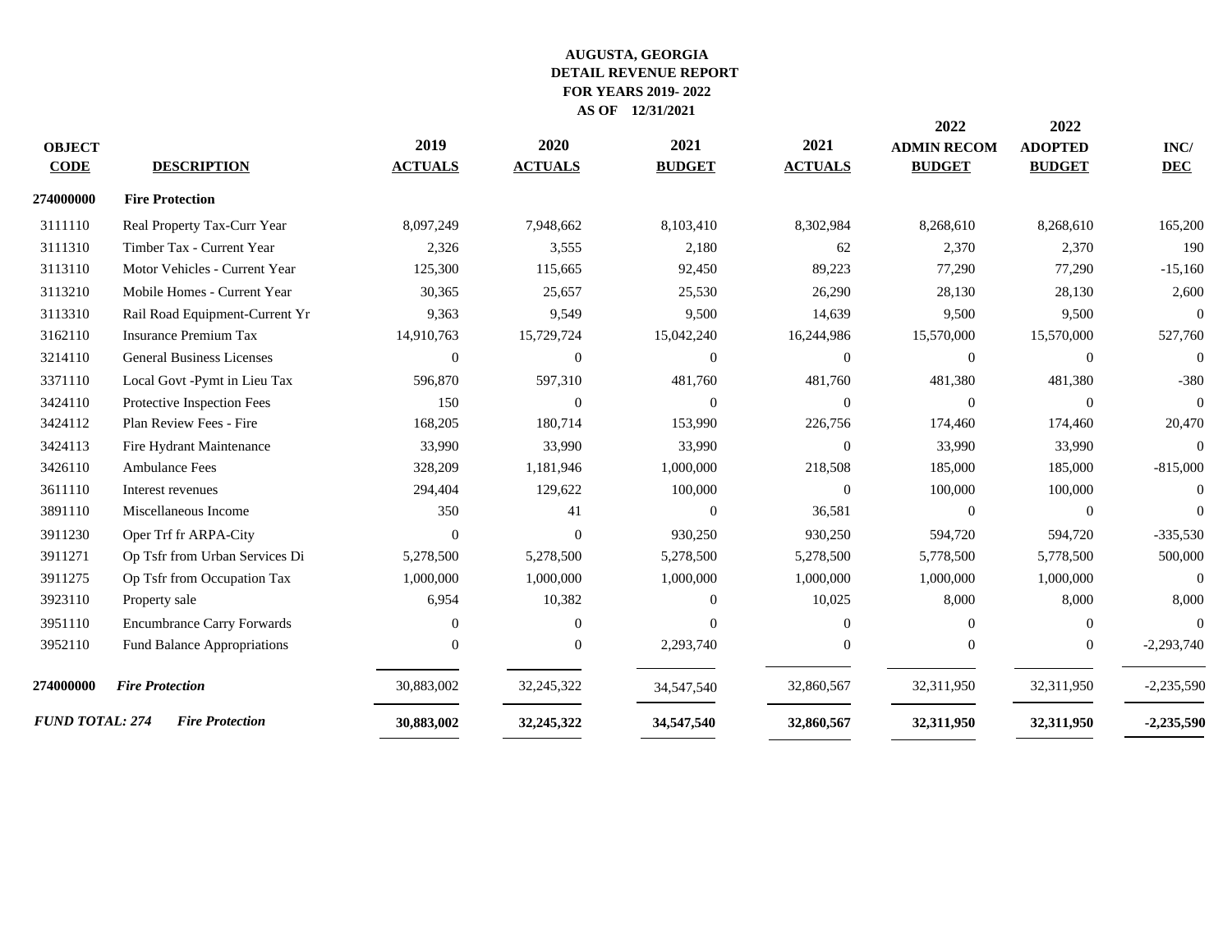**AUGUSTA, GEORGIA**
**DETAIL REVENUE REPORT**
**FOR YEARS 2019- 2022**
**AS OF 12/31/2021**

| OBJECT CODE | DESCRIPTION | 2019 ACTUALS | 2020 ACTUALS | 2021 BUDGET | 2021 ACTUALS | 2022 ADMIN RECOM BUDGET | 2022 ADOPTED BUDGET | INC/ DEC |
|---|---|---|---|---|---|---|---|---|
| **274000000** | **Fire Protection** | | | | | | | |
| 3111110 | Real Property Tax-Curr Year | 8,097,249 | 7,948,662 | 8,103,410 | 8,302,984 | 8,268,610 | 8,268,610 | 165,200 |
| 3111310 | Timber Tax - Current Year | 2,326 | 3,555 | 2,180 | 62 | 2,370 | 2,370 | 190 |
| 3113110 | Motor Vehicles - Current Year | 125,300 | 115,665 | 92,450 | 89,223 | 77,290 | 77,290 | -15,160 |
| 3113210 | Mobile Homes - Current Year | 30,365 | 25,657 | 25,530 | 26,290 | 28,130 | 28,130 | 2,600 |
| 3113310 | Rail Road Equipment-Current Yr | 9,363 | 9,549 | 9,500 | 14,639 | 9,500 | 9,500 | 0 |
| 3162110 | Insurance Premium Tax | 14,910,763 | 15,729,724 | 15,042,240 | 16,244,986 | 15,570,000 | 15,570,000 | 527,760 |
| 3214110 | General Business Licenses | 0 | 0 | 0 | 0 | 0 | 0 | 0 |
| 3371110 | Local Govt -Pymt in Lieu Tax | 596,870 | 597,310 | 481,760 | 481,760 | 481,380 | 481,380 | -380 |
| 3424110 | Protective Inspection Fees | 150 | 0 | 0 | 0 | 0 | 0 | 0 |
| 3424112 | Plan Review Fees - Fire | 168,205 | 180,714 | 153,990 | 226,756 | 174,460 | 174,460 | 20,470 |
| 3424113 | Fire Hydrant Maintenance | 33,990 | 33,990 | 33,990 | 0 | 33,990 | 33,990 | 0 |
| 3426110 | Ambulance Fees | 328,209 | 1,181,946 | 1,000,000 | 218,508 | 185,000 | 185,000 | -815,000 |
| 3611110 | Interest revenues | 294,404 | 129,622 | 100,000 | 0 | 100,000 | 100,000 | 0 |
| 3891110 | Miscellaneous Income | 350 | 41 | 0 | 36,581 | 0 | 0 | 0 |
| 3911230 | Oper Trf fr ARPA-City | 0 | 0 | 930,250 | 930,250 | 594,720 | 594,720 | -335,530 |
| 3911271 | Op Tsfr from Urban Services Di | 5,278,500 | 5,278,500 | 5,278,500 | 5,278,500 | 5,778,500 | 5,778,500 | 500,000 |
| 3911275 | Op Tsfr from Occupation Tax | 1,000,000 | 1,000,000 | 1,000,000 | 1,000,000 | 1,000,000 | 1,000,000 | 0 |
| 3923110 | Property sale | 6,954 | 10,382 | 0 | 10,025 | 8,000 | 8,000 | 8,000 |
| 3951110 | Encumbrance Carry Forwards | 0 | 0 | 0 | 0 | 0 | 0 | 0 |
| 3952110 | Fund Balance Appropriations | 0 | 0 | 2,293,740 | 0 | 0 | 0 | -2,293,740 |
| **274000000** | ***Fire Protection*** | 30,883,002 | 32,245,322 | 34,547,540 | 32,860,567 | 32,311,950 | 32,311,950 | -2,235,590 |
| ***FUND TOTAL: 274*** | ***Fire Protection*** | **30,883,002** | **32,245,322** | **34,547,540** | **32,860,567** | **32,311,950** | **32,311,950** | **-2,235,590** |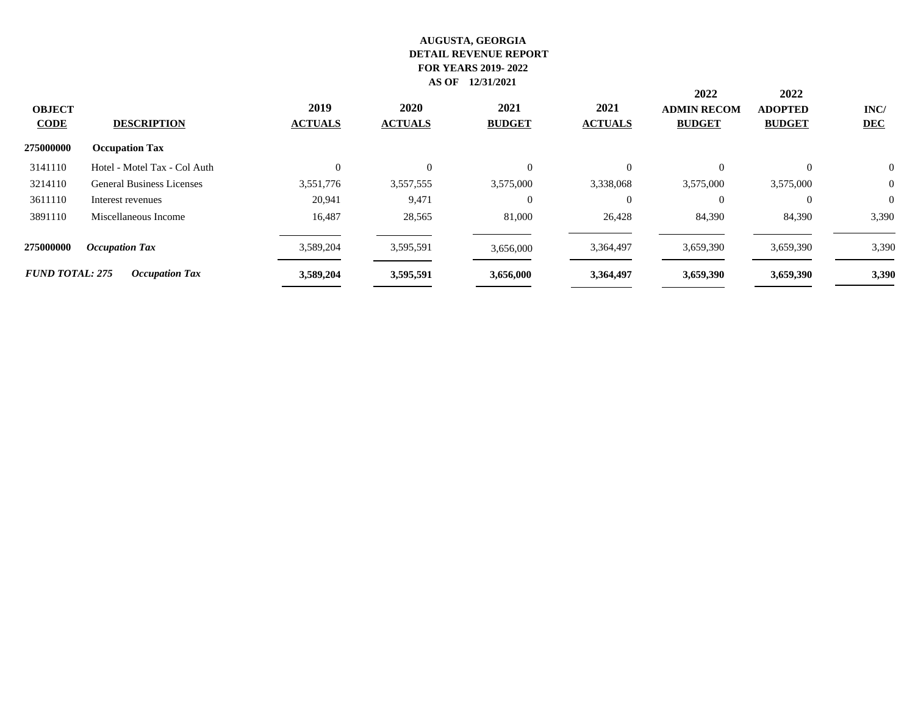**AUGUSTA, GEORGIA**
**DETAIL REVENUE REPORT**
**FOR YEARS 2019- 2022**
**AS OF 12/31/2021**

| OBJECT CODE | DESCRIPTION | 2019 ACTUALS | 2020 ACTUALS | 2021 BUDGET | 2021 ACTUALS | 2022 ADMIN RECOM BUDGET | 2022 ADOPTED BUDGET | INC/ DEC |
|---|---|---|---|---|---|---|---|---|
| **275000000** | **Occupation Tax** | | | | | | | |
| 3141110 | Hotel - Motel Tax - Col Auth | 0 | 0 | 0 | 0 | 0 | 0 | 0 |
| 3214110 | General Business Licenses | 3,551,776 | 3,557,555 | 3,575,000 | 3,338,068 | 3,575,000 | 3,575,000 | 0 |
| 3611110 | Interest revenues | 20,941 | 9,471 | 0 | 0 | 0 | 0 | 0 |
| 3891110 | Miscellaneous Income | 16,487 | 28,565 | 81,000 | 26,428 | 84,390 | 84,390 | 3,390 |
| **275000000** | ***Occupation Tax*** | 3,589,204 | 3,595,591 | 3,656,000 | 3,364,497 | 3,659,390 | 3,659,390 | 3,390 |
| ***FUND TOTAL: 275*** | ***Occupation Tax*** | **3,589,204** | **3,595,591** | **3,656,000** | **3,364,497** | **3,659,390** | **3,659,390** | **3,390** |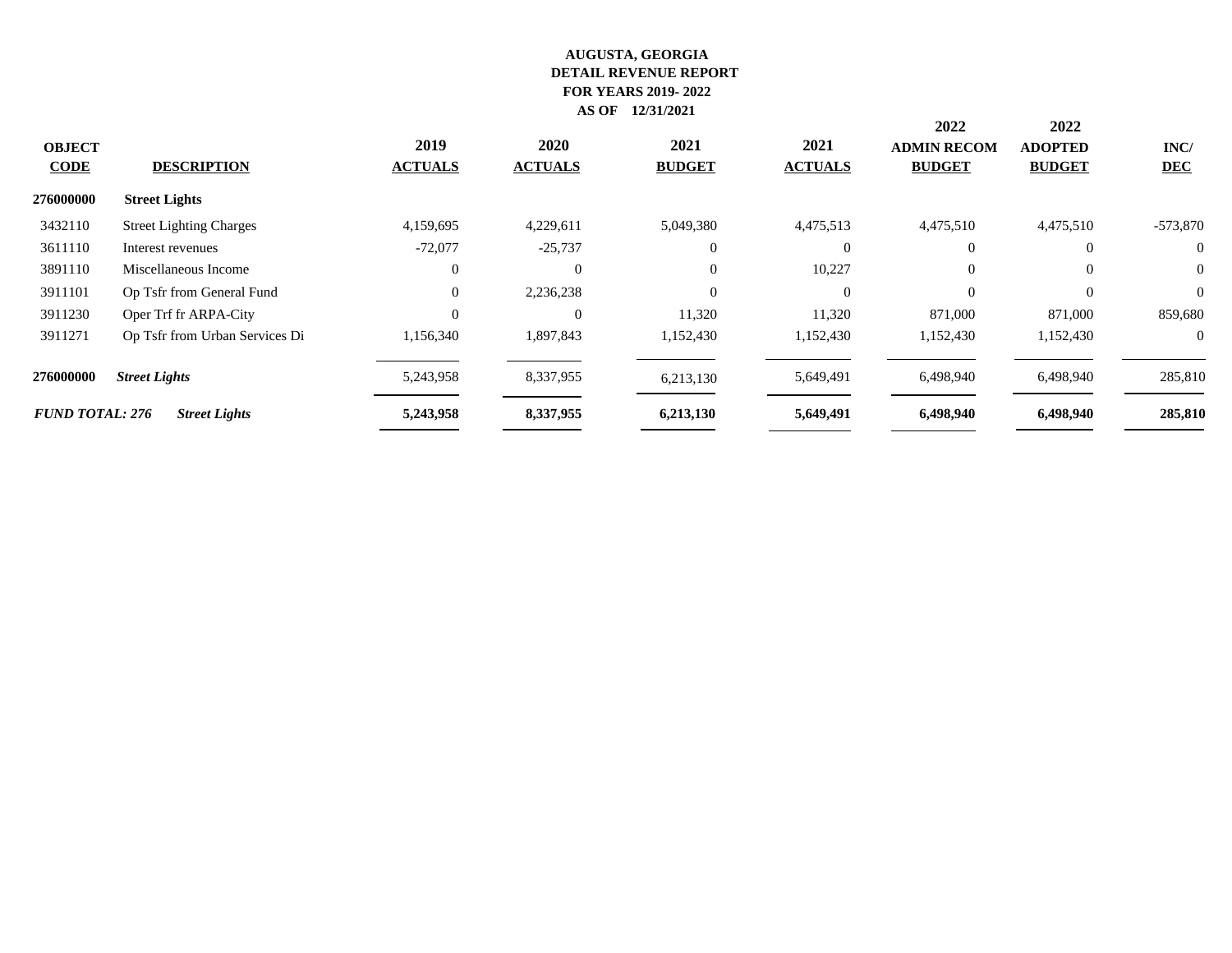**AUGUSTA, GEORGIA**
**DETAIL REVENUE REPORT**
**FOR YEARS 2019- 2022**
**AS OF 12/31/2021**

| OBJECT CODE | DESCRIPTION | 2019 ACTUALS | 2020 ACTUALS | 2021 BUDGET | 2021 ACTUALS | 2022 ADMIN RECOM BUDGET | 2022 ADOPTED BUDGET | INC/ DEC |
|---|---|---|---|---|---|---|---|---|
| **276000000** | **Street Lights** | | | | | | | |
| 3432110 | Street Lighting Charges | 4,159,695 | 4,229,611 | 5,049,380 | 4,475,513 | 4,475,510 | 4,475,510 | -573,870 |
| 3611110 | Interest revenues | -72,077 | -25,737 | 0 | 0 | 0 | 0 | 0 |
| 3891110 | Miscellaneous Income | 0 | 0 | 0 | 10,227 | 0 | 0 | 0 |
| 3911101 | Op Tsfr from General Fund | 0 | 2,236,238 | 0 | 0 | 0 | 0 | 0 |
| 3911230 | Oper Trf fr ARPA-City | 0 | 0 | 11,320 | 11,320 | 871,000 | 871,000 | 859,680 |
| 3911271 | Op Tsfr from Urban Services Di | 1,156,340 | 1,897,843 | 1,152,430 | 1,152,430 | 1,152,430 | 1,152,430 | 0 |
| **276000000** | ***Street Lights*** | 5,243,958 | 8,337,955 | 6,213,130 | 5,649,491 | 6,498,940 | 6,498,940 | 285,810 |
| ***FUND TOTAL: 276*** | ***Street Lights*** | **5,243,958** | **8,337,955** | **6,213,130** | **5,649,491** | **6,498,940** | **6,498,940** | **285,810** |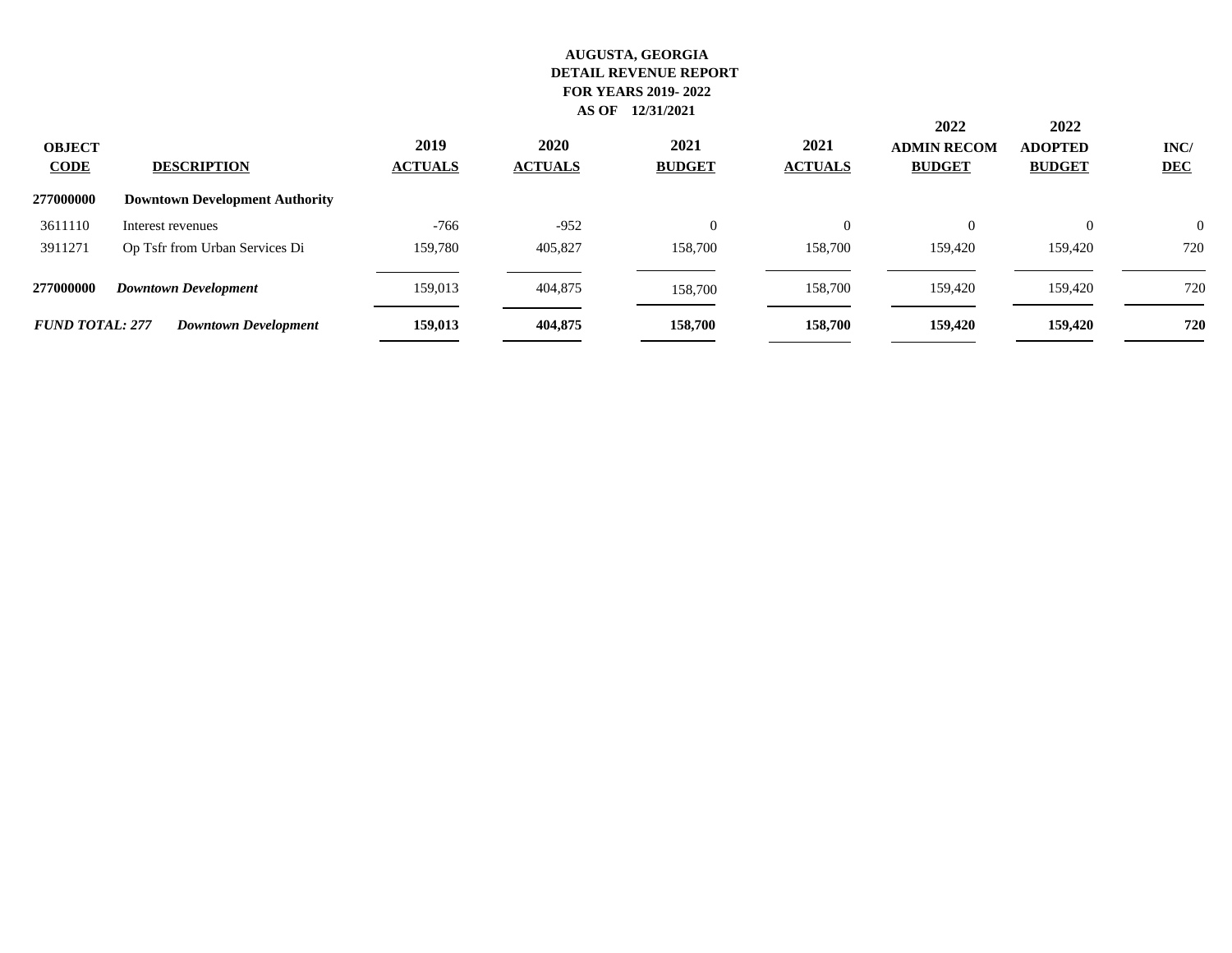**AUGUSTA, GEORGIA**
**DETAIL REVENUE REPORT**
**FOR YEARS 2019- 2022**
**AS OF 12/31/2021**

| OBJECT CODE | DESCRIPTION | 2019 ACTUALS | 2020 ACTUALS | 2021 BUDGET | 2021 ACTUALS | 2022 ADMIN RECOM BUDGET | 2022 ADOPTED BUDGET | INC/ DEC |
|---|---|---|---|---|---|---|---|---|
| **277000000** | **Downtown Development Authority** | | | | | | | |
| 3611110 | Interest revenues | -766 | -952 | 0 | 0 | 0 | 0 | 0 |
| 3911271 | Op Tsfr from Urban Services Di | 159,780 | 405,827 | 158,700 | 158,700 | 159,420 | 159,420 | 720 |
| **277000000** | ***Downtown Development*** | 159,013 | 404,875 | 158,700 | 158,700 | 159,420 | 159,420 | 720 |
| ***FUND TOTAL: 277*** | ***Downtown Development*** | **159,013** | **404,875** | **158,700** | **158,700** | **159,420** | **159,420** | **720** |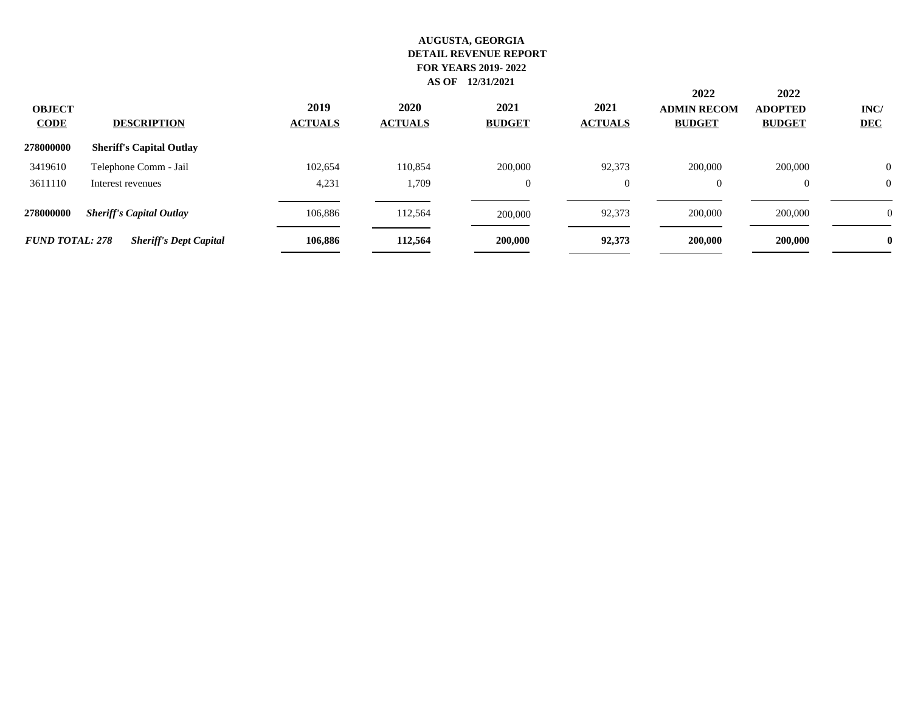**AUGUSTA, GEORGIA**
**DETAIL REVENUE REPORT**
**FOR YEARS 2019- 2022**
**AS OF 12/31/2021**

| OBJECT CODE | DESCRIPTION | 2019 ACTUALS | 2020 ACTUALS | 2021 BUDGET | 2021 ACTUALS | 2022 ADMIN RECOM BUDGET | 2022 ADOPTED BUDGET | INC/ DEC |
|---|---|---|---|---|---|---|---|---|
| **278000000** | **Sheriff's Capital Outlay** | | | | | | | |
| 3419610 | Telephone Comm - Jail | 102,654 | 110,854 | 200,000 | 92,373 | 200,000 | 200,000 | 0 |
| 3611110 | Interest revenues | 4,231 | 1,709 | 0 | 0 | 0 | 0 | 0 |
| **278000000** | ***Sheriff's Capital Outlay*** | 106,886 | 112,564 | 200,000 | 92,373 | 200,000 | 200,000 | 0 |
| ***FUND TOTAL: 278*** | ***Sheriff's Dept Capital*** | **106,886** | **112,564** | **200,000** | **92,373** | **200,000** | **200,000** | **0** |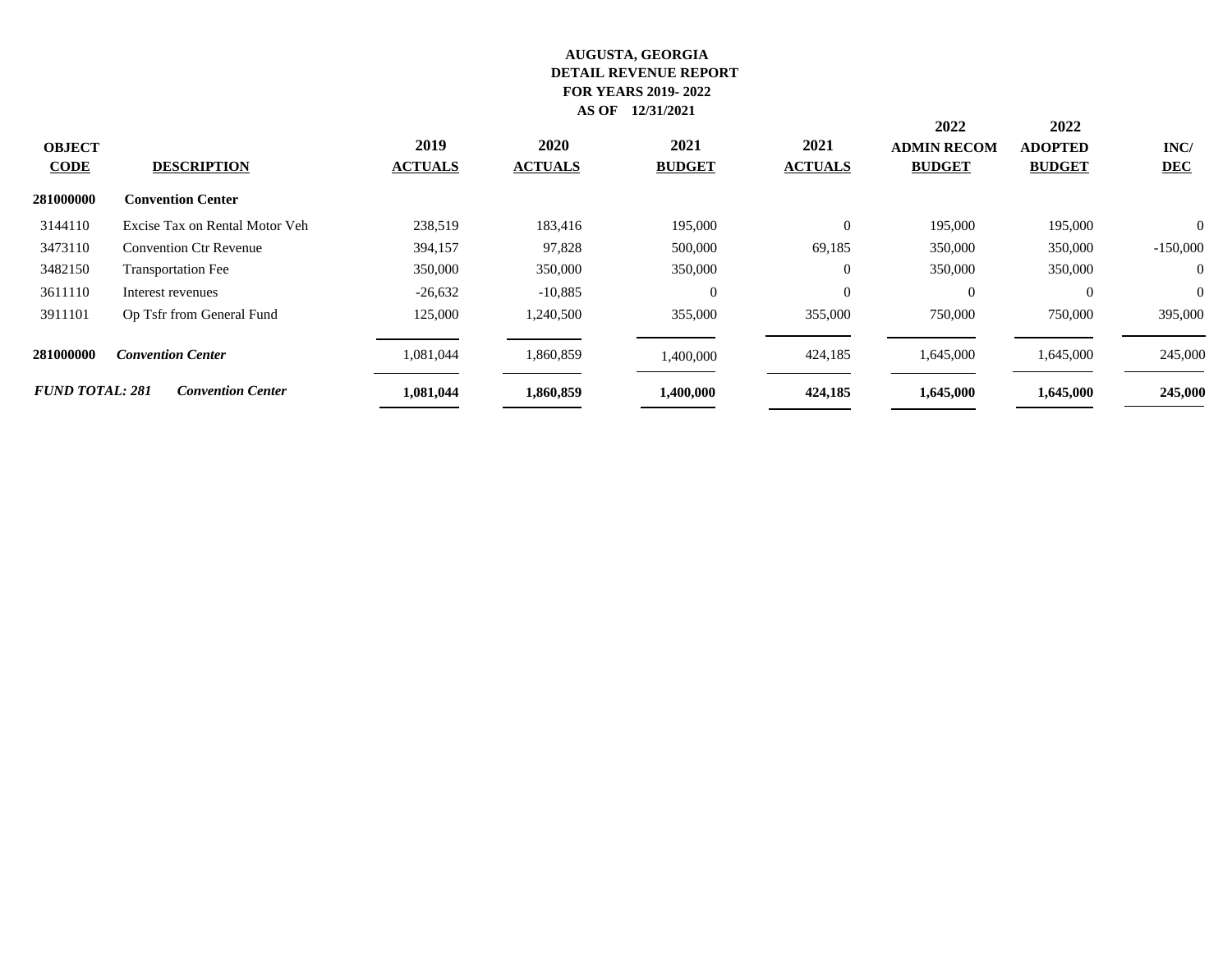**AUGUSTA, GEORGIA**
**DETAIL REVENUE REPORT**
**FOR YEARS 2019- 2022**
**AS OF 12/31/2021**

| OBJECT CODE | DESCRIPTION | 2019 ACTUALS | 2020 ACTUALS | 2021 BUDGET | 2021 ACTUALS | 2022 ADMIN RECOM BUDGET | 2022 ADOPTED BUDGET | INC/ DEC |
|---|---|---|---|---|---|---|---|---|
| **281000000** | **Convention Center** | | | | | | | |
| 3144110 | Excise Tax on Rental Motor Veh | 238,519 | 183,416 | 195,000 | 0 | 195,000 | 195,000 | 0 |
| 3473110 | Convention Ctr Revenue | 394,157 | 97,828 | 500,000 | 69,185 | 350,000 | 350,000 | -150,000 |
| 3482150 | Transportation Fee | 350,000 | 350,000 | 350,000 | 0 | 350,000 | 350,000 | 0 |
| 3611110 | Interest revenues | -26,632 | -10,885 | 0 | 0 | 0 | 0 | 0 |
| 3911101 | Op Tsfr from General Fund | 125,000 | 1,240,500 | 355,000 | 355,000 | 750,000 | 750,000 | 395,000 |
| **281000000** | ***Convention Center*** | 1,081,044 | 1,860,859 | 1,400,000 | 424,185 | 1,645,000 | 1,645,000 | 245,000 |
| ***FUND TOTAL: 281*** | ***Convention Center*** | **1,081,044** | **1,860,859** | **1,400,000** | **424,185** | **1,645,000** | **1,645,000** | **245,000** |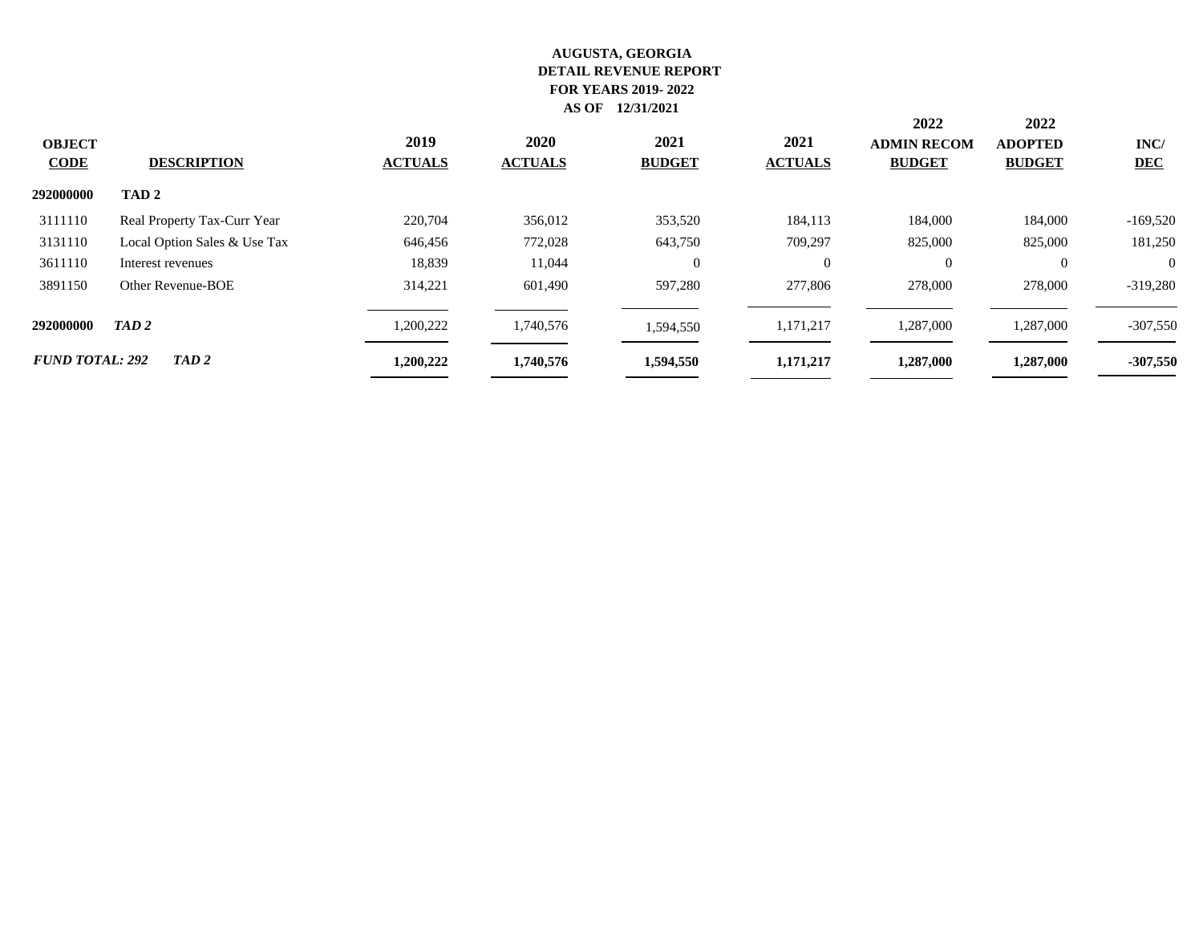**AUGUSTA, GEORGIA**
**DETAIL REVENUE REPORT**
**FOR YEARS 2019- 2022**
**AS OF 12/31/2021**

| OBJECT CODE | DESCRIPTION | 2019 ACTUALS | 2020 ACTUALS | 2021 BUDGET | 2021 ACTUALS | 2022 ADMIN RECOM BUDGET | 2022 ADOPTED BUDGET | INC/ DEC |
|---|---|---|---|---|---|---|---|---|
| **292000000** | **TAD 2** | | | | | | | |
| 3111110 | Real Property Tax-Curr Year | 220,704 | 356,012 | 353,520 | 184,113 | 184,000 | 184,000 | -169,520 |
| 3131110 | Local Option Sales & Use Tax | 646,456 | 772,028 | 643,750 | 709,297 | 825,000 | 825,000 | 181,250 |
| 3611110 | Interest revenues | 18,839 | 11,044 | 0 | 0 | 0 | 0 | 0 |
| 3891150 | Other Revenue-BOE | 314,221 | 601,490 | 597,280 | 277,806 | 278,000 | 278,000 | -319,280 |
| **292000000** | ***TAD 2*** | 1,200,222 | 1,740,576 | 1,594,550 | 1,171,217 | 1,287,000 | 1,287,000 | -307,550 |
| ***FUND TOTAL: 292*** | ***TAD 2*** | **1,200,222** | **1,740,576** | **1,594,550** | **1,171,217** | **1,287,000** | **1,287,000** | **-307,550** |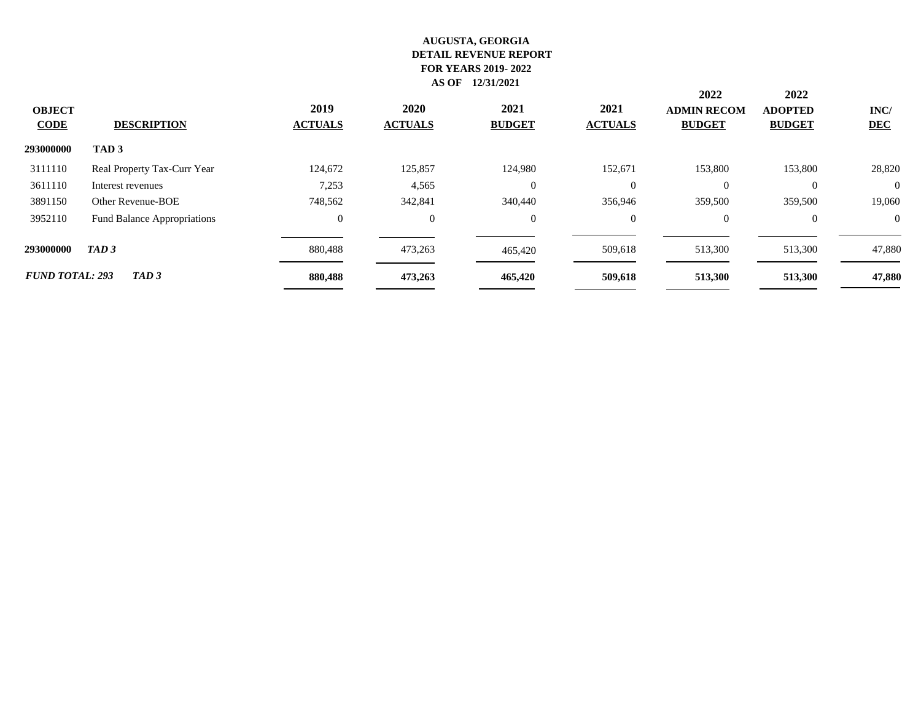**AUGUSTA, GEORGIA**
**DETAIL REVENUE REPORT**
**FOR YEARS 2019- 2022**
**AS OF 12/31/2021**

| OBJECT CODE | DESCRIPTION | 2019 ACTUALS | 2020 ACTUALS | 2021 BUDGET | 2021 ACTUALS | 2022 ADMIN RECOM BUDGET | 2022 ADOPTED BUDGET | INC/ DEC |
|---|---|---|---|---|---|---|---|---|
| **293000000** | **TAD 3** | | | | | | | |
| 3111110 | Real Property Tax-Curr Year | 124,672 | 125,857 | 124,980 | 152,671 | 153,800 | 153,800 | 28,820 |
| 3611110 | Interest revenues | 7,253 | 4,565 | 0 | 0 | 0 | 0 | 0 |
| 3891150 | Other Revenue-BOE | 748,562 | 342,841 | 340,440 | 356,946 | 359,500 | 359,500 | 19,060 |
| 3952110 | Fund Balance Appropriations | 0 | 0 | 0 | 0 | 0 | 0 | 0 |
| **293000000** | ***TAD 3*** | 880,488 | 473,263 | 465,420 | 509,618 | 513,300 | 513,300 | 47,880 |
| ***FUND TOTAL: 293*** | ***TAD 3*** | **880,488** | **473,263** | **465,420** | **509,618** | **513,300** | **513,300** | **47,880** |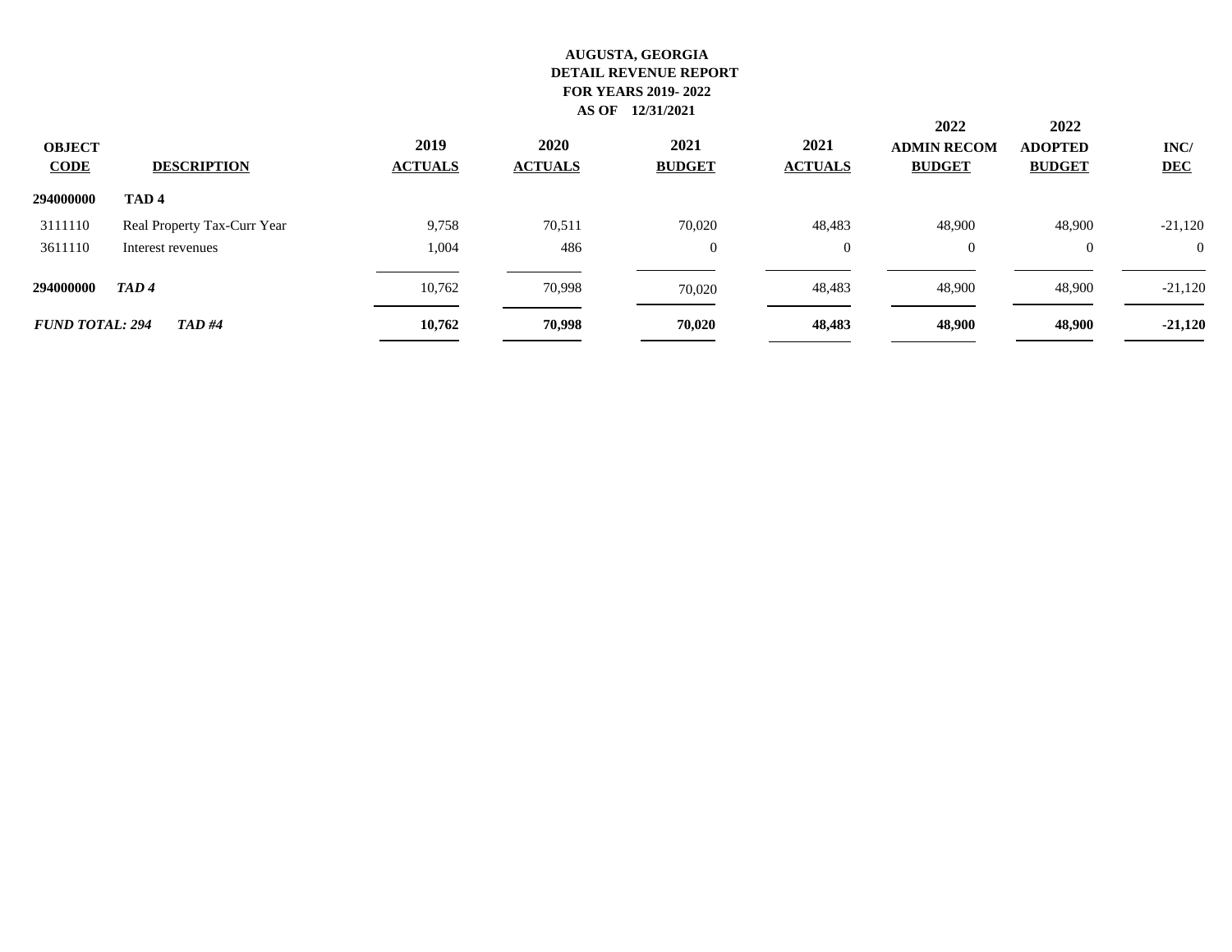**AUGUSTA, GEORGIA**
**DETAIL REVENUE REPORT**
**FOR YEARS 2019- 2022**
**AS OF 12/31/2021**

| OBJECT CODE | DESCRIPTION | 2019 ACTUALS | 2020 ACTUALS | 2021 BUDGET | 2021 ACTUALS | 2022 ADMIN RECOM BUDGET | 2022 ADOPTED BUDGET | INC/ DEC |
|---|---|---|---|---|---|---|---|---|
| **294000000** | **TAD 4** | | | | | | | |
| 3111110 | Real Property Tax-Curr Year | 9,758 | 70,511 | 70,020 | 48,483 | 48,900 | 48,900 | -21,120 |
| 3611110 | Interest revenues | 1,004 | 486 | 0 | 0 | 0 | 0 | 0 |
| **294000000** | ***TAD 4*** | 10,762 | 70,998 | 70,020 | 48,483 | 48,900 | 48,900 | -21,120 |
| ***FUND TOTAL: 294*** | ***TAD #4*** | **10,762** | **70,998** | **70,020** | **48,483** | **48,900** | **48,900** | **-21,120** |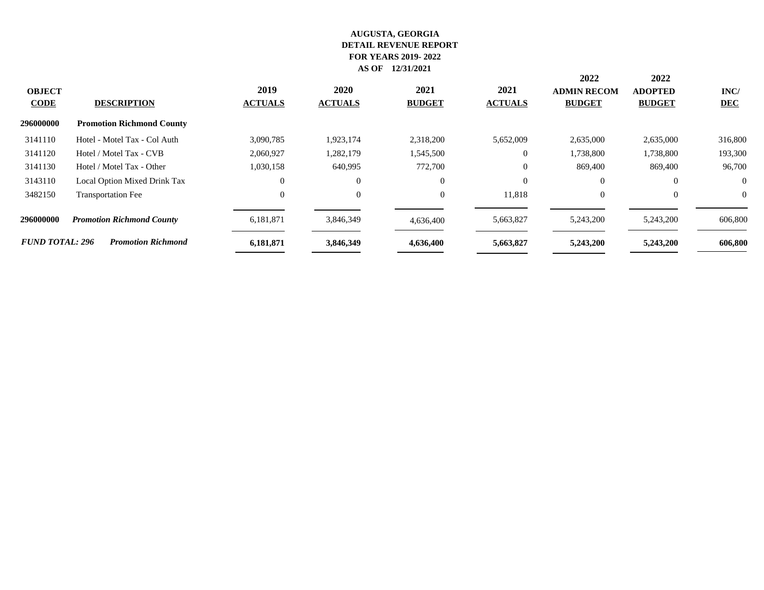**AUGUSTA, GEORGIA**
**DETAIL REVENUE REPORT**
**FOR YEARS 2019- 2022**
**AS OF 12/31/2021**

| OBJECT CODE | DESCRIPTION | 2019 ACTUALS | 2020 ACTUALS | 2021 BUDGET | 2021 ACTUALS | 2022 ADMIN RECOM BUDGET | 2022 ADOPTED BUDGET | INC/ DEC |
|---|---|---|---|---|---|---|---|---|
| **296000000** | **Promotion Richmond County** | | | | | | | |
| 3141110 | Hotel - Motel Tax - Col Auth | 3,090,785 | 1,923,174 | 2,318,200 | 5,652,009 | 2,635,000 | 2,635,000 | 316,800 |
| 3141120 | Hotel / Motel Tax - CVB | 2,060,927 | 1,282,179 | 1,545,500 | 0 | 1,738,800 | 1,738,800 | 193,300 |
| 3141130 | Hotel / Motel Tax - Other | 1,030,158 | 640,995 | 772,700 | 0 | 869,400 | 869,400 | 96,700 |
| 3143110 | Local Option Mixed Drink Tax | 0 | 0 | 0 | 0 | 0 | 0 | 0 |
| 3482150 | Transportation Fee | 0 | 0 | 0 | 11,818 | 0 | 0 | 0 |
| **296000000** | ***Promotion Richmond County*** | 6,181,871 | 3,846,349 | 4,636,400 | 5,663,827 | 5,243,200 | 5,243,200 | 606,800 |
| ***FUND TOTAL: 296*** | ***Promotion Richmond*** | **6,181,871** | **3,846,349** | **4,636,400** | **5,663,827** | **5,243,200** | **5,243,200** | **606,800** |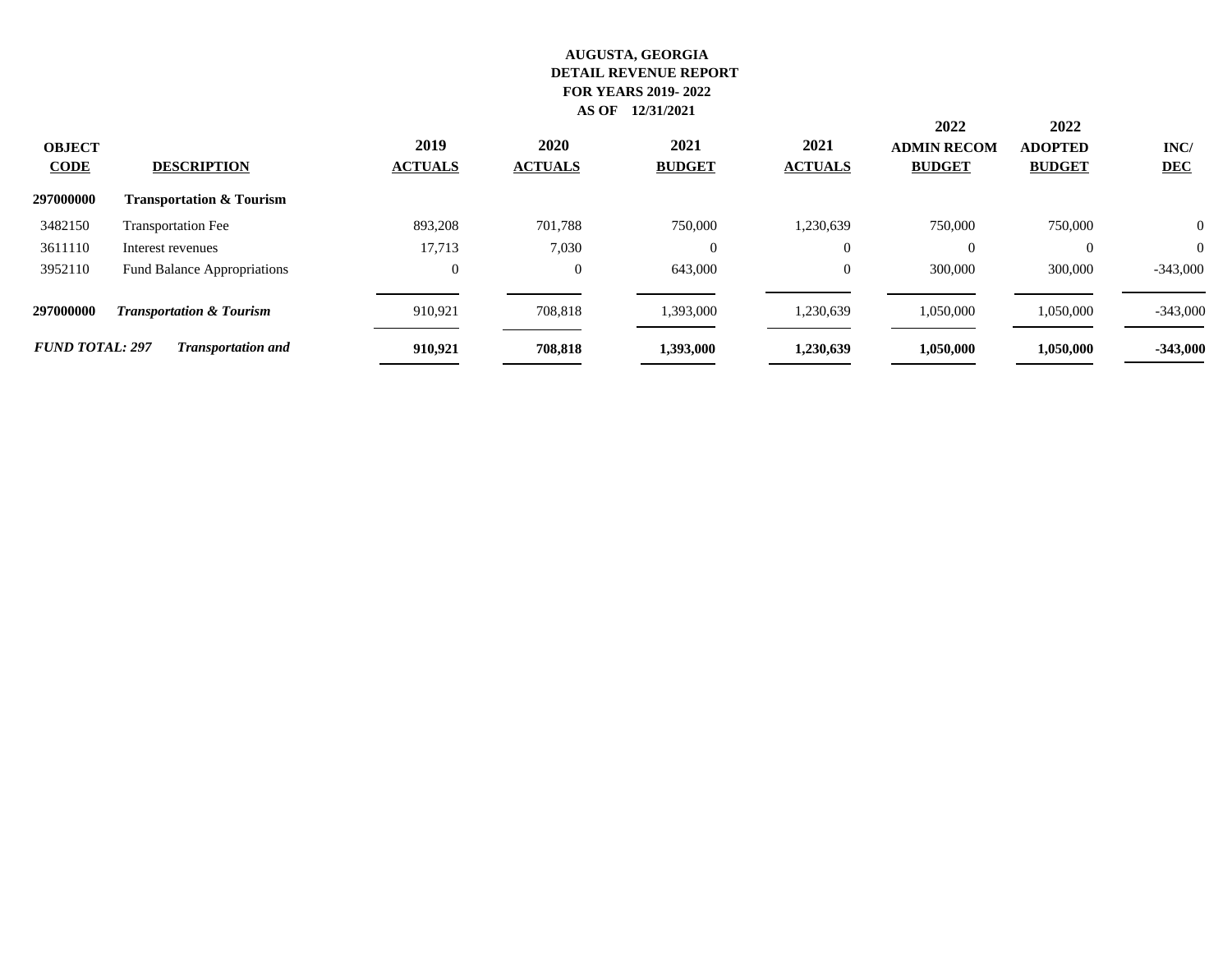**AUGUSTA, GEORGIA**
**DETAIL REVENUE REPORT**
**FOR YEARS 2019- 2022**
**AS OF 12/31/2021**

| OBJECT CODE | DESCRIPTION | 2019 ACTUALS | 2020 ACTUALS | 2021 BUDGET | 2021 ACTUALS | 2022 ADMIN RECOM BUDGET | 2022 ADOPTED BUDGET | INC/ DEC |
|---|---|---|---|---|---|---|---|---|
| **297000000** | **Transportation & Tourism** | | | | | | | |
| 3482150 | Transportation Fee | 893,208 | 701,788 | 750,000 | 1,230,639 | 750,000 | 750,000 | 0 |
| 3611110 | Interest revenues | 17,713 | 7,030 | 0 | 0 | 0 | 0 | 0 |
| 3952110 | Fund Balance Appropriations | 0 | 0 | 643,000 | 0 | 300,000 | 300,000 | -343,000 |
| **297000000** | ***Transportation & Tourism*** | 910,921 | 708,818 | 1,393,000 | 1,230,639 | 1,050,000 | 1,050,000 | -343,000 |
| ***FUND TOTAL: 297*** | ***Transportation and*** | **910,921** | **708,818** | **1,393,000** | **1,230,639** | **1,050,000** | **1,050,000** | **-343,000** |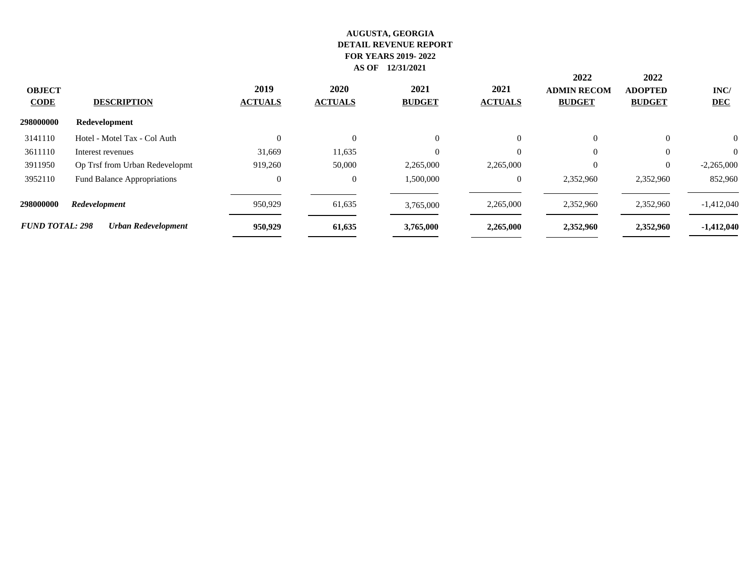**AUGUSTA, GEORGIA**
**DETAIL REVENUE REPORT**
**FOR YEARS 2019- 2022**
**AS OF 12/31/2021**

| OBJECT CODE | DESCRIPTION | 2019 ACTUALS | 2020 ACTUALS | 2021 BUDGET | 2021 ACTUALS | 2022 ADMIN RECOM BUDGET | 2022 ADOPTED BUDGET | INC/ DEC |
|---|---|---|---|---|---|---|---|---|
| **298000000** | **Redevelopment** | | | | | | | |
| 3141110 | Hotel - Motel Tax - Col Auth | 0 | 0 | 0 | 0 | 0 | 0 | 0 |
| 3611110 | Interest revenues | 31,669 | 11,635 | 0 | 0 | 0 | 0 | 0 |
| 3911950 | Op Trsf from Urban Redevelopmt | 919,260 | 50,000 | 2,265,000 | 2,265,000 | 0 | 0 | -2,265,000 |
| 3952110 | Fund Balance Appropriations | 0 | 0 | 1,500,000 | 0 | 2,352,960 | 2,352,960 | 852,960 |
| **298000000** | ***Redevelopment*** | 950,929 | 61,635 | 3,765,000 | 2,265,000 | 2,352,960 | 2,352,960 | -1,412,040 |
| ***FUND TOTAL: 298*** | ***Urban Redevelopment*** | **950,929** | **61,635** | **3,765,000** | **2,265,000** | **2,352,960** | **2,352,960** | **-1,412,040** |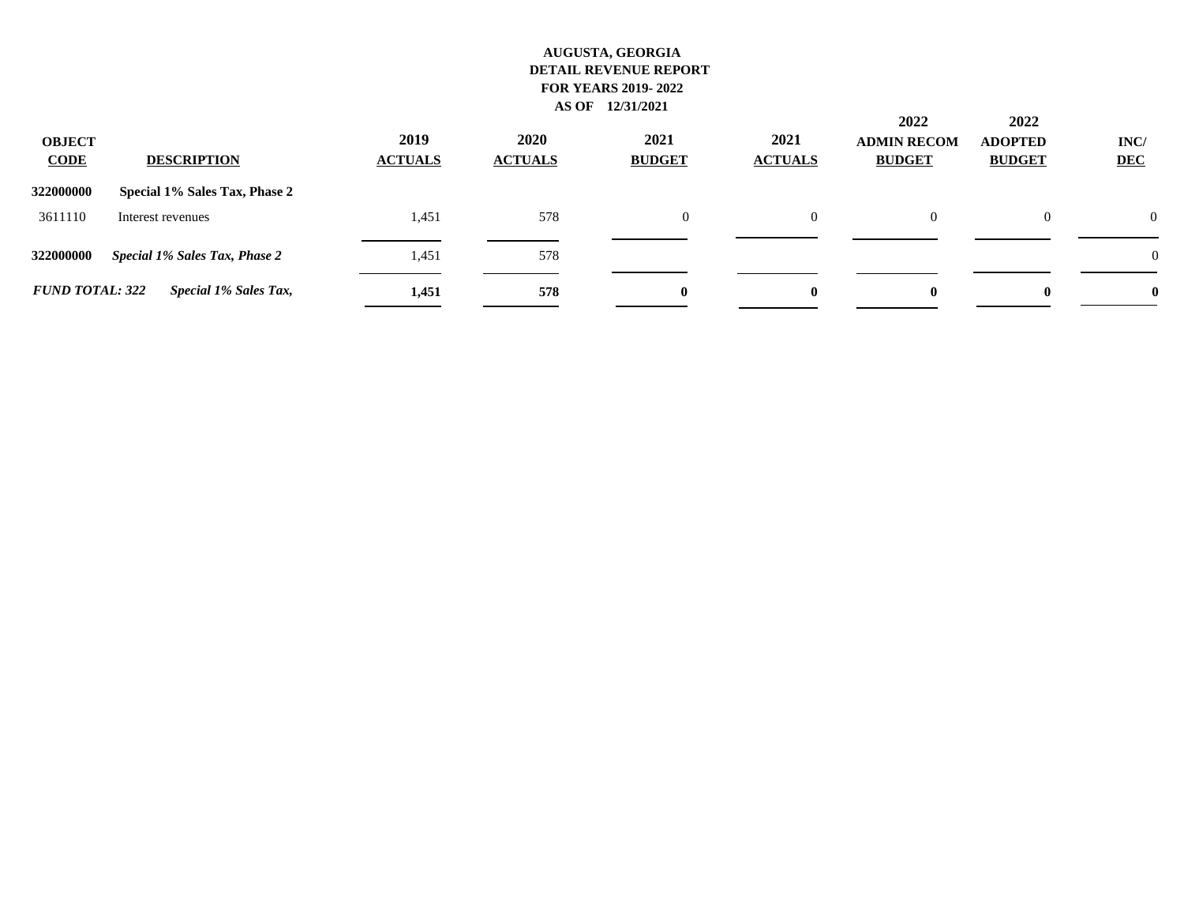**AUGUSTA, GEORGIA**
**DETAIL REVENUE REPORT**
**FOR YEARS 2019- 2022**
**AS OF 12/31/2021**

| OBJECT CODE | DESCRIPTION | 2019 ACTUALS | 2020 ACTUALS | 2021 BUDGET | 2021 ACTUALS | 2022 ADMIN RECOM BUDGET | 2022 ADOPTED BUDGET | INC/ DEC |
|---|---|---|---|---|---|---|---|---|
| **322000000** | **Special 1% Sales Tax, Phase 2** | | | | | | | |
| 3611110 | Interest revenues | 1,451 | 578 | 0 | 0 | 0 | 0 | 0 |
| **322000000** | ***Special 1% Sales Tax, Phase 2*** | 1,451 | 578 | | | | | 0 |
| ***FUND TOTAL: 322*** | ***Special 1% Sales Tax,*** | **1,451** | **578** | **0** | **0** | **0** | **0** | **0** |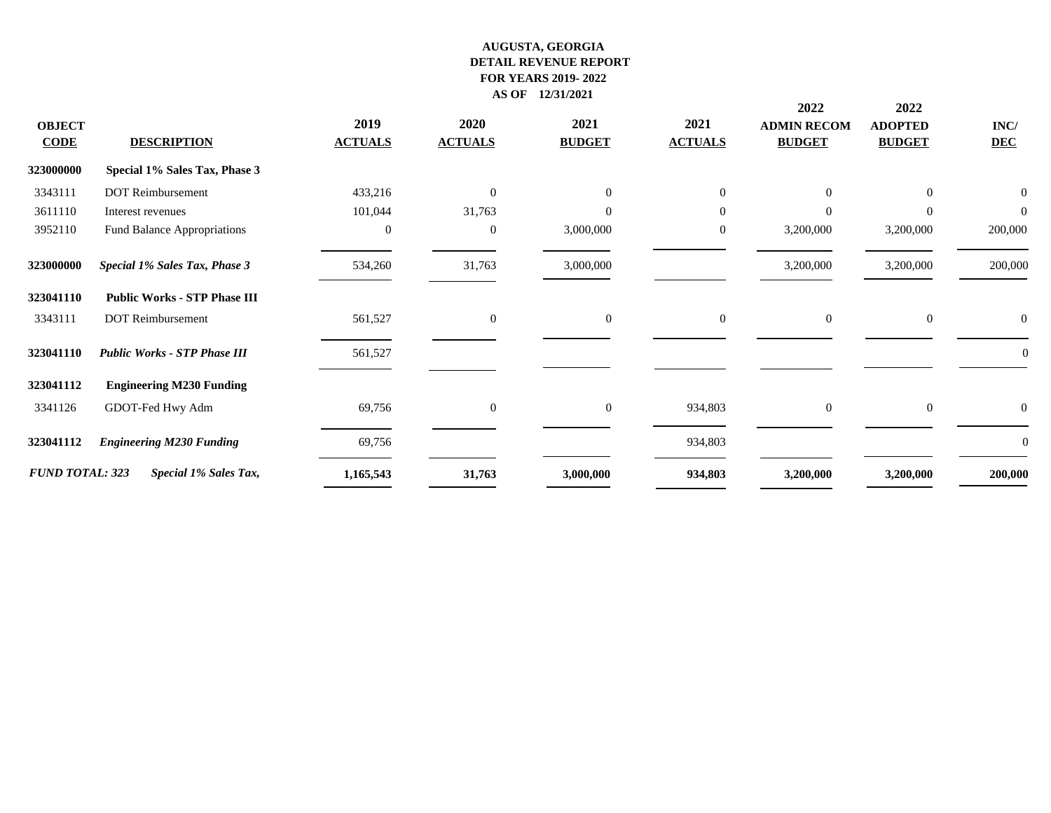**AUGUSTA, GEORGIA**
**DETAIL REVENUE REPORT**
**FOR YEARS 2019- 2022**
**AS OF 12/31/2021**

| OBJECT CODE | DESCRIPTION | 2019 ACTUALS | 2020 ACTUALS | 2021 BUDGET | 2021 ACTUALS | 2022 ADMIN RECOM BUDGET | 2022 ADOPTED BUDGET | INC/ DEC |
|---|---|---|---|---|---|---|---|---|
| **323000000** | **Special 1% Sales Tax, Phase 3** | | | | | | | |
| 3343111 | DOT Reimbursement | 433,216 | 0 | 0 | 0 | 0 | 0 | 0 |
| 3611110 | Interest revenues | 101,044 | 31,763 | 0 | 0 | 0 | 0 | 0 |
| 3952110 | Fund Balance Appropriations | 0 | 0 | 3,000,000 | 0 | 3,200,000 | 3,200,000 | 200,000 |
| **323000000** | ***Special 1% Sales Tax, Phase 3*** | 534,260 | 31,763 | 3,000,000 | | 3,200,000 | 3,200,000 | 200,000 |
| **323041110** | **Public Works - STP Phase III** | | | | | | | |
| 3343111 | DOT Reimbursement | 561,527 | 0 | 0 | 0 | 0 | 0 | 0 |
| **323041110** | ***Public Works - STP Phase III*** | 561,527 | | | | | | 0 |
| **323041112** | **Engineering M230 Funding** | | | | | | | |
| 3341126 | GDOT-Fed Hwy Adm | 69,756 | 0 | 0 | 934,803 | 0 | 0 | 0 |
| **323041112** | ***Engineering M230 Funding*** | 69,756 | | | 934,803 | | | 0 |
| ***FUND TOTAL: 323*** | ***Special 1% Sales Tax,*** | **1,165,543** | **31,763** | **3,000,000** | **934,803** | **3,200,000** | **3,200,000** | **200,000** |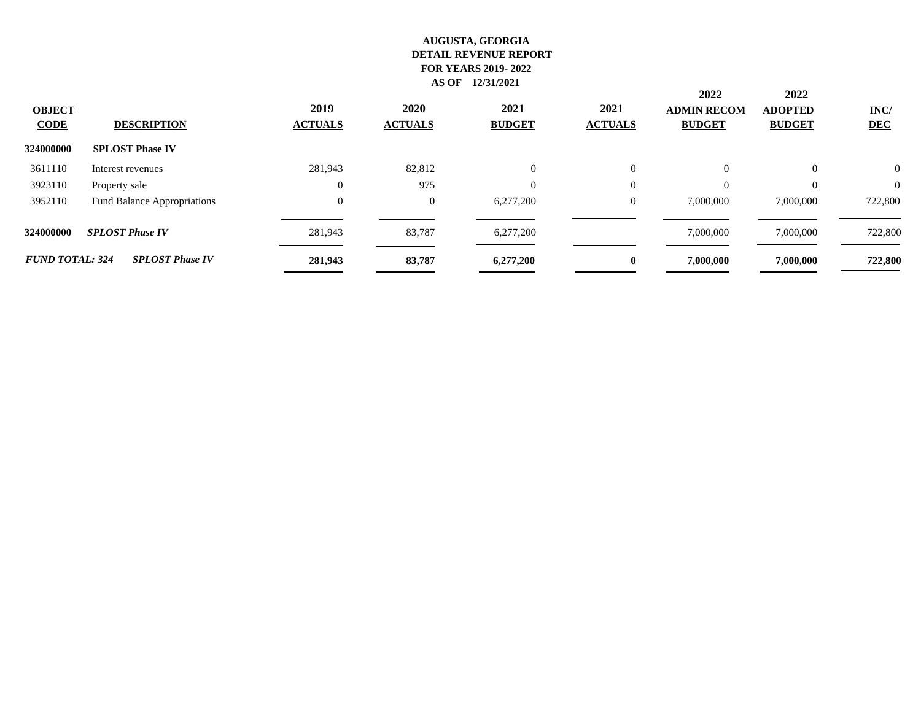**AUGUSTA, GEORGIA**
**DETAIL REVENUE REPORT**
**FOR YEARS 2019- 2022**
**AS OF 12/31/2021**

| OBJECT CODE | DESCRIPTION | 2019 ACTUALS | 2020 ACTUALS | 2021 BUDGET | 2021 ACTUALS | 2022 ADMIN RECOM BUDGET | 2022 ADOPTED BUDGET | INC/ DEC |
|---|---|---|---|---|---|---|---|---|
| **324000000** | **SPLOST Phase IV** | | | | | | | |
| 3611110 | Interest revenues | 281,943 | 82,812 | 0 | 0 | 0 | 0 | 0 |
| 3923110 | Property sale | 0 | 975 | 0 | 0 | 0 | 0 | 0 |
| 3952110 | Fund Balance Appropriations | 0 | 0 | 6,277,200 | 0 | 7,000,000 | 7,000,000 | 722,800 |
| **324000000** | ***SPLOST Phase IV*** | 281,943 | 83,787 | 6,277,200 | | 7,000,000 | 7,000,000 | 722,800 |
| ***FUND TOTAL: 324*** | ***SPLOST Phase IV*** | **281,943** | **83,787** | **6,277,200** | **0** | **7,000,000** | **7,000,000** | **722,800** |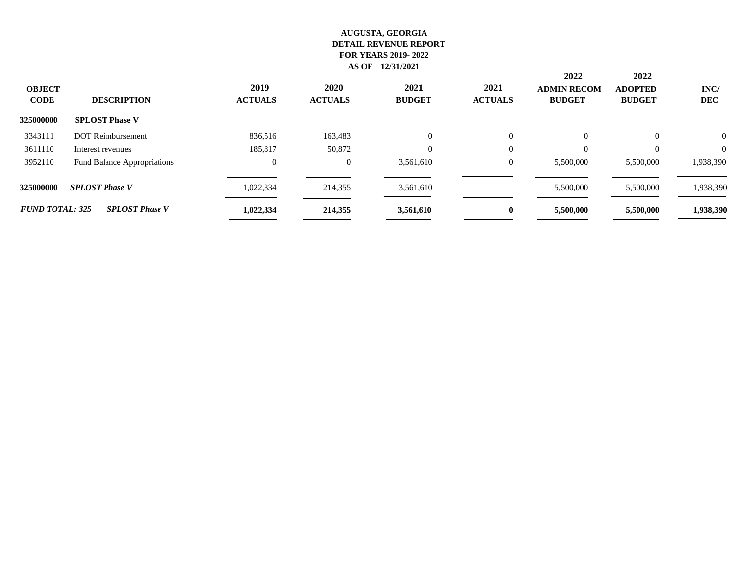**AUGUSTA, GEORGIA**
**DETAIL REVENUE REPORT**
**FOR YEARS 2019- 2022**
**AS OF 12/31/2021**

| OBJECT CODE | DESCRIPTION | 2019 ACTUALS | 2020 ACTUALS | 2021 BUDGET | 2021 ACTUALS | 2022 ADMIN RECOM BUDGET | 2022 ADOPTED BUDGET | INC/ DEC |
|---|---|---|---|---|---|---|---|---|
| **325000000** | **SPLOST Phase V** | | | | | | | |
| 3343111 | DOT Reimbursement | 836,516 | 163,483 | 0 | 0 | 0 | 0 | 0 |
| 3611110 | Interest revenues | 185,817 | 50,872 | 0 | 0 | 0 | 0 | 0 |
| 3952110 | Fund Balance Appropriations | 0 | 0 | 3,561,610 | 0 | 5,500,000 | 5,500,000 | 1,938,390 |
| **325000000** | ***SPLOST Phase V*** | 1,022,334 | 214,355 | 3,561,610 | | 5,500,000 | 5,500,000 | 1,938,390 |
| ***FUND TOTAL: 325*** | ***SPLOST Phase V*** | **1,022,334** | **214,355** | **3,561,610** | **0** | **5,500,000** | **5,500,000** | **1,938,390** |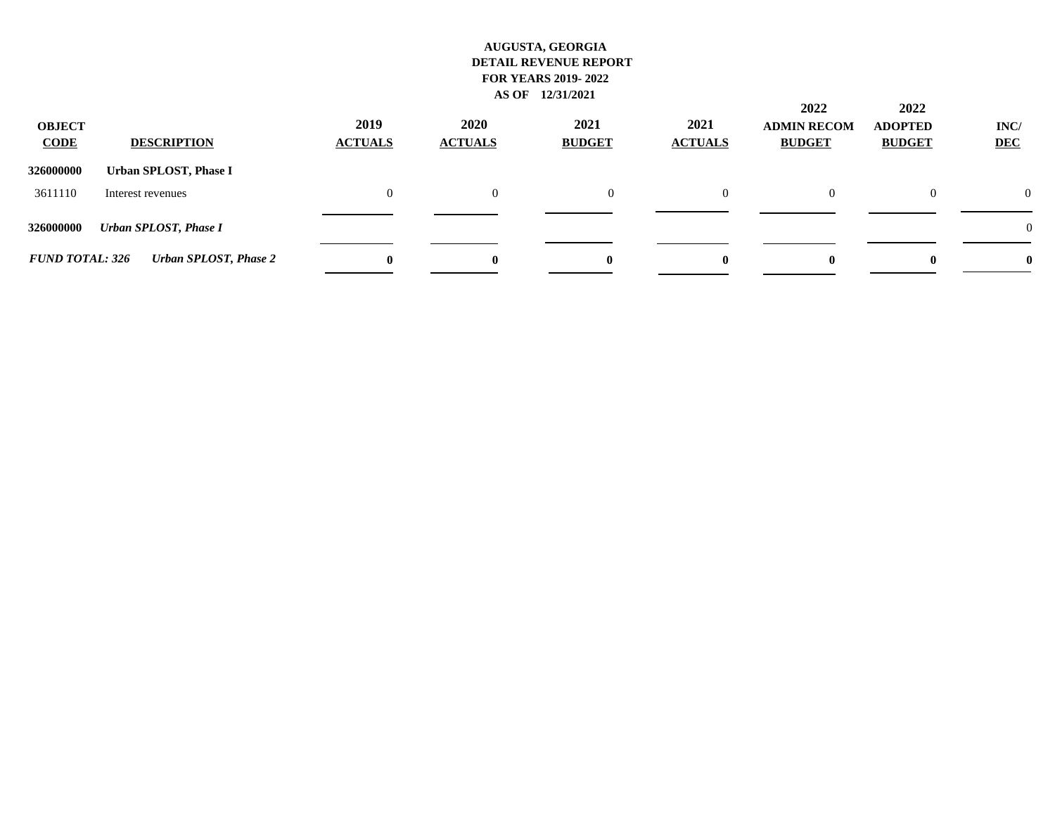**AUGUSTA, GEORGIA**
**DETAIL REVENUE REPORT**
**FOR YEARS 2019- 2022**
**AS OF 12/31/2021**

| OBJECT CODE | DESCRIPTION | 2019 ACTUALS | 2020 ACTUALS | 2021 BUDGET | 2021 ACTUALS | 2022 ADMIN RECOM BUDGET | 2022 ADOPTED BUDGET | INC/ DEC |
|---|---|---|---|---|---|---|---|---|
| **326000000** | **Urban SPLOST, Phase I** | | | | | | | |
| 3611110 | Interest revenues | 0 | 0 | 0 | 0 | 0 | 0 | 0 |
| **326000000** | ***Urban SPLOST, Phase I*** | | | | | | | 0 |
| ***FUND TOTAL: 326*** | ***Urban SPLOST, Phase 2*** | **0** | **0** | **0** | **0** | **0** | **0** | **0** |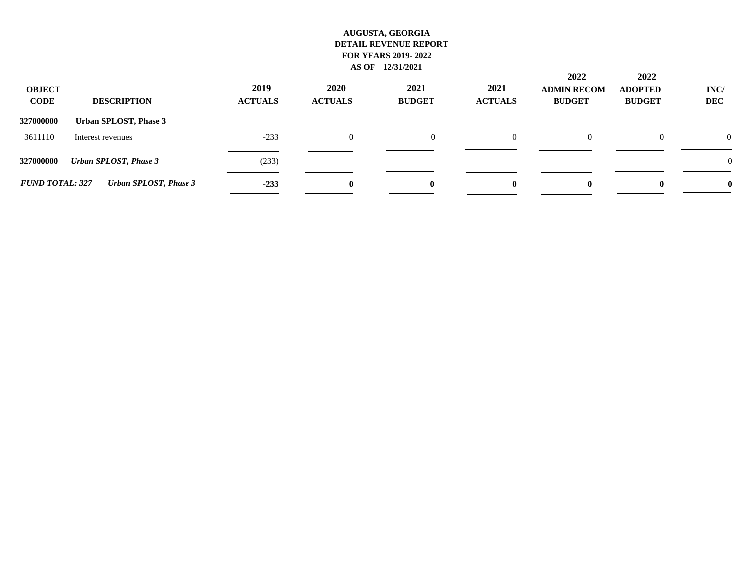**AUGUSTA, GEORGIA**
**DETAIL REVENUE REPORT**
**FOR YEARS 2019- 2022**
**AS OF 12/31/2021**

| OBJECT CODE | DESCRIPTION | 2019 ACTUALS | 2020 ACTUALS | 2021 BUDGET | 2021 ACTUALS | 2022 ADMIN RECOM BUDGET | 2022 ADOPTED BUDGET | INC/ DEC |
|---|---|---|---|---|---|---|---|---|
| **327000000** | **Urban SPLOST, Phase 3** | | | | | | | |
| 3611110 | Interest revenues | -233 | 0 | 0 | 0 | 0 | 0 | 0 |
| **327000000** | ***Urban SPLOST, Phase 3*** | (233) | | | | | | 0 |
| ***FUND TOTAL: 327*** | ***Urban SPLOST, Phase 3*** | **-233** | **0** | **0** | **0** | **0** | **0** | **0** |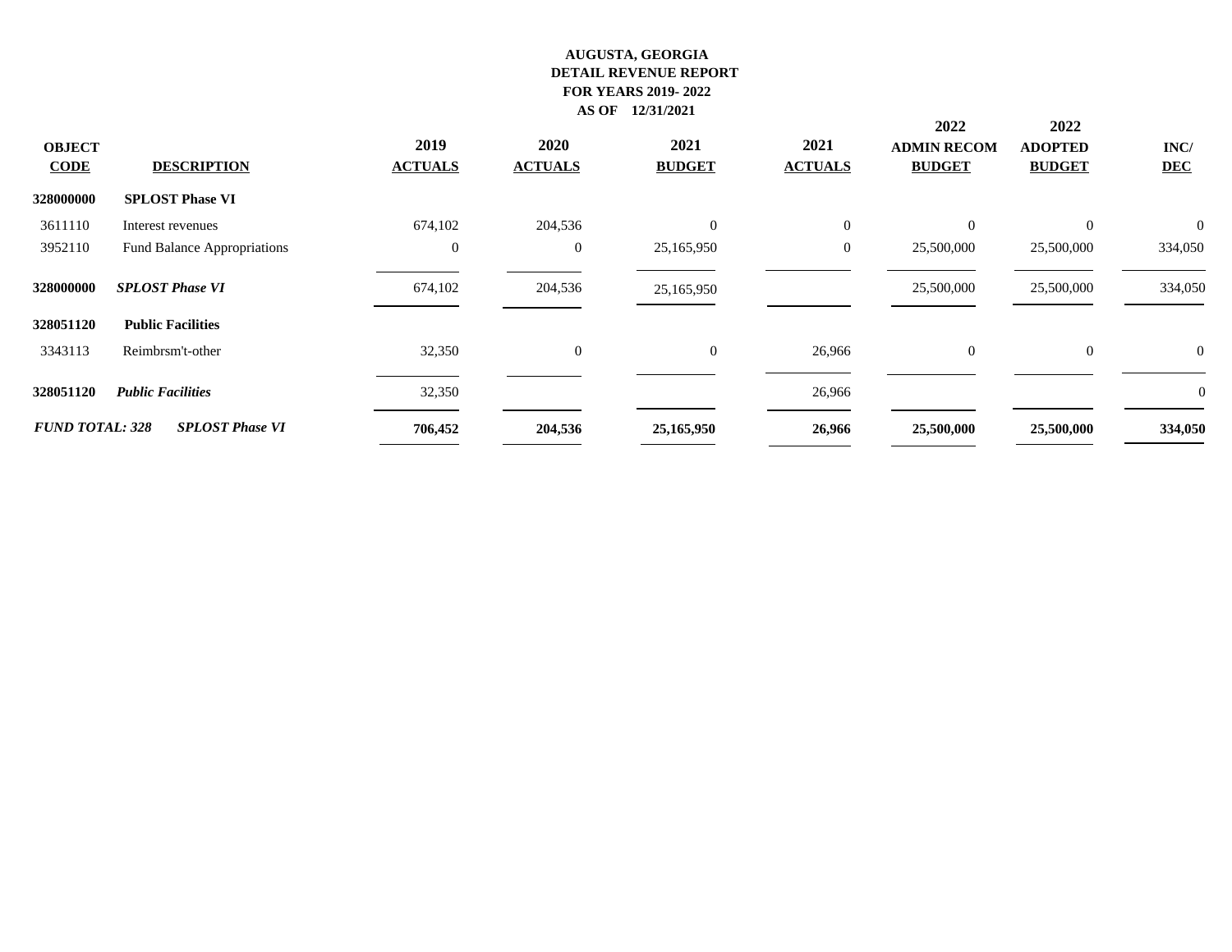**AUGUSTA, GEORGIA**
**DETAIL REVENUE REPORT**
**FOR YEARS 2019- 2022**
**AS OF 12/31/2021**

| OBJECT CODE | DESCRIPTION | 2019 ACTUALS | 2020 ACTUALS | 2021 BUDGET | 2021 ACTUALS | 2022 ADMIN RECOM BUDGET | 2022 ADOPTED BUDGET | INC/ DEC |
|---|---|---|---|---|---|---|---|---|
| **328000000** | **SPLOST Phase VI** | | | | | | | |
| 3611110 | Interest revenues | 674,102 | 204,536 | 0 | 0 | 0 | 0 | 0 |
| 3952110 | Fund Balance Appropriations | 0 | 0 | 25,165,950 | 0 | 25,500,000 | 25,500,000 | 334,050 |
| **328000000** | ***SPLOST Phase VI*** | 674,102 | 204,536 | 25,165,950 | | 25,500,000 | 25,500,000 | 334,050 |
| **328051120** | **Public Facilities** | | | | | | | |
| 3343113 | Reimbrsm't-other | 32,350 | 0 | 0 | 26,966 | 0 | 0 | 0 |
| **328051120** | ***Public Facilities*** | 32,350 | | | 26,966 | | | 0 |
| ***FUND TOTAL: 328*** | ***SPLOST Phase VI*** | **706,452** | **204,536** | **25,165,950** | **26,966** | **25,500,000** | **25,500,000** | **334,050** |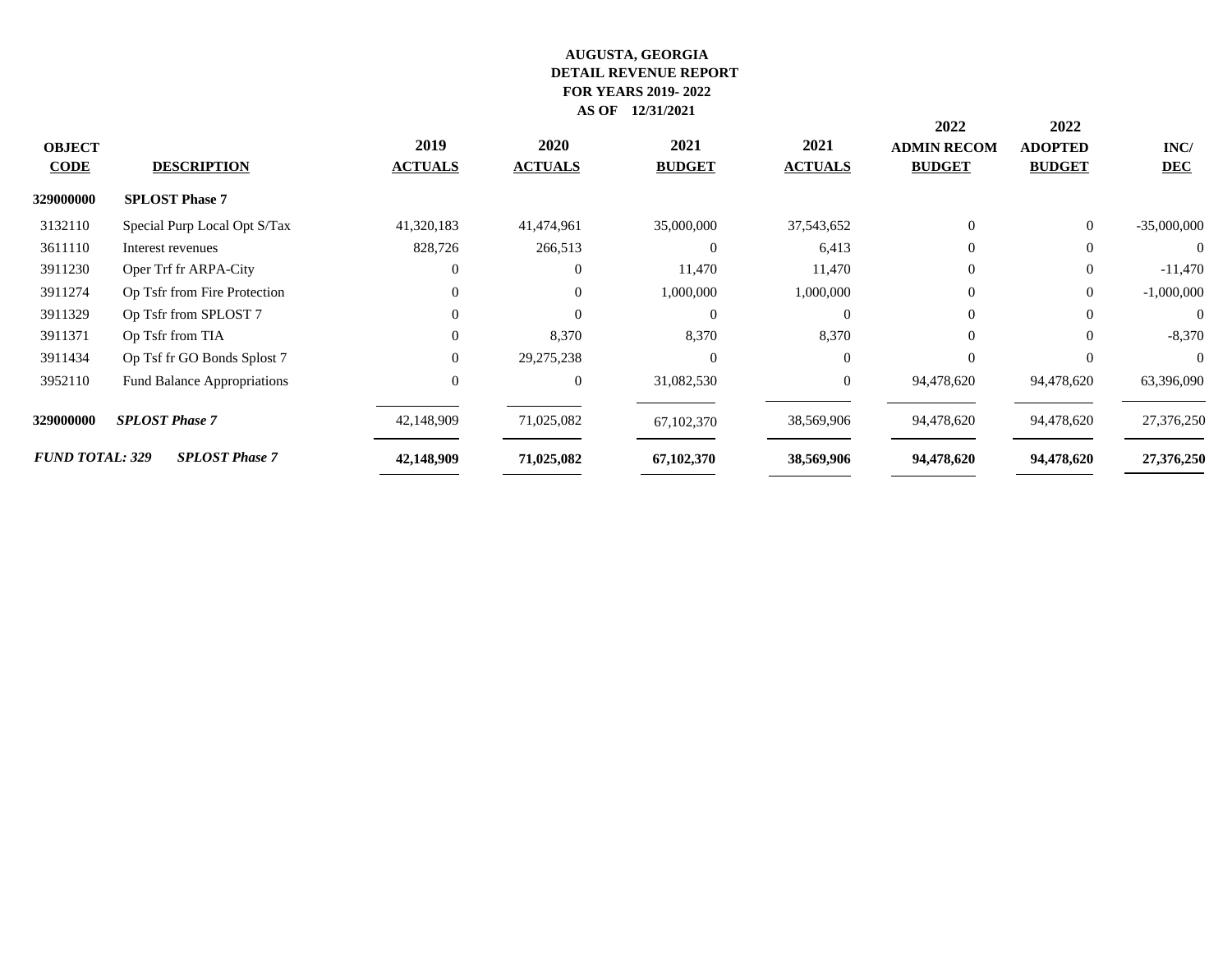**AUGUSTA, GEORGIA**
**DETAIL REVENUE REPORT**
**FOR YEARS 2019- 2022**
**AS OF 12/31/2021**

| OBJECT CODE | DESCRIPTION | 2019 ACTUALS | 2020 ACTUALS | 2021 BUDGET | 2021 ACTUALS | 2022 ADMIN RECOM BUDGET | 2022 ADOPTED BUDGET | INC/ DEC |
|---|---|---|---|---|---|---|---|---|
| **329000000** | **SPLOST Phase 7** | | | | | | | |
| 3132110 | Special Purp Local Opt S/Tax | 41,320,183 | 41,474,961 | 35,000,000 | 37,543,652 | 0 | 0 | -35,000,000 |
| 3611110 | Interest revenues | 828,726 | 266,513 | 0 | 6,413 | 0 | 0 | 0 |
| 3911230 | Oper Trf fr ARPA-City | 0 | 0 | 11,470 | 11,470 | 0 | 0 | -11,470 |
| 3911274 | Op Tsfr from Fire Protection | 0 | 0 | 1,000,000 | 1,000,000 | 0 | 0 | -1,000,000 |
| 3911329 | Op Tsfr from SPLOST 7 | 0 | 0 | 0 | 0 | 0 | 0 | 0 |
| 3911371 | Op Tsfr from TIA | 0 | 8,370 | 8,370 | 8,370 | 0 | 0 | -8,370 |
| 3911434 | Op Tsf fr GO Bonds Splost 7 | 0 | 29,275,238 | 0 | 0 | 0 | 0 | 0 |
| 3952110 | Fund Balance Appropriations | 0 | 0 | 31,082,530 | 0 | 94,478,620 | 94,478,620 | 63,396,090 |
| **329000000** | ***SPLOST Phase 7*** | 42,148,909 | 71,025,082 | 67,102,370 | 38,569,906 | 94,478,620 | 94,478,620 | 27,376,250 |
| ***FUND TOTAL: 329*** | ***SPLOST Phase 7*** | **42,148,909** | **71,025,082** | **67,102,370** | **38,569,906** | **94,478,620** | **94,478,620** | **27,376,250** |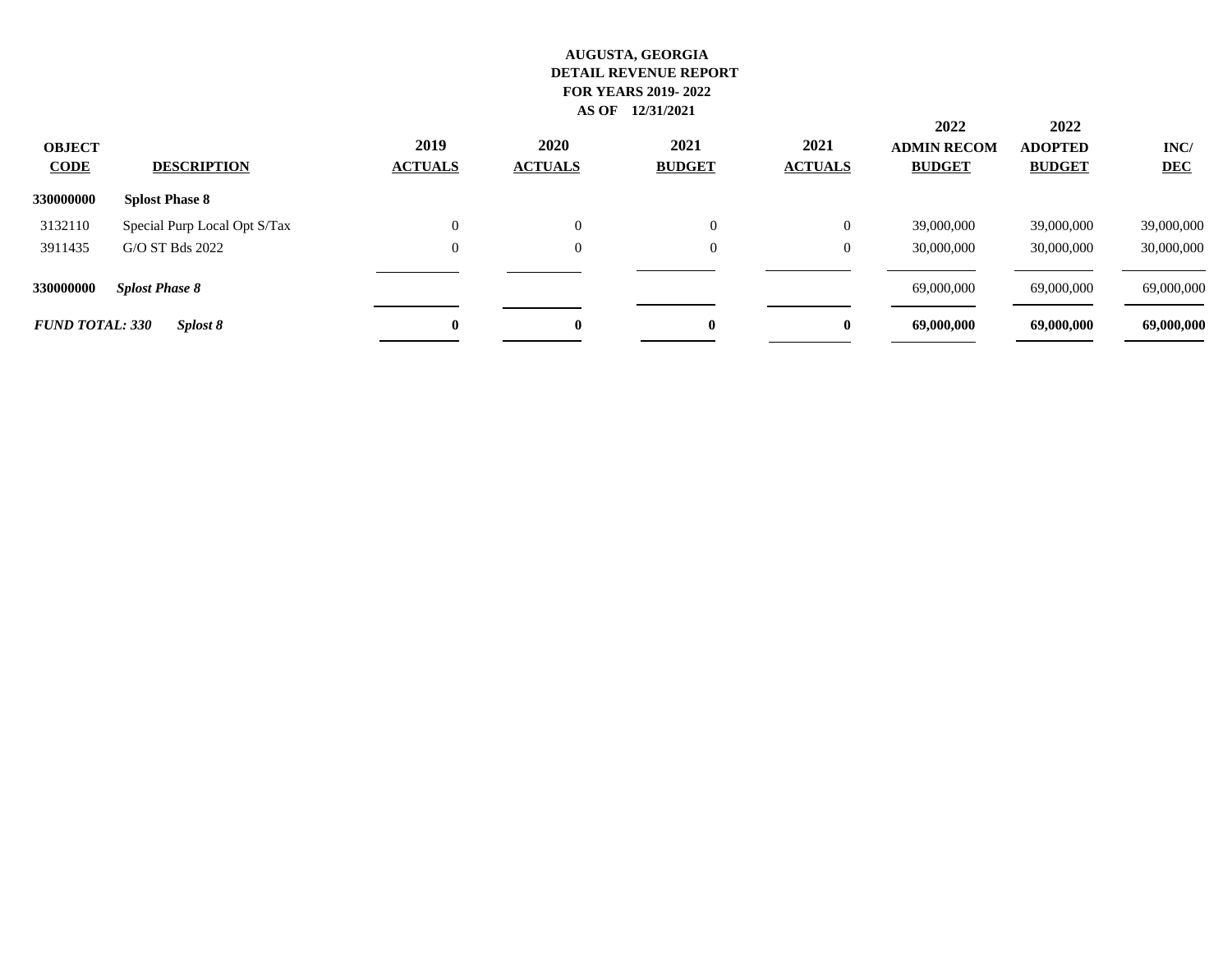**AUGUSTA, GEORGIA**
**DETAIL REVENUE REPORT**
**FOR YEARS 2019- 2022**
**AS OF 12/31/2021**

| OBJECT CODE | DESCRIPTION | 2019 ACTUALS | 2020 ACTUALS | 2021 BUDGET | 2021 ACTUALS | 2022 ADMIN RECOM BUDGET | 2022 ADOPTED BUDGET | INC/ DEC |
|---|---|---|---|---|---|---|---|---|
| **330000000** | **Splost Phase 8** | | | | | | | |
| 3132110 | Special Purp Local Opt S/Tax | 0 | 0 | 0 | 0 | 39,000,000 | 39,000,000 | 39,000,000 |
| 3911435 | G/O ST Bds 2022 | 0 | 0 | 0 | 0 | 30,000,000 | 30,000,000 | 30,000,000 |
| **330000000** | ***Splost Phase 8*** | | | | | 69,000,000 | 69,000,000 | 69,000,000 |
| ***FUND TOTAL: 330*** | ***Splost 8*** | **0** | **0** | **0** | **0** | **69,000,000** | **69,000,000** | **69,000,000** |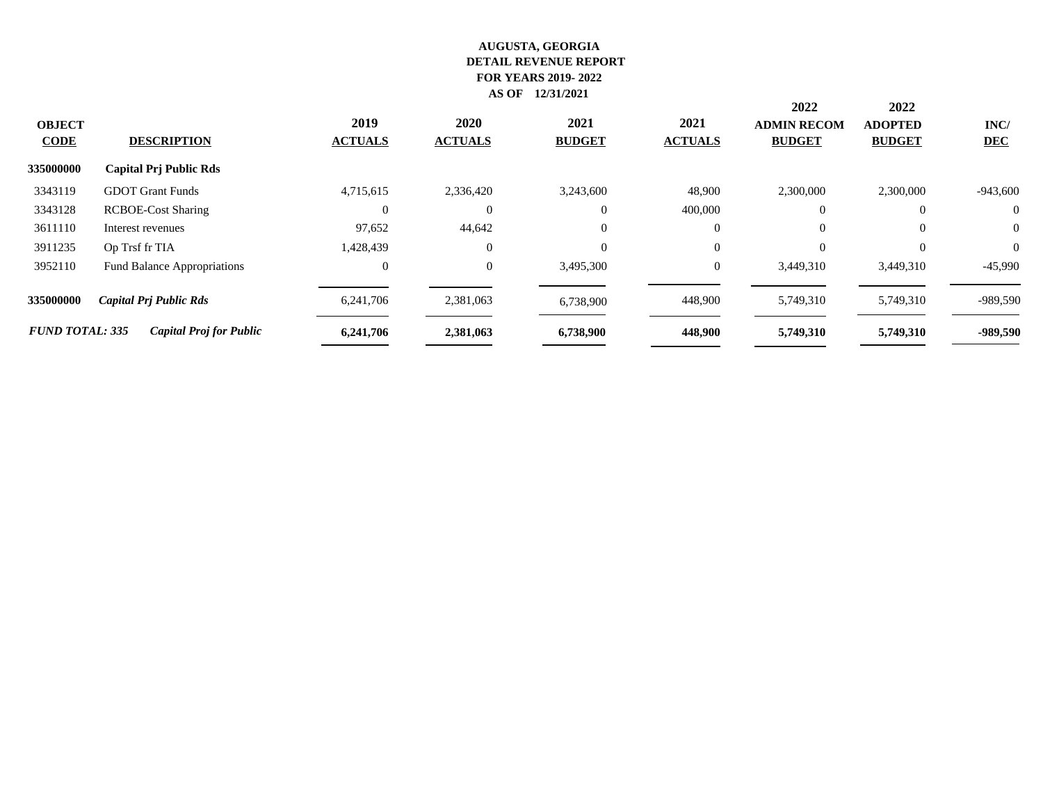**AUGUSTA, GEORGIA**
**DETAIL REVENUE REPORT**
**FOR YEARS 2019- 2022**
**AS OF 12/31/2021**

| OBJECT CODE | DESCRIPTION | 2019 ACTUALS | 2020 ACTUALS | 2021 BUDGET | 2021 ACTUALS | 2022 ADMIN RECOM BUDGET | 2022 ADOPTED BUDGET | INC/ DEC |
|---|---|---|---|---|---|---|---|---|
| **335000000** | **Capital Prj Public Rds** | | | | | | | |
| 3343119 | GDOT Grant Funds | 4,715,615 | 2,336,420 | 3,243,600 | 48,900 | 2,300,000 | 2,300,000 | -943,600 |
| 3343128 | RCBOE-Cost Sharing | 0 | 0 | 0 | 400,000 | 0 | 0 | 0 |
| 3611110 | Interest revenues | 97,652 | 44,642 | 0 | 0 | 0 | 0 | 0 |
| 3911235 | Op Trsf fr TIA | 1,428,439 | 0 | 0 | 0 | 0 | 0 | 0 |
| 3952110 | Fund Balance Appropriations | 0 | 0 | 3,495,300 | 0 | 3,449,310 | 3,449,310 | -45,990 |
| **335000000** | ***Capital Prj Public Rds*** | 6,241,706 | 2,381,063 | 6,738,900 | 448,900 | 5,749,310 | 5,749,310 | -989,590 |
| ***FUND TOTAL: 335*** | ***Capital Proj for Public*** | **6,241,706** | **2,381,063** | **6,738,900** | **448,900** | **5,749,310** | **5,749,310** | **-989,590** |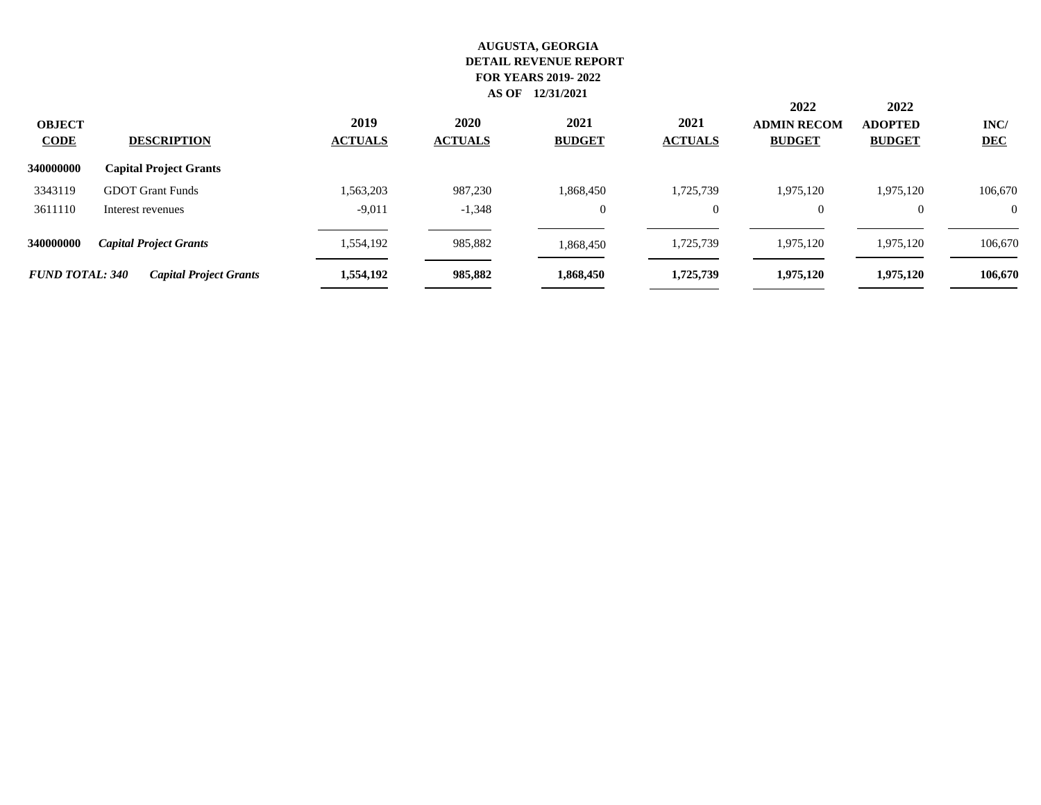**AUGUSTA, GEORGIA**
**DETAIL REVENUE REPORT**
**FOR YEARS 2019- 2022**
**AS OF 12/31/2021**

| OBJECT CODE | DESCRIPTION | 2019 ACTUALS | 2020 ACTUALS | 2021 BUDGET | 2021 ACTUALS | 2022 ADMIN RECOM BUDGET | 2022 ADOPTED BUDGET | INC/ DEC |
|---|---|---|---|---|---|---|---|---|
| **340000000** | **Capital Project Grants** | | | | | | | |
| 3343119 | GDOT Grant Funds | 1,563,203 | 987,230 | 1,868,450 | 1,725,739 | 1,975,120 | 1,975,120 | 106,670 |
| 3611110 | Interest revenues | -9,011 | -1,348 | 0 | 0 | 0 | 0 | 0 |
| **340000000** | ***Capital Project Grants*** | 1,554,192 | 985,882 | 1,868,450 | 1,725,739 | 1,975,120 | 1,975,120 | 106,670 |
| ***FUND TOTAL: 340*** | ***Capital Project Grants*** | **1,554,192** | **985,882** | **1,868,450** | **1,725,739** | **1,975,120** | **1,975,120** | **106,670** |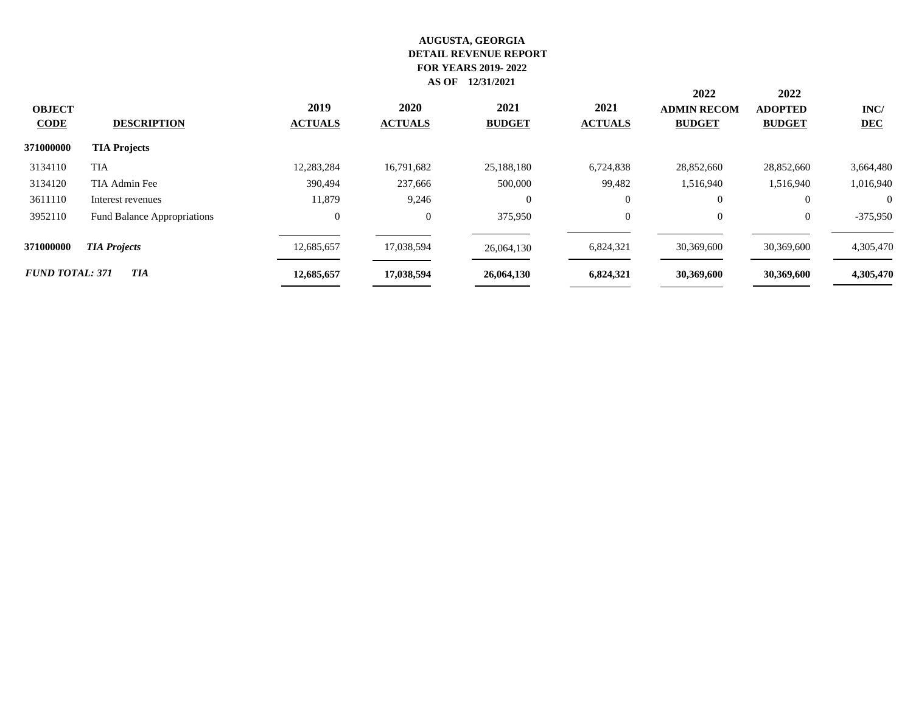**AUGUSTA, GEORGIA**
**DETAIL REVENUE REPORT**
**FOR YEARS 2019- 2022**
**AS OF 12/31/2021**

| OBJECT CODE | DESCRIPTION | 2019 ACTUALS | 2020 ACTUALS | 2021 BUDGET | 2021 ACTUALS | 2022 ADMIN RECOM BUDGET | 2022 ADOPTED BUDGET | INC/ DEC |
|---|---|---|---|---|---|---|---|---|
| **371000000** | **TIA Projects** | | | | | | | |
| 3134110 | TIA | 12,283,284 | 16,791,682 | 25,188,180 | 6,724,838 | 28,852,660 | 28,852,660 | 3,664,480 |
| 3134120 | TIA Admin Fee | 390,494 | 237,666 | 500,000 | 99,482 | 1,516,940 | 1,516,940 | 1,016,940 |
| 3611110 | Interest revenues | 11,879 | 9,246 | 0 | 0 | 0 | 0 | 0 |
| 3952110 | Fund Balance Appropriations | 0 | 0 | 375,950 | 0 | 0 | 0 | -375,950 |
| **371000000** | ***TIA Projects*** | 12,685,657 | 17,038,594 | 26,064,130 | 6,824,321 | 30,369,600 | 30,369,600 | 4,305,470 |
| ***FUND TOTAL: 371*** | ***TIA*** | **12,685,657** | **17,038,594** | **26,064,130** | **6,824,321** | **30,369,600** | **30,369,600** | **4,305,470** |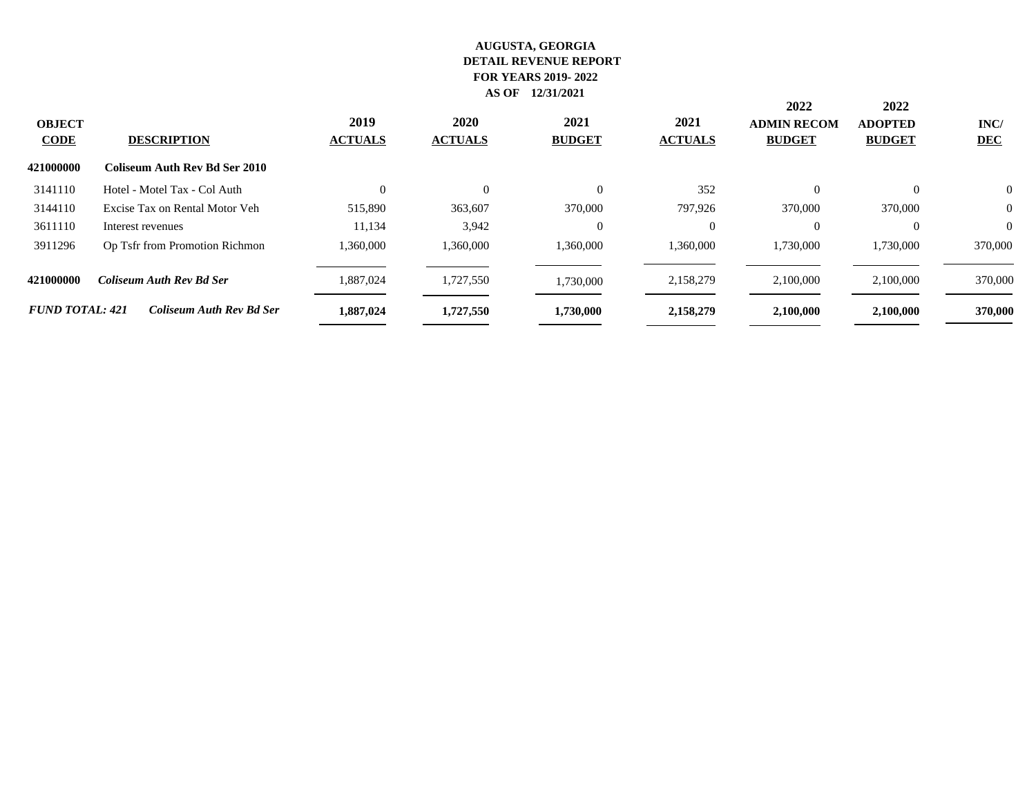**AUGUSTA, GEORGIA**
**DETAIL REVENUE REPORT**
**FOR YEARS 2019- 2022**
**AS OF 12/31/2021**

| OBJECT CODE | DESCRIPTION | 2019 ACTUALS | 2020 ACTUALS | 2021 BUDGET | 2021 ACTUALS | 2022 ADMIN RECOM BUDGET | 2022 ADOPTED BUDGET | INC/ DEC |
|---|---|---|---|---|---|---|---|---|
| **421000000** | **Coliseum Auth Rev Bd Ser 2010** | | | | | | | |
| 3141110 | Hotel - Motel Tax - Col Auth | 0 | 0 | 0 | 352 | 0 | 0 | 0 |
| 3144110 | Excise Tax on Rental Motor Veh | 515,890 | 363,607 | 370,000 | 797,926 | 370,000 | 370,000 | 0 |
| 3611110 | Interest revenues | 11,134 | 3,942 | 0 | 0 | 0 | 0 | 0 |
| 3911296 | Op Tsfr from Promotion Richmon | 1,360,000 | 1,360,000 | 1,360,000 | 1,360,000 | 1,730,000 | 1,730,000 | 370,000 |
| **421000000** | ***Coliseum Auth Rev Bd Ser*** | 1,887,024 | 1,727,550 | 1,730,000 | 2,158,279 | 2,100,000 | 2,100,000 | 370,000 |
| ***FUND TOTAL: 421*** | ***Coliseum Auth Rev Bd Ser*** | **1,887,024** | **1,727,550** | **1,730,000** | **2,158,279** | **2,100,000** | **2,100,000** | **370,000** |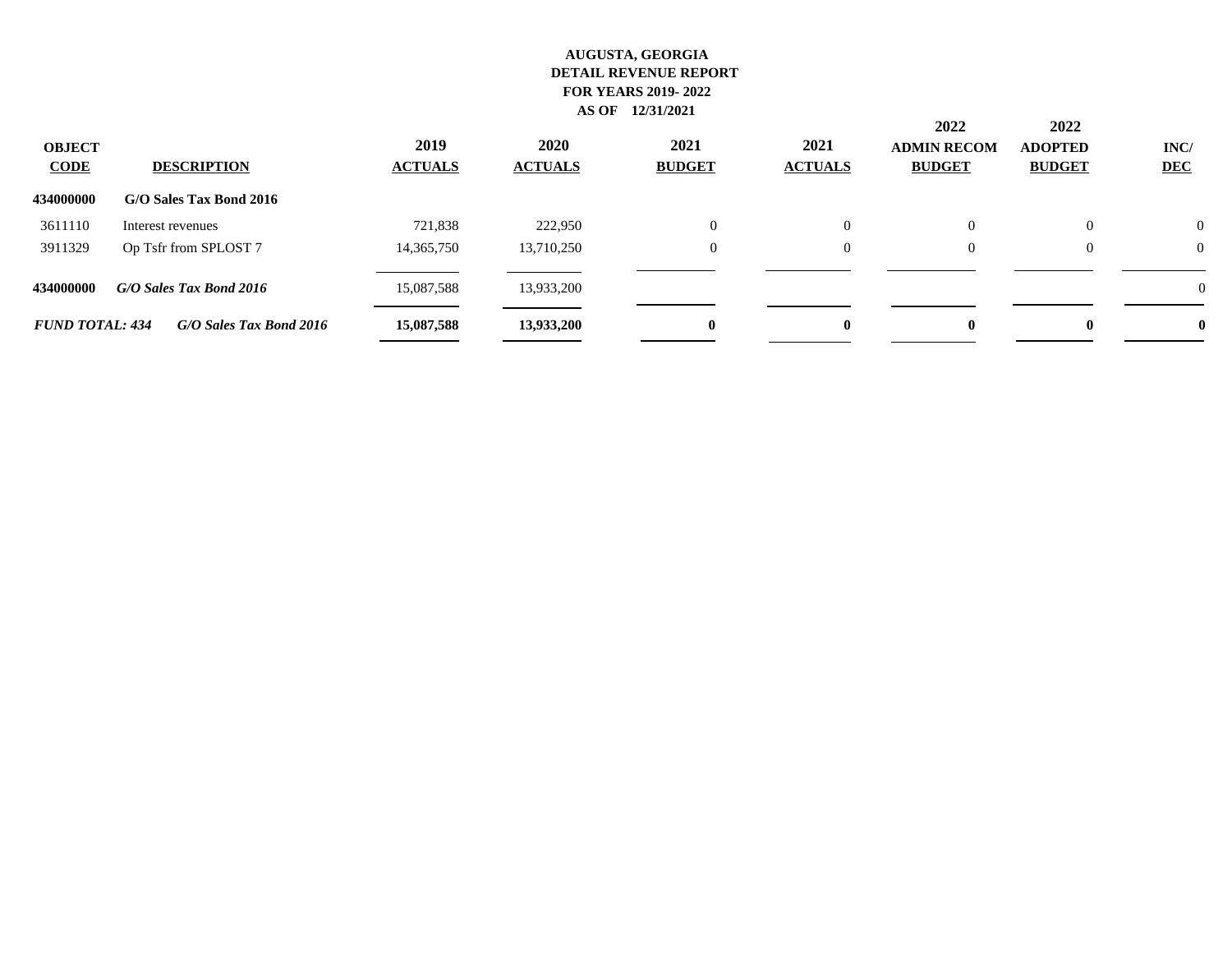**AUGUSTA, GEORGIA**
**DETAIL REVENUE REPORT**
**FOR YEARS 2019- 2022**
**AS OF 12/31/2021**

| OBJECT CODE | DESCRIPTION | 2019 ACTUALS | 2020 ACTUALS | 2021 BUDGET | 2021 ACTUALS | 2022 ADMIN RECOM BUDGET | 2022 ADOPTED BUDGET | INC/ DEC |
|---|---|---|---|---|---|---|---|---|
| **434000000** | **G/O Sales Tax Bond 2016** | | | | | | | |
| 3611110 | Interest revenues | 721,838 | 222,950 | 0 | 0 | 0 | 0 | 0 |
| 3911329 | Op Tsfr from SPLOST 7 | 14,365,750 | 13,710,250 | 0 | 0 | 0 | 0 | 0 |
| **434000000** | ***G/O Sales Tax Bond 2016*** | 15,087,588 | 13,933,200 | | | | | 0 |
| ***FUND TOTAL: 434*** | ***G/O Sales Tax Bond 2016*** | **15,087,588** | **13,933,200** | **0** | **0** | **0** | **0** | **0** |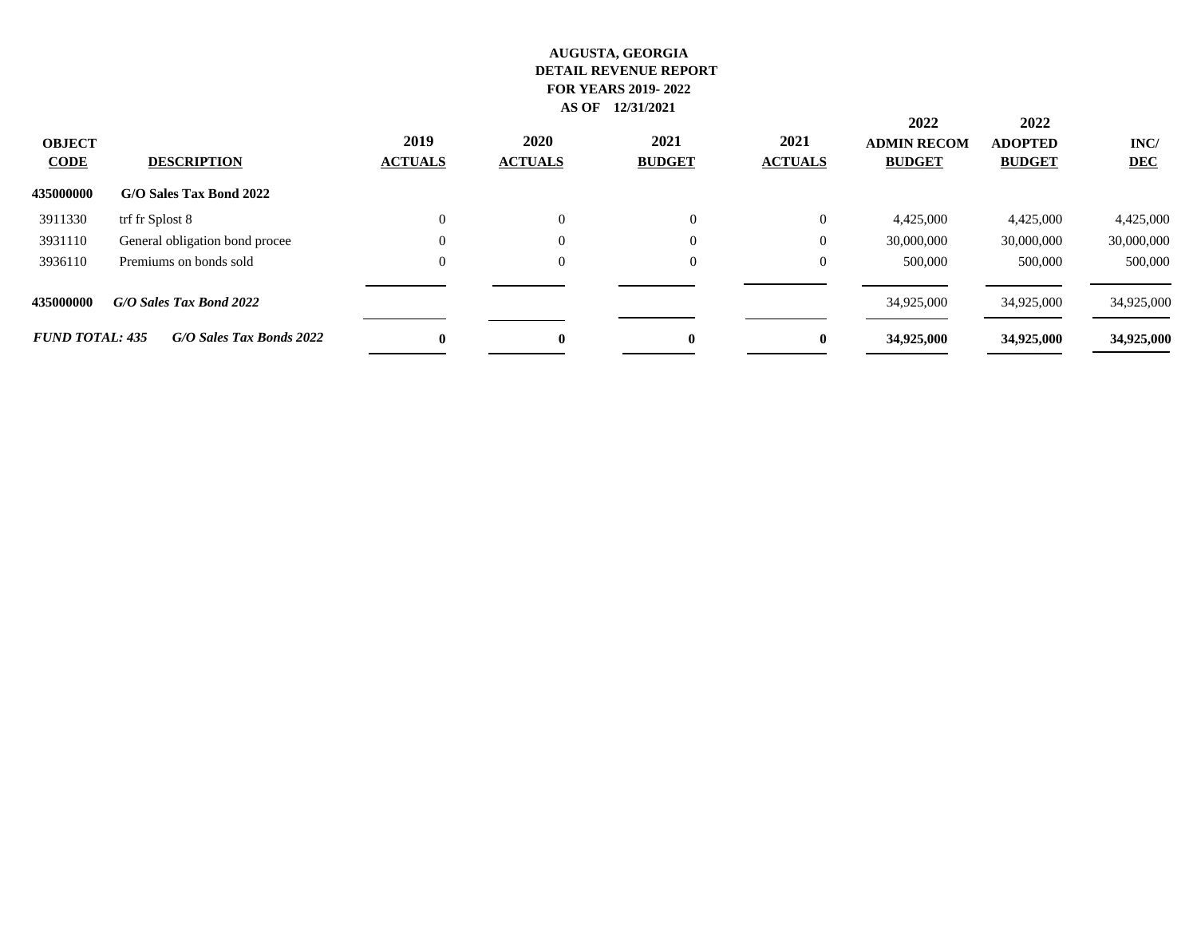**AUGUSTA, GEORGIA**
**DETAIL REVENUE REPORT**
**FOR YEARS 2019- 2022**
**AS OF 12/31/2021**

| OBJECT CODE | DESCRIPTION | 2019 ACTUALS | 2020 ACTUALS | 2021 BUDGET | 2021 ACTUALS | 2022 ADMIN RECOM BUDGET | 2022 ADOPTED BUDGET | INC/ DEC |
|---|---|---|---|---|---|---|---|---|
| **435000000** | **G/O Sales Tax Bond 2022** | | | | | | | |
| 3911330 | trf fr Splost 8 | 0 | 0 | 0 | 0 | 4,425,000 | 4,425,000 | 4,425,000 |
| 3931110 | General obligation bond procee | 0 | 0 | 0 | 0 | 30,000,000 | 30,000,000 | 30,000,000 |
| 3936110 | Premiums on bonds sold | 0 | 0 | 0 | 0 | 500,000 | 500,000 | 500,000 |
| **435000000** | ***G/O Sales Tax Bond 2022*** | | | | | 34,925,000 | 34,925,000 | 34,925,000 |
| ***FUND TOTAL: 435*** | ***G/O Sales Tax Bonds 2022*** | **0** | **0** | **0** | **0** | **34,925,000** | **34,925,000** | **34,925,000** |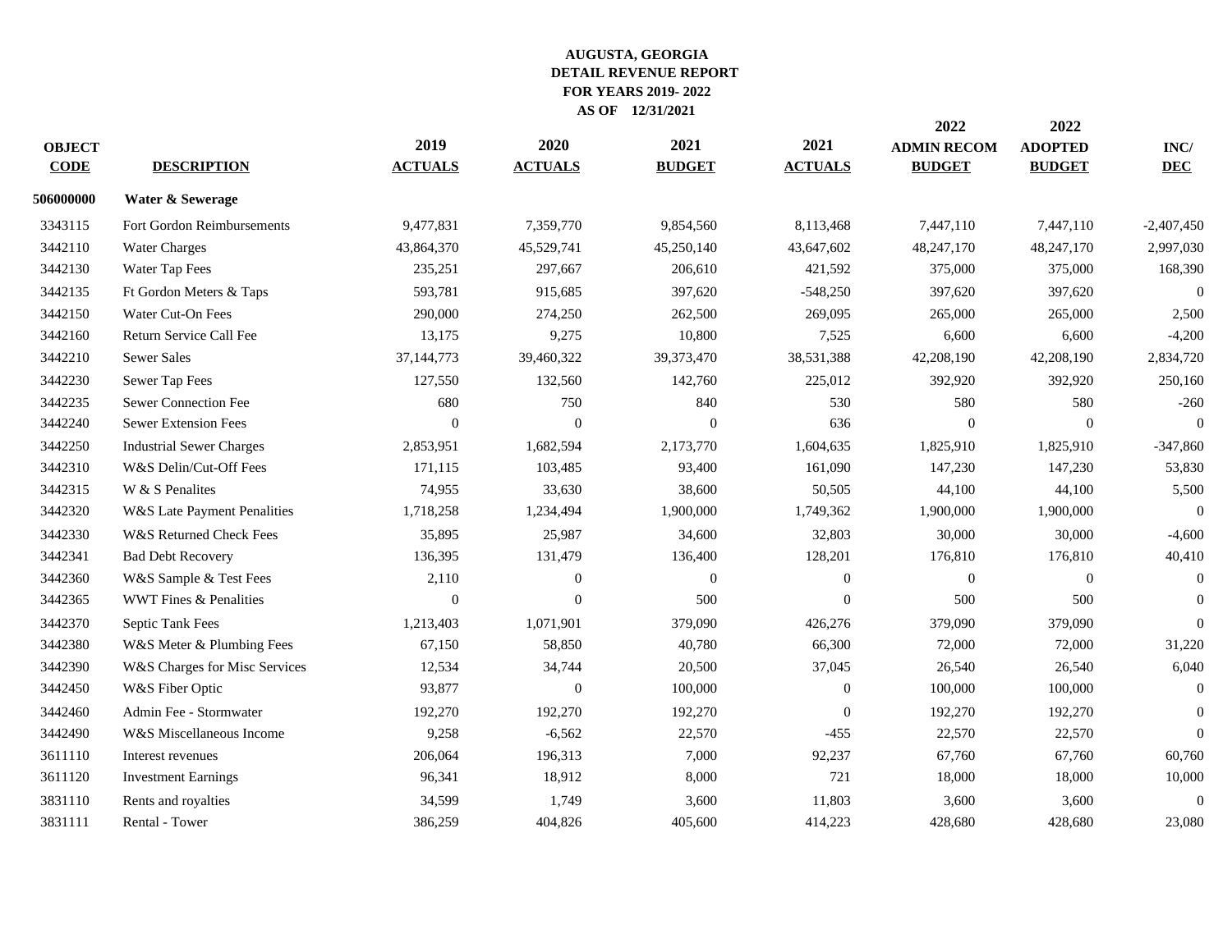**AUGUSTA, GEORGIA**
**DETAIL REVENUE REPORT**
**FOR YEARS 2019- 2022**
**AS OF 12/31/2021**

| OBJECT CODE | DESCRIPTION | 2019 ACTUALS | 2020 ACTUALS | 2021 BUDGET | 2021 ACTUALS | 2022 ADMIN RECOM BUDGET | 2022 ADOPTED BUDGET | INC/ DEC |
|---|---|---|---|---|---|---|---|---|
| **506000000** | **Water & Sewerage** | | | | | | | |
| 3343115 | Fort Gordon Reimbursements | 9,477,831 | 7,359,770 | 9,854,560 | 8,113,468 | 7,447,110 | 7,447,110 | -2,407,450 |
| 3442110 | Water Charges | 43,864,370 | 45,529,741 | 45,250,140 | 43,647,602 | 48,247,170 | 48,247,170 | 2,997,030 |
| 3442130 | Water Tap Fees | 235,251 | 297,667 | 206,610 | 421,592 | 375,000 | 375,000 | 168,390 |
| 3442135 | Ft Gordon Meters & Taps | 593,781 | 915,685 | 397,620 | -548,250 | 397,620 | 397,620 | 0 |
| 3442150 | Water Cut-On Fees | 290,000 | 274,250 | 262,500 | 269,095 | 265,000 | 265,000 | 2,500 |
| 3442160 | Return Service Call Fee | 13,175 | 9,275 | 10,800 | 7,525 | 6,600 | 6,600 | -4,200 |
| 3442210 | Sewer Sales | 37,144,773 | 39,460,322 | 39,373,470 | 38,531,388 | 42,208,190 | 42,208,190 | 2,834,720 |
| 3442230 | Sewer Tap Fees | 127,550 | 132,560 | 142,760 | 225,012 | 392,920 | 392,920 | 250,160 |
| 3442235 | Sewer Connection Fee | 680 | 750 | 840 | 530 | 580 | 580 | -260 |
| 3442240 | Sewer Extension Fees | 0 | 0 | 0 | 636 | 0 | 0 | 0 |
| 3442250 | Industrial Sewer Charges | 2,853,951 | 1,682,594 | 2,173,770 | 1,604,635 | 1,825,910 | 1,825,910 | -347,860 |
| 3442310 | W&S Delin/Cut-Off Fees | 171,115 | 103,485 | 93,400 | 161,090 | 147,230 | 147,230 | 53,830 |
| 3442315 | W & S Penalites | 74,955 | 33,630 | 38,600 | 50,505 | 44,100 | 44,100 | 5,500 |
| 3442320 | W&S Late Payment Penalities | 1,718,258 | 1,234,494 | 1,900,000 | 1,749,362 | 1,900,000 | 1,900,000 | 0 |
| 3442330 | W&S Returned Check Fees | 35,895 | 25,987 | 34,600 | 32,803 | 30,000 | 30,000 | -4,600 |
| 3442341 | Bad Debt Recovery | 136,395 | 131,479 | 136,400 | 128,201 | 176,810 | 176,810 | 40,410 |
| 3442360 | W&S Sample & Test Fees | 2,110 | 0 | 0 | 0 | 0 | 0 | 0 |
| 3442365 | WWT Fines & Penalities | 0 | 0 | 500 | 0 | 500 | 500 | 0 |
| 3442370 | Septic Tank Fees | 1,213,403 | 1,071,901 | 379,090 | 426,276 | 379,090 | 379,090 | 0 |
| 3442380 | W&S Meter & Plumbing Fees | 67,150 | 58,850 | 40,780 | 66,300 | 72,000 | 72,000 | 31,220 |
| 3442390 | W&S Charges for Misc Services | 12,534 | 34,744 | 20,500 | 37,045 | 26,540 | 26,540 | 6,040 |
| 3442450 | W&S Fiber Optic | 93,877 | 0 | 100,000 | 0 | 100,000 | 100,000 | 0 |
| 3442460 | Admin Fee - Stormwater | 192,270 | 192,270 | 192,270 | 0 | 192,270 | 192,270 | 0 |
| 3442490 | W&S Miscellaneous Income | 9,258 | -6,562 | 22,570 | -455 | 22,570 | 22,570 | 0 |
| 3611110 | Interest revenues | 206,064 | 196,313 | 7,000 | 92,237 | 67,760 | 67,760 | 60,760 |
| 3611120 | Investment Earnings | 96,341 | 18,912 | 8,000 | 721 | 18,000 | 18,000 | 10,000 |
| 3831110 | Rents and royalties | 34,599 | 1,749 | 3,600 | 11,803 | 3,600 | 3,600 | 0 |
| 3831111 | Rental - Tower | 386,259 | 404,826 | 405,600 | 414,223 | 428,680 | 428,680 | 23,080 |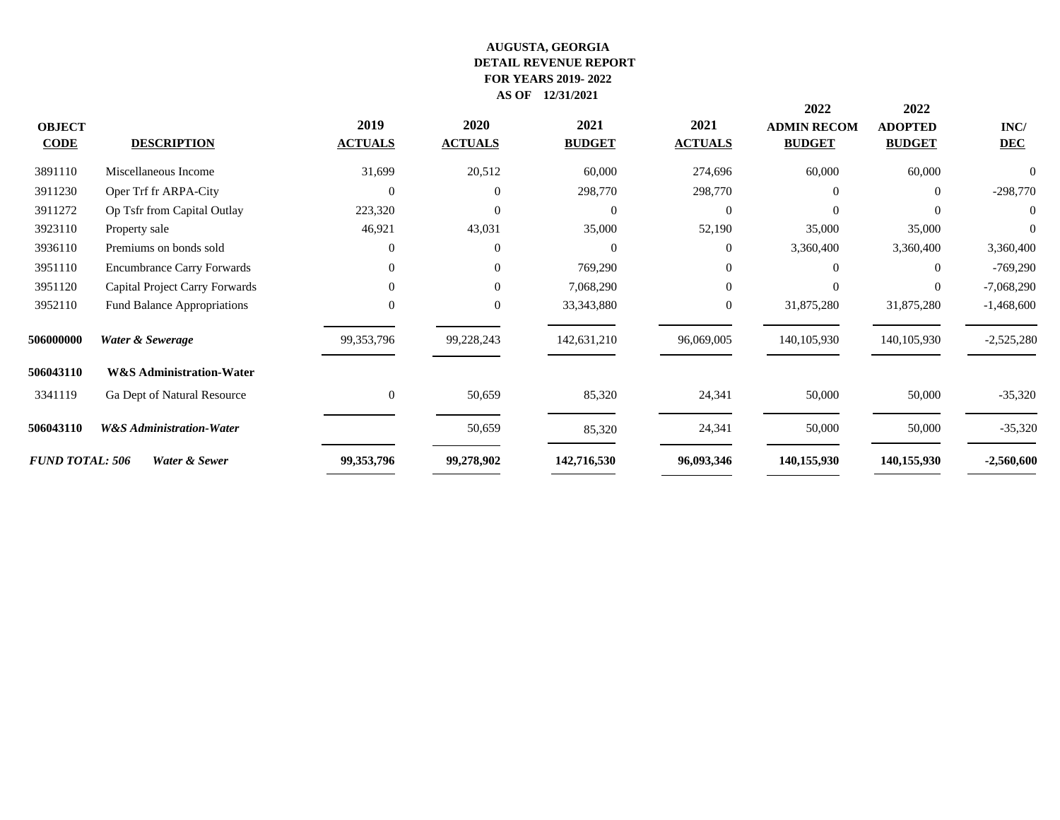**AUGUSTA, GEORGIA**
**DETAIL REVENUE REPORT**
**FOR YEARS 2019- 2022**
**AS OF 12/31/2021**

| OBJECT CODE | DESCRIPTION | 2019 ACTUALS | 2020 ACTUALS | 2021 BUDGET | 2021 ACTUALS | 2022 ADMIN RECOM BUDGET | 2022 ADOPTED BUDGET | INC/ DEC |
|---|---|---|---|---|---|---|---|---|
| 3891110 | Miscellaneous Income | 31,699 | 20,512 | 60,000 | 274,696 | 60,000 | 60,000 | 0 |
| 3911230 | Oper Trf fr ARPA-City | 0 | 0 | 298,770 | 298,770 | 0 | 0 | -298,770 |
| 3911272 | Op Tsfr from Capital Outlay | 223,320 | 0 | 0 | 0 | 0 | 0 | 0 |
| 3923110 | Property sale | 46,921 | 43,031 | 35,000 | 52,190 | 35,000 | 35,000 | 0 |
| 3936110 | Premiums on bonds sold | 0 | 0 | 0 | 0 | 3,360,400 | 3,360,400 | 3,360,400 |
| 3951110 | Encumbrance Carry Forwards | 0 | 0 | 769,290 | 0 | 0 | 0 | -769,290 |
| 3951120 | Capital Project Carry Forwards | 0 | 0 | 7,068,290 | 0 | 0 | 0 | -7,068,290 |
| 3952110 | Fund Balance Appropriations | 0 | 0 | 33,343,880 | 0 | 31,875,280 | 31,875,280 | -1,468,600 |
| **506000000** | ***Water & Sewerage*** | 99,353,796 | 99,228,243 | 142,631,210 | 96,069,005 | 140,105,930 | 140,105,930 | -2,525,280 |
| **506043110** | **W&S Administration-Water** | | | | | | | |
| 3341119 | Ga Dept of Natural Resource | 0 | 50,659 | 85,320 | 24,341 | 50,000 | 50,000 | -35,320 |
| **506043110** | ***W&S Administration-Water*** | | 50,659 | 85,320 | 24,341 | 50,000 | 50,000 | -35,320 |
| ***FUND TOTAL: 506*** | ***Water & Sewer*** | **99,353,796** | **99,278,902** | **142,716,530** | **96,093,346** | **140,155,930** | **140,155,930** | **-2,560,600** |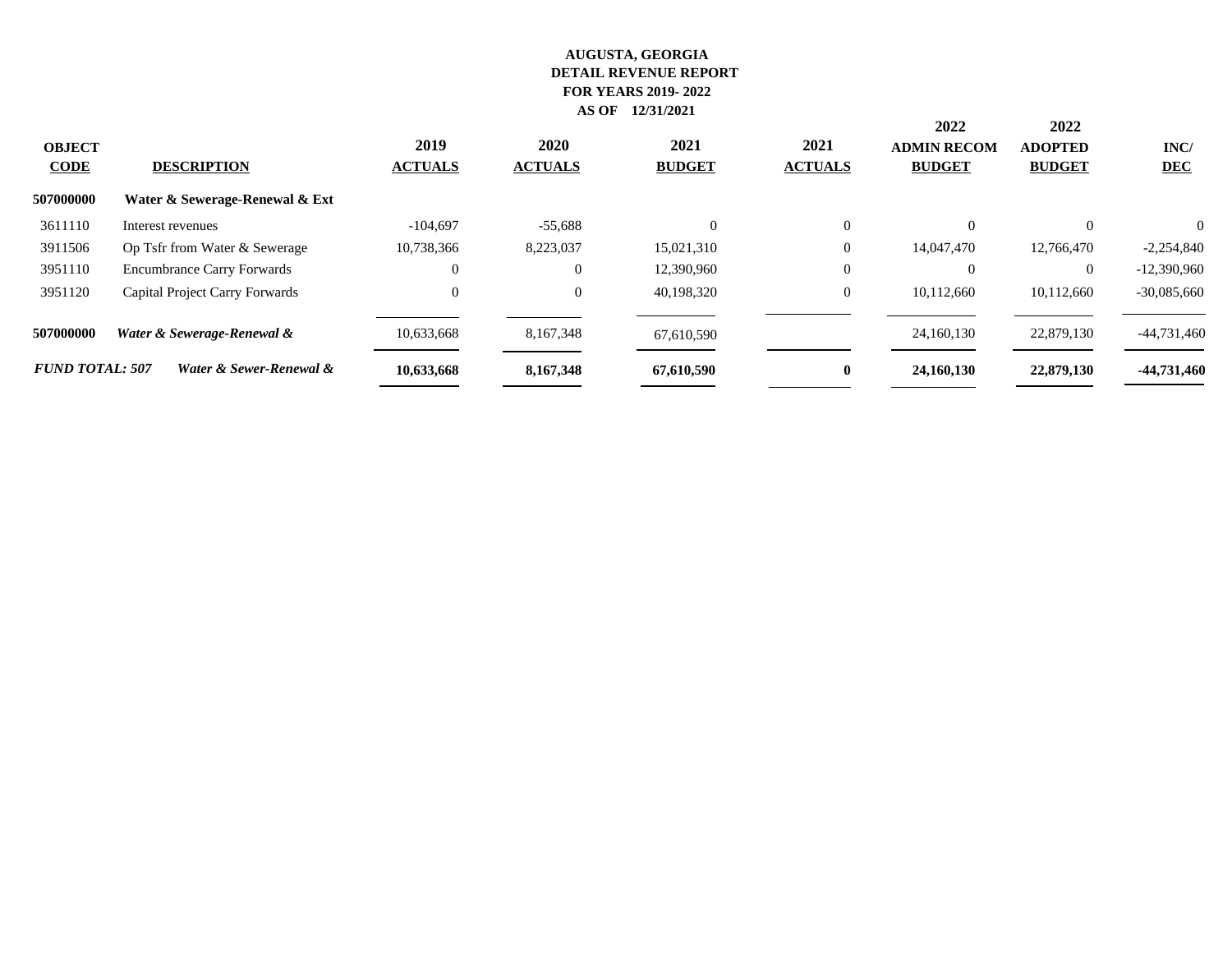**AUGUSTA, GEORGIA**
**DETAIL REVENUE REPORT**
**FOR YEARS 2019- 2022**
**AS OF 12/31/2021**

| OBJECT CODE | DESCRIPTION | 2019 ACTUALS | 2020 ACTUALS | 2021 BUDGET | 2021 ACTUALS | 2022 ADMIN RECOM BUDGET | 2022 ADOPTED BUDGET | INC/ DEC |
|---|---|---|---|---|---|---|---|---|
| **507000000** | **Water & Sewerage-Renewal & Ext** | | | | | | | |
| 3611110 | Interest revenues | -104,697 | -55,688 | 0 | 0 | 0 | 0 | 0 |
| 3911506 | Op Tsfr from Water & Sewerage | 10,738,366 | 8,223,037 | 15,021,310 | 0 | 14,047,470 | 12,766,470 | -2,254,840 |
| 3951110 | Encumbrance Carry Forwards | 0 | 0 | 12,390,960 | 0 | 0 | 0 | -12,390,960 |
| 3951120 | Capital Project Carry Forwards | 0 | 0 | 40,198,320 | 0 | 10,112,660 | 10,112,660 | -30,085,660 |
| **507000000** | ***Water & Sewerage-Renewal &*** | 10,633,668 | 8,167,348 | 67,610,590 | | 24,160,130 | 22,879,130 | -44,731,460 |
| ***FUND TOTAL: 507*** | ***Water & Sewer-Renewal &*** | **10,633,668** | **8,167,348** | **67,610,590** | **0** | **24,160,130** | **22,879,130** | **-44,731,460** |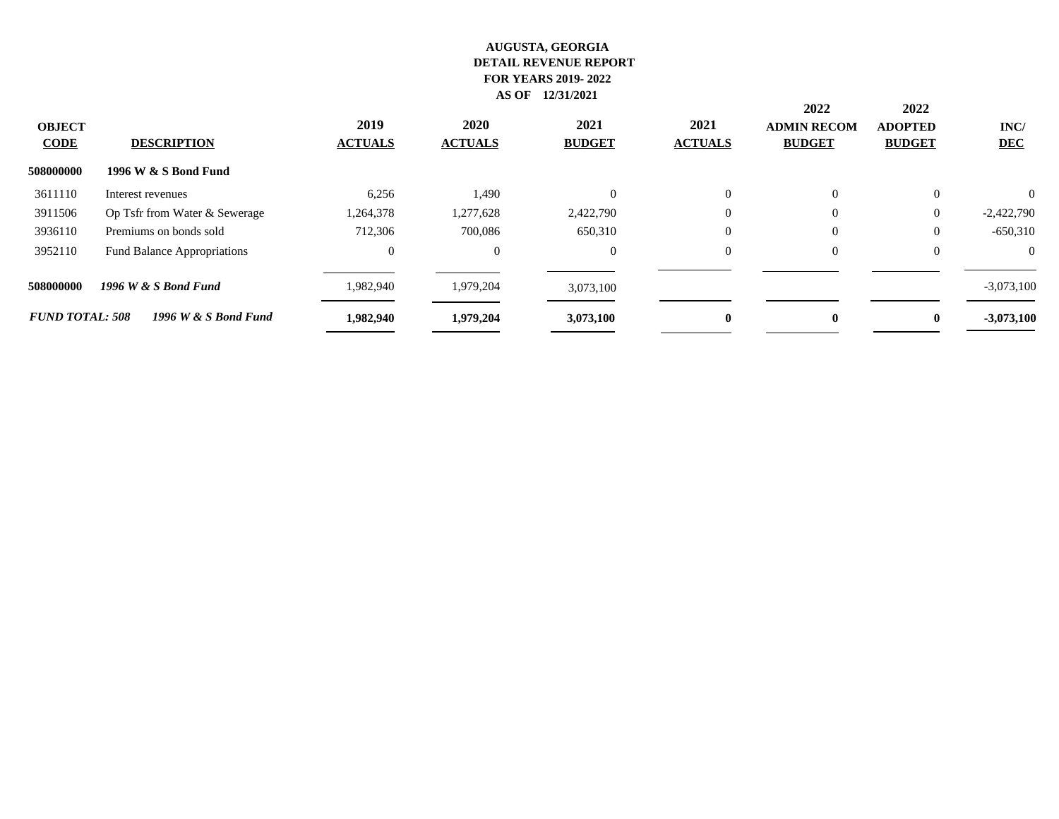**AUGUSTA, GEORGIA**
**DETAIL REVENUE REPORT**
**FOR YEARS 2019- 2022**
**AS OF 12/31/2021**

| OBJECT CODE | DESCRIPTION | 2019 ACTUALS | 2020 ACTUALS | 2021 BUDGET | 2021 ACTUALS | 2022 ADMIN RECOM BUDGET | 2022 ADOPTED BUDGET | INC/ DEC |
|---|---|---|---|---|---|---|---|---|
| **508000000** | **1996 W & S Bond Fund** | | | | | | | |
| 3611110 | Interest revenues | 6,256 | 1,490 | 0 | 0 | 0 | 0 | 0 |
| 3911506 | Op Tsfr from Water & Sewerage | 1,264,378 | 1,277,628 | 2,422,790 | 0 | 0 | 0 | -2,422,790 |
| 3936110 | Premiums on bonds sold | 712,306 | 700,086 | 650,310 | 0 | 0 | 0 | -650,310 |
| 3952110 | Fund Balance Appropriations | 0 | 0 | 0 | 0 | 0 | 0 | 0 |
| **508000000** | ***1996 W & S Bond Fund*** | 1,982,940 | 1,979,204 | 3,073,100 | | | | -3,073,100 |
| ***FUND TOTAL: 508*** | ***1996 W & S Bond Fund*** | **1,982,940** | **1,979,204** | **3,073,100** | **0** | **0** | **0** | **-3,073,100** |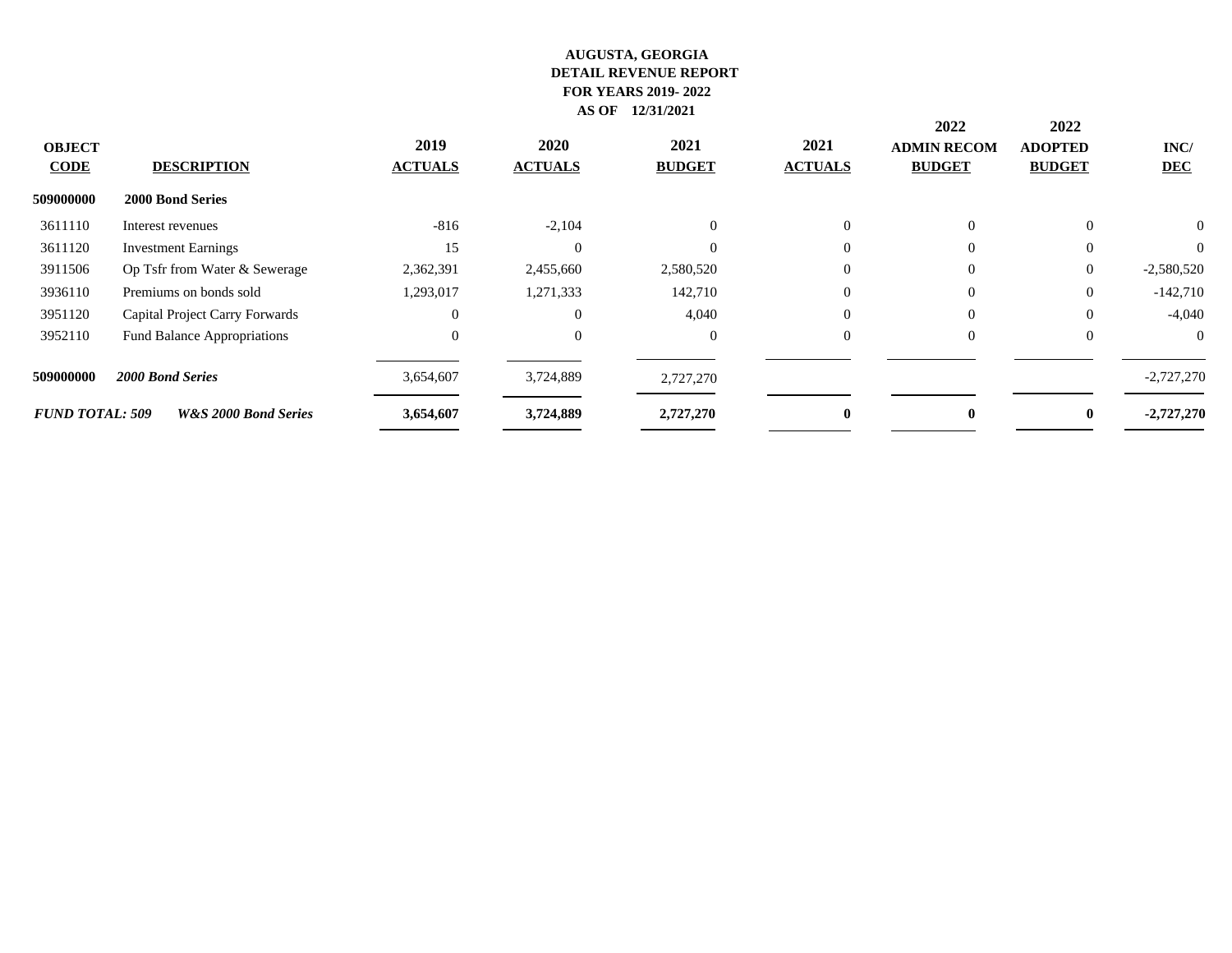**AUGUSTA, GEORGIA**
**DETAIL REVENUE REPORT**
**FOR YEARS 2019- 2022**
**AS OF 12/31/2021**

| OBJECT CODE | DESCRIPTION | 2019 ACTUALS | 2020 ACTUALS | 2021 BUDGET | 2021 ACTUALS | 2022 ADMIN RECOM BUDGET | 2022 ADOPTED BUDGET | INC/ DEC |
|---|---|---|---|---|---|---|---|---|
| **509000000** | **2000 Bond Series** | | | | | | | |
| 3611110 | Interest revenues | -816 | -2,104 | 0 | 0 | 0 | 0 | 0 |
| 3611120 | Investment Earnings | 15 | 0 | 0 | 0 | 0 | 0 | 0 |
| 3911506 | Op Tsfr from Water & Sewerage | 2,362,391 | 2,455,660 | 2,580,520 | 0 | 0 | 0 | -2,580,520 |
| 3936110 | Premiums on bonds sold | 1,293,017 | 1,271,333 | 142,710 | 0 | 0 | 0 | -142,710 |
| 3951120 | Capital Project Carry Forwards | 0 | 0 | 4,040 | 0 | 0 | 0 | -4,040 |
| 3952110 | Fund Balance Appropriations | 0 | 0 | 0 | 0 | 0 | 0 | 0 |
| **509000000** | ***2000 Bond Series*** | 3,654,607 | 3,724,889 | 2,727,270 | | | | -2,727,270 |
| ***FUND TOTAL: 509*** | ***W&S 2000 Bond Series*** | **3,654,607** | **3,724,889** | **2,727,270** | **0** | **0** | **0** | **-2,727,270** |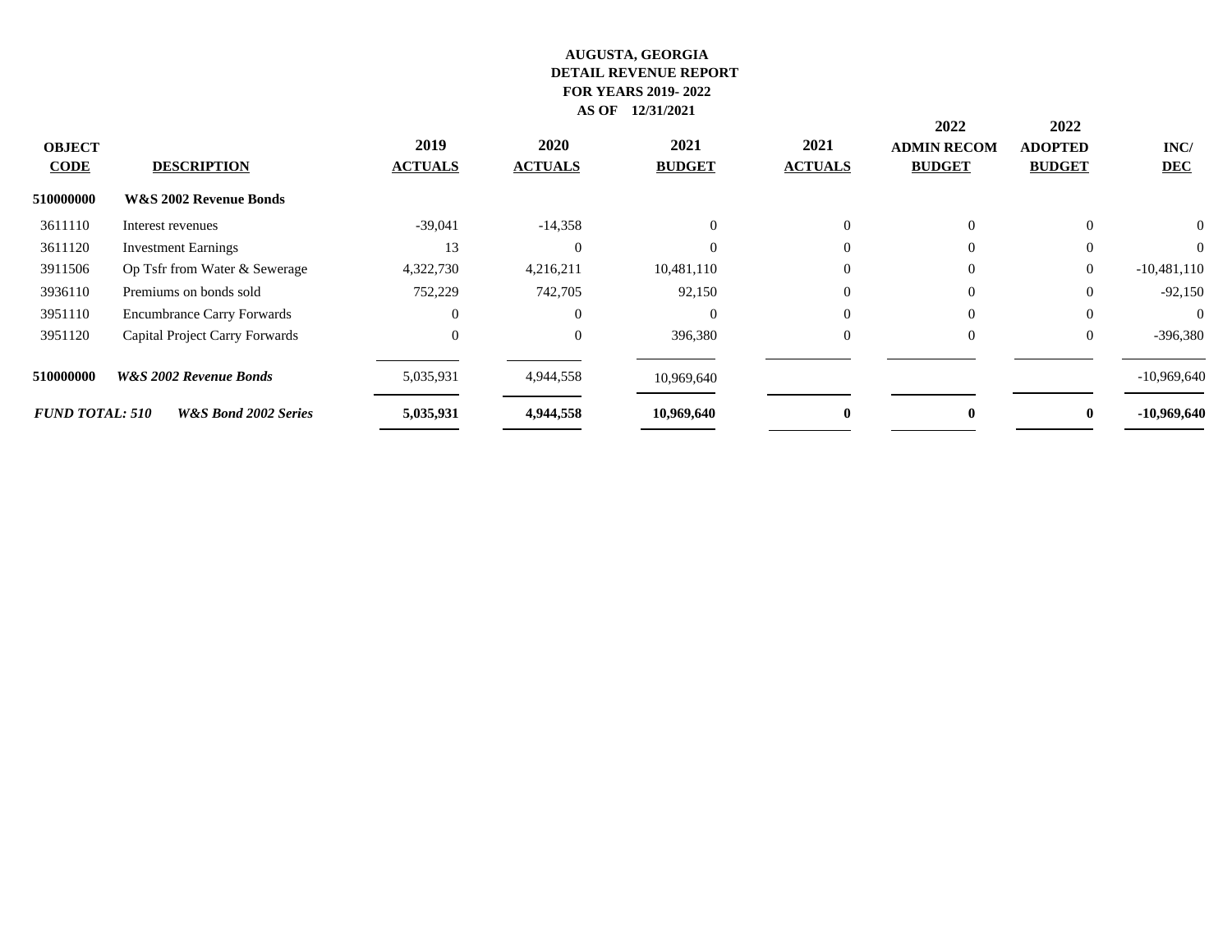# AUGUSTA, GEORGIA
## DETAIL REVENUE REPORT
### FOR YEARS 2019- 2022
### AS OF 12/31/2021

| OBJECT CODE | DESCRIPTION | 2019 ACTUALS | 2020 ACTUALS | 2021 BUDGET | 2021 ACTUALS | 2022 ADMIN RECOM BUDGET | 2022 ADOPTED BUDGET | INC/ DEC |
|---|---|---|---|---|---|---|---|---|
| **510000000** | **W&S 2002 Revenue Bonds** | | | | | | | |
| 3611110 | Interest revenues | -39,041 | -14,358 | 0 | 0 | 0 | 0 | 0 |
| 3611120 | Investment Earnings | 13 | 0 | 0 | 0 | 0 | 0 | 0 |
| 3911506 | Op Tsfr from Water & Sewerage | 4,322,730 | 4,216,211 | 10,481,110 | 0 | 0 | 0 | -10,481,110 |
| 3936110 | Premiums on bonds sold | 752,229 | 742,705 | 92,150 | 0 | 0 | 0 | -92,150 |
| 3951110 | Encumbrance Carry Forwards | 0 | 0 | 0 | 0 | 0 | 0 | 0 |
| 3951120 | Capital Project Carry Forwards | 0 | 0 | 396,380 | 0 | 0 | 0 | -396,380 |
| **510000000** | ***W&S 2002 Revenue Bonds*** | 5,035,931 | 4,944,558 | 10,969,640 | | | | -10,969,640 |
| ***FUND TOTAL: 510*** | ***W&S Bond 2002 Series*** | **5,035,931** | **4,944,558** | **10,969,640** | **0** | **0** | **0** | **-10,969,640** |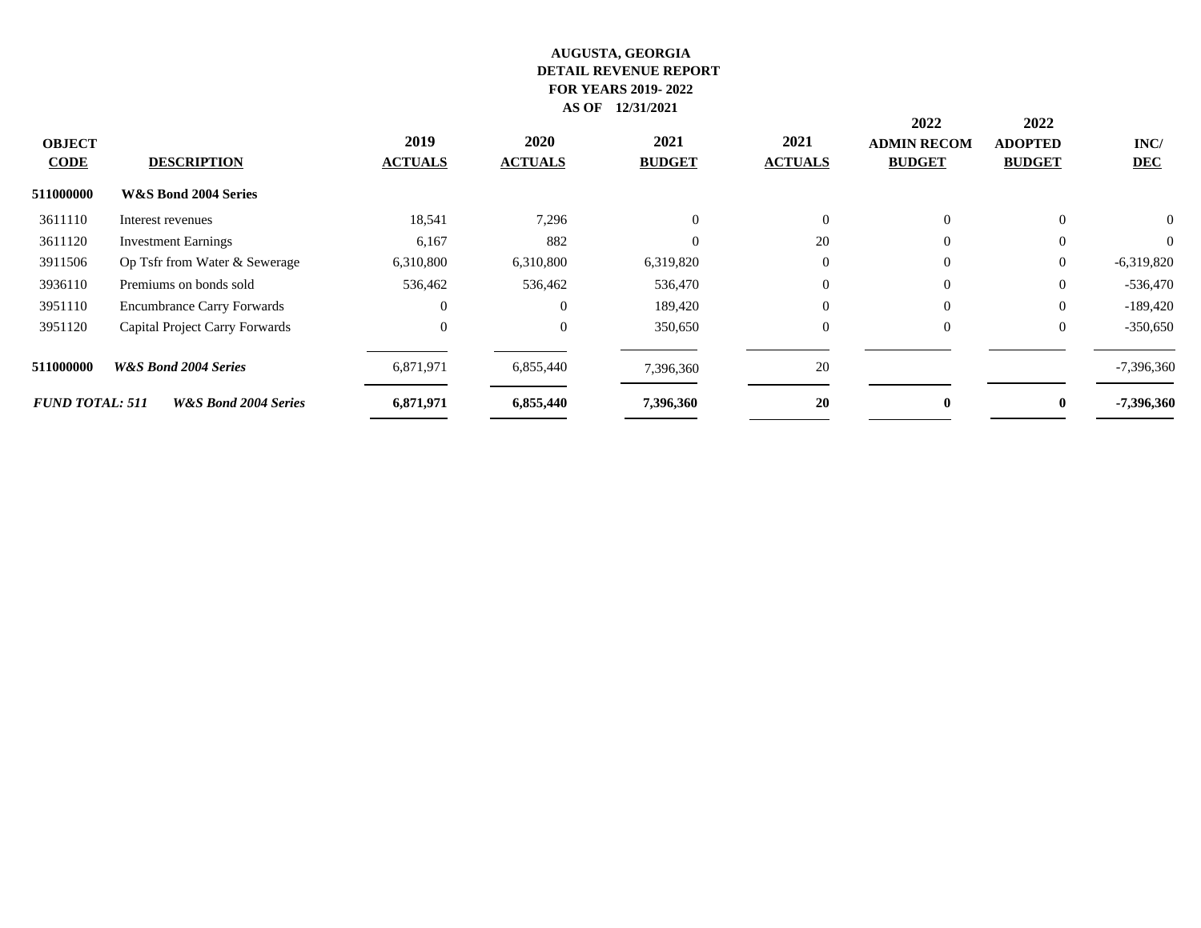**AUGUSTA, GEORGIA**
**DETAIL REVENUE REPORT**
**FOR YEARS 2019- 2022**
**AS OF 12/31/2021**

| OBJECT CODE | DESCRIPTION | 2019 ACTUALS | 2020 ACTUALS | 2021 BUDGET | 2021 ACTUALS | 2022 ADMIN RECOM BUDGET | 2022 ADOPTED BUDGET | INC/ DEC |
|---|---|---|---|---|---|---|---|---|
| **511000000** | **W&S Bond 2004 Series** | | | | | | | |
| 3611110 | Interest revenues | 18,541 | 7,296 | 0 | 0 | 0 | 0 | 0 |
| 3611120 | Investment Earnings | 6,167 | 882 | 0 | 20 | 0 | 0 | 0 |
| 3911506 | Op Tsfr from Water & Sewerage | 6,310,800 | 6,310,800 | 6,319,820 | 0 | 0 | 0 | -6,319,820 |
| 3936110 | Premiums on bonds sold | 536,462 | 536,462 | 536,470 | 0 | 0 | 0 | -536,470 |
| 3951110 | Encumbrance Carry Forwards | 0 | 0 | 189,420 | 0 | 0 | 0 | -189,420 |
| 3951120 | Capital Project Carry Forwards | 0 | 0 | 350,650 | 0 | 0 | 0 | -350,650 |
| **511000000** | ***W&S Bond 2004 Series*** | 6,871,971 | 6,855,440 | 7,396,360 | 20 | | | -7,396,360 |
| ***FUND TOTAL: 511*** | ***W&S Bond 2004 Series*** | **6,871,971** | **6,855,440** | **7,396,360** | **20** | **0** | **0** | **-7,396,360** |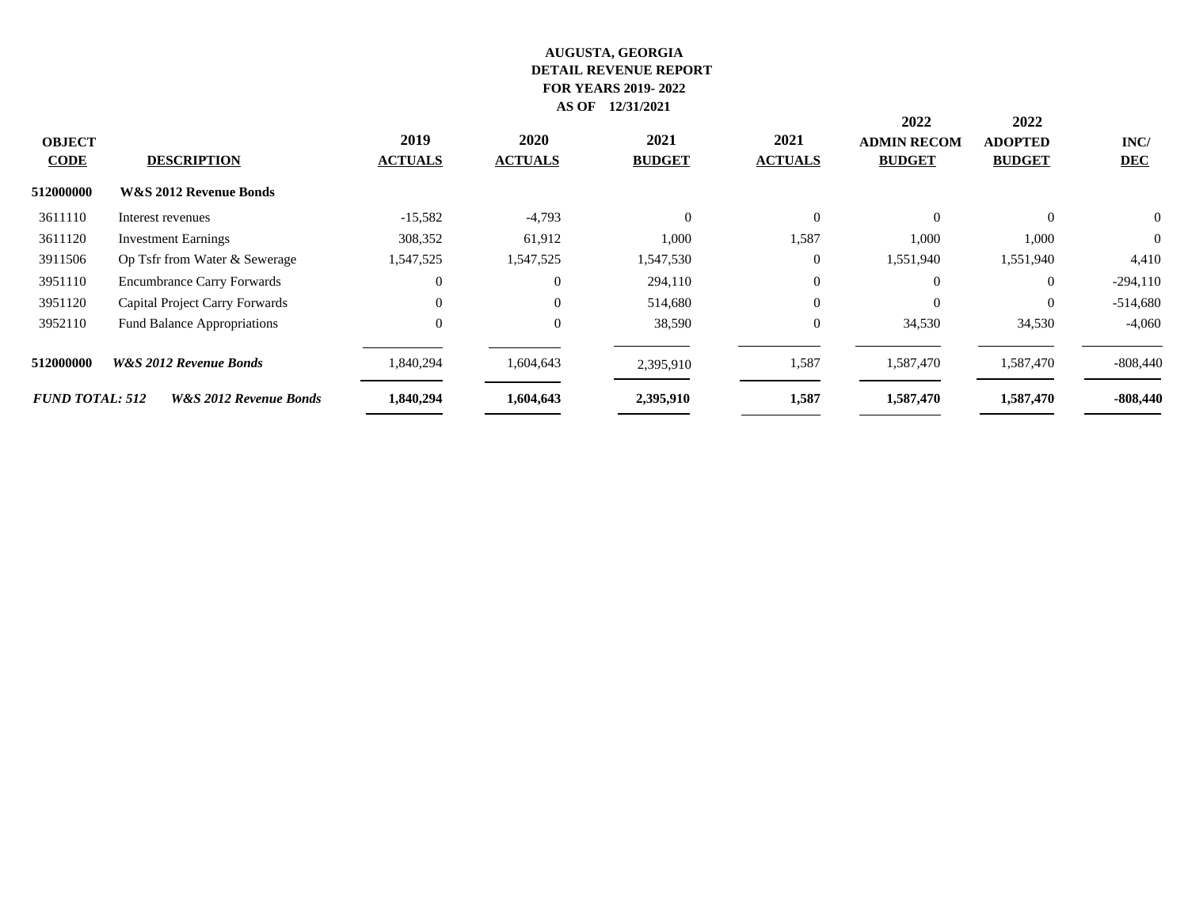**AUGUSTA, GEORGIA**
**DETAIL REVENUE REPORT**
**FOR YEARS 2019- 2022**
**AS OF 12/31/2021**

| OBJECT CODE | DESCRIPTION | 2019 ACTUALS | 2020 ACTUALS | 2021 BUDGET | 2021 ACTUALS | 2022 ADMIN RECOM BUDGET | 2022 ADOPTED BUDGET | INC/ DEC |
|---|---|---|---|---|---|---|---|---|
| **512000000** | **W&S 2012 Revenue Bonds** | | | | | | | |
| 3611110 | Interest revenues | -15,582 | -4,793 | 0 | 0 | 0 | 0 | 0 |
| 3611120 | Investment Earnings | 308,352 | 61,912 | 1,000 | 1,587 | 1,000 | 1,000 | 0 |
| 3911506 | Op Tsfr from Water & Sewerage | 1,547,525 | 1,547,525 | 1,547,530 | 0 | 1,551,940 | 1,551,940 | 4,410 |
| 3951110 | Encumbrance Carry Forwards | 0 | 0 | 294,110 | 0 | 0 | 0 | -294,110 |
| 3951120 | Capital Project Carry Forwards | 0 | 0 | 514,680 | 0 | 0 | 0 | -514,680 |
| 3952110 | Fund Balance Appropriations | 0 | 0 | 38,590 | 0 | 34,530 | 34,530 | -4,060 |
| **512000000** | ***W&S 2012 Revenue Bonds*** | 1,840,294 | 1,604,643 | 2,395,910 | 1,587 | 1,587,470 | 1,587,470 | -808,440 |
| ***FUND TOTAL: 512*** | ***W&S 2012 Revenue Bonds*** | **1,840,294** | **1,604,643** | **2,395,910** | **1,587** | **1,587,470** | **1,587,470** | **-808,440** |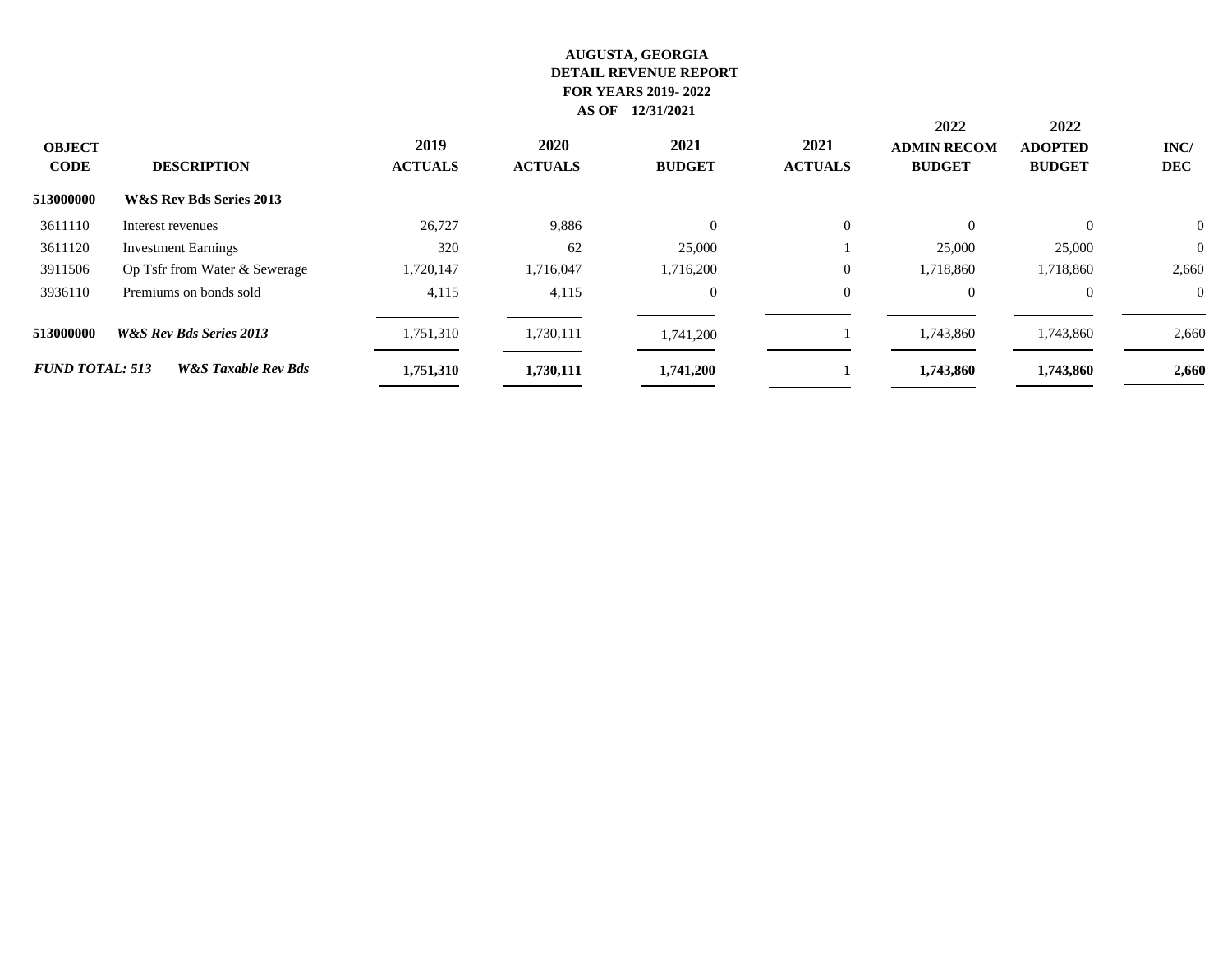**AUGUSTA, GEORGIA**
**DETAIL REVENUE REPORT**
**FOR YEARS 2019- 2022**
**AS OF 12/31/2021**

| OBJECT CODE | DESCRIPTION | 2019 ACTUALS | 2020 ACTUALS | 2021 BUDGET | 2021 ACTUALS | 2022 ADMIN RECOM BUDGET | 2022 ADOPTED BUDGET | INC/ DEC |
|---|---|---|---|---|---|---|---|---|
| **513000000** | **W&S Rev Bds Series 2013** | | | | | | | |
| 3611110 | Interest revenues | 26,727 | 9,886 | 0 | 0 | 0 | 0 | 0 |
| 3611120 | Investment Earnings | 320 | 62 | 25,000 | 1 | 25,000 | 25,000 | 0 |
| 3911506 | Op Tsfr from Water & Sewerage | 1,720,147 | 1,716,047 | 1,716,200 | 0 | 1,718,860 | 1,718,860 | 2,660 |
| 3936110 | Premiums on bonds sold | 4,115 | 4,115 | 0 | 0 | 0 | 0 | 0 |
| **513000000** | ***W&S Rev Bds Series 2013*** | 1,751,310 | 1,730,111 | 1,741,200 | 1 | 1,743,860 | 1,743,860 | 2,660 |
| ***FUND TOTAL: 513*** | ***W&S Taxable Rev Bds*** | **1,751,310** | **1,730,111** | **1,741,200** | **1** | **1,743,860** | **1,743,860** | **2,660** |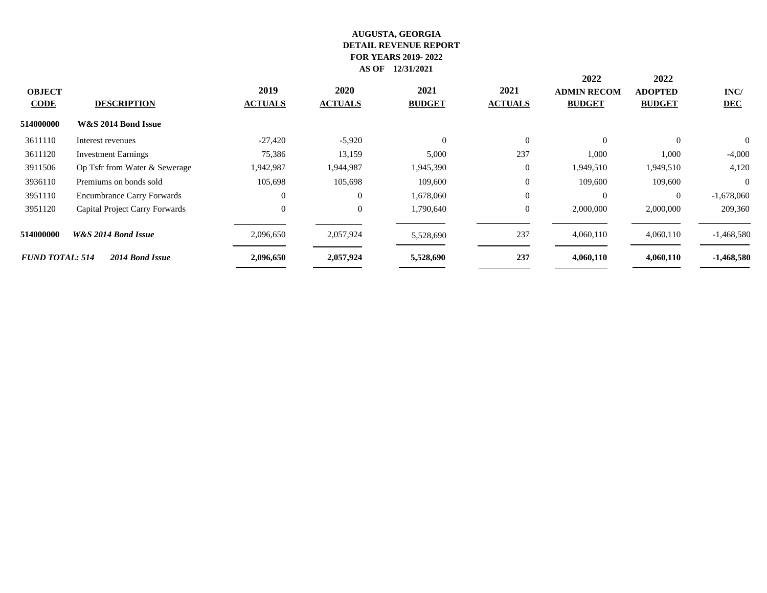**AUGUSTA, GEORGIA**
**DETAIL REVENUE REPORT**
**FOR YEARS 2019- 2022**
**AS OF 12/31/2021**

| OBJECT CODE | DESCRIPTION | 2019 ACTUALS | 2020 ACTUALS | 2021 BUDGET | 2021 ACTUALS | 2022 ADMIN RECOM BUDGET | 2022 ADOPTED BUDGET | INC/ DEC |
|---|---|---|---|---|---|---|---|---|
| **514000000** | **W&S 2014 Bond Issue** | | | | | | | |
| 3611110 | Interest revenues | -27,420 | -5,920 | 0 | 0 | 0 | 0 | 0 |
| 3611120 | Investment Earnings | 75,386 | 13,159 | 5,000 | 237 | 1,000 | 1,000 | -4,000 |
| 3911506 | Op Tsfr from Water & Sewerage | 1,942,987 | 1,944,987 | 1,945,390 | 0 | 1,949,510 | 1,949,510 | 4,120 |
| 3936110 | Premiums on bonds sold | 105,698 | 105,698 | 109,600 | 0 | 109,600 | 109,600 | 0 |
| 3951110 | Encumbrance Carry Forwards | 0 | 0 | 1,678,060 | 0 | 0 | 0 | -1,678,060 |
| 3951120 | Capital Project Carry Forwards | 0 | 0 | 1,790,640 | 0 | 2,000,000 | 2,000,000 | 209,360 |
| **514000000** | ***W&S 2014 Bond Issue*** | 2,096,650 | 2,057,924 | 5,528,690 | 237 | 4,060,110 | 4,060,110 | -1,468,580 |
| ***FUND TOTAL: 514*** | ***2014 Bond Issue*** | **2,096,650** | **2,057,924** | **5,528,690** | **237** | **4,060,110** | **4,060,110** | **-1,468,580** |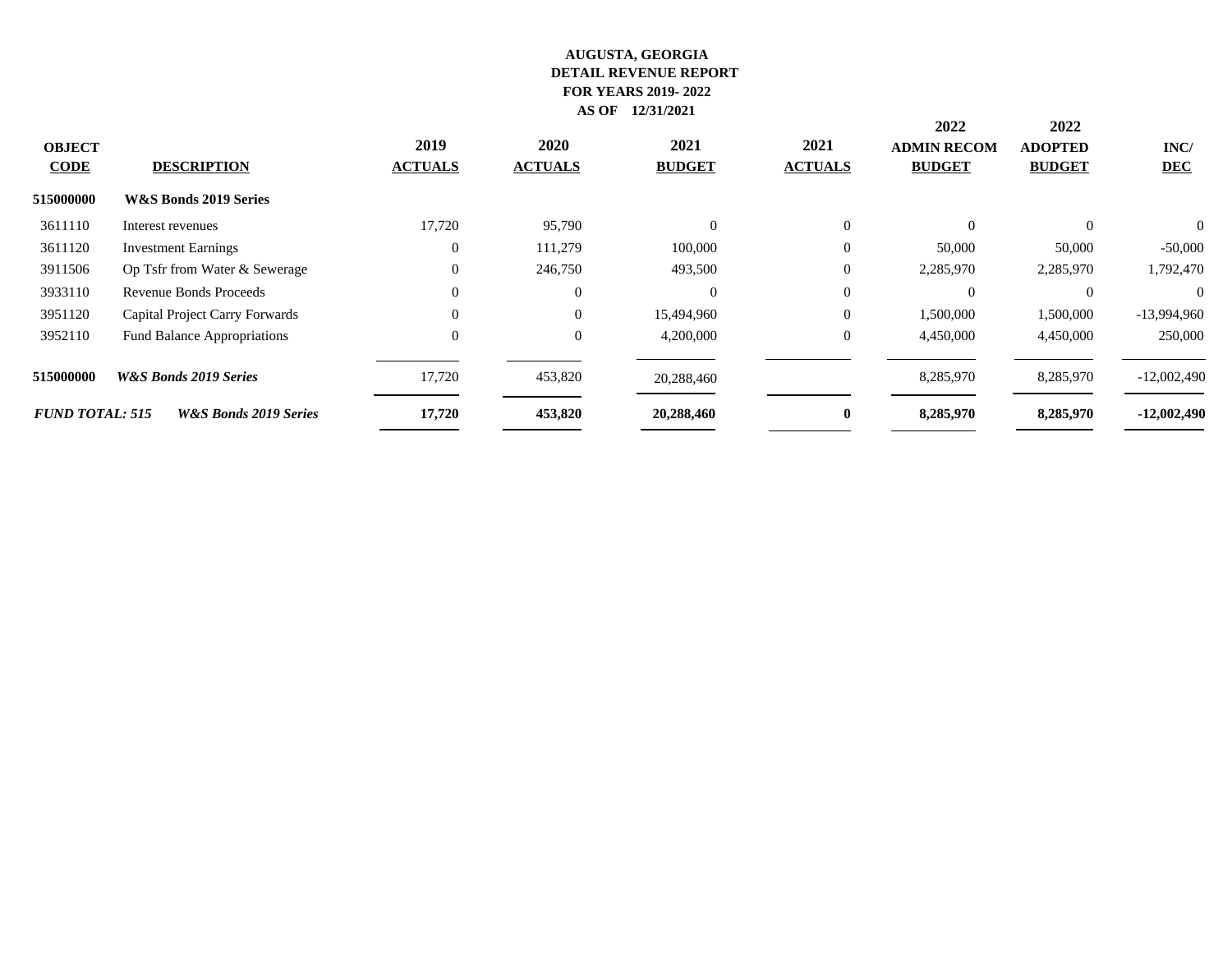**AUGUSTA, GEORGIA**
**DETAIL REVENUE REPORT**
**FOR YEARS 2019- 2022**
**AS OF 12/31/2021**

| OBJECT CODE | DESCRIPTION | 2019 ACTUALS | 2020 ACTUALS | 2021 BUDGET | 2021 ACTUALS | 2022 ADMIN RECOM BUDGET | 2022 ADOPTED BUDGET | INC/ DEC |
|---|---|---|---|---|---|---|---|---|
| **515000000** | **W&S Bonds 2019 Series** | | | | | | | |
| 3611110 | Interest revenues | 17,720 | 95,790 | 0 | 0 | 0 | 0 | 0 |
| 3611120 | Investment Earnings | 0 | 111,279 | 100,000 | 0 | 50,000 | 50,000 | -50,000 |
| 3911506 | Op Tsfr from Water & Sewerage | 0 | 246,750 | 493,500 | 0 | 2,285,970 | 2,285,970 | 1,792,470 |
| 3933110 | Revenue Bonds Proceeds | 0 | 0 | 0 | 0 | 0 | 0 | 0 |
| 3951120 | Capital Project Carry Forwards | 0 | 0 | 15,494,960 | 0 | 1,500,000 | 1,500,000 | -13,994,960 |
| 3952110 | Fund Balance Appropriations | 0 | 0 | 4,200,000 | 0 | 4,450,000 | 4,450,000 | 250,000 |
| **515000000** | ***W&S Bonds 2019 Series*** | 17,720 | 453,820 | 20,288,460 | | 8,285,970 | 8,285,970 | -12,002,490 |
| ***FUND TOTAL: 515*** | ***W&S Bonds 2019 Series*** | **17,720** | **453,820** | **20,288,460** | **0** | **8,285,970** | **8,285,970** | **-12,002,490** |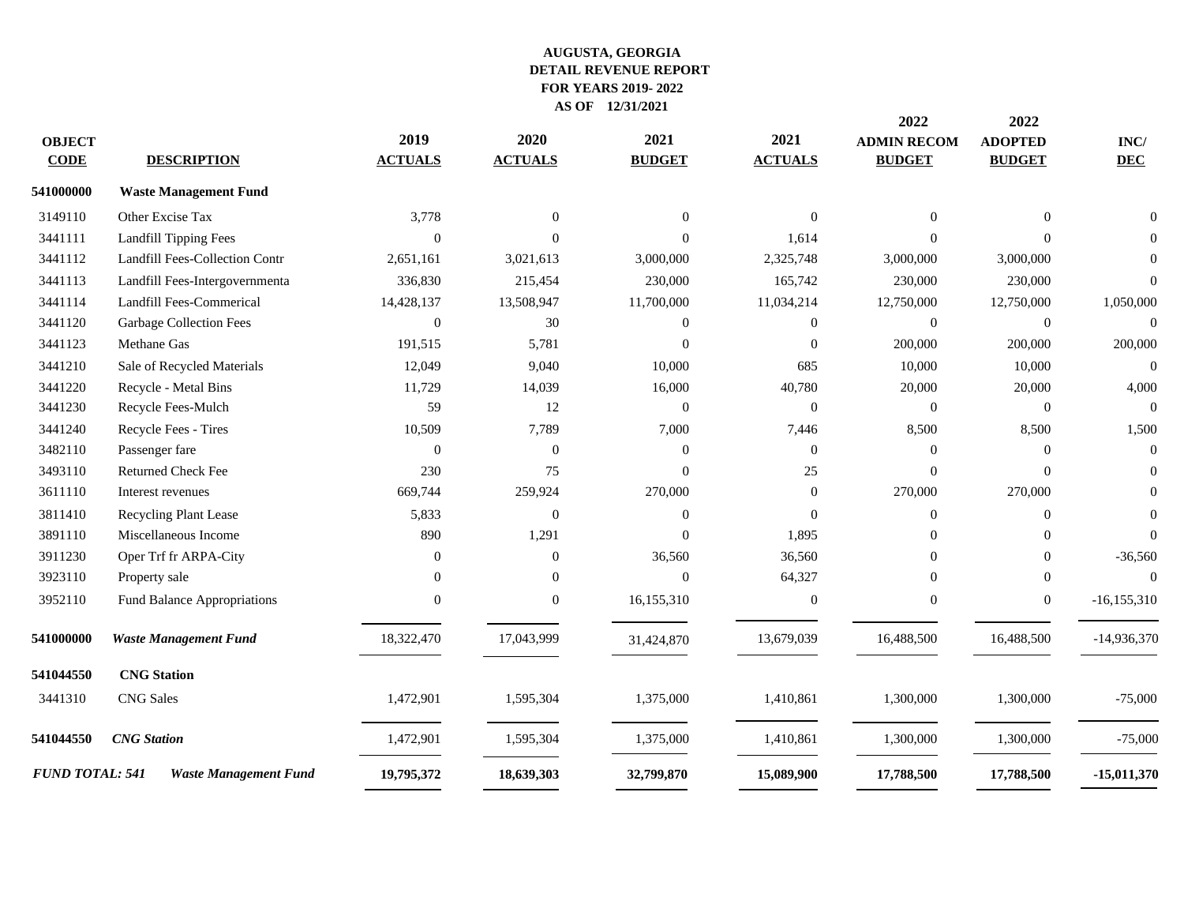**AUGUSTA, GEORGIA**
**DETAIL REVENUE REPORT**
**FOR YEARS 2019- 2022**
**AS OF 12/31/2021**

| OBJECT CODE | DESCRIPTION | 2019 ACTUALS | 2020 ACTUALS | 2021 BUDGET | 2021 ACTUALS | 2022 ADMIN RECOM BUDGET | 2022 ADOPTED BUDGET | INC/ DEC |
|---|---|---|---|---|---|---|---|---|
| **541000000** | **Waste Management Fund** | | | | | | | |
| 3149110 | Other Excise Tax | 3,778 | 0 | 0 | 0 | 0 | 0 | 0 |
| 3441111 | Landfill Tipping Fees | 0 | 0 | 0 | 1,614 | 0 | 0 | 0 |
| 3441112 | Landfill Fees-Collection Contr | 2,651,161 | 3,021,613 | 3,000,000 | 2,325,748 | 3,000,000 | 3,000,000 | 0 |
| 3441113 | Landfill Fees-Intergovernmenta | 336,830 | 215,454 | 230,000 | 165,742 | 230,000 | 230,000 | 0 |
| 3441114 | Landfill Fees-Commerical | 14,428,137 | 13,508,947 | 11,700,000 | 11,034,214 | 12,750,000 | 12,750,000 | 1,050,000 |
| 3441120 | Garbage Collection Fees | 0 | 30 | 0 | 0 | 0 | 0 | 0 |
| 3441123 | Methane Gas | 191,515 | 5,781 | 0 | 0 | 200,000 | 200,000 | 200,000 |
| 3441210 | Sale of Recycled Materials | 12,049 | 9,040 | 10,000 | 685 | 10,000 | 10,000 | 0 |
| 3441220 | Recycle - Metal Bins | 11,729 | 14,039 | 16,000 | 40,780 | 20,000 | 20,000 | 4,000 |
| 3441230 | Recycle Fees-Mulch | 59 | 12 | 0 | 0 | 0 | 0 | 0 |
| 3441240 | Recycle Fees - Tires | 10,509 | 7,789 | 7,000 | 7,446 | 8,500 | 8,500 | 1,500 |
| 3482110 | Passenger fare | 0 | 0 | 0 | 0 | 0 | 0 | 0 |
| 3493110 | Returned Check Fee | 230 | 75 | 0 | 25 | 0 | 0 | 0 |
| 3611110 | Interest revenues | 669,744 | 259,924 | 270,000 | 0 | 270,000 | 270,000 | 0 |
| 3811410 | Recycling Plant Lease | 5,833 | 0 | 0 | 0 | 0 | 0 | 0 |
| 3891110 | Miscellaneous Income | 890 | 1,291 | 0 | 1,895 | 0 | 0 | 0 |
| 3911230 | Oper Trf fr ARPA-City | 0 | 0 | 36,560 | 36,560 | 0 | 0 | -36,560 |
| 3923110 | Property sale | 0 | 0 | 0 | 64,327 | 0 | 0 | 0 |
| 3952110 | Fund Balance Appropriations | 0 | 0 | 16,155,310 | 0 | 0 | 0 | -16,155,310 |
| **541000000** | ***Waste Management Fund*** | 18,322,470 | 17,043,999 | 31,424,870 | 13,679,039 | 16,488,500 | 16,488,500 | -14,936,370 |
| **541044550** | **CNG Station** | | | | | | | |
| 3441310 | CNG Sales | 1,472,901 | 1,595,304 | 1,375,000 | 1,410,861 | 1,300,000 | 1,300,000 | -75,000 |
| **541044550** | ***CNG Station*** | 1,472,901 | 1,595,304 | 1,375,000 | 1,410,861 | 1,300,000 | 1,300,000 | -75,000 |
| ***FUND TOTAL: 541*** | ***Waste Management Fund*** | **19,795,372** | **18,639,303** | **32,799,870** | **15,089,900** | **17,788,500** | **17,788,500** | **-15,011,370** |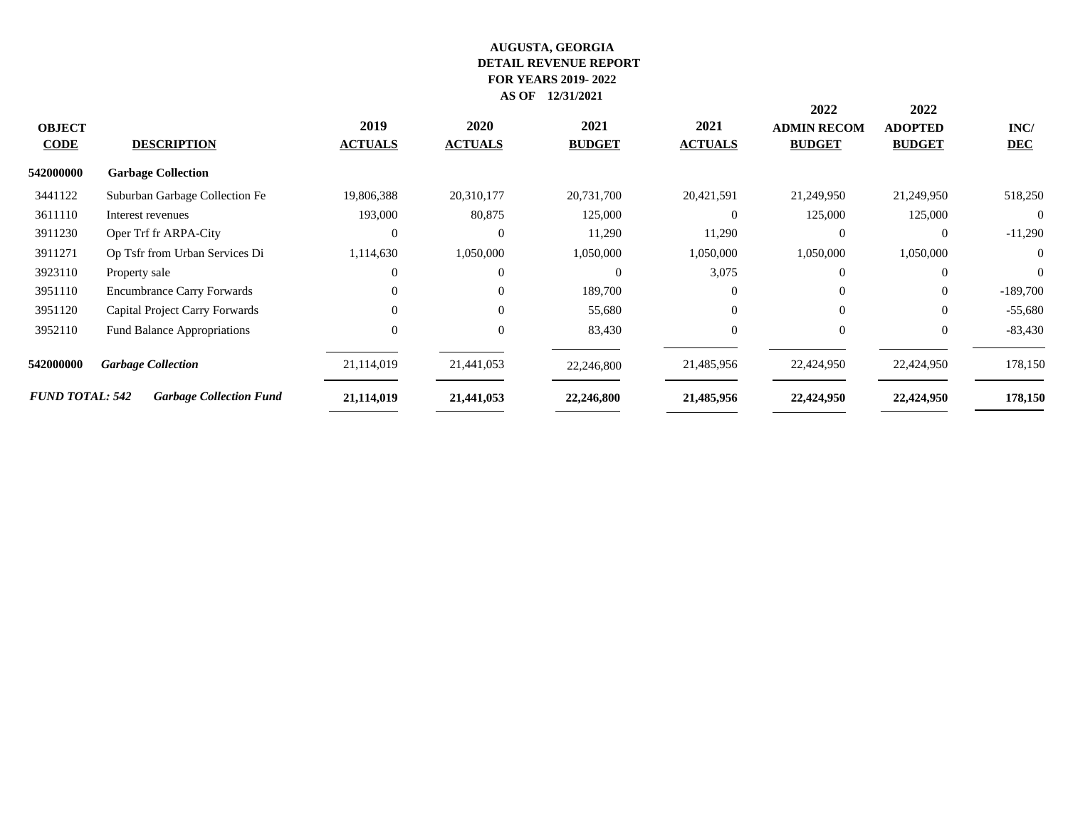# AUGUSTA, GEORGIA
## DETAIL REVENUE REPORT
### FOR YEARS 2019- 2022
### AS OF 12/31/2021

| OBJECT CODE | DESCRIPTION | 2019 ACTUALS | 2020 ACTUALS | 2021 BUDGET | 2021 ACTUALS | 2022 ADMIN RECOM BUDGET | 2022 ADOPTED BUDGET | INC/ DEC |
|---|---|---|---|---|---|---|---|---|
| **542000000** | **Garbage Collection** | | | | | | | |
| 3441122 | Suburban Garbage Collection Fe | 19,806,388 | 20,310,177 | 20,731,700 | 20,421,591 | 21,249,950 | 21,249,950 | 518,250 |
| 3611110 | Interest revenues | 193,000 | 80,875 | 125,000 | 0 | 125,000 | 125,000 | 0 |
| 3911230 | Oper Trf fr ARPA-City | 0 | 0 | 11,290 | 11,290 | 0 | 0 | -11,290 |
| 3911271 | Op Tsfr from Urban Services Di | 1,114,630 | 1,050,000 | 1,050,000 | 1,050,000 | 1,050,000 | 1,050,000 | 0 |
| 3923110 | Property sale | 0 | 0 | 0 | 3,075 | 0 | 0 | 0 |
| 3951110 | Encumbrance Carry Forwards | 0 | 0 | 189,700 | 0 | 0 | 0 | -189,700 |
| 3951120 | Capital Project Carry Forwards | 0 | 0 | 55,680 | 0 | 0 | 0 | -55,680 |
| 3952110 | Fund Balance Appropriations | 0 | 0 | 83,430 | 0 | 0 | 0 | -83,430 |
| **542000000** | ***Garbage Collection*** | 21,114,019 | 21,441,053 | 22,246,800 | 21,485,956 | 22,424,950 | 22,424,950 | 178,150 |
| ***FUND TOTAL: 542*** | ***Garbage Collection Fund*** | **21,114,019** | **21,441,053** | **22,246,800** | **21,485,956** | **22,424,950** | **22,424,950** | **178,150** |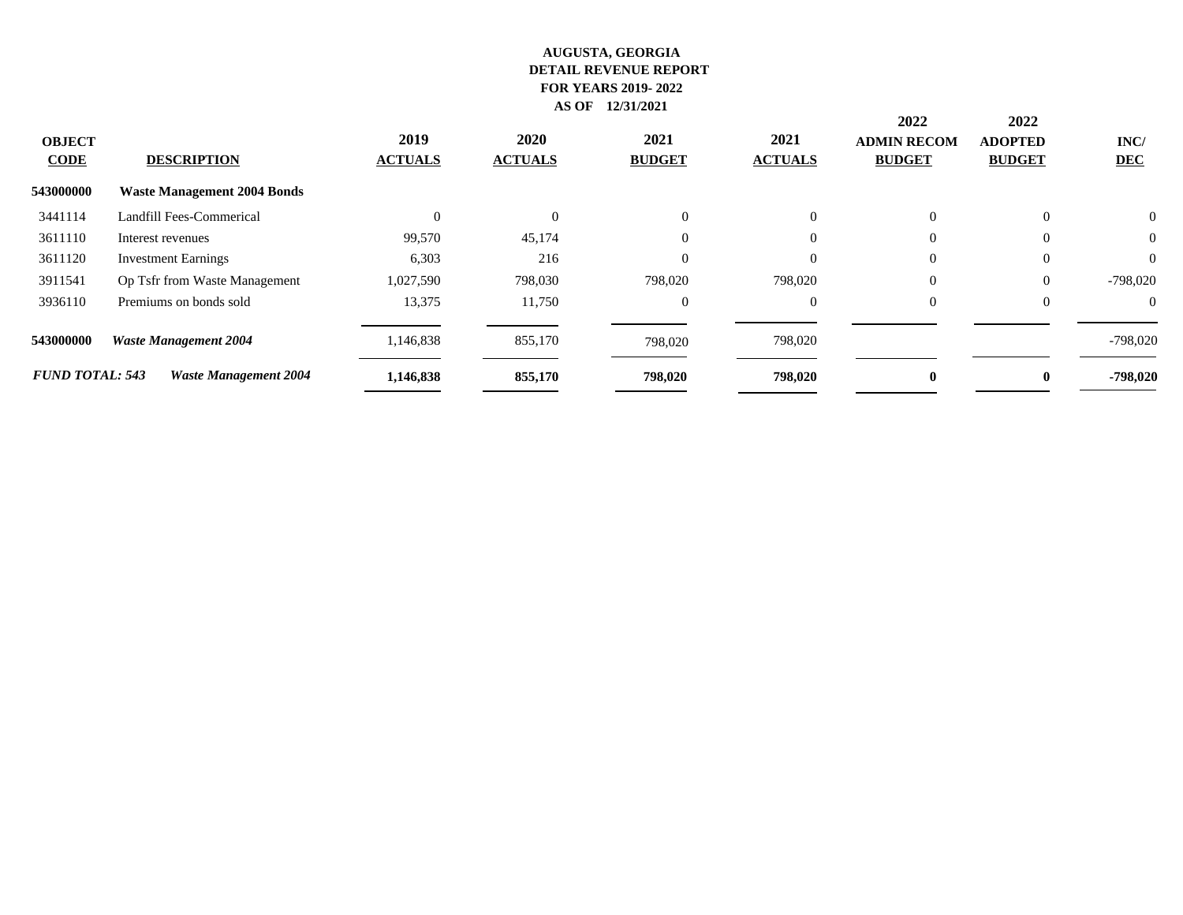**AUGUSTA, GEORGIA**
**DETAIL REVENUE REPORT**
**FOR YEARS 2019- 2022**
**AS OF 12/31/2021**

| OBJECT CODE | DESCRIPTION | 2019 ACTUALS | 2020 ACTUALS | 2021 BUDGET | 2021 ACTUALS | 2022 ADMIN RECOM BUDGET | 2022 ADOPTED BUDGET | INC/ DEC |
|---|---|---|---|---|---|---|---|---|
| **543000000** | **Waste Management 2004 Bonds** | | | | | | | |
| 3441114 | Landfill Fees-Commerical | 0 | 0 | 0 | 0 | 0 | 0 | 0 |
| 3611110 | Interest revenues | 99,570 | 45,174 | 0 | 0 | 0 | 0 | 0 |
| 3611120 | Investment Earnings | 6,303 | 216 | 0 | 0 | 0 | 0 | 0 |
| 3911541 | Op Tsfr from Waste Management | 1,027,590 | 798,030 | 798,020 | 798,020 | 0 | 0 | -798,020 |
| 3936110 | Premiums on bonds sold | 13,375 | 11,750 | 0 | 0 | 0 | 0 | 0 |
| **543000000** | ***Waste Management 2004*** | 1,146,838 | 855,170 | 798,020 | 798,020 | | | -798,020 |
| ***FUND TOTAL: 543*** | ***Waste Management 2004*** | **1,146,838** | **855,170** | **798,020** | **798,020** | **0** | **0** | **-798,020** |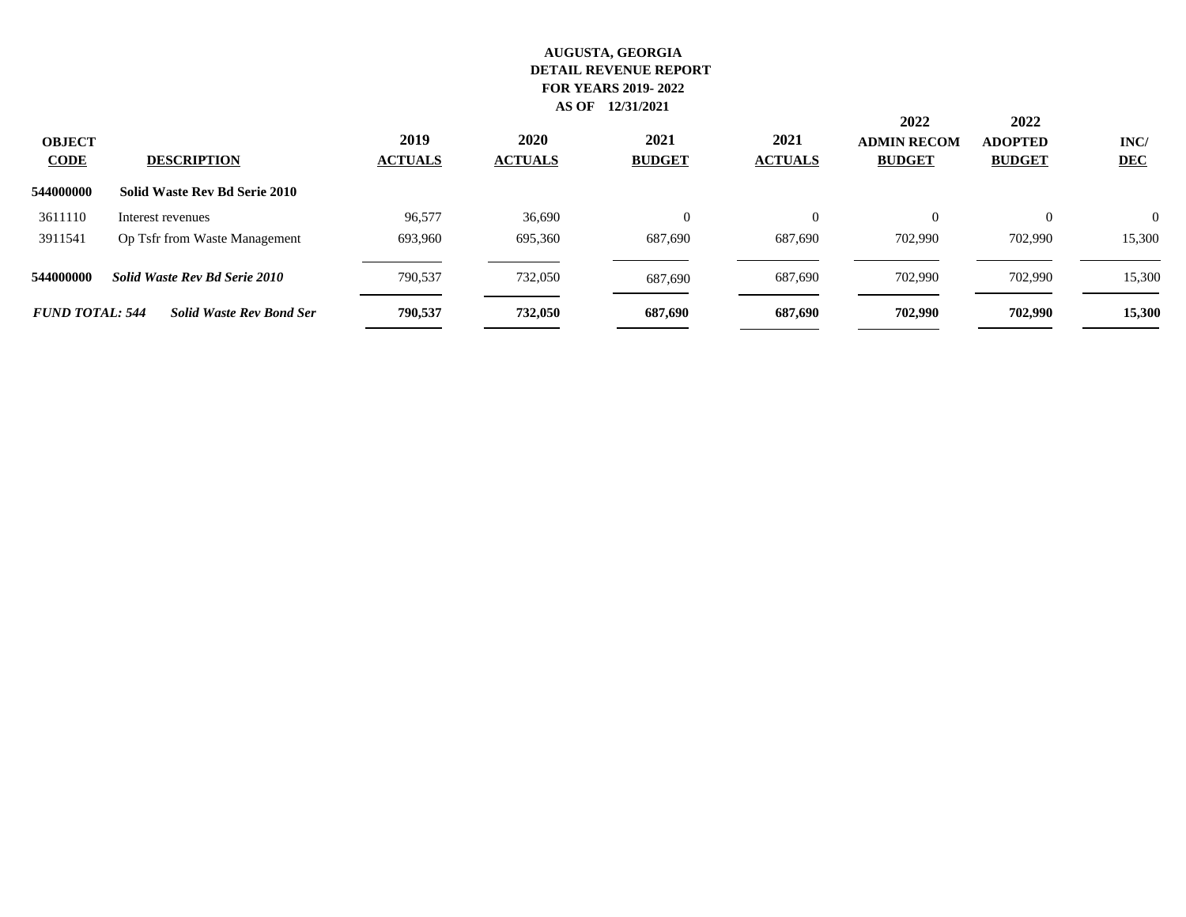**AUGUSTA, GEORGIA**
**DETAIL REVENUE REPORT**
**FOR YEARS 2019- 2022**
**AS OF 12/31/2021**

| OBJECT CODE | DESCRIPTION | 2019 ACTUALS | 2020 ACTUALS | 2021 BUDGET | 2021 ACTUALS | 2022 ADMIN RECOM BUDGET | 2022 ADOPTED BUDGET | INC/ DEC |
|---|---|---|---|---|---|---|---|---|
| **544000000** | **Solid Waste Rev Bd Serie 2010** | | | | | | | |
| 3611110 | Interest revenues | 96,577 | 36,690 | 0 | 0 | 0 | 0 | 0 |
| 3911541 | Op Tsfr from Waste Management | 693,960 | 695,360 | 687,690 | 687,690 | 702,990 | 702,990 | 15,300 |
| **544000000** | ***Solid Waste Rev Bd Serie 2010*** | 790,537 | 732,050 | 687,690 | 687,690 | 702,990 | 702,990 | 15,300 |
| ***FUND TOTAL: 544*** | ***Solid Waste Rev Bond Ser*** | **790,537** | **732,050** | **687,690** | **687,690** | **702,990** | **702,990** | **15,300** |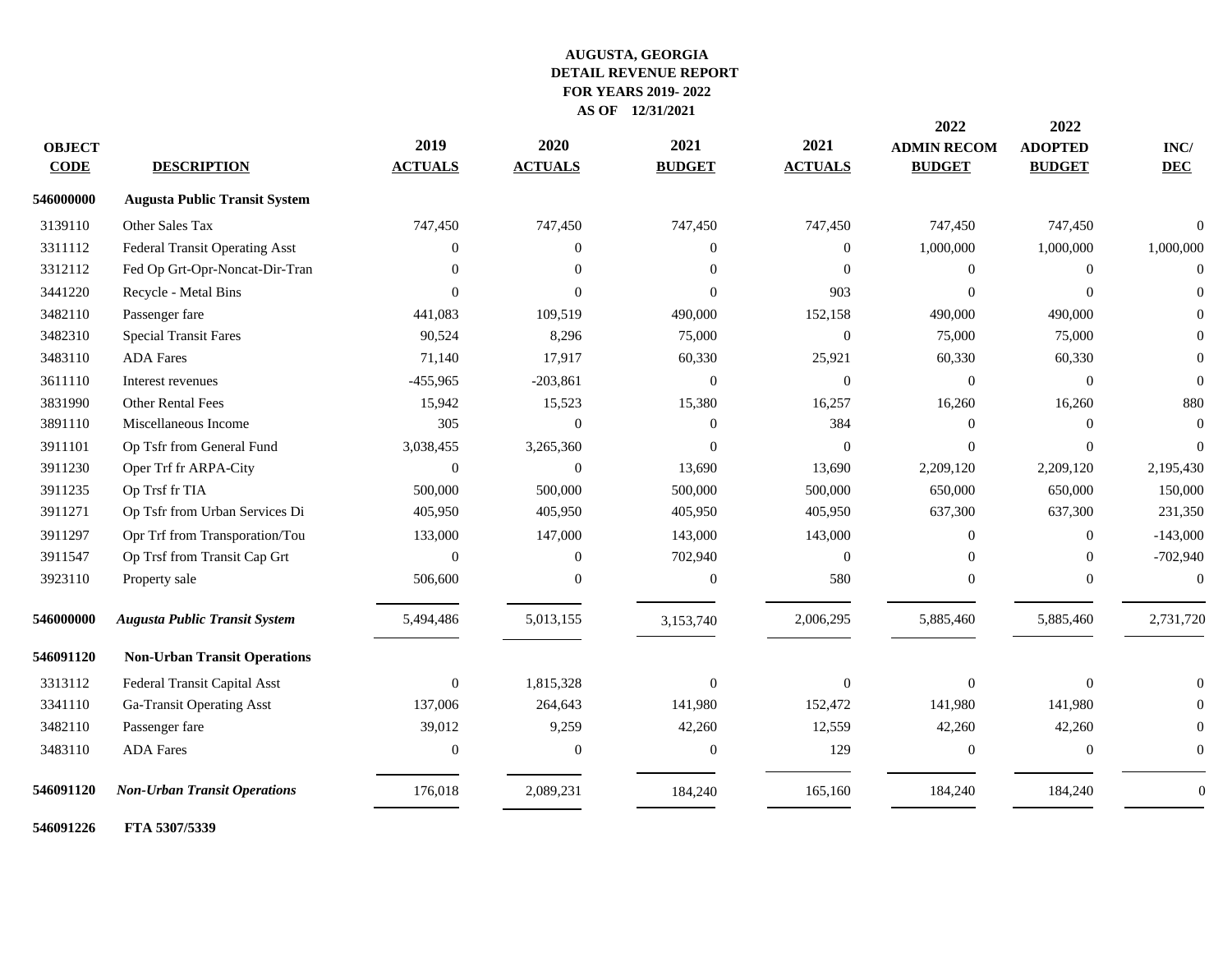# AUGUSTA, GEORGIA
## DETAIL REVENUE REPORT
## FOR YEARS 2019- 2022
## AS OF 12/31/2021

| OBJECT CODE | DESCRIPTION | 2019 ACTUALS | 2020 ACTUALS | 2021 BUDGET | 2021 ACTUALS | 2022 ADMIN RECOM BUDGET | 2022 ADOPTED BUDGET | INC/ DEC |
|---|---|---|---|---|---|---|---|---|
| **546000000** | **Augusta Public Transit System** | | | | | | | |
| 3139110 | Other Sales Tax | 747,450 | 747,450 | 747,450 | 747,450 | 747,450 | 747,450 | 0 |
| 3311112 | Federal Transit Operating Asst | 0 | 0 | 0 | 0 | 1,000,000 | 1,000,000 | 1,000,000 |
| 3312112 | Fed Op Grt-Opr-Noncat-Dir-Tran | 0 | 0 | 0 | 0 | 0 | 0 | 0 |
| 3441220 | Recycle - Metal Bins | 0 | 0 | 0 | 903 | 0 | 0 | 0 |
| 3482110 | Passenger fare | 441,083 | 109,519 | 490,000 | 152,158 | 490,000 | 490,000 | 0 |
| 3482310 | Special Transit Fares | 90,524 | 8,296 | 75,000 | 0 | 75,000 | 75,000 | 0 |
| 3483110 | ADA Fares | 71,140 | 17,917 | 60,330 | 25,921 | 60,330 | 60,330 | 0 |
| 3611110 | Interest revenues | -455,965 | -203,861 | 0 | 0 | 0 | 0 | 0 |
| 3831990 | Other Rental Fees | 15,942 | 15,523 | 15,380 | 16,257 | 16,260 | 16,260 | 880 |
| 3891110 | Miscellaneous Income | 305 | 0 | 0 | 384 | 0 | 0 | 0 |
| 3911101 | Op Tsfr from General Fund | 3,038,455 | 3,265,360 | 0 | 0 | 0 | 0 | 0 |
| 3911230 | Oper Trf fr ARPA-City | 0 | 0 | 13,690 | 13,690 | 2,209,120 | 2,209,120 | 2,195,430 |
| 3911235 | Op Trsf fr TIA | 500,000 | 500,000 | 500,000 | 500,000 | 650,000 | 650,000 | 150,000 |
| 3911271 | Op Tsfr from Urban Services Di | 405,950 | 405,950 | 405,950 | 405,950 | 637,300 | 637,300 | 231,350 |
| 3911297 | Opr Trf from Transporation/Tou | 133,000 | 147,000 | 143,000 | 143,000 | 0 | 0 | -143,000 |
| 3911547 | Op Trsf from Transit Cap Grt | 0 | 0 | 702,940 | 0 | 0 | 0 | -702,940 |
| 3923110 | Property sale | 506,600 | 0 | 0 | 580 | 0 | 0 | 0 |
| **546000000** | ***Augusta Public Transit System*** | 5,494,486 | 5,013,155 | 3,153,740 | 2,006,295 | 5,885,460 | 5,885,460 | 2,731,720 |
| **546091120** | **Non-Urban Transit Operations** | | | | | | | |
| 3313112 | Federal Transit Capital Asst | 0 | 1,815,328 | 0 | 0 | 0 | 0 | 0 |
| 3341110 | Ga-Transit Operating Asst | 137,006 | 264,643 | 141,980 | 152,472 | 141,980 | 141,980 | 0 |
| 3482110 | Passenger fare | 39,012 | 9,259 | 42,260 | 12,559 | 42,260 | 42,260 | 0 |
| 3483110 | ADA Fares | 0 | 0 | 0 | 129 | 0 | 0 | 0 |
| **546091120** | ***Non-Urban Transit Operations*** | 176,018 | 2,089,231 | 184,240 | 165,160 | 184,240 | 184,240 | 0 |
| **546091226** | **FTA 5307/5339** | | | | | | | |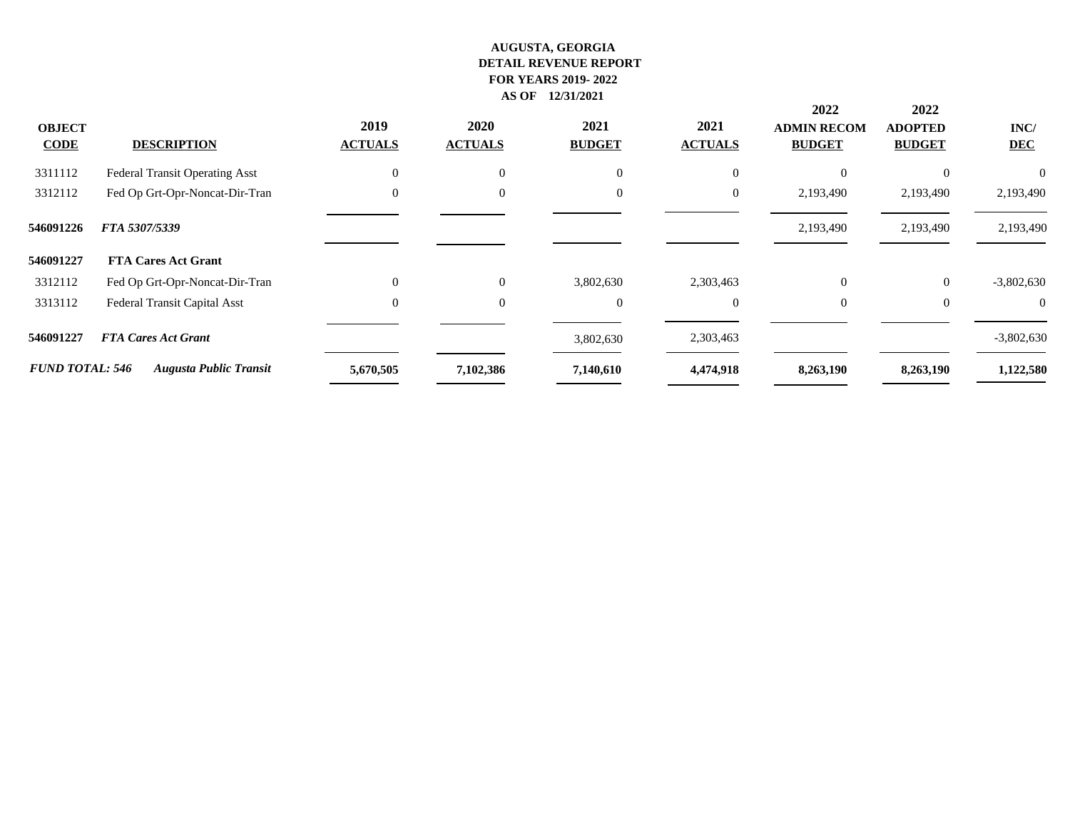**AUGUSTA, GEORGIA**
**DETAIL REVENUE REPORT**
**FOR YEARS 2019- 2022**
**AS OF 12/31/2021**

| OBJECT CODE | DESCRIPTION | 2019 ACTUALS | 2020 ACTUALS | 2021 BUDGET | 2021 ACTUALS | 2022 ADMIN RECOM BUDGET | 2022 ADOPTED BUDGET | INC/ DEC |
|---|---|---|---|---|---|---|---|---|
| 3311112 | Federal Transit Operating Asst | 0 | 0 | 0 | 0 | 0 | 0 | 0 |
| 3312112 | Fed Op Grt-Opr-Noncat-Dir-Tran | 0 | 0 | 0 | 0 | 2,193,490 | 2,193,490 | 2,193,490 |
| **546091226** | ***FTA 5307/5339*** | | | | | 2,193,490 | 2,193,490 | 2,193,490 |
| **546091227** | **FTA Cares Act Grant** | | | | | | | |
| 3312112 | Fed Op Grt-Opr-Noncat-Dir-Tran | 0 | 0 | 3,802,630 | 2,303,463 | 0 | 0 | -3,802,630 |
| 3313112 | Federal Transit Capital Asst | 0 | 0 | 0 | 0 | 0 | 0 | 0 |
| **546091227** | ***FTA Cares Act Grant*** | | | 3,802,630 | 2,303,463 | | | -3,802,630 |
| ***FUND TOTAL: 546*** | ***Augusta Public Transit*** | **5,670,505** | **7,102,386** | **7,140,610** | **4,474,918** | **8,263,190** | **8,263,190** | **1,122,580** |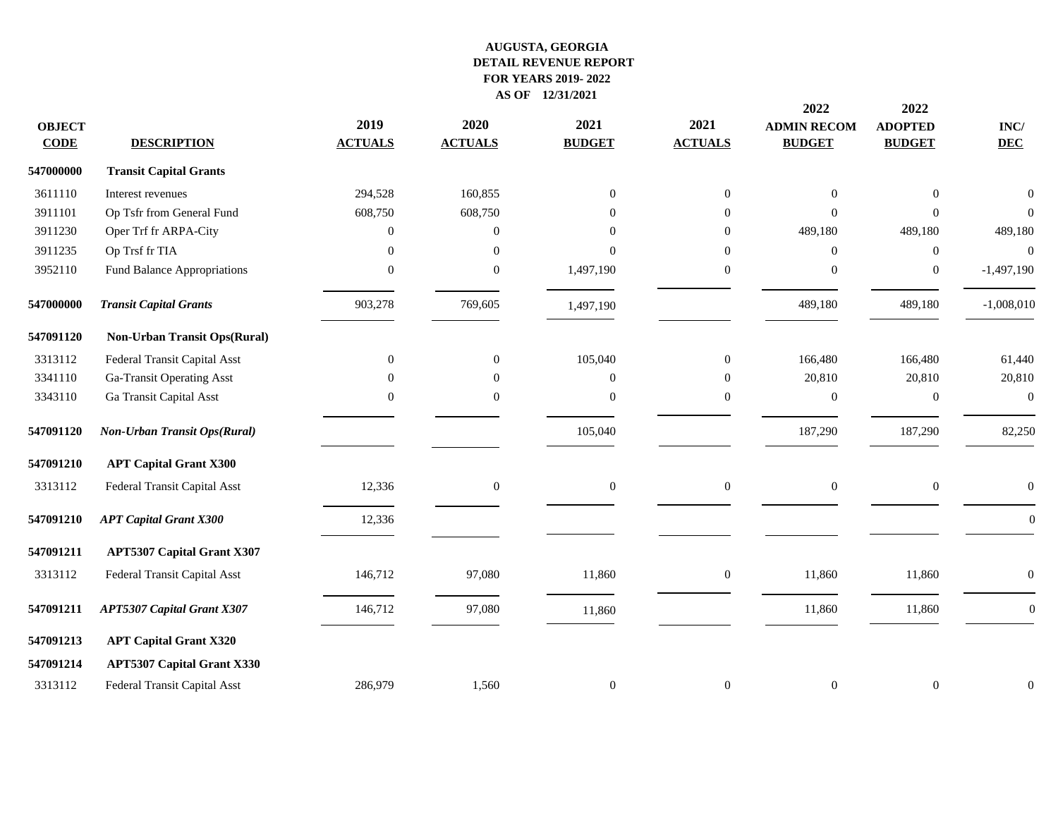**AUGUSTA, GEORGIA**
**DETAIL REVENUE REPORT**
**FOR YEARS 2019- 2022**
**AS OF 12/31/2021**

| OBJECT CODE | DESCRIPTION | 2019 ACTUALS | 2020 ACTUALS | 2021 BUDGET | 2021 ACTUALS | 2022 ADMIN RECOM BUDGET | 2022 ADOPTED BUDGET | INC/ DEC |
|---|---|---|---|---|---|---|---|---|
| **547000000** | **Transit Capital Grants** | | | | | | | |
| 3611110 | Interest revenues | 294,528 | 160,855 | 0 | 0 | 0 | 0 | 0 |
| 3911101 | Op Tsfr from General Fund | 608,750 | 608,750 | 0 | 0 | 0 | 0 | 0 |
| 3911230 | Oper Trf fr ARPA-City | 0 | 0 | 0 | 0 | 489,180 | 489,180 | 489,180 |
| 3911235 | Op Trsf fr TIA | 0 | 0 | 0 | 0 | 0 | 0 | 0 |
| 3952110 | Fund Balance Appropriations | 0 | 0 | 1,497,190 | 0 | 0 | 0 | -1,497,190 |
| **547000000** | ***Transit Capital Grants*** | 903,278 | 769,605 | 1,497,190 | | 489,180 | 489,180 | -1,008,010 |
| **547091120** | **Non-Urban Transit Ops(Rural)** | | | | | | | |
| 3313112 | Federal Transit Capital Asst | 0 | 0 | 105,040 | 0 | 166,480 | 166,480 | 61,440 |
| 3341110 | Ga-Transit Operating Asst | 0 | 0 | 0 | 0 | 20,810 | 20,810 | 20,810 |
| 3343110 | Ga Transit Capital Asst | 0 | 0 | 0 | 0 | 0 | 0 | 0 |
| **547091120** | ***Non-Urban Transit Ops(Rural)*** | | | 105,040 | | 187,290 | 187,290 | 82,250 |
| **547091210** | **APT Capital Grant X300** | | | | | | | |
| 3313112 | Federal Transit Capital Asst | 12,336 | 0 | 0 | 0 | 0 | 0 | 0 |
| **547091210** | ***APT Capital Grant X300*** | 12,336 | | | | | | 0 |
| **547091211** | **APT5307 Capital Grant X307** | | | | | | | |
| 3313112 | Federal Transit Capital Asst | 146,712 | 97,080 | 11,860 | 0 | 11,860 | 11,860 | 0 |
| **547091211** | ***APT5307 Capital Grant X307*** | 146,712 | 97,080 | 11,860 | | 11,860 | 11,860 | 0 |
| **547091213** | **APT Capital Grant X320** | | | | | | | |
| **547091214** | **APT5307 Capital Grant X330** | | | | | | | |
| 3313112 | Federal Transit Capital Asst | 286,979 | 1,560 | 0 | 0 | 0 | 0 | 0 |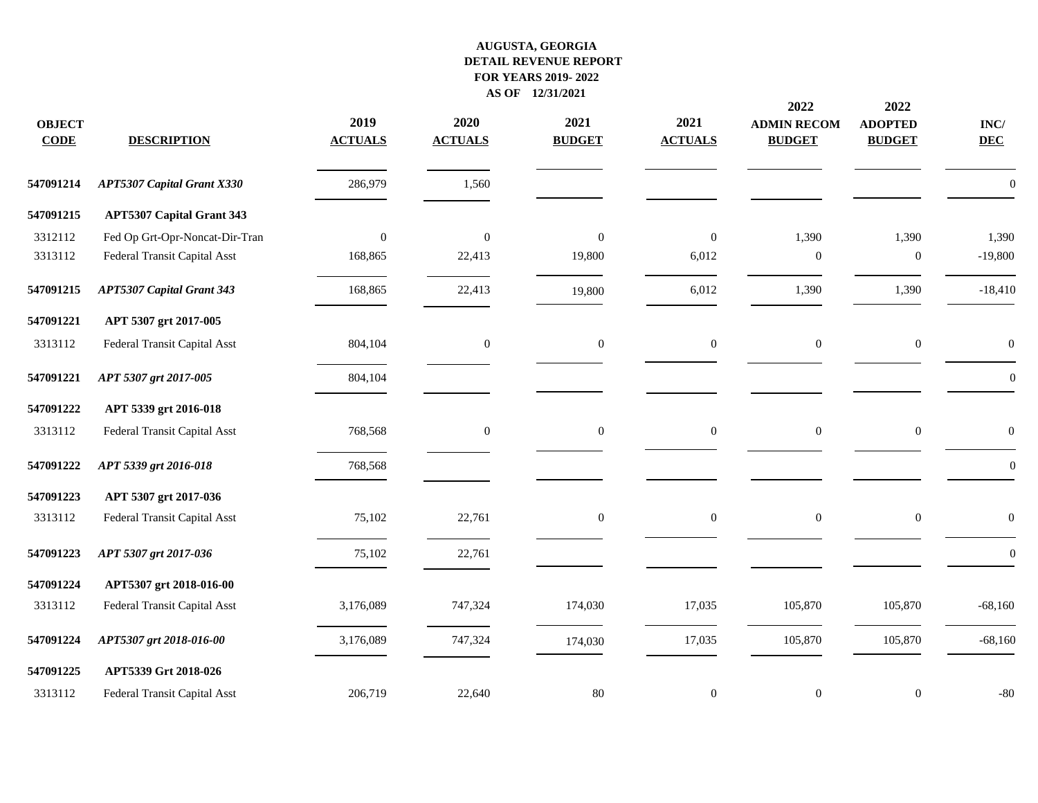**AUGUSTA, GEORGIA**
**DETAIL REVENUE REPORT**
**FOR YEARS 2019- 2022**
**AS OF 12/31/2021**

| OBJECT CODE | DESCRIPTION | 2019 ACTUALS | 2020 ACTUALS | 2021 BUDGET | 2021 ACTUALS | 2022 ADMIN RECOM BUDGET | 2022 ADOPTED BUDGET | INC/ DEC |
|---|---|---|---|---|---|---|---|---|
| **547091214** | ***APT5307 Capital Grant X330*** | 286,979 | 1,560 | | | | | 0 |
| **547091215** | **APT5307 Capital Grant 343** | | | | | | | |
| 3312112 | Fed Op Grt-Opr-Noncat-Dir-Tran | 0 | 0 | 0 | 0 | 1,390 | 1,390 | 1,390 |
| 3313112 | Federal Transit Capital Asst | 168,865 | 22,413 | 19,800 | 6,012 | 0 | 0 | -19,800 |
| **547091215** | ***APT5307 Capital Grant 343*** | 168,865 | 22,413 | 19,800 | 6,012 | 1,390 | 1,390 | -18,410 |
| **547091221** | **APT 5307 grt 2017-005** | | | | | | | |
| 3313112 | Federal Transit Capital Asst | 804,104 | 0 | 0 | 0 | 0 | 0 | 0 |
| **547091221** | ***APT 5307 grt 2017-005*** | 804,104 | | | | | | 0 |
| **547091222** | **APT 5339 grt 2016-018** | | | | | | | |
| 3313112 | Federal Transit Capital Asst | 768,568 | 0 | 0 | 0 | 0 | 0 | 0 |
| **547091222** | ***APT 5339 grt 2016-018*** | 768,568 | | | | | | 0 |
| **547091223** | **APT 5307 grt 2017-036** | | | | | | | |
| 3313112 | Federal Transit Capital Asst | 75,102 | 22,761 | 0 | 0 | 0 | 0 | 0 |
| **547091223** | ***APT 5307 grt 2017-036*** | 75,102 | 22,761 | | | | | 0 |
| **547091224** | **APT5307 grt 2018-016-00** | | | | | | | |
| 3313112 | Federal Transit Capital Asst | 3,176,089 | 747,324 | 174,030 | 17,035 | 105,870 | 105,870 | -68,160 |
| **547091224** | ***APT5307 grt 2018-016-00*** | 3,176,089 | 747,324 | 174,030 | 17,035 | 105,870 | 105,870 | -68,160 |
| **547091225** | **APT5339 Grt 2018-026** | | | | | | | |
| 3313112 | Federal Transit Capital Asst | 206,719 | 22,640 | 80 | 0 | 0 | 0 | -80 |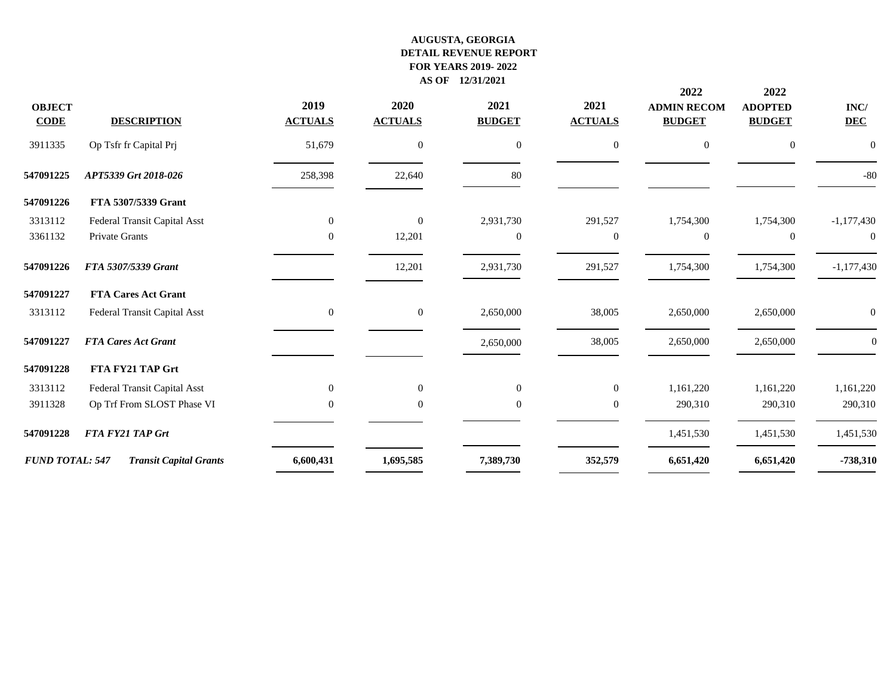**AUGUSTA, GEORGIA**
**DETAIL REVENUE REPORT**
**FOR YEARS 2019- 2022**
**AS OF 12/31/2021**

| OBJECT CODE | DESCRIPTION | 2019 ACTUALS | 2020 ACTUALS | 2021 BUDGET | 2021 ACTUALS | 2022 ADMIN RECOM BUDGET | 2022 ADOPTED BUDGET | INC/ DEC |
|---|---|---|---|---|---|---|---|---|
| 3911335 | Op Tsfr fr Capital Prj | 51,679 | 0 | 0 | 0 | 0 | 0 | 0 |
| **547091225** | ***APT5339 Grt 2018-026*** | 258,398 | 22,640 | 80 | | | | -80 |
| **547091226** | **FTA 5307/5339 Grant** | | | | | | | |
| 3313112 | Federal Transit Capital Asst | 0 | 0 | 2,931,730 | 291,527 | 1,754,300 | 1,754,300 | -1,177,430 |
| 3361132 | Private Grants | 0 | 12,201 | 0 | 0 | 0 | 0 | 0 |
| **547091226** | ***FTA 5307/5339 Grant*** | | 12,201 | 2,931,730 | 291,527 | 1,754,300 | 1,754,300 | -1,177,430 |
| **547091227** | **FTA Cares Act Grant** | | | | | | | |
| 3313112 | Federal Transit Capital Asst | 0 | 0 | 2,650,000 | 38,005 | 2,650,000 | 2,650,000 | 0 |
| **547091227** | ***FTA Cares Act Grant*** | | | 2,650,000 | 38,005 | 2,650,000 | 2,650,000 | 0 |
| **547091228** | **FTA FY21 TAP Grt** | | | | | | | |
| 3313112 | Federal Transit Capital Asst | 0 | 0 | 0 | 0 | 1,161,220 | 1,161,220 | 1,161,220 |
| 3911328 | Op Trf From SLOST Phase VI | 0 | 0 | 0 | 0 | 290,310 | 290,310 | 290,310 |
| **547091228** | ***FTA FY21 TAP Grt*** | | | | | 1,451,530 | 1,451,530 | 1,451,530 |
| ***FUND TOTAL: 547*** | ***Transit Capital Grants*** | **6,600,431** | **1,695,585** | **7,389,730** | **352,579** | **6,651,420** | **6,651,420** | **-738,310** |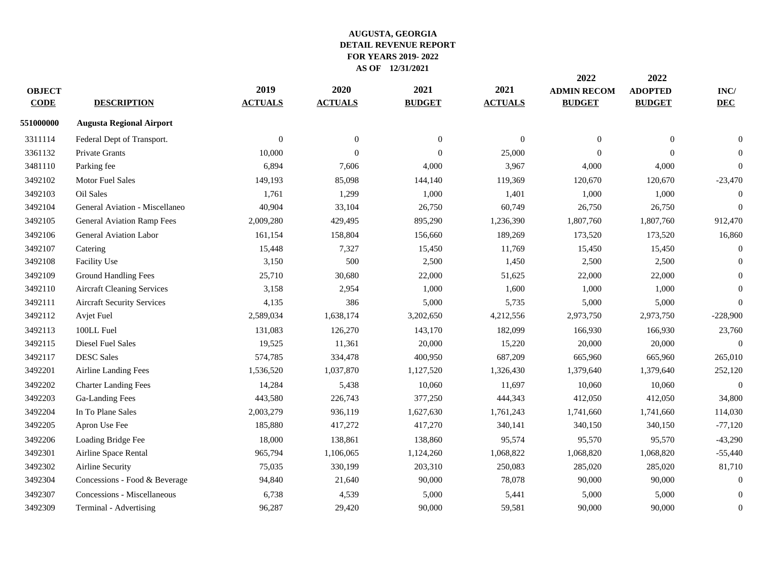**AUGUSTA, GEORGIA**
**DETAIL REVENUE REPORT**
**FOR YEARS 2019- 2022**
**AS OF 12/31/2021**

| OBJECT CODE | DESCRIPTION | 2019 ACTUALS | 2020 ACTUALS | 2021 BUDGET | 2021 ACTUALS | 2022 ADMIN RECOM BUDGET | 2022 ADOPTED BUDGET | INC/ DEC |
|---|---|---|---|---|---|---|---|---|
| **551000000** | **Augusta Regional Airport** | | | | | | | |
| 3311114 | Federal Dept of Transport. | 0 | 0 | 0 | 0 | 0 | 0 | 0 |
| 3361132 | Private Grants | 10,000 | 0 | 0 | 25,000 | 0 | 0 | 0 |
| 3481110 | Parking fee | 6,894 | 7,606 | 4,000 | 3,967 | 4,000 | 4,000 | 0 |
| 3492102 | Motor Fuel Sales | 149,193 | 85,098 | 144,140 | 119,369 | 120,670 | 120,670 | -23,470 |
| 3492103 | Oil Sales | 1,761 | 1,299 | 1,000 | 1,401 | 1,000 | 1,000 | 0 |
| 3492104 | General Aviation - Miscellaneo | 40,904 | 33,104 | 26,750 | 60,749 | 26,750 | 26,750 | 0 |
| 3492105 | General Aviation Ramp Fees | 2,009,280 | 429,495 | 895,290 | 1,236,390 | 1,807,760 | 1,807,760 | 912,470 |
| 3492106 | General Aviation Labor | 161,154 | 158,804 | 156,660 | 189,269 | 173,520 | 173,520 | 16,860 |
| 3492107 | Catering | 15,448 | 7,327 | 15,450 | 11,769 | 15,450 | 15,450 | 0 |
| 3492108 | Facility Use | 3,150 | 500 | 2,500 | 1,450 | 2,500 | 2,500 | 0 |
| 3492109 | Ground Handling Fees | 25,710 | 30,680 | 22,000 | 51,625 | 22,000 | 22,000 | 0 |
| 3492110 | Aircraft Cleaning Services | 3,158 | 2,954 | 1,000 | 1,600 | 1,000 | 1,000 | 0 |
| 3492111 | Aircraft Security Services | 4,135 | 386 | 5,000 | 5,735 | 5,000 | 5,000 | 0 |
| 3492112 | Avjet Fuel | 2,589,034 | 1,638,174 | 3,202,650 | 4,212,556 | 2,973,750 | 2,973,750 | -228,900 |
| 3492113 | 100LL Fuel | 131,083 | 126,270 | 143,170 | 182,099 | 166,930 | 166,930 | 23,760 |
| 3492115 | Diesel Fuel Sales | 19,525 | 11,361 | 20,000 | 15,220 | 20,000 | 20,000 | 0 |
| 3492117 | DESC Sales | 574,785 | 334,478 | 400,950 | 687,209 | 665,960 | 665,960 | 265,010 |
| 3492201 | Airline Landing Fees | 1,536,520 | 1,037,870 | 1,127,520 | 1,326,430 | 1,379,640 | 1,379,640 | 252,120 |
| 3492202 | Charter Landing Fees | 14,284 | 5,438 | 10,060 | 11,697 | 10,060 | 10,060 | 0 |
| 3492203 | Ga-Landing Fees | 443,580 | 226,743 | 377,250 | 444,343 | 412,050 | 412,050 | 34,800 |
| 3492204 | In To Plane Sales | 2,003,279 | 936,119 | 1,627,630 | 1,761,243 | 1,741,660 | 1,741,660 | 114,030 |
| 3492205 | Apron Use Fee | 185,880 | 417,272 | 417,270 | 340,141 | 340,150 | 340,150 | -77,120 |
| 3492206 | Loading Bridge Fee | 18,000 | 138,861 | 138,860 | 95,574 | 95,570 | 95,570 | -43,290 |
| 3492301 | Airline Space Rental | 965,794 | 1,106,065 | 1,124,260 | 1,068,822 | 1,068,820 | 1,068,820 | -55,440 |
| 3492302 | Airline Security | 75,035 | 330,199 | 203,310 | 250,083 | 285,020 | 285,020 | 81,710 |
| 3492304 | Concessions - Food & Beverage | 94,840 | 21,640 | 90,000 | 78,078 | 90,000 | 90,000 | 0 |
| 3492307 | Concessions - Miscellaneous | 6,738 | 4,539 | 5,000 | 5,441 | 5,000 | 5,000 | 0 |
| 3492309 | Terminal - Advertising | 96,287 | 29,420 | 90,000 | 59,581 | 90,000 | 90,000 | 0 |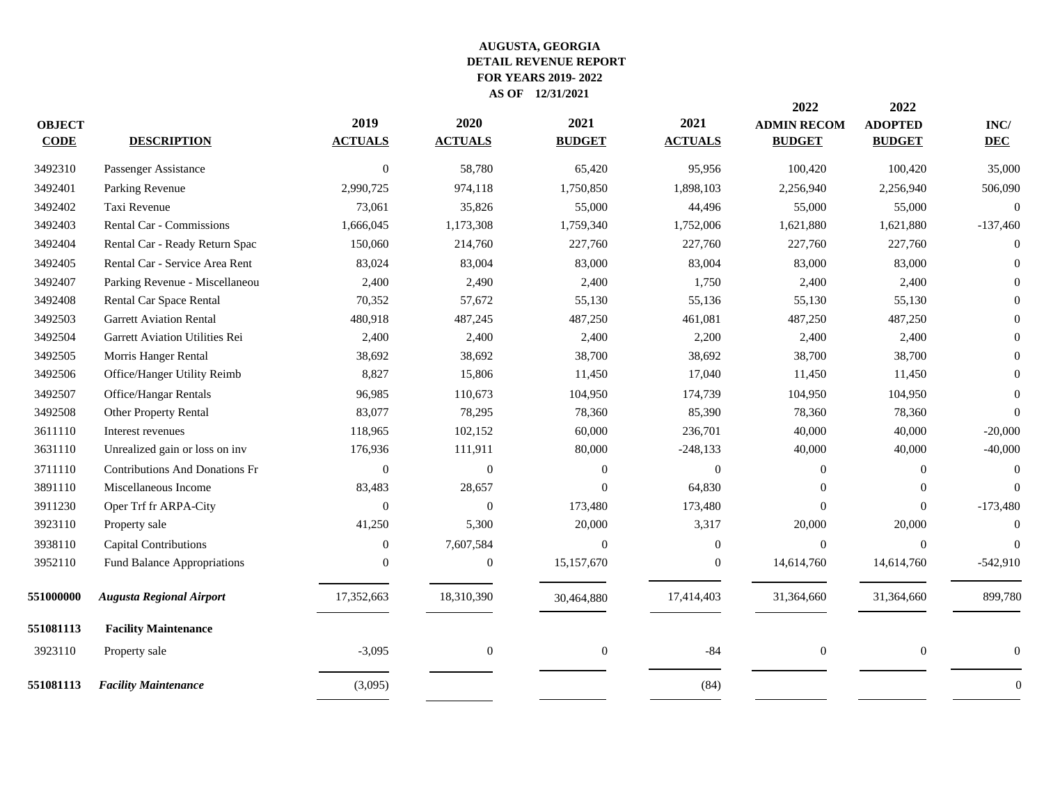**AUGUSTA, GEORGIA**
**DETAIL REVENUE REPORT**
**FOR YEARS 2019- 2022**
**AS OF 12/31/2021**

| OBJECT CODE | DESCRIPTION | 2019 ACTUALS | 2020 ACTUALS | 2021 BUDGET | 2021 ACTUALS | 2022 ADMIN RECOM BUDGET | 2022 ADOPTED BUDGET | INC/ DEC |
|---|---|---|---|---|---|---|---|---|
| 3492310 | Passenger Assistance | 0 | 58,780 | 65,420 | 95,956 | 100,420 | 100,420 | 35,000 |
| 3492401 | Parking Revenue | 2,990,725 | 974,118 | 1,750,850 | 1,898,103 | 2,256,940 | 2,256,940 | 506,090 |
| 3492402 | Taxi Revenue | 73,061 | 35,826 | 55,000 | 44,496 | 55,000 | 55,000 | 0 |
| 3492403 | Rental Car - Commissions | 1,666,045 | 1,173,308 | 1,759,340 | 1,752,006 | 1,621,880 | 1,621,880 | -137,460 |
| 3492404 | Rental Car - Ready Return Spac | 150,060 | 214,760 | 227,760 | 227,760 | 227,760 | 227,760 | 0 |
| 3492405 | Rental Car - Service Area Rent | 83,024 | 83,004 | 83,000 | 83,004 | 83,000 | 83,000 | 0 |
| 3492407 | Parking Revenue - Miscellaneou | 2,400 | 2,490 | 2,400 | 1,750 | 2,400 | 2,400 | 0 |
| 3492408 | Rental Car Space Rental | 70,352 | 57,672 | 55,130 | 55,136 | 55,130 | 55,130 | 0 |
| 3492503 | Garrett Aviation Rental | 480,918 | 487,245 | 487,250 | 461,081 | 487,250 | 487,250 | 0 |
| 3492504 | Garrett Aviation Utilities Rei | 2,400 | 2,400 | 2,400 | 2,200 | 2,400 | 2,400 | 0 |
| 3492505 | Morris Hanger Rental | 38,692 | 38,692 | 38,700 | 38,692 | 38,700 | 38,700 | 0 |
| 3492506 | Office/Hanger Utility Reimb | 8,827 | 15,806 | 11,450 | 17,040 | 11,450 | 11,450 | 0 |
| 3492507 | Office/Hangar Rentals | 96,985 | 110,673 | 104,950 | 174,739 | 104,950 | 104,950 | 0 |
| 3492508 | Other Property Rental | 83,077 | 78,295 | 78,360 | 85,390 | 78,360 | 78,360 | 0 |
| 3611110 | Interest revenues | 118,965 | 102,152 | 60,000 | 236,701 | 40,000 | 40,000 | -20,000 |
| 3631110 | Unrealized gain or loss on inv | 176,936 | 111,911 | 80,000 | -248,133 | 40,000 | 40,000 | -40,000 |
| 3711110 | Contributions And Donations Fr | 0 | 0 | 0 | 0 | 0 | 0 | 0 |
| 3891110 | Miscellaneous Income | 83,483 | 28,657 | 0 | 64,830 | 0 | 0 | 0 |
| 3911230 | Oper Trf fr ARPA-City | 0 | 0 | 173,480 | 173,480 | 0 | 0 | -173,480 |
| 3923110 | Property sale | 41,250 | 5,300 | 20,000 | 3,317 | 20,000 | 20,000 | 0 |
| 3938110 | Capital Contributions | 0 | 7,607,584 | 0 | 0 | 0 | 0 | 0 |
| 3952110 | Fund Balance Appropriations | 0 | 0 | 15,157,670 | 0 | 14,614,760 | 14,614,760 | -542,910 |
| **551000000** | ***Augusta Regional Airport*** | 17,352,663 | 18,310,390 | 30,464,880 | 17,414,403 | 31,364,660 | 31,364,660 | 899,780 |
| **551081113** | **Facility Maintenance** | | | | | | | |
| 3923110 | Property sale | -3,095 | 0 | 0 | -84 | 0 | 0 | 0 |
| **551081113** | ***Facility Maintenance*** | (3,095) | | | (84) | | | 0 |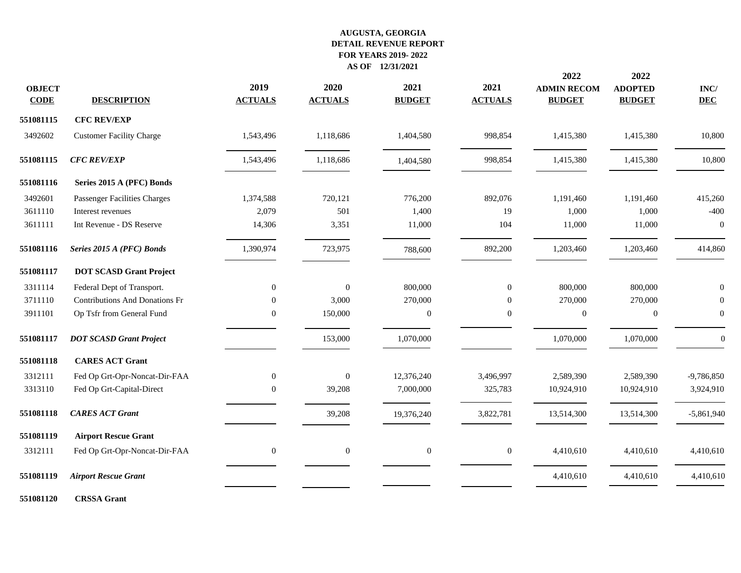# AUGUSTA, GEORGIA
## DETAIL REVENUE REPORT
## FOR YEARS 2019- 2022
## AS OF 12/31/2021

| OBJECT CODE | DESCRIPTION | 2019 ACTUALS | 2020 ACTUALS | 2021 BUDGET | 2021 ACTUALS | 2022 ADMIN RECOM BUDGET | 2022 ADOPTED BUDGET | INC/ DEC |
|---|---|---|---|---|---|---|---|---|
| **551081115** | **CFC REV/EXP** | | | | | | | |
| 3492602 | Customer Facility Charge | 1,543,496 | 1,118,686 | 1,404,580 | 998,854 | 1,415,380 | 1,415,380 | 10,800 |
| **551081115** | ***CFC REV/EXP*** | 1,543,496 | 1,118,686 | 1,404,580 | 998,854 | 1,415,380 | 1,415,380 | 10,800 |
| **551081116** | **Series 2015 A (PFC) Bonds** | | | | | | | |
| 3492601 | Passenger Facilities Charges | 1,374,588 | 720,121 | 776,200 | 892,076 | 1,191,460 | 1,191,460 | 415,260 |
| 3611110 | Interest revenues | 2,079 | 501 | 1,400 | 19 | 1,000 | 1,000 | -400 |
| 3611111 | Int Revenue - DS Reserve | 14,306 | 3,351 | 11,000 | 104 | 11,000 | 11,000 | 0 |
| **551081116** | ***Series 2015 A (PFC) Bonds*** | 1,390,974 | 723,975 | 788,600 | 892,200 | 1,203,460 | 1,203,460 | 414,860 |
| **551081117** | **DOT SCASD Grant Project** | | | | | | | |
| 3311114 | Federal Dept of Transport. | 0 | 0 | 800,000 | 0 | 800,000 | 800,000 | 0 |
| 3711110 | Contributions And Donations Fr | 0 | 3,000 | 270,000 | 0 | 270,000 | 270,000 | 0 |
| 3911101 | Op Tsfr from General Fund | 0 | 150,000 | 0 | 0 | 0 | 0 | 0 |
| **551081117** | ***DOT SCASD Grant Project*** | | 153,000 | 1,070,000 | | 1,070,000 | 1,070,000 | 0 |
| **551081118** | **CARES ACT Grant** | | | | | | | |
| 3312111 | Fed Op Grt-Opr-Noncat-Dir-FAA | 0 | 0 | 12,376,240 | 3,496,997 | 2,589,390 | 2,589,390 | -9,786,850 |
| 3313110 | Fed Op Grt-Capital-Direct | 0 | 39,208 | 7,000,000 | 325,783 | 10,924,910 | 10,924,910 | 3,924,910 |
| **551081118** | ***CARES ACT Grant*** | | 39,208 | 19,376,240 | 3,822,781 | 13,514,300 | 13,514,300 | -5,861,940 |
| **551081119** | **Airport Rescue Grant** | | | | | | | |
| 3312111 | Fed Op Grt-Opr-Noncat-Dir-FAA | 0 | 0 | 0 | 0 | 4,410,610 | 4,410,610 | 4,410,610 |
| **551081119** | ***Airport Rescue Grant*** | | | | | 4,410,610 | 4,410,610 | 4,410,610 |
| **551081120** | **CRSSA Grant** | | | | | | | |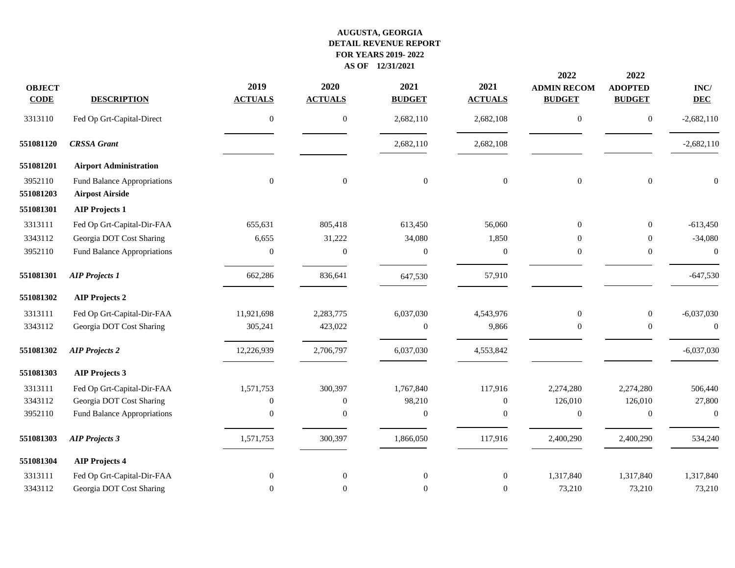# AUGUSTA, GEORGIA
## DETAIL REVENUE REPORT
## FOR YEARS 2019- 2022
## AS OF 12/31/2021

| OBJECT CODE | DESCRIPTION | 2019 ACTUALS | 2020 ACTUALS | 2021 BUDGET | 2021 ACTUALS | 2022 ADMIN RECOM BUDGET | 2022 ADOPTED BUDGET | INC/ DEC |
|---|---|---|---|---|---|---|---|---|
| 3313110 | Fed Op Grt-Capital-Direct | 0 | 0 | 2,682,110 | 2,682,108 | 0 | 0 | -2,682,110 |
| **551081120** | ***CRSSA Grant*** | | | 2,682,110 | 2,682,108 | | | -2,682,110 |
| **551081201** | **Airport Administration** | | | | | | | |
| 3952110 | Fund Balance Appropriations | 0 | 0 | 0 | 0 | 0 | 0 | 0 |
| **551081203** | **Airpost Airside** | | | | | | | |
| **551081301** | **AIP Projects 1** | | | | | | | |
| 3313111 | Fed Op Grt-Capital-Dir-FAA | 655,631 | 805,418 | 613,450 | 56,060 | 0 | 0 | -613,450 |
| 3343112 | Georgia DOT Cost Sharing | 6,655 | 31,222 | 34,080 | 1,850 | 0 | 0 | -34,080 |
| 3952110 | Fund Balance Appropriations | 0 | 0 | 0 | 0 | 0 | 0 | 0 |
| **551081301** | ***AIP Projects 1*** | 662,286 | 836,641 | 647,530 | 57,910 | | | -647,530 |
| **551081302** | **AIP Projects 2** | | | | | | | |
| 3313111 | Fed Op Grt-Capital-Dir-FAA | 11,921,698 | 2,283,775 | 6,037,030 | 4,543,976 | 0 | 0 | -6,037,030 |
| 3343112 | Georgia DOT Cost Sharing | 305,241 | 423,022 | 0 | 9,866 | 0 | 0 | 0 |
| **551081302** | ***AIP Projects 2*** | 12,226,939 | 2,706,797 | 6,037,030 | 4,553,842 | | | -6,037,030 |
| **551081303** | **AIP Projects 3** | | | | | | | |
| 3313111 | Fed Op Grt-Capital-Dir-FAA | 1,571,753 | 300,397 | 1,767,840 | 117,916 | 2,274,280 | 2,274,280 | 506,440 |
| 3343112 | Georgia DOT Cost Sharing | 0 | 0 | 98,210 | 0 | 126,010 | 126,010 | 27,800 |
| 3952110 | Fund Balance Appropriations | 0 | 0 | 0 | 0 | 0 | 0 | 0 |
| **551081303** | ***AIP Projects 3*** | 1,571,753 | 300,397 | 1,866,050 | 117,916 | 2,400,290 | 2,400,290 | 534,240 |
| **551081304** | **AIP Projects 4** | | | | | | | |
| 3313111 | Fed Op Grt-Capital-Dir-FAA | 0 | 0 | 0 | 0 | 1,317,840 | 1,317,840 | 1,317,840 |
| 3343112 | Georgia DOT Cost Sharing | 0 | 0 | 0 | 0 | 73,210 | 73,210 | 73,210 |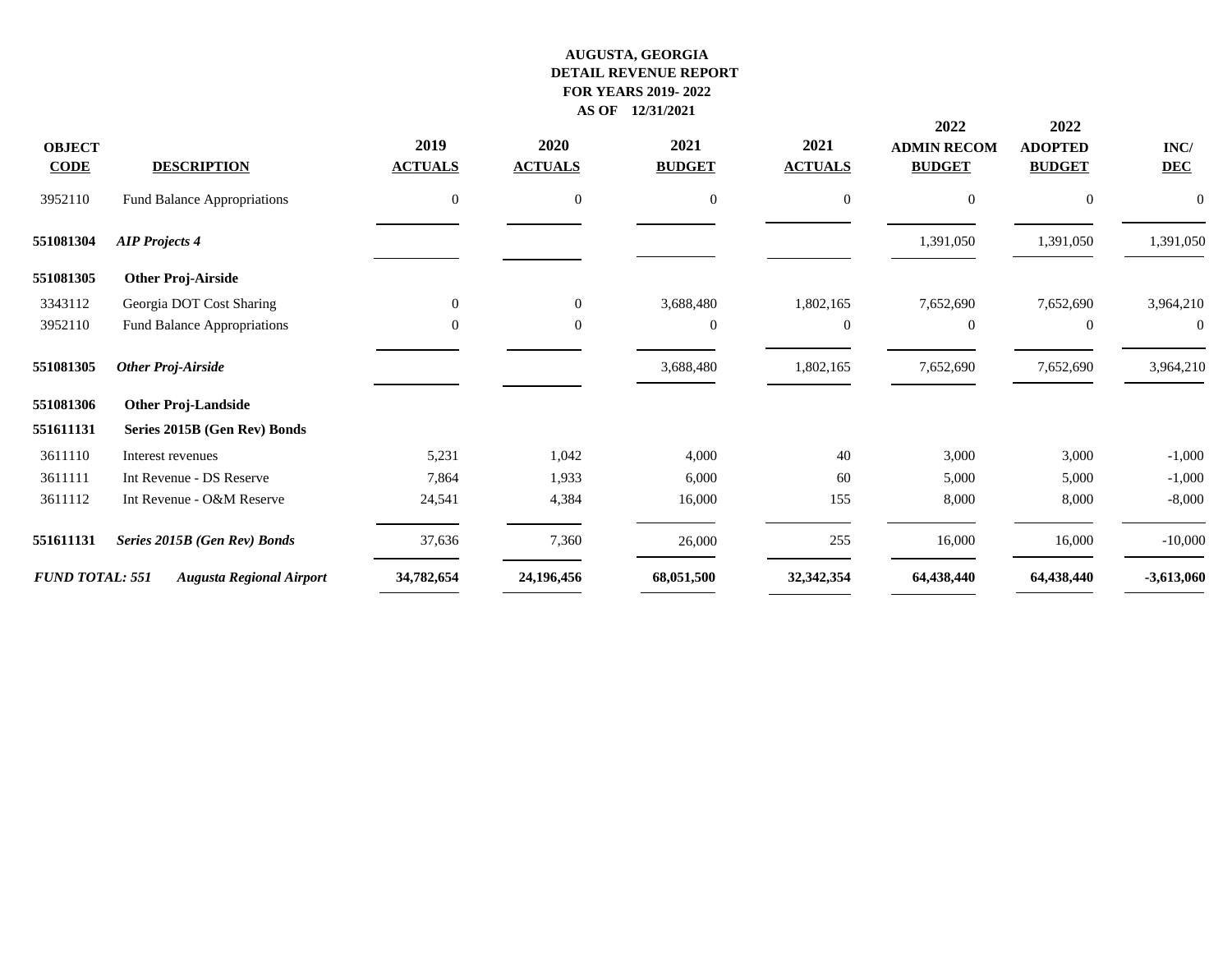**AUGUSTA, GEORGIA**
**DETAIL REVENUE REPORT**
**FOR YEARS 2019- 2022**
**AS OF 12/31/2021**

| OBJECT CODE | DESCRIPTION | 2019 ACTUALS | 2020 ACTUALS | 2021 BUDGET | 2021 ACTUALS | 2022 ADMIN RECOM BUDGET | 2022 ADOPTED BUDGET | INC/ DEC |
|---|---|---|---|---|---|---|---|---|
| 3952110 | Fund Balance Appropriations | 0 | 0 | 0 | 0 | 0 | 0 | 0 |
| **551081304** | ***AIP Projects 4*** | | | | | 1,391,050 | 1,391,050 | 1,391,050 |
| **551081305** | **Other Proj-Airside** | | | | | | | |
| 3343112 | Georgia DOT Cost Sharing | 0 | 0 | 3,688,480 | 1,802,165 | 7,652,690 | 7,652,690 | 3,964,210 |
| 3952110 | Fund Balance Appropriations | 0 | 0 | 0 | 0 | 0 | 0 | 0 |
| **551081305** | ***Other Proj-Airside*** | | | 3,688,480 | 1,802,165 | 7,652,690 | 7,652,690 | 3,964,210 |
| **551081306** | **Other Proj-Landside** | | | | | | | |
| **551611131** | **Series 2015B (Gen Rev) Bonds** | | | | | | | |
| 3611110 | Interest revenues | 5,231 | 1,042 | 4,000 | 40 | 3,000 | 3,000 | -1,000 |
| 3611111 | Int Revenue - DS Reserve | 7,864 | 1,933 | 6,000 | 60 | 5,000 | 5,000 | -1,000 |
| 3611112 | Int Revenue - O&M Reserve | 24,541 | 4,384 | 16,000 | 155 | 8,000 | 8,000 | -8,000 |
| **551611131** | ***Series 2015B (Gen Rev) Bonds*** | 37,636 | 7,360 | 26,000 | 255 | 16,000 | 16,000 | -10,000 |
| ***FUND TOTAL: 551*** | ***Augusta Regional Airport*** | **34,782,654** | **24,196,456** | **68,051,500** | **32,342,354** | **64,438,440** | **64,438,440** | **-3,613,060** |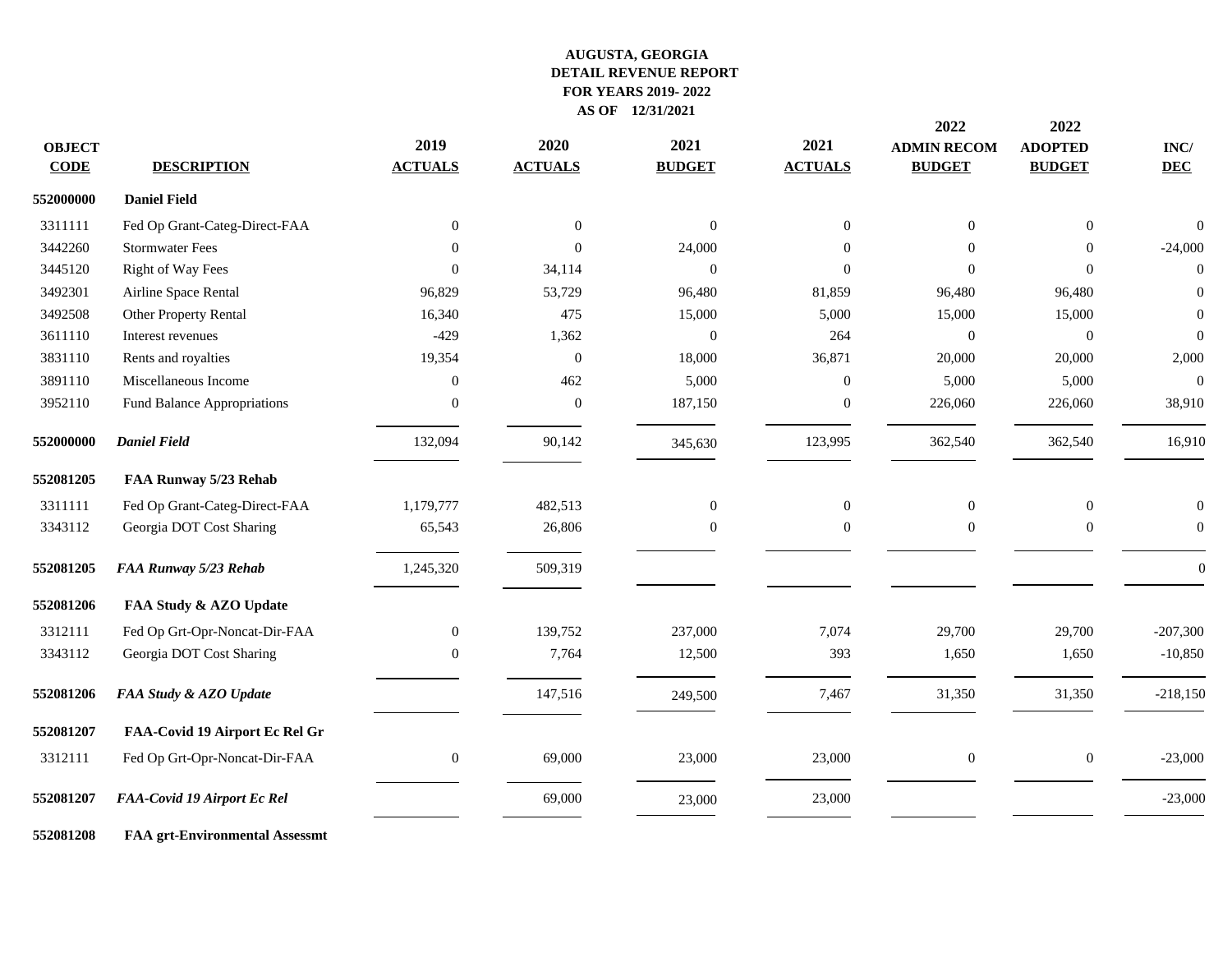# AUGUSTA, GEORGIA
## DETAIL REVENUE REPORT
## FOR YEARS 2019- 2022
## AS OF 12/31/2021

| OBJECT CODE | DESCRIPTION | 2019 ACTUALS | 2020 ACTUALS | 2021 BUDGET | 2021 ACTUALS | 2022 ADMIN RECOM BUDGET | 2022 ADOPTED BUDGET | INC/ DEC |
|---|---|---|---|---|---|---|---|---|
| **552000000** | **Daniel Field** | | | | | | | |
| 3311111 | Fed Op Grant-Categ-Direct-FAA | 0 | 0 | 0 | 0 | 0 | 0 | 0 |
| 3442260 | Stormwater Fees | 0 | 0 | 24,000 | 0 | 0 | 0 | -24,000 |
| 3445120 | Right of Way Fees | 0 | 34,114 | 0 | 0 | 0 | 0 | 0 |
| 3492301 | Airline Space Rental | 96,829 | 53,729 | 96,480 | 81,859 | 96,480 | 96,480 | 0 |
| 3492508 | Other Property Rental | 16,340 | 475 | 15,000 | 5,000 | 15,000 | 15,000 | 0 |
| 3611110 | Interest revenues | -429 | 1,362 | 0 | 264 | 0 | 0 | 0 |
| 3831110 | Rents and royalties | 19,354 | 0 | 18,000 | 36,871 | 20,000 | 20,000 | 2,000 |
| 3891110 | Miscellaneous Income | 0 | 462 | 5,000 | 0 | 5,000 | 5,000 | 0 |
| 3952110 | Fund Balance Appropriations | 0 | 0 | 187,150 | 0 | 226,060 | 226,060 | 38,910 |
| **552000000** | ***Daniel Field*** | 132,094 | 90,142 | 345,630 | 123,995 | 362,540 | 362,540 | 16,910 |
| **552081205** | **FAA Runway 5/23 Rehab** | | | | | | | |
| 3311111 | Fed Op Grant-Categ-Direct-FAA | 1,179,777 | 482,513 | 0 | 0 | 0 | 0 | 0 |
| 3343112 | Georgia DOT Cost Sharing | 65,543 | 26,806 | 0 | 0 | 0 | 0 | 0 |
| **552081205** | ***FAA Runway 5/23 Rehab*** | 1,245,320 | 509,319 | | | | | 0 |
| **552081206** | **FAA Study & AZO Update** | | | | | | | |
| 3312111 | Fed Op Grt-Opr-Noncat-Dir-FAA | 0 | 139,752 | 237,000 | 7,074 | 29,700 | 29,700 | -207,300 |
| 3343112 | Georgia DOT Cost Sharing | 0 | 7,764 | 12,500 | 393 | 1,650 | 1,650 | -10,850 |
| **552081206** | ***FAA Study & AZO Update*** | | 147,516 | 249,500 | 7,467 | 31,350 | 31,350 | -218,150 |
| **552081207** | **FAA-Covid 19 Airport Ec Rel Gr** | | | | | | | |
| 3312111 | Fed Op Grt-Opr-Noncat-Dir-FAA | 0 | 69,000 | 23,000 | 23,000 | 0 | 0 | -23,000 |
| **552081207** | ***FAA-Covid 19 Airport Ec Rel*** | | 69,000 | 23,000 | 23,000 | | | -23,000 |
| **552081208** | **FAA grt-Environmental Assessmt** | | | | | | | |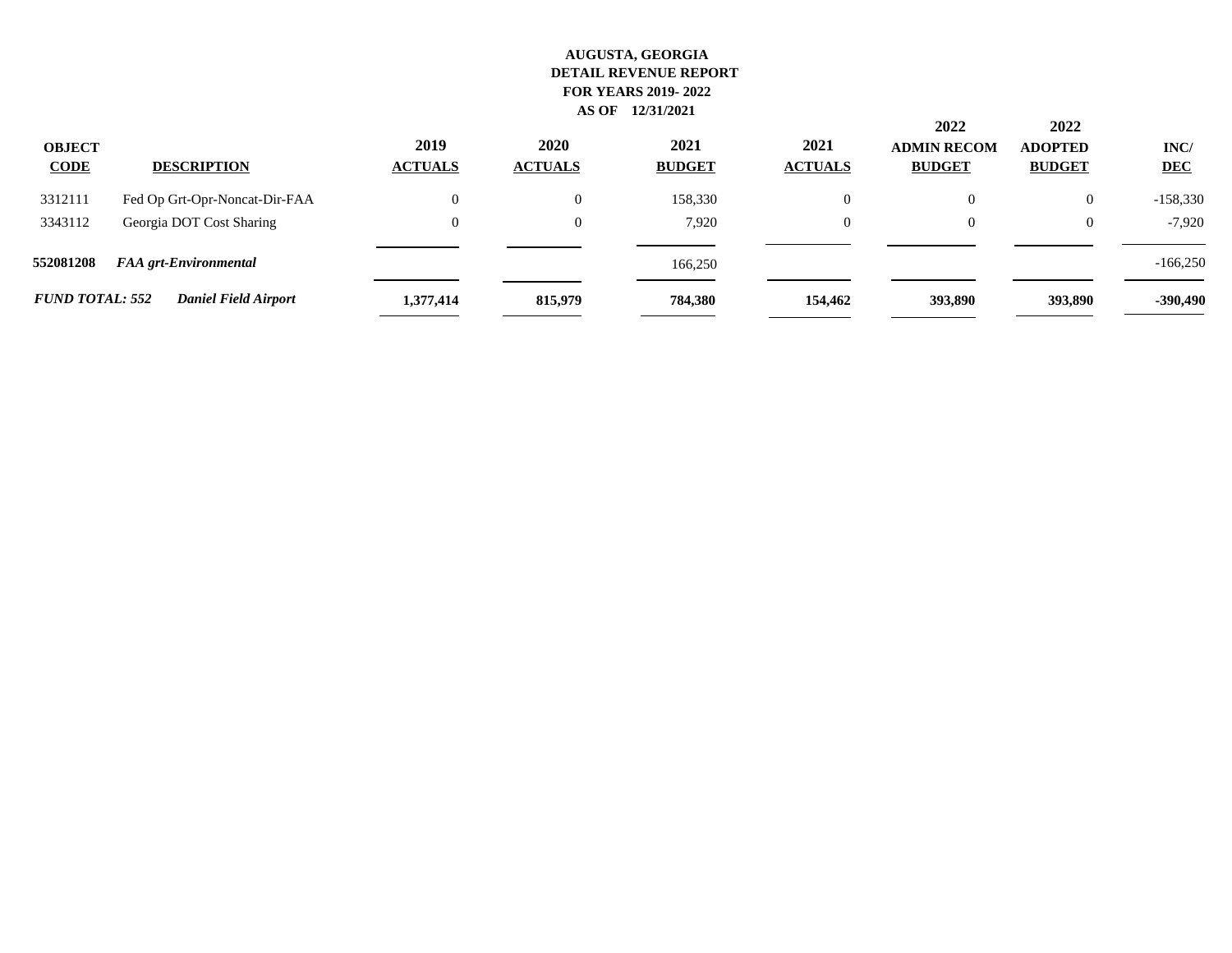**AUGUSTA, GEORGIA**
**DETAIL REVENUE REPORT**
**FOR YEARS 2019- 2022**
**AS OF 12/31/2021**

| OBJECT CODE | DESCRIPTION | 2019 ACTUALS | 2020 ACTUALS | 2021 BUDGET | 2021 ACTUALS | 2022 ADMIN RECOM BUDGET | 2022 ADOPTED BUDGET | INC/ DEC |
|---|---|---|---|---|---|---|---|---|
| 3312111 | Fed Op Grt-Opr-Noncat-Dir-FAA | 0 | 0 | 158,330 | 0 | 0 | 0 | -158,330 |
| 3343112 | Georgia DOT Cost Sharing | 0 | 0 | 7,920 | 0 | 0 | 0 | -7,920 |
| **552081208** | ***FAA grt-Environmental*** | | | 166,250 | | | | -166,250 |
| ***FUND TOTAL: 552*** | ***Daniel Field Airport*** | **1,377,414** | **815,979** | **784,380** | **154,462** | **393,890** | **393,890** | **-390,490** |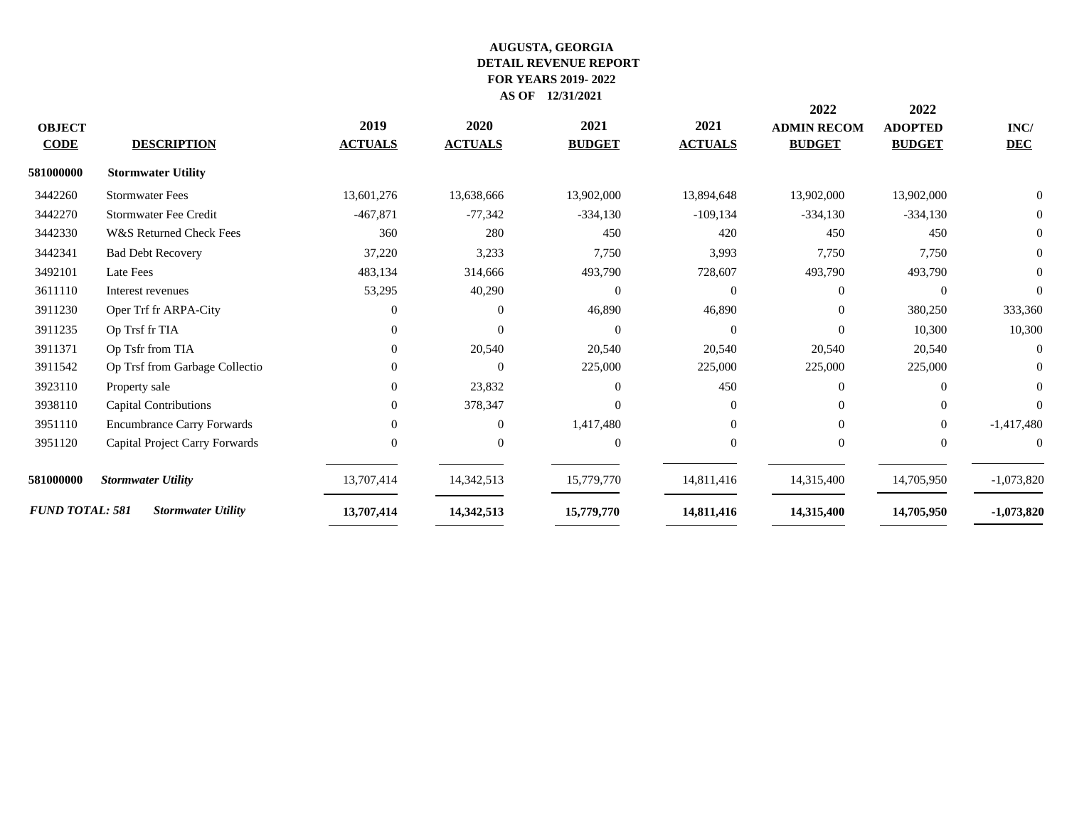**AUGUSTA, GEORGIA**
**DETAIL REVENUE REPORT**
**FOR YEARS 2019- 2022**
**AS OF 12/31/2021**

| OBJECT CODE | DESCRIPTION | 2019 ACTUALS | 2020 ACTUALS | 2021 BUDGET | 2021 ACTUALS | 2022 ADMIN RECOM BUDGET | 2022 ADOPTED BUDGET | INC/ DEC |
|---|---|---|---|---|---|---|---|---|
| **581000000** | **Stormwater Utility** | | | | | | | |
| 3442260 | Stormwater Fees | 13,601,276 | 13,638,666 | 13,902,000 | 13,894,648 | 13,902,000 | 13,902,000 | 0 |
| 3442270 | Stormwater Fee Credit | -467,871 | -77,342 | -334,130 | -109,134 | -334,130 | -334,130 | 0 |
| 3442330 | W&S Returned Check Fees | 360 | 280 | 450 | 420 | 450 | 450 | 0 |
| 3442341 | Bad Debt Recovery | 37,220 | 3,233 | 7,750 | 3,993 | 7,750 | 7,750 | 0 |
| 3492101 | Late Fees | 483,134 | 314,666 | 493,790 | 728,607 | 493,790 | 493,790 | 0 |
| 3611110 | Interest revenues | 53,295 | 40,290 | 0 | 0 | 0 | 0 | 0 |
| 3911230 | Oper Trf fr ARPA-City | 0 | 0 | 46,890 | 46,890 | 0 | 380,250 | 333,360 |
| 3911235 | Op Trsf fr TIA | 0 | 0 | 0 | 0 | 0 | 10,300 | 10,300 |
| 3911371 | Op Tsfr from TIA | 0 | 20,540 | 20,540 | 20,540 | 20,540 | 20,540 | 0 |
| 3911542 | Op Trsf from Garbage Collectio | 0 | 0 | 225,000 | 225,000 | 225,000 | 225,000 | 0 |
| 3923110 | Property sale | 0 | 23,832 | 0 | 450 | 0 | 0 | 0 |
| 3938110 | Capital Contributions | 0 | 378,347 | 0 | 0 | 0 | 0 | 0 |
| 3951110 | Encumbrance Carry Forwards | 0 | 0 | 1,417,480 | 0 | 0 | 0 | -1,417,480 |
| 3951120 | Capital Project Carry Forwards | 0 | 0 | 0 | 0 | 0 | 0 | 0 |
| **581000000** | ***Stormwater Utility*** | 13,707,414 | 14,342,513 | 15,779,770 | 14,811,416 | 14,315,400 | 14,705,950 | -1,073,820 |
| ***FUND TOTAL: 581*** | ***Stormwater Utility*** | **13,707,414** | **14,342,513** | **15,779,770** | **14,811,416** | **14,315,400** | **14,705,950** | **-1,073,820** |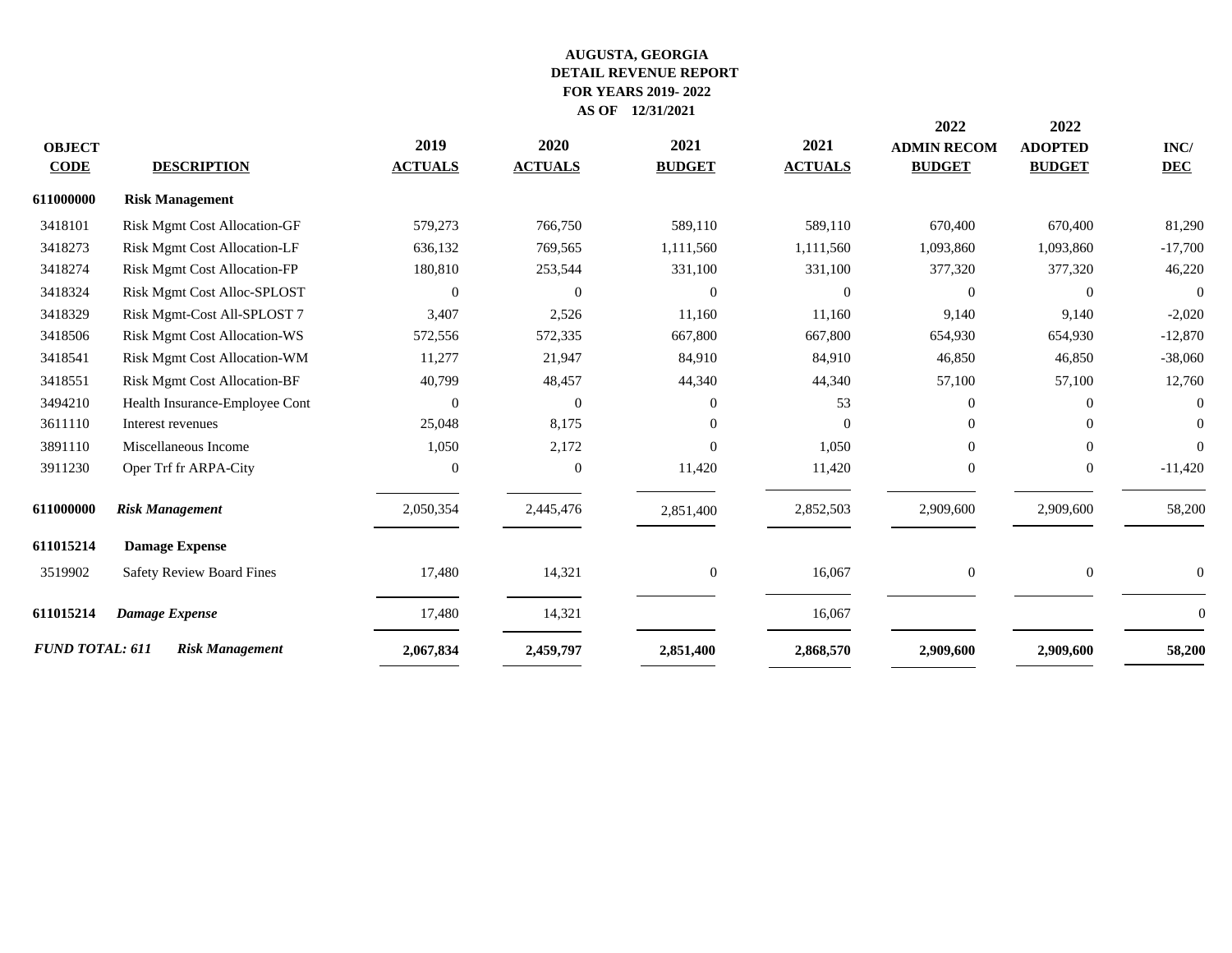**AUGUSTA, GEORGIA**
**DETAIL REVENUE REPORT**
**FOR YEARS 2019- 2022**
**AS OF 12/31/2021**

| OBJECT CODE | DESCRIPTION | 2019 ACTUALS | 2020 ACTUALS | 2021 BUDGET | 2021 ACTUALS | 2022 ADMIN RECOM BUDGET | 2022 ADOPTED BUDGET | INC/ DEC |
|---|---|---|---|---|---|---|---|---|
| **611000000** | **Risk Management** | | | | | | | |
| 3418101 | Risk Mgmt Cost Allocation-GF | 579,273 | 766,750 | 589,110 | 589,110 | 670,400 | 670,400 | 81,290 |
| 3418273 | Risk Mgmt Cost Allocation-LF | 636,132 | 769,565 | 1,111,560 | 1,111,560 | 1,093,860 | 1,093,860 | -17,700 |
| 3418274 | Risk Mgmt Cost Allocation-FP | 180,810 | 253,544 | 331,100 | 331,100 | 377,320 | 377,320 | 46,220 |
| 3418324 | Risk Mgmt Cost Alloc-SPLOST | 0 | 0 | 0 | 0 | 0 | 0 | 0 |
| 3418329 | Risk Mgmt-Cost All-SPLOST 7 | 3,407 | 2,526 | 11,160 | 11,160 | 9,140 | 9,140 | -2,020 |
| 3418506 | Risk Mgmt Cost Allocation-WS | 572,556 | 572,335 | 667,800 | 667,800 | 654,930 | 654,930 | -12,870 |
| 3418541 | Risk Mgmt Cost Allocation-WM | 11,277 | 21,947 | 84,910 | 84,910 | 46,850 | 46,850 | -38,060 |
| 3418551 | Risk Mgmt Cost Allocation-BF | 40,799 | 48,457 | 44,340 | 44,340 | 57,100 | 57,100 | 12,760 |
| 3494210 | Health Insurance-Employee Cont | 0 | 0 | 0 | 53 | 0 | 0 | 0 |
| 3611110 | Interest revenues | 25,048 | 8,175 | 0 | 0 | 0 | 0 | 0 |
| 3891110 | Miscellaneous Income | 1,050 | 2,172 | 0 | 1,050 | 0 | 0 | 0 |
| 3911230 | Oper Trf fr ARPA-City | 0 | 0 | 11,420 | 11,420 | 0 | 0 | -11,420 |
| **611000000** | ***Risk Management*** | 2,050,354 | 2,445,476 | 2,851,400 | 2,852,503 | 2,909,600 | 2,909,600 | 58,200 |
| **611015214** | **Damage Expense** | | | | | | | |
| 3519902 | Safety Review Board Fines | 17,480 | 14,321 | 0 | 16,067 | 0 | 0 | 0 |
| **611015214** | ***Damage Expense*** | 17,480 | 14,321 | | 16,067 | | | 0 |
| ***FUND TOTAL: 611*** | ***Risk Management*** | **2,067,834** | **2,459,797** | **2,851,400** | **2,868,570** | **2,909,600** | **2,909,600** | **58,200** |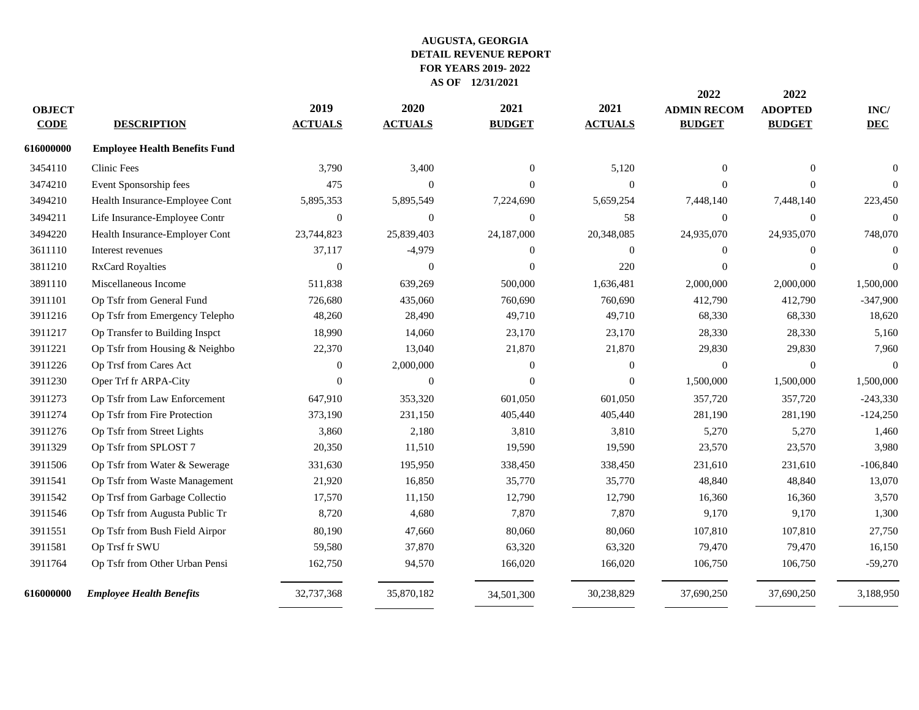**AUGUSTA, GEORGIA**
**DETAIL REVENUE REPORT**
**FOR YEARS 2019- 2022**
**AS OF 12/31/2021**

| OBJECT CODE | DESCRIPTION | 2019 ACTUALS | 2020 ACTUALS | 2021 BUDGET | 2021 ACTUALS | 2022 ADMIN RECOM BUDGET | 2022 ADOPTED BUDGET | INC/ DEC |
|---|---|---|---|---|---|---|---|---|
| **616000000** | **Employee Health Benefits Fund** | | | | | | | |
| 3454110 | Clinic Fees | 3,790 | 3,400 | 0 | 5,120 | 0 | 0 | 0 |
| 3474210 | Event Sponsorship fees | 475 | 0 | 0 | 0 | 0 | 0 | 0 |
| 3494210 | Health Insurance-Employee Cont | 5,895,353 | 5,895,549 | 7,224,690 | 5,659,254 | 7,448,140 | 7,448,140 | 223,450 |
| 3494211 | Life Insurance-Employee Contr | 0 | 0 | 0 | 58 | 0 | 0 | 0 |
| 3494220 | Health Insurance-Employer Cont | 23,744,823 | 25,839,403 | 24,187,000 | 20,348,085 | 24,935,070 | 24,935,070 | 748,070 |
| 3611110 | Interest revenues | 37,117 | -4,979 | 0 | 0 | 0 | 0 | 0 |
| 3811210 | RxCard Royalties | 0 | 0 | 0 | 220 | 0 | 0 | 0 |
| 3891110 | Miscellaneous Income | 511,838 | 639,269 | 500,000 | 1,636,481 | 2,000,000 | 2,000,000 | 1,500,000 |
| 3911101 | Op Tsfr from General Fund | 726,680 | 435,060 | 760,690 | 760,690 | 412,790 | 412,790 | -347,900 |
| 3911216 | Op Tsfr from Emergency Telepho | 48,260 | 28,490 | 49,710 | 49,710 | 68,330 | 68,330 | 18,620 |
| 3911217 | Op Transfer to Building Inspct | 18,990 | 14,060 | 23,170 | 23,170 | 28,330 | 28,330 | 5,160 |
| 3911221 | Op Tsfr from Housing & Neighbo | 22,370 | 13,040 | 21,870 | 21,870 | 29,830 | 29,830 | 7,960 |
| 3911226 | Op Trsf from Cares Act | 0 | 2,000,000 | 0 | 0 | 0 | 0 | 0 |
| 3911230 | Oper Trf fr ARPA-City | 0 | 0 | 0 | 0 | 1,500,000 | 1,500,000 | 1,500,000 |
| 3911273 | Op Tsfr from Law Enforcement | 647,910 | 353,320 | 601,050 | 601,050 | 357,720 | 357,720 | -243,330 |
| 3911274 | Op Tsfr from Fire Protection | 373,190 | 231,150 | 405,440 | 405,440 | 281,190 | 281,190 | -124,250 |
| 3911276 | Op Tsfr from Street Lights | 3,860 | 2,180 | 3,810 | 3,810 | 5,270 | 5,270 | 1,460 |
| 3911329 | Op Tsfr from SPLOST 7 | 20,350 | 11,510 | 19,590 | 19,590 | 23,570 | 23,570 | 3,980 |
| 3911506 | Op Tsfr from Water & Sewerage | 331,630 | 195,950 | 338,450 | 338,450 | 231,610 | 231,610 | -106,840 |
| 3911541 | Op Tsfr from Waste Management | 21,920 | 16,850 | 35,770 | 35,770 | 48,840 | 48,840 | 13,070 |
| 3911542 | Op Trsf from Garbage Collectio | 17,570 | 11,150 | 12,790 | 12,790 | 16,360 | 16,360 | 3,570 |
| 3911546 | Op Tsfr from Augusta Public Tr | 8,720 | 4,680 | 7,870 | 7,870 | 9,170 | 9,170 | 1,300 |
| 3911551 | Op Tsfr from Bush Field Airpor | 80,190 | 47,660 | 80,060 | 80,060 | 107,810 | 107,810 | 27,750 |
| 3911581 | Op Trsf fr SWU | 59,580 | 37,870 | 63,320 | 63,320 | 79,470 | 79,470 | 16,150 |
| 3911764 | Op Tsfr from Other Urban Pensi | 162,750 | 94,570 | 166,020 | 166,020 | 106,750 | 106,750 | -59,270 |
| **616000000** | ***Employee Health Benefits*** | 32,737,368 | 35,870,182 | 34,501,300 | 30,238,829 | 37,690,250 | 37,690,250 | 3,188,950 |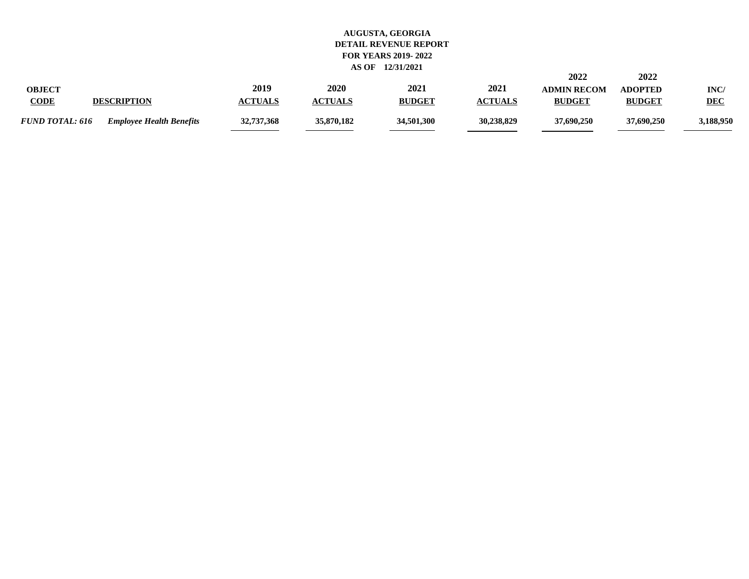**AUGUSTA, GEORGIA**
**DETAIL REVENUE REPORT**
**FOR YEARS 2019- 2022**
**AS OF 12/31/2021**

| OBJECT CODE | DESCRIPTION | 2019 ACTUALS | 2020 ACTUALS | 2021 BUDGET | 2021 ACTUALS | 2022 ADMIN RECOM BUDGET | 2022 ADOPTED BUDGET | INC/ DEC |
|---|---|---|---|---|---|---|---|---|
| *FUND TOTAL: 616* | *Employee Health Benefits* | 32,737,368 | 35,870,182 | 34,501,300 | 30,238,829 | 37,690,250 | 37,690,250 | 3,188,950 |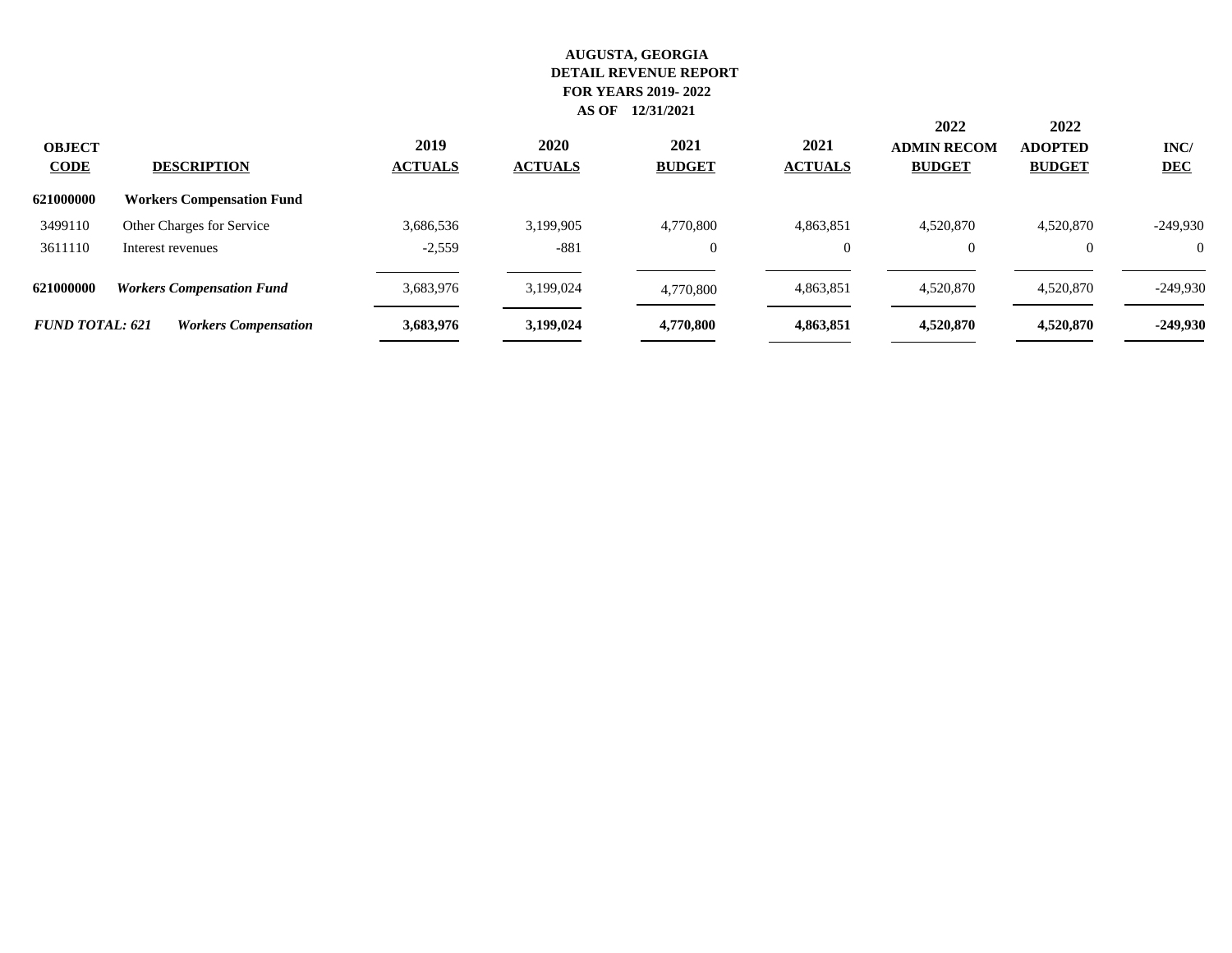**AUGUSTA, GEORGIA**
**DETAIL REVENUE REPORT**
**FOR YEARS 2019- 2022**
**AS OF 12/31/2021**

| OBJECT CODE | DESCRIPTION | 2019 ACTUALS | 2020 ACTUALS | 2021 BUDGET | 2021 ACTUALS | 2022 ADMIN RECOM BUDGET | 2022 ADOPTED BUDGET | INC/ DEC |
|---|---|---|---|---|---|---|---|---|
| **621000000** | **Workers Compensation Fund** | | | | | | | |
| 3499110 | Other Charges for Service | 3,686,536 | 3,199,905 | 4,770,800 | 4,863,851 | 4,520,870 | 4,520,870 | -249,930 |
| 3611110 | Interest revenues | -2,559 | -881 | 0 | 0 | 0 | 0 | 0 |
| **621000000** | ***Workers Compensation Fund*** | 3,683,976 | 3,199,024 | 4,770,800 | 4,863,851 | 4,520,870 | 4,520,870 | -249,930 |
| ***FUND TOTAL: 621*** | ***Workers Compensation*** | **3,683,976** | **3,199,024** | **4,770,800** | **4,863,851** | **4,520,870** | **4,520,870** | **-249,930** |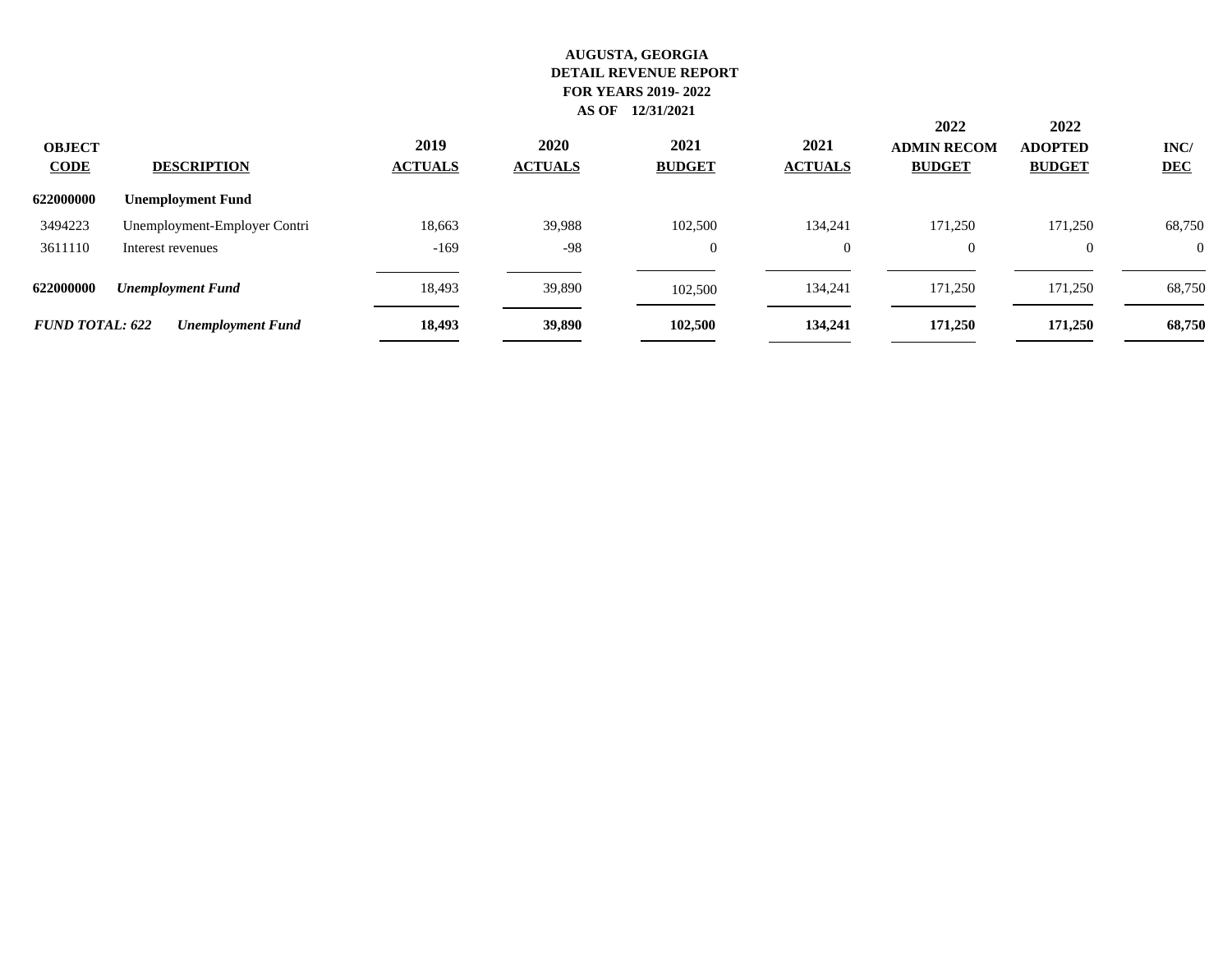**AUGUSTA, GEORGIA**
**DETAIL REVENUE REPORT**
**FOR YEARS 2019- 2022**
**AS OF 12/31/2021**

| OBJECT CODE | DESCRIPTION | 2019 ACTUALS | 2020 ACTUALS | 2021 BUDGET | 2021 ACTUALS | 2022 ADMIN RECOM BUDGET | 2022 ADOPTED BUDGET | INC/ DEC |
|---|---|---|---|---|---|---|---|---|
| **622000000** | **Unemployment Fund** | | | | | | | |
| 3494223 | Unemployment-Employer Contri | 18,663 | 39,988 | 102,500 | 134,241 | 171,250 | 171,250 | 68,750 |
| 3611110 | Interest revenues | -169 | -98 | 0 | 0 | 0 | 0 | 0 |
| **622000000** | ***Unemployment Fund*** | 18,493 | 39,890 | 102,500 | 134,241 | 171,250 | 171,250 | 68,750 |
| ***FUND TOTAL: 622*** | ***Unemployment Fund*** | **18,493** | **39,890** | **102,500** | **134,241** | **171,250** | **171,250** | **68,750** |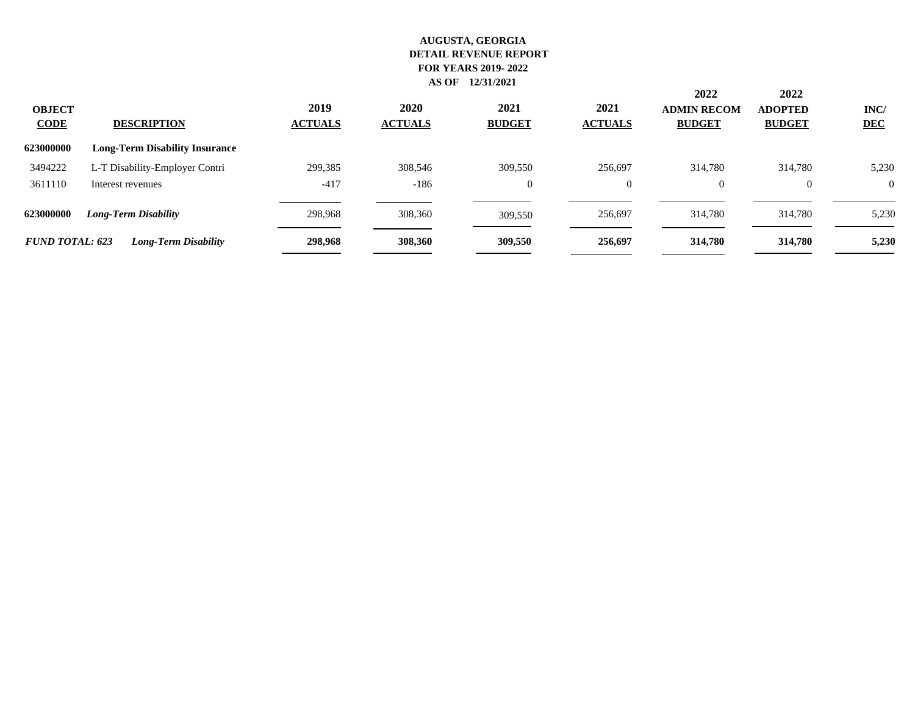**AUGUSTA, GEORGIA**
**DETAIL REVENUE REPORT**
**FOR YEARS 2019- 2022**
**AS OF 12/31/2021**

| OBJECT CODE | DESCRIPTION | 2019 ACTUALS | 2020 ACTUALS | 2021 BUDGET | 2021 ACTUALS | 2022 ADMIN RECOM BUDGET | 2022 ADOPTED BUDGET | INC/ DEC |
|---|---|---|---|---|---|---|---|---|
| **623000000** | **Long-Term Disability Insurance** | | | | | | | |
| 3494222 | L-T Disability-Employer Contri | 299,385 | 308,546 | 309,550 | 256,697 | 314,780 | 314,780 | 5,230 |
| 3611110 | Interest revenues | -417 | -186 | 0 | 0 | 0 | 0 | 0 |
| **623000000** | ***Long-Term Disability*** | 298,968 | 308,360 | 309,550 | 256,697 | 314,780 | 314,780 | 5,230 |
| ***FUND TOTAL: 623*** | ***Long-Term Disability*** | **298,968** | **308,360** | **309,550** | **256,697** | **314,780** | **314,780** | **5,230** |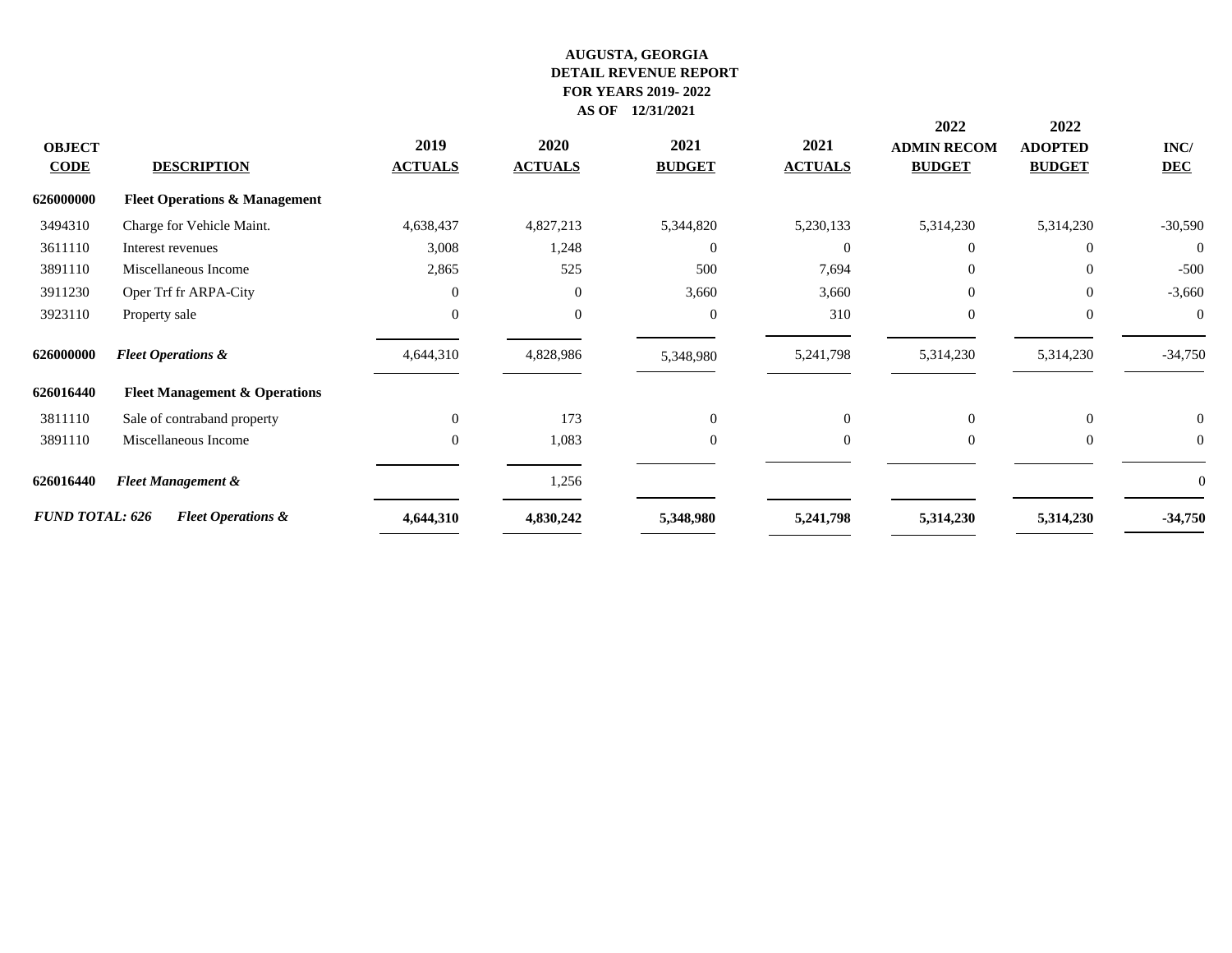**AUGUSTA, GEORGIA**
**DETAIL REVENUE REPORT**
**FOR YEARS 2019- 2022**
**AS OF 12/31/2021**

| OBJECT CODE | DESCRIPTION | 2019 ACTUALS | 2020 ACTUALS | 2021 BUDGET | 2021 ACTUALS | 2022 ADMIN RECOM BUDGET | 2022 ADOPTED BUDGET | INC/ DEC |
|---|---|---|---|---|---|---|---|---|
| **626000000** | **Fleet Operations & Management** | | | | | | | |
| 3494310 | Charge for Vehicle Maint. | 4,638,437 | 4,827,213 | 5,344,820 | 5,230,133 | 5,314,230 | 5,314,230 | -30,590 |
| 3611110 | Interest revenues | 3,008 | 1,248 | 0 | 0 | 0 | 0 | 0 |
| 3891110 | Miscellaneous Income | 2,865 | 525 | 500 | 7,694 | 0 | 0 | -500 |
| 3911230 | Oper Trf fr ARPA-City | 0 | 0 | 3,660 | 3,660 | 0 | 0 | -3,660 |
| 3923110 | Property sale | 0 | 0 | 0 | 310 | 0 | 0 | 0 |
| **626000000** | ***Fleet Operations &*** | 4,644,310 | 4,828,986 | 5,348,980 | 5,241,798 | 5,314,230 | 5,314,230 | -34,750 |
| **626016440** | **Fleet Management & Operations** | | | | | | | |
| 3811110 | Sale of contraband property | 0 | 173 | 0 | 0 | 0 | 0 | 0 |
| 3891110 | Miscellaneous Income | 0 | 1,083 | 0 | 0 | 0 | 0 | 0 |
| **626016440** | ***Fleet Management &*** | | 1,256 | | | | | 0 |
| ***FUND TOTAL: 626*** | ***Fleet Operations &*** | **4,644,310** | **4,830,242** | **5,348,980** | **5,241,798** | **5,314,230** | **5,314,230** | **-34,750** |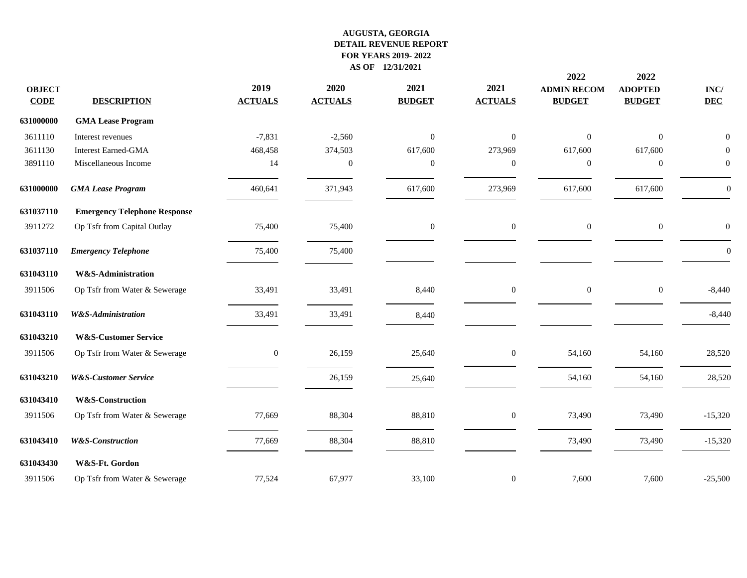**AUGUSTA, GEORGIA**
**DETAIL REVENUE REPORT**
**FOR YEARS 2019- 2022**
**AS OF 12/31/2021**

| OBJECT CODE | DESCRIPTION | 2019 ACTUALS | 2020 ACTUALS | 2021 BUDGET | 2021 ACTUALS | 2022 ADMIN RECOM BUDGET | 2022 ADOPTED BUDGET | INC/ DEC |
|---|---|---|---|---|---|---|---|---|
| **631000000** | **GMA Lease Program** | | | | | | | |
| 3611110 | Interest revenues | -7,831 | -2,560 | 0 | 0 | 0 | 0 | 0 |
| 3611130 | Interest Earned-GMA | 468,458 | 374,503 | 617,600 | 273,969 | 617,600 | 617,600 | 0 |
| 3891110 | Miscellaneous Income | 14 | 0 | 0 | 0 | 0 | 0 | 0 |
| **631000000** | ***GMA Lease Program*** | 460,641 | 371,943 | 617,600 | 273,969 | 617,600 | 617,600 | 0 |
| **631037110** | **Emergency Telephone Response** | | | | | | | |
| 3911272 | Op Tsfr from Capital Outlay | 75,400 | 75,400 | 0 | 0 | 0 | 0 | 0 |
| **631037110** | ***Emergency Telephone*** | 75,400 | 75,400 | | | | | 0 |
| **631043110** | **W&S-Administration** | | | | | | | |
| 3911506 | Op Tsfr from Water & Sewerage | 33,491 | 33,491 | 8,440 | 0 | 0 | 0 | -8,440 |
| **631043110** | ***W&S-Administration*** | 33,491 | 33,491 | 8,440 | | | | -8,440 |
| **631043210** | **W&S-Customer Service** | | | | | | | |
| 3911506 | Op Tsfr from Water & Sewerage | 0 | 26,159 | 25,640 | 0 | 54,160 | 54,160 | 28,520 |
| **631043210** | ***W&S-Customer Service*** | | 26,159 | 25,640 | | 54,160 | 54,160 | 28,520 |
| **631043410** | **W&S-Construction** | | | | | | | |
| 3911506 | Op Tsfr from Water & Sewerage | 77,669 | 88,304 | 88,810 | 0 | 73,490 | 73,490 | -15,320 |
| **631043410** | ***W&S-Construction*** | 77,669 | 88,304 | 88,810 | | 73,490 | 73,490 | -15,320 |
| **631043430** | **W&S-Ft. Gordon** | | | | | | | |
| 3911506 | Op Tsfr from Water & Sewerage | 77,524 | 67,977 | 33,100 | 0 | 7,600 | 7,600 | -25,500 |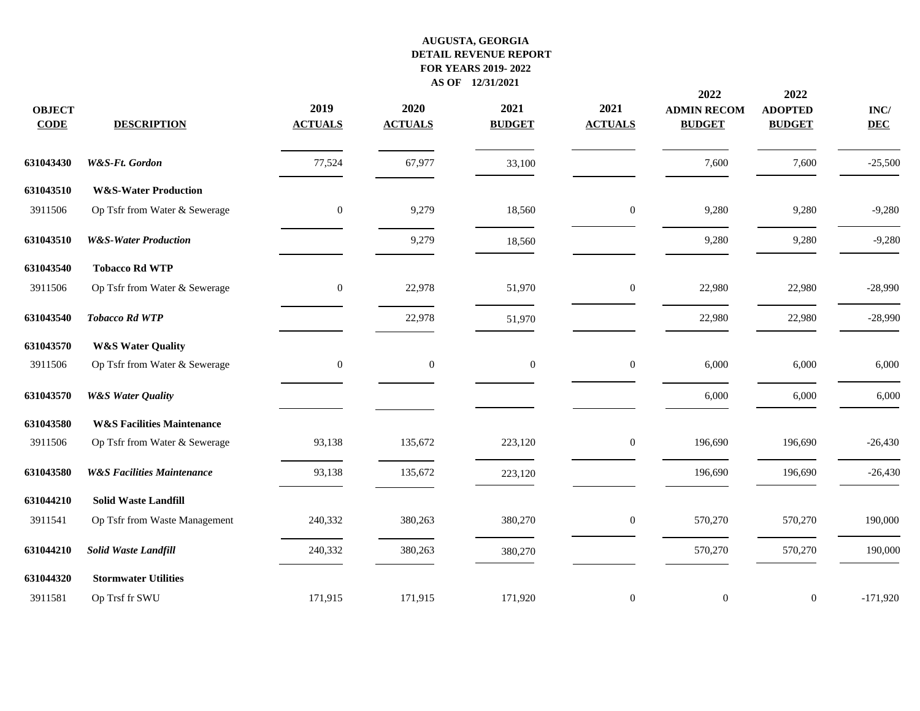**AUGUSTA, GEORGIA**
**DETAIL REVENUE REPORT**
**FOR YEARS 2019- 2022**
**AS OF 12/31/2021**

| OBJECT CODE | DESCRIPTION | 2019 ACTUALS | 2020 ACTUALS | 2021 BUDGET | 2021 ACTUALS | 2022 ADMIN RECOM BUDGET | 2022 ADOPTED BUDGET | INC/ DEC |
|---|---|---|---|---|---|---|---|---|
| **631043430** | ***W&S-Ft. Gordon*** | 77,524 | 67,977 | 33,100 | | 7,600 | 7,600 | -25,500 |
| **631043510** | **W&S-Water Production** | | | | | | | |
| 3911506 | Op Tsfr from Water & Sewerage | 0 | 9,279 | 18,560 | 0 | 9,280 | 9,280 | -9,280 |
| **631043510** | ***W&S-Water Production*** | | 9,279 | 18,560 | | 9,280 | 9,280 | -9,280 |
| **631043540** | **Tobacco Rd WTP** | | | | | | | |
| 3911506 | Op Tsfr from Water & Sewerage | 0 | 22,978 | 51,970 | 0 | 22,980 | 22,980 | -28,990 |
| **631043540** | ***Tobacco Rd WTP*** | | 22,978 | 51,970 | | 22,980 | 22,980 | -28,990 |
| **631043570** | **W&S Water Quality** | | | | | | | |
| 3911506 | Op Tsfr from Water & Sewerage | 0 | 0 | 0 | 0 | 6,000 | 6,000 | 6,000 |
| **631043570** | ***W&S Water Quality*** | | | | | 6,000 | 6,000 | 6,000 |
| **631043580** | **W&S Facilities Maintenance** | | | | | | | |
| 3911506 | Op Tsfr from Water & Sewerage | 93,138 | 135,672 | 223,120 | 0 | 196,690 | 196,690 | -26,430 |
| **631043580** | ***W&S Facilities Maintenance*** | 93,138 | 135,672 | 223,120 | | 196,690 | 196,690 | -26,430 |
| **631044210** | **Solid Waste Landfill** | | | | | | | |
| 3911541 | Op Tsfr from Waste Management | 240,332 | 380,263 | 380,270 | 0 | 570,270 | 570,270 | 190,000 |
| **631044210** | ***Solid Waste Landfill*** | 240,332 | 380,263 | 380,270 | | 570,270 | 570,270 | 190,000 |
| **631044320** | **Stormwater Utilities** | | | | | | | |
| 3911581 | Op Trsf fr SWU | 171,915 | 171,915 | 171,920 | 0 | 0 | 0 | -171,920 |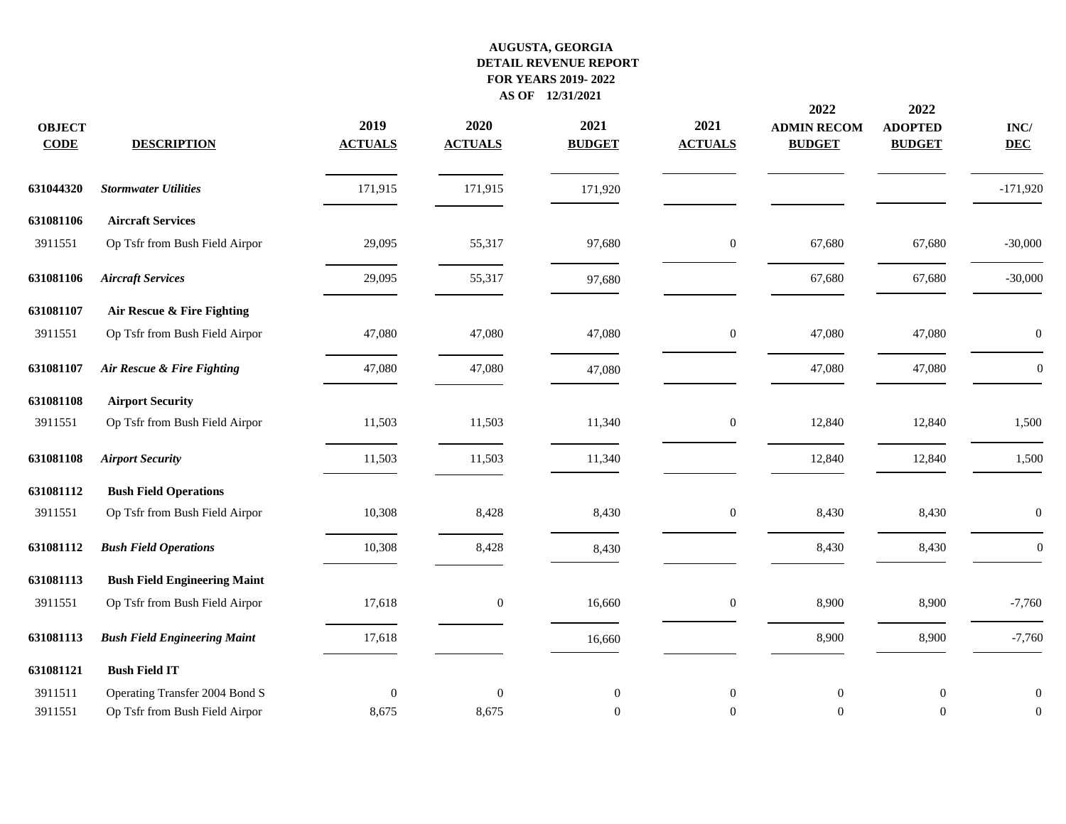**AUGUSTA, GEORGIA**
**DETAIL REVENUE REPORT**
**FOR YEARS 2019- 2022**
**AS OF 12/31/2021**

| OBJECT CODE | DESCRIPTION | 2019 ACTUALS | 2020 ACTUALS | 2021 BUDGET | 2021 ACTUALS | 2022 ADMIN RECOM BUDGET | 2022 ADOPTED BUDGET | INC/ DEC |
|---|---|---|---|---|---|---|---|---|
| **631044320** | ***Stormwater Utilities*** | 171,915 | 171,915 | 171,920 | | | | -171,920 |
| **631081106** | **Aircraft Services** | | | | | | | |
| 3911551 | Op Tsfr from Bush Field Airpor | 29,095 | 55,317 | 97,680 | 0 | 67,680 | 67,680 | -30,000 |
| **631081106** | ***Aircraft Services*** | 29,095 | 55,317 | 97,680 | | 67,680 | 67,680 | -30,000 |
| **631081107** | **Air Rescue & Fire Fighting** | | | | | | | |
| 3911551 | Op Tsfr from Bush Field Airpor | 47,080 | 47,080 | 47,080 | 0 | 47,080 | 47,080 | 0 |
| **631081107** | ***Air Rescue & Fire Fighting*** | 47,080 | 47,080 | 47,080 | | 47,080 | 47,080 | 0 |
| **631081108** | **Airport Security** | | | | | | | |
| 3911551 | Op Tsfr from Bush Field Airpor | 11,503 | 11,503 | 11,340 | 0 | 12,840 | 12,840 | 1,500 |
| **631081108** | ***Airport Security*** | 11,503 | 11,503 | 11,340 | | 12,840 | 12,840 | 1,500 |
| **631081112** | **Bush Field Operations** | | | | | | | |
| 3911551 | Op Tsfr from Bush Field Airpor | 10,308 | 8,428 | 8,430 | 0 | 8,430 | 8,430 | 0 |
| **631081112** | ***Bush Field Operations*** | 10,308 | 8,428 | 8,430 | | 8,430 | 8,430 | 0 |
| **631081113** | **Bush Field Engineering Maint** | | | | | | | |
| 3911551 | Op Tsfr from Bush Field Airpor | 17,618 | 0 | 16,660 | 0 | 8,900 | 8,900 | -7,760 |
| **631081113** | ***Bush Field Engineering Maint*** | 17,618 | | 16,660 | | 8,900 | 8,900 | -7,760 |
| **631081121** | **Bush Field IT** | | | | | | | |
| 3911511 | Operating Transfer 2004 Bond S | 0 | 0 | 0 | 0 | 0 | 0 | 0 |
| 3911551 | Op Tsfr from Bush Field Airpor | 8,675 | 8,675 | 0 | 0 | 0 | 0 | 0 |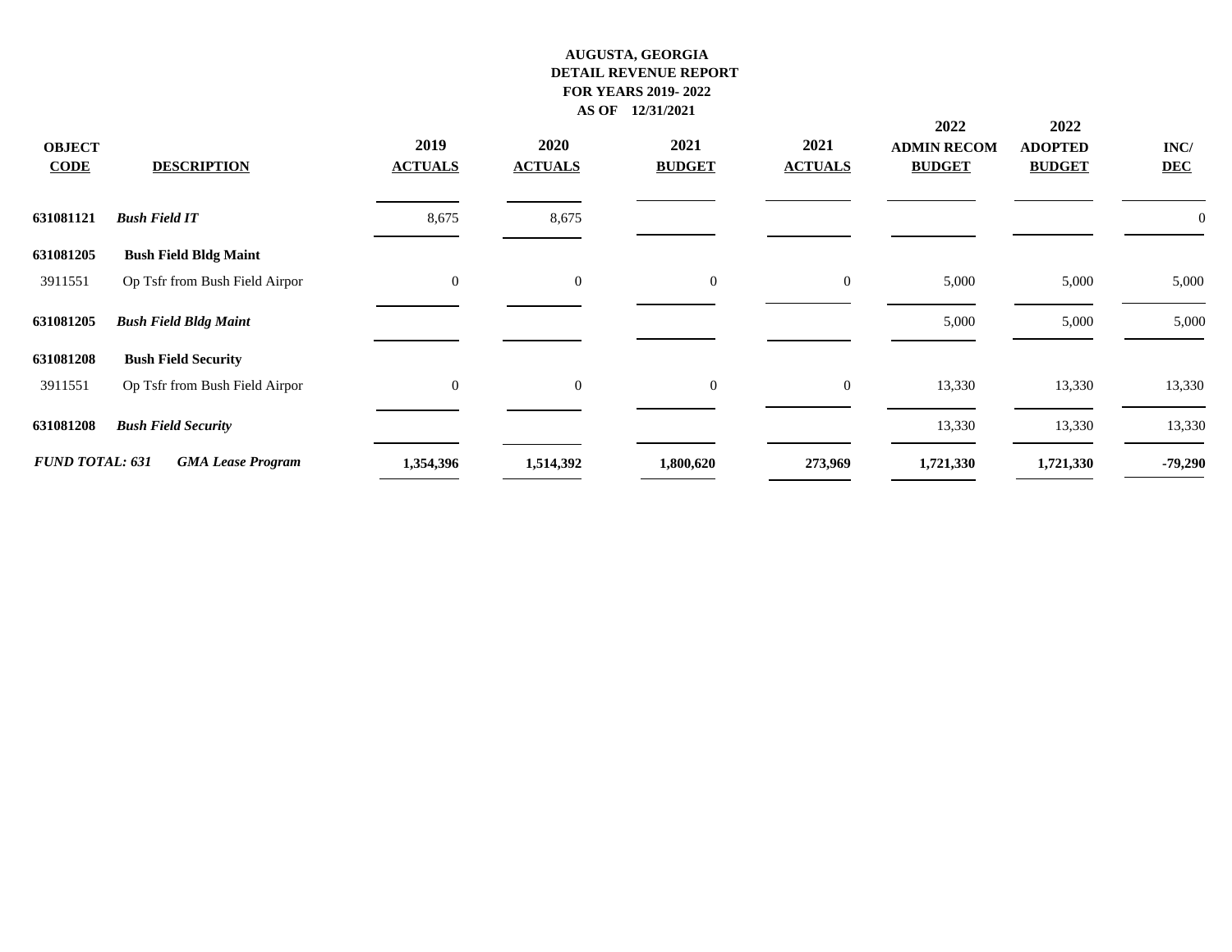**AUGUSTA, GEORGIA**
**DETAIL REVENUE REPORT**
**FOR YEARS 2019- 2022**
**AS OF 12/31/2021**

| OBJECT CODE | DESCRIPTION | 2019 ACTUALS | 2020 ACTUALS | 2021 BUDGET | 2021 ACTUALS | 2022 ADMIN RECOM BUDGET | 2022 ADOPTED BUDGET | INC/ DEC |
|---|---|---|---|---|---|---|---|---|
| **631081121** | ***Bush Field IT*** | 8,675 | 8,675 | | | | | 0 |
| **631081205** | **Bush Field Bldg Maint** | | | | | | | |
| 3911551 | Op Tsfr from Bush Field Airpor | 0 | 0 | 0 | 0 | 5,000 | 5,000 | 5,000 |
| **631081205** | ***Bush Field Bldg Maint*** | | | | | 5,000 | 5,000 | 5,000 |
| **631081208** | **Bush Field Security** | | | | | | | |
| 3911551 | Op Tsfr from Bush Field Airpor | 0 | 0 | 0 | 0 | 13,330 | 13,330 | 13,330 |
| **631081208** | ***Bush Field Security*** | | | | | 13,330 | 13,330 | 13,330 |
| ***FUND TOTAL: 631*** | ***GMA Lease Program*** | **1,354,396** | **1,514,392** | **1,800,620** | **273,969** | **1,721,330** | **1,721,330** | **-79,290** |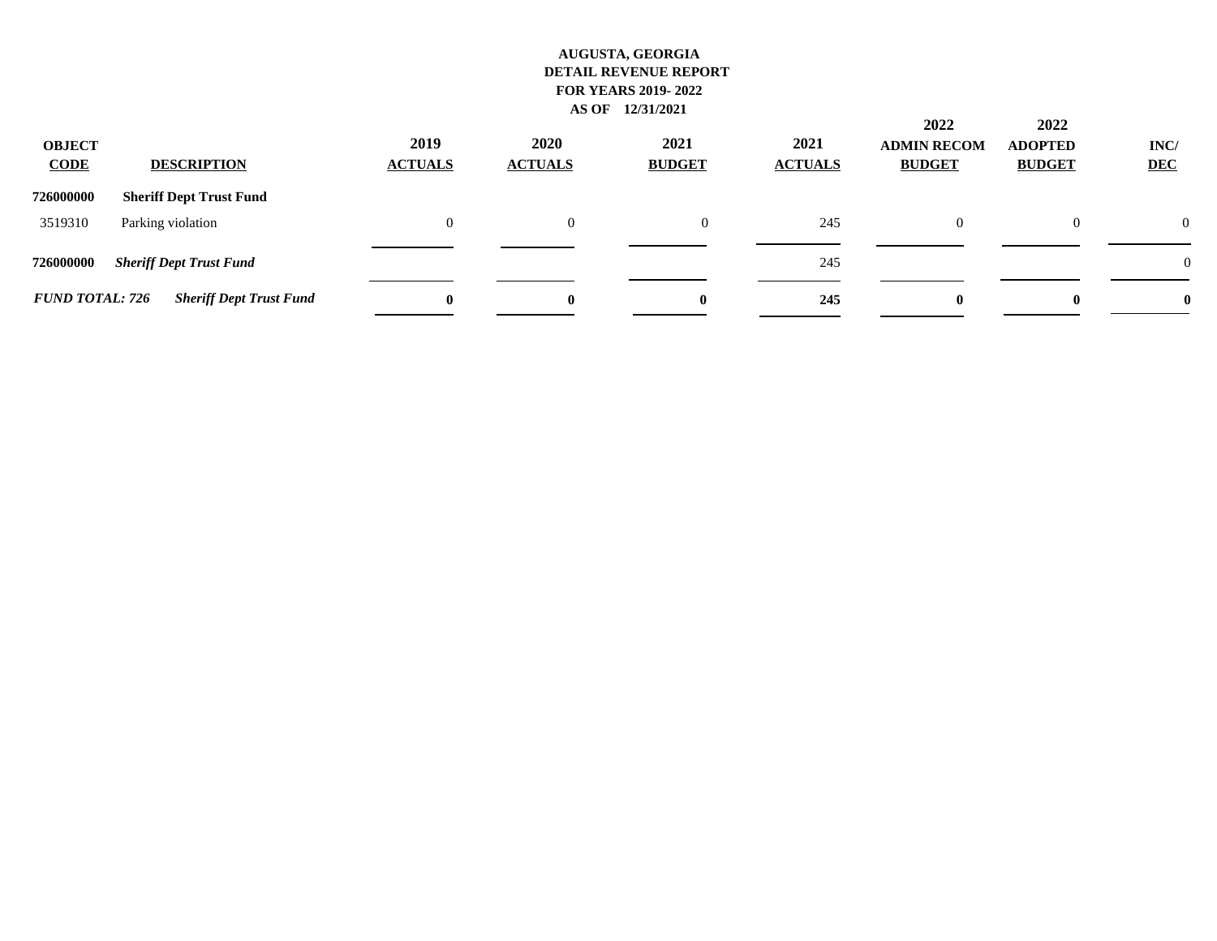**AUGUSTA, GEORGIA**
**DETAIL REVENUE REPORT**
**FOR YEARS 2019- 2022**
**AS OF 12/31/2021**

| OBJECT CODE | DESCRIPTION | 2019 ACTUALS | 2020 ACTUALS | 2021 BUDGET | 2021 ACTUALS | 2022 ADMIN RECOM BUDGET | 2022 ADOPTED BUDGET | INC/ DEC |
|---|---|---|---|---|---|---|---|---|
| **726000000** | **Sheriff Dept Trust Fund** | | | | | | | |
| 3519310 | Parking violation | 0 | 0 | 0 | 245 | 0 | 0 | 0 |
| **726000000** | ***Sheriff Dept Trust Fund*** | | | | 245 | | | 0 |
| ***FUND TOTAL: 726*** | ***Sheriff Dept Trust Fund*** | **0** | **0** | **0** | **245** | **0** | **0** | **0** |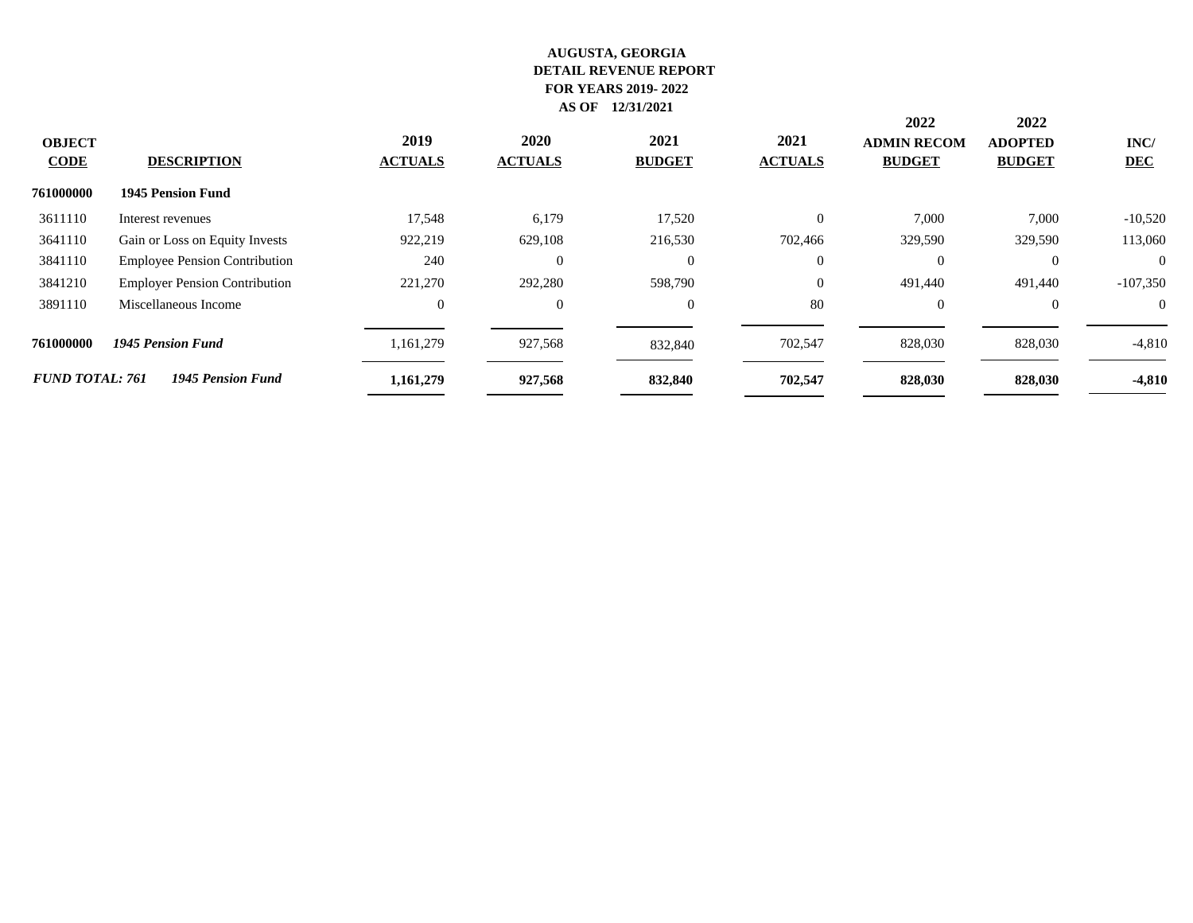**AUGUSTA, GEORGIA**
**DETAIL REVENUE REPORT**
**FOR YEARS 2019- 2022**
**AS OF 12/31/2021**

| OBJECT CODE | DESCRIPTION | 2019 ACTUALS | 2020 ACTUALS | 2021 BUDGET | 2021 ACTUALS | 2022 ADMIN RECOM BUDGET | 2022 ADOPTED BUDGET | INC/ DEC |
|---|---|---|---|---|---|---|---|---|
| **761000000** | **1945 Pension Fund** | | | | | | | |
| 3611110 | Interest revenues | 17,548 | 6,179 | 17,520 | 0 | 7,000 | 7,000 | -10,520 |
| 3641110 | Gain or Loss on Equity Invests | 922,219 | 629,108 | 216,530 | 702,466 | 329,590 | 329,590 | 113,060 |
| 3841110 | Employee Pension Contribution | 240 | 0 | 0 | 0 | 0 | 0 | 0 |
| 3841210 | Employer Pension Contribution | 221,270 | 292,280 | 598,790 | 0 | 491,440 | 491,440 | -107,350 |
| 3891110 | Miscellaneous Income | 0 | 0 | 0 | 80 | 0 | 0 | 0 |
| **761000000** | ***1945 Pension Fund*** | 1,161,279 | 927,568 | 832,840 | 702,547 | 828,030 | 828,030 | -4,810 |
| ***FUND TOTAL: 761*** | ***1945 Pension Fund*** | **1,161,279** | **927,568** | **832,840** | **702,547** | **828,030** | **828,030** | **-4,810** |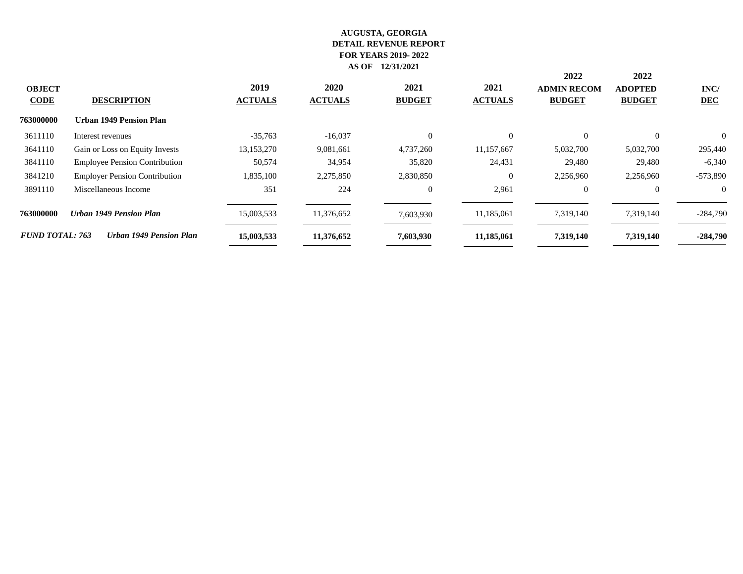**AUGUSTA, GEORGIA**
**DETAIL REVENUE REPORT**
**FOR YEARS 2019- 2022**
**AS OF 12/31/2021**

| OBJECT CODE | DESCRIPTION | 2019 ACTUALS | 2020 ACTUALS | 2021 BUDGET | 2021 ACTUALS | 2022 ADMIN RECOM BUDGET | 2022 ADOPTED BUDGET | INC/ DEC |
|---|---|---|---|---|---|---|---|---|
| **763000000** | **Urban 1949 Pension Plan** | | | | | | | |
| 3611110 | Interest revenues | -35,763 | -16,037 | 0 | 0 | 0 | 0 | 0 |
| 3641110 | Gain or Loss on Equity Invests | 13,153,270 | 9,081,661 | 4,737,260 | 11,157,667 | 5,032,700 | 5,032,700 | 295,440 |
| 3841110 | Employee Pension Contribution | 50,574 | 34,954 | 35,820 | 24,431 | 29,480 | 29,480 | -6,340 |
| 3841210 | Employer Pension Contribution | 1,835,100 | 2,275,850 | 2,830,850 | 0 | 2,256,960 | 2,256,960 | -573,890 |
| 3891110 | Miscellaneous Income | 351 | 224 | 0 | 2,961 | 0 | 0 | 0 |
| **763000000** | ***Urban 1949 Pension Plan*** | 15,003,533 | 11,376,652 | 7,603,930 | 11,185,061 | 7,319,140 | 7,319,140 | -284,790 |
| ***FUND TOTAL: 763*** | ***Urban 1949 Pension Plan*** | **15,003,533** | **11,376,652** | **7,603,930** | **11,185,061** | **7,319,140** | **7,319,140** | **-284,790** |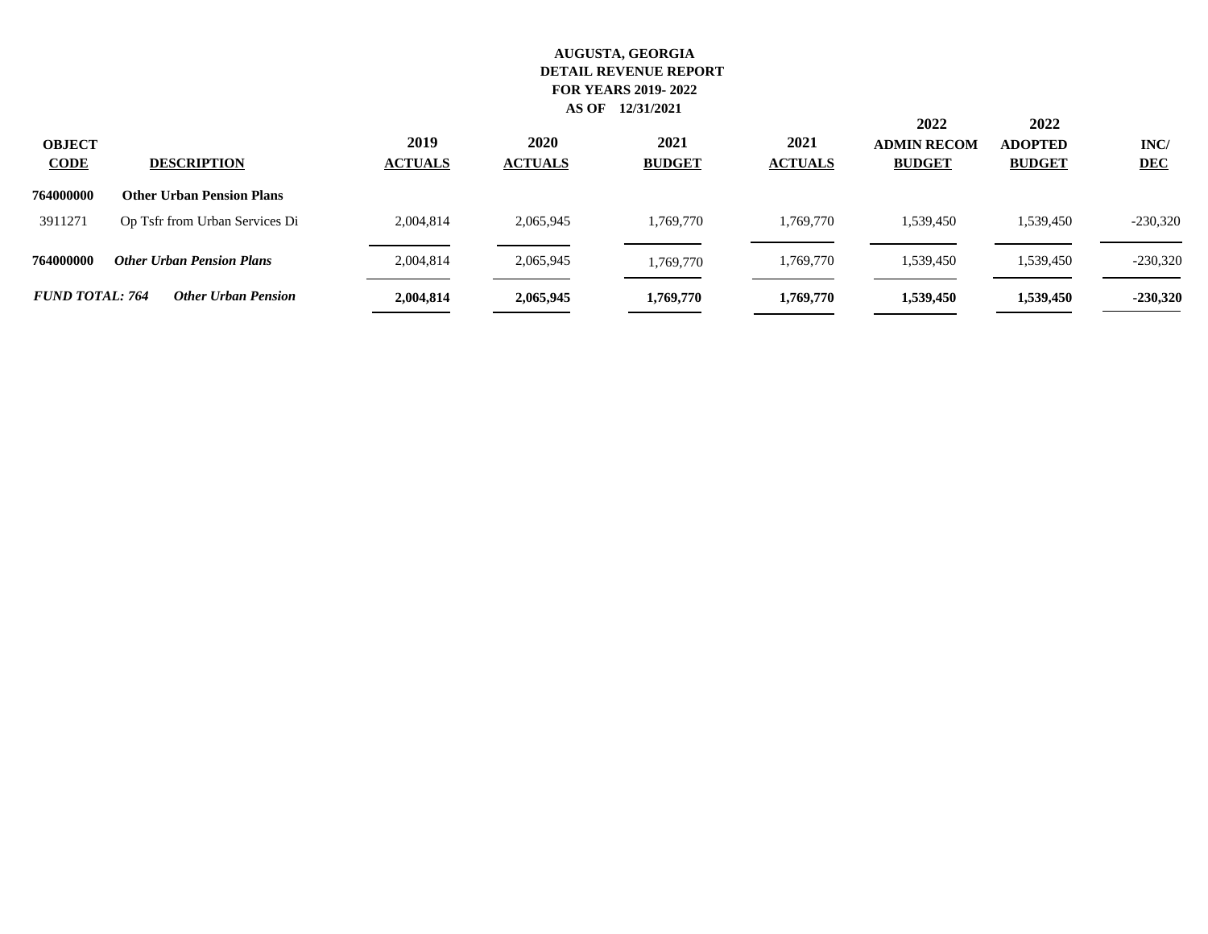**AUGUSTA, GEORGIA**
**DETAIL REVENUE REPORT**
**FOR YEARS 2019- 2022**
**AS OF 12/31/2021**

| OBJECT CODE | DESCRIPTION | 2019 ACTUALS | 2020 ACTUALS | 2021 BUDGET | 2021 ACTUALS | 2022 ADMIN RECOM BUDGET | 2022 ADOPTED BUDGET | INC/ DEC |
|---|---|---|---|---|---|---|---|---|
| **764000000** | **Other Urban Pension Plans** | | | | | | | |
| 3911271 | Op Tsfr from Urban Services Di | 2,004,814 | 2,065,945 | 1,769,770 | 1,769,770 | 1,539,450 | 1,539,450 | -230,320 |
| **764000000** | ***Other Urban Pension Plans*** | 2,004,814 | 2,065,945 | 1,769,770 | 1,769,770 | 1,539,450 | 1,539,450 | -230,320 |
| ***FUND TOTAL: 764*** | ***Other Urban Pension*** | **2,004,814** | **2,065,945** | **1,769,770** | **1,769,770** | **1,539,450** | **1,539,450** | **-230,320** |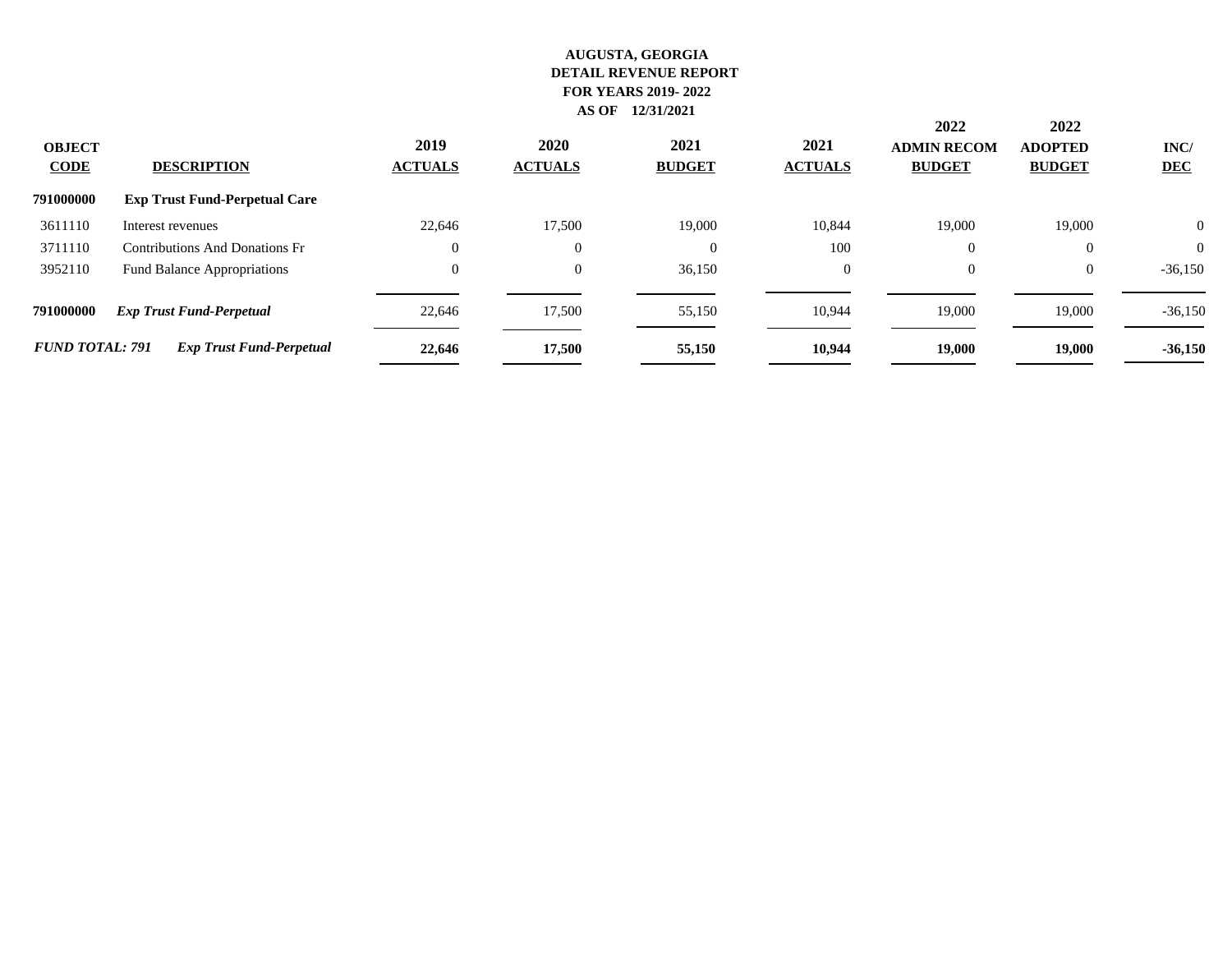**AUGUSTA, GEORGIA**
**DETAIL REVENUE REPORT**
**FOR YEARS 2019- 2022**
**AS OF 12/31/2021**

| OBJECT CODE | DESCRIPTION | 2019 ACTUALS | 2020 ACTUALS | 2021 BUDGET | 2021 ACTUALS | 2022 ADMIN RECOM BUDGET | 2022 ADOPTED BUDGET | INC/ DEC |
|---|---|---|---|---|---|---|---|---|
| **791000000** | **Exp Trust Fund-Perpetual Care** | | | | | | | |
| 3611110 | Interest revenues | 22,646 | 17,500 | 19,000 | 10,844 | 19,000 | 19,000 | 0 |
| 3711110 | Contributions And Donations Fr | 0 | 0 | 0 | 100 | 0 | 0 | 0 |
| 3952110 | Fund Balance Appropriations | 0 | 0 | 36,150 | 0 | 0 | 0 | -36,150 |
| **791000000** | ***Exp Trust Fund-Perpetual*** | 22,646 | 17,500 | 55,150 | 10,944 | 19,000 | 19,000 | -36,150 |
| ***FUND TOTAL: 791*** | ***Exp Trust Fund-Perpetual*** | **22,646** | **17,500** | **55,150** | **10,944** | **19,000** | **19,000** | **-36,150** |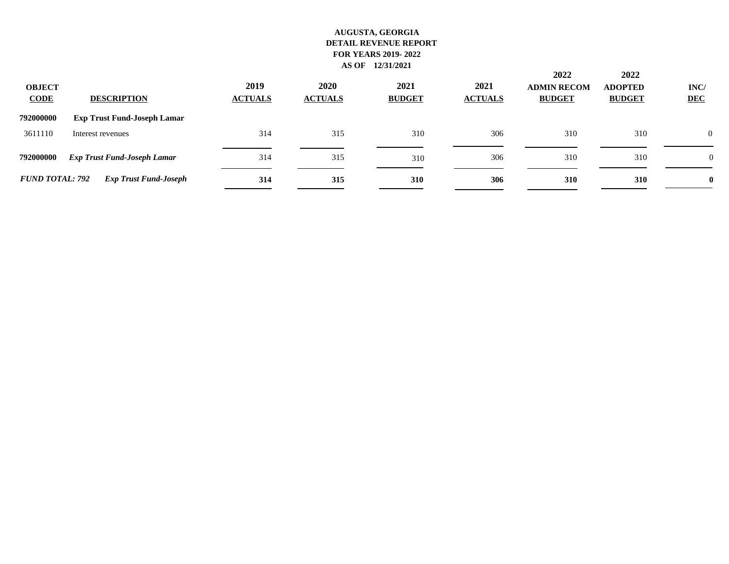**AUGUSTA, GEORGIA**
**DETAIL REVENUE REPORT**
**FOR YEARS 2019- 2022**
**AS OF 12/31/2021**

| OBJECT CODE | DESCRIPTION | 2019 ACTUALS | 2020 ACTUALS | 2021 BUDGET | 2021 ACTUALS | 2022 ADMIN RECOM BUDGET | 2022 ADOPTED BUDGET | INC/ DEC |
|---|---|---|---|---|---|---|---|---|
| **792000000** | **Exp Trust Fund-Joseph Lamar** | | | | | | | |
| 3611110 | Interest revenues | 314 | 315 | 310 | 306 | 310 | 310 | 0 |
| **792000000** | ***Exp Trust Fund-Joseph Lamar*** | 314 | 315 | 310 | 306 | 310 | 310 | 0 |
| ***FUND TOTAL: 792*** | ***Exp Trust Fund-Joseph*** | **314** | **315** | **310** | **306** | **310** | **310** | **0** |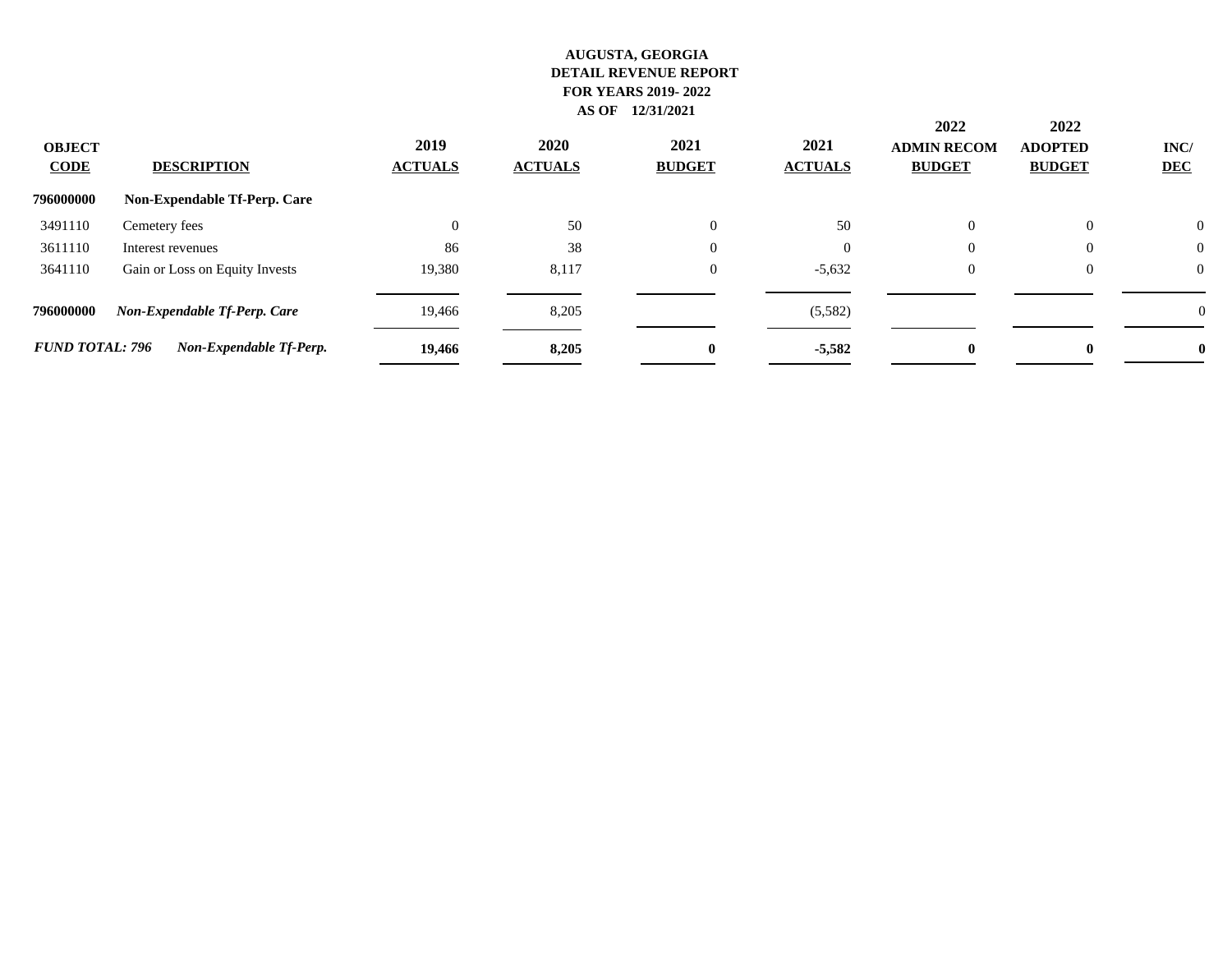**AUGUSTA, GEORGIA**
**DETAIL REVENUE REPORT**
**FOR YEARS 2019- 2022**
**AS OF 12/31/2021**

| OBJECT CODE | DESCRIPTION | 2019 ACTUALS | 2020 ACTUALS | 2021 BUDGET | 2021 ACTUALS | 2022 ADMIN RECOM BUDGET | 2022 ADOPTED BUDGET | INC/ DEC |
|---|---|---|---|---|---|---|---|---|
| **796000000** | **Non-Expendable Tf-Perp. Care** | | | | | | | |
| 3491110 | Cemetery fees | 0 | 50 | 0 | 50 | 0 | 0 | 0 |
| 3611110 | Interest revenues | 86 | 38 | 0 | 0 | 0 | 0 | 0 |
| 3641110 | Gain or Loss on Equity Invests | 19,380 | 8,117 | 0 | -5,632 | 0 | 0 | 0 |
| **796000000** | ***Non-Expendable Tf-Perp. Care*** | 19,466 | 8,205 | | (5,582) | | | 0 |
| ***FUND TOTAL: 796*** | ***Non-Expendable Tf-Perp.*** | **19,466** | **8,205** | **0** | **-5,582** | **0** | **0** | **0** |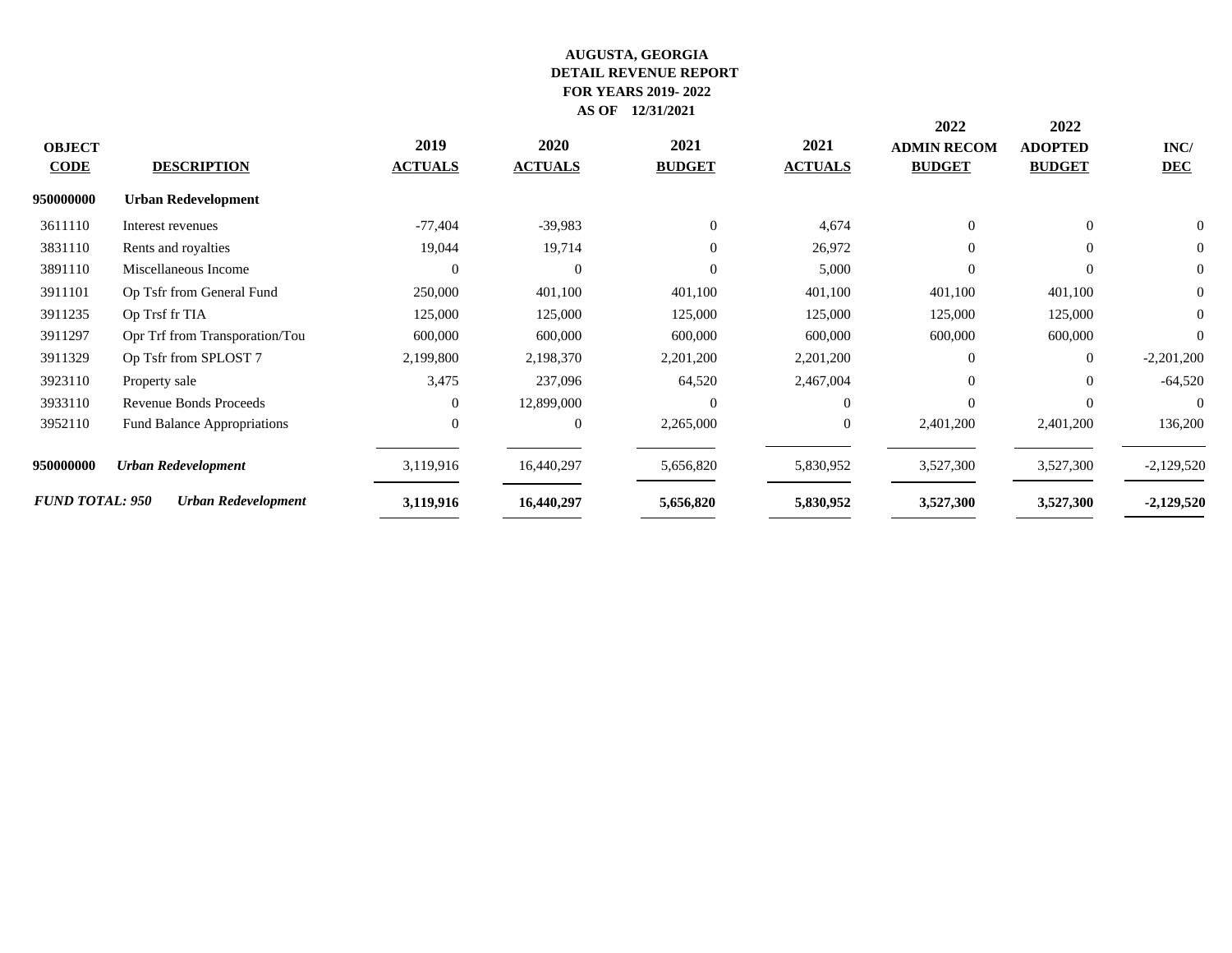**AUGUSTA, GEORGIA**
**DETAIL REVENUE REPORT**
**FOR YEARS 2019- 2022**
**AS OF 12/31/2021**

| OBJECT CODE | DESCRIPTION | 2019 ACTUALS | 2020 ACTUALS | 2021 BUDGET | 2021 ACTUALS | 2022 ADMIN RECOM BUDGET | 2022 ADOPTED BUDGET | INC/ DEC |
|---|---|---|---|---|---|---|---|---|
| **950000000** | **Urban Redevelopment** | | | | | | | |
| 3611110 | Interest revenues | -77,404 | -39,983 | 0 | 4,674 | 0 | 0 | 0 |
| 3831110 | Rents and royalties | 19,044 | 19,714 | 0 | 26,972 | 0 | 0 | 0 |
| 3891110 | Miscellaneous Income | 0 | 0 | 0 | 5,000 | 0 | 0 | 0 |
| 3911101 | Op Tsfr from General Fund | 250,000 | 401,100 | 401,100 | 401,100 | 401,100 | 401,100 | 0 |
| 3911235 | Op Trsf fr TIA | 125,000 | 125,000 | 125,000 | 125,000 | 125,000 | 125,000 | 0 |
| 3911297 | Opr Trf from Transporation/Tou | 600,000 | 600,000 | 600,000 | 600,000 | 600,000 | 600,000 | 0 |
| 3911329 | Op Tsfr from SPLOST 7 | 2,199,800 | 2,198,370 | 2,201,200 | 2,201,200 | 0 | 0 | -2,201,200 |
| 3923110 | Property sale | 3,475 | 237,096 | 64,520 | 2,467,004 | 0 | 0 | -64,520 |
| 3933110 | Revenue Bonds Proceeds | 0 | 12,899,000 | 0 | 0 | 0 | 0 | 0 |
| 3952110 | Fund Balance Appropriations | 0 | 0 | 2,265,000 | 0 | 2,401,200 | 2,401,200 | 136,200 |
| **950000000** | ***Urban Redevelopment*** | 3,119,916 | 16,440,297 | 5,656,820 | 5,830,952 | 3,527,300 | 3,527,300 | -2,129,520 |
| ***FUND TOTAL: 950*** | ***Urban Redevelopment*** | **3,119,916** | **16,440,297** | **5,656,820** | **5,830,952** | **3,527,300** | **3,527,300** | **-2,129,520** |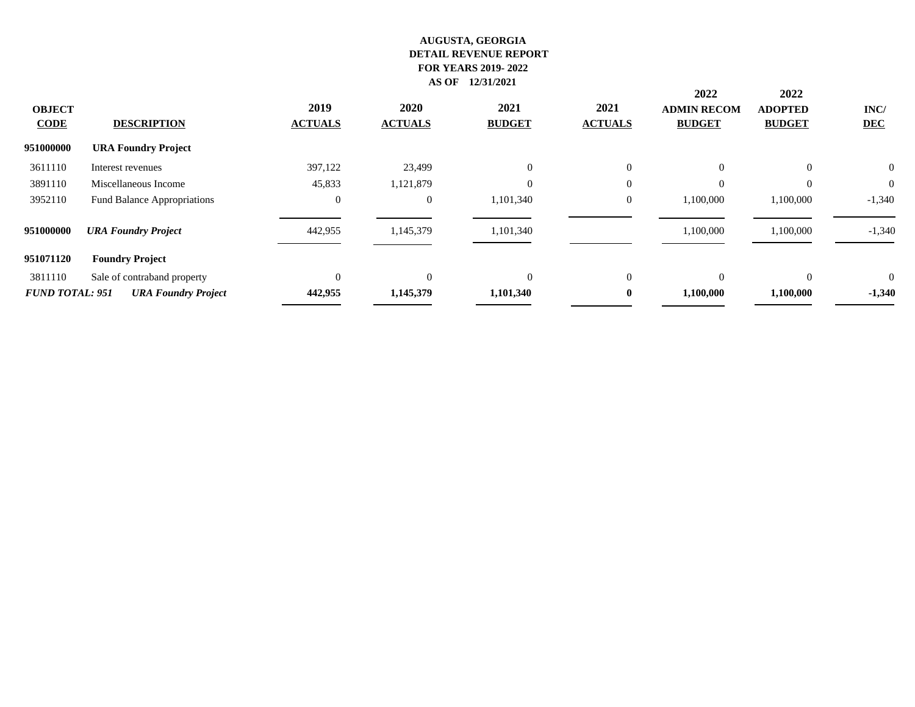**AUGUSTA, GEORGIA**
**DETAIL REVENUE REPORT**
**FOR YEARS 2019- 2022**
**AS OF 12/31/2021**

| OBJECT CODE | DESCRIPTION | 2019 ACTUALS | 2020 ACTUALS | 2021 BUDGET | 2021 ACTUALS | 2022 ADMIN RECOM BUDGET | 2022 ADOPTED BUDGET | INC/ DEC |
|---|---|---|---|---|---|---|---|---|
| **951000000** | **URA Foundry Project** | | | | | | | |
| 3611110 | Interest revenues | 397,122 | 23,499 | 0 | 0 | 0 | 0 | 0 |
| 3891110 | Miscellaneous Income | 45,833 | 1,121,879 | 0 | 0 | 0 | 0 | 0 |
| 3952110 | Fund Balance Appropriations | 0 | 0 | 1,101,340 | 0 | 1,100,000 | 1,100,000 | -1,340 |
| **951000000** | ***URA Foundry Project*** | 442,955 | 1,145,379 | 1,101,340 | | 1,100,000 | 1,100,000 | -1,340 |
| **951071120** | **Foundry Project** | | | | | | | |
| 3811110 | Sale of contraband property | 0 | 0 | 0 | 0 | 0 | 0 | 0 |
| ***FUND TOTAL: 951*** | ***URA Foundry Project*** | **442,955** | **1,145,379** | **1,101,340** | **0** | **1,100,000** | **1,100,000** | **-1,340** |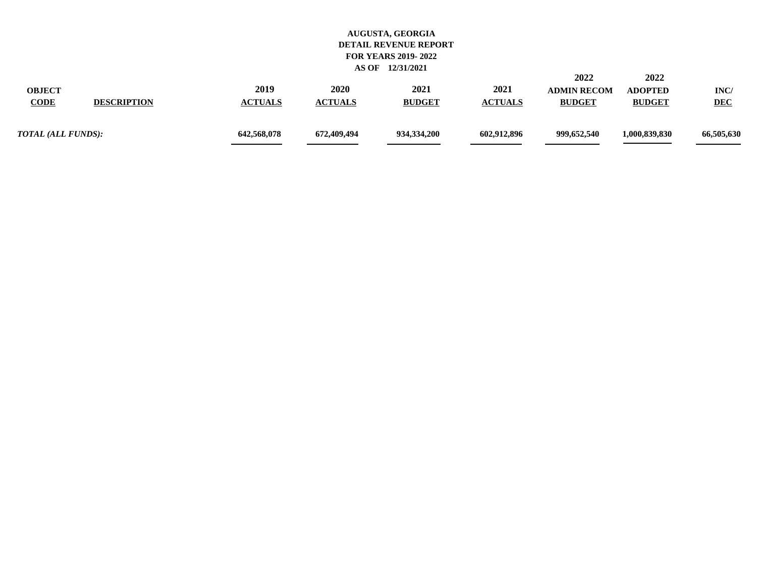**AUGUSTA, GEORGIA**
**DETAIL REVENUE REPORT**
**FOR YEARS 2019- 2022**
**AS OF 12/31/2021**

| OBJECT CODE | DESCRIPTION | 2019 ACTUALS | 2020 ACTUALS | 2021 BUDGET | 2021 ACTUALS | 2022 ADMIN RECOM BUDGET | 2022 ADOPTED BUDGET | INC/ DEC |
|---|---|---|---|---|---|---|---|---|
| ***TOTAL (ALL FUNDS):*** | | **642,568,078** | **672,409,494** | **934,334,200** | **602,912,896** | **999,652,540** | **1,000,839,830** | **66,505,630** |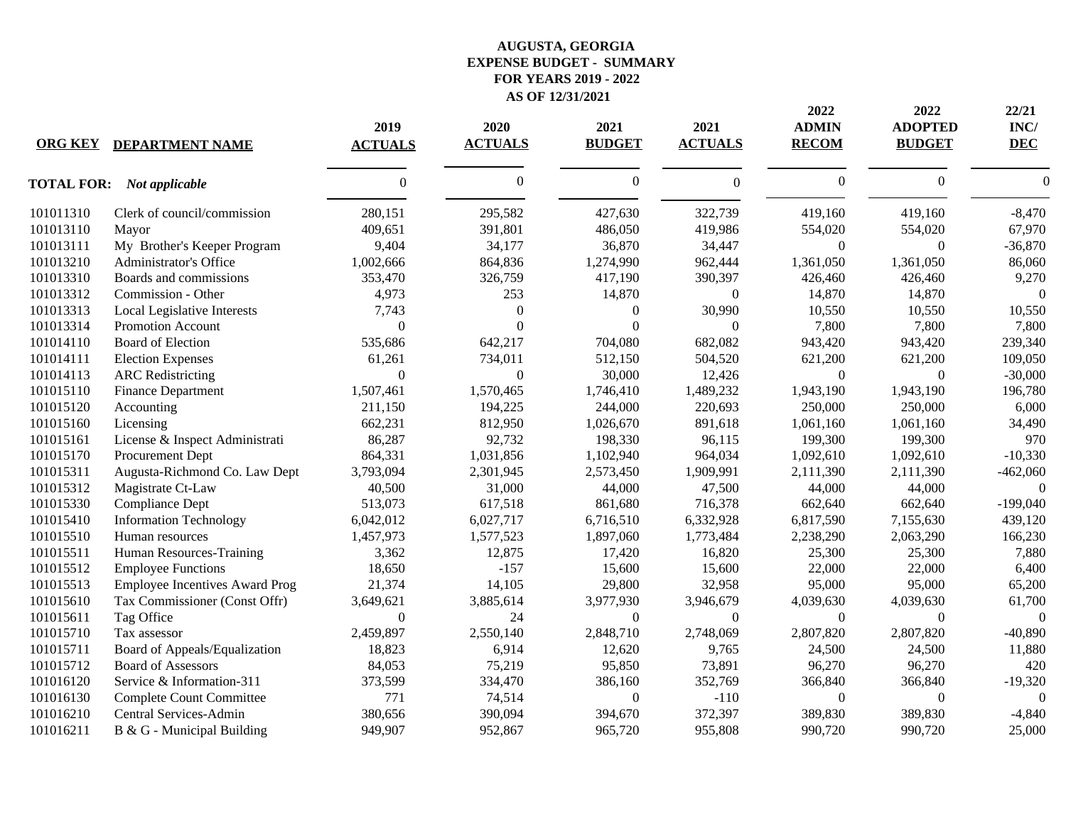# AUGUSTA, GEORGIA
## EXPENSE BUDGET - SUMMARY
### FOR YEARS 2019 - 2022
### AS OF 12/31/2021

| ORG KEY | DEPARTMENT NAME | 2019 ACTUALS | 2020 ACTUALS | 2021 BUDGET | 2021 ACTUALS | 2022 ADMIN RECOM | 2022 ADOPTED BUDGET | 22/21 INC/ DEC |
|---|---|---|---|---|---|---|---|---|
| **TOTAL FOR:** | ***Not applicable*** | 0 | 0 | 0 | 0 | 0 | 0 | 0 |
| 101011310 | Clerk of council/commission | 280,151 | 295,582 | 427,630 | 322,739 | 419,160 | 419,160 | -8,470 |
| 101013110 | Mayor | 409,651 | 391,801 | 486,050 | 419,986 | 554,020 | 554,020 | 67,970 |
| 101013111 | My Brother's Keeper Program | 9,404 | 34,177 | 36,870 | 34,447 | 0 | 0 | -36,870 |
| 101013210 | Administrator's Office | 1,002,666 | 864,836 | 1,274,990 | 962,444 | 1,361,050 | 1,361,050 | 86,060 |
| 101013310 | Boards and commissions | 353,470 | 326,759 | 417,190 | 390,397 | 426,460 | 426,460 | 9,270 |
| 101013312 | Commission - Other | 4,973 | 253 | 14,870 | 0 | 14,870 | 14,870 | 0 |
| 101013313 | Local Legislative Interests | 7,743 | 0 | 0 | 30,990 | 10,550 | 10,550 | 10,550 |
| 101013314 | Promotion Account | 0 | 0 | 0 | 0 | 7,800 | 7,800 | 7,800 |
| 101014110 | Board of Election | 535,686 | 642,217 | 704,080 | 682,082 | 943,420 | 943,420 | 239,340 |
| 101014111 | Election Expenses | 61,261 | 734,011 | 512,150 | 504,520 | 621,200 | 621,200 | 109,050 |
| 101014113 | ARC Redistricting | 0 | 0 | 30,000 | 12,426 | 0 | 0 | -30,000 |
| 101015110 | Finance Department | 1,507,461 | 1,570,465 | 1,746,410 | 1,489,232 | 1,943,190 | 1,943,190 | 196,780 |
| 101015120 | Accounting | 211,150 | 194,225 | 244,000 | 220,693 | 250,000 | 250,000 | 6,000 |
| 101015160 | Licensing | 662,231 | 812,950 | 1,026,670 | 891,618 | 1,061,160 | 1,061,160 | 34,490 |
| 101015161 | License & Inspect Administrati | 86,287 | 92,732 | 198,330 | 96,115 | 199,300 | 199,300 | 970 |
| 101015170 | Procurement Dept | 864,331 | 1,031,856 | 1,102,940 | 964,034 | 1,092,610 | 1,092,610 | -10,330 |
| 101015311 | Augusta-Richmond Co. Law Dept | 3,793,094 | 2,301,945 | 2,573,450 | 1,909,991 | 2,111,390 | 2,111,390 | -462,060 |
| 101015312 | Magistrate Ct-Law | 40,500 | 31,000 | 44,000 | 47,500 | 44,000 | 44,000 | 0 |
| 101015330 | Compliance Dept | 513,073 | 617,518 | 861,680 | 716,378 | 662,640 | 662,640 | -199,040 |
| 101015410 | Information Technology | 6,042,012 | 6,027,717 | 6,716,510 | 6,332,928 | 6,817,590 | 7,155,630 | 439,120 |
| 101015510 | Human resources | 1,457,973 | 1,577,523 | 1,897,060 | 1,773,484 | 2,238,290 | 2,063,290 | 166,230 |
| 101015511 | Human Resources-Training | 3,362 | 12,875 | 17,420 | 16,820 | 25,300 | 25,300 | 7,880 |
| 101015512 | Employee Functions | 18,650 | -157 | 15,600 | 15,600 | 22,000 | 22,000 | 6,400 |
| 101015513 | Employee Incentives Award Prog | 21,374 | 14,105 | 29,800 | 32,958 | 95,000 | 95,000 | 65,200 |
| 101015610 | Tax Commissioner (Const Offr) | 3,649,621 | 3,885,614 | 3,977,930 | 3,946,679 | 4,039,630 | 4,039,630 | 61,700 |
| 101015611 | Tag Office | 0 | 24 | 0 | 0 | 0 | 0 | 0 |
| 101015710 | Tax assessor | 2,459,897 | 2,550,140 | 2,848,710 | 2,748,069 | 2,807,820 | 2,807,820 | -40,890 |
| 101015711 | Board of Appeals/Equalization | 18,823 | 6,914 | 12,620 | 9,765 | 24,500 | 24,500 | 11,880 |
| 101015712 | Board of Assessors | 84,053 | 75,219 | 95,850 | 73,891 | 96,270 | 96,270 | 420 |
| 101016120 | Service & Information-311 | 373,599 | 334,470 | 386,160 | 352,769 | 366,840 | 366,840 | -19,320 |
| 101016130 | Complete Count Committee | 771 | 74,514 | 0 | -110 | 0 | 0 | 0 |
| 101016210 | Central Services-Admin | 380,656 | 390,094 | 394,670 | 372,397 | 389,830 | 389,830 | -4,840 |
| 101016211 | B & G - Municipal Building | 949,907 | 952,867 | 965,720 | 955,808 | 990,720 | 990,720 | 25,000 |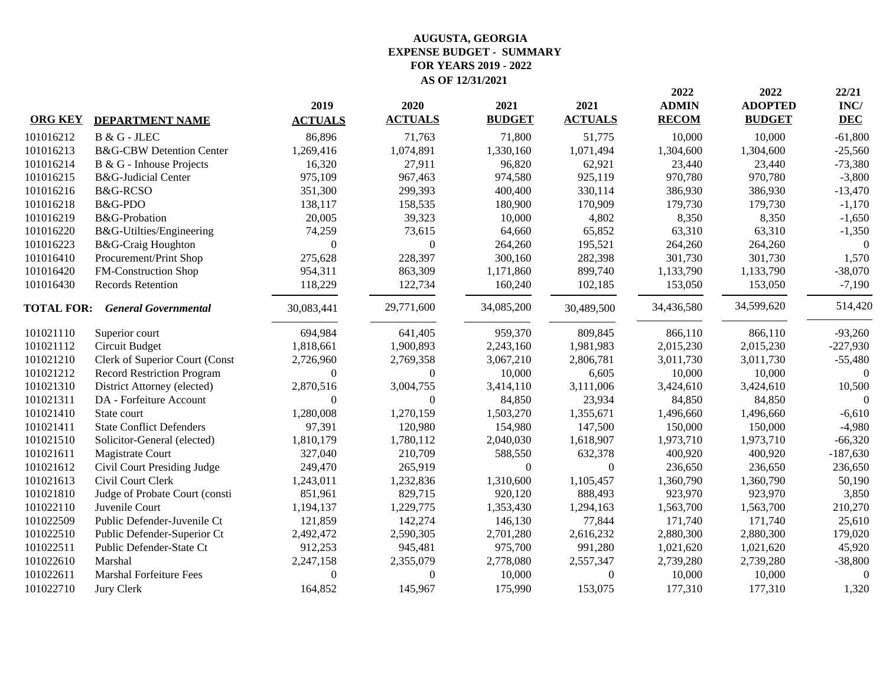**AUGUSTA, GEORGIA**
**EXPENSE BUDGET - SUMMARY**
**FOR YEARS 2019 - 2022**
**AS OF 12/31/2021**

| ORG KEY | DEPARTMENT NAME | 2019 ACTUALS | 2020 ACTUALS | 2021 BUDGET | 2021 ACTUALS | 2022 ADMIN RECOM | 2022 ADOPTED BUDGET | 22/21 INC/ DEC |
|---|---|---|---|---|---|---|---|---|
| 101016212 | B & G - JLEC | 86,896 | 71,763 | 71,800 | 51,775 | 10,000 | 10,000 | -61,800 |
| 101016213 | B&G-CBW Detention Center | 1,269,416 | 1,074,891 | 1,330,160 | 1,071,494 | 1,304,600 | 1,304,600 | -25,560 |
| 101016214 | B & G - Inhouse Projects | 16,320 | 27,911 | 96,820 | 62,921 | 23,440 | 23,440 | -73,380 |
| 101016215 | B&G-Judicial Center | 975,109 | 967,463 | 974,580 | 925,119 | 970,780 | 970,780 | -3,800 |
| 101016216 | B&G-RCSO | 351,300 | 299,393 | 400,400 | 330,114 | 386,930 | 386,930 | -13,470 |
| 101016218 | B&G-PDO | 138,117 | 158,535 | 180,900 | 170,909 | 179,730 | 179,730 | -1,170 |
| 101016219 | B&G-Probation | 20,005 | 39,323 | 10,000 | 4,802 | 8,350 | 8,350 | -1,650 |
| 101016220 | B&G-Utilties/Engineering | 74,259 | 73,615 | 64,660 | 65,852 | 63,310 | 63,310 | -1,350 |
| 101016223 | B&G-Craig Houghton | 0 | 0 | 264,260 | 195,521 | 264,260 | 264,260 | 0 |
| 101016410 | Procurement/Print Shop | 275,628 | 228,397 | 300,160 | 282,398 | 301,730 | 301,730 | 1,570 |
| 101016420 | FM-Construction Shop | 954,311 | 863,309 | 1,171,860 | 899,740 | 1,133,790 | 1,133,790 | -38,070 |
| 101016430 | Records Retention | 118,229 | 122,734 | 160,240 | 102,185 | 153,050 | 153,050 | -7,190 |
| **TOTAL FOR:** | ***General Governmental*** | 30,083,441 | 29,771,600 | 34,085,200 | 30,489,500 | 34,436,580 | 34,599,620 | 514,420 |
| 101021110 | Superior court | 694,984 | 641,405 | 959,370 | 809,845 | 866,110 | 866,110 | -93,260 |
| 101021112 | Circuit Budget | 1,818,661 | 1,900,893 | 2,243,160 | 1,981,983 | 2,015,230 | 2,015,230 | -227,930 |
| 101021210 | Clerk of Superior Court (Const | 2,726,960 | 2,769,358 | 3,067,210 | 2,806,781 | 3,011,730 | 3,011,730 | -55,480 |
| 101021212 | Record Restriction Program | 0 | 0 | 10,000 | 6,605 | 10,000 | 10,000 | 0 |
| 101021310 | District Attorney (elected) | 2,870,516 | 3,004,755 | 3,414,110 | 3,111,006 | 3,424,610 | 3,424,610 | 10,500 |
| 101021311 | DA - Forfeiture Account | 0 | 0 | 84,850 | 23,934 | 84,850 | 84,850 | 0 |
| 101021410 | State court | 1,280,008 | 1,270,159 | 1,503,270 | 1,355,671 | 1,496,660 | 1,496,660 | -6,610 |
| 101021411 | State Conflict Defenders | 97,391 | 120,980 | 154,980 | 147,500 | 150,000 | 150,000 | -4,980 |
| 101021510 | Solicitor-General (elected) | 1,810,179 | 1,780,112 | 2,040,030 | 1,618,907 | 1,973,710 | 1,973,710 | -66,320 |
| 101021611 | Magistrate Court | 327,040 | 210,709 | 588,550 | 632,378 | 400,920 | 400,920 | -187,630 |
| 101021612 | Civil Court Presiding Judge | 249,470 | 265,919 | 0 | 0 | 236,650 | 236,650 | 236,650 |
| 101021613 | Civil Court Clerk | 1,243,011 | 1,232,836 | 1,310,600 | 1,105,457 | 1,360,790 | 1,360,790 | 50,190 |
| 101021810 | Judge of Probate Court (consti | 851,961 | 829,715 | 920,120 | 888,493 | 923,970 | 923,970 | 3,850 |
| 101022110 | Juvenile Court | 1,194,137 | 1,229,775 | 1,353,430 | 1,294,163 | 1,563,700 | 1,563,700 | 210,270 |
| 101022509 | Public Defender-Juvenile Ct | 121,859 | 142,274 | 146,130 | 77,844 | 171,740 | 171,740 | 25,610 |
| 101022510 | Public Defender-Superior Ct | 2,492,472 | 2,590,305 | 2,701,280 | 2,616,232 | 2,880,300 | 2,880,300 | 179,020 |
| 101022511 | Public Defender-State Ct | 912,253 | 945,481 | 975,700 | 991,280 | 1,021,620 | 1,021,620 | 45,920 |
| 101022610 | Marshal | 2,247,158 | 2,355,079 | 2,778,080 | 2,557,347 | 2,739,280 | 2,739,280 | -38,800 |
| 101022611 | Marshal Forfeiture Fees | 0 | 0 | 10,000 | 0 | 10,000 | 10,000 | 0 |
| 101022710 | Jury Clerk | 164,852 | 145,967 | 175,990 | 153,075 | 177,310 | 177,310 | 1,320 |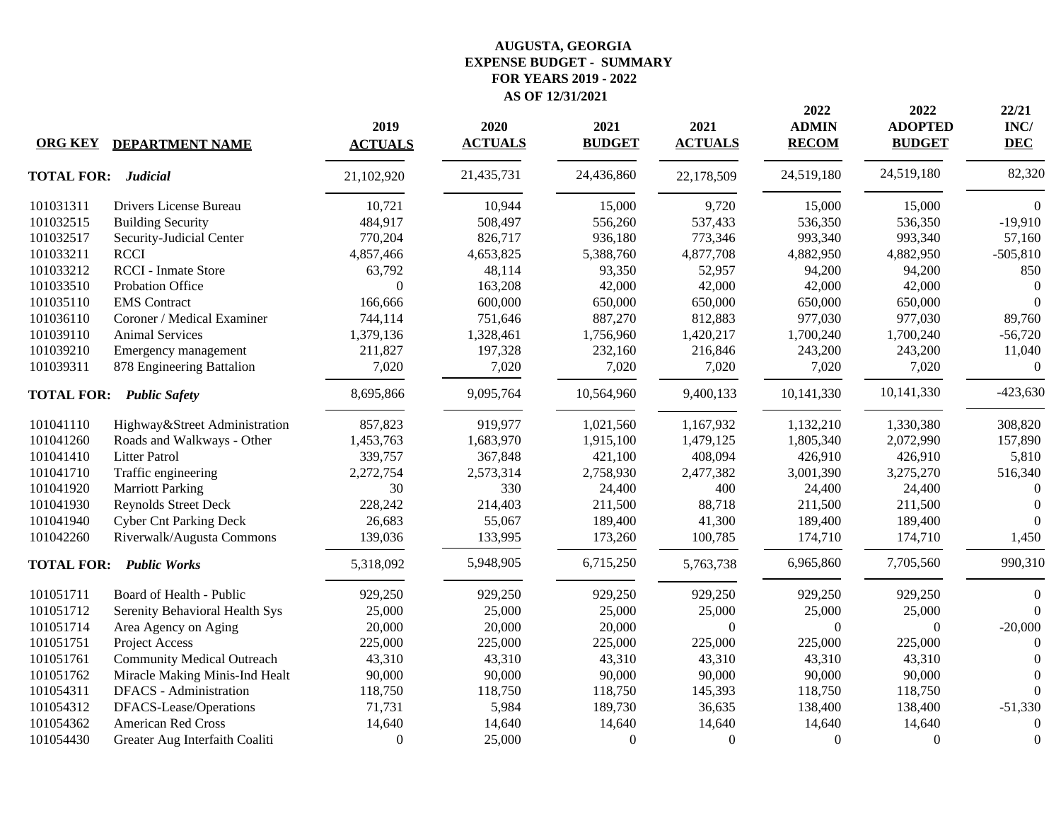# AUGUSTA, GEORGIA
## EXPENSE BUDGET - SUMMARY
## FOR YEARS 2019 - 2022
## AS OF 12/31/2021

| ORG KEY | DEPARTMENT NAME | 2019 ACTUALS | 2020 ACTUALS | 2021 BUDGET | 2021 ACTUALS | 2022 ADMIN RECOM | 2022 ADOPTED BUDGET | 22/21 INC/ DEC |
|---|---|---|---|---|---|---|---|---|
| **TOTAL FOR:** | ***Judicial*** | 21,102,920 | 21,435,731 | 24,436,860 | 22,178,509 | 24,519,180 | 24,519,180 | 82,320 |
| 101031311 | Drivers License Bureau | 10,721 | 10,944 | 15,000 | 9,720 | 15,000 | 15,000 | 0 |
| 101032515 | Building Security | 484,917 | 508,497 | 556,260 | 537,433 | 536,350 | 536,350 | -19,910 |
| 101032517 | Security-Judicial Center | 770,204 | 826,717 | 936,180 | 773,346 | 993,340 | 993,340 | 57,160 |
| 101033211 | RCCI | 4,857,466 | 4,653,825 | 5,388,760 | 4,877,708 | 4,882,950 | 4,882,950 | -505,810 |
| 101033212 | RCCI - Inmate Store | 63,792 | 48,114 | 93,350 | 52,957 | 94,200 | 94,200 | 850 |
| 101033510 | Probation Office | 0 | 163,208 | 42,000 | 42,000 | 42,000 | 42,000 | 0 |
| 101035110 | EMS Contract | 166,666 | 600,000 | 650,000 | 650,000 | 650,000 | 650,000 | 0 |
| 101036110 | Coroner / Medical Examiner | 744,114 | 751,646 | 887,270 | 812,883 | 977,030 | 977,030 | 89,760 |
| 101039110 | Animal Services | 1,379,136 | 1,328,461 | 1,756,960 | 1,420,217 | 1,700,240 | 1,700,240 | -56,720 |
| 101039210 | Emergency management | 211,827 | 197,328 | 232,160 | 216,846 | 243,200 | 243,200 | 11,040 |
| 101039311 | 878 Engineering Battalion | 7,020 | 7,020 | 7,020 | 7,020 | 7,020 | 7,020 | 0 |
| **TOTAL FOR:** | ***Public Safety*** | 8,695,866 | 9,095,764 | 10,564,960 | 9,400,133 | 10,141,330 | 10,141,330 | -423,630 |
| 101041110 | Highway&Street Administration | 857,823 | 919,977 | 1,021,560 | 1,167,932 | 1,132,210 | 1,330,380 | 308,820 |
| 101041260 | Roads and Walkways - Other | 1,453,763 | 1,683,970 | 1,915,100 | 1,479,125 | 1,805,340 | 2,072,990 | 157,890 |
| 101041410 | Litter Patrol | 339,757 | 367,848 | 421,100 | 408,094 | 426,910 | 426,910 | 5,810 |
| 101041710 | Traffic engineering | 2,272,754 | 2,573,314 | 2,758,930 | 2,477,382 | 3,001,390 | 3,275,270 | 516,340 |
| 101041920 | Marriott Parking | 30 | 330 | 24,400 | 400 | 24,400 | 24,400 | 0 |
| 101041930 | Reynolds Street Deck | 228,242 | 214,403 | 211,500 | 88,718 | 211,500 | 211,500 | 0 |
| 101041940 | Cyber Cnt Parking Deck | 26,683 | 55,067 | 189,400 | 41,300 | 189,400 | 189,400 | 0 |
| 101042260 | Riverwalk/Augusta Commons | 139,036 | 133,995 | 173,260 | 100,785 | 174,710 | 174,710 | 1,450 |
| **TOTAL FOR:** | ***Public Works*** | 5,318,092 | 5,948,905 | 6,715,250 | 5,763,738 | 6,965,860 | 7,705,560 | 990,310 |
| 101051711 | Board of Health - Public | 929,250 | 929,250 | 929,250 | 929,250 | 929,250 | 929,250 | 0 |
| 101051712 | Serenity Behavioral Health Sys | 25,000 | 25,000 | 25,000 | 25,000 | 25,000 | 25,000 | 0 |
| 101051714 | Area Agency on Aging | 20,000 | 20,000 | 20,000 | 0 | 0 | 0 | -20,000 |
| 101051751 | Project Access | 225,000 | 225,000 | 225,000 | 225,000 | 225,000 | 225,000 | 0 |
| 101051761 | Community Medical Outreach | 43,310 | 43,310 | 43,310 | 43,310 | 43,310 | 43,310 | 0 |
| 101051762 | Miracle Making Minis-Ind Healt | 90,000 | 90,000 | 90,000 | 90,000 | 90,000 | 90,000 | 0 |
| 101054311 | DFACS - Administration | 118,750 | 118,750 | 118,750 | 145,393 | 118,750 | 118,750 | 0 |
| 101054312 | DFACS-Lease/Operations | 71,731 | 5,984 | 189,730 | 36,635 | 138,400 | 138,400 | -51,330 |
| 101054362 | American Red Cross | 14,640 | 14,640 | 14,640 | 14,640 | 14,640 | 14,640 | 0 |
| 101054430 | Greater Aug Interfaith Coaliti | 0 | 25,000 | 0 | 0 | 0 | 0 | 0 |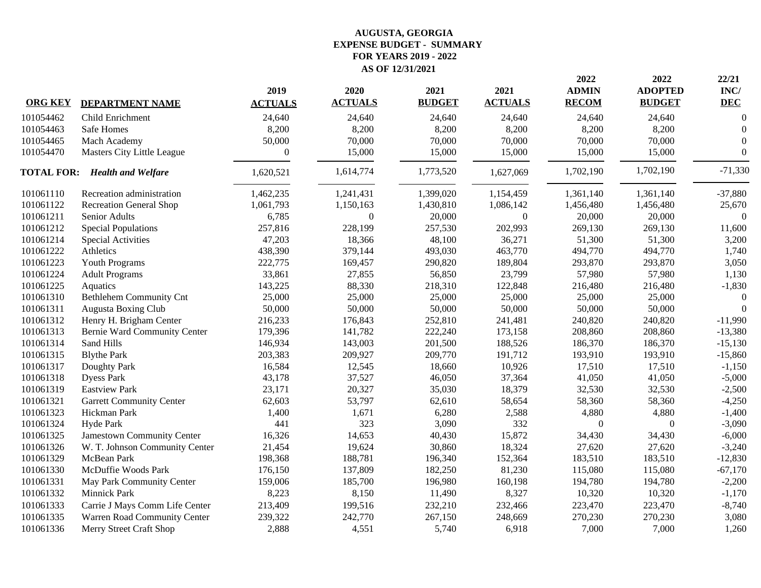**AUGUSTA, GEORGIA**
**EXPENSE BUDGET - SUMMARY**
**FOR YEARS 2019 - 2022**
**AS OF 12/31/2021**

| ORG KEY | DEPARTMENT NAME | 2019 ACTUALS | 2020 ACTUALS | 2021 BUDGET | 2021 ACTUALS | 2022 ADMIN RECOM | 2022 ADOPTED BUDGET | 22/21 INC/ DEC |
|---|---|---|---|---|---|---|---|---|
| 101054462 | Child Enrichment | 24,640 | 24,640 | 24,640 | 24,640 | 24,640 | 24,640 | 0 |
| 101054463 | Safe Homes | 8,200 | 8,200 | 8,200 | 8,200 | 8,200 | 8,200 | 0 |
| 101054465 | Mach Academy | 50,000 | 70,000 | 70,000 | 70,000 | 70,000 | 70,000 | 0 |
| 101054470 | Masters City Little League | 0 | 15,000 | 15,000 | 15,000 | 15,000 | 15,000 | 0 |
| **TOTAL FOR:** | ***Health and Welfare*** | 1,620,521 | 1,614,774 | 1,773,520 | 1,627,069 | 1,702,190 | 1,702,190 | -71,330 |
| 101061110 | Recreation administration | 1,462,235 | 1,241,431 | 1,399,020 | 1,154,459 | 1,361,140 | 1,361,140 | -37,880 |
| 101061122 | Recreation General Shop | 1,061,793 | 1,150,163 | 1,430,810 | 1,086,142 | 1,456,480 | 1,456,480 | 25,670 |
| 101061211 | Senior Adults | 6,785 | 0 | 20,000 | 0 | 20,000 | 20,000 | 0 |
| 101061212 | Special Populations | 257,816 | 228,199 | 257,530 | 202,993 | 269,130 | 269,130 | 11,600 |
| 101061214 | Special Activities | 47,203 | 18,366 | 48,100 | 36,271 | 51,300 | 51,300 | 3,200 |
| 101061222 | Athletics | 438,390 | 379,144 | 493,030 | 463,770 | 494,770 | 494,770 | 1,740 |
| 101061223 | Youth Programs | 222,775 | 169,457 | 290,820 | 189,804 | 293,870 | 293,870 | 3,050 |
| 101061224 | Adult Programs | 33,861 | 27,855 | 56,850 | 23,799 | 57,980 | 57,980 | 1,130 |
| 101061225 | Aquatics | 143,225 | 88,330 | 218,310 | 122,848 | 216,480 | 216,480 | -1,830 |
| 101061310 | Bethlehem Community Cnt | 25,000 | 25,000 | 25,000 | 25,000 | 25,000 | 25,000 | 0 |
| 101061311 | Augusta Boxing Club | 50,000 | 50,000 | 50,000 | 50,000 | 50,000 | 50,000 | 0 |
| 101061312 | Henry H. Brigham Center | 216,233 | 176,843 | 252,810 | 241,481 | 240,820 | 240,820 | -11,990 |
| 101061313 | Bernie Ward Community Center | 179,396 | 141,782 | 222,240 | 173,158 | 208,860 | 208,860 | -13,380 |
| 101061314 | Sand Hills | 146,934 | 143,003 | 201,500 | 188,526 | 186,370 | 186,370 | -15,130 |
| 101061315 | Blythe Park | 203,383 | 209,927 | 209,770 | 191,712 | 193,910 | 193,910 | -15,860 |
| 101061317 | Doughty Park | 16,584 | 12,545 | 18,660 | 10,926 | 17,510 | 17,510 | -1,150 |
| 101061318 | Dyess Park | 43,178 | 37,527 | 46,050 | 37,364 | 41,050 | 41,050 | -5,000 |
| 101061319 | Eastview Park | 23,171 | 20,327 | 35,030 | 18,379 | 32,530 | 32,530 | -2,500 |
| 101061321 | Garrett Community Center | 62,603 | 53,797 | 62,610 | 58,654 | 58,360 | 58,360 | -4,250 |
| 101061323 | Hickman Park | 1,400 | 1,671 | 6,280 | 2,588 | 4,880 | 4,880 | -1,400 |
| 101061324 | Hyde Park | 441 | 323 | 3,090 | 332 | 0 | 0 | -3,090 |
| 101061325 | Jamestown Community Center | 16,326 | 14,653 | 40,430 | 15,872 | 34,430 | 34,430 | -6,000 |
| 101061326 | W. T. Johnson Community Center | 21,454 | 19,624 | 30,860 | 18,324 | 27,620 | 27,620 | -3,240 |
| 101061329 | McBean Park | 198,368 | 188,781 | 196,340 | 152,364 | 183,510 | 183,510 | -12,830 |
| 101061330 | McDuffie Woods Park | 176,150 | 137,809 | 182,250 | 81,230 | 115,080 | 115,080 | -67,170 |
| 101061331 | May Park Community Center | 159,006 | 185,700 | 196,980 | 160,198 | 194,780 | 194,780 | -2,200 |
| 101061332 | Minnick Park | 8,223 | 8,150 | 11,490 | 8,327 | 10,320 | 10,320 | -1,170 |
| 101061333 | Carrie J Mays Comm Life Center | 213,409 | 199,516 | 232,210 | 232,466 | 223,470 | 223,470 | -8,740 |
| 101061335 | Warren Road Community Center | 239,322 | 242,770 | 267,150 | 248,669 | 270,230 | 270,230 | 3,080 |
| 101061336 | Merry Street Craft Shop | 2,888 | 4,551 | 5,740 | 6,918 | 7,000 | 7,000 | 1,260 |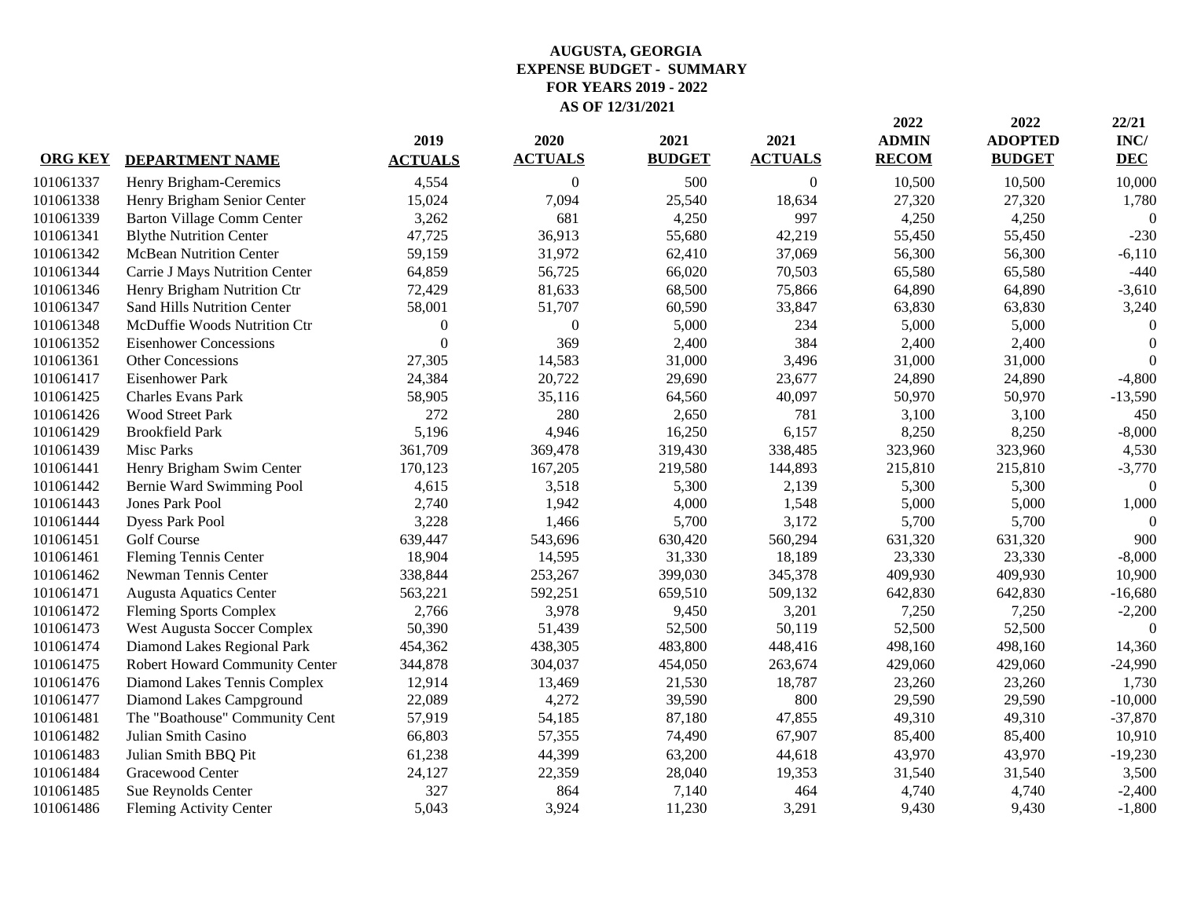**AUGUSTA, GEORGIA**
**EXPENSE BUDGET - SUMMARY**
**FOR YEARS 2019 - 2022**
**AS OF 12/31/2021**

| ORG KEY | DEPARTMENT NAME | 2019 ACTUALS | 2020 ACTUALS | 2021 BUDGET | 2021 ACTUALS | 2022 ADMIN RECOM | 2022 ADOPTED BUDGET | 22/21 INC/ DEC |
|---|---|---|---|---|---|---|---|---|
| 101061337 | Henry Brigham-Ceremics | 4,554 | 0 | 500 | 0 | 10,500 | 10,500 | 10,000 |
| 101061338 | Henry Brigham Senior Center | 15,024 | 7,094 | 25,540 | 18,634 | 27,320 | 27,320 | 1,780 |
| 101061339 | Barton Village Comm Center | 3,262 | 681 | 4,250 | 997 | 4,250 | 4,250 | 0 |
| 101061341 | Blythe Nutrition Center | 47,725 | 36,913 | 55,680 | 42,219 | 55,450 | 55,450 | -230 |
| 101061342 | McBean Nutrition Center | 59,159 | 31,972 | 62,410 | 37,069 | 56,300 | 56,300 | -6,110 |
| 101061344 | Carrie J Mays Nutrition Center | 64,859 | 56,725 | 66,020 | 70,503 | 65,580 | 65,580 | -440 |
| 101061346 | Henry Brigham Nutrition Ctr | 72,429 | 81,633 | 68,500 | 75,866 | 64,890 | 64,890 | -3,610 |
| 101061347 | Sand Hills Nutrition Center | 58,001 | 51,707 | 60,590 | 33,847 | 63,830 | 63,830 | 3,240 |
| 101061348 | McDuffie Woods Nutrition Ctr | 0 | 0 | 5,000 | 234 | 5,000 | 5,000 | 0 |
| 101061352 | Eisenhower Concessions | 0 | 369 | 2,400 | 384 | 2,400 | 2,400 | 0 |
| 101061361 | Other Concessions | 27,305 | 14,583 | 31,000 | 3,496 | 31,000 | 31,000 | 0 |
| 101061417 | Eisenhower Park | 24,384 | 20,722 | 29,690 | 23,677 | 24,890 | 24,890 | -4,800 |
| 101061425 | Charles Evans Park | 58,905 | 35,116 | 64,560 | 40,097 | 50,970 | 50,970 | -13,590 |
| 101061426 | Wood Street Park | 272 | 280 | 2,650 | 781 | 3,100 | 3,100 | 450 |
| 101061429 | Brookfield Park | 5,196 | 4,946 | 16,250 | 6,157 | 8,250 | 8,250 | -8,000 |
| 101061439 | Misc Parks | 361,709 | 369,478 | 319,430 | 338,485 | 323,960 | 323,960 | 4,530 |
| 101061441 | Henry Brigham Swim Center | 170,123 | 167,205 | 219,580 | 144,893 | 215,810 | 215,810 | -3,770 |
| 101061442 | Bernie Ward Swimming Pool | 4,615 | 3,518 | 5,300 | 2,139 | 5,300 | 5,300 | 0 |
| 101061443 | Jones Park Pool | 2,740 | 1,942 | 4,000 | 1,548 | 5,000 | 5,000 | 1,000 |
| 101061444 | Dyess Park Pool | 3,228 | 1,466 | 5,700 | 3,172 | 5,700 | 5,700 | 0 |
| 101061451 | Golf Course | 639,447 | 543,696 | 630,420 | 560,294 | 631,320 | 631,320 | 900 |
| 101061461 | Fleming Tennis Center | 18,904 | 14,595 | 31,330 | 18,189 | 23,330 | 23,330 | -8,000 |
| 101061462 | Newman Tennis Center | 338,844 | 253,267 | 399,030 | 345,378 | 409,930 | 409,930 | 10,900 |
| 101061471 | Augusta Aquatics Center | 563,221 | 592,251 | 659,510 | 509,132 | 642,830 | 642,830 | -16,680 |
| 101061472 | Fleming Sports Complex | 2,766 | 3,978 | 9,450 | 3,201 | 7,250 | 7,250 | -2,200 |
| 101061473 | West Augusta Soccer Complex | 50,390 | 51,439 | 52,500 | 50,119 | 52,500 | 52,500 | 0 |
| 101061474 | Diamond Lakes Regional Park | 454,362 | 438,305 | 483,800 | 448,416 | 498,160 | 498,160 | 14,360 |
| 101061475 | Robert Howard Community Center | 344,878 | 304,037 | 454,050 | 263,674 | 429,060 | 429,060 | -24,990 |
| 101061476 | Diamond Lakes Tennis Complex | 12,914 | 13,469 | 21,530 | 18,787 | 23,260 | 23,260 | 1,730 |
| 101061477 | Diamond Lakes Campground | 22,089 | 4,272 | 39,590 | 800 | 29,590 | 29,590 | -10,000 |
| 101061481 | The "Boathouse" Community Cent | 57,919 | 54,185 | 87,180 | 47,855 | 49,310 | 49,310 | -37,870 |
| 101061482 | Julian Smith Casino | 66,803 | 57,355 | 74,490 | 67,907 | 85,400 | 85,400 | 10,910 |
| 101061483 | Julian Smith BBQ Pit | 61,238 | 44,399 | 63,200 | 44,618 | 43,970 | 43,970 | -19,230 |
| 101061484 | Gracewood Center | 24,127 | 22,359 | 28,040 | 19,353 | 31,540 | 31,540 | 3,500 |
| 101061485 | Sue Reynolds Center | 327 | 864 | 7,140 | 464 | 4,740 | 4,740 | -2,400 |
| 101061486 | Fleming Activity Center | 5,043 | 3,924 | 11,230 | 3,291 | 9,430 | 9,430 | -1,800 |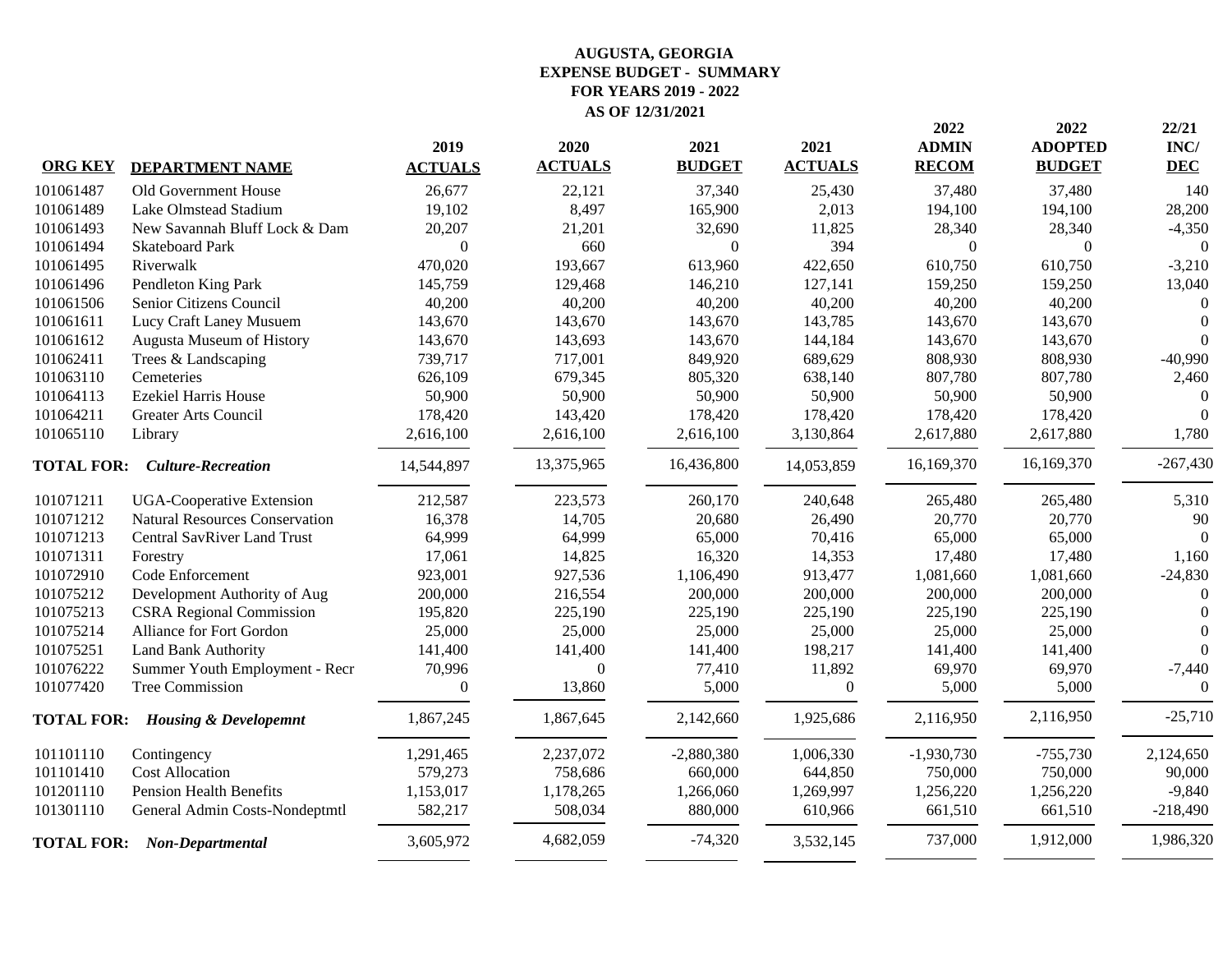# AUGUSTA, GEORGIA
## EXPENSE BUDGET - SUMMARY
## FOR YEARS 2019 - 2022
## AS OF 12/31/2021

| ORG KEY | DEPARTMENT NAME | 2019 ACTUALS | 2020 ACTUALS | 2021 BUDGET | 2021 ACTUALS | 2022 ADMIN RECOM | 2022 ADOPTED BUDGET | 22/21 INC/ DEC |
|---|---|---|---|---|---|---|---|---|
| 101061487 | Old Government House | 26,677 | 22,121 | 37,340 | 25,430 | 37,480 | 37,480 | 140 |
| 101061489 | Lake Olmstead Stadium | 19,102 | 8,497 | 165,900 | 2,013 | 194,100 | 194,100 | 28,200 |
| 101061493 | New Savannah Bluff Lock & Dam | 20,207 | 21,201 | 32,690 | 11,825 | 28,340 | 28,340 | -4,350 |
| 101061494 | Skateboard Park | 0 | 660 | 0 | 394 | 0 | 0 | 0 |
| 101061495 | Riverwalk | 470,020 | 193,667 | 613,960 | 422,650 | 610,750 | 610,750 | -3,210 |
| 101061496 | Pendleton King Park | 145,759 | 129,468 | 146,210 | 127,141 | 159,250 | 159,250 | 13,040 |
| 101061506 | Senior Citizens Council | 40,200 | 40,200 | 40,200 | 40,200 | 40,200 | 40,200 | 0 |
| 101061611 | Lucy Craft Laney Musuem | 143,670 | 143,670 | 143,670 | 143,785 | 143,670 | 143,670 | 0 |
| 101061612 | Augusta Museum of History | 143,670 | 143,693 | 143,670 | 144,184 | 143,670 | 143,670 | 0 |
| 101062411 | Trees & Landscaping | 739,717 | 717,001 | 849,920 | 689,629 | 808,930 | 808,930 | -40,990 |
| 101063110 | Cemeteries | 626,109 | 679,345 | 805,320 | 638,140 | 807,780 | 807,780 | 2,460 |
| 101064113 | Ezekiel Harris House | 50,900 | 50,900 | 50,900 | 50,900 | 50,900 | 50,900 | 0 |
| 101064211 | Greater Arts Council | 178,420 | 143,420 | 178,420 | 178,420 | 178,420 | 178,420 | 0 |
| 101065110 | Library | 2,616,100 | 2,616,100 | 2,616,100 | 3,130,864 | 2,617,880 | 2,617,880 | 1,780 |
| **TOTAL FOR:** | ***Culture-Recreation*** | 14,544,897 | 13,375,965 | 16,436,800 | 14,053,859 | 16,169,370 | 16,169,370 | -267,430 |
| 101071211 | UGA-Cooperative Extension | 212,587 | 223,573 | 260,170 | 240,648 | 265,480 | 265,480 | 5,310 |
| 101071212 | Natural Resources Conservation | 16,378 | 14,705 | 20,680 | 26,490 | 20,770 | 20,770 | 90 |
| 101071213 | Central SavRiver Land Trust | 64,999 | 64,999 | 65,000 | 70,416 | 65,000 | 65,000 | 0 |
| 101071311 | Forestry | 17,061 | 14,825 | 16,320 | 14,353 | 17,480 | 17,480 | 1,160 |
| 101072910 | Code Enforcement | 923,001 | 927,536 | 1,106,490 | 913,477 | 1,081,660 | 1,081,660 | -24,830 |
| 101075212 | Development Authority of Aug | 200,000 | 216,554 | 200,000 | 200,000 | 200,000 | 200,000 | 0 |
| 101075213 | CSRA Regional Commission | 195,820 | 225,190 | 225,190 | 225,190 | 225,190 | 225,190 | 0 |
| 101075214 | Alliance for Fort Gordon | 25,000 | 25,000 | 25,000 | 25,000 | 25,000 | 25,000 | 0 |
| 101075251 | Land Bank Authority | 141,400 | 141,400 | 141,400 | 198,217 | 141,400 | 141,400 | 0 |
| 101076222 | Summer Youth Employment - Recr | 70,996 | 0 | 77,410 | 11,892 | 69,970 | 69,970 | -7,440 |
| 101077420 | Tree Commission | 0 | 13,860 | 5,000 | 0 | 5,000 | 5,000 | 0 |
| **TOTAL FOR:** | ***Housing & Developemnt*** | 1,867,245 | 1,867,645 | 2,142,660 | 1,925,686 | 2,116,950 | 2,116,950 | -25,710 |
| 101101110 | Contingency | 1,291,465 | 2,237,072 | -2,880,380 | 1,006,330 | -1,930,730 | -755,730 | 2,124,650 |
| 101101410 | Cost Allocation | 579,273 | 758,686 | 660,000 | 644,850 | 750,000 | 750,000 | 90,000 |
| 101201110 | Pension Health Benefits | 1,153,017 | 1,178,265 | 1,266,060 | 1,269,997 | 1,256,220 | 1,256,220 | -9,840 |
| 101301110 | General Admin Costs-Nondeptmtl | 582,217 | 508,034 | 880,000 | 610,966 | 661,510 | 661,510 | -218,490 |
| **TOTAL FOR:** | ***Non-Departmental*** | 3,605,972 | 4,682,059 | -74,320 | 3,532,145 | 737,000 | 1,912,000 | 1,986,320 |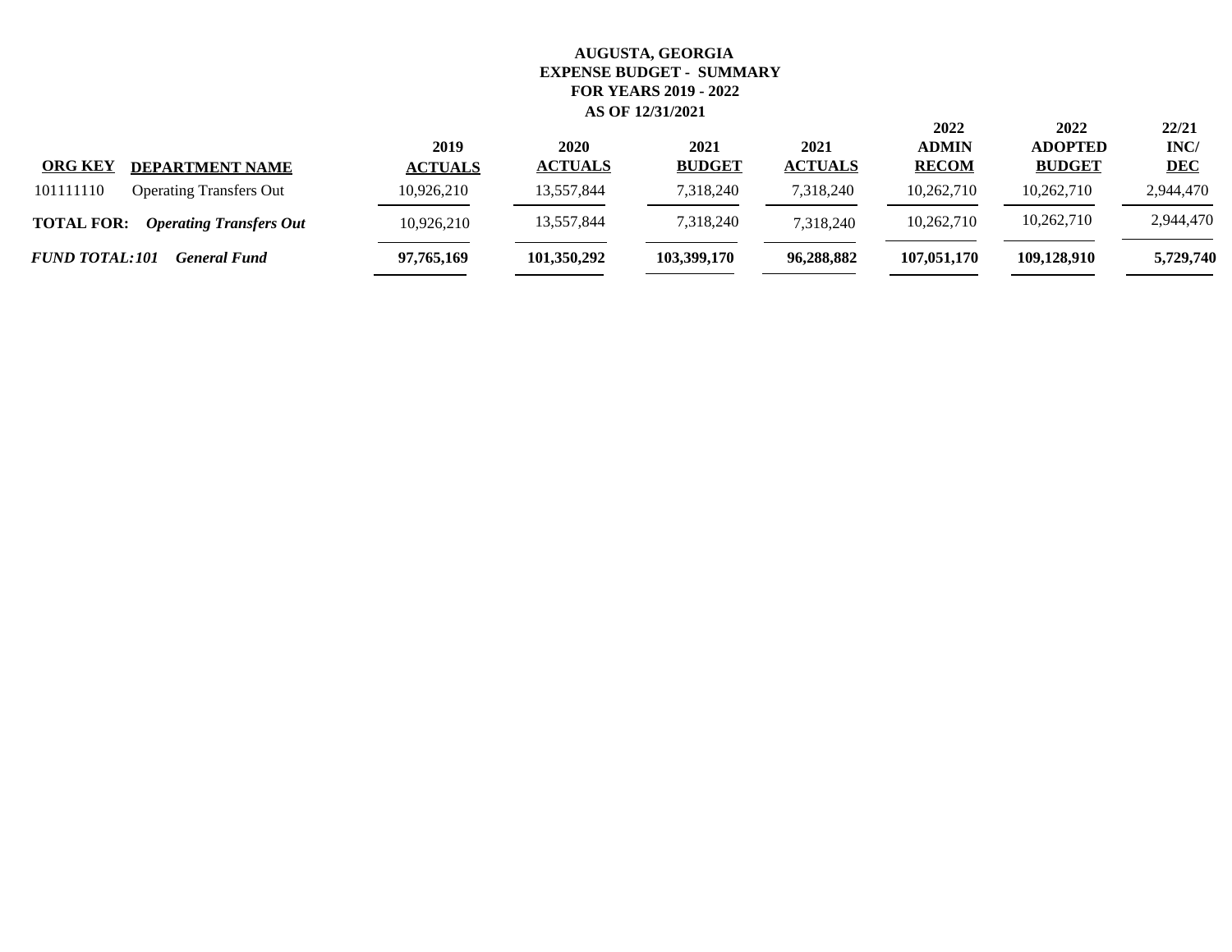**AUGUSTA, GEORGIA**
**EXPENSE BUDGET - SUMMARY**
**FOR YEARS 2019 - 2022**
**AS OF 12/31/2021**

| ORG KEY | DEPARTMENT NAME | 2019 ACTUALS | 2020 ACTUALS | 2021 BUDGET | 2021 ACTUALS | 2022 ADMIN RECOM | 2022 ADOPTED BUDGET | 22/21 INC/ DEC |
|---|---|---|---|---|---|---|---|---|
| 101111110 | Operating Transfers Out | 10,926,210 | 13,557,844 | 7,318,240 | 7,318,240 | 10,262,710 | 10,262,710 | 2,944,470 |
| **TOTAL FOR:** | ***Operating Transfers Out*** | 10,926,210 | 13,557,844 | 7,318,240 | 7,318,240 | 10,262,710 | 10,262,710 | 2,944,470 |
| ***FUND TOTAL:101*** | ***General Fund*** | **97,765,169** | **101,350,292** | **103,399,170** | **96,288,882** | **107,051,170** | **109,128,910** | **5,729,740** |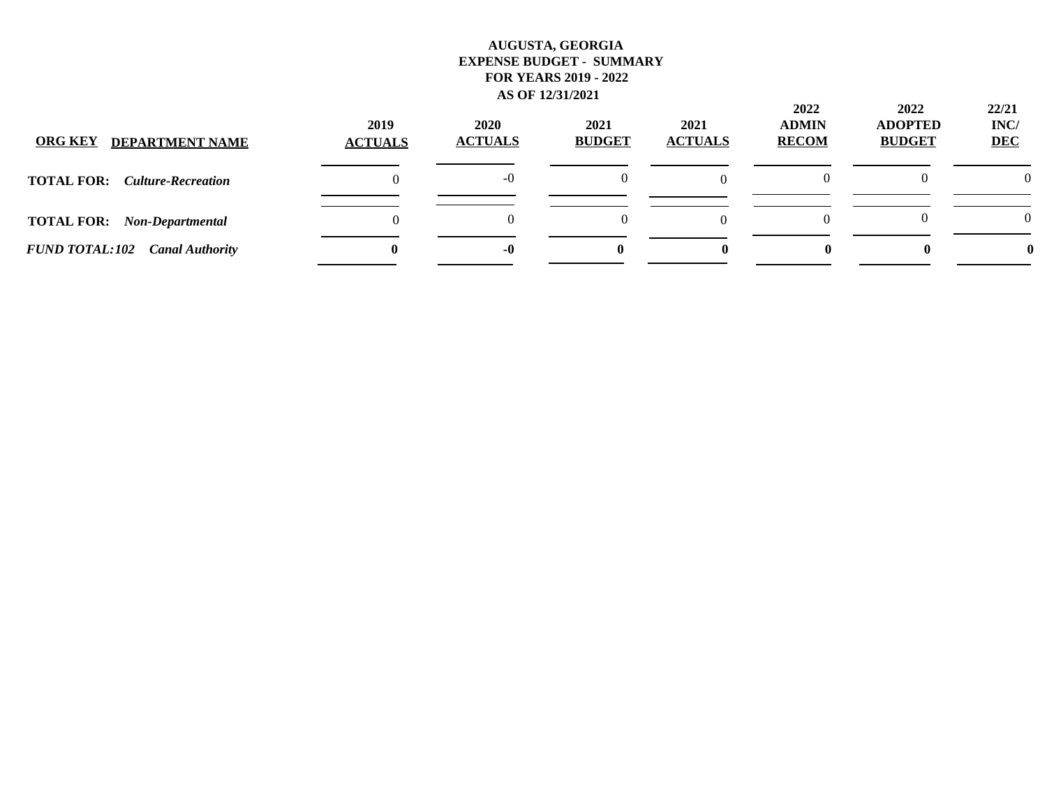**AUGUSTA, GEORGIA**
**EXPENSE BUDGET - SUMMARY**
**FOR YEARS 2019 - 2022**
**AS OF 12/31/2021**

| ORG KEY DEPARTMENT NAME | 2019 ACTUALS | 2020 ACTUALS | 2021 BUDGET | 2021 ACTUALS | 2022 ADMIN RECOM | 2022 ADOPTED BUDGET | 22/21 INC/ DEC |
|---|---|---|---|---|---|---|---|
| **TOTAL FOR:** ***Culture-Recreation*** | 0 | -0 | 0 | 0 | 0 | 0 | 0 |
| **TOTAL FOR:** ***Non-Departmental*** | 0 | 0 | 0 | 0 | 0 | 0 | 0 |
| ***FUND TOTAL:102 Canal Authority*** | **0** | **-0** | **0** | **0** | **0** | **0** | **0** |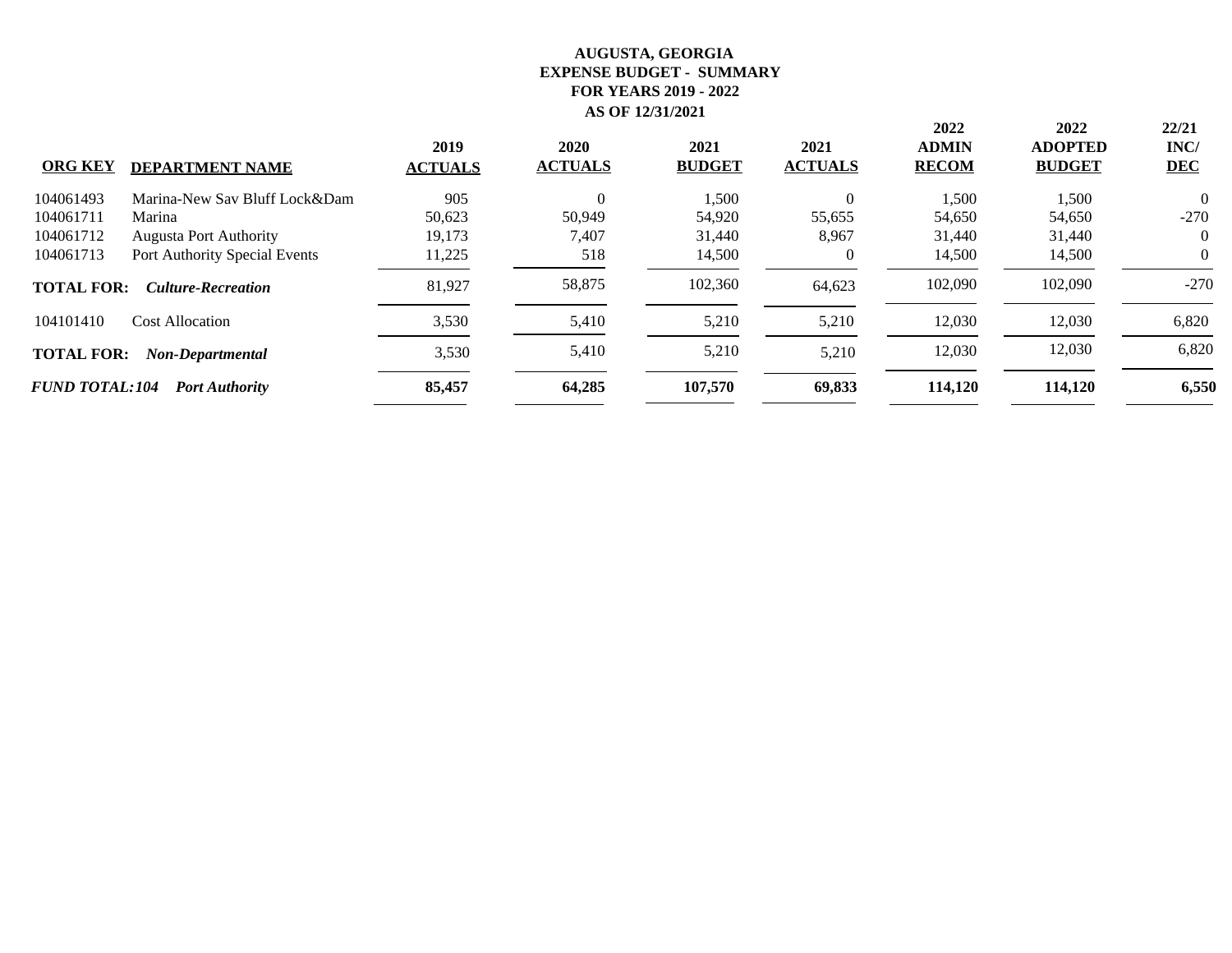**AUGUSTA, GEORGIA**
**EXPENSE BUDGET - SUMMARY**
**FOR YEARS 2019 - 2022**
**AS OF 12/31/2021**

| ORG KEY | DEPARTMENT NAME | 2019 ACTUALS | 2020 ACTUALS | 2021 BUDGET | 2021 ACTUALS | 2022 ADMIN RECOM | 2022 ADOPTED BUDGET | 22/21 INC/ DEC |
|---|---|---|---|---|---|---|---|---|
| 104061493 | Marina-New Sav Bluff Lock&Dam | 905 | 0 | 1,500 | 0 | 1,500 | 1,500 | 0 |
| 104061711 | Marina | 50,623 | 50,949 | 54,920 | 55,655 | 54,650 | 54,650 | -270 |
| 104061712 | Augusta Port Authority | 19,173 | 7,407 | 31,440 | 8,967 | 31,440 | 31,440 | 0 |
| 104061713 | Port Authority Special Events | 11,225 | 518 | 14,500 | 0 | 14,500 | 14,500 | 0 |
| **TOTAL FOR:** | ***Culture-Recreation*** | 81,927 | 58,875 | 102,360 | 64,623 | 102,090 | 102,090 | -270 |
| 104101410 | Cost Allocation | 3,530 | 5,410 | 5,210 | 5,210 | 12,030 | 12,030 | 6,820 |
| **TOTAL FOR:** | ***Non-Departmental*** | 3,530 | 5,410 | 5,210 | 5,210 | 12,030 | 12,030 | 6,820 |
| ***FUND TOTAL:104*** | ***Port Authority*** | **85,457** | **64,285** | **107,570** | **69,833** | **114,120** | **114,120** | **6,550** |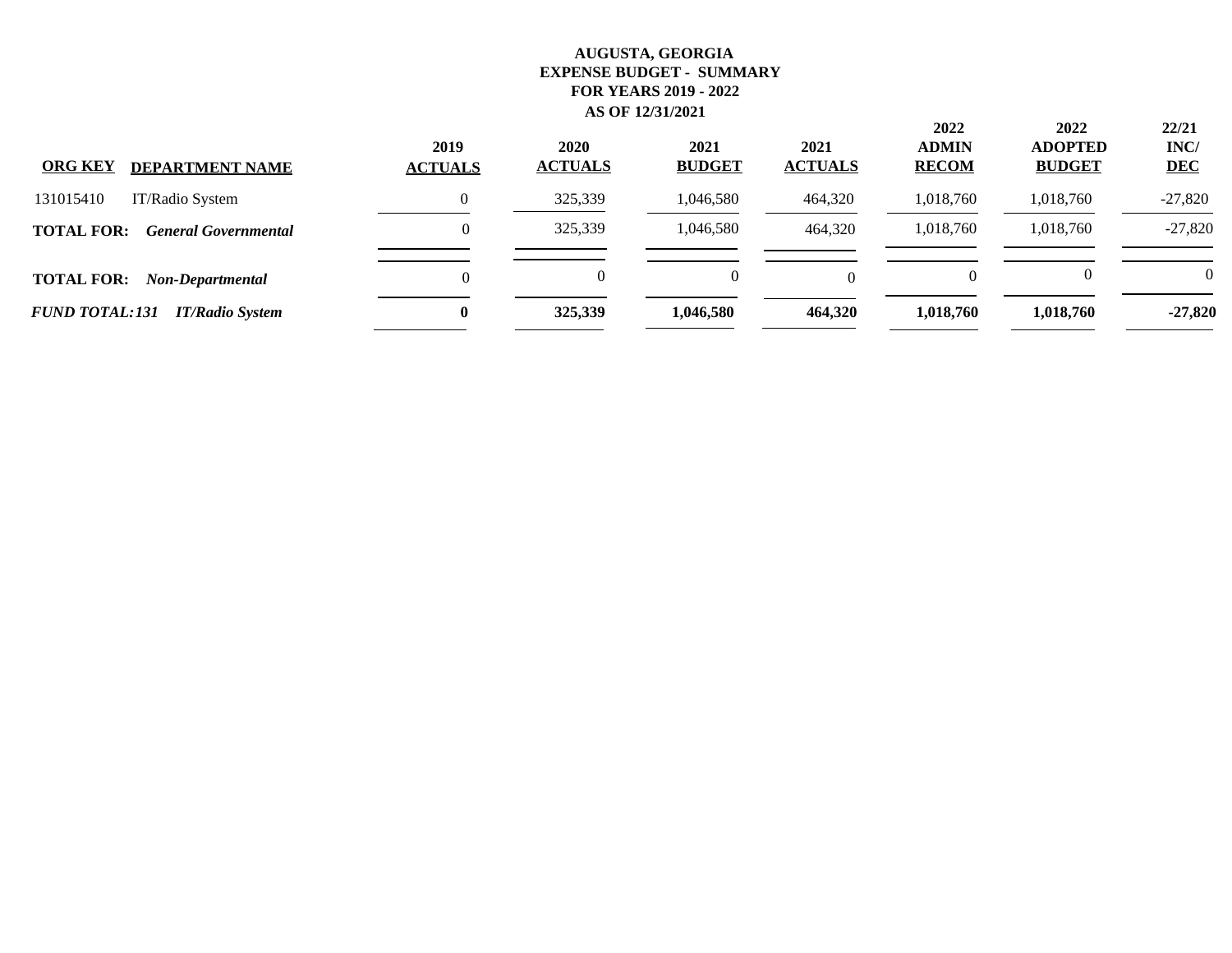# AUGUSTA, GEORGIA
## EXPENSE BUDGET - SUMMARY
### FOR YEARS 2019 - 2022
### AS OF 12/31/2021

| ORG KEY | DEPARTMENT NAME | 2019 ACTUALS | 2020 ACTUALS | 2021 BUDGET | 2021 ACTUALS | 2022 ADMIN RECOM | 2022 ADOPTED BUDGET | 22/21 INC/ DEC |
|---|---|---|---|---|---|---|---|---|
| 131015410 | IT/Radio System | 0 | 325,339 | 1,046,580 | 464,320 | 1,018,760 | 1,018,760 | -27,820 |
| **TOTAL FOR:** | ***General Governmental*** | 0 | 325,339 | 1,046,580 | 464,320 | 1,018,760 | 1,018,760 | -27,820 |
| **TOTAL FOR:** | ***Non-Departmental*** | 0 | 0 | 0 | 0 | 0 | 0 | 0 |
| ***FUND TOTAL: 131*** | ***IT/Radio System*** | **0** | **325,339** | **1,046,580** | **464,320** | **1,018,760** | **1,018,760** | **-27,820** |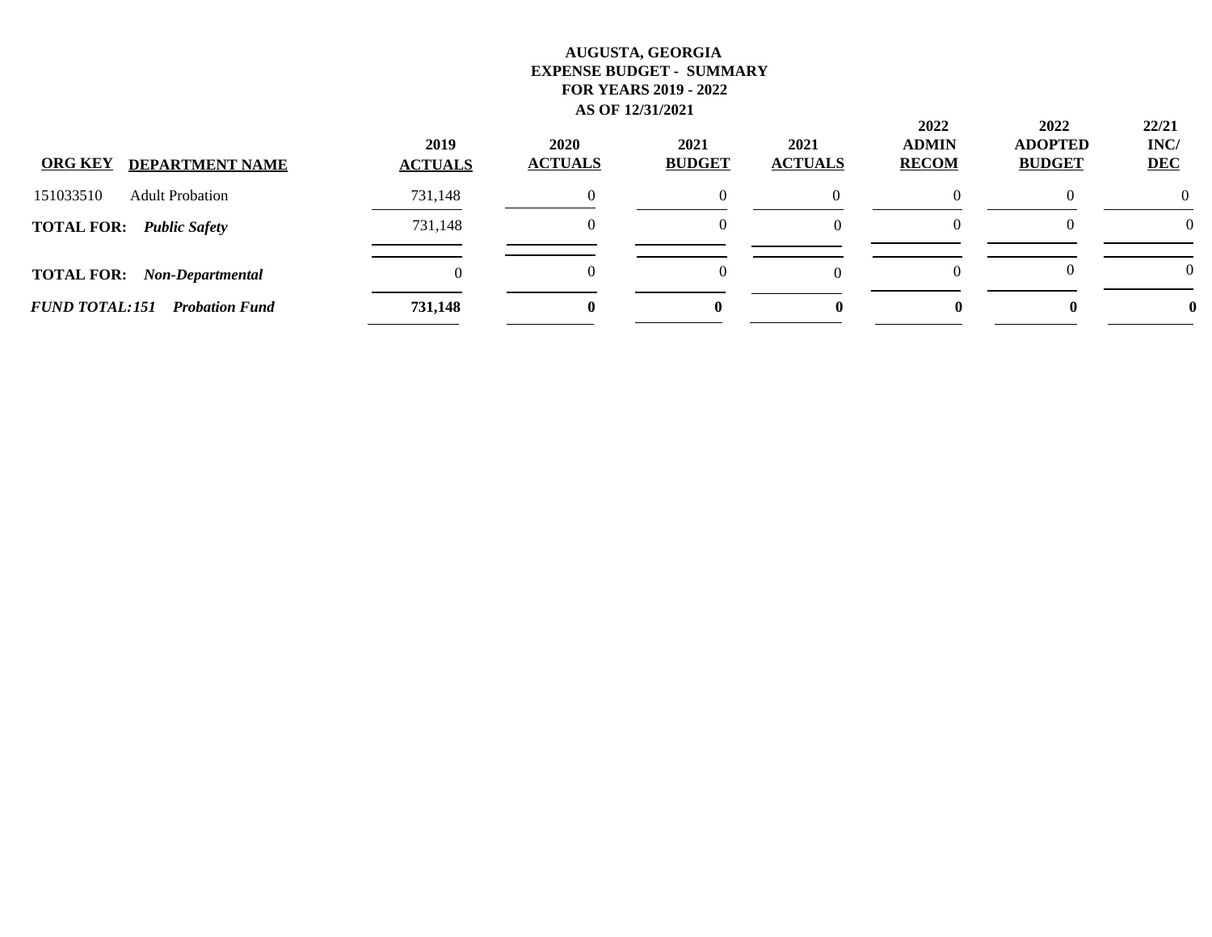**AUGUSTA, GEORGIA**
**EXPENSE BUDGET - SUMMARY**
**FOR YEARS 2019 - 2022**
**AS OF 12/31/2021**

| ORG KEY | DEPARTMENT NAME | 2019 ACTUALS | 2020 ACTUALS | 2021 BUDGET | 2021 ACTUALS | 2022 ADMIN RECOM | 2022 ADOPTED BUDGET | 22/21 INC/ DEC |
|---|---|---|---|---|---|---|---|---|
| 151033510 | Adult Probation | 731,148 | 0 | 0 | 0 | 0 | 0 | 0 |
| **TOTAL FOR:** | ***Public Safety*** | 731,148 | 0 | 0 | 0 | 0 | 0 | 0 |
| **TOTAL FOR:** | ***Non-Departmental*** | 0 | 0 | 0 | 0 | 0 | 0 | 0 |
| ***FUND TOTAL:151*** | ***Probation Fund*** | **731,148** | **0** | **0** | **0** | **0** | **0** | **0** |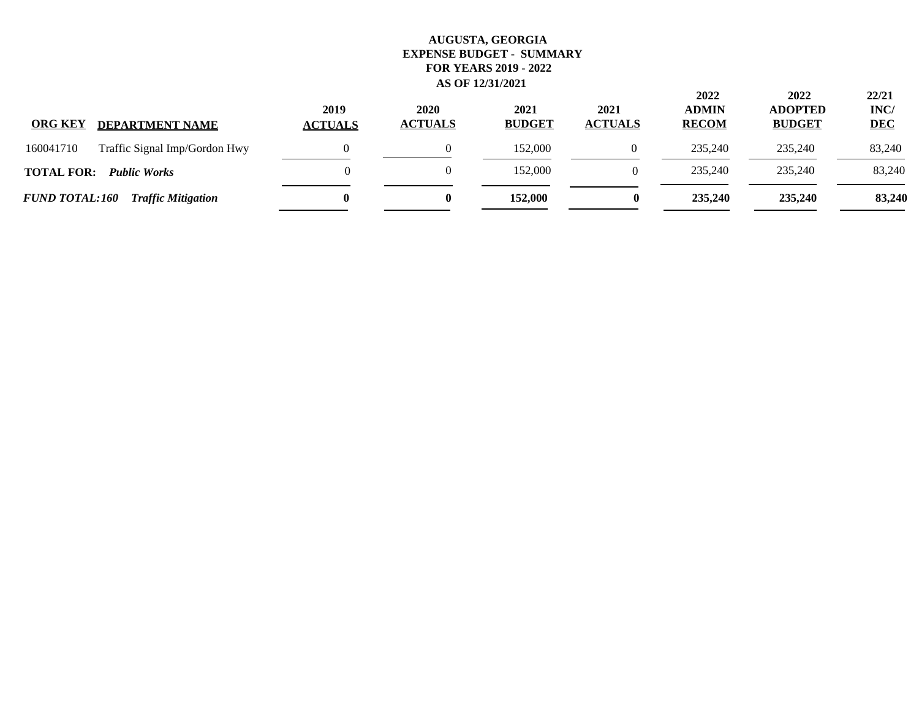# AUGUSTA, GEORGIA
## EXPENSE BUDGET - SUMMARY
## FOR YEARS 2019 - 2022
## AS OF 12/31/2021

| ORG KEY | DEPARTMENT NAME | 2019 ACTUALS | 2020 ACTUALS | 2021 BUDGET | 2021 ACTUALS | 2022 ADMIN RECOM | 2022 ADOPTED BUDGET | 22/21 INC/ DEC |
|---|---|---|---|---|---|---|---|---|
| 160041710 | Traffic Signal Imp/Gordon Hwy | 0 | 0 | 152,000 | 0 | 235,240 | 235,240 | 83,240 |
| **TOTAL FOR:** | ***Public Works*** | 0 | 0 | 152,000 | 0 | 235,240 | 235,240 | 83,240 |
| ***FUND TOTAL:160*** | ***Traffic Mitigation*** | **0** | **0** | **152,000** | **0** | **235,240** | **235,240** | **83,240** |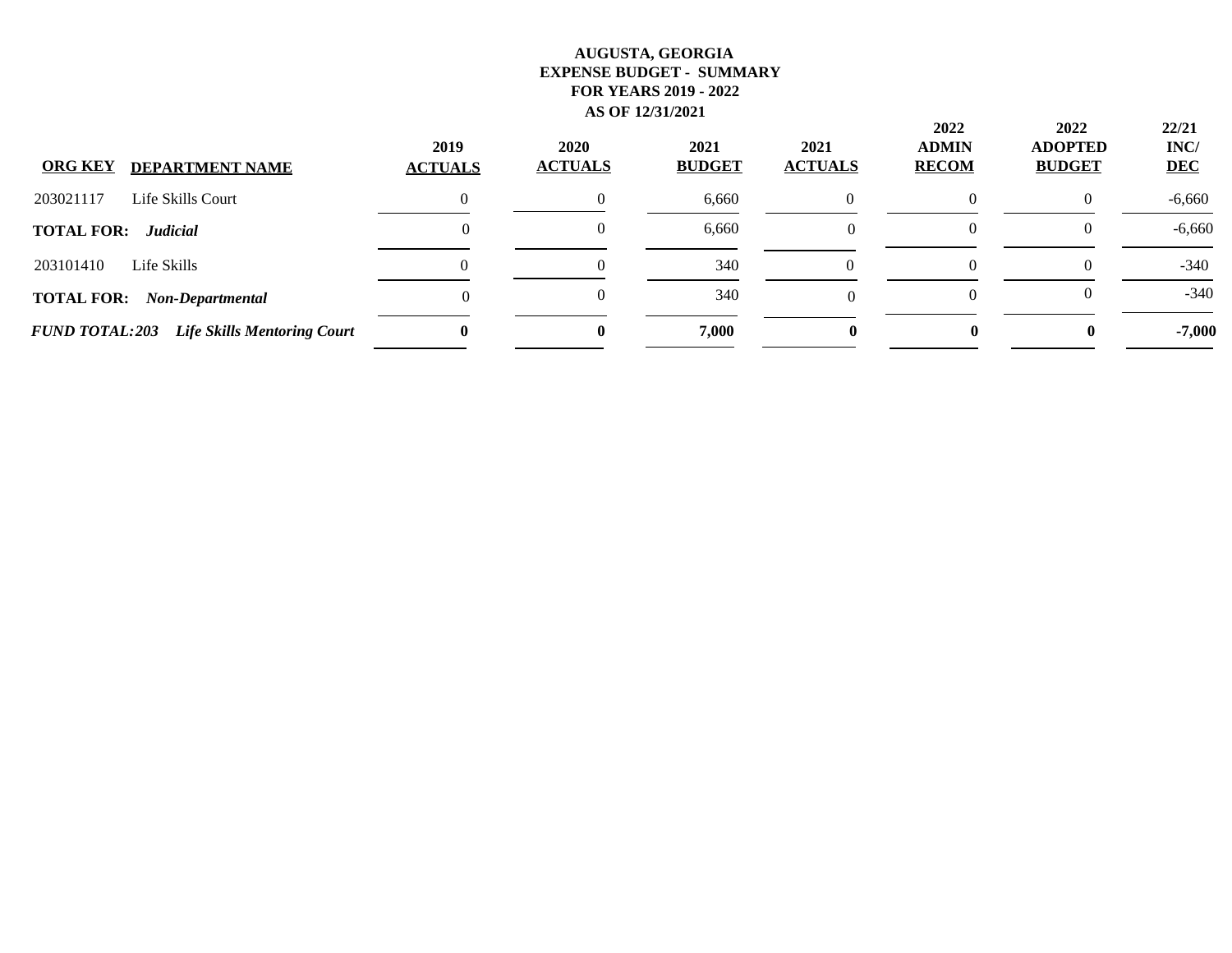**AUGUSTA, GEORGIA**
**EXPENSE BUDGET - SUMMARY**
**FOR YEARS 2019 - 2022**
**AS OF 12/31/2021**

| ORG KEY | DEPARTMENT NAME | 2019 ACTUALS | 2020 ACTUALS | 2021 BUDGET | 2021 ACTUALS | 2022 ADMIN RECOM | 2022 ADOPTED BUDGET | 22/21 INC/ DEC |
|---|---|---|---|---|---|---|---|---|
| 203021117 | Life Skills Court | 0 | 0 | 6,660 | 0 | 0 | 0 | -6,660 |
| **TOTAL FOR:** | ***Judicial*** | 0 | 0 | 6,660 | 0 | 0 | 0 | -6,660 |
| 203101410 | Life Skills | 0 | 0 | 340 | 0 | 0 | 0 | -340 |
| **TOTAL FOR:** | ***Non-Departmental*** | 0 | 0 | 340 | 0 | 0 | 0 | -340 |
| ***FUND TOTAL:203*** | ***Life Skills Mentoring Court*** | **0** | **0** | **7,000** | **0** | **0** | **0** | **-7,000** |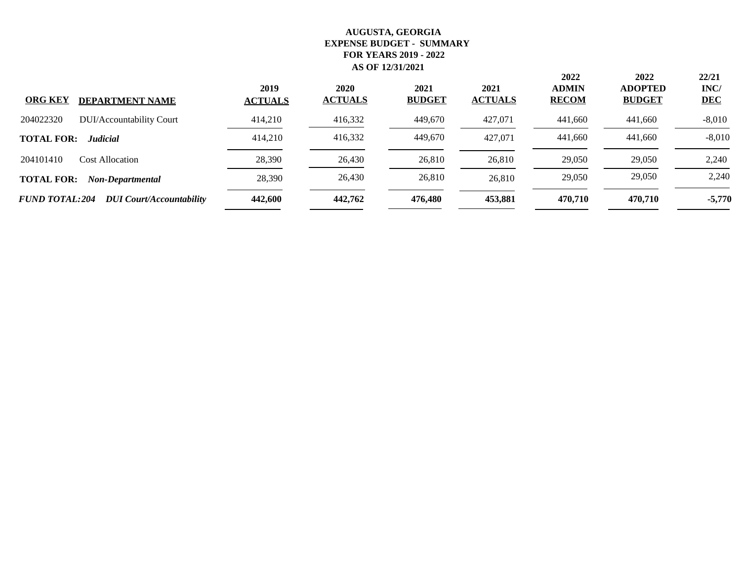**AUGUSTA, GEORGIA**
**EXPENSE BUDGET - SUMMARY**
**FOR YEARS 2019 - 2022**
**AS OF 12/31/2021**

| ORG KEY | DEPARTMENT NAME | 2019 ACTUALS | 2020 ACTUALS | 2021 BUDGET | 2021 ACTUALS | 2022 ADMIN RECOM | 2022 ADOPTED BUDGET | 22/21 INC/ DEC |
|---|---|---|---|---|---|---|---|---|
| 204022320 | DUI/Accountability Court | 414,210 | 416,332 | 449,670 | 427,071 | 441,660 | 441,660 | -8,010 |
| **TOTAL FOR:** | ***Judicial*** | 414,210 | 416,332 | 449,670 | 427,071 | 441,660 | 441,660 | -8,010 |
| 204101410 | Cost Allocation | 28,390 | 26,430 | 26,810 | 26,810 | 29,050 | 29,050 | 2,240 |
| **TOTAL FOR:** | ***Non-Departmental*** | 28,390 | 26,430 | 26,810 | 26,810 | 29,050 | 29,050 | 2,240 |
| ***FUND TOTAL:204*** | ***DUI Court/Accountability*** | **442,600** | **442,762** | **476,480** | **453,881** | **470,710** | **470,710** | **-5,770** |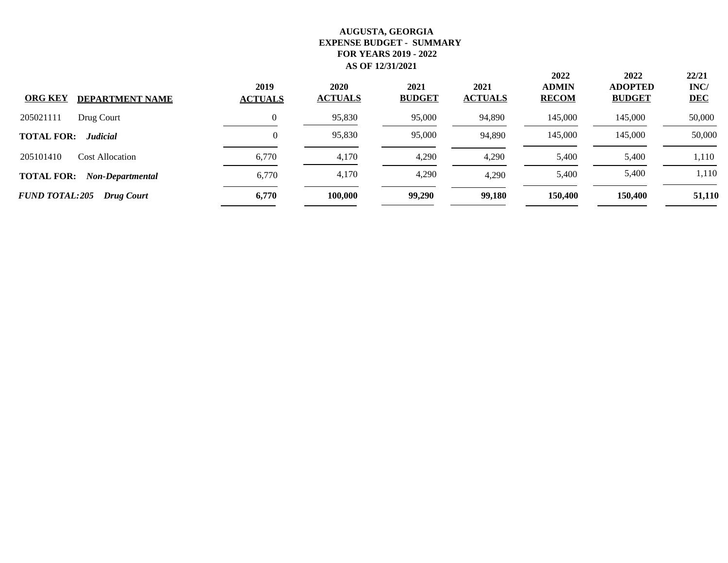**AUGUSTA, GEORGIA**
**EXPENSE BUDGET - SUMMARY**
**FOR YEARS 2019 - 2022**
**AS OF 12/31/2021**

| ORG KEY | DEPARTMENT NAME | 2019 ACTUALS | 2020 ACTUALS | 2021 BUDGET | 2021 ACTUALS | 2022 ADMIN RECOM | 2022 ADOPTED BUDGET | 22/21 INC/ DEC |
|---|---|---|---|---|---|---|---|---|
| 205021111 | Drug Court | 0 | 95,830 | 95,000 | 94,890 | 145,000 | 145,000 | 50,000 |
| **TOTAL FOR:** | ***Judicial*** | 0 | 95,830 | 95,000 | 94,890 | 145,000 | 145,000 | 50,000 |
| 205101410 | Cost Allocation | 6,770 | 4,170 | 4,290 | 4,290 | 5,400 | 5,400 | 1,110 |
| **TOTAL FOR:** | ***Non-Departmental*** | 6,770 | 4,170 | 4,290 | 4,290 | 5,400 | 5,400 | 1,110 |
| ***FUND TOTAL:205*** | ***Drug Court*** | **6,770** | **100,000** | **99,290** | **99,180** | **150,400** | **150,400** | **51,110** |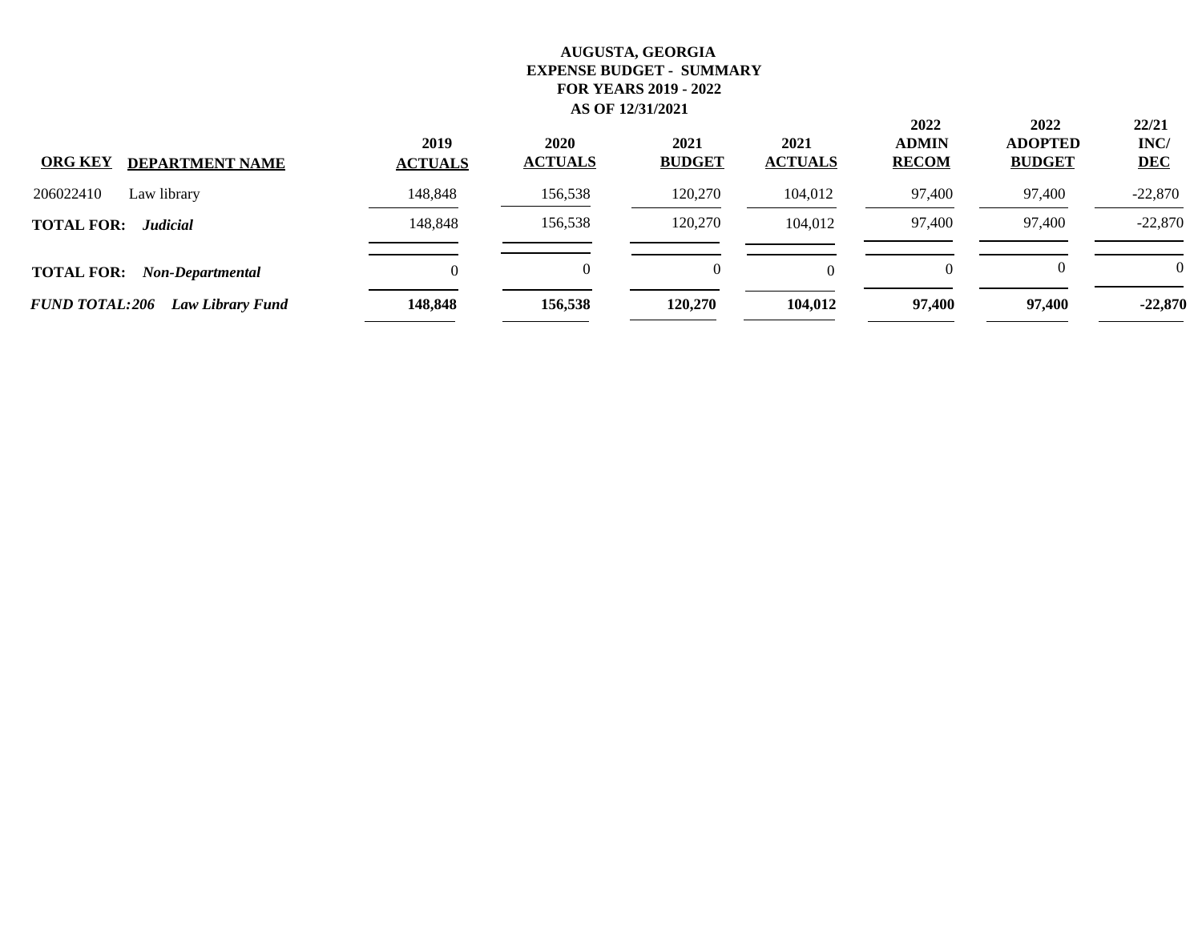**AUGUSTA, GEORGIA**
**EXPENSE BUDGET - SUMMARY**
**FOR YEARS 2019 - 2022**
**AS OF 12/31/2021**

| ORG KEY | DEPARTMENT NAME | 2019 ACTUALS | 2020 ACTUALS | 2021 BUDGET | 2021 ACTUALS | 2022 ADMIN RECOM | 2022 ADOPTED BUDGET | 22/21 INC/ DEC |
|---|---|---|---|---|---|---|---|---|
| 206022410 | Law library | 148,848 | 156,538 | 120,270 | 104,012 | 97,400 | 97,400 | -22,870 |
| **TOTAL FOR:** | ***Judicial*** | 148,848 | 156,538 | 120,270 | 104,012 | 97,400 | 97,400 | -22,870 |
| **TOTAL FOR:** | ***Non-Departmental*** | 0 | 0 | 0 | 0 | 0 | 0 | 0 |
| ***FUND TOTAL: 206*** | ***Law Library Fund*** | **148,848** | **156,538** | **120,270** | **104,012** | **97,400** | **97,400** | **-22,870** |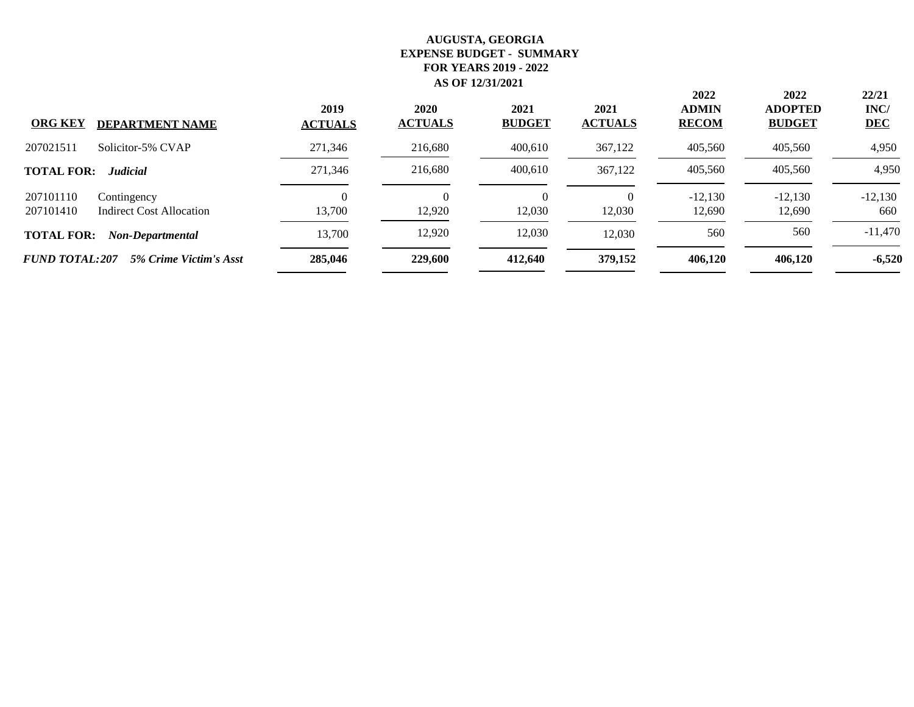**AUGUSTA, GEORGIA**
**EXPENSE BUDGET - SUMMARY**
**FOR YEARS 2019 - 2022**
**AS OF 12/31/2021**

| ORG KEY | DEPARTMENT NAME | 2019 ACTUALS | 2020 ACTUALS | 2021 BUDGET | 2021 ACTUALS | 2022 ADMIN RECOM | 2022 ADOPTED BUDGET | 22/21 INC/ DEC |
|---|---|---|---|---|---|---|---|---|
| 207021511 | Solicitor-5% CVAP | 271,346 | 216,680 | 400,610 | 367,122 | 405,560 | 405,560 | 4,950 |
| **TOTAL FOR:** | ***Judicial*** | 271,346 | 216,680 | 400,610 | 367,122 | 405,560 | 405,560 | 4,950 |
| 207101110 | Contingency | 0 | 0 | 0 | 0 | -12,130 | -12,130 | -12,130 |
| 207101410 | Indirect Cost Allocation | 13,700 | 12,920 | 12,030 | 12,030 | 12,690 | 12,690 | 660 |
| **TOTAL FOR:** | ***Non-Departmental*** | 13,700 | 12,920 | 12,030 | 12,030 | 560 | 560 | -11,470 |
| ***FUND TOTAL: 207*** | ***5% Crime Victim's Asst*** | **285,046** | **229,600** | **412,640** | **379,152** | **406,120** | **406,120** | **-6,520** |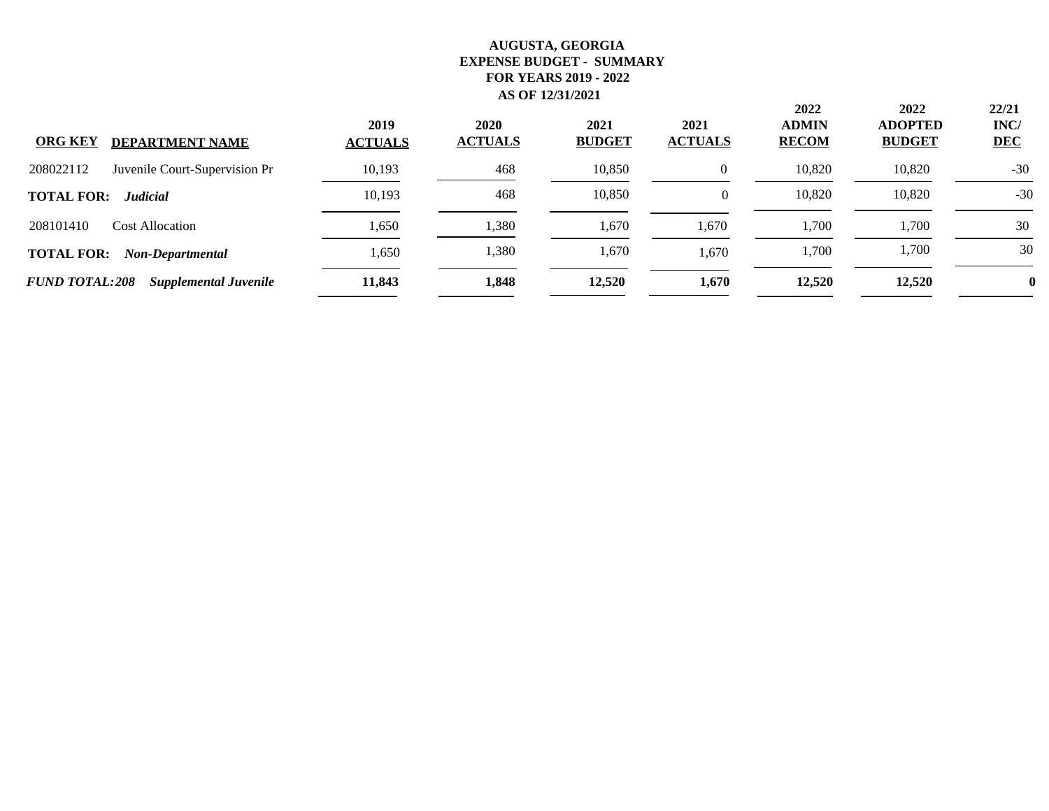**AUGUSTA, GEORGIA**
**EXPENSE BUDGET - SUMMARY**
**FOR YEARS 2019 - 2022**
**AS OF 12/31/2021**

| ORG KEY | DEPARTMENT NAME | 2019 ACTUALS | 2020 ACTUALS | 2021 BUDGET | 2021 ACTUALS | 2022 ADMIN RECOM | 2022 ADOPTED BUDGET | 22/21 INC/ DEC |
|---|---|---|---|---|---|---|---|---|
| 208022112 | Juvenile Court-Supervision Pr | 10,193 | 468 | 10,850 | 0 | 10,820 | 10,820 | -30 |
| **TOTAL FOR:** | ***Judicial*** | 10,193 | 468 | 10,850 | 0 | 10,820 | 10,820 | -30 |
| 208101410 | Cost Allocation | 1,650 | 1,380 | 1,670 | 1,670 | 1,700 | 1,700 | 30 |
| **TOTAL FOR:** | ***Non-Departmental*** | 1,650 | 1,380 | 1,670 | 1,670 | 1,700 | 1,700 | 30 |
| ***FUND TOTAL:208*** | ***Supplemental Juvenile*** | **11,843** | **1,848** | **12,520** | **1,670** | **12,520** | **12,520** | **0** |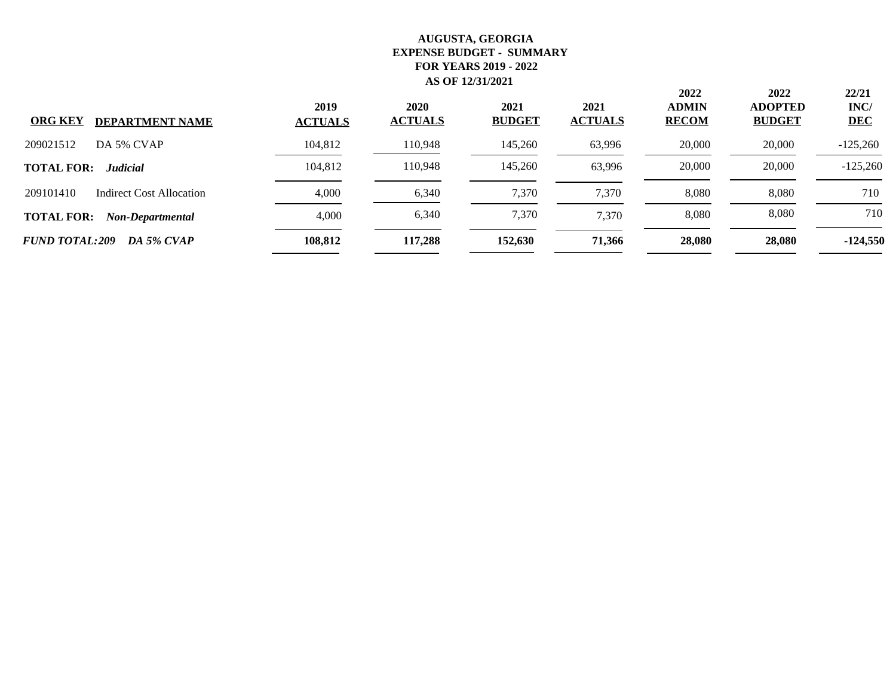**AUGUSTA, GEORGIA**
**EXPENSE BUDGET - SUMMARY**
**FOR YEARS 2019 - 2022**
**AS OF 12/31/2021**

| ORG KEY | DEPARTMENT NAME | 2019 ACTUALS | 2020 ACTUALS | 2021 BUDGET | 2021 ACTUALS | 2022 ADMIN RECOM | 2022 ADOPTED BUDGET | 22/21 INC/ DEC |
|---|---|---|---|---|---|---|---|---|
| 209021512 | DA 5% CVAP | 104,812 | 110,948 | 145,260 | 63,996 | 20,000 | 20,000 | -125,260 |
| **TOTAL FOR:** | ***Judicial*** | 104,812 | 110,948 | 145,260 | 63,996 | 20,000 | 20,000 | -125,260 |
| 209101410 | Indirect Cost Allocation | 4,000 | 6,340 | 7,370 | 7,370 | 8,080 | 8,080 | 710 |
| **TOTAL FOR:** | ***Non-Departmental*** | 4,000 | 6,340 | 7,370 | 7,370 | 8,080 | 8,080 | 710 |
| ***FUND TOTAL:209*** | ***DA 5% CVAP*** | **108,812** | **117,288** | **152,630** | **71,366** | **28,080** | **28,080** | **-124,550** |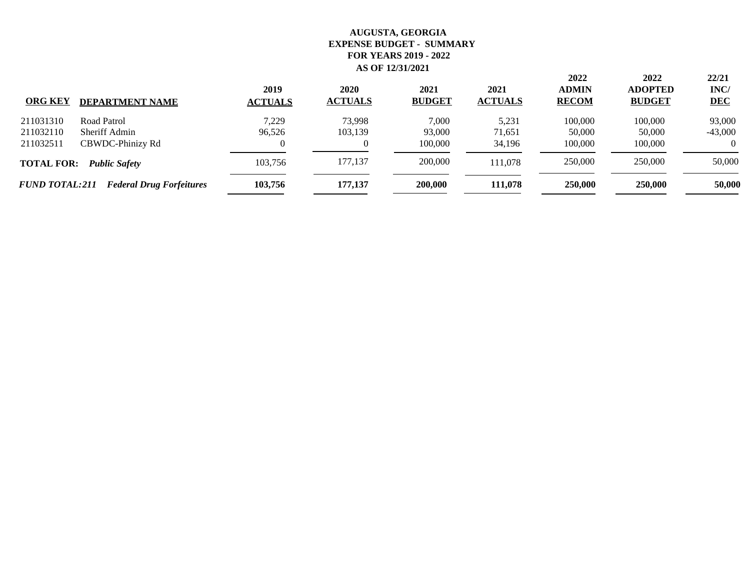**AUGUSTA, GEORGIA**
**EXPENSE BUDGET - SUMMARY**
**FOR YEARS 2019 - 2022**
**AS OF 12/31/2021**

| ORG KEY | DEPARTMENT NAME | 2019 ACTUALS | 2020 ACTUALS | 2021 BUDGET | 2021 ACTUALS | 2022 ADMIN RECOM | 2022 ADOPTED BUDGET | 22/21 INC/ DEC |
|---|---|---|---|---|---|---|---|---|
| 211031310 | Road Patrol | 7,229 | 73,998 | 7,000 | 5,231 | 100,000 | 100,000 | 93,000 |
| 211032110 | Sheriff Admin | 96,526 | 103,139 | 93,000 | 71,651 | 50,000 | 50,000 | -43,000 |
| 211032511 | CBWDC-Phinizy Rd | 0 | 0 | 100,000 | 34,196 | 100,000 | 100,000 | 0 |
| **TOTAL FOR:** | ***Public Safety*** | 103,756 | 177,137 | 200,000 | 111,078 | 250,000 | 250,000 | 50,000 |
| ***FUND TOTAL:211*** | ***Federal Drug Forfeitures*** | **103,756** | **177,137** | **200,000** | **111,078** | **250,000** | **250,000** | **50,000** |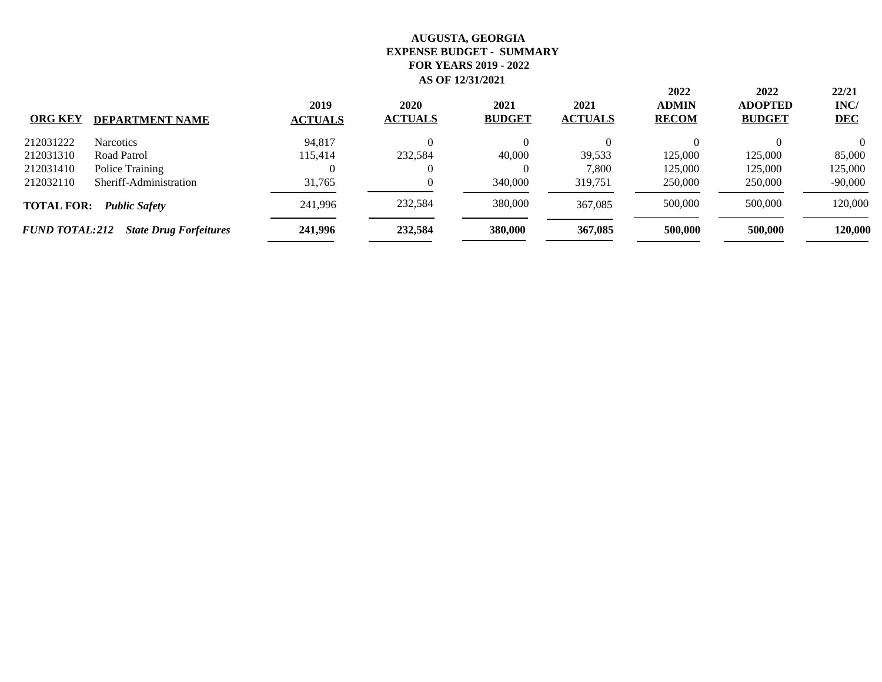**AUGUSTA, GEORGIA**
**EXPENSE BUDGET - SUMMARY**
**FOR YEARS 2019 - 2022**
**AS OF 12/31/2021**

| ORG KEY | DEPARTMENT NAME | 2019 ACTUALS | 2020 ACTUALS | 2021 BUDGET | 2021 ACTUALS | 2022 ADMIN RECOM | 2022 ADOPTED BUDGET | 22/21 INC/ DEC |
|---|---|---|---|---|---|---|---|---|
| 212031222 | Narcotics | 94,817 | 0 | 0 | 0 | 0 | 0 | 0 |
| 212031310 | Road Patrol | 115,414 | 232,584 | 40,000 | 39,533 | 125,000 | 125,000 | 85,000 |
| 212031410 | Police Training | 0 | 0 | 0 | 7,800 | 125,000 | 125,000 | 125,000 |
| 212032110 | Sheriff-Administration | 31,765 | 0 | 340,000 | 319,751 | 250,000 | 250,000 | -90,000 |
| **TOTAL FOR:** | ***Public Safety*** | 241,996 | 232,584 | 380,000 | 367,085 | 500,000 | 500,000 | 120,000 |
| ***FUND TOTAL:212*** | ***State Drug Forfeitures*** | **241,996** | **232,584** | **380,000** | **367,085** | **500,000** | **500,000** | **120,000** |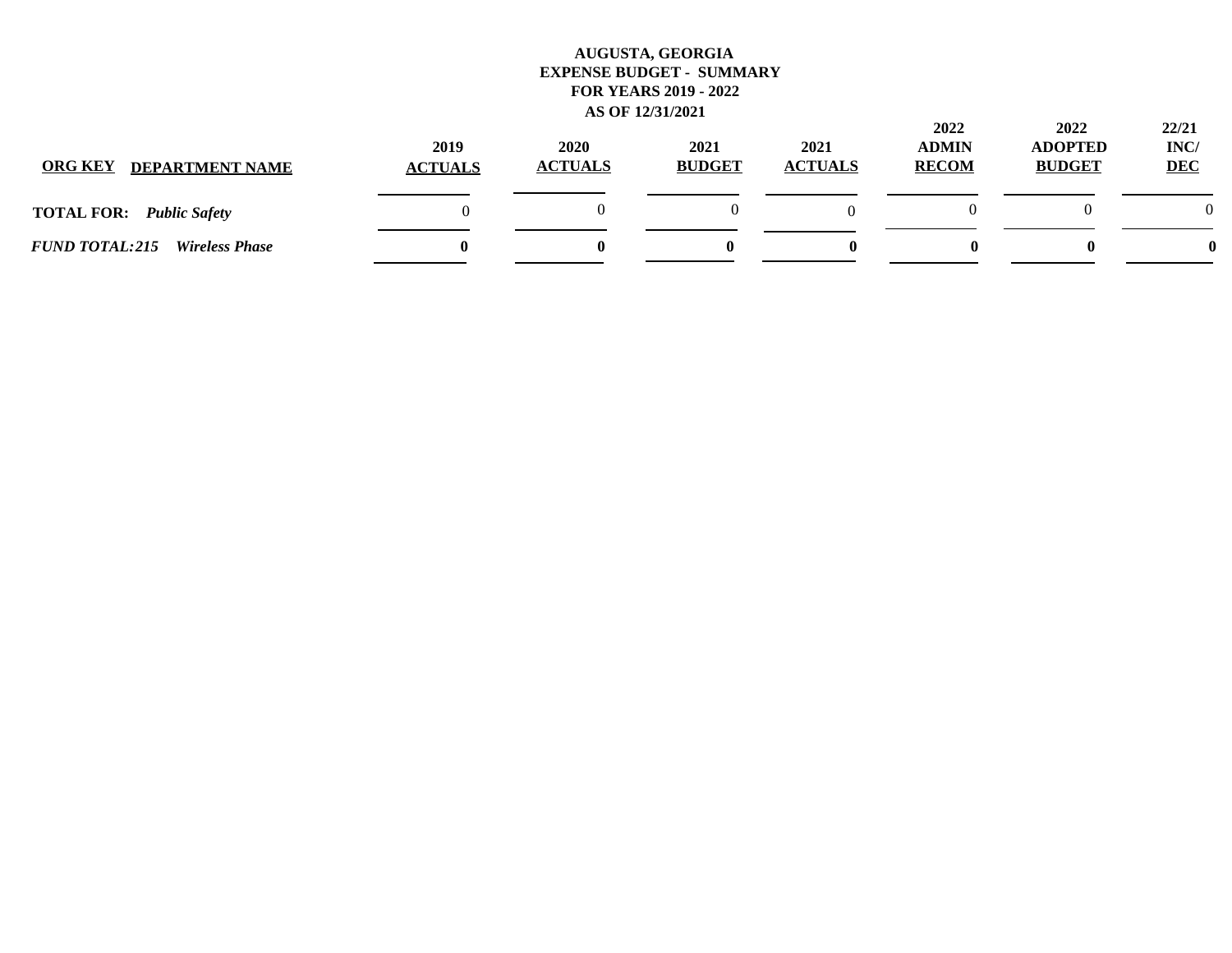**AUGUSTA, GEORGIA**
**EXPENSE BUDGET - SUMMARY**
**FOR YEARS 2019 - 2022**
**AS OF 12/31/2021**

| ORG KEY | DEPARTMENT NAME | 2019 ACTUALS | 2020 ACTUALS | 2021 BUDGET | 2021 ACTUALS | 2022 ADMIN RECOM | 2022 ADOPTED BUDGET | 22/21 INC/ DEC |
|---|---|---|---|---|---|---|---|---|
| **TOTAL FOR:** | ***Public Safety*** | 0 | 0 | 0 | 0 | 0 | 0 | 0 |
| ***FUND TOTAL: 215*** | ***Wireless Phase*** | **0** | **0** | **0** | **0** | **0** | **0** | **0** |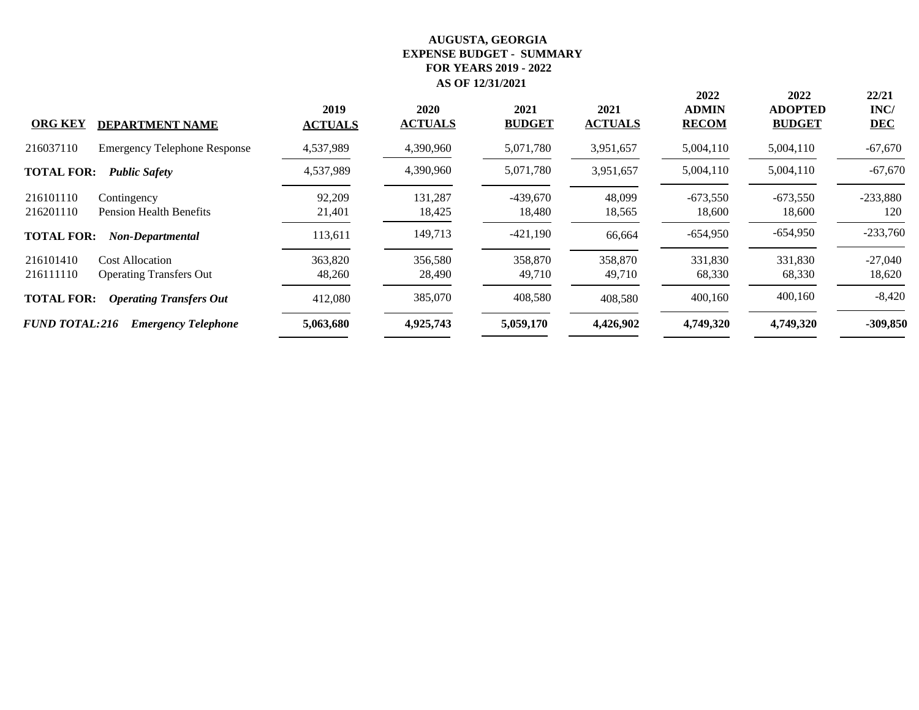**AUGUSTA, GEORGIA**
**EXPENSE BUDGET - SUMMARY**
**FOR YEARS 2019 - 2022**
**AS OF 12/31/2021**

| ORG KEY | DEPARTMENT NAME | 2019 ACTUALS | 2020 ACTUALS | 2021 BUDGET | 2021 ACTUALS | 2022 ADMIN RECOM | 2022 ADOPTED BUDGET | 22/21 INC/ DEC |
|---|---|---|---|---|---|---|---|---|
| 216037110 | Emergency Telephone Response | 4,537,989 | 4,390,960 | 5,071,780 | 3,951,657 | 5,004,110 | 5,004,110 | -67,670 |
| **TOTAL FOR:** | ***Public Safety*** | 4,537,989 | 4,390,960 | 5,071,780 | 3,951,657 | 5,004,110 | 5,004,110 | -67,670 |
| 216101110 | Contingency | 92,209 | 131,287 | -439,670 | 48,099 | -673,550 | -673,550 | -233,880 |
| 216201110 | Pension Health Benefits | 21,401 | 18,425 | 18,480 | 18,565 | 18,600 | 18,600 | 120 |
| **TOTAL FOR:** | ***Non-Departmental*** | 113,611 | 149,713 | -421,190 | 66,664 | -654,950 | -654,950 | -233,760 |
| 216101410 | Cost Allocation | 363,820 | 356,580 | 358,870 | 358,870 | 331,830 | 331,830 | -27,040 |
| 216111110 | Operating Transfers Out | 48,260 | 28,490 | 49,710 | 49,710 | 68,330 | 68,330 | 18,620 |
| **TOTAL FOR:** | ***Operating Transfers Out*** | 412,080 | 385,070 | 408,580 | 408,580 | 400,160 | 400,160 | -8,420 |
| ***FUND TOTAL:216*** | ***Emergency Telephone*** | **5,063,680** | **4,925,743** | **5,059,170** | **4,426,902** | **4,749,320** | **4,749,320** | **-309,850** |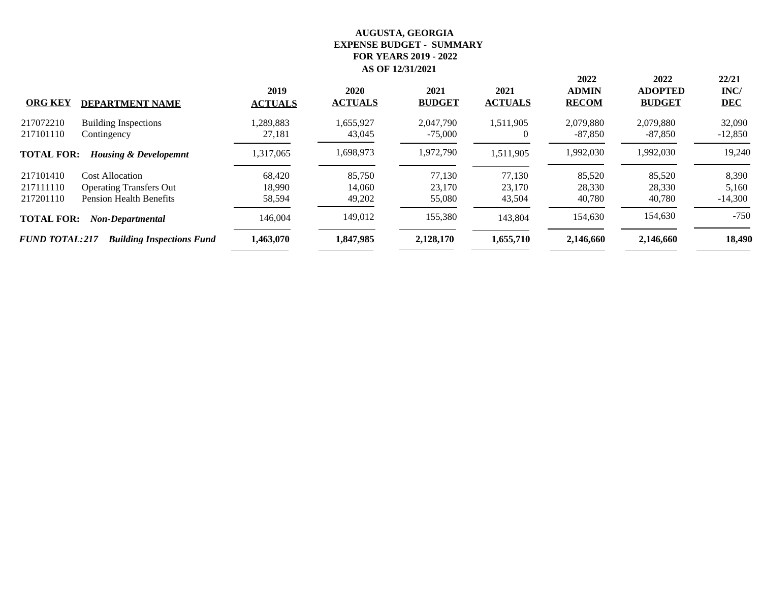**AUGUSTA, GEORGIA**
**EXPENSE BUDGET - SUMMARY**
**FOR YEARS 2019 - 2022**
**AS OF 12/31/2021**

| ORG KEY | DEPARTMENT NAME | 2019 ACTUALS | 2020 ACTUALS | 2021 BUDGET | 2021 ACTUALS | 2022 ADMIN RECOM | 2022 ADOPTED BUDGET | 22/21 INC/ DEC |
|---|---|---|---|---|---|---|---|---|
| 217072210 | Building Inspections | 1,289,883 | 1,655,927 | 2,047,790 | 1,511,905 | 2,079,880 | 2,079,880 | 32,090 |
| 217101110 | Contingency | 27,181 | 43,045 | -75,000 | 0 | -87,850 | -87,850 | -12,850 |
| **TOTAL FOR:** | ***Housing & Developemnt*** | 1,317,065 | 1,698,973 | 1,972,790 | 1,511,905 | 1,992,030 | 1,992,030 | 19,240 |
| 217101410 | Cost Allocation | 68,420 | 85,750 | 77,130 | 77,130 | 85,520 | 85,520 | 8,390 |
| 217111110 | Operating Transfers Out | 18,990 | 14,060 | 23,170 | 23,170 | 28,330 | 28,330 | 5,160 |
| 217201110 | Pension Health Benefits | 58,594 | 49,202 | 55,080 | 43,504 | 40,780 | 40,780 | -14,300 |
| **TOTAL FOR:** | ***Non-Departmental*** | 146,004 | 149,012 | 155,380 | 143,804 | 154,630 | 154,630 | -750 |
| ***FUND TOTAL:217*** | ***Building Inspections Fund*** | **1,463,070** | **1,847,985** | **2,128,170** | **1,655,710** | **2,146,660** | **2,146,660** | **18,490** |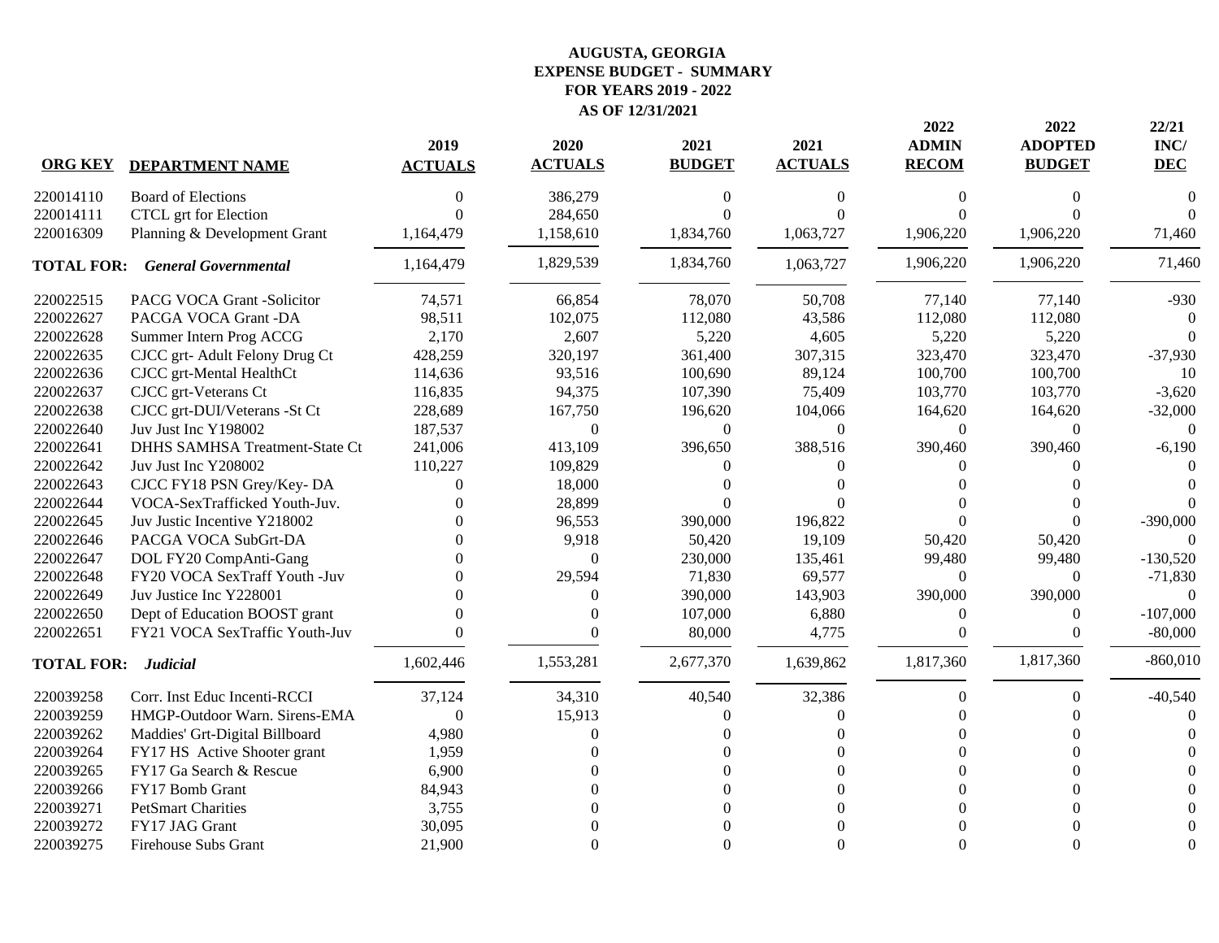# AUGUSTA, GEORGIA
## EXPENSE BUDGET - SUMMARY
## FOR YEARS 2019 - 2022
## AS OF 12/31/2021

| ORG KEY | DEPARTMENT NAME | 2019 ACTUALS | 2020 ACTUALS | 2021 BUDGET | 2021 ACTUALS | 2022 ADMIN RECOM | 2022 ADOPTED BUDGET | 22/21 INC/ DEC |
|---|---|---|---|---|---|---|---|---|
| 220014110 | Board of Elections | 0 | 386,279 | 0 | 0 | 0 | 0 | 0 |
| 220014111 | CTCL grt for Election | 0 | 284,650 | 0 | 0 | 0 | 0 | 0 |
| 220016309 | Planning & Development Grant | 1,164,479 | 1,158,610 | 1,834,760 | 1,063,727 | 1,906,220 | 1,906,220 | 71,460 |
| **TOTAL FOR:** | ***General Governmental*** | 1,164,479 | 1,829,539 | 1,834,760 | 1,063,727 | 1,906,220 | 1,906,220 | 71,460 |
| 220022515 | PACG VOCA Grant -Solicitor | 74,571 | 66,854 | 78,070 | 50,708 | 77,140 | 77,140 | -930 |
| 220022627 | PACGA VOCA Grant -DA | 98,511 | 102,075 | 112,080 | 43,586 | 112,080 | 112,080 | 0 |
| 220022628 | Summer Intern Prog ACCG | 2,170 | 2,607 | 5,220 | 4,605 | 5,220 | 5,220 | 0 |
| 220022635 | CJCC grt- Adult Felony Drug Ct | 428,259 | 320,197 | 361,400 | 307,315 | 323,470 | 323,470 | -37,930 |
| 220022636 | CJCC grt-Mental HealthCt | 114,636 | 93,516 | 100,690 | 89,124 | 100,700 | 100,700 | 10 |
| 220022637 | CJCC grt-Veterans Ct | 116,835 | 94,375 | 107,390 | 75,409 | 103,770 | 103,770 | -3,620 |
| 220022638 | CJCC grt-DUI/Veterans -St Ct | 228,689 | 167,750 | 196,620 | 104,066 | 164,620 | 164,620 | -32,000 |
| 220022640 | Juv Just Inc Y198002 | 187,537 | 0 | 0 | 0 | 0 | 0 | 0 |
| 220022641 | DHHS SAMHSA Treatment-State Ct | 241,006 | 413,109 | 396,650 | 388,516 | 390,460 | 390,460 | -6,190 |
| 220022642 | Juv Just Inc Y208002 | 110,227 | 109,829 | 0 | 0 | 0 | 0 | 0 |
| 220022643 | CJCC FY18 PSN Grey/Key- DA | 0 | 18,000 | 0 | 0 | 0 | 0 | 0 |
| 220022644 | VOCA-SexTrafficked Youth-Juv. | 0 | 28,899 | 0 | 0 | 0 | 0 | 0 |
| 220022645 | Juv Justic Incentive Y218002 | 0 | 96,553 | 390,000 | 196,822 | 0 | 0 | -390,000 |
| 220022646 | PACGA VOCA SubGrt-DA | 0 | 9,918 | 50,420 | 19,109 | 50,420 | 50,420 | 0 |
| 220022647 | DOL FY20 CompAnti-Gang | 0 | 0 | 230,000 | 135,461 | 99,480 | 99,480 | -130,520 |
| 220022648 | FY20 VOCA SexTraff Youth -Juv | 0 | 29,594 | 71,830 | 69,577 | 0 | 0 | -71,830 |
| 220022649 | Juv Justice Inc Y228001 | 0 | 0 | 390,000 | 143,903 | 390,000 | 390,000 | 0 |
| 220022650 | Dept of Education BOOST grant | 0 | 0 | 107,000 | 6,880 | 0 | 0 | -107,000 |
| 220022651 | FY21 VOCA SexTraffic Youth-Juv | 0 | 0 | 80,000 | 4,775 | 0 | 0 | -80,000 |
| **TOTAL FOR:** | ***Judicial*** | 1,602,446 | 1,553,281 | 2,677,370 | 1,639,862 | 1,817,360 | 1,817,360 | -860,010 |
| 220039258 | Corr. Inst Educ Incenti-RCCI | 37,124 | 34,310 | 40,540 | 32,386 | 0 | 0 | -40,540 |
| 220039259 | HMGP-Outdoor Warn. Sirens-EMA | 0 | 15,913 | 0 | 0 | 0 | 0 | 0 |
| 220039262 | Maddies' Grt-Digital Billboard | 4,980 | 0 | 0 | 0 | 0 | 0 | 0 |
| 220039264 | FY17 HS Active Shooter grant | 1,959 | 0 | 0 | 0 | 0 | 0 | 0 |
| 220039265 | FY17 Ga Search & Rescue | 6,900 | 0 | 0 | 0 | 0 | 0 | 0 |
| 220039266 | FY17 Bomb Grant | 84,943 | 0 | 0 | 0 | 0 | 0 | 0 |
| 220039271 | PetSmart Charities | 3,755 | 0 | 0 | 0 | 0 | 0 | 0 |
| 220039272 | FY17 JAG Grant | 30,095 | 0 | 0 | 0 | 0 | 0 | 0 |
| 220039275 | Firehouse Subs Grant | 21,900 | 0 | 0 | 0 | 0 | 0 | 0 |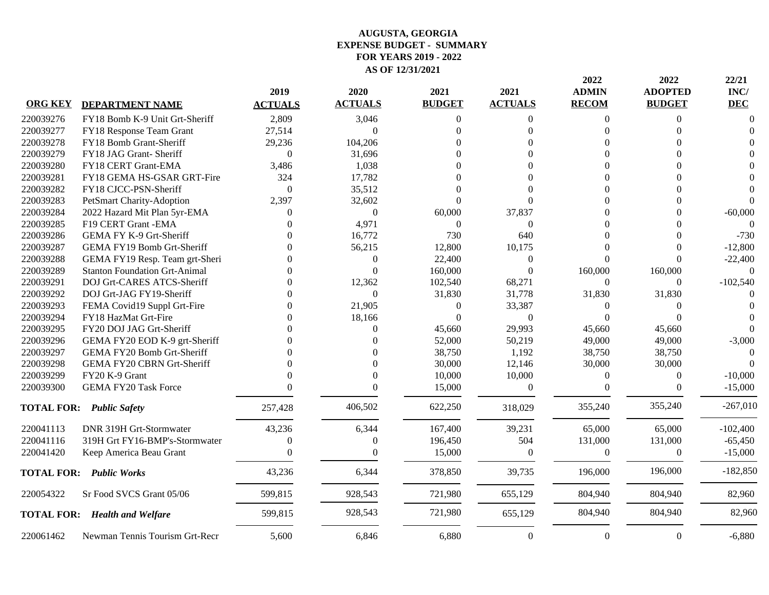# AUGUSTA, GEORGIA
## EXPENSE BUDGET - SUMMARY
## FOR YEARS 2019 - 2022
## AS OF 12/31/2021

| ORG KEY | DEPARTMENT NAME | 2019 ACTUALS | 2020 ACTUALS | 2021 BUDGET | 2021 ACTUALS | 2022 ADMIN RECOM | 2022 ADOPTED BUDGET | 22/21 INC/ DEC |
|---|---|---|---|---|---|---|---|---|
| 220039276 | FY18 Bomb K-9 Unit Grt-Sheriff | 2,809 | 3,046 | 0 | 0 | 0 | 0 | 0 |
| 220039277 | FY18 Response Team Grant | 27,514 | 0 | 0 | 0 | 0 | 0 | 0 |
| 220039278 | FY18 Bomb Grant-Sheriff | 29,236 | 104,206 | 0 | 0 | 0 | 0 | 0 |
| 220039279 | FY18 JAG Grant- Sheriff | 0 | 31,696 | 0 | 0 | 0 | 0 | 0 |
| 220039280 | FY18 CERT Grant-EMA | 3,486 | 1,038 | 0 | 0 | 0 | 0 | 0 |
| 220039281 | FY18 GEMA HS-GSAR GRT-Fire | 324 | 17,782 | 0 | 0 | 0 | 0 | 0 |
| 220039282 | FY18 CJCC-PSN-Sheriff | 0 | 35,512 | 0 | 0 | 0 | 0 | 0 |
| 220039283 | PetSmart Charity-Adoption | 2,397 | 32,602 | 0 | 0 | 0 | 0 | 0 |
| 220039284 | 2022 Hazard Mit Plan 5yr-EMA | 0 | 0 | 60,000 | 37,837 | 0 | 0 | -60,000 |
| 220039285 | F19 CERT Grant -EMA | 0 | 4,971 | 0 | 0 | 0 | 0 | 0 |
| 220039286 | GEMA FY K-9 Grt-Sheriff | 0 | 16,772 | 730 | 640 | 0 | 0 | -730 |
| 220039287 | GEMA FY19 Bomb Grt-Sheriff | 0 | 56,215 | 12,800 | 10,175 | 0 | 0 | -12,800 |
| 220039288 | GEMA FY19 Resp. Team grt-Sheri | 0 | 0 | 22,400 | 0 | 0 | 0 | -22,400 |
| 220039289 | Stanton Foundation Grt-Animal | 0 | 0 | 160,000 | 0 | 160,000 | 160,000 | 0 |
| 220039291 | DOJ Grt-CARES ATCS-Sheriff | 0 | 12,362 | 102,540 | 68,271 | 0 | 0 | -102,540 |
| 220039292 | DOJ Grt-JAG FY19-Sheriff | 0 | 0 | 31,830 | 31,778 | 31,830 | 31,830 | 0 |
| 220039293 | FEMA Covid19 Suppl Grt-Fire | 0 | 21,905 | 0 | 33,387 | 0 | 0 | 0 |
| 220039294 | FY18 HazMat Grt-Fire | 0 | 18,166 | 0 | 0 | 0 | 0 | 0 |
| 220039295 | FY20 DOJ JAG Grt-Sheriff | 0 | 0 | 45,660 | 29,993 | 45,660 | 45,660 | 0 |
| 220039296 | GEMA FY20 EOD K-9 grt-Sheriff | 0 | 0 | 52,000 | 50,219 | 49,000 | 49,000 | -3,000 |
| 220039297 | GEMA FY20 Bomb Grt-Sheriff | 0 | 0 | 38,750 | 1,192 | 38,750 | 38,750 | 0 |
| 220039298 | GEMA FY20 CBRN Grt-Sheriff | 0 | 0 | 30,000 | 12,146 | 30,000 | 30,000 | 0 |
| 220039299 | FY20 K-9 Grant | 0 | 0 | 10,000 | 10,000 | 0 | 0 | -10,000 |
| 220039300 | GEMA FY20 Task Force | 0 | 0 | 15,000 | 0 | 0 | 0 | -15,000 |
| **TOTAL FOR:** | ***Public Safety*** | 257,428 | 406,502 | 622,250 | 318,029 | 355,240 | 355,240 | -267,010 |
| 220041113 | DNR 319H Grt-Stormwater | 43,236 | 6,344 | 167,400 | 39,231 | 65,000 | 65,000 | -102,400 |
| 220041116 | 319H Grt FY16-BMP's-Stormwater | 0 | 0 | 196,450 | 504 | 131,000 | 131,000 | -65,450 |
| 220041420 | Keep America Beau Grant | 0 | 0 | 15,000 | 0 | 0 | 0 | -15,000 |
| **TOTAL FOR:** | ***Public Works*** | 43,236 | 6,344 | 378,850 | 39,735 | 196,000 | 196,000 | -182,850 |
| 220054322 | Sr Food SVCS Grant 05/06 | 599,815 | 928,543 | 721,980 | 655,129 | 804,940 | 804,940 | 82,960 |
| **TOTAL FOR:** | ***Health and Welfare*** | 599,815 | 928,543 | 721,980 | 655,129 | 804,940 | 804,940 | 82,960 |
| 220061462 | Newman Tennis Tourism Grt-Recr | 5,600 | 6,846 | 6,880 | 0 | 0 | 0 | -6,880 |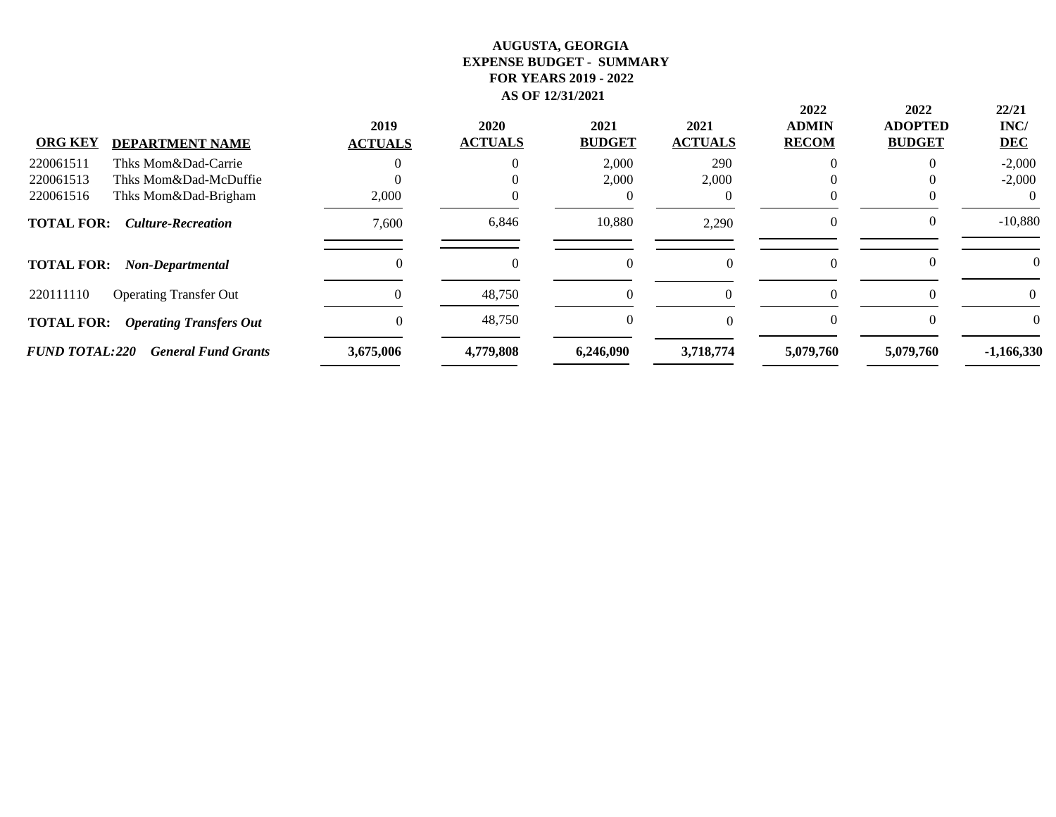**AUGUSTA, GEORGIA**
**EXPENSE BUDGET - SUMMARY**
**FOR YEARS 2019 - 2022**
**AS OF 12/31/2021**

| ORG KEY | DEPARTMENT NAME | 2019 ACTUALS | 2020 ACTUALS | 2021 BUDGET | 2021 ACTUALS | 2022 ADMIN RECOM | 2022 ADOPTED BUDGET | 22/21 INC/ DEC |
|---|---|---|---|---|---|---|---|---|
| 220061511 | Thks Mom&Dad-Carrie | 0 | 0 | 2,000 | 290 | 0 | 0 | -2,000 |
| 220061513 | Thks Mom&Dad-McDuffie | 0 | 0 | 2,000 | 2,000 | 0 | 0 | -2,000 |
| 220061516 | Thks Mom&Dad-Brigham | 2,000 | 0 | 0 | 0 | 0 | 0 | 0 |
| **TOTAL FOR:** | ***Culture-Recreation*** | 7,600 | 6,846 | 10,880 | 2,290 | 0 | 0 | -10,880 |
| **TOTAL FOR:** | ***Non-Departmental*** | 0 | 0 | 0 | 0 | 0 | 0 | 0 |
| 220111110 | Operating Transfer Out | 0 | 48,750 | 0 | 0 | 0 | 0 | 0 |
| **TOTAL FOR:** | ***Operating Transfers Out*** | 0 | 48,750 | 0 | 0 | 0 | 0 | 0 |
| ***FUND TOTAL:220*** | ***General Fund Grants*** | **3,675,006** | **4,779,808** | **6,246,090** | **3,718,774** | **5,079,760** | **5,079,760** | **-1,166,330** |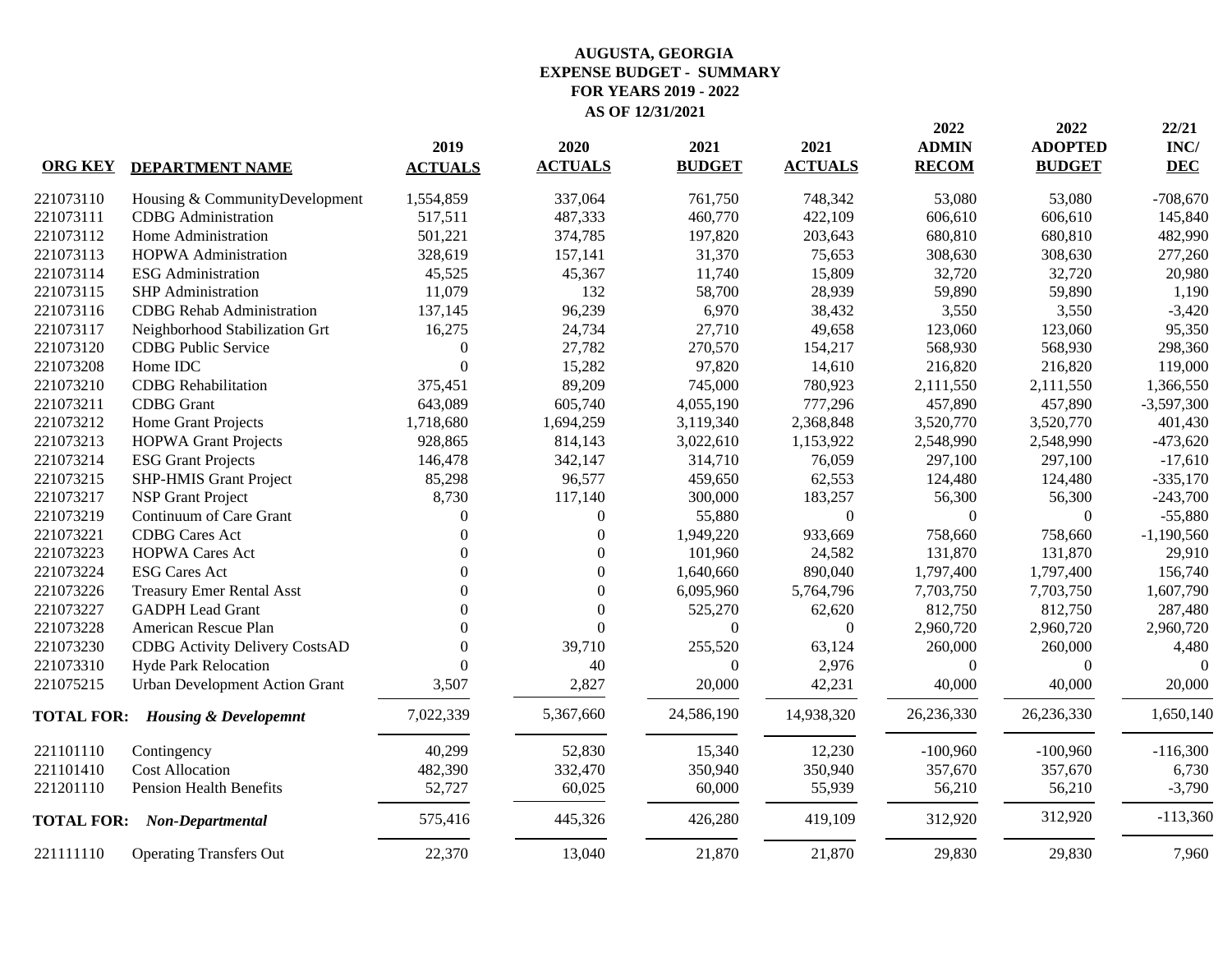**AUGUSTA, GEORGIA**
**EXPENSE BUDGET - SUMMARY**
**FOR YEARS 2019 - 2022**
**AS OF 12/31/2021**

| ORG KEY | DEPARTMENT NAME | 2019 ACTUALS | 2020 ACTUALS | 2021 BUDGET | 2021 ACTUALS | 2022 ADMIN RECOM | 2022 ADOPTED BUDGET | 22/21 INC/ DEC |
|---|---|---|---|---|---|---|---|---|
| 221073110 | Housing & CommunityDevelopment | 1,554,859 | 337,064 | 761,750 | 748,342 | 53,080 | 53,080 | -708,670 |
| 221073111 | CDBG Administration | 517,511 | 487,333 | 460,770 | 422,109 | 606,610 | 606,610 | 145,840 |
| 221073112 | Home Administration | 501,221 | 374,785 | 197,820 | 203,643 | 680,810 | 680,810 | 482,990 |
| 221073113 | HOPWA Administration | 328,619 | 157,141 | 31,370 | 75,653 | 308,630 | 308,630 | 277,260 |
| 221073114 | ESG Administration | 45,525 | 45,367 | 11,740 | 15,809 | 32,720 | 32,720 | 20,980 |
| 221073115 | SHP Administration | 11,079 | 132 | 58,700 | 28,939 | 59,890 | 59,890 | 1,190 |
| 221073116 | CDBG Rehab Administration | 137,145 | 96,239 | 6,970 | 38,432 | 3,550 | 3,550 | -3,420 |
| 221073117 | Neighborhood Stabilization Grt | 16,275 | 24,734 | 27,710 | 49,658 | 123,060 | 123,060 | 95,350 |
| 221073120 | CDBG Public Service | 0 | 27,782 | 270,570 | 154,217 | 568,930 | 568,930 | 298,360 |
| 221073208 | Home IDC | 0 | 15,282 | 97,820 | 14,610 | 216,820 | 216,820 | 119,000 |
| 221073210 | CDBG Rehabilitation | 375,451 | 89,209 | 745,000 | 780,923 | 2,111,550 | 2,111,550 | 1,366,550 |
| 221073211 | CDBG Grant | 643,089 | 605,740 | 4,055,190 | 777,296 | 457,890 | 457,890 | -3,597,300 |
| 221073212 | Home Grant Projects | 1,718,680 | 1,694,259 | 3,119,340 | 2,368,848 | 3,520,770 | 3,520,770 | 401,430 |
| 221073213 | HOPWA Grant Projects | 928,865 | 814,143 | 3,022,610 | 1,153,922 | 2,548,990 | 2,548,990 | -473,620 |
| 221073214 | ESG Grant Projects | 146,478 | 342,147 | 314,710 | 76,059 | 297,100 | 297,100 | -17,610 |
| 221073215 | SHP-HMIS Grant Project | 85,298 | 96,577 | 459,650 | 62,553 | 124,480 | 124,480 | -335,170 |
| 221073217 | NSP Grant Project | 8,730 | 117,140 | 300,000 | 183,257 | 56,300 | 56,300 | -243,700 |
| 221073219 | Continuum of Care Grant | 0 | 0 | 55,880 | 0 | 0 | 0 | -55,880 |
| 221073221 | CDBG Cares Act | 0 | 0 | 1,949,220 | 933,669 | 758,660 | 758,660 | -1,190,560 |
| 221073223 | HOPWA Cares Act | 0 | 0 | 101,960 | 24,582 | 131,870 | 131,870 | 29,910 |
| 221073224 | ESG Cares Act | 0 | 0 | 1,640,660 | 890,040 | 1,797,400 | 1,797,400 | 156,740 |
| 221073226 | Treasury Emer Rental Asst | 0 | 0 | 6,095,960 | 5,764,796 | 7,703,750 | 7,703,750 | 1,607,790 |
| 221073227 | GADPH Lead Grant | 0 | 0 | 525,270 | 62,620 | 812,750 | 812,750 | 287,480 |
| 221073228 | American Rescue Plan | 0 | 0 | 0 | 0 | 2,960,720 | 2,960,720 | 2,960,720 |
| 221073230 | CDBG Activity Delivery CostsAD | 0 | 39,710 | 255,520 | 63,124 | 260,000 | 260,000 | 4,480 |
| 221073310 | Hyde Park Relocation | 0 | 40 | 0 | 2,976 | 0 | 0 | 0 |
| 221075215 | Urban Development Action Grant | 3,507 | 2,827 | 20,000 | 42,231 | 40,000 | 40,000 | 20,000 |
| **TOTAL FOR:** | ***Housing & Developemnt*** | 7,022,339 | 5,367,660 | 24,586,190 | 14,938,320 | 26,236,330 | 26,236,330 | 1,650,140 |
| 221101110 | Contingency | 40,299 | 52,830 | 15,340 | 12,230 | -100,960 | -100,960 | -116,300 |
| 221101410 | Cost Allocation | 482,390 | 332,470 | 350,940 | 350,940 | 357,670 | 357,670 | 6,730 |
| 221201110 | Pension Health Benefits | 52,727 | 60,025 | 60,000 | 55,939 | 56,210 | 56,210 | -3,790 |
| **TOTAL FOR:** | ***Non-Departmental*** | 575,416 | 445,326 | 426,280 | 419,109 | 312,920 | 312,920 | -113,360 |
| 221111110 | Operating Transfers Out | 22,370 | 13,040 | 21,870 | 21,870 | 29,830 | 29,830 | 7,960 |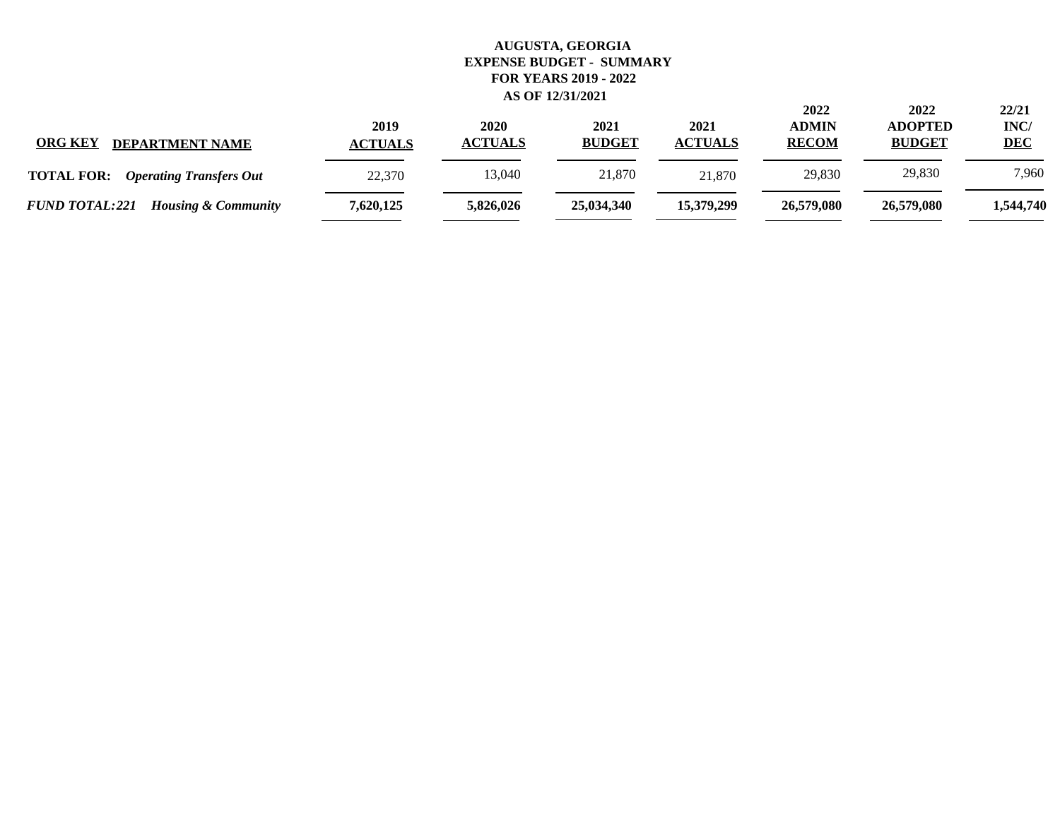**AUGUSTA, GEORGIA**
**EXPENSE BUDGET - SUMMARY**
**FOR YEARS 2019 - 2022**
**AS OF 12/31/2021**

| ORG KEY DEPARTMENT NAME | 2019 ACTUALS | 2020 ACTUALS | 2021 BUDGET | 2021 ACTUALS | 2022 ADMIN RECOM | 2022 ADOPTED BUDGET | 22/21 INC/ DEC |
|---|---|---|---|---|---|---|---|
| **TOTAL FOR:** ***Operating Transfers Out*** | 22,370 | 13,040 | 21,870 | 21,870 | 29,830 | 29,830 | 7,960 |
| ***FUND TOTAL: 221 Housing & Community*** | **7,620,125** | **5,826,026** | **25,034,340** | **15,379,299** | **26,579,080** | **26,579,080** | **1,544,740** |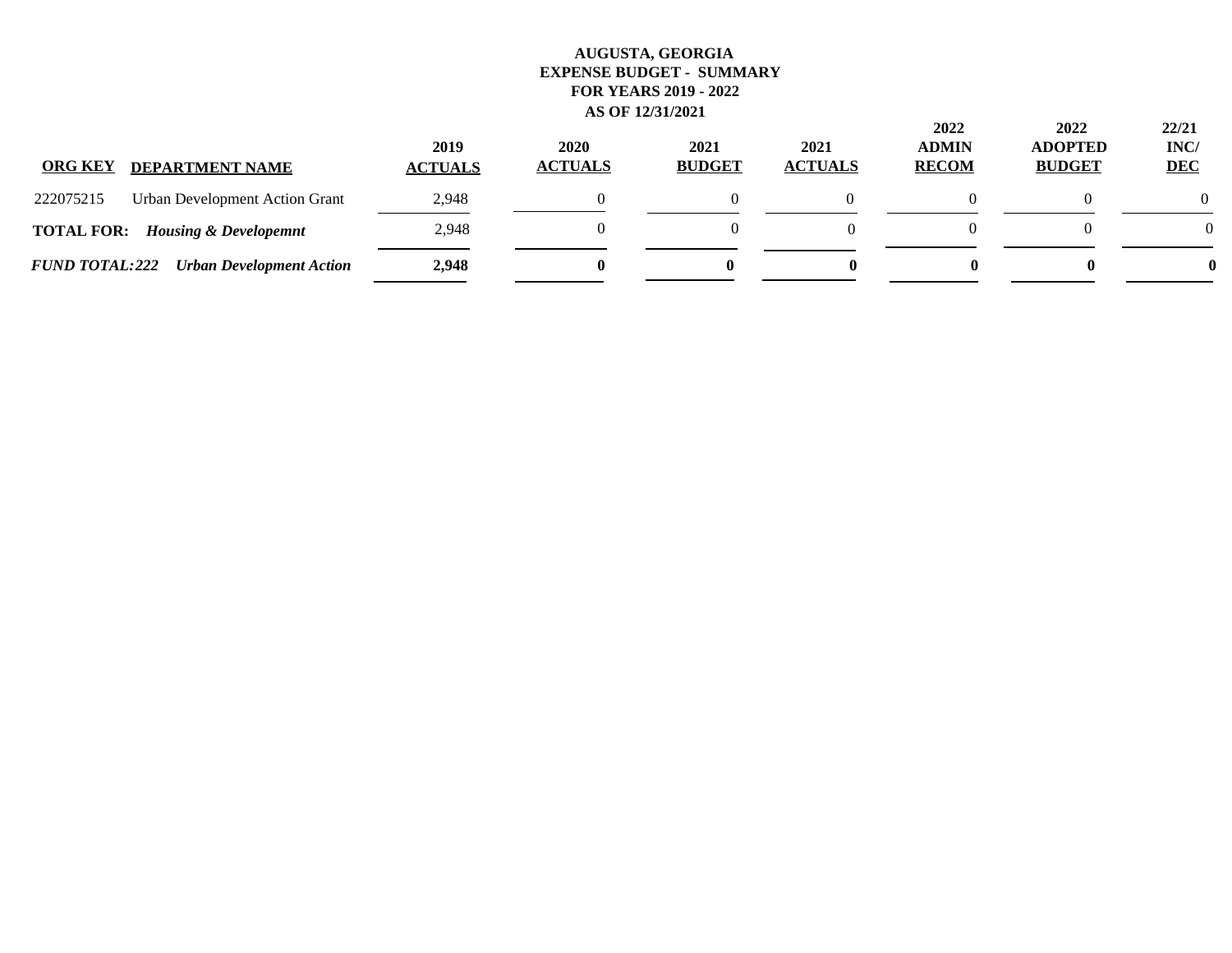**AUGUSTA, GEORGIA**
**EXPENSE BUDGET - SUMMARY**
**FOR YEARS 2019 - 2022**
**AS OF 12/31/2021**

| ORG KEY | DEPARTMENT NAME | 2019 ACTUALS | 2020 ACTUALS | 2021 BUDGET | 2021 ACTUALS | 2022 ADMIN RECOM | 2022 ADOPTED BUDGET | 22/21 INC/ DEC |
|---|---|---|---|---|---|---|---|---|
| 222075215 | Urban Development Action Grant | 2,948 | 0 | 0 | 0 | 0 | 0 | 0 |
| **TOTAL FOR:** | ***Housing & Developemnt*** | 2,948 | 0 | 0 | 0 | 0 | 0 | 0 |
| ***FUND TOTAL: 222*** | ***Urban Development Action*** | **2,948** | **0** | **0** | **0** | **0** | **0** | **0** |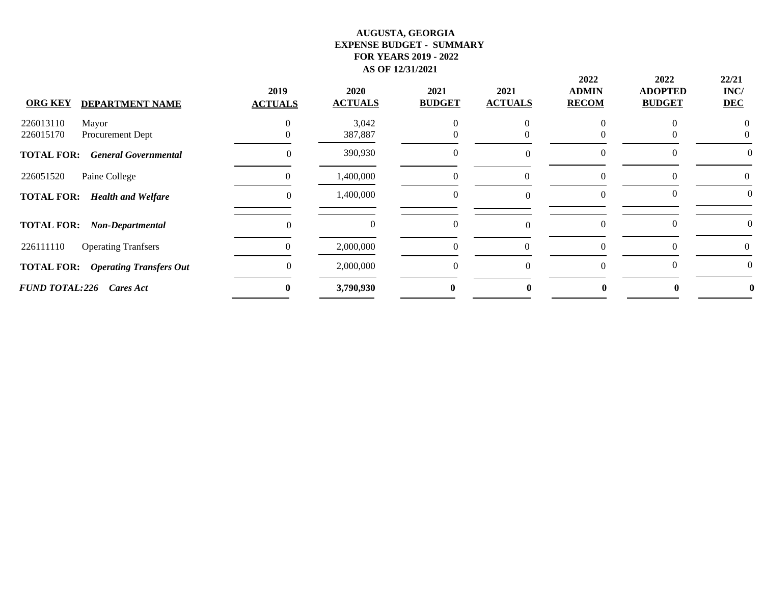**AUGUSTA, GEORGIA**
**EXPENSE BUDGET - SUMMARY**
**FOR YEARS 2019 - 2022**
**AS OF 12/31/2021**

| ORG KEY | DEPARTMENT NAME | 2019 ACTUALS | 2020 ACTUALS | 2021 BUDGET | 2021 ACTUALS | 2022 ADMIN RECOM | 2022 ADOPTED BUDGET | 22/21 INC/ DEC |
|---|---|---|---|---|---|---|---|---|
| 226013110 | Mayor | 0 | 3,042 | 0 | 0 | 0 | 0 | 0 |
| 226015170 | Procurement Dept | 0 | 387,887 | 0 | 0 | 0 | 0 | 0 |
| **TOTAL FOR:** | ***General Governmental*** | 0 | 390,930 | 0 | 0 | 0 | 0 | 0 |
| 226051520 | Paine College | 0 | 1,400,000 | 0 | 0 | 0 | 0 | 0 |
| **TOTAL FOR:** | ***Health and Welfare*** | 0 | 1,400,000 | 0 | 0 | 0 | 0 | 0 |
| **TOTAL FOR:** | ***Non-Departmental*** | 0 | 0 | 0 | 0 | 0 | 0 | 0 |
| 226111110 | Operating Tranfsers | 0 | 2,000,000 | 0 | 0 | 0 | 0 | 0 |
| **TOTAL FOR:** | ***Operating Transfers Out*** | 0 | 2,000,000 | 0 | 0 | 0 | 0 | 0 |
| ***FUND TOTAL: 226*** | ***Cares Act*** | **0** | **3,790,930** | **0** | **0** | **0** | **0** | **0** |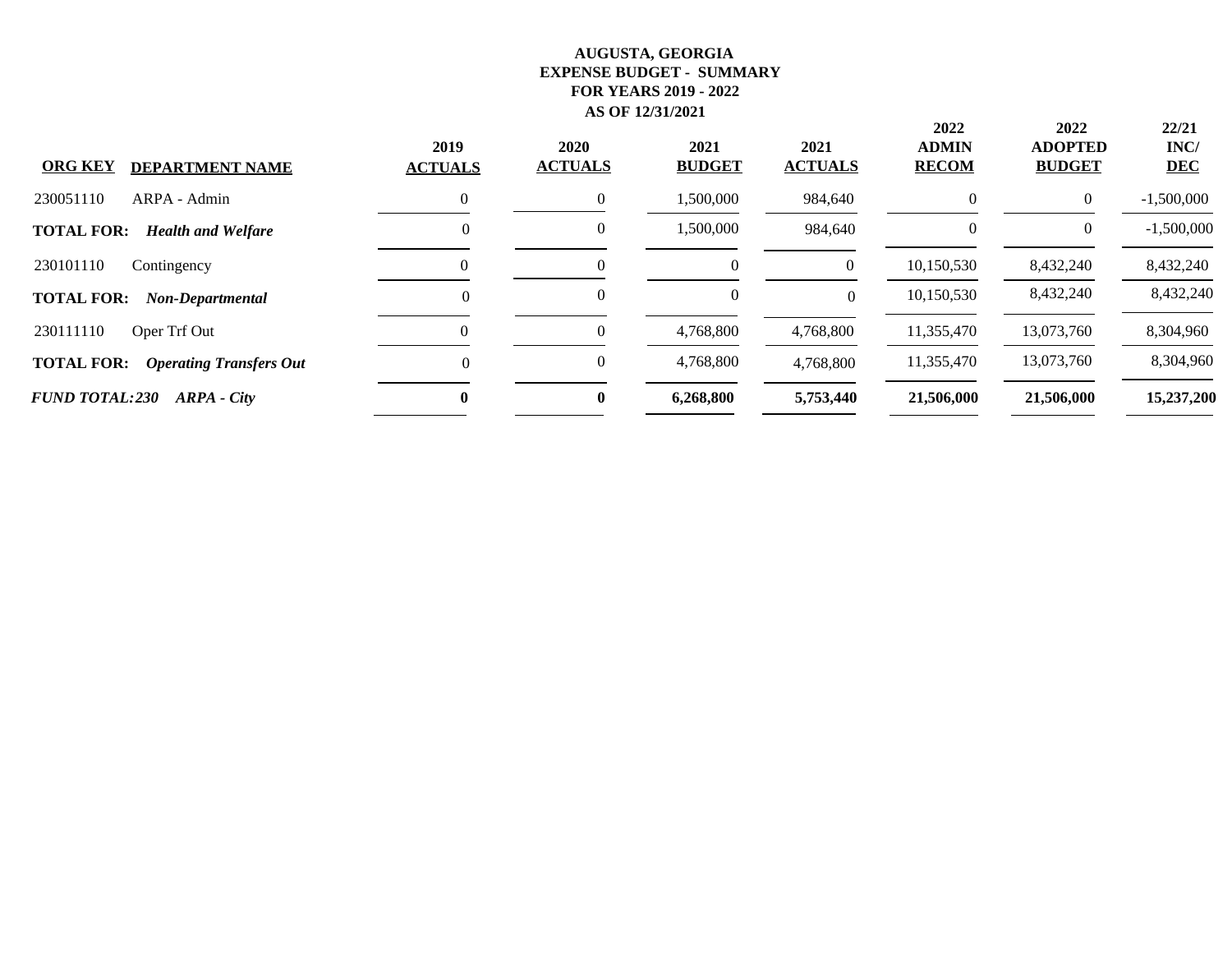**AUGUSTA, GEORGIA**
**EXPENSE BUDGET - SUMMARY**
**FOR YEARS 2019 - 2022**
**AS OF 12/31/2021**

| ORG KEY | DEPARTMENT NAME | 2019 ACTUALS | 2020 ACTUALS | 2021 BUDGET | 2021 ACTUALS | 2022 ADMIN RECOM | 2022 ADOPTED BUDGET | 22/21 INC/ DEC |
|---|---|---|---|---|---|---|---|---|
| 230051110 | ARPA - Admin | 0 | 0 | 1,500,000 | 984,640 | 0 | 0 | -1,500,000 |
| **TOTAL FOR:** | ***Health and Welfare*** | 0 | 0 | 1,500,000 | 984,640 | 0 | 0 | -1,500,000 |
| 230101110 | Contingency | 0 | 0 | 0 | 0 | 10,150,530 | 8,432,240 | 8,432,240 |
| **TOTAL FOR:** | ***Non-Departmental*** | 0 | 0 | 0 | 0 | 10,150,530 | 8,432,240 | 8,432,240 |
| 230111110 | Oper Trf Out | 0 | 0 | 4,768,800 | 4,768,800 | 11,355,470 | 13,073,760 | 8,304,960 |
| **TOTAL FOR:** | ***Operating Transfers Out*** | 0 | 0 | 4,768,800 | 4,768,800 | 11,355,470 | 13,073,760 | 8,304,960 |
| ***FUND TOTAL: 230*** | ***ARPA - City*** | **0** | **0** | **6,268,800** | **5,753,440** | **21,506,000** | **21,506,000** | **15,237,200** |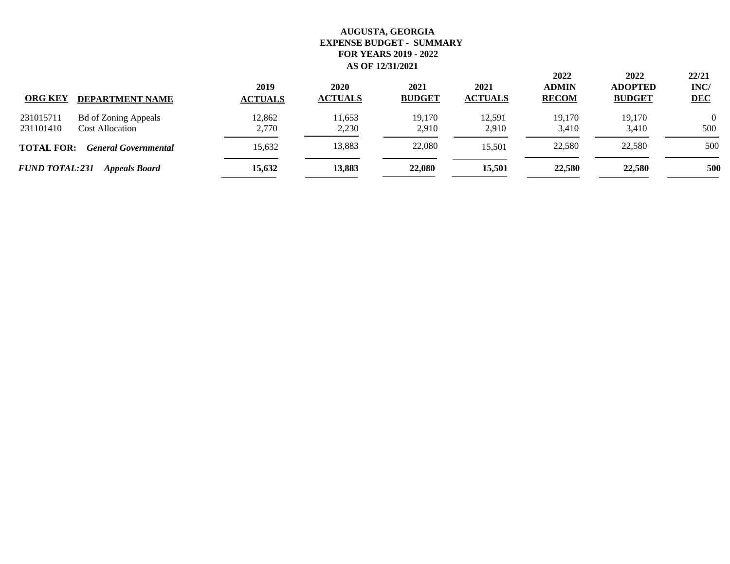**AUGUSTA, GEORGIA**
**EXPENSE BUDGET - SUMMARY**
**FOR YEARS 2019 - 2022**
**AS OF 12/31/2021**

| ORG KEY | DEPARTMENT NAME | 2019 ACTUALS | 2020 ACTUALS | 2021 BUDGET | 2021 ACTUALS | 2022 ADMIN RECOM | 2022 ADOPTED BUDGET | 22/21 INC/ DEC |
|---|---|---|---|---|---|---|---|---|
| 231015711 | Bd of Zoning Appeals | 12,862 | 11,653 | 19,170 | 12,591 | 19,170 | 19,170 | 0 |
| 231101410 | Cost Allocation | 2,770 | 2,230 | 2,910 | 2,910 | 3,410 | 3,410 | 500 |
| **TOTAL FOR:** | ***General Governmental*** | 15,632 | 13,883 | 22,080 | 15,501 | 22,580 | 22,580 | 500 |
| ***FUND TOTAL:231*** | ***Appeals Board*** | **15,632** | **13,883** | **22,080** | **15,501** | **22,580** | **22,580** | **500** |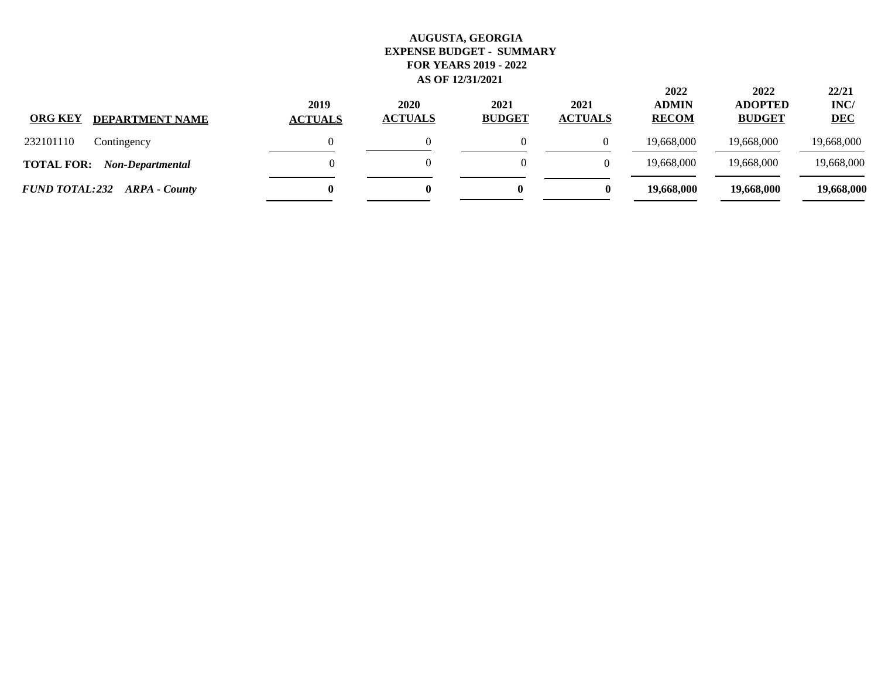**AUGUSTA, GEORGIA**
**EXPENSE BUDGET - SUMMARY**
**FOR YEARS 2019 - 2022**
**AS OF 12/31/2021**

| ORG KEY | DEPARTMENT NAME | 2019 ACTUALS | 2020 ACTUALS | 2021 BUDGET | 2021 ACTUALS | 2022 ADMIN RECOM | 2022 ADOPTED BUDGET | 22/21 INC/ DEC |
|---|---|---|---|---|---|---|---|---|
| 232101110 | Contingency | 0 | 0 | 0 | 0 | 19,668,000 | 19,668,000 | 19,668,000 |
| **TOTAL FOR:** | ***Non-Departmental*** | 0 | 0 | 0 | 0 | 19,668,000 | 19,668,000 | 19,668,000 |
| ***FUND TOTAL: 232*** | ***ARPA - County*** | **0** | **0** | **0** | **0** | **19,668,000** | **19,668,000** | **19,668,000** |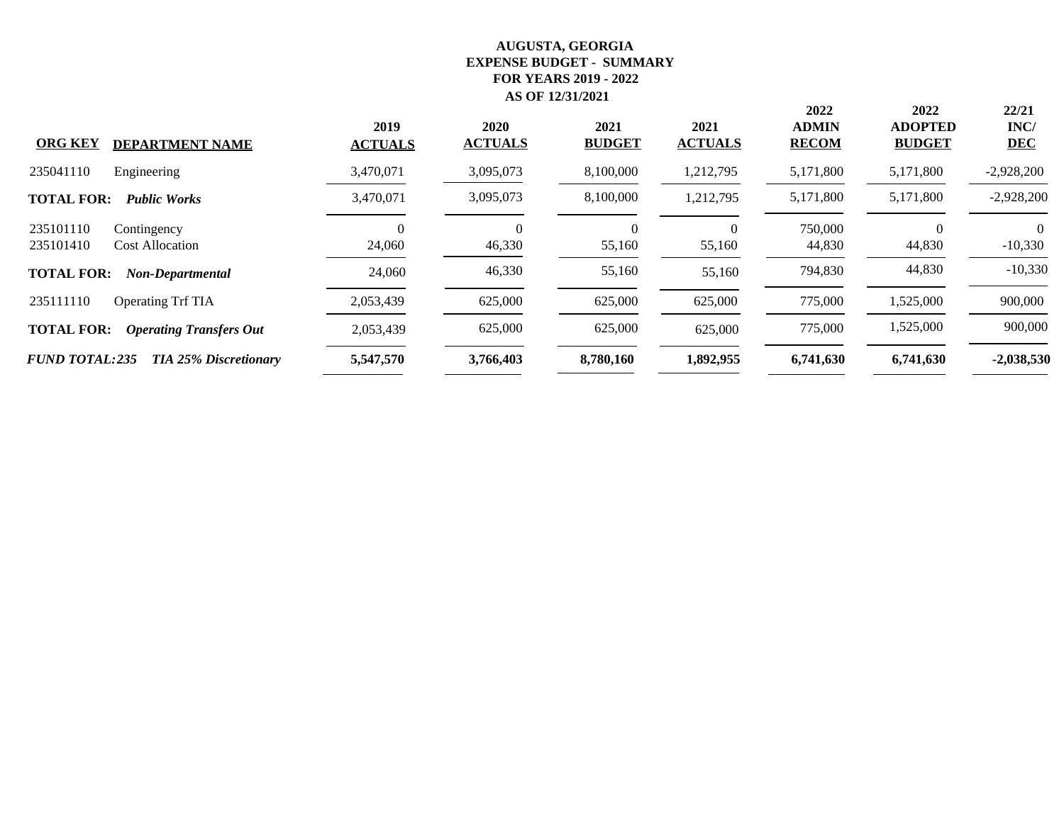**AUGUSTA, GEORGIA**
**EXPENSE BUDGET - SUMMARY**
**FOR YEARS 2019 - 2022**
**AS OF 12/31/2021**

| ORG KEY | DEPARTMENT NAME | 2019 ACTUALS | 2020 ACTUALS | 2021 BUDGET | 2021 ACTUALS | 2022 ADMIN RECOM | 2022 ADOPTED BUDGET | 22/21 INC/ DEC |
|---|---|---|---|---|---|---|---|---|
| 235041110 | Engineering | 3,470,071 | 3,095,073 | 8,100,000 | 1,212,795 | 5,171,800 | 5,171,800 | -2,928,200 |
| **TOTAL FOR:** | ***Public Works*** | 3,470,071 | 3,095,073 | 8,100,000 | 1,212,795 | 5,171,800 | 5,171,800 | -2,928,200 |
| 235101110 | Contingency | 0 | 0 | 0 | 0 | 750,000 | 0 | 0 |
| 235101410 | Cost Allocation | 24,060 | 46,330 | 55,160 | 55,160 | 44,830 | 44,830 | -10,330 |
| **TOTAL FOR:** | ***Non-Departmental*** | 24,060 | 46,330 | 55,160 | 55,160 | 794,830 | 44,830 | -10,330 |
| 235111110 | Operating Trf TIA | 2,053,439 | 625,000 | 625,000 | 625,000 | 775,000 | 1,525,000 | 900,000 |
| **TOTAL FOR:** | ***Operating Transfers Out*** | 2,053,439 | 625,000 | 625,000 | 625,000 | 775,000 | 1,525,000 | 900,000 |
| ***FUND TOTAL:235*** | ***TIA 25% Discretionary*** | **5,547,570** | **3,766,403** | **8,780,160** | **1,892,955** | **6,741,630** | **6,741,630** | **-2,038,530** |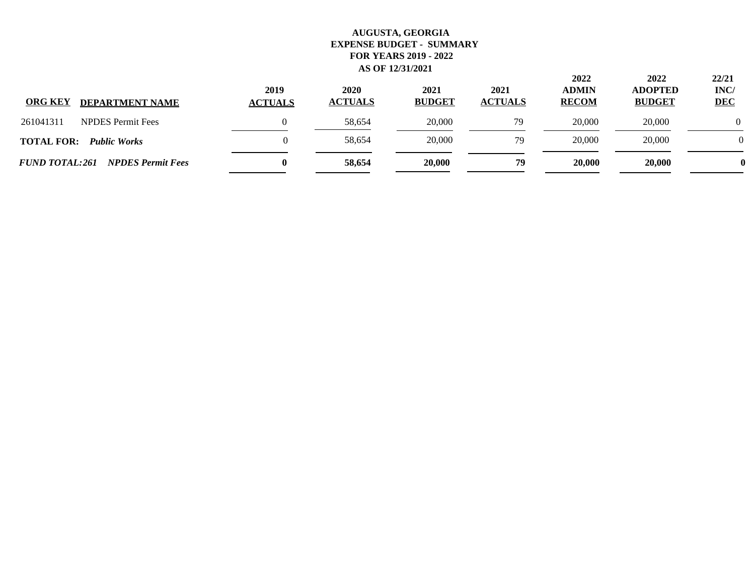**AUGUSTA, GEORGIA**
**EXPENSE BUDGET - SUMMARY**
**FOR YEARS 2019 - 2022**
**AS OF 12/31/2021**

| ORG KEY | DEPARTMENT NAME | 2019 ACTUALS | 2020 ACTUALS | 2021 BUDGET | 2021 ACTUALS | 2022 ADMIN RECOM | 2022 ADOPTED BUDGET | 22/21 INC/ DEC |
|---|---|---|---|---|---|---|---|---|
| 261041311 | NPDES Permit Fees | 0 | 58,654 | 20,000 | 79 | 20,000 | 20,000 | 0 |
| **TOTAL FOR:** | ***Public Works*** | 0 | 58,654 | 20,000 | 79 | 20,000 | 20,000 | 0 |
| ***FUND TOTAL: 261*** | ***NPDES Permit Fees*** | **0** | **58,654** | **20,000** | **79** | **20,000** | **20,000** | **0** |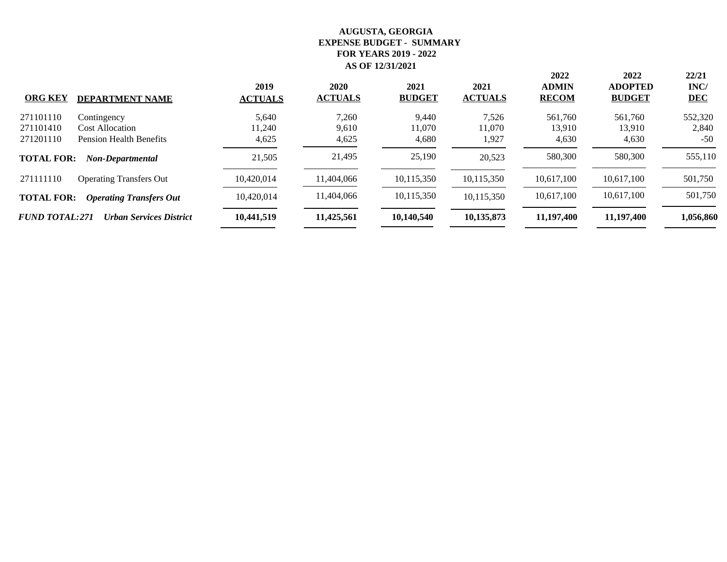# AUGUSTA, GEORGIA
## EXPENSE BUDGET - SUMMARY
## FOR YEARS 2019 - 2022
## AS OF 12/31/2021

| ORG KEY | DEPARTMENT NAME | 2019 ACTUALS | 2020 ACTUALS | 2021 BUDGET | 2021 ACTUALS | 2022 ADMIN RECOM | 2022 ADOPTED BUDGET | 22/21 INC/ DEC |
|---|---|---|---|---|---|---|---|---|
| 271101110 | Contingency | 5,640 | 7,260 | 9,440 | 7,526 | 561,760 | 561,760 | 552,320 |
| 271101410 | Cost Allocation | 11,240 | 9,610 | 11,070 | 11,070 | 13,910 | 13,910 | 2,840 |
| 271201110 | Pension Health Benefits | 4,625 | 4,625 | 4,680 | 1,927 | 4,630 | 4,630 | -50 |
| **TOTAL FOR:** | ***Non-Departmental*** | 21,505 | 21,495 | 25,190 | 20,523 | 580,300 | 580,300 | 555,110 |
| 271111110 | Operating Transfers Out | 10,420,014 | 11,404,066 | 10,115,350 | 10,115,350 | 10,617,100 | 10,617,100 | 501,750 |
| **TOTAL FOR:** | ***Operating Transfers Out*** | 10,420,014 | 11,404,066 | 10,115,350 | 10,115,350 | 10,617,100 | 10,617,100 | 501,750 |
| ***FUND TOTAL: 271*** | ***Urban Services District*** | **10,441,519** | **11,425,561** | **10,140,540** | **10,135,873** | **11,197,400** | **11,197,400** | **1,056,860** |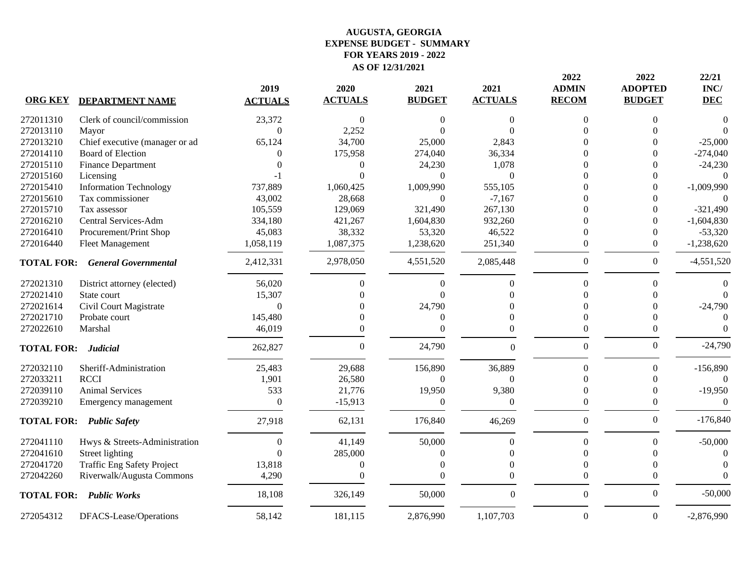# AUGUSTA, GEORGIA
## EXPENSE BUDGET - SUMMARY
### FOR YEARS 2019 - 2022
### AS OF 12/31/2021

| ORG KEY | DEPARTMENT NAME | 2019 ACTUALS | 2020 ACTUALS | 2021 BUDGET | 2021 ACTUALS | 2022 ADMIN RECOM | 2022 ADOPTED BUDGET | 22/21 INC/ DEC |
|---|---|---|---|---|---|---|---|---|
| 272011310 | Clerk of council/commission | 23,372 | 0 | 0 | 0 | 0 | 0 | 0 |
| 272013110 | Mayor | 0 | 2,252 | 0 | 0 | 0 | 0 | 0 |
| 272013210 | Chief executive (manager or ad | 65,124 | 34,700 | 25,000 | 2,843 | 0 | 0 | -25,000 |
| 272014110 | Board of Election | 0 | 175,958 | 274,040 | 36,334 | 0 | 0 | -274,040 |
| 272015110 | Finance Department | 0 | 0 | 24,230 | 1,078 | 0 | 0 | -24,230 |
| 272015160 | Licensing | -1 | 0 | 0 | 0 | 0 | 0 | 0 |
| 272015410 | Information Technology | 737,889 | 1,060,425 | 1,009,990 | 555,105 | 0 | 0 | -1,009,990 |
| 272015610 | Tax commissioner | 43,002 | 28,668 | 0 | -7,167 | 0 | 0 | 0 |
| 272015710 | Tax assessor | 105,559 | 129,069 | 321,490 | 267,130 | 0 | 0 | -321,490 |
| 272016210 | Central Services-Adm | 334,180 | 421,267 | 1,604,830 | 932,260 | 0 | 0 | -1,604,830 |
| 272016410 | Procurement/Print Shop | 45,083 | 38,332 | 53,320 | 46,522 | 0 | 0 | -53,320 |
| 272016440 | Fleet Management | 1,058,119 | 1,087,375 | 1,238,620 | 251,340 | 0 | 0 | -1,238,620 |
| **TOTAL FOR:** | ***General Governmental*** | 2,412,331 | 2,978,050 | 4,551,520 | 2,085,448 | 0 | 0 | -4,551,520 |
| 272021310 | District attorney (elected) | 56,020 | 0 | 0 | 0 | 0 | 0 | 0 |
| 272021410 | State court | 15,307 | 0 | 0 | 0 | 0 | 0 | 0 |
| 272021614 | Civil Court Magistrate | 0 | 0 | 24,790 | 0 | 0 | 0 | -24,790 |
| 272021710 | Probate court | 145,480 | 0 | 0 | 0 | 0 | 0 | 0 |
| 272022610 | Marshal | 46,019 | 0 | 0 | 0 | 0 | 0 | 0 |
| **TOTAL FOR:** | ***Judicial*** | 262,827 | 0 | 24,790 | 0 | 0 | 0 | -24,790 |
| 272032110 | Sheriff-Administration | 25,483 | 29,688 | 156,890 | 36,889 | 0 | 0 | -156,890 |
| 272033211 | RCCI | 1,901 | 26,580 | 0 | 0 | 0 | 0 | 0 |
| 272039110 | Animal Services | 533 | 21,776 | 19,950 | 9,380 | 0 | 0 | -19,950 |
| 272039210 | Emergency management | 0 | -15,913 | 0 | 0 | 0 | 0 | 0 |
| **TOTAL FOR:** | ***Public Safety*** | 27,918 | 62,131 | 176,840 | 46,269 | 0 | 0 | -176,840 |
| 272041110 | Hwys & Streets-Administration | 0 | 41,149 | 50,000 | 0 | 0 | 0 | -50,000 |
| 272041610 | Street lighting | 0 | 285,000 | 0 | 0 | 0 | 0 | 0 |
| 272041720 | Traffic Eng Safety Project | 13,818 | 0 | 0 | 0 | 0 | 0 | 0 |
| 272042260 | Riverwalk/Augusta Commons | 4,290 | 0 | 0 | 0 | 0 | 0 | 0 |
| **TOTAL FOR:** | ***Public Works*** | 18,108 | 326,149 | 50,000 | 0 | 0 | 0 | -50,000 |
| 272054312 | DFACS-Lease/Operations | 58,142 | 181,115 | 2,876,990 | 1,107,703 | 0 | 0 | -2,876,990 |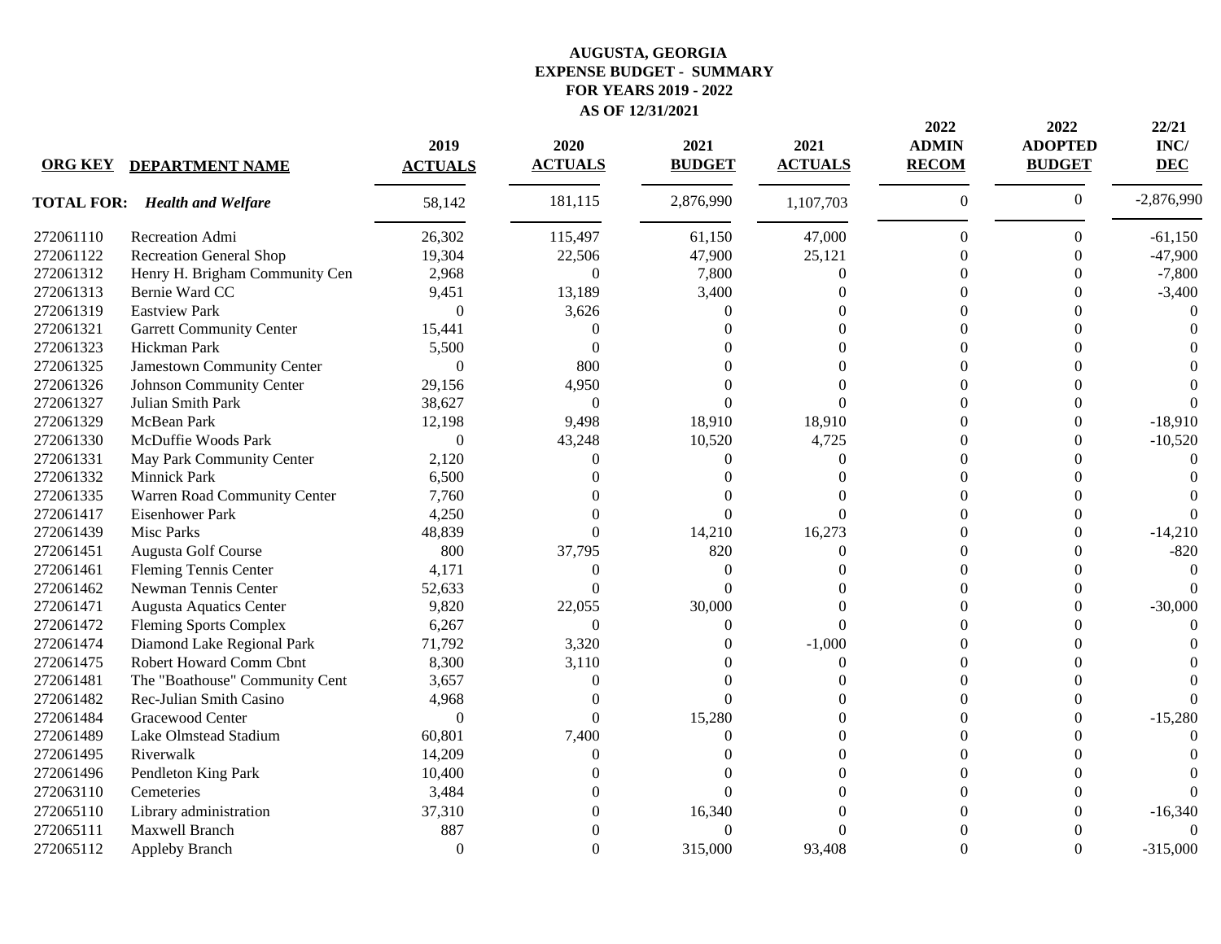# AUGUSTA, GEORGIA
## EXPENSE BUDGET - SUMMARY
## FOR YEARS 2019 - 2022
## AS OF 12/31/2021

| ORG KEY | DEPARTMENT NAME | 2019 ACTUALS | 2020 ACTUALS | 2021 BUDGET | 2021 ACTUALS | 2022 ADMIN RECOM | 2022 ADOPTED BUDGET | 22/21 INC/ DEC |
|---|---|---|---|---|---|---|---|---|
| **TOTAL FOR:** | ***Health and Welfare*** | 58,142 | 181,115 | 2,876,990 | 1,107,703 | 0 | 0 | -2,876,990 |
| 272061110 | Recreation Admi | 26,302 | 115,497 | 61,150 | 47,000 | 0 | 0 | -61,150 |
| 272061122 | Recreation General Shop | 19,304 | 22,506 | 47,900 | 25,121 | 0 | 0 | -47,900 |
| 272061312 | Henry H. Brigham Community Cen | 2,968 | 0 | 7,800 | 0 | 0 | 0 | -7,800 |
| 272061313 | Bernie Ward CC | 9,451 | 13,189 | 3,400 | 0 | 0 | 0 | -3,400 |
| 272061319 | Eastview Park | 0 | 3,626 | 0 | 0 | 0 | 0 | 0 |
| 272061321 | Garrett Community Center | 15,441 | 0 | 0 | 0 | 0 | 0 | 0 |
| 272061323 | Hickman Park | 5,500 | 0 | 0 | 0 | 0 | 0 | 0 |
| 272061325 | Jamestown Community Center | 0 | 800 | 0 | 0 | 0 | 0 | 0 |
| 272061326 | Johnson Community Center | 29,156 | 4,950 | 0 | 0 | 0 | 0 | 0 |
| 272061327 | Julian Smith Park | 38,627 | 0 | 0 | 0 | 0 | 0 | 0 |
| 272061329 | McBean Park | 12,198 | 9,498 | 18,910 | 18,910 | 0 | 0 | -18,910 |
| 272061330 | McDuffie Woods Park | 0 | 43,248 | 10,520 | 4,725 | 0 | 0 | -10,520 |
| 272061331 | May Park Community Center | 2,120 | 0 | 0 | 0 | 0 | 0 | 0 |
| 272061332 | Minnick Park | 6,500 | 0 | 0 | 0 | 0 | 0 | 0 |
| 272061335 | Warren Road Community Center | 7,760 | 0 | 0 | 0 | 0 | 0 | 0 |
| 272061417 | Eisenhower Park | 4,250 | 0 | 0 | 0 | 0 | 0 | 0 |
| 272061439 | Misc Parks | 48,839 | 0 | 14,210 | 16,273 | 0 | 0 | -14,210 |
| 272061451 | Augusta Golf Course | 800 | 37,795 | 820 | 0 | 0 | 0 | -820 |
| 272061461 | Fleming Tennis Center | 4,171 | 0 | 0 | 0 | 0 | 0 | 0 |
| 272061462 | Newman Tennis Center | 52,633 | 0 | 0 | 0 | 0 | 0 | 0 |
| 272061471 | Augusta Aquatics Center | 9,820 | 22,055 | 30,000 | 0 | 0 | 0 | -30,000 |
| 272061472 | Fleming Sports Complex | 6,267 | 0 | 0 | 0 | 0 | 0 | 0 |
| 272061474 | Diamond Lake Regional Park | 71,792 | 3,320 | 0 | -1,000 | 0 | 0 | 0 |
| 272061475 | Robert Howard Comm Cbnt | 8,300 | 3,110 | 0 | 0 | 0 | 0 | 0 |
| 272061481 | The "Boathouse" Community Cent | 3,657 | 0 | 0 | 0 | 0 | 0 | 0 |
| 272061482 | Rec-Julian Smith Casino | 4,968 | 0 | 0 | 0 | 0 | 0 | 0 |
| 272061484 | Gracewood Center | 0 | 0 | 15,280 | 0 | 0 | 0 | -15,280 |
| 272061489 | Lake Olmstead Stadium | 60,801 | 7,400 | 0 | 0 | 0 | 0 | 0 |
| 272061495 | Riverwalk | 14,209 | 0 | 0 | 0 | 0 | 0 | 0 |
| 272061496 | Pendleton King Park | 10,400 | 0 | 0 | 0 | 0 | 0 | 0 |
| 272063110 | Cemeteries | 3,484 | 0 | 0 | 0 | 0 | 0 | 0 |
| 272065110 | Library administration | 37,310 | 0 | 16,340 | 0 | 0 | 0 | -16,340 |
| 272065111 | Maxwell Branch | 887 | 0 | 0 | 0 | 0 | 0 | 0 |
| 272065112 | Appleby Branch | 0 | 0 | 315,000 | 93,408 | 0 | 0 | -315,000 |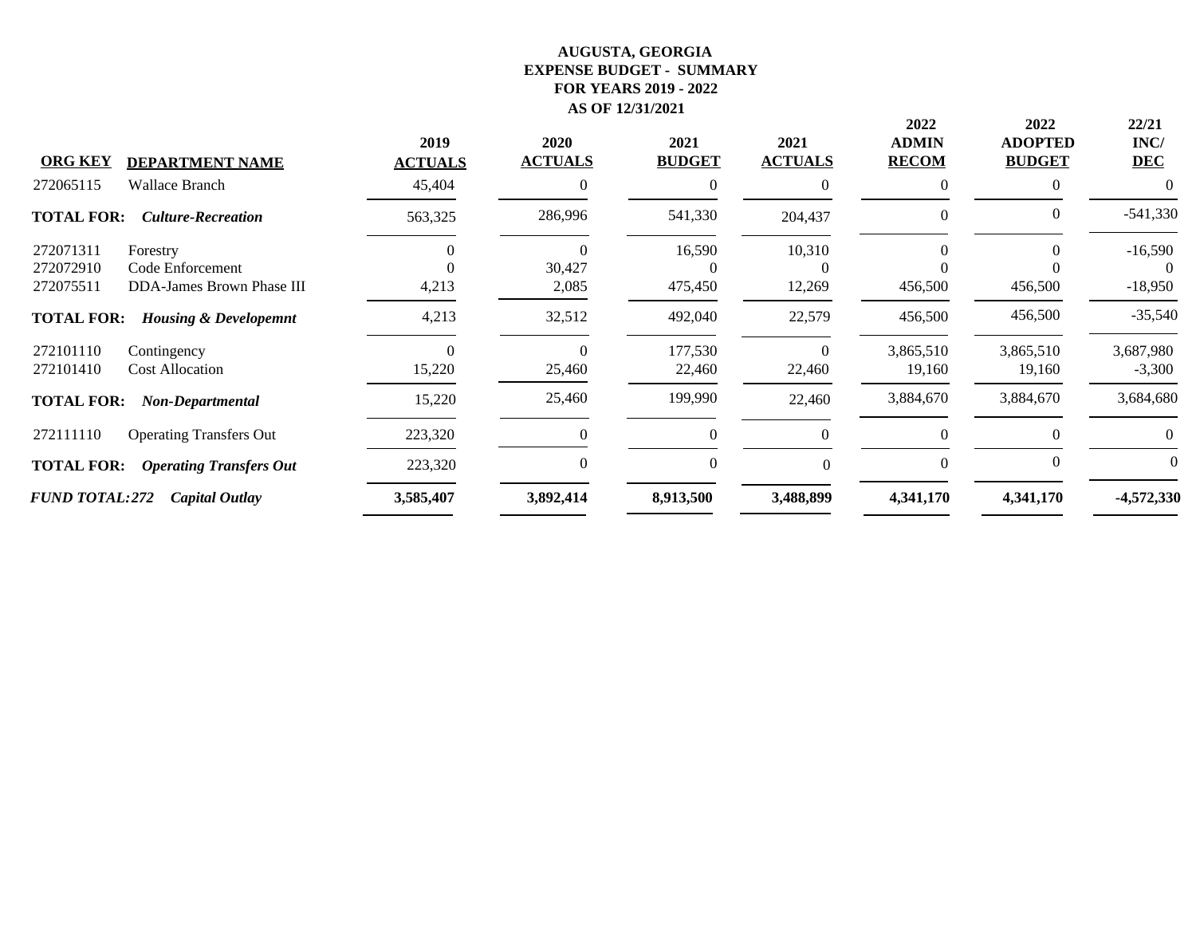**AUGUSTA, GEORGIA**
**EXPENSE BUDGET - SUMMARY**
**FOR YEARS 2019 - 2022**
**AS OF 12/31/2021**

| ORG KEY | DEPARTMENT NAME | 2019 ACTUALS | 2020 ACTUALS | 2021 BUDGET | 2021 ACTUALS | 2022 ADMIN RECOM | 2022 ADOPTED BUDGET | 22/21 INC/ DEC |
|---|---|---|---|---|---|---|---|---|
| 272065115 | Wallace Branch | 45,404 | 0 | 0 | 0 | 0 | 0 | 0 |
| **TOTAL FOR:** | ***Culture-Recreation*** | 563,325 | 286,996 | 541,330 | 204,437 | 0 | 0 | -541,330 |
| 272071311 | Forestry | 0 | 0 | 16,590 | 10,310 | 0 | 0 | -16,590 |
| 272072910 | Code Enforcement | 0 | 30,427 | 0 | 0 | 0 | 0 | 0 |
| 272075511 | DDA-James Brown Phase III | 4,213 | 2,085 | 475,450 | 12,269 | 456,500 | 456,500 | -18,950 |
| **TOTAL FOR:** | ***Housing & Developemnt*** | 4,213 | 32,512 | 492,040 | 22,579 | 456,500 | 456,500 | -35,540 |
| 272101110 | Contingency | 0 | 0 | 177,530 | 0 | 3,865,510 | 3,865,510 | 3,687,980 |
| 272101410 | Cost Allocation | 15,220 | 25,460 | 22,460 | 22,460 | 19,160 | 19,160 | -3,300 |
| **TOTAL FOR:** | ***Non-Departmental*** | 15,220 | 25,460 | 199,990 | 22,460 | 3,884,670 | 3,884,670 | 3,684,680 |
| 272111110 | Operating Transfers Out | 223,320 | 0 | 0 | 0 | 0 | 0 | 0 |
| **TOTAL FOR:** | ***Operating Transfers Out*** | 223,320 | 0 | 0 | 0 | 0 | 0 | 0 |
| ***FUND TOTAL:272*** | ***Capital Outlay*** | **3,585,407** | **3,892,414** | **8,913,500** | **3,488,899** | **4,341,170** | **4,341,170** | **-4,572,330** |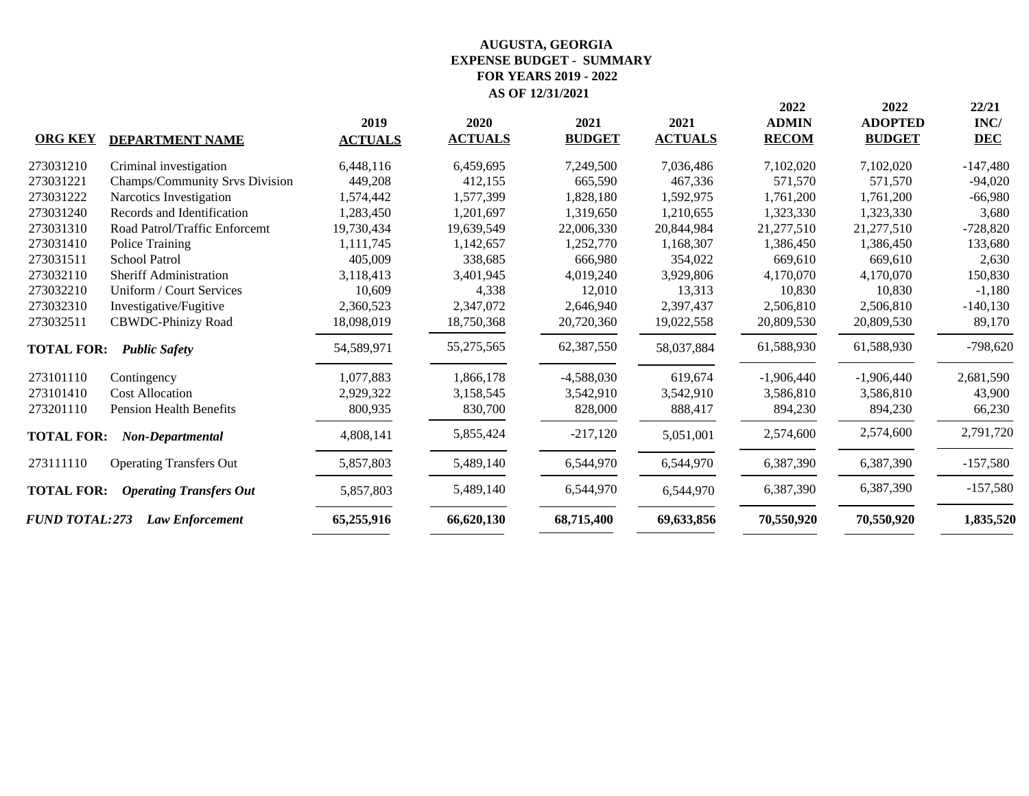**AUGUSTA, GEORGIA**
**EXPENSE BUDGET - SUMMARY**
**FOR YEARS 2019 - 2022**
**AS OF 12/31/2021**

| ORG KEY | DEPARTMENT NAME | 2019 ACTUALS | 2020 ACTUALS | 2021 BUDGET | 2021 ACTUALS | 2022 ADMIN RECOM | 2022 ADOPTED BUDGET | 22/21 INC/ DEC |
|---|---|---|---|---|---|---|---|---|
| 273031210 | Criminal investigation | 6,448,116 | 6,459,695 | 7,249,500 | 7,036,486 | 7,102,020 | 7,102,020 | -147,480 |
| 273031221 | Champs/Community Srvs Division | 449,208 | 412,155 | 665,590 | 467,336 | 571,570 | 571,570 | -94,020 |
| 273031222 | Narcotics Investigation | 1,574,442 | 1,577,399 | 1,828,180 | 1,592,975 | 1,761,200 | 1,761,200 | -66,980 |
| 273031240 | Records and Identification | 1,283,450 | 1,201,697 | 1,319,650 | 1,210,655 | 1,323,330 | 1,323,330 | 3,680 |
| 273031310 | Road Patrol/Traffic Enforcemt | 19,730,434 | 19,639,549 | 22,006,330 | 20,844,984 | 21,277,510 | 21,277,510 | -728,820 |
| 273031410 | Police Training | 1,111,745 | 1,142,657 | 1,252,770 | 1,168,307 | 1,386,450 | 1,386,450 | 133,680 |
| 273031511 | School Patrol | 405,009 | 338,685 | 666,980 | 354,022 | 669,610 | 669,610 | 2,630 |
| 273032110 | Sheriff Administration | 3,118,413 | 3,401,945 | 4,019,240 | 3,929,806 | 4,170,070 | 4,170,070 | 150,830 |
| 273032210 | Uniform / Court Services | 10,609 | 4,338 | 12,010 | 13,313 | 10,830 | 10,830 | -1,180 |
| 273032310 | Investigative/Fugitive | 2,360,523 | 2,347,072 | 2,646,940 | 2,397,437 | 2,506,810 | 2,506,810 | -140,130 |
| 273032511 | CBWDC-Phinizy Road | 18,098,019 | 18,750,368 | 20,720,360 | 19,022,558 | 20,809,530 | 20,809,530 | 89,170 |
| **TOTAL FOR:** | ***Public Safety*** | 54,589,971 | 55,275,565 | 62,387,550 | 58,037,884 | 61,588,930 | 61,588,930 | -798,620 |
| 273101110 | Contingency | 1,077,883 | 1,866,178 | -4,588,030 | 619,674 | -1,906,440 | -1,906,440 | 2,681,590 |
| 273101410 | Cost Allocation | 2,929,322 | 3,158,545 | 3,542,910 | 3,542,910 | 3,586,810 | 3,586,810 | 43,900 |
| 273201110 | Pension Health Benefits | 800,935 | 830,700 | 828,000 | 888,417 | 894,230 | 894,230 | 66,230 |
| **TOTAL FOR:** | ***Non-Departmental*** | 4,808,141 | 5,855,424 | -217,120 | 5,051,001 | 2,574,600 | 2,574,600 | 2,791,720 |
| 273111110 | Operating Transfers Out | 5,857,803 | 5,489,140 | 6,544,970 | 6,544,970 | 6,387,390 | 6,387,390 | -157,580 |
| **TOTAL FOR:** | ***Operating Transfers Out*** | 5,857,803 | 5,489,140 | 6,544,970 | 6,544,970 | 6,387,390 | 6,387,390 | -157,580 |
| ***FUND TOTAL:273*** | ***Law Enforcement*** | **65,255,916** | **66,620,130** | **68,715,400** | **69,633,856** | **70,550,920** | **70,550,920** | **1,835,520** |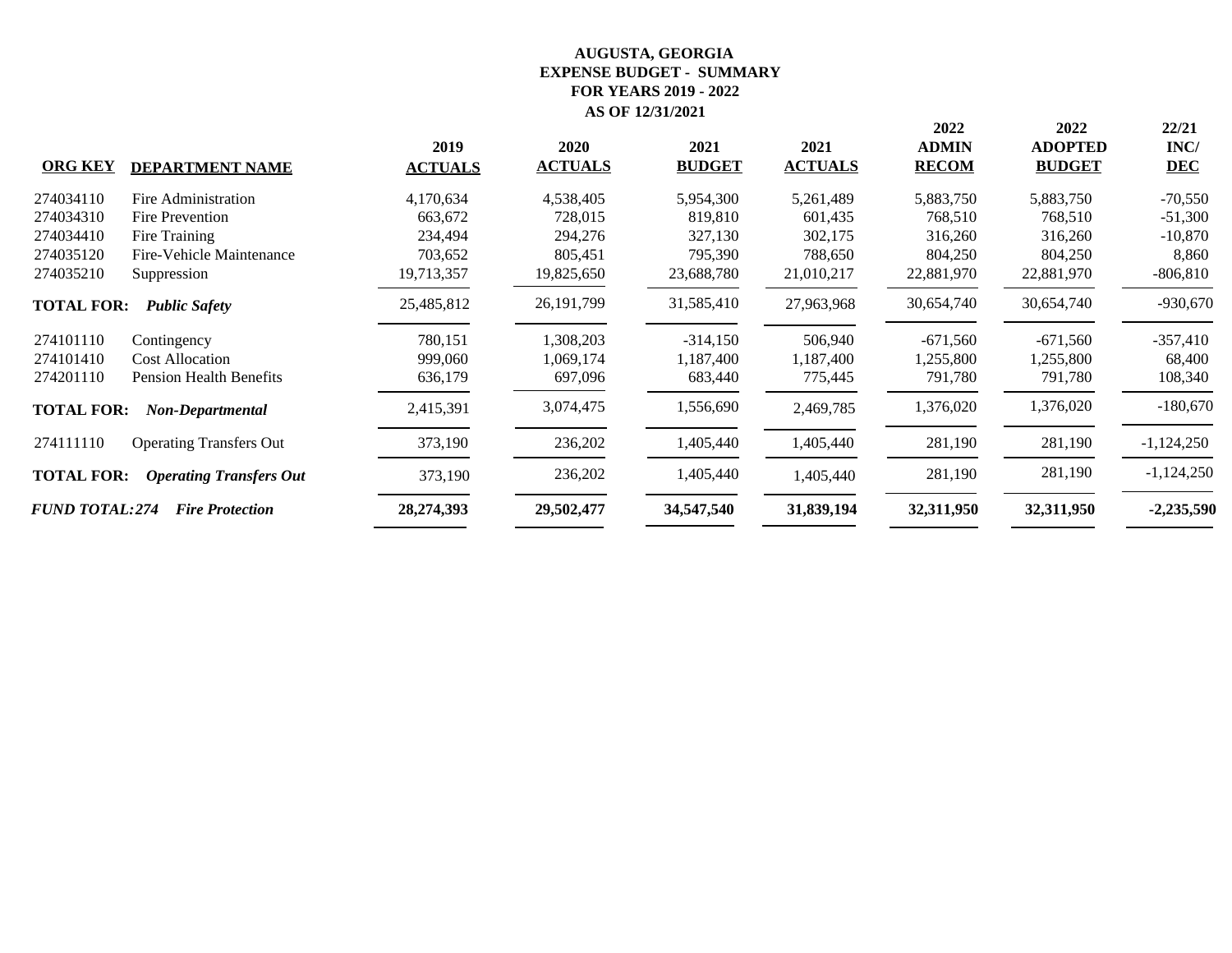# AUGUSTA, GEORGIA
## EXPENSE BUDGET - SUMMARY
## FOR YEARS 2019 - 2022
## AS OF 12/31/2021

| ORG KEY | DEPARTMENT NAME | 2019 ACTUALS | 2020 ACTUALS | 2021 BUDGET | 2021 ACTUALS | 2022 ADMIN RECOM | 2022 ADOPTED BUDGET | 22/21 INC/ DEC |
|---|---|---|---|---|---|---|---|---|
| 274034110 | Fire Administration | 4,170,634 | 4,538,405 | 5,954,300 | 5,261,489 | 5,883,750 | 5,883,750 | -70,550 |
| 274034310 | Fire Prevention | 663,672 | 728,015 | 819,810 | 601,435 | 768,510 | 768,510 | -51,300 |
| 274034410 | Fire Training | 234,494 | 294,276 | 327,130 | 302,175 | 316,260 | 316,260 | -10,870 |
| 274035120 | Fire-Vehicle Maintenance | 703,652 | 805,451 | 795,390 | 788,650 | 804,250 | 804,250 | 8,860 |
| 274035210 | Suppression | 19,713,357 | 19,825,650 | 23,688,780 | 21,010,217 | 22,881,970 | 22,881,970 | -806,810 |
| **TOTAL FOR:** | ***Public Safety*** | 25,485,812 | 26,191,799 | 31,585,410 | 27,963,968 | 30,654,740 | 30,654,740 | -930,670 |
| 274101110 | Contingency | 780,151 | 1,308,203 | -314,150 | 506,940 | -671,560 | -671,560 | -357,410 |
| 274101410 | Cost Allocation | 999,060 | 1,069,174 | 1,187,400 | 1,187,400 | 1,255,800 | 1,255,800 | 68,400 |
| 274201110 | Pension Health Benefits | 636,179 | 697,096 | 683,440 | 775,445 | 791,780 | 791,780 | 108,340 |
| **TOTAL FOR:** | ***Non-Departmental*** | 2,415,391 | 3,074,475 | 1,556,690 | 2,469,785 | 1,376,020 | 1,376,020 | -180,670 |
| 274111110 | Operating Transfers Out | 373,190 | 236,202 | 1,405,440 | 1,405,440 | 281,190 | 281,190 | -1,124,250 |
| **TOTAL FOR:** | ***Operating Transfers Out*** | 373,190 | 236,202 | 1,405,440 | 1,405,440 | 281,190 | 281,190 | -1,124,250 |
| ***FUND TOTAL:274*** | ***Fire Protection*** | **28,274,393** | **29,502,477** | **34,547,540** | **31,839,194** | **32,311,950** | **32,311,950** | **-2,235,590** |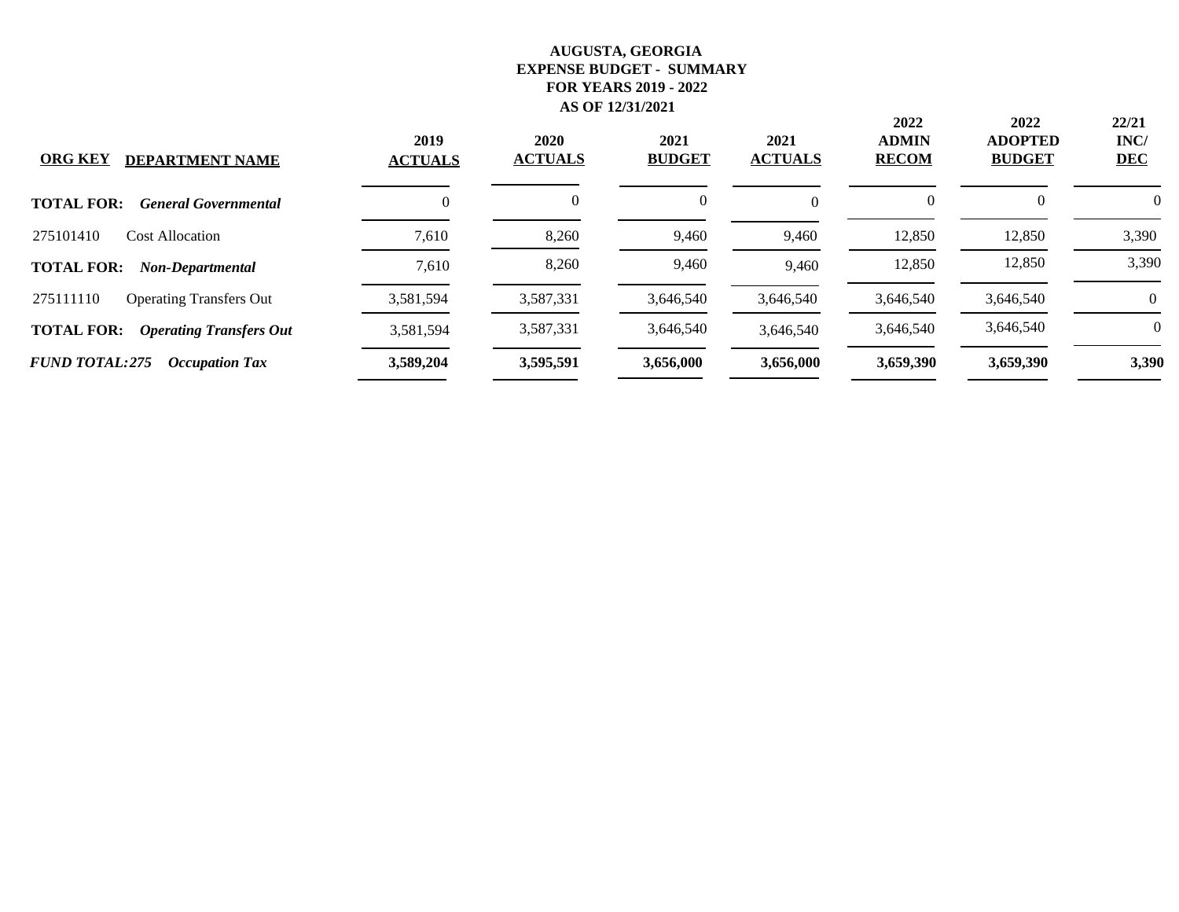**AUGUSTA, GEORGIA**
**EXPENSE BUDGET - SUMMARY**
**FOR YEARS 2019 - 2022**
**AS OF 12/31/2021**

| ORG KEY | DEPARTMENT NAME | 2019 ACTUALS | 2020 ACTUALS | 2021 BUDGET | 2021 ACTUALS | 2022 ADMIN RECOM | 2022 ADOPTED BUDGET | 22/21 INC/ DEC |
|---|---|---|---|---|---|---|---|---|
| **TOTAL FOR:** | ***General Governmental*** | 0 | 0 | 0 | 0 | 0 | 0 | 0 |
| 275101410 | Cost Allocation | 7,610 | 8,260 | 9,460 | 9,460 | 12,850 | 12,850 | 3,390 |
| **TOTAL FOR:** | ***Non-Departmental*** | 7,610 | 8,260 | 9,460 | 9,460 | 12,850 | 12,850 | 3,390 |
| 275111110 | Operating Transfers Out | 3,581,594 | 3,587,331 | 3,646,540 | 3,646,540 | 3,646,540 | 3,646,540 | 0 |
| **TOTAL FOR:** | ***Operating Transfers Out*** | 3,581,594 | 3,587,331 | 3,646,540 | 3,646,540 | 3,646,540 | 3,646,540 | 0 |
| ***FUND TOTAL:275*** | ***Occupation Tax*** | **3,589,204** | **3,595,591** | **3,656,000** | **3,656,000** | **3,659,390** | **3,659,390** | **3,390** |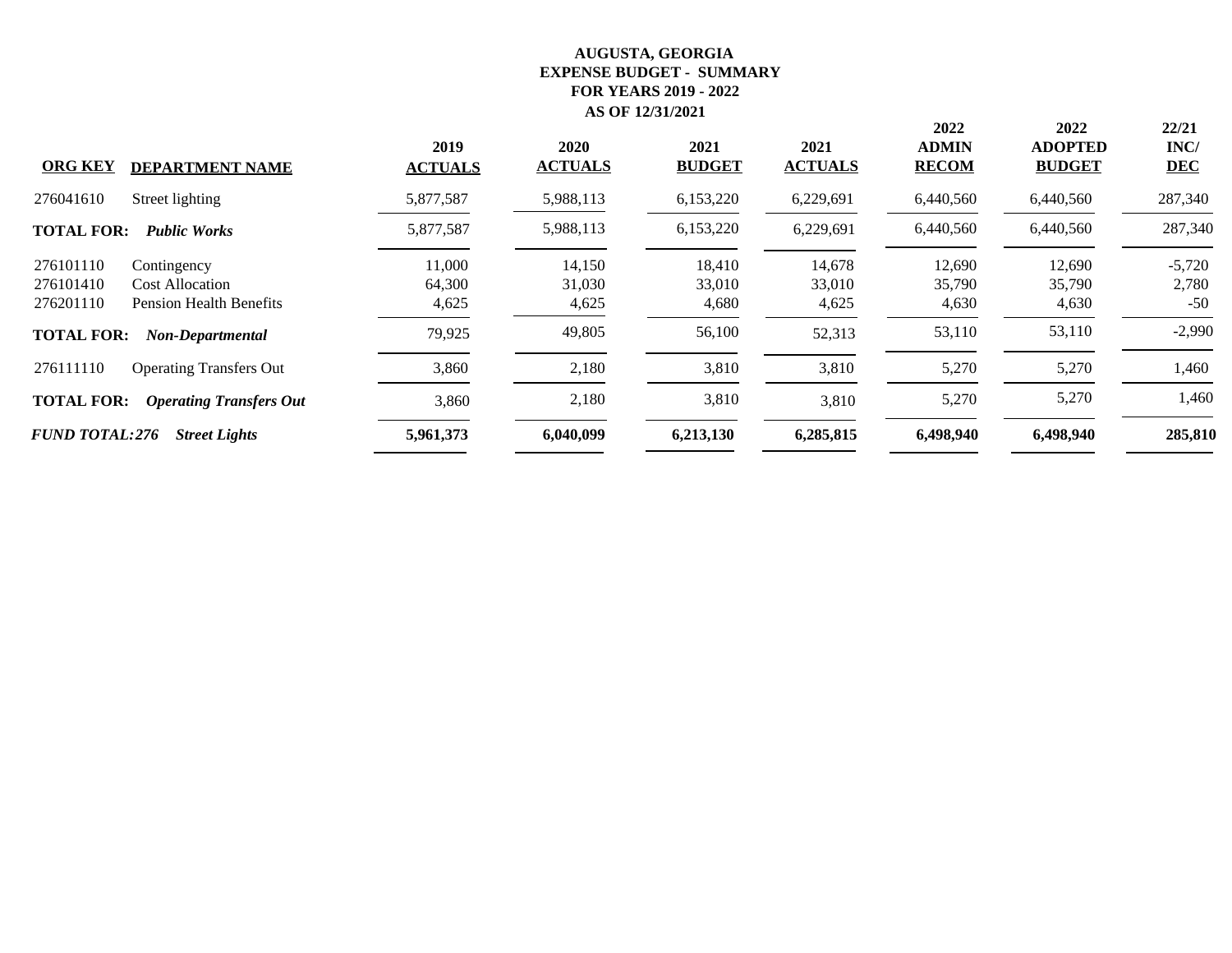**AUGUSTA, GEORGIA**
**EXPENSE BUDGET - SUMMARY**
**FOR YEARS 2019 - 2022**
**AS OF 12/31/2021**

| ORG KEY | DEPARTMENT NAME | 2019 ACTUALS | 2020 ACTUALS | 2021 BUDGET | 2021 ACTUALS | 2022 ADMIN RECOM | 2022 ADOPTED BUDGET | 22/21 INC/ DEC |
|---|---|---|---|---|---|---|---|---|
| 276041610 | Street lighting | 5,877,587 | 5,988,113 | 6,153,220 | 6,229,691 | 6,440,560 | 6,440,560 | 287,340 |
| **TOTAL FOR:** | ***Public Works*** | 5,877,587 | 5,988,113 | 6,153,220 | 6,229,691 | 6,440,560 | 6,440,560 | 287,340 |
| 276101110 | Contingency | 11,000 | 14,150 | 18,410 | 14,678 | 12,690 | 12,690 | -5,720 |
| 276101410 | Cost Allocation | 64,300 | 31,030 | 33,010 | 33,010 | 35,790 | 35,790 | 2,780 |
| 276201110 | Pension Health Benefits | 4,625 | 4,625 | 4,680 | 4,625 | 4,630 | 4,630 | -50 |
| **TOTAL FOR:** | ***Non-Departmental*** | 79,925 | 49,805 | 56,100 | 52,313 | 53,110 | 53,110 | -2,990 |
| 276111110 | Operating Transfers Out | 3,860 | 2,180 | 3,810 | 3,810 | 5,270 | 5,270 | 1,460 |
| **TOTAL FOR:** | ***Operating Transfers Out*** | 3,860 | 2,180 | 3,810 | 3,810 | 5,270 | 5,270 | 1,460 |
| ***FUND TOTAL:276*** | ***Street Lights*** | **5,961,373** | **6,040,099** | **6,213,130** | **6,285,815** | **6,498,940** | **6,498,940** | **285,810** |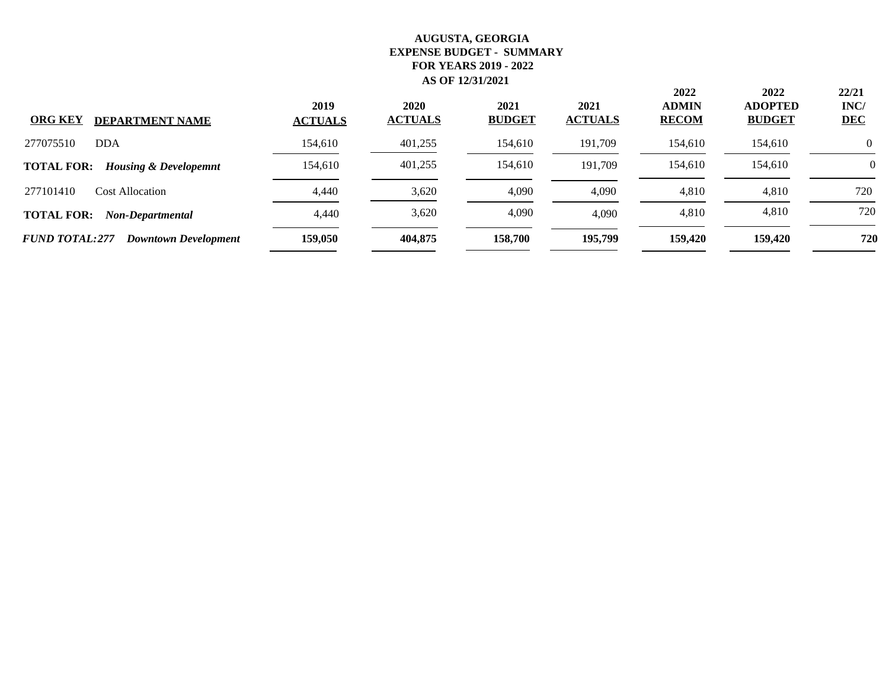**AUGUSTA, GEORGIA**
**EXPENSE BUDGET - SUMMARY**
**FOR YEARS 2019 - 2022**
**AS OF 12/31/2021**

| ORG KEY | DEPARTMENT NAME | 2019 ACTUALS | 2020 ACTUALS | 2021 BUDGET | 2021 ACTUALS | 2022 ADMIN RECOM | 2022 ADOPTED BUDGET | 22/21 INC/ DEC |
|---|---|---|---|---|---|---|---|---|
| 277075510 | DDA | 154,610 | 401,255 | 154,610 | 191,709 | 154,610 | 154,610 | 0 |
| **TOTAL FOR:** | ***Housing & Developemnt*** | 154,610 | 401,255 | 154,610 | 191,709 | 154,610 | 154,610 | 0 |
| 277101410 | Cost Allocation | 4,440 | 3,620 | 4,090 | 4,090 | 4,810 | 4,810 | 720 |
| **TOTAL FOR:** | ***Non-Departmental*** | 4,440 | 3,620 | 4,090 | 4,090 | 4,810 | 4,810 | 720 |
| ***FUND TOTAL:277*** | ***Downtown Development*** | **159,050** | **404,875** | **158,700** | **195,799** | **159,420** | **159,420** | **720** |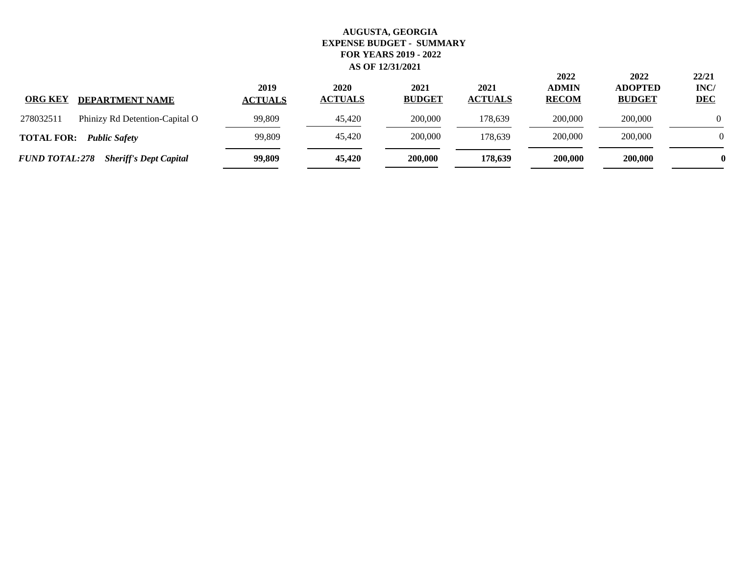**AUGUSTA, GEORGIA**
**EXPENSE BUDGET - SUMMARY**
**FOR YEARS 2019 - 2022**
**AS OF 12/31/2021**

| ORG KEY | DEPARTMENT NAME | 2019 ACTUALS | 2020 ACTUALS | 2021 BUDGET | 2021 ACTUALS | 2022 ADMIN RECOM | 2022 ADOPTED BUDGET | 22/21 INC/ DEC |
|---|---|---|---|---|---|---|---|---|
| 278032511 | Phinizy Rd Detention-Capital O | 99,809 | 45,420 | 200,000 | 178,639 | 200,000 | 200,000 | 0 |
| **TOTAL FOR:** | ***Public Safety*** | 99,809 | 45,420 | 200,000 | 178,639 | 200,000 | 200,000 | 0 |
| ***FUND TOTAL:278*** | ***Sheriff's Dept Capital*** | **99,809** | **45,420** | **200,000** | **178,639** | **200,000** | **200,000** | **0** |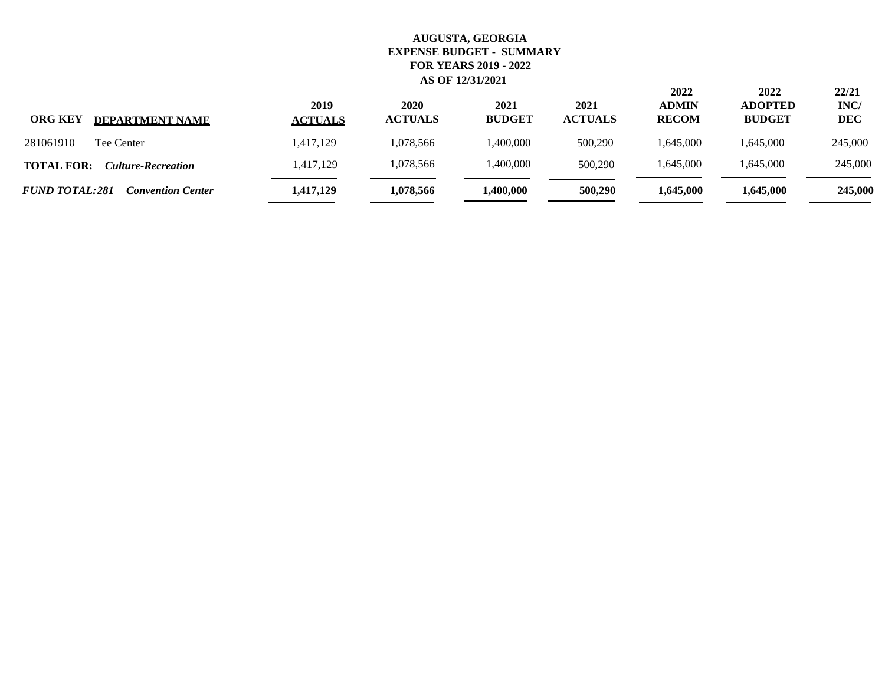**AUGUSTA, GEORGIA**
**EXPENSE BUDGET - SUMMARY**
**FOR YEARS 2019 - 2022**
**AS OF 12/31/2021**

| ORG KEY | DEPARTMENT NAME | 2019 ACTUALS | 2020 ACTUALS | 2021 BUDGET | 2021 ACTUALS | 2022 ADMIN RECOM | 2022 ADOPTED BUDGET | 22/21 INC/ DEC |
|---|---|---|---|---|---|---|---|---|
| 281061910 | Tee Center | 1,417,129 | 1,078,566 | 1,400,000 | 500,290 | 1,645,000 | 1,645,000 | 245,000 |
| **TOTAL FOR:** | ***Culture-Recreation*** | 1,417,129 | 1,078,566 | 1,400,000 | 500,290 | 1,645,000 | 1,645,000 | 245,000 |
| ***FUND TOTAL: 281*** | ***Convention Center*** | **1,417,129** | **1,078,566** | **1,400,000** | **500,290** | **1,645,000** | **1,645,000** | **245,000** |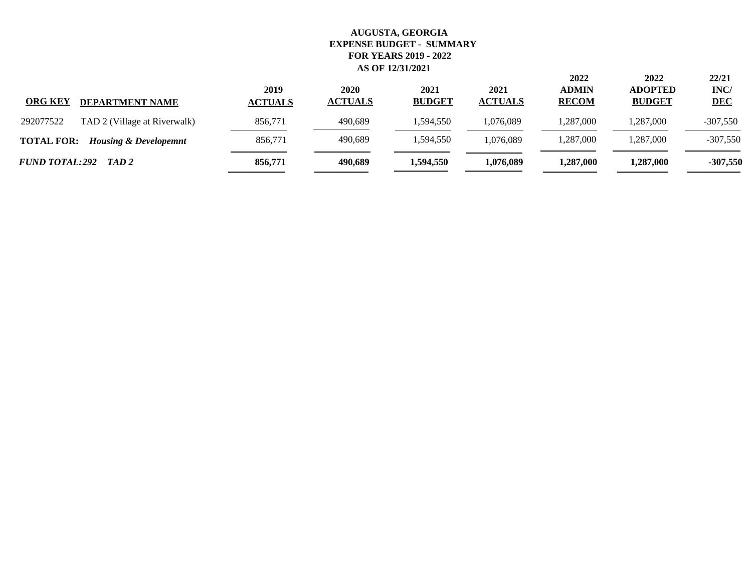**AUGUSTA, GEORGIA**
**EXPENSE BUDGET - SUMMARY**
**FOR YEARS 2019 - 2022**
**AS OF 12/31/2021**

| ORG KEY | DEPARTMENT NAME | 2019 ACTUALS | 2020 ACTUALS | 2021 BUDGET | 2021 ACTUALS | 2022 ADMIN RECOM | 2022 ADOPTED BUDGET | 22/21 INC/ DEC |
|---|---|---|---|---|---|---|---|---|
| 292077522 | TAD 2 (Village at Riverwalk) | 856,771 | 490,689 | 1,594,550 | 1,076,089 | 1,287,000 | 1,287,000 | -307,550 |
| **TOTAL FOR:** | ***Housing & Developemnt*** | 856,771 | 490,689 | 1,594,550 | 1,076,089 | 1,287,000 | 1,287,000 | -307,550 |
| ***FUND TOTAL:292*** | ***TAD 2*** | **856,771** | **490,689** | **1,594,550** | **1,076,089** | **1,287,000** | **1,287,000** | **-307,550** |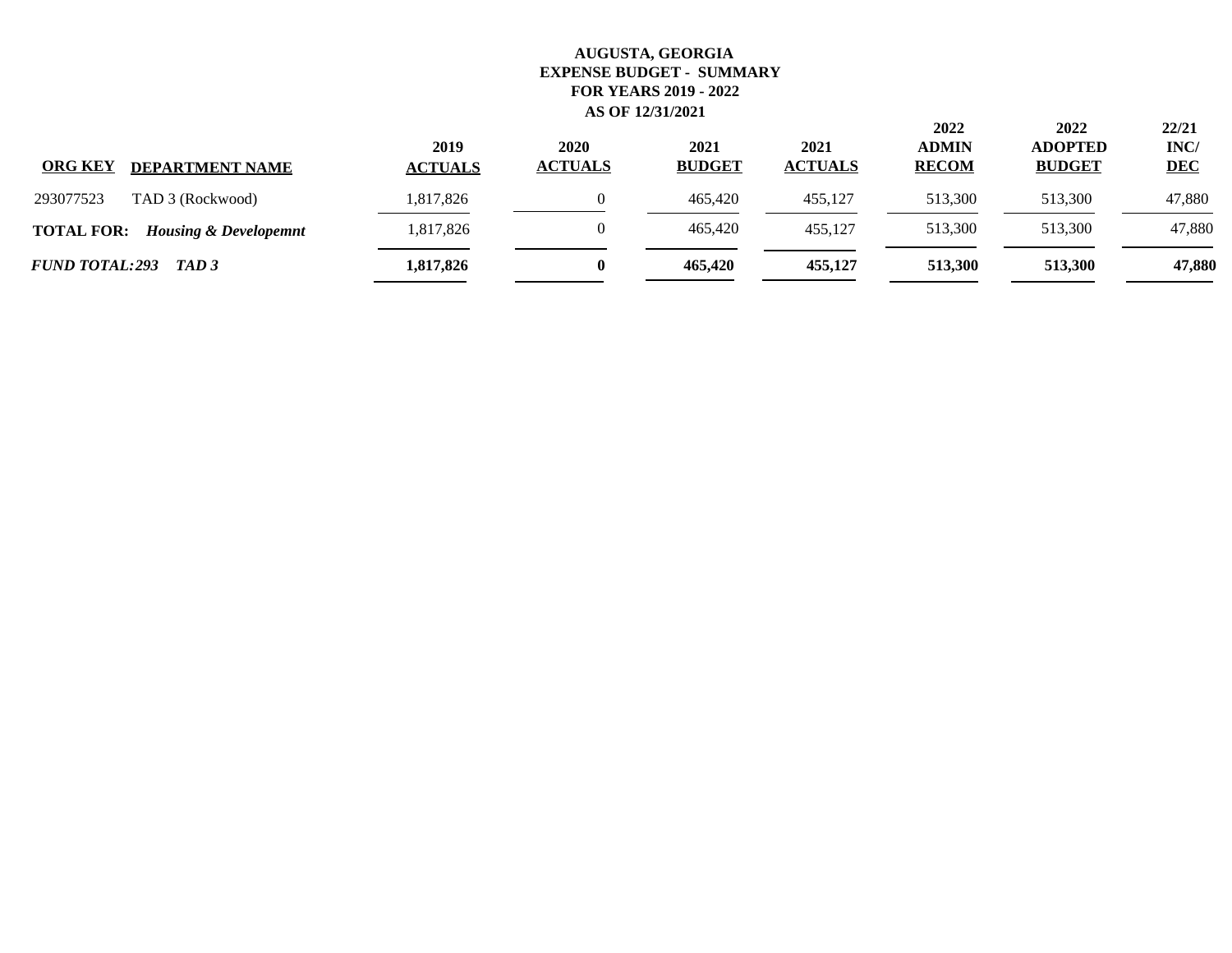**AUGUSTA, GEORGIA**
**EXPENSE BUDGET - SUMMARY**
**FOR YEARS 2019 - 2022**
**AS OF 12/31/2021**

| ORG KEY | DEPARTMENT NAME | 2019 ACTUALS | 2020 ACTUALS | 2021 BUDGET | 2021 ACTUALS | 2022 ADMIN RECOM | 2022 ADOPTED BUDGET | 22/21 INC/ DEC |
|---|---|---|---|---|---|---|---|---|
| 293077523 | TAD 3 (Rockwood) | 1,817,826 | 0 | 465,420 | 455,127 | 513,300 | 513,300 | 47,880 |
| **TOTAL FOR:** | ***Housing & Developemnt*** | 1,817,826 | 0 | 465,420 | 455,127 | 513,300 | 513,300 | 47,880 |
| ***FUND TOTAL:293*** | ***TAD 3*** | **1,817,826** | **0** | **465,420** | **455,127** | **513,300** | **513,300** | **47,880** |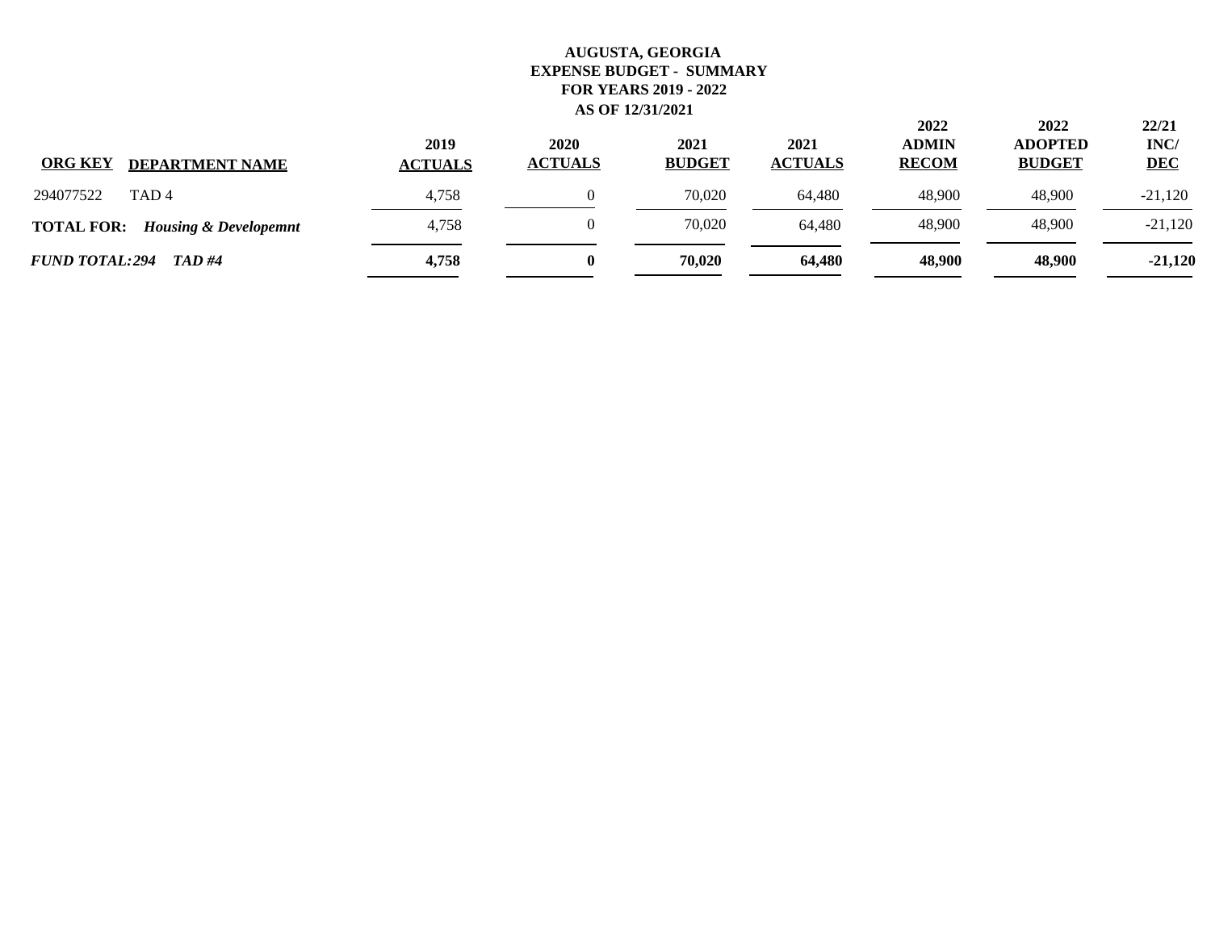**AUGUSTA, GEORGIA**
**EXPENSE BUDGET - SUMMARY**
**FOR YEARS 2019 - 2022**
**AS OF 12/31/2021**

| ORG KEY | DEPARTMENT NAME | 2019 ACTUALS | 2020 ACTUALS | 2021 BUDGET | 2021 ACTUALS | 2022 ADMIN RECOM | 2022 ADOPTED BUDGET | 22/21 INC/ DEC |
|---|---|---|---|---|---|---|---|---|
| 294077522 | TAD 4 | 4,758 | 0 | 70,020 | 64,480 | 48,900 | 48,900 | -21,120 |
| **TOTAL FOR:** | ***Housing & Developemnt*** | 4,758 | 0 | 70,020 | 64,480 | 48,900 | 48,900 | -21,120 |
| ***FUND TOTAL:294*** | ***TAD #4*** | **4,758** | **0** | **70,020** | **64,480** | **48,900** | **48,900** | **-21,120** |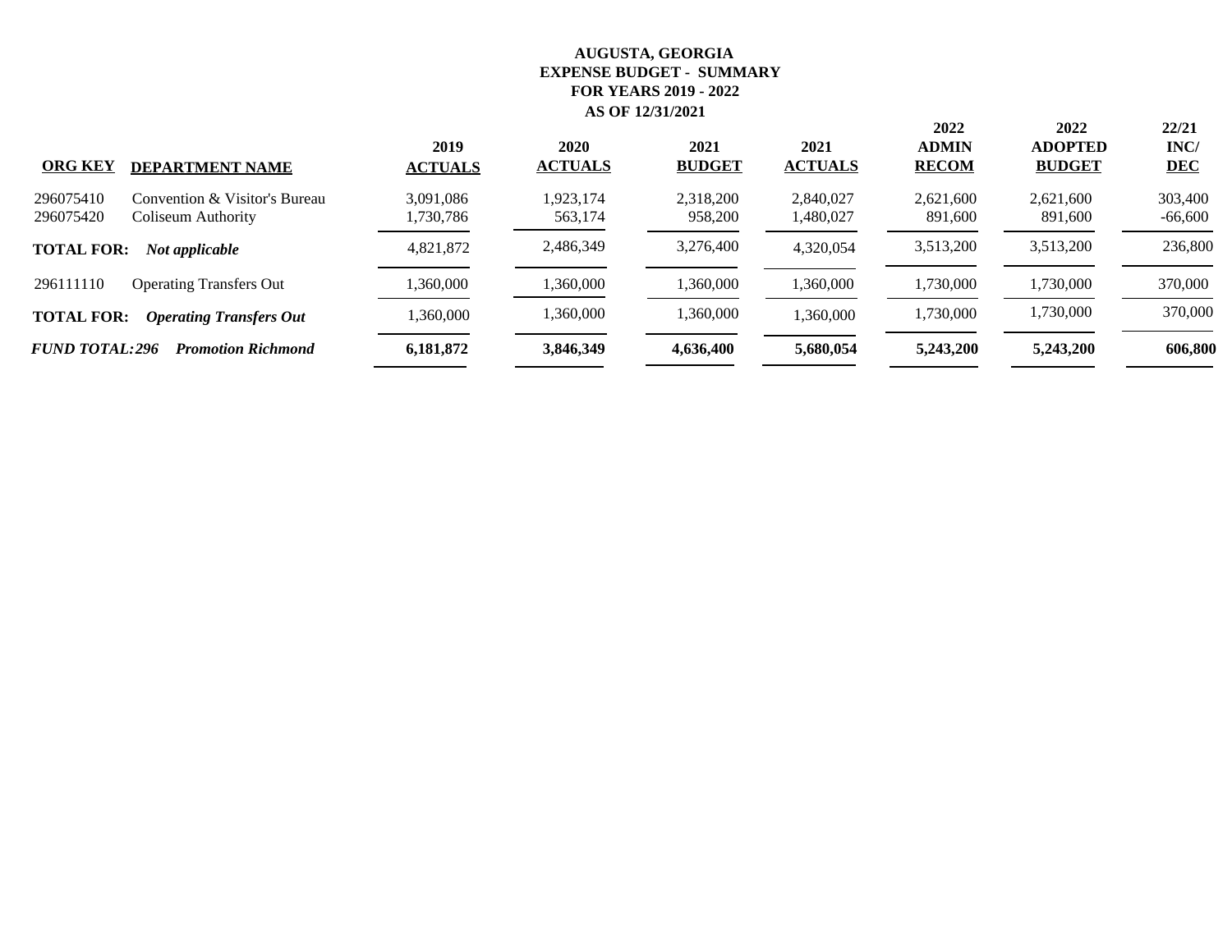**AUGUSTA, GEORGIA**
**EXPENSE BUDGET - SUMMARY**
**FOR YEARS 2019 - 2022**
**AS OF 12/31/2021**

| ORG KEY | DEPARTMENT NAME | 2019 ACTUALS | 2020 ACTUALS | 2021 BUDGET | 2021 ACTUALS | 2022 ADMIN RECOM | 2022 ADOPTED BUDGET | 22/21 INC/ DEC |
|---|---|---|---|---|---|---|---|---|
| 296075410 | Convention & Visitor's Bureau | 3,091,086 | 1,923,174 | 2,318,200 | 2,840,027 | 2,621,600 | 2,621,600 | 303,400 |
| 296075420 | Coliseum Authority | 1,730,786 | 563,174 | 958,200 | 1,480,027 | 891,600 | 891,600 | -66,600 |
| **TOTAL FOR:** | ***Not applicable*** | 4,821,872 | 2,486,349 | 3,276,400 | 4,320,054 | 3,513,200 | 3,513,200 | 236,800 |
| 296111110 | Operating Transfers Out | 1,360,000 | 1,360,000 | 1,360,000 | 1,360,000 | 1,730,000 | 1,730,000 | 370,000 |
| **TOTAL FOR:** | ***Operating Transfers Out*** | 1,360,000 | 1,360,000 | 1,360,000 | 1,360,000 | 1,730,000 | 1,730,000 | 370,000 |
| ***FUND TOTAL:296*** | ***Promotion Richmond*** | **6,181,872** | **3,846,349** | **4,636,400** | **5,680,054** | **5,243,200** | **5,243,200** | **606,800** |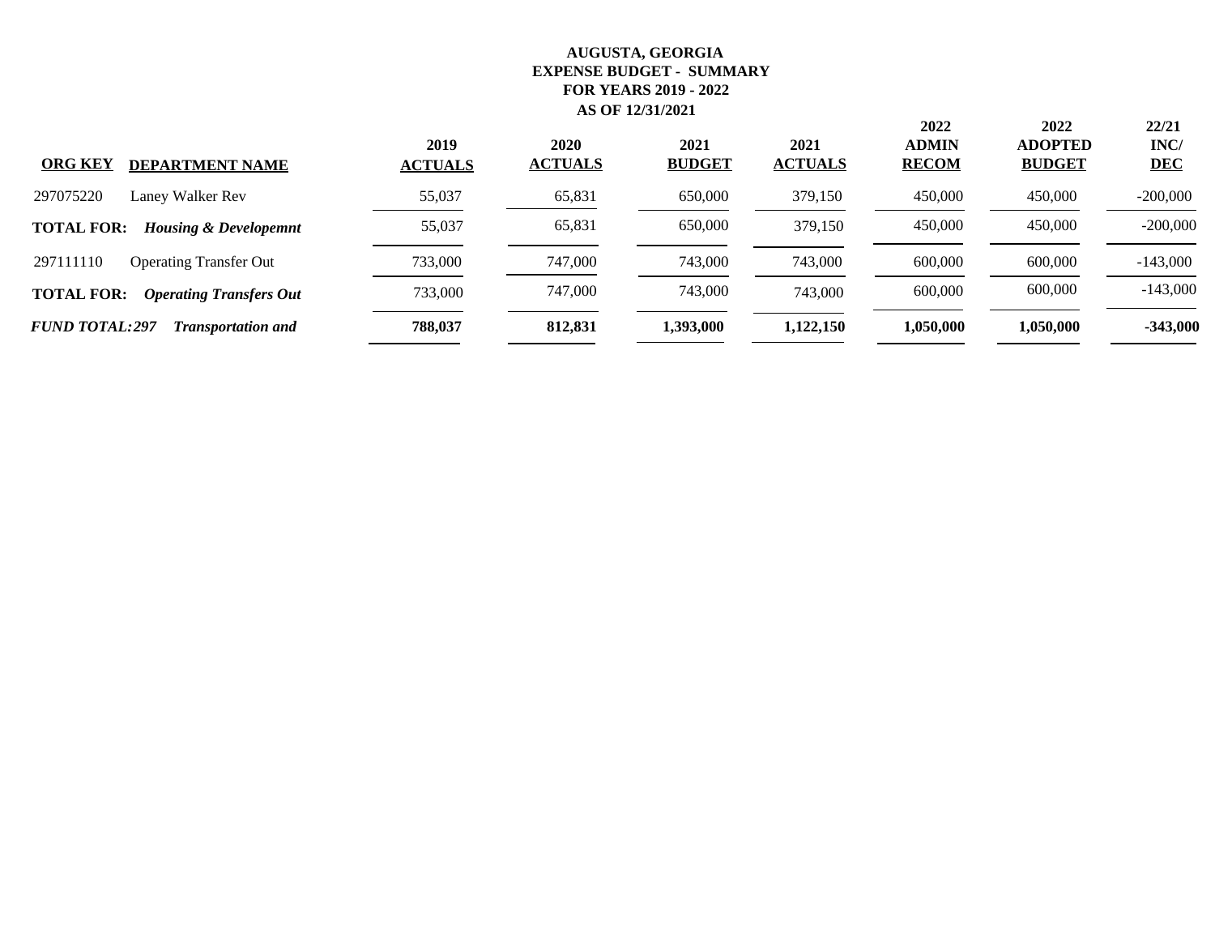**AUGUSTA, GEORGIA**
**EXPENSE BUDGET - SUMMARY**
**FOR YEARS 2019 - 2022**
**AS OF 12/31/2021**

| ORG KEY | DEPARTMENT NAME | 2019 ACTUALS | 2020 ACTUALS | 2021 BUDGET | 2021 ACTUALS | 2022 ADMIN RECOM | 2022 ADOPTED BUDGET | 22/21 INC/ DEC |
|---|---|---|---|---|---|---|---|---|
| 297075220 | Laney Walker Rev | 55,037 | 65,831 | 650,000 | 379,150 | 450,000 | 450,000 | -200,000 |
| **TOTAL FOR:** | ***Housing & Developemnt*** | 55,037 | 65,831 | 650,000 | 379,150 | 450,000 | 450,000 | -200,000 |
| 297111110 | Operating Transfer Out | 733,000 | 747,000 | 743,000 | 743,000 | 600,000 | 600,000 | -143,000 |
| **TOTAL FOR:** | ***Operating Transfers Out*** | 733,000 | 747,000 | 743,000 | 743,000 | 600,000 | 600,000 | -143,000 |
| ***FUND TOTAL:297*** | ***Transportation and*** | **788,037** | **812,831** | **1,393,000** | **1,122,150** | **1,050,000** | **1,050,000** | **-343,000** |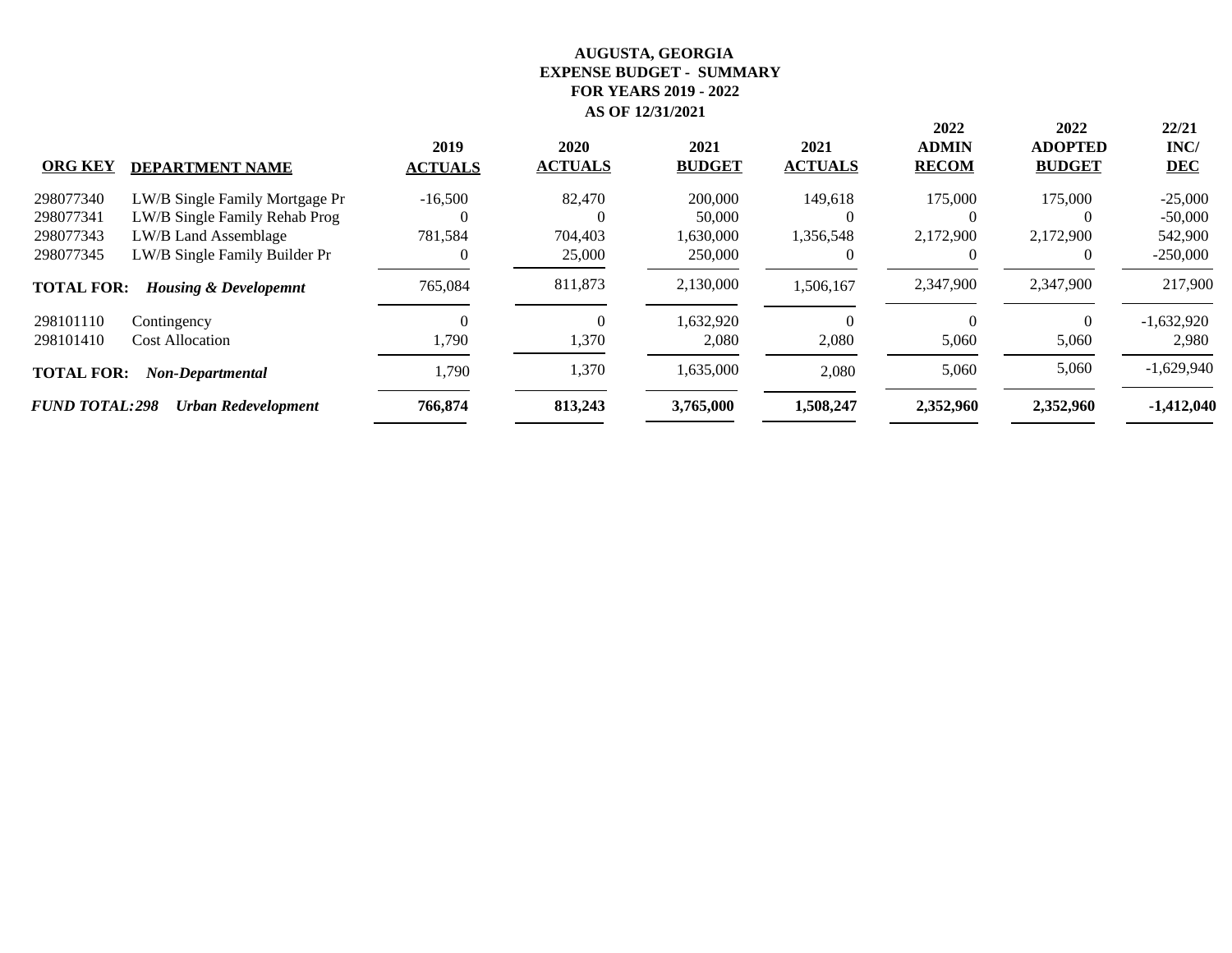**AUGUSTA, GEORGIA**
**EXPENSE BUDGET - SUMMARY**
**FOR YEARS 2019 - 2022**
**AS OF 12/31/2021**

| ORG KEY | DEPARTMENT NAME | 2019 ACTUALS | 2020 ACTUALS | 2021 BUDGET | 2021 ACTUALS | 2022 ADMIN RECOM | 2022 ADOPTED BUDGET | 22/21 INC/ DEC |
|---|---|---|---|---|---|---|---|---|
| 298077340 | LW/B Single Family Mortgage Pr | -16,500 | 82,470 | 200,000 | 149,618 | 175,000 | 175,000 | -25,000 |
| 298077341 | LW/B Single Family Rehab Prog | 0 | 0 | 50,000 | 0 | 0 | 0 | -50,000 |
| 298077343 | LW/B Land Assemblage | 781,584 | 704,403 | 1,630,000 | 1,356,548 | 2,172,900 | 2,172,900 | 542,900 |
| 298077345 | LW/B Single Family Builder Pr | 0 | 25,000 | 250,000 | 0 | 0 | 0 | -250,000 |
| **TOTAL FOR:** | ***Housing & Developemnt*** | 765,084 | 811,873 | 2,130,000 | 1,506,167 | 2,347,900 | 2,347,900 | 217,900 |
| 298101110 | Contingency | 0 | 0 | 1,632,920 | 0 | 0 | 0 | -1,632,920 |
| 298101410 | Cost Allocation | 1,790 | 1,370 | 2,080 | 2,080 | 5,060 | 5,060 | 2,980 |
| **TOTAL FOR:** | ***Non-Departmental*** | 1,790 | 1,370 | 1,635,000 | 2,080 | 5,060 | 5,060 | -1,629,940 |
| ***FUND TOTAL:298*** | ***Urban Redevelopment*** | **766,874** | **813,243** | **3,765,000** | **1,508,247** | **2,352,960** | **2,352,960** | **-1,412,040** |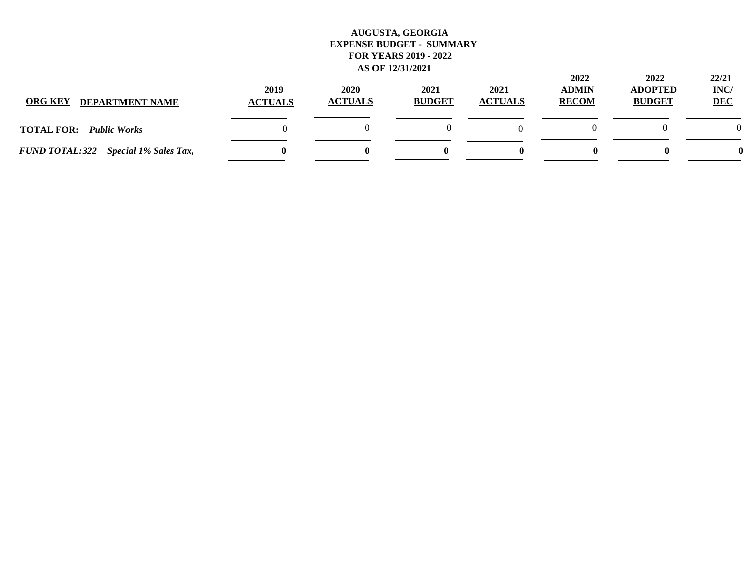**AUGUSTA, GEORGIA**
**EXPENSE BUDGET - SUMMARY**
**FOR YEARS 2019 - 2022**
**AS OF 12/31/2021**

| ORG KEY | DEPARTMENT NAME | 2019 ACTUALS | 2020 ACTUALS | 2021 BUDGET | 2021 ACTUALS | 2022 ADMIN RECOM | 2022 ADOPTED BUDGET | 22/21 INC/ DEC |
|---|---|---|---|---|---|---|---|---|
| **TOTAL FOR:** | ***Public Works*** | 0 | 0 | 0 | 0 | 0 | 0 | 0 |
| ***FUND TOTAL:322*** | ***Special 1% Sales Tax,*** | **0** | **0** | **0** | **0** | **0** | **0** | **0** |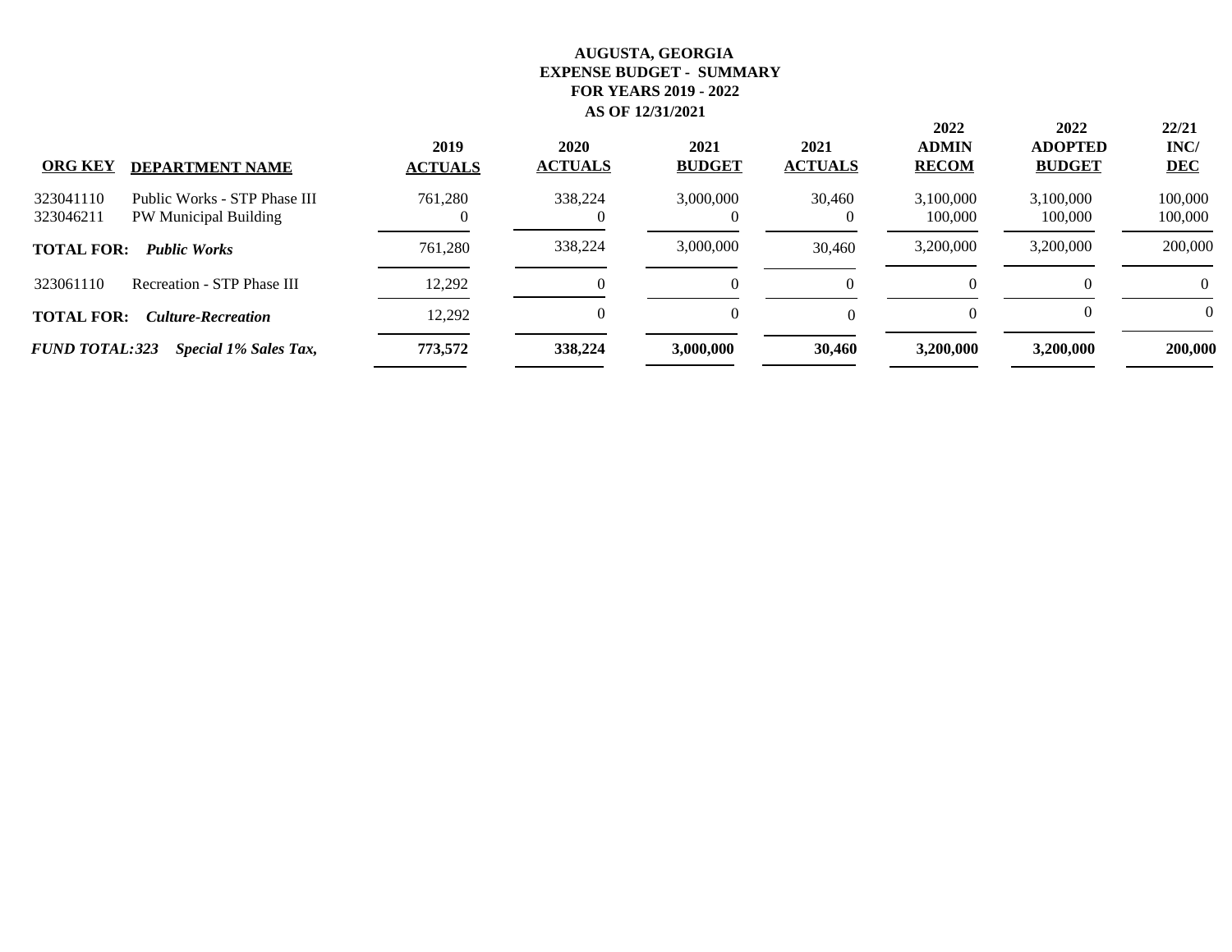# AUGUSTA, GEORGIA
## EXPENSE BUDGET - SUMMARY
## FOR YEARS 2019 - 2022
## AS OF 12/31/2021

| ORG KEY | DEPARTMENT NAME | 2019 ACTUALS | 2020 ACTUALS | 2021 BUDGET | 2021 ACTUALS | 2022 ADMIN RECOM | 2022 ADOPTED BUDGET | 22/21 INC/ DEC |
|---|---|---|---|---|---|---|---|---|
| 323041110 | Public Works - STP Phase III | 761,280 | 338,224 | 3,000,000 | 30,460 | 3,100,000 | 3,100,000 | 100,000 |
| 323046211 | PW Municipal Building | 0 | 0 | 0 | 0 | 100,000 | 100,000 | 100,000 |
| **TOTAL FOR:** | ***Public Works*** | 761,280 | 338,224 | 3,000,000 | 30,460 | 3,200,000 | 3,200,000 | 200,000 |
| 323061110 | Recreation - STP Phase III | 12,292 | 0 | 0 | 0 | 0 | 0 | 0 |
| **TOTAL FOR:** | ***Culture-Recreation*** | 12,292 | 0 | 0 | 0 | 0 | 0 | 0 |
| ***FUND TOTAL:323*** | ***Special 1% Sales Tax,*** | **773,572** | **338,224** | **3,000,000** | **30,460** | **3,200,000** | **3,200,000** | **200,000** |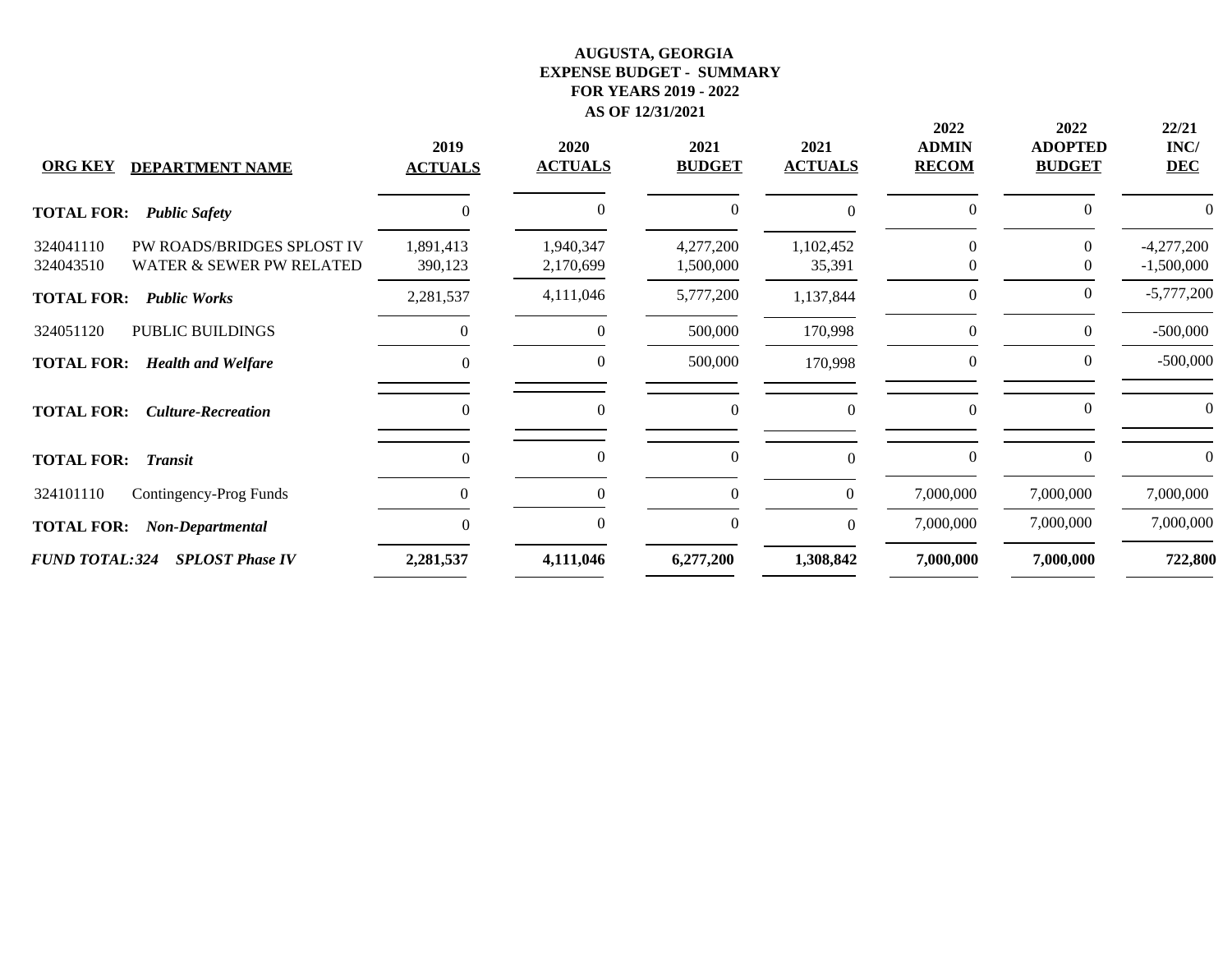**AUGUSTA, GEORGIA**
**EXPENSE BUDGET - SUMMARY**
**FOR YEARS 2019 - 2022**
**AS OF 12/31/2021**

| ORG KEY | DEPARTMENT NAME | 2019 ACTUALS | 2020 ACTUALS | 2021 BUDGET | 2021 ACTUALS | 2022 ADMIN RECOM | 2022 ADOPTED BUDGET | 22/21 INC/ DEC |
|---|---|---|---|---|---|---|---|---|
| **TOTAL FOR:** | ***Public Safety*** | 0 | 0 | 0 | 0 | 0 | 0 | 0 |
| 324041110 | PW ROADS/BRIDGES SPLOST IV | 1,891,413 | 1,940,347 | 4,277,200 | 1,102,452 | 0 | 0 | -4,277,200 |
| 324043510 | WATER & SEWER PW RELATED | 390,123 | 2,170,699 | 1,500,000 | 35,391 | 0 | 0 | -1,500,000 |
| **TOTAL FOR:** | ***Public Works*** | 2,281,537 | 4,111,046 | 5,777,200 | 1,137,844 | 0 | 0 | -5,777,200 |
| 324051120 | PUBLIC BUILDINGS | 0 | 0 | 500,000 | 170,998 | 0 | 0 | -500,000 |
| **TOTAL FOR:** | ***Health and Welfare*** | 0 | 0 | 500,000 | 170,998 | 0 | 0 | -500,000 |
| **TOTAL FOR:** | ***Culture-Recreation*** | 0 | 0 | 0 | 0 | 0 | 0 | 0 |
| **TOTAL FOR:** | ***Transit*** | 0 | 0 | 0 | 0 | 0 | 0 | 0 |
| 324101110 | Contingency-Prog Funds | 0 | 0 | 0 | 0 | 7,000,000 | 7,000,000 | 7,000,000 |
| **TOTAL FOR:** | ***Non-Departmental*** | 0 | 0 | 0 | 0 | 7,000,000 | 7,000,000 | 7,000,000 |
| ***FUND TOTAL:324*** | ***SPLOST Phase IV*** | **2,281,537** | **4,111,046** | **6,277,200** | **1,308,842** | **7,000,000** | **7,000,000** | **722,800** |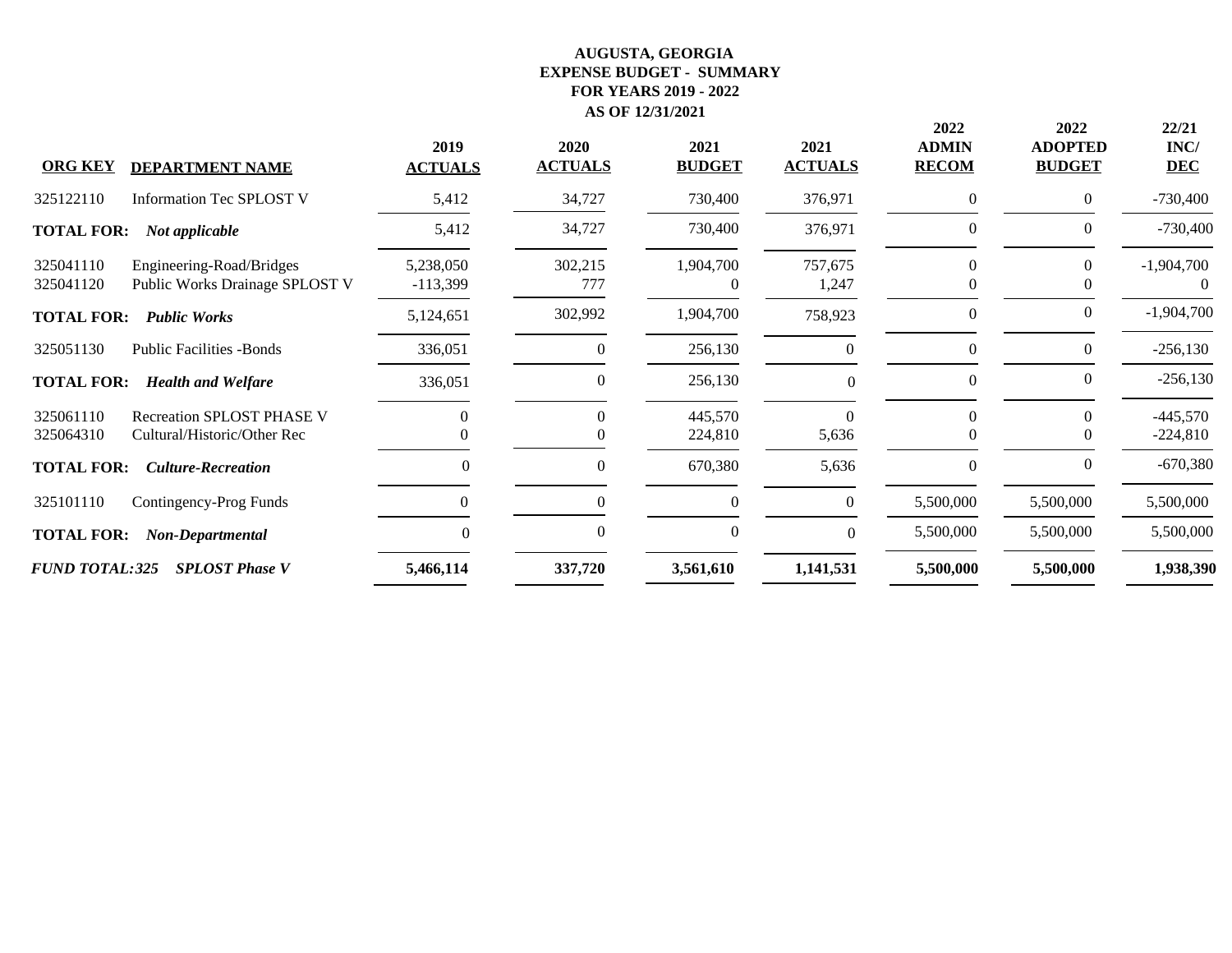**AUGUSTA, GEORGIA**
**EXPENSE BUDGET - SUMMARY**
**FOR YEARS 2019 - 2022**
**AS OF 12/31/2021**

| ORG KEY | DEPARTMENT NAME | 2019 ACTUALS | 2020 ACTUALS | 2021 BUDGET | 2021 ACTUALS | 2022 ADMIN RECOM | 2022 ADOPTED BUDGET | 22/21 INC/ DEC |
|---|---|---|---|---|---|---|---|---|
| 325122110 | Information Tec SPLOST V | 5,412 | 34,727 | 730,400 | 376,971 | 0 | 0 | -730,400 |
| **TOTAL FOR:** | ***Not applicable*** | 5,412 | 34,727 | 730,400 | 376,971 | 0 | 0 | -730,400 |
| 325041110 | Engineering-Road/Bridges | 5,238,050 | 302,215 | 1,904,700 | 757,675 | 0 | 0 | -1,904,700 |
| 325041120 | Public Works Drainage SPLOST V | -113,399 | 777 | 0 | 1,247 | 0 | 0 | 0 |
| **TOTAL FOR:** | ***Public Works*** | 5,124,651 | 302,992 | 1,904,700 | 758,923 | 0 | 0 | -1,904,700 |
| 325051130 | Public Facilities -Bonds | 336,051 | 0 | 256,130 | 0 | 0 | 0 | -256,130 |
| **TOTAL FOR:** | ***Health and Welfare*** | 336,051 | 0 | 256,130 | 0 | 0 | 0 | -256,130 |
| 325061110 | Recreation SPLOST PHASE V | 0 | 0 | 445,570 | 0 | 0 | 0 | -445,570 |
| 325064310 | Cultural/Historic/Other Rec | 0 | 0 | 224,810 | 5,636 | 0 | 0 | -224,810 |
| **TOTAL FOR:** | ***Culture-Recreation*** | 0 | 0 | 670,380 | 5,636 | 0 | 0 | -670,380 |
| 325101110 | Contingency-Prog Funds | 0 | 0 | 0 | 0 | 5,500,000 | 5,500,000 | 5,500,000 |
| **TOTAL FOR:** | ***Non-Departmental*** | 0 | 0 | 0 | 0 | 5,500,000 | 5,500,000 | 5,500,000 |
| ***FUND TOTAL:325*** | ***SPLOST Phase V*** | **5,466,114** | **337,720** | **3,561,610** | **1,141,531** | **5,500,000** | **5,500,000** | **1,938,390** |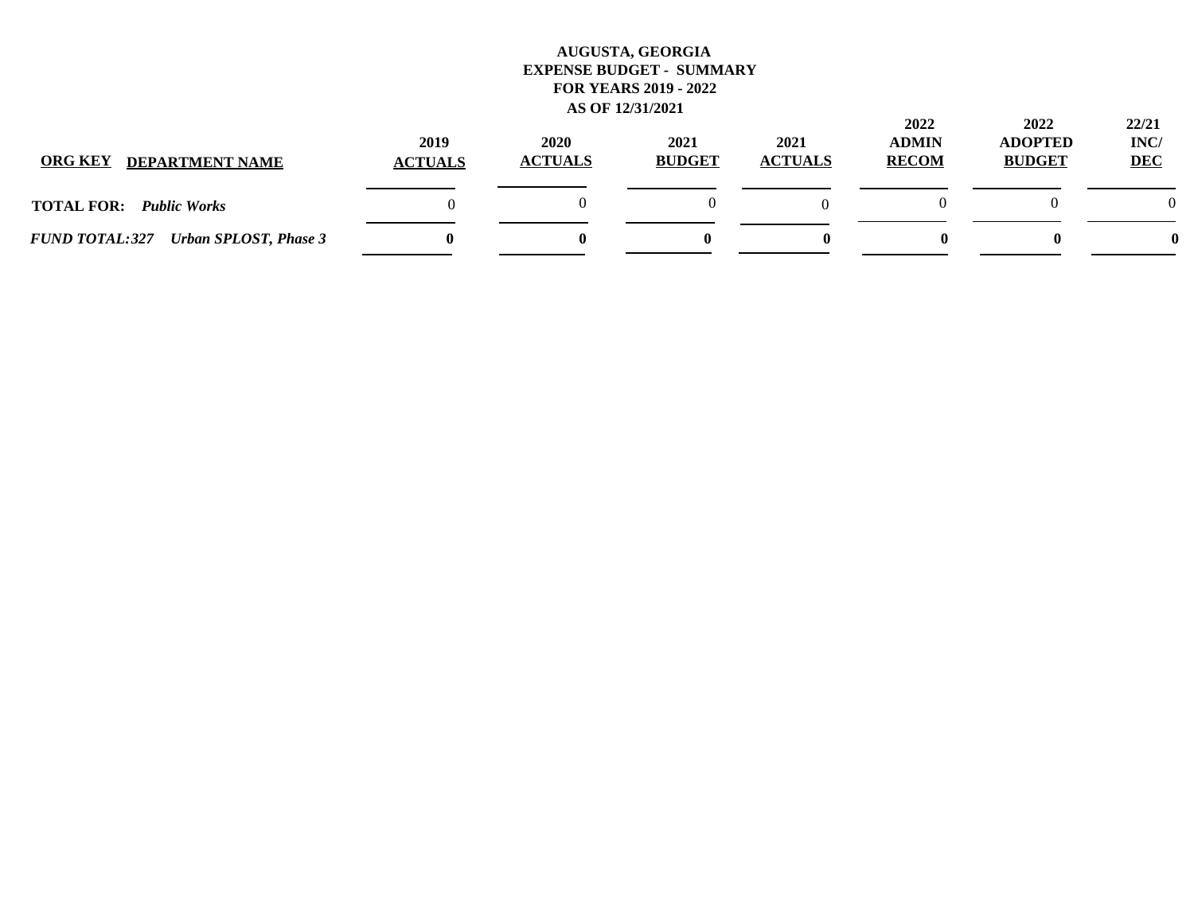**AUGUSTA, GEORGIA**
**EXPENSE BUDGET - SUMMARY**
**FOR YEARS 2019 - 2022**
**AS OF 12/31/2021**

| ORG KEY DEPARTMENT NAME | 2019 ACTUALS | 2020 ACTUALS | 2021 BUDGET | 2021 ACTUALS | 2022 ADMIN RECOM | 2022 ADOPTED BUDGET | 22/21 INC/ DEC |
|---|---|---|---|---|---|---|---|
| **TOTAL FOR:** ***Public Works*** | 0 | 0 | 0 | 0 | 0 | 0 | 0 |
| ***FUND TOTAL:327 Urban SPLOST, Phase 3*** | **0** | **0** | **0** | **0** | **0** | **0** | **0** |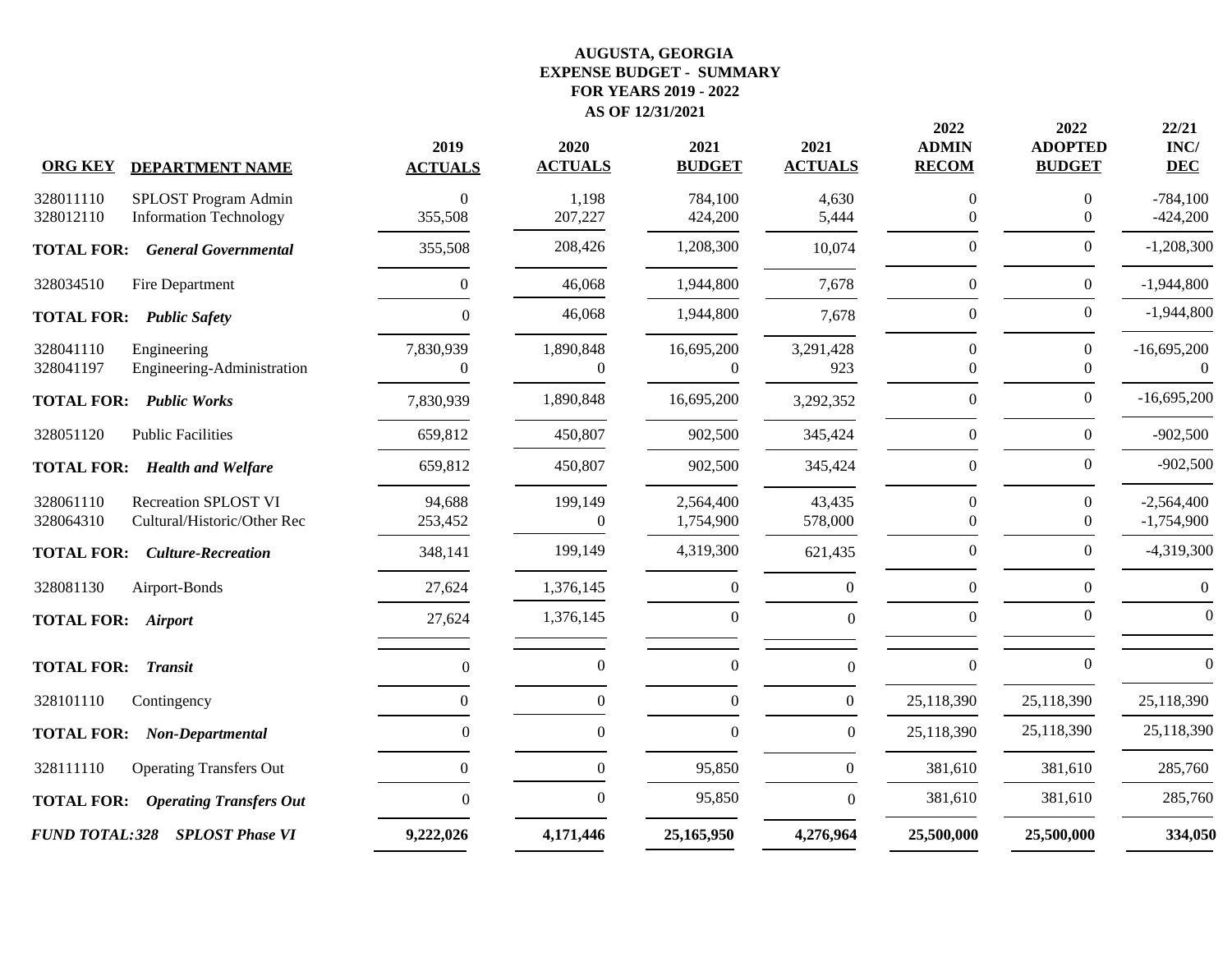# AUGUSTA, GEORGIA
## EXPENSE BUDGET - SUMMARY
### FOR YEARS 2019 - 2022
### AS OF 12/31/2021

| ORG KEY | DEPARTMENT NAME | 2019 ACTUALS | 2020 ACTUALS | 2021 BUDGET | 2021 ACTUALS | 2022 ADMIN RECOM | 2022 ADOPTED BUDGET | 22/21 INC/ DEC |
|---|---|---|---|---|---|---|---|---|
| 328011110 | SPLOST Program Admin | 0 | 1,198 | 784,100 | 4,630 | 0 | 0 | -784,100 |
| 328012110 | Information Technology | 355,508 | 207,227 | 424,200 | 5,444 | 0 | 0 | -424,200 |
| **TOTAL FOR:** | ***General Governmental*** | 355,508 | 208,426 | 1,208,300 | 10,074 | 0 | 0 | -1,208,300 |
| 328034510 | Fire Department | 0 | 46,068 | 1,944,800 | 7,678 | 0 | 0 | -1,944,800 |
| **TOTAL FOR:** | ***Public Safety*** | 0 | 46,068 | 1,944,800 | 7,678 | 0 | 0 | -1,944,800 |
| 328041110 | Engineering | 7,830,939 | 1,890,848 | 16,695,200 | 3,291,428 | 0 | 0 | -16,695,200 |
| 328041197 | Engineering-Administration | 0 | 0 | 0 | 923 | 0 | 0 | 0 |
| **TOTAL FOR:** | ***Public Works*** | 7,830,939 | 1,890,848 | 16,695,200 | 3,292,352 | 0 | 0 | -16,695,200 |
| 328051120 | Public Facilities | 659,812 | 450,807 | 902,500 | 345,424 | 0 | 0 | -902,500 |
| **TOTAL FOR:** | ***Health and Welfare*** | 659,812 | 450,807 | 902,500 | 345,424 | 0 | 0 | -902,500 |
| 328061110 | Recreation SPLOST VI | 94,688 | 199,149 | 2,564,400 | 43,435 | 0 | 0 | -2,564,400 |
| 328064310 | Cultural/Historic/Other Rec | 253,452 | 0 | 1,754,900 | 578,000 | 0 | 0 | -1,754,900 |
| **TOTAL FOR:** | ***Culture-Recreation*** | 348,141 | 199,149 | 4,319,300 | 621,435 | 0 | 0 | -4,319,300 |
| 328081130 | Airport-Bonds | 27,624 | 1,376,145 | 0 | 0 | 0 | 0 | 0 |
| **TOTAL FOR:** | ***Airport*** | 27,624 | 1,376,145 | 0 | 0 | 0 | 0 | 0 |
| **TOTAL FOR:** | ***Transit*** | 0 | 0 | 0 | 0 | 0 | 0 | 0 |
| 328101110 | Contingency | 0 | 0 | 0 | 0 | 25,118,390 | 25,118,390 | 25,118,390 |
| **TOTAL FOR:** | ***Non-Departmental*** | 0 | 0 | 0 | 0 | 25,118,390 | 25,118,390 | 25,118,390 |
| 328111110 | Operating Transfers Out | 0 | 0 | 95,850 | 0 | 381,610 | 381,610 | 285,760 |
| **TOTAL FOR:** | ***Operating Transfers Out*** | 0 | 0 | 95,850 | 0 | 381,610 | 381,610 | 285,760 |
| ***FUND TOTAL:328*** | ***SPLOST Phase VI*** | **9,222,026** | **4,171,446** | **25,165,950** | **4,276,964** | **25,500,000** | **25,500,000** | **334,050** |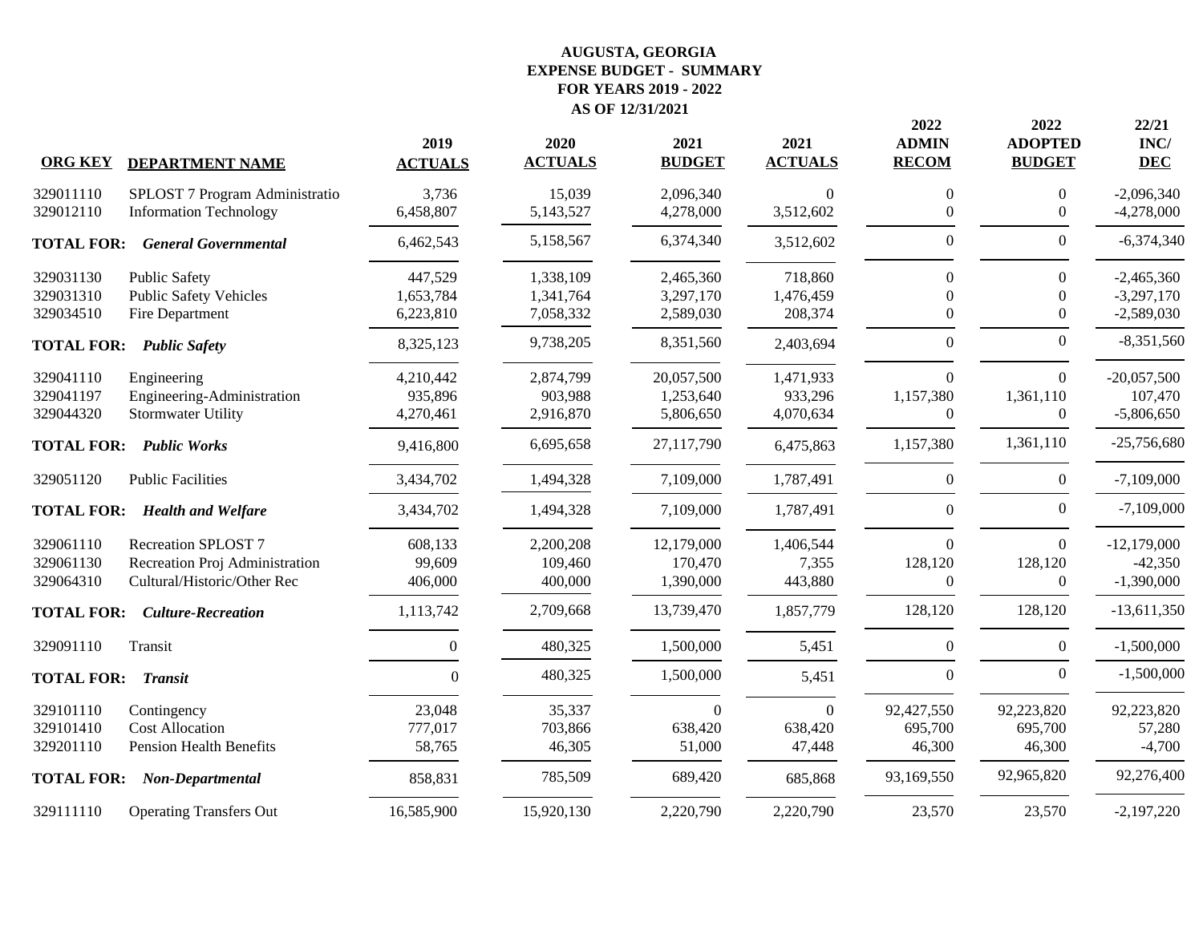# AUGUSTA, GEORGIA
## EXPENSE BUDGET - SUMMARY
### FOR YEARS 2019 - 2022
### AS OF 12/31/2021

| ORG KEY | DEPARTMENT NAME | 2019 ACTUALS | 2020 ACTUALS | 2021 BUDGET | 2021 ACTUALS | 2022 ADMIN RECOM | 2022 ADOPTED BUDGET | 22/21 INC/ DEC |
|---|---|---|---|---|---|---|---|---|
| 329011110 | SPLOST 7 Program Administratio | 3,736 | 15,039 | 2,096,340 | 0 | 0 | 0 | -2,096,340 |
| 329012110 | Information Technology | 6,458,807 | 5,143,527 | 4,278,000 | 3,512,602 | 0 | 0 | -4,278,000 |
| **TOTAL FOR:** | ***General Governmental*** | 6,462,543 | 5,158,567 | 6,374,340 | 3,512,602 | 0 | 0 | -6,374,340 |
| 329031130 | Public Safety | 447,529 | 1,338,109 | 2,465,360 | 718,860 | 0 | 0 | -2,465,360 |
| 329031310 | Public Safety Vehicles | 1,653,784 | 1,341,764 | 3,297,170 | 1,476,459 | 0 | 0 | -3,297,170 |
| 329034510 | Fire Department | 6,223,810 | 7,058,332 | 2,589,030 | 208,374 | 0 | 0 | -2,589,030 |
| **TOTAL FOR:** | ***Public Safety*** | 8,325,123 | 9,738,205 | 8,351,560 | 2,403,694 | 0 | 0 | -8,351,560 |
| 329041110 | Engineering | 4,210,442 | 2,874,799 | 20,057,500 | 1,471,933 | 0 | 0 | -20,057,500 |
| 329041197 | Engineering-Administration | 935,896 | 903,988 | 1,253,640 | 933,296 | 1,157,380 | 1,361,110 | 107,470 |
| 329044320 | Stormwater Utility | 4,270,461 | 2,916,870 | 5,806,650 | 4,070,634 | 0 | 0 | -5,806,650 |
| **TOTAL FOR:** | ***Public Works*** | 9,416,800 | 6,695,658 | 27,117,790 | 6,475,863 | 1,157,380 | 1,361,110 | -25,756,680 |
| 329051120 | Public Facilities | 3,434,702 | 1,494,328 | 7,109,000 | 1,787,491 | 0 | 0 | -7,109,000 |
| **TOTAL FOR:** | ***Health and Welfare*** | 3,434,702 | 1,494,328 | 7,109,000 | 1,787,491 | 0 | 0 | -7,109,000 |
| 329061110 | Recreation SPLOST 7 | 608,133 | 2,200,208 | 12,179,000 | 1,406,544 | 0 | 0 | -12,179,000 |
| 329061130 | Recreation Proj Administration | 99,609 | 109,460 | 170,470 | 7,355 | 128,120 | 128,120 | -42,350 |
| 329064310 | Cultural/Historic/Other Rec | 406,000 | 400,000 | 1,390,000 | 443,880 | 0 | 0 | -1,390,000 |
| **TOTAL FOR:** | ***Culture-Recreation*** | 1,113,742 | 2,709,668 | 13,739,470 | 1,857,779 | 128,120 | 128,120 | -13,611,350 |
| 329091110 | Transit | 0 | 480,325 | 1,500,000 | 5,451 | 0 | 0 | -1,500,000 |
| **TOTAL FOR:** | ***Transit*** | 0 | 480,325 | 1,500,000 | 5,451 | 0 | 0 | -1,500,000 |
| 329101110 | Contingency | 23,048 | 35,337 | 0 | 0 | 92,427,550 | 92,223,820 | 92,223,820 |
| 329101410 | Cost Allocation | 777,017 | 703,866 | 638,420 | 638,420 | 695,700 | 695,700 | 57,280 |
| 329201110 | Pension Health Benefits | 58,765 | 46,305 | 51,000 | 47,448 | 46,300 | 46,300 | -4,700 |
| **TOTAL FOR:** | ***Non-Departmental*** | 858,831 | 785,509 | 689,420 | 685,868 | 93,169,550 | 92,965,820 | 92,276,400 |
| 329111110 | Operating Transfers Out | 16,585,900 | 15,920,130 | 2,220,790 | 2,220,790 | 23,570 | 23,570 | -2,197,220 |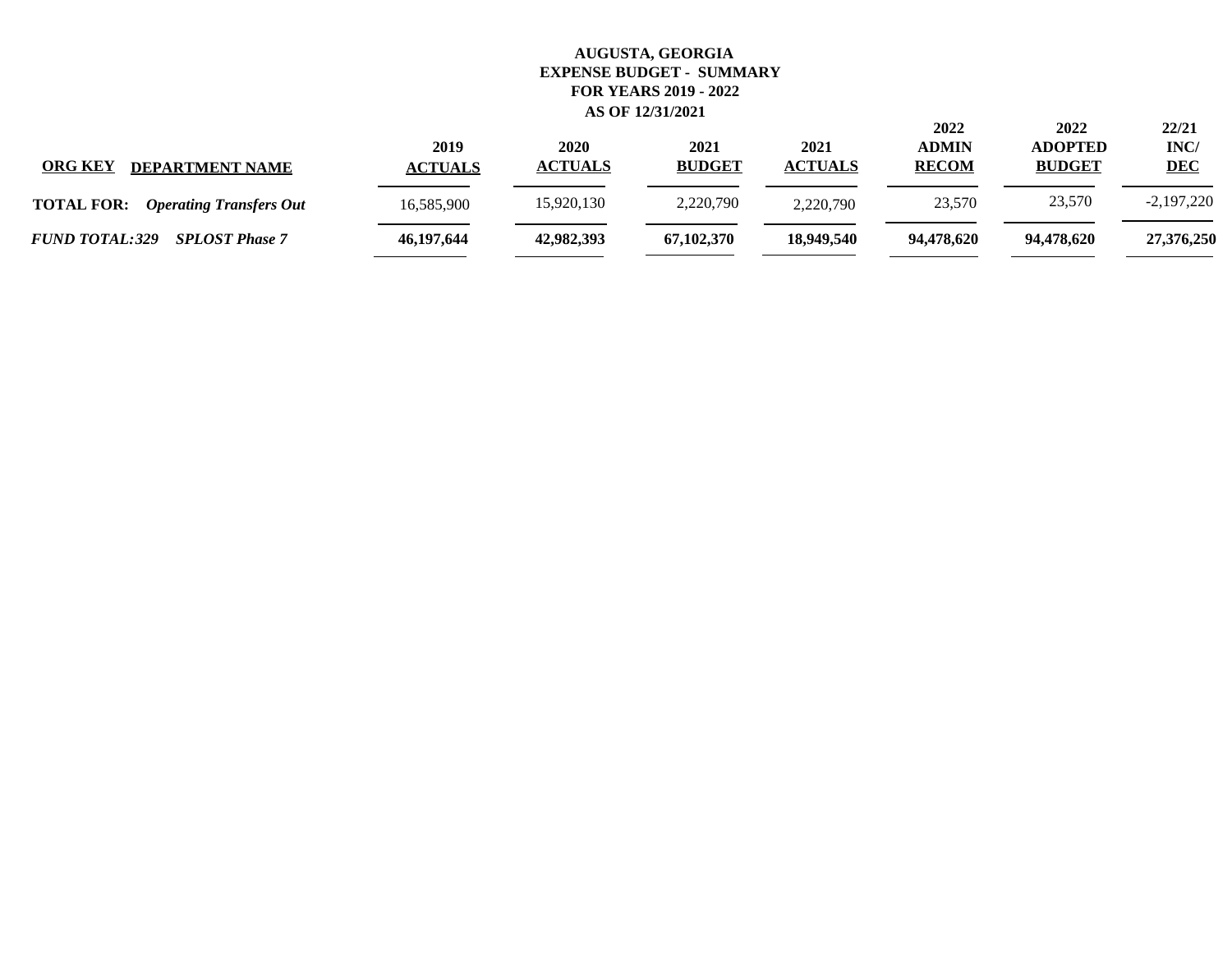**AUGUSTA, GEORGIA**
**EXPENSE BUDGET - SUMMARY**
**FOR YEARS 2019 - 2022**
**AS OF 12/31/2021**

| ORG KEY DEPARTMENT NAME | 2019 ACTUALS | 2020 ACTUALS | 2021 BUDGET | 2021 ACTUALS | 2022 ADMIN RECOM | 2022 ADOPTED BUDGET | 22/21 INC/ DEC |
|---|---|---|---|---|---|---|---|
| **TOTAL FOR:** ***Operating Transfers Out*** | 16,585,900 | 15,920,130 | 2,220,790 | 2,220,790 | 23,570 | 23,570 | -2,197,220 |
| ***FUND TOTAL:329 SPLOST Phase 7*** | **46,197,644** | **42,982,393** | **67,102,370** | **18,949,540** | **94,478,620** | **94,478,620** | **27,376,250** |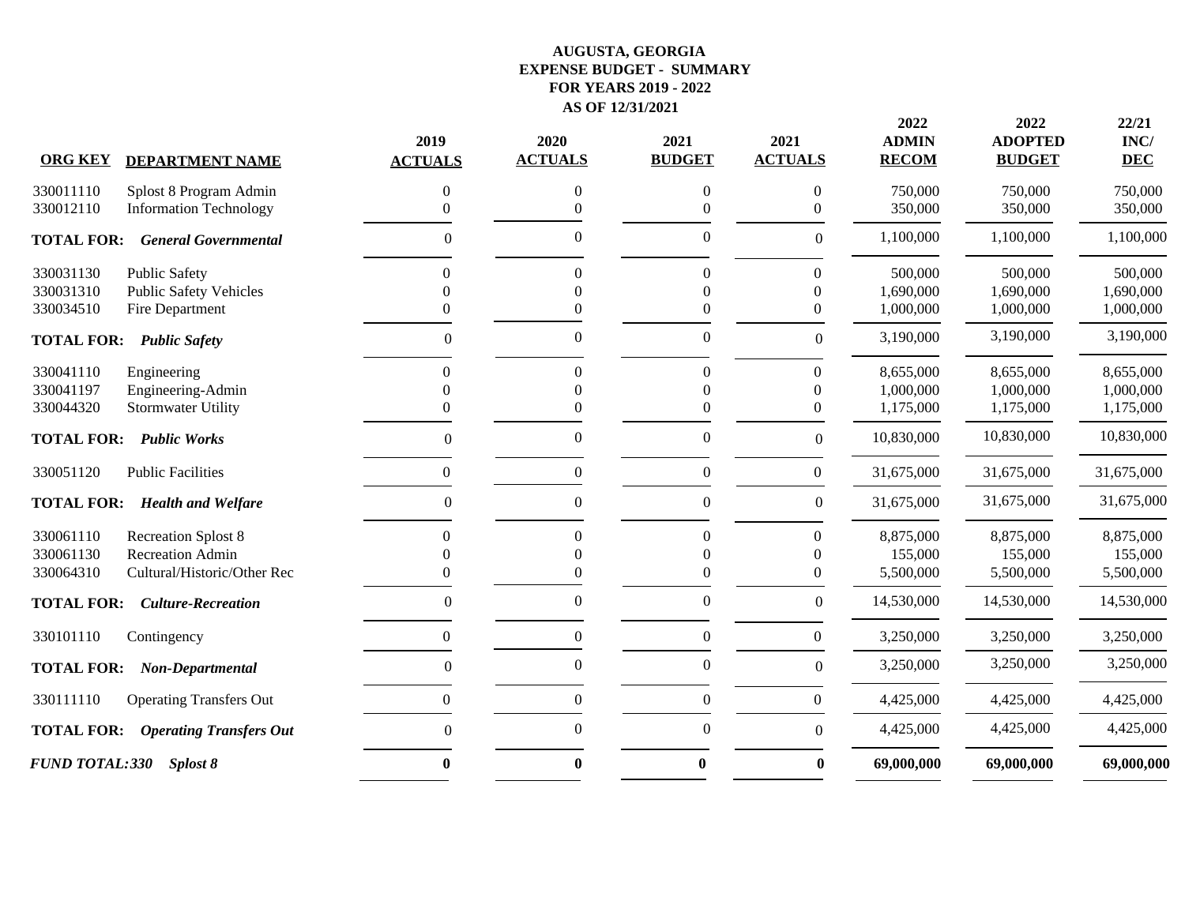# AUGUSTA, GEORGIA
## EXPENSE BUDGET - SUMMARY
## FOR YEARS 2019 - 2022
## AS OF 12/31/2021

| ORG KEY | DEPARTMENT NAME | 2019 ACTUALS | 2020 ACTUALS | 2021 BUDGET | 2021 ACTUALS | 2022 ADMIN RECOM | 2022 ADOPTED BUDGET | 22/21 INC/ DEC |
|---|---|---|---|---|---|---|---|---|
| 330011110 | Splost 8 Program Admin | 0 | 0 | 0 | 0 | 750,000 | 750,000 | 750,000 |
| 330012110 | Information Technology | 0 | 0 | 0 | 0 | 350,000 | 350,000 | 350,000 |
| **TOTAL FOR:** | ***General Governmental*** | 0 | 0 | 0 | 0 | 1,100,000 | 1,100,000 | 1,100,000 |
| 330031130 | Public Safety | 0 | 0 | 0 | 0 | 500,000 | 500,000 | 500,000 |
| 330031310 | Public Safety Vehicles | 0 | 0 | 0 | 0 | 1,690,000 | 1,690,000 | 1,690,000 |
| 330034510 | Fire Department | 0 | 0 | 0 | 0 | 1,000,000 | 1,000,000 | 1,000,000 |
| **TOTAL FOR:** | ***Public Safety*** | 0 | 0 | 0 | 0 | 3,190,000 | 3,190,000 | 3,190,000 |
| 330041110 | Engineering | 0 | 0 | 0 | 0 | 8,655,000 | 8,655,000 | 8,655,000 |
| 330041197 | Engineering-Admin | 0 | 0 | 0 | 0 | 1,000,000 | 1,000,000 | 1,000,000 |
| 330044320 | Stormwater Utility | 0 | 0 | 0 | 0 | 1,175,000 | 1,175,000 | 1,175,000 |
| **TOTAL FOR:** | ***Public Works*** | 0 | 0 | 0 | 0 | 10,830,000 | 10,830,000 | 10,830,000 |
| 330051120 | Public Facilities | 0 | 0 | 0 | 0 | 31,675,000 | 31,675,000 | 31,675,000 |
| **TOTAL FOR:** | ***Health and Welfare*** | 0 | 0 | 0 | 0 | 31,675,000 | 31,675,000 | 31,675,000 |
| 330061110 | Recreation Splost 8 | 0 | 0 | 0 | 0 | 8,875,000 | 8,875,000 | 8,875,000 |
| 330061130 | Recreation Admin | 0 | 0 | 0 | 0 | 155,000 | 155,000 | 155,000 |
| 330064310 | Cultural/Historic/Other Rec | 0 | 0 | 0 | 0 | 5,500,000 | 5,500,000 | 5,500,000 |
| **TOTAL FOR:** | ***Culture-Recreation*** | 0 | 0 | 0 | 0 | 14,530,000 | 14,530,000 | 14,530,000 |
| 330101110 | Contingency | 0 | 0 | 0 | 0 | 3,250,000 | 3,250,000 | 3,250,000 |
| **TOTAL FOR:** | ***Non-Departmental*** | 0 | 0 | 0 | 0 | 3,250,000 | 3,250,000 | 3,250,000 |
| 330111110 | Operating Transfers Out | 0 | 0 | 0 | 0 | 4,425,000 | 4,425,000 | 4,425,000 |
| **TOTAL FOR:** | ***Operating Transfers Out*** | 0 | 0 | 0 | 0 | 4,425,000 | 4,425,000 | 4,425,000 |
| ***FUND TOTAL:330*** | ***Splost 8*** | **0** | **0** | **0** | **0** | **69,000,000** | **69,000,000** | **69,000,000** |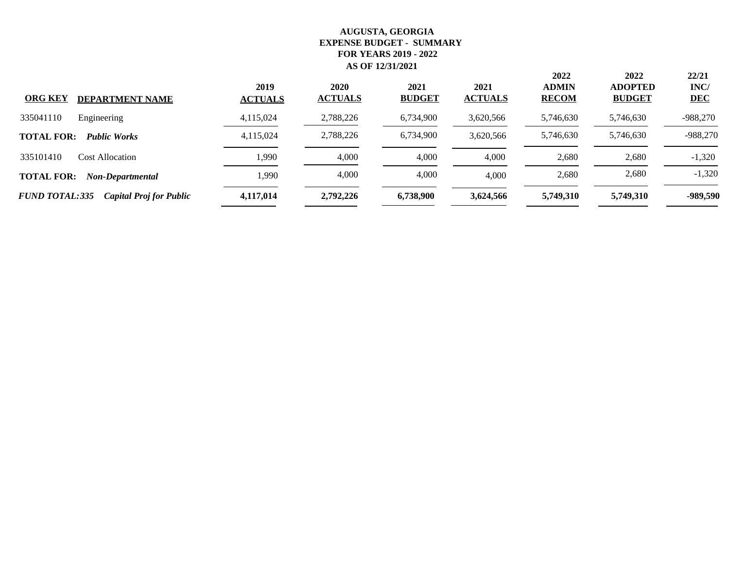**AUGUSTA, GEORGIA**
**EXPENSE BUDGET - SUMMARY**
**FOR YEARS 2019 - 2022**
**AS OF 12/31/2021**

| ORG KEY | DEPARTMENT NAME | 2019 ACTUALS | 2020 ACTUALS | 2021 BUDGET | 2021 ACTUALS | 2022 ADMIN RECOM | 2022 ADOPTED BUDGET | 22/21 INC/ DEC |
|---|---|---|---|---|---|---|---|---|
| 335041110 | Engineering | 4,115,024 | 2,788,226 | 6,734,900 | 3,620,566 | 5,746,630 | 5,746,630 | -988,270 |
| **TOTAL FOR:** | ***Public Works*** | 4,115,024 | 2,788,226 | 6,734,900 | 3,620,566 | 5,746,630 | 5,746,630 | -988,270 |
| 335101410 | Cost Allocation | 1,990 | 4,000 | 4,000 | 4,000 | 2,680 | 2,680 | -1,320 |
| **TOTAL FOR:** | ***Non-Departmental*** | 1,990 | 4,000 | 4,000 | 4,000 | 2,680 | 2,680 | -1,320 |
| ***FUND TOTAL:335*** | ***Capital Proj for Public*** | **4,117,014** | **2,792,226** | **6,738,900** | **3,624,566** | **5,749,310** | **5,749,310** | **-989,590** |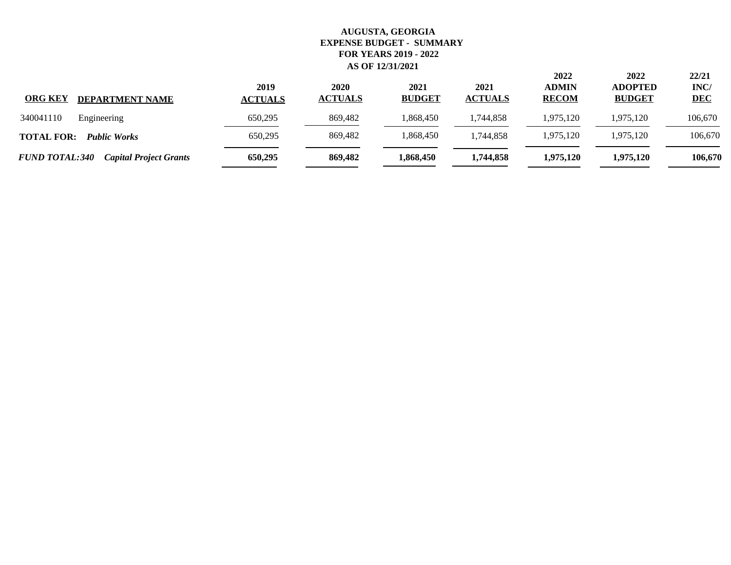**AUGUSTA, GEORGIA**
**EXPENSE BUDGET - SUMMARY**
**FOR YEARS 2019 - 2022**
**AS OF 12/31/2021**

| ORG KEY | DEPARTMENT NAME | 2019 ACTUALS | 2020 ACTUALS | 2021 BUDGET | 2021 ACTUALS | 2022 ADMIN RECOM | 2022 ADOPTED BUDGET | 22/21 INC/ DEC |
|---|---|---|---|---|---|---|---|---|
| 340041110 | Engineering | 650,295 | 869,482 | 1,868,450 | 1,744,858 | 1,975,120 | 1,975,120 | 106,670 |
| **TOTAL FOR:** | ***Public Works*** | 650,295 | 869,482 | 1,868,450 | 1,744,858 | 1,975,120 | 1,975,120 | 106,670 |
| ***FUND TOTAL:340*** | ***Capital Project Grants*** | **650,295** | **869,482** | **1,868,450** | **1,744,858** | **1,975,120** | **1,975,120** | **106,670** |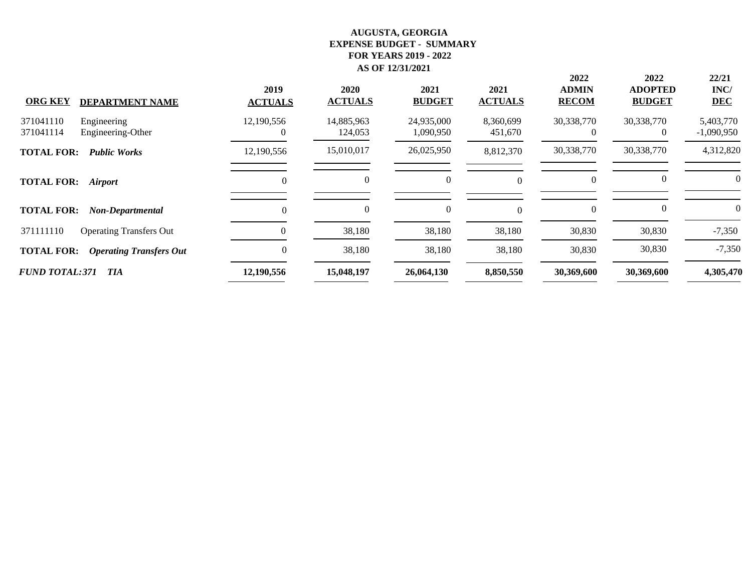**AUGUSTA, GEORGIA**
**EXPENSE BUDGET - SUMMARY**
**FOR YEARS 2019 - 2022**
**AS OF 12/31/2021**

| ORG KEY | DEPARTMENT NAME | 2019 ACTUALS | 2020 ACTUALS | 2021 BUDGET | 2021 ACTUALS | 2022 ADMIN RECOM | 2022 ADOPTED BUDGET | 22/21 INC/ DEC |
|---|---|---|---|---|---|---|---|---|
| 371041110 | Engineering | 12,190,556 | 14,885,963 | 24,935,000 | 8,360,699 | 30,338,770 | 30,338,770 | 5,403,770 |
| 371041114 | Engineering-Other | 0 | 124,053 | 1,090,950 | 451,670 | 0 | 0 | -1,090,950 |
| **TOTAL FOR:** | ***Public Works*** | 12,190,556 | 15,010,017 | 26,025,950 | 8,812,370 | 30,338,770 | 30,338,770 | 4,312,820 |
| **TOTAL FOR:** | ***Airport*** | 0 | 0 | 0 | 0 | 0 | 0 | 0 |
| **TOTAL FOR:** | ***Non-Departmental*** | 0 | 0 | 0 | 0 | 0 | 0 | 0 |
| 371111110 | Operating Transfers Out | 0 | 38,180 | 38,180 | 38,180 | 30,830 | 30,830 | -7,350 |
| **TOTAL FOR:** | ***Operating Transfers Out*** | 0 | 38,180 | 38,180 | 38,180 | 30,830 | 30,830 | -7,350 |
| ***FUND TOTAL:371*** | ***TIA*** | **12,190,556** | **15,048,197** | **26,064,130** | **8,850,550** | **30,369,600** | **30,369,600** | **4,305,470** |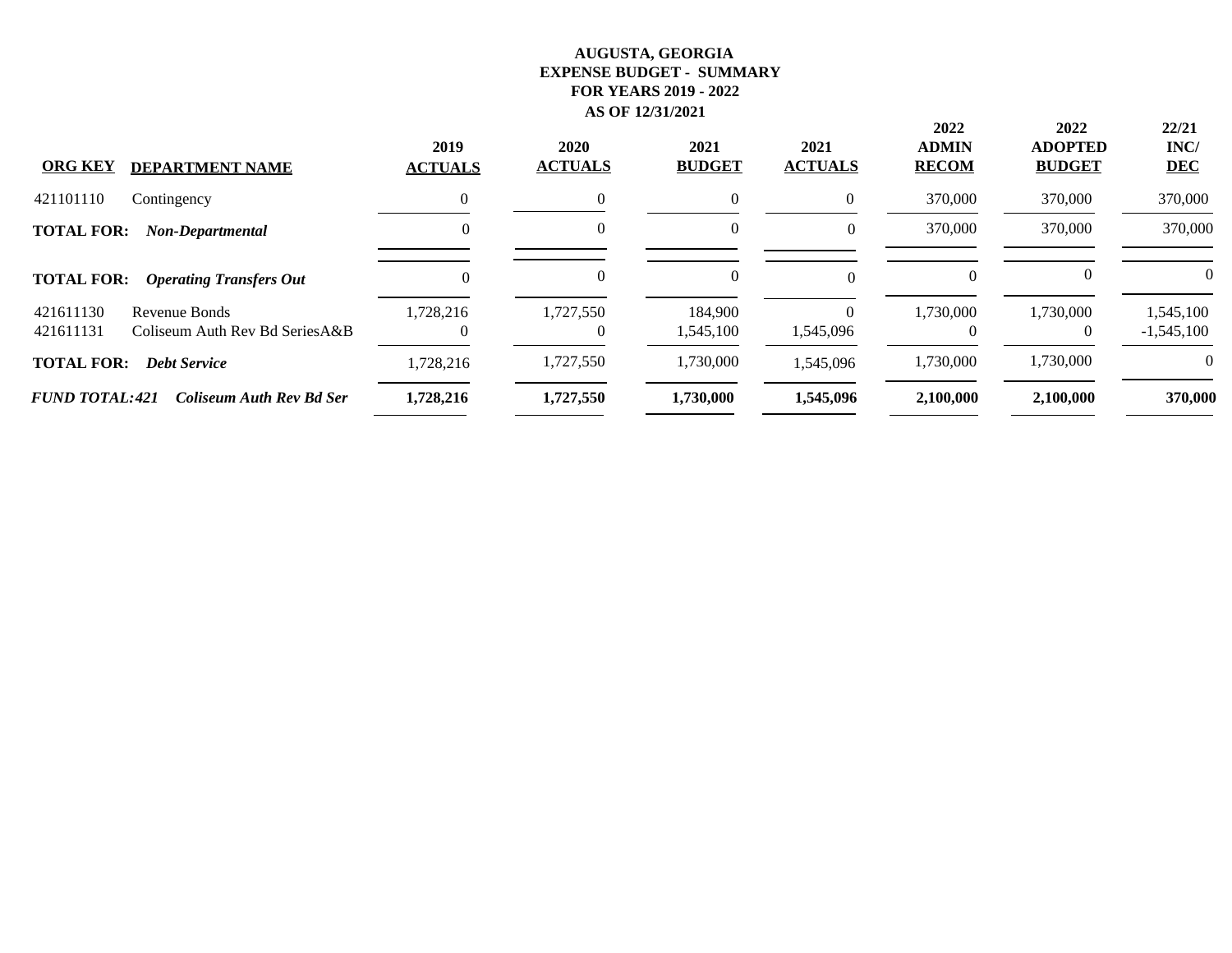**AUGUSTA, GEORGIA**
**EXPENSE BUDGET - SUMMARY**
**FOR YEARS 2019 - 2022**
**AS OF 12/31/2021**

| ORG KEY | DEPARTMENT NAME | 2019 ACTUALS | 2020 ACTUALS | 2021 BUDGET | 2021 ACTUALS | 2022 ADMIN RECOM | 2022 ADOPTED BUDGET | 22/21 INC/ DEC |
|---|---|---|---|---|---|---|---|---|
| 421101110 | Contingency | 0 | 0 | 0 | 0 | 370,000 | 370,000 | 370,000 |
| **TOTAL FOR:** | ***Non-Departmental*** | 0 | 0 | 0 | 0 | 370,000 | 370,000 | 370,000 |
| **TOTAL FOR:** | ***Operating Transfers Out*** | 0 | 0 | 0 | 0 | 0 | 0 | 0 |
| 421611130 | Revenue Bonds | 1,728,216 | 1,727,550 | 184,900 | 0 | 1,730,000 | 1,730,000 | 1,545,100 |
| 421611131 | Coliseum Auth Rev Bd SeriesA&B | 0 | 0 | 1,545,100 | 1,545,096 | 0 | 0 | -1,545,100 |
| **TOTAL FOR:** | ***Debt Service*** | 1,728,216 | 1,727,550 | 1,730,000 | 1,545,096 | 1,730,000 | 1,730,000 | 0 |
| ***FUND TOTAL:421*** | ***Coliseum Auth Rev Bd Ser*** | **1,728,216** | **1,727,550** | **1,730,000** | **1,545,096** | **2,100,000** | **2,100,000** | **370,000** |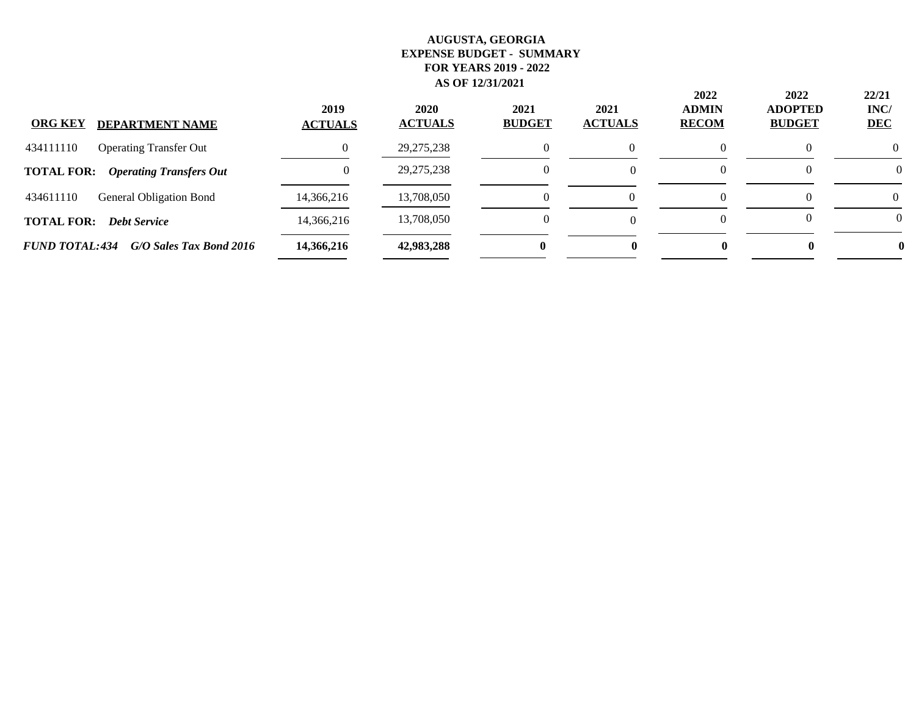**AUGUSTA, GEORGIA**
**EXPENSE BUDGET - SUMMARY**
**FOR YEARS 2019 - 2022**
**AS OF 12/31/2021**

| ORG KEY | DEPARTMENT NAME | 2019 ACTUALS | 2020 ACTUALS | 2021 BUDGET | 2021 ACTUALS | 2022 ADMIN RECOM | 2022 ADOPTED BUDGET | 22/21 INC/ DEC |
|---|---|---|---|---|---|---|---|---|
| 434111110 | Operating Transfer Out | 0 | 29,275,238 | 0 | 0 | 0 | 0 | 0 |
| **TOTAL FOR:** | ***Operating Transfers Out*** | 0 | 29,275,238 | 0 | 0 | 0 | 0 | 0 |
| 434611110 | General Obligation Bond | 14,366,216 | 13,708,050 | 0 | 0 | 0 | 0 | 0 |
| **TOTAL FOR:** | ***Debt Service*** | 14,366,216 | 13,708,050 | 0 | 0 | 0 | 0 | 0 |
| ***FUND TOTAL:434*** | ***G/O Sales Tax Bond 2016*** | **14,366,216** | **42,983,288** | **0** | **0** | **0** | **0** | **0** |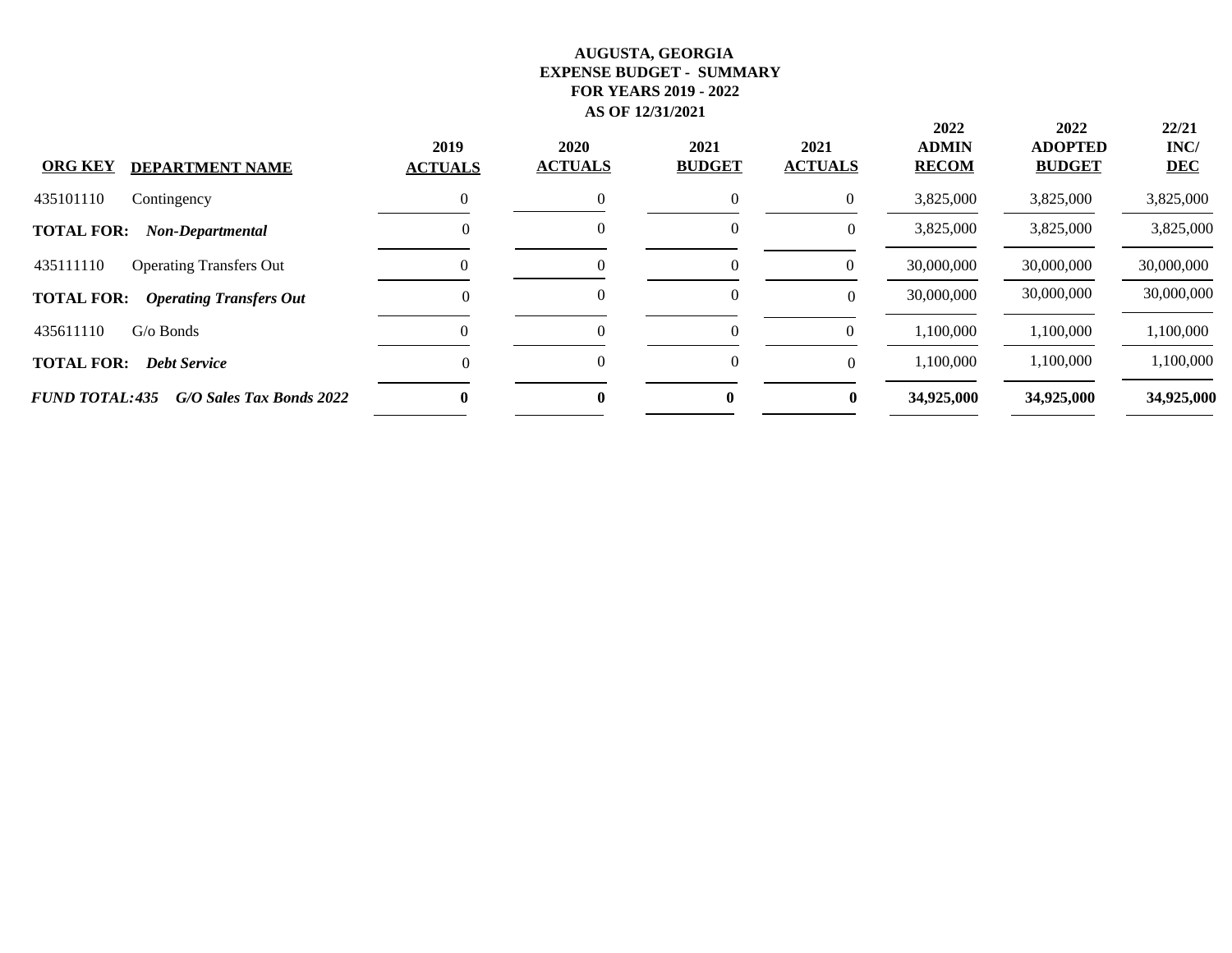**AUGUSTA, GEORGIA**
**EXPENSE BUDGET - SUMMARY**
**FOR YEARS 2019 - 2022**
**AS OF 12/31/2021**

| ORG KEY | DEPARTMENT NAME | 2019 ACTUALS | 2020 ACTUALS | 2021 BUDGET | 2021 ACTUALS | 2022 ADMIN RECOM | 2022 ADOPTED BUDGET | 22/21 INC/ DEC |
|---|---|---|---|---|---|---|---|---|
| 435101110 | Contingency | 0 | 0 | 0 | 0 | 3,825,000 | 3,825,000 | 3,825,000 |
| **TOTAL FOR:** | ***Non-Departmental*** | 0 | 0 | 0 | 0 | 3,825,000 | 3,825,000 | 3,825,000 |
| 435111110 | Operating Transfers Out | 0 | 0 | 0 | 0 | 30,000,000 | 30,000,000 | 30,000,000 |
| **TOTAL FOR:** | ***Operating Transfers Out*** | 0 | 0 | 0 | 0 | 30,000,000 | 30,000,000 | 30,000,000 |
| 435611110 | G/o Bonds | 0 | 0 | 0 | 0 | 1,100,000 | 1,100,000 | 1,100,000 |
| **TOTAL FOR:** | ***Debt Service*** | 0 | 0 | 0 | 0 | 1,100,000 | 1,100,000 | 1,100,000 |
| ***FUND TOTAL:435*** | ***G/O Sales Tax Bonds 2022*** | **0** | **0** | **0** | **0** | **34,925,000** | **34,925,000** | **34,925,000** |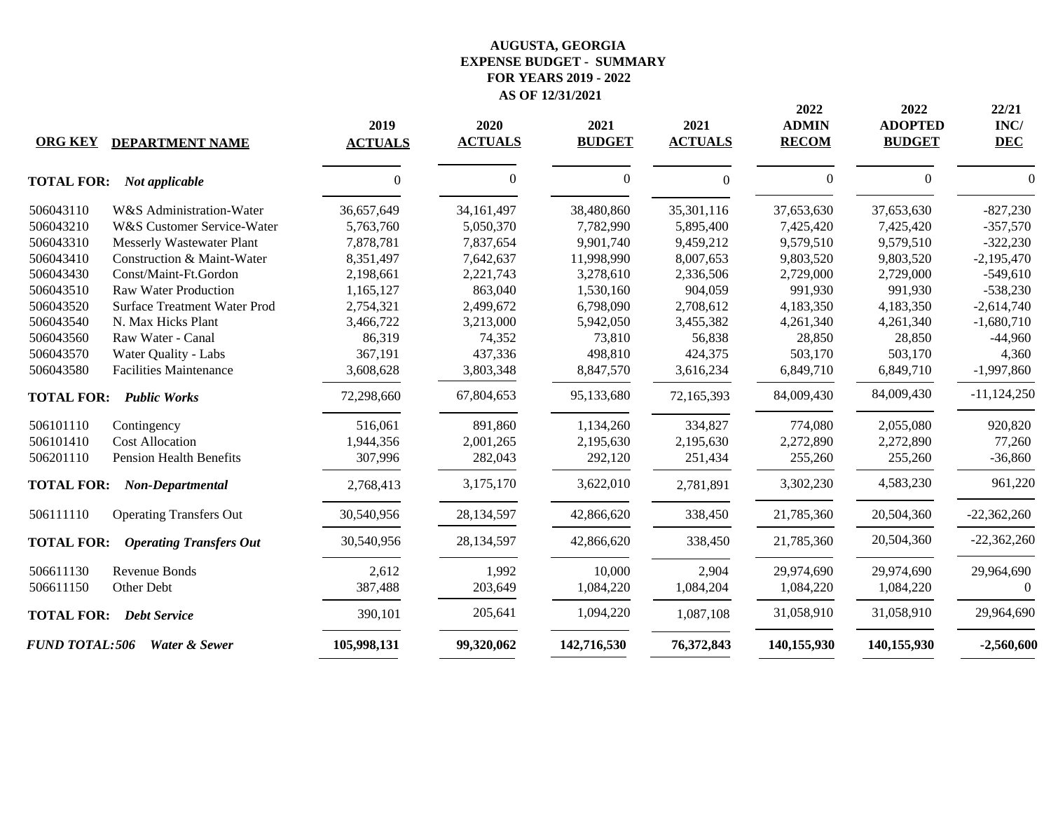# AUGUSTA, GEORGIA
## EXPENSE BUDGET - SUMMARY
## FOR YEARS 2019 - 2022
## AS OF 12/31/2021

| ORG KEY | DEPARTMENT NAME | 2019 ACTUALS | 2020 ACTUALS | 2021 BUDGET | 2021 ACTUALS | 2022 ADMIN RECOM | 2022 ADOPTED BUDGET | 22/21 INC/ DEC |
|---|---|---|---|---|---|---|---|---|
| **TOTAL FOR:** | ***Not applicable*** | 0 | 0 | 0 | 0 | 0 | 0 | 0 |
| 506043110 | W&S Administration-Water | 36,657,649 | 34,161,497 | 38,480,860 | 35,301,116 | 37,653,630 | 37,653,630 | -827,230 |
| 506043210 | W&S Customer Service-Water | 5,763,760 | 5,050,370 | 7,782,990 | 5,895,400 | 7,425,420 | 7,425,420 | -357,570 |
| 506043310 | Messerly Wastewater Plant | 7,878,781 | 7,837,654 | 9,901,740 | 9,459,212 | 9,579,510 | 9,579,510 | -322,230 |
| 506043410 | Construction & Maint-Water | 8,351,497 | 7,642,637 | 11,998,990 | 8,007,653 | 9,803,520 | 9,803,520 | -2,195,470 |
| 506043430 | Const/Maint-Ft.Gordon | 2,198,661 | 2,221,743 | 3,278,610 | 2,336,506 | 2,729,000 | 2,729,000 | -549,610 |
| 506043510 | Raw Water Production | 1,165,127 | 863,040 | 1,530,160 | 904,059 | 991,930 | 991,930 | -538,230 |
| 506043520 | Surface Treatment Water Prod | 2,754,321 | 2,499,672 | 6,798,090 | 2,708,612 | 4,183,350 | 4,183,350 | -2,614,740 |
| 506043540 | N. Max Hicks Plant | 3,466,722 | 3,213,000 | 5,942,050 | 3,455,382 | 4,261,340 | 4,261,340 | -1,680,710 |
| 506043560 | Raw Water - Canal | 86,319 | 74,352 | 73,810 | 56,838 | 28,850 | 28,850 | -44,960 |
| 506043570 | Water Quality - Labs | 367,191 | 437,336 | 498,810 | 424,375 | 503,170 | 503,170 | 4,360 |
| 506043580 | Facilities Maintenance | 3,608,628 | 3,803,348 | 8,847,570 | 3,616,234 | 6,849,710 | 6,849,710 | -1,997,860 |
| **TOTAL FOR:** | ***Public Works*** | 72,298,660 | 67,804,653 | 95,133,680 | 72,165,393 | 84,009,430 | 84,009,430 | -11,124,250 |
| 506101110 | Contingency | 516,061 | 891,860 | 1,134,260 | 334,827 | 774,080 | 2,055,080 | 920,820 |
| 506101410 | Cost Allocation | 1,944,356 | 2,001,265 | 2,195,630 | 2,195,630 | 2,272,890 | 2,272,890 | 77,260 |
| 506201110 | Pension Health Benefits | 307,996 | 282,043 | 292,120 | 251,434 | 255,260 | 255,260 | -36,860 |
| **TOTAL FOR:** | ***Non-Departmental*** | 2,768,413 | 3,175,170 | 3,622,010 | 2,781,891 | 3,302,230 | 4,583,230 | 961,220 |
| 506111110 | Operating Transfers Out | 30,540,956 | 28,134,597 | 42,866,620 | 338,450 | 21,785,360 | 20,504,360 | -22,362,260 |
| **TOTAL FOR:** | ***Operating Transfers Out*** | 30,540,956 | 28,134,597 | 42,866,620 | 338,450 | 21,785,360 | 20,504,360 | -22,362,260 |
| 506611130 | Revenue Bonds | 2,612 | 1,992 | 10,000 | 2,904 | 29,974,690 | 29,974,690 | 29,964,690 |
| 506611150 | Other Debt | 387,488 | 203,649 | 1,084,220 | 1,084,204 | 1,084,220 | 1,084,220 | 0 |
| **TOTAL FOR:** | ***Debt Service*** | 390,101 | 205,641 | 1,094,220 | 1,087,108 | 31,058,910 | 31,058,910 | 29,964,690 |
| ***FUND TOTAL:506*** | ***Water & Sewer*** | **105,998,131** | **99,320,062** | **142,716,530** | **76,372,843** | **140,155,930** | **140,155,930** | **-2,560,600** |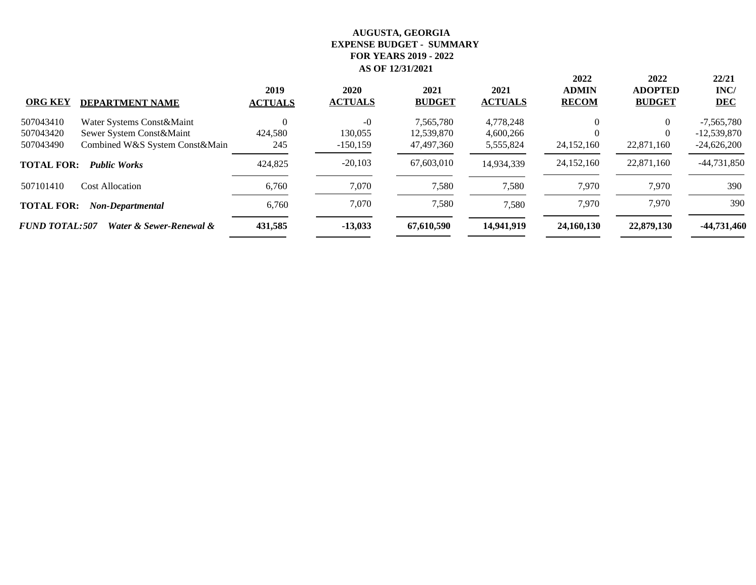**AUGUSTA, GEORGIA**
**EXPENSE BUDGET - SUMMARY**
**FOR YEARS 2019 - 2022**
**AS OF 12/31/2021**

| ORG KEY | DEPARTMENT NAME | 2019 ACTUALS | 2020 ACTUALS | 2021 BUDGET | 2021 ACTUALS | 2022 ADMIN RECOM | 2022 ADOPTED BUDGET | 22/21 INC/ DEC |
|---|---|---|---|---|---|---|---|---|
| 507043410 | Water Systems Const&Maint | 0 | -0 | 7,565,780 | 4,778,248 | 0 | 0 | -7,565,780 |
| 507043420 | Sewer System Const&Maint | 424,580 | 130,055 | 12,539,870 | 4,600,266 | 0 | 0 | -12,539,870 |
| 507043490 | Combined W&S System Const&Main | 245 | -150,159 | 47,497,360 | 5,555,824 | 24,152,160 | 22,871,160 | -24,626,200 |
| **TOTAL FOR:** | ***Public Works*** | 424,825 | -20,103 | 67,603,010 | 14,934,339 | 24,152,160 | 22,871,160 | -44,731,850 |
| 507101410 | Cost Allocation | 6,760 | 7,070 | 7,580 | 7,580 | 7,970 | 7,970 | 390 |
| **TOTAL FOR:** | ***Non-Departmental*** | 6,760 | 7,070 | 7,580 | 7,580 | 7,970 | 7,970 | 390 |
| ***FUND TOTAL:507*** | ***Water & Sewer-Renewal &*** | **431,585** | **-13,033** | **67,610,590** | **14,941,919** | **24,160,130** | **22,879,130** | **-44,731,460** |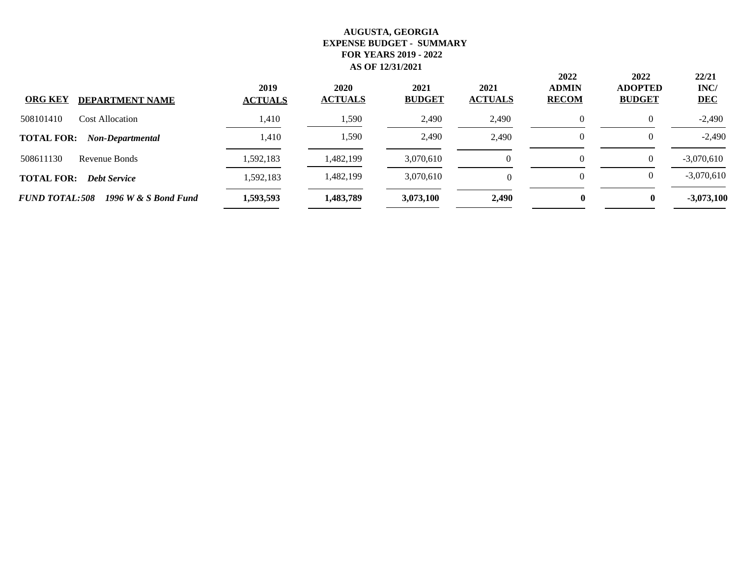**AUGUSTA, GEORGIA**
**EXPENSE BUDGET - SUMMARY**
**FOR YEARS 2019 - 2022**
**AS OF 12/31/2021**

| ORG KEY | DEPARTMENT NAME | 2019 ACTUALS | 2020 ACTUALS | 2021 BUDGET | 2021 ACTUALS | 2022 ADMIN RECOM | 2022 ADOPTED BUDGET | 22/21 INC/ DEC |
|---|---|---|---|---|---|---|---|---|
| 508101410 | Cost Allocation | 1,410 | 1,590 | 2,490 | 2,490 | 0 | 0 | -2,490 |
| **TOTAL FOR:** | ***Non-Departmental*** | 1,410 | 1,590 | 2,490 | 2,490 | 0 | 0 | -2,490 |
| 508611130 | Revenue Bonds | 1,592,183 | 1,482,199 | 3,070,610 | 0 | 0 | 0 | -3,070,610 |
| **TOTAL FOR:** | ***Debt Service*** | 1,592,183 | 1,482,199 | 3,070,610 | 0 | 0 | 0 | -3,070,610 |
| ***FUND TOTAL:508*** | ***1996 W & S Bond Fund*** | **1,593,593** | **1,483,789** | **3,073,100** | **2,490** | **0** | **0** | **-3,073,100** |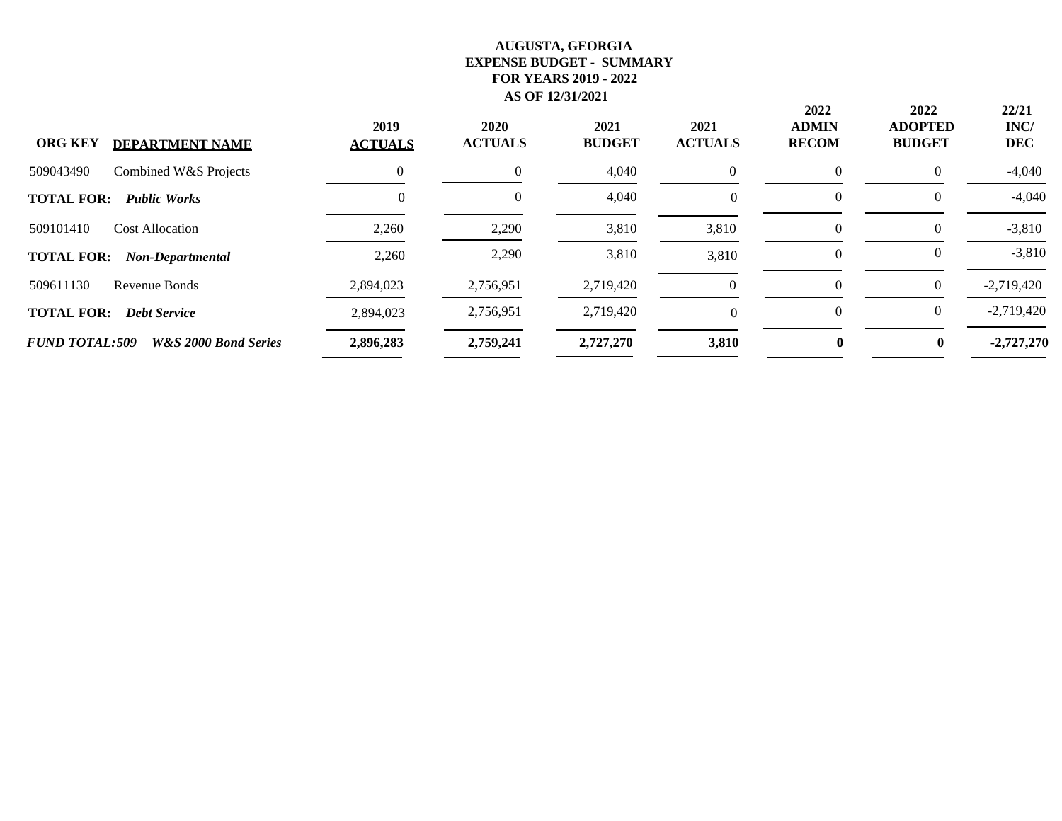**AUGUSTA, GEORGIA**
**EXPENSE BUDGET - SUMMARY**
**FOR YEARS 2019 - 2022**
**AS OF 12/31/2021**

| ORG KEY | DEPARTMENT NAME | 2019 ACTUALS | 2020 ACTUALS | 2021 BUDGET | 2021 ACTUALS | 2022 ADMIN RECOM | 2022 ADOPTED BUDGET | 22/21 INC/ DEC |
|---|---|---|---|---|---|---|---|---|
| 509043490 | Combined W&S Projects | 0 | 0 | 4,040 | 0 | 0 | 0 | -4,040 |
| **TOTAL FOR:** | ***Public Works*** | 0 | 0 | 4,040 | 0 | 0 | 0 | -4,040 |
| 509101410 | Cost Allocation | 2,260 | 2,290 | 3,810 | 3,810 | 0 | 0 | -3,810 |
| **TOTAL FOR:** | ***Non-Departmental*** | 2,260 | 2,290 | 3,810 | 3,810 | 0 | 0 | -3,810 |
| 509611130 | Revenue Bonds | 2,894,023 | 2,756,951 | 2,719,420 | 0 | 0 | 0 | -2,719,420 |
| **TOTAL FOR:** | ***Debt Service*** | 2,894,023 | 2,756,951 | 2,719,420 | 0 | 0 | 0 | -2,719,420 |
| ***FUND TOTAL:509*** | ***W&S 2000 Bond Series*** | **2,896,283** | **2,759,241** | **2,727,270** | **3,810** | **0** | **0** | **-2,727,270** |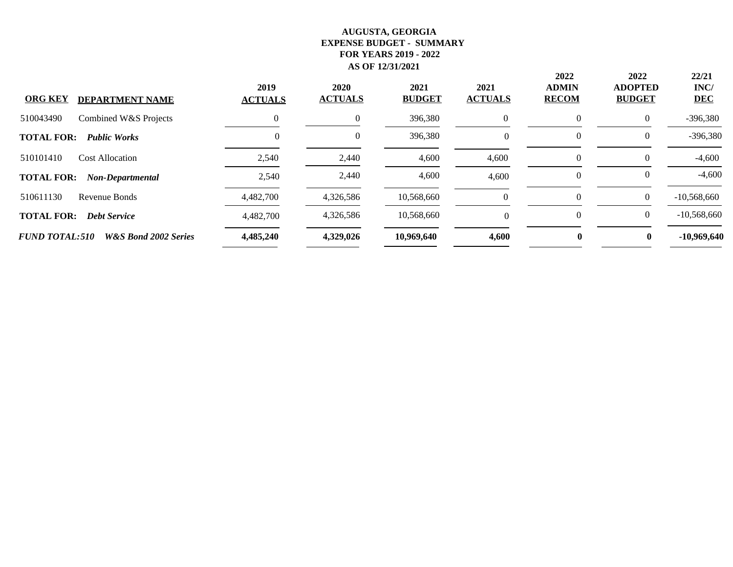**AUGUSTA, GEORGIA**
**EXPENSE BUDGET - SUMMARY**
**FOR YEARS 2019 - 2022**
**AS OF 12/31/2021**

| ORG KEY | DEPARTMENT NAME | 2019 ACTUALS | 2020 ACTUALS | 2021 BUDGET | 2021 ACTUALS | 2022 ADMIN RECOM | 2022 ADOPTED BUDGET | 22/21 INC/ DEC |
|---|---|---|---|---|---|---|---|---|
| 510043490 | Combined W&S Projects | 0 | 0 | 396,380 | 0 | 0 | 0 | -396,380 |
| **TOTAL FOR:** | ***Public Works*** | 0 | 0 | 396,380 | 0 | 0 | 0 | -396,380 |
| 510101410 | Cost Allocation | 2,540 | 2,440 | 4,600 | 4,600 | 0 | 0 | -4,600 |
| **TOTAL FOR:** | ***Non-Departmental*** | 2,540 | 2,440 | 4,600 | 4,600 | 0 | 0 | -4,600 |
| 510611130 | Revenue Bonds | 4,482,700 | 4,326,586 | 10,568,660 | 0 | 0 | 0 | -10,568,660 |
| **TOTAL FOR:** | ***Debt Service*** | 4,482,700 | 4,326,586 | 10,568,660 | 0 | 0 | 0 | -10,568,660 |
| ***FUND TOTAL:510*** | ***W&S Bond 2002 Series*** | **4,485,240** | **4,329,026** | **10,969,640** | **4,600** | **0** | **0** | **-10,969,640** |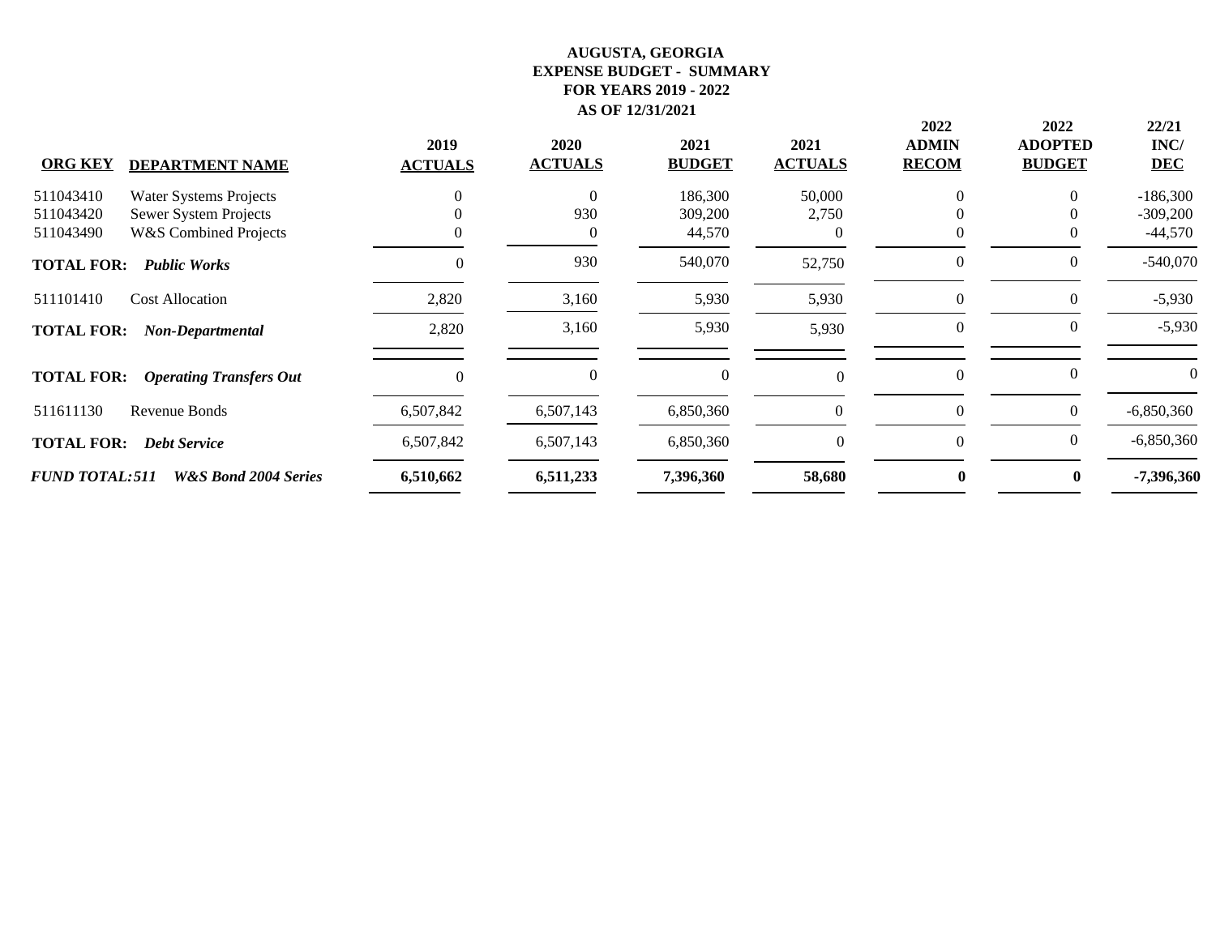# AUGUSTA, GEORGIA
## EXPENSE BUDGET - SUMMARY
## FOR YEARS 2019 - 2022
## AS OF 12/31/2021

| ORG KEY | DEPARTMENT NAME | 2019 ACTUALS | 2020 ACTUALS | 2021 BUDGET | 2021 ACTUALS | 2022 ADMIN RECOM | 2022 ADOPTED BUDGET | 22/21 INC/ DEC |
|---|---|---|---|---|---|---|---|---|
| 511043410 | Water Systems Projects | 0 | 0 | 186,300 | 50,000 | 0 | 0 | -186,300 |
| 511043420 | Sewer System Projects | 0 | 930 | 309,200 | 2,750 | 0 | 0 | -309,200 |
| 511043490 | W&S Combined Projects | 0 | 0 | 44,570 | 0 | 0 | 0 | -44,570 |
| **TOTAL FOR:** | ***Public Works*** | 0 | 930 | 540,070 | 52,750 | 0 | 0 | -540,070 |
| 511101410 | Cost Allocation | 2,820 | 3,160 | 5,930 | 5,930 | 0 | 0 | -5,930 |
| **TOTAL FOR:** | ***Non-Departmental*** | 2,820 | 3,160 | 5,930 | 5,930 | 0 | 0 | -5,930 |
| **TOTAL FOR:** | ***Operating Transfers Out*** | 0 | 0 | 0 | 0 | 0 | 0 | 0 |
| 511611130 | Revenue Bonds | 6,507,842 | 6,507,143 | 6,850,360 | 0 | 0 | 0 | -6,850,360 |
| **TOTAL FOR:** | ***Debt Service*** | 6,507,842 | 6,507,143 | 6,850,360 | 0 | 0 | 0 | -6,850,360 |
| ***FUND TOTAL:511*** | ***W&S Bond 2004 Series*** | **6,510,662** | **6,511,233** | **7,396,360** | **58,680** | **0** | **0** | **-7,396,360** |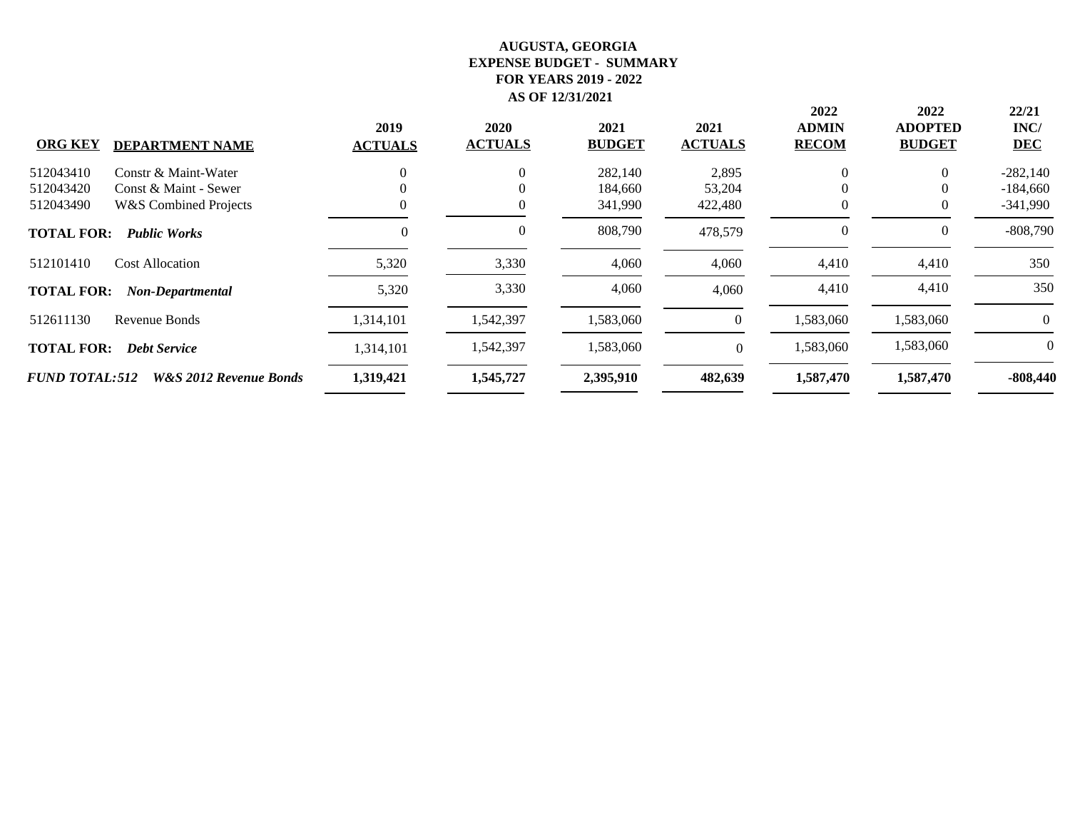# AUGUSTA, GEORGIA
## EXPENSE BUDGET - SUMMARY
## FOR YEARS 2019 - 2022
## AS OF 12/31/2021

| ORG KEY | DEPARTMENT NAME | 2019 ACTUALS | 2020 ACTUALS | 2021 BUDGET | 2021 ACTUALS | 2022 ADMIN RECOM | 2022 ADOPTED BUDGET | 22/21 INC/ DEC |
|---|---|---|---|---|---|---|---|---|
| 512043410 | Constr & Maint-Water | 0 | 0 | 282,140 | 2,895 | 0 | 0 | -282,140 |
| 512043420 | Const & Maint - Sewer | 0 | 0 | 184,660 | 53,204 | 0 | 0 | -184,660 |
| 512043490 | W&S Combined Projects | 0 | 0 | 341,990 | 422,480 | 0 | 0 | -341,990 |
| **TOTAL FOR:** | ***Public Works*** | 0 | 0 | 808,790 | 478,579 | 0 | 0 | -808,790 |
| 512101410 | Cost Allocation | 5,320 | 3,330 | 4,060 | 4,060 | 4,410 | 4,410 | 350 |
| **TOTAL FOR:** | ***Non-Departmental*** | 5,320 | 3,330 | 4,060 | 4,060 | 4,410 | 4,410 | 350 |
| 512611130 | Revenue Bonds | 1,314,101 | 1,542,397 | 1,583,060 | 0 | 1,583,060 | 1,583,060 | 0 |
| **TOTAL FOR:** | ***Debt Service*** | 1,314,101 | 1,542,397 | 1,583,060 | 0 | 1,583,060 | 1,583,060 | 0 |
| ***FUND TOTAL:512*** | ***W&S 2012 Revenue Bonds*** | **1,319,421** | **1,545,727** | **2,395,910** | **482,639** | **1,587,470** | **1,587,470** | **-808,440** |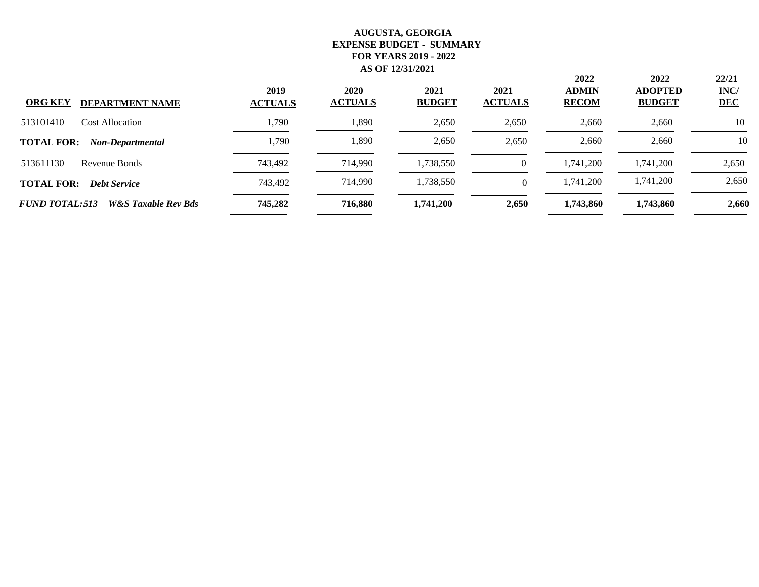**AUGUSTA, GEORGIA**
**EXPENSE BUDGET - SUMMARY**
**FOR YEARS 2019 - 2022**
**AS OF 12/31/2021**

| ORG KEY | DEPARTMENT NAME | 2019 ACTUALS | 2020 ACTUALS | 2021 BUDGET | 2021 ACTUALS | 2022 ADMIN RECOM | 2022 ADOPTED BUDGET | 22/21 INC/ DEC |
|---|---|---|---|---|---|---|---|---|
| 513101410 | Cost Allocation | 1,790 | 1,890 | 2,650 | 2,650 | 2,660 | 2,660 | 10 |
| **TOTAL FOR:** | ***Non-Departmental*** | 1,790 | 1,890 | 2,650 | 2,650 | 2,660 | 2,660 | 10 |
| 513611130 | Revenue Bonds | 743,492 | 714,990 | 1,738,550 | 0 | 1,741,200 | 1,741,200 | 2,650 |
| **TOTAL FOR:** | ***Debt Service*** | 743,492 | 714,990 | 1,738,550 | 0 | 1,741,200 | 1,741,200 | 2,650 |
| ***FUND TOTAL:513*** | ***W&S Taxable Rev Bds*** | **745,282** | **716,880** | **1,741,200** | **2,650** | **1,743,860** | **1,743,860** | **2,660** |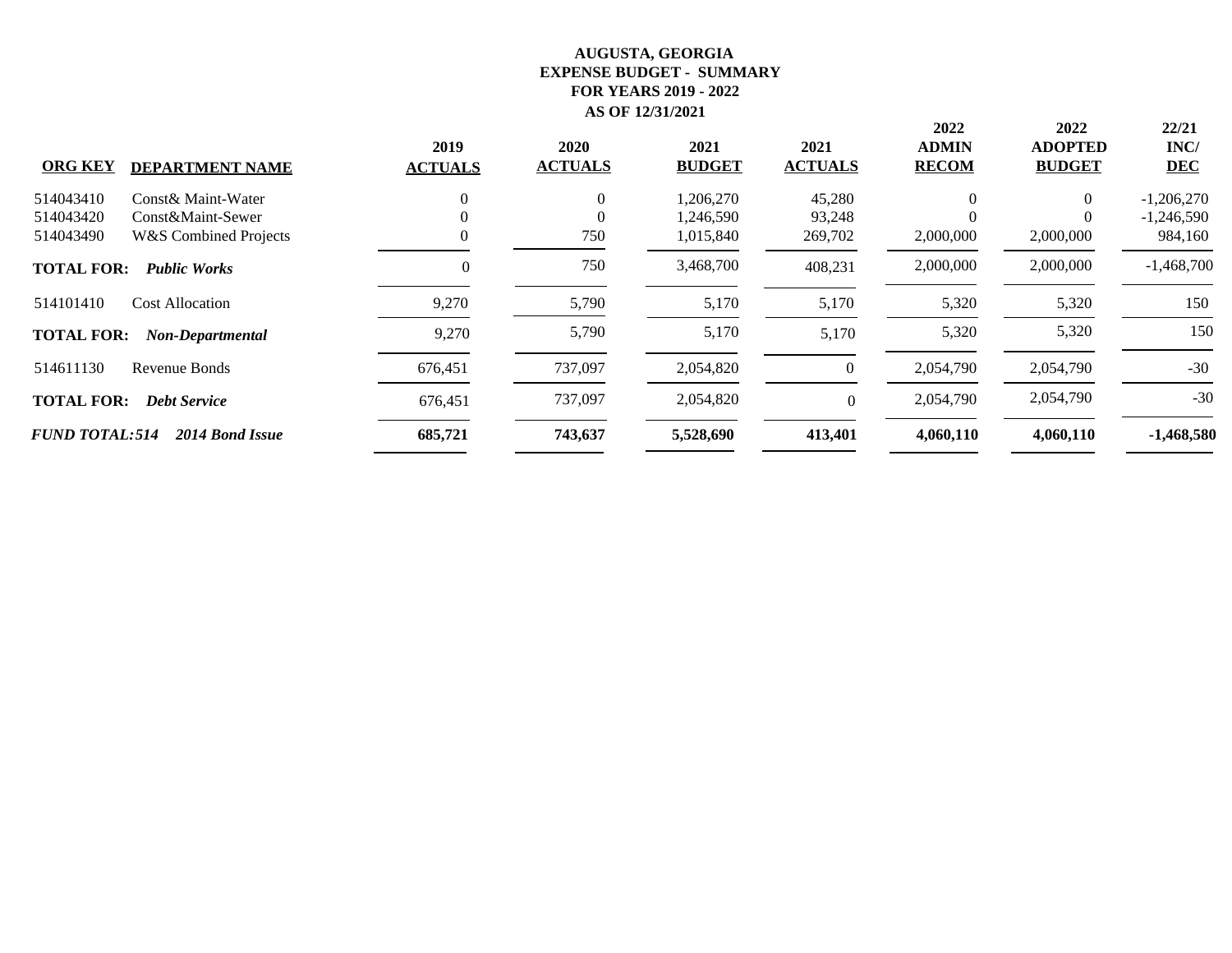**AUGUSTA, GEORGIA**
**EXPENSE BUDGET - SUMMARY**
**FOR YEARS 2019 - 2022**
**AS OF 12/31/2021**

| ORG KEY | DEPARTMENT NAME | 2019 ACTUALS | 2020 ACTUALS | 2021 BUDGET | 2021 ACTUALS | 2022 ADMIN RECOM | 2022 ADOPTED BUDGET | 22/21 INC/ DEC |
|---|---|---|---|---|---|---|---|---|
| 514043410 | Const& Maint-Water | 0 | 0 | 1,206,270 | 45,280 | 0 | 0 | -1,206,270 |
| 514043420 | Const&Maint-Sewer | 0 | 0 | 1,246,590 | 93,248 | 0 | 0 | -1,246,590 |
| 514043490 | W&S Combined Projects | 0 | 750 | 1,015,840 | 269,702 | 2,000,000 | 2,000,000 | 984,160 |
| **TOTAL FOR:** | ***Public Works*** | 0 | 750 | 3,468,700 | 408,231 | 2,000,000 | 2,000,000 | -1,468,700 |
| 514101410 | Cost Allocation | 9,270 | 5,790 | 5,170 | 5,170 | 5,320 | 5,320 | 150 |
| **TOTAL FOR:** | ***Non-Departmental*** | 9,270 | 5,790 | 5,170 | 5,170 | 5,320 | 5,320 | 150 |
| 514611130 | Revenue Bonds | 676,451 | 737,097 | 2,054,820 | 0 | 2,054,790 | 2,054,790 | -30 |
| **TOTAL FOR:** | ***Debt Service*** | 676,451 | 737,097 | 2,054,820 | 0 | 2,054,790 | 2,054,790 | -30 |
| ***FUND TOTAL:514*** | ***2014 Bond Issue*** | **685,721** | **743,637** | **5,528,690** | **413,401** | **4,060,110** | **4,060,110** | **-1,468,580** |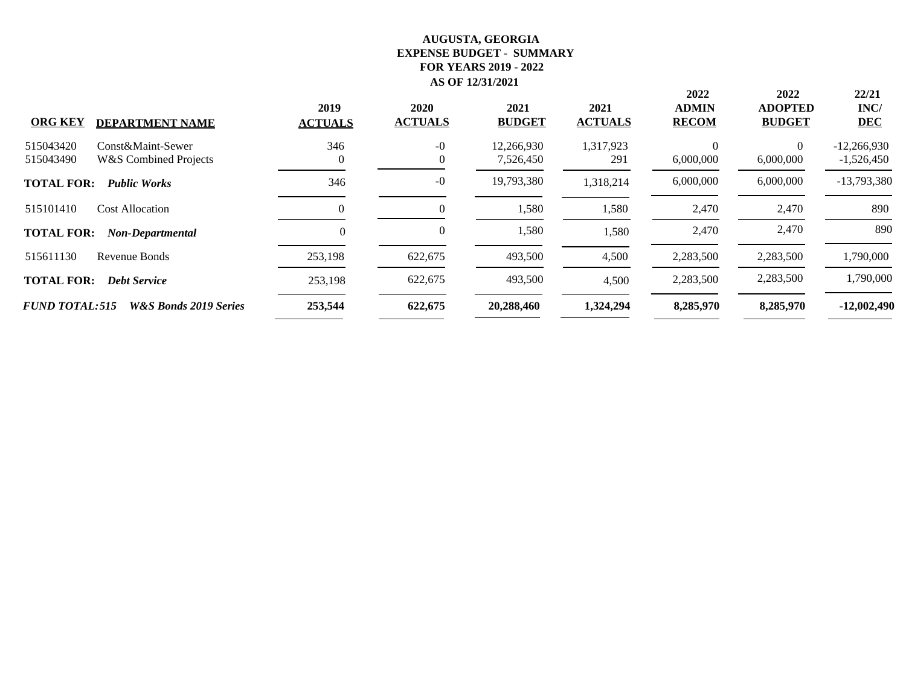**AUGUSTA, GEORGIA**
**EXPENSE BUDGET - SUMMARY**
**FOR YEARS 2019 - 2022**
**AS OF 12/31/2021**

| ORG KEY | DEPARTMENT NAME | 2019 ACTUALS | 2020 ACTUALS | 2021 BUDGET | 2021 ACTUALS | 2022 ADMIN RECOM | 2022 ADOPTED BUDGET | 22/21 INC/ DEC |
|---|---|---|---|---|---|---|---|---|
| 515043420 | Const&Maint-Sewer | 346 | -0 | 12,266,930 | 1,317,923 | 0 | 0 | -12,266,930 |
| 515043490 | W&S Combined Projects | 0 | 0 | 7,526,450 | 291 | 6,000,000 | 6,000,000 | -1,526,450 |
| **TOTAL FOR:** | ***Public Works*** | 346 | -0 | 19,793,380 | 1,318,214 | 6,000,000 | 6,000,000 | -13,793,380 |
| 515101410 | Cost Allocation | 0 | 0 | 1,580 | 1,580 | 2,470 | 2,470 | 890 |
| **TOTAL FOR:** | ***Non-Departmental*** | 0 | 0 | 1,580 | 1,580 | 2,470 | 2,470 | 890 |
| 515611130 | Revenue Bonds | 253,198 | 622,675 | 493,500 | 4,500 | 2,283,500 | 2,283,500 | 1,790,000 |
| **TOTAL FOR:** | ***Debt Service*** | 253,198 | 622,675 | 493,500 | 4,500 | 2,283,500 | 2,283,500 | 1,790,000 |
| ***FUND TOTAL:515*** | ***W&S Bonds 2019 Series*** | **253,544** | **622,675** | **20,288,460** | **1,324,294** | **8,285,970** | **8,285,970** | **-12,002,490** |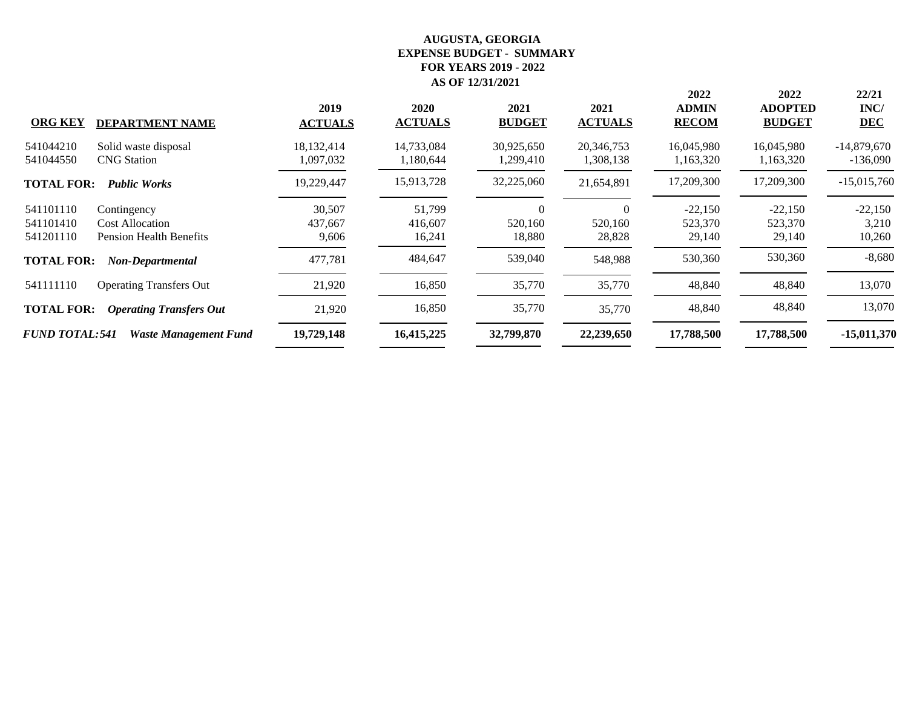**AUGUSTA, GEORGIA**
**EXPENSE BUDGET - SUMMARY**
**FOR YEARS 2019 - 2022**
**AS OF 12/31/2021**

| ORG KEY | DEPARTMENT NAME | 2019 ACTUALS | 2020 ACTUALS | 2021 BUDGET | 2021 ACTUALS | 2022 ADMIN RECOM | 2022 ADOPTED BUDGET | 22/21 INC/ DEC |
|---|---|---|---|---|---|---|---|---|
| 541044210 | Solid waste disposal | 18,132,414 | 14,733,084 | 30,925,650 | 20,346,753 | 16,045,980 | 16,045,980 | -14,879,670 |
| 541044550 | CNG Station | 1,097,032 | 1,180,644 | 1,299,410 | 1,308,138 | 1,163,320 | 1,163,320 | -136,090 |
| **TOTAL FOR:** | ***Public Works*** | 19,229,447 | 15,913,728 | 32,225,060 | 21,654,891 | 17,209,300 | 17,209,300 | -15,015,760 |
| 541101110 | Contingency | 30,507 | 51,799 | 0 | 0 | -22,150 | -22,150 | -22,150 |
| 541101410 | Cost Allocation | 437,667 | 416,607 | 520,160 | 520,160 | 523,370 | 523,370 | 3,210 |
| 541201110 | Pension Health Benefits | 9,606 | 16,241 | 18,880 | 28,828 | 29,140 | 29,140 | 10,260 |
| **TOTAL FOR:** | ***Non-Departmental*** | 477,781 | 484,647 | 539,040 | 548,988 | 530,360 | 530,360 | -8,680 |
| 541111110 | Operating Transfers Out | 21,920 | 16,850 | 35,770 | 35,770 | 48,840 | 48,840 | 13,070 |
| **TOTAL FOR:** | ***Operating Transfers Out*** | 21,920 | 16,850 | 35,770 | 35,770 | 48,840 | 48,840 | 13,070 |
| ***FUND TOTAL:541*** | ***Waste Management Fund*** | **19,729,148** | **16,415,225** | **32,799,870** | **22,239,650** | **17,788,500** | **17,788,500** | **-15,011,370** |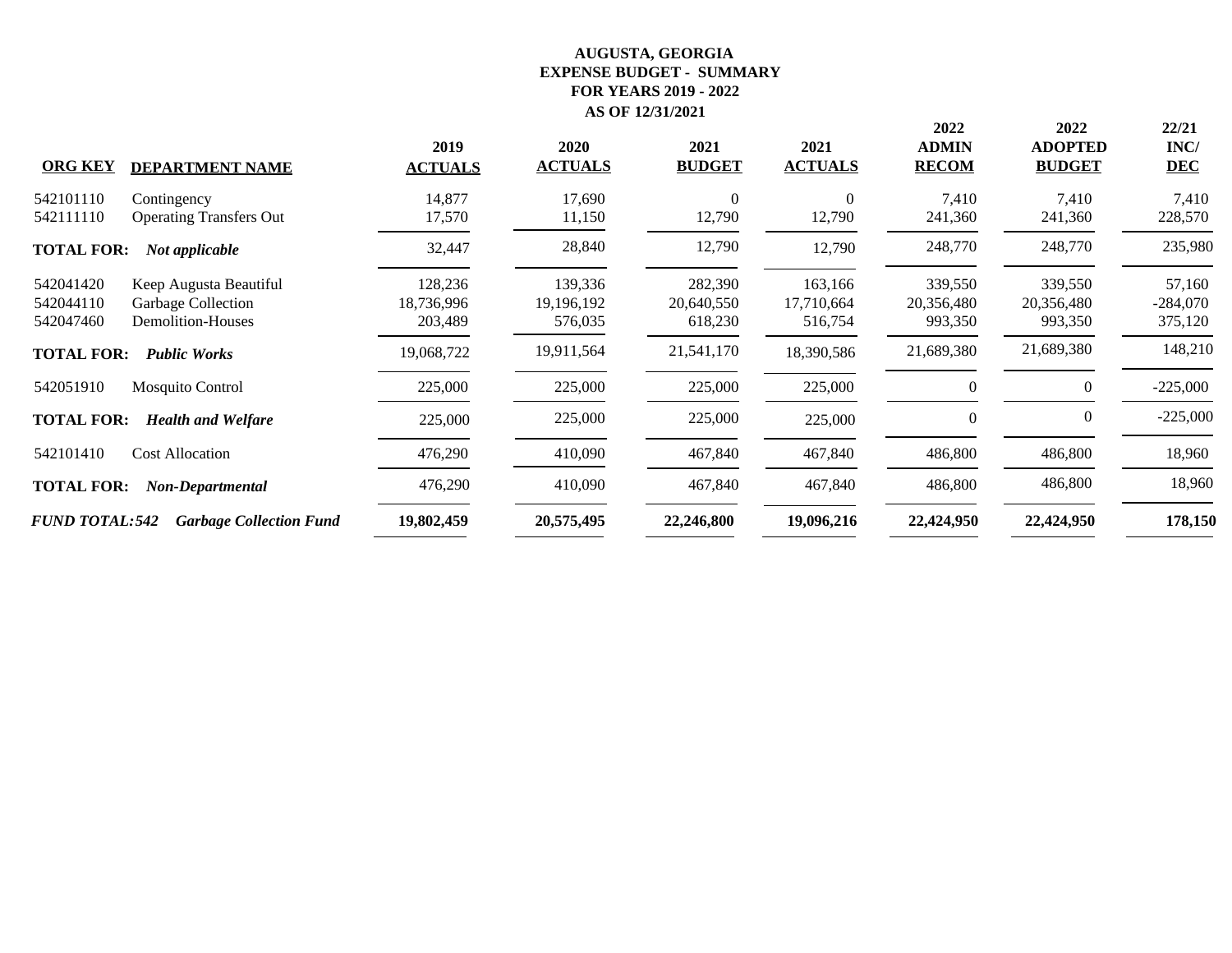**AUGUSTA, GEORGIA**
**EXPENSE BUDGET - SUMMARY**
**FOR YEARS 2019 - 2022**
**AS OF 12/31/2021**

| ORG KEY | DEPARTMENT NAME | 2019 ACTUALS | 2020 ACTUALS | 2021 BUDGET | 2021 ACTUALS | 2022 ADMIN RECOM | 2022 ADOPTED BUDGET | 22/21 INC/ DEC |
|---|---|---|---|---|---|---|---|---|
| 542101110 | Contingency | 14,877 | 17,690 | 0 | 0 | 7,410 | 7,410 | 7,410 |
| 542111110 | Operating Transfers Out | 17,570 | 11,150 | 12,790 | 12,790 | 241,360 | 241,360 | 228,570 |
| **TOTAL FOR:** | ***Not applicable*** | 32,447 | 28,840 | 12,790 | 12,790 | 248,770 | 248,770 | 235,980 |
| 542041420 | Keep Augusta Beautiful | 128,236 | 139,336 | 282,390 | 163,166 | 339,550 | 339,550 | 57,160 |
| 542044110 | Garbage Collection | 18,736,996 | 19,196,192 | 20,640,550 | 17,710,664 | 20,356,480 | 20,356,480 | -284,070 |
| 542047460 | Demolition-Houses | 203,489 | 576,035 | 618,230 | 516,754 | 993,350 | 993,350 | 375,120 |
| **TOTAL FOR:** | ***Public Works*** | 19,068,722 | 19,911,564 | 21,541,170 | 18,390,586 | 21,689,380 | 21,689,380 | 148,210 |
| 542051910 | Mosquito Control | 225,000 | 225,000 | 225,000 | 225,000 | 0 | 0 | -225,000 |
| **TOTAL FOR:** | ***Health and Welfare*** | 225,000 | 225,000 | 225,000 | 225,000 | 0 | 0 | -225,000 |
| 542101410 | Cost Allocation | 476,290 | 410,090 | 467,840 | 467,840 | 486,800 | 486,800 | 18,960 |
| **TOTAL FOR:** | ***Non-Departmental*** | 476,290 | 410,090 | 467,840 | 467,840 | 486,800 | 486,800 | 18,960 |
| ***FUND TOTAL:542*** | ***Garbage Collection Fund*** | **19,802,459** | **20,575,495** | **22,246,800** | **19,096,216** | **22,424,950** | **22,424,950** | **178,150** |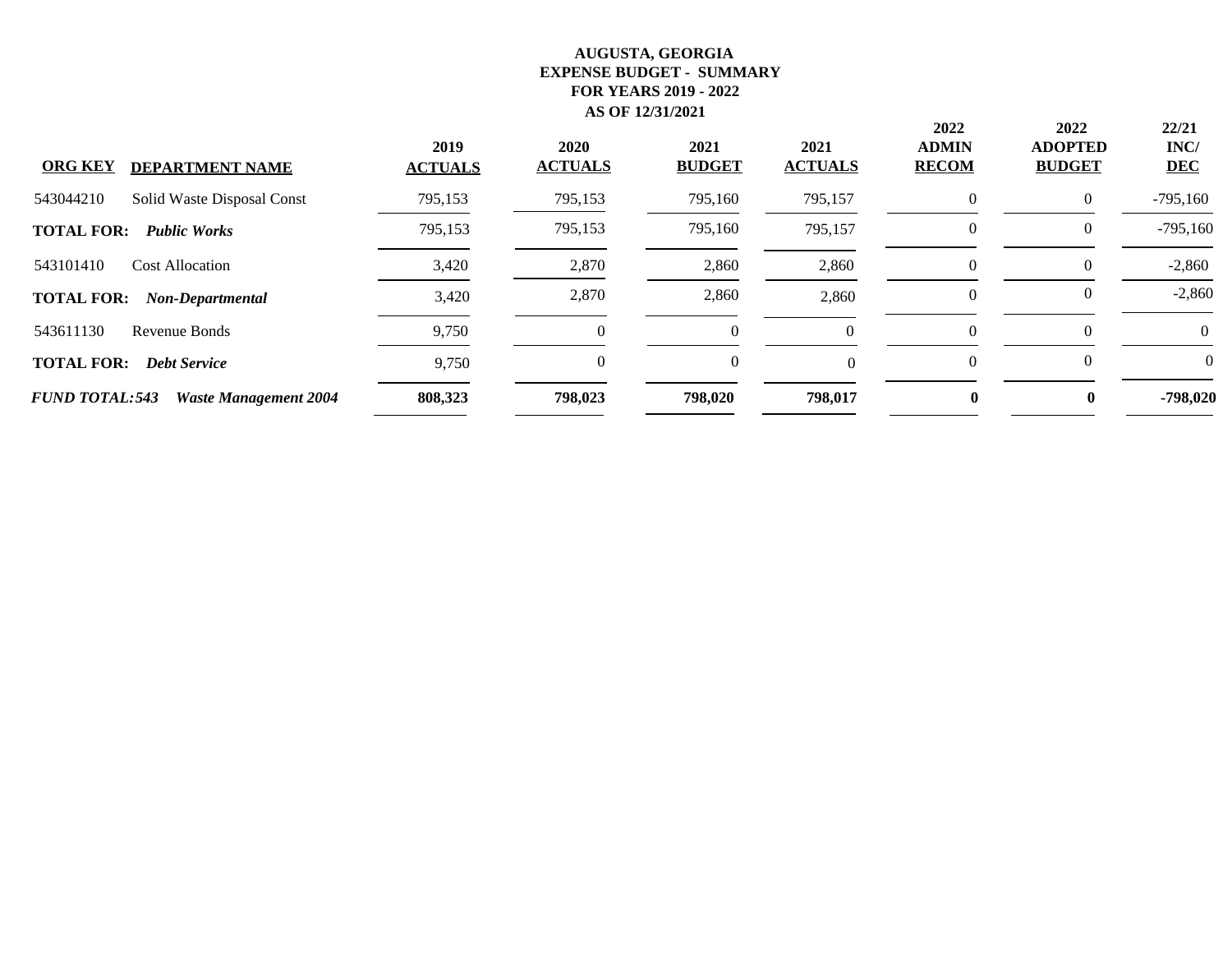**AUGUSTA, GEORGIA**
**EXPENSE BUDGET - SUMMARY**
**FOR YEARS 2019 - 2022**
**AS OF 12/31/2021**

| ORG KEY | DEPARTMENT NAME | 2019 ACTUALS | 2020 ACTUALS | 2021 BUDGET | 2021 ACTUALS | 2022 ADMIN RECOM | 2022 ADOPTED BUDGET | 22/21 INC/ DEC |
|---|---|---|---|---|---|---|---|---|
| 543044210 | Solid Waste Disposal Const | 795,153 | 795,153 | 795,160 | 795,157 | 0 | 0 | -795,160 |
| **TOTAL FOR:** | ***Public Works*** | 795,153 | 795,153 | 795,160 | 795,157 | 0 | 0 | -795,160 |
| 543101410 | Cost Allocation | 3,420 | 2,870 | 2,860 | 2,860 | 0 | 0 | -2,860 |
| **TOTAL FOR:** | ***Non-Departmental*** | 3,420 | 2,870 | 2,860 | 2,860 | 0 | 0 | -2,860 |
| 543611130 | Revenue Bonds | 9,750 | 0 | 0 | 0 | 0 | 0 | 0 |
| **TOTAL FOR:** | ***Debt Service*** | 9,750 | 0 | 0 | 0 | 0 | 0 | 0 |
| ***FUND TOTAL:543*** | ***Waste Management 2004*** | **808,323** | **798,023** | **798,020** | **798,017** | **0** | **0** | **-798,020** |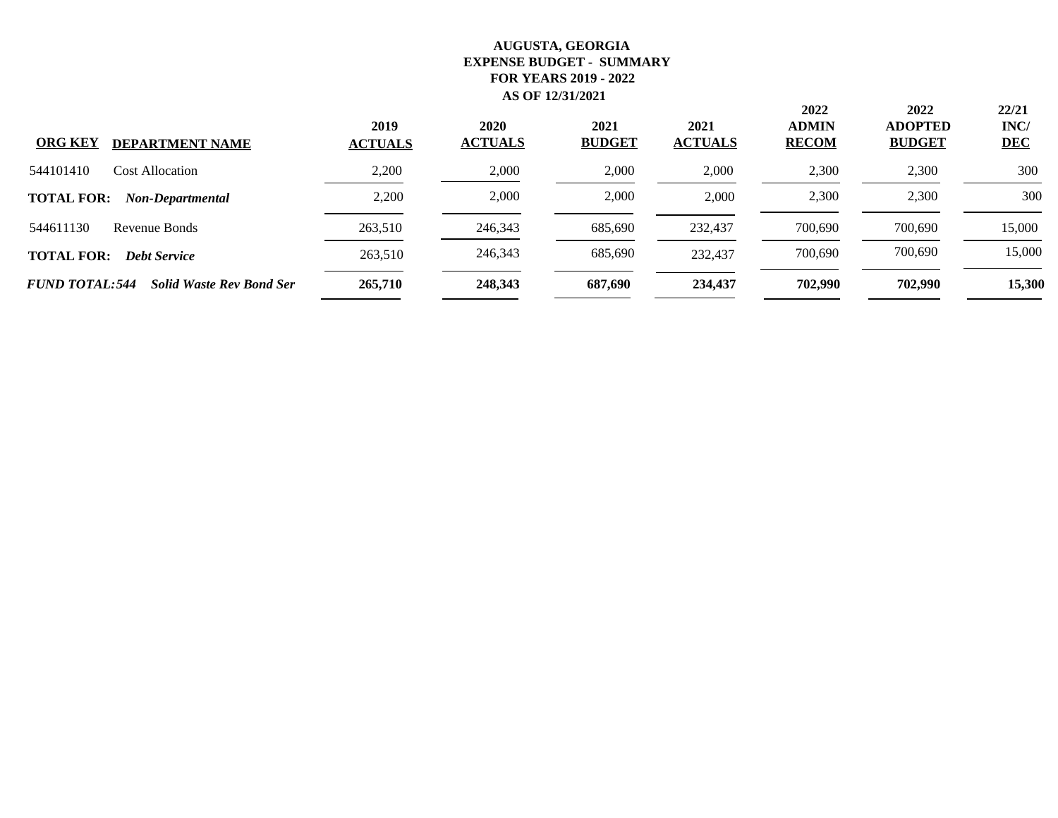**AUGUSTA, GEORGIA**
**EXPENSE BUDGET - SUMMARY**
**FOR YEARS 2019 - 2022**
**AS OF 12/31/2021**

| ORG KEY | DEPARTMENT NAME | 2019 ACTUALS | 2020 ACTUALS | 2021 BUDGET | 2021 ACTUALS | 2022 ADMIN RECOM | 2022 ADOPTED BUDGET | 22/21 INC/ DEC |
|---|---|---|---|---|---|---|---|---|
| 544101410 | Cost Allocation | 2,200 | 2,000 | 2,000 | 2,000 | 2,300 | 2,300 | 300 |
| **TOTAL FOR:** | ***Non-Departmental*** | 2,200 | 2,000 | 2,000 | 2,000 | 2,300 | 2,300 | 300 |
| 544611130 | Revenue Bonds | 263,510 | 246,343 | 685,690 | 232,437 | 700,690 | 700,690 | 15,000 |
| **TOTAL FOR:** | ***Debt Service*** | 263,510 | 246,343 | 685,690 | 232,437 | 700,690 | 700,690 | 15,000 |
| ***FUND TOTAL:544*** | ***Solid Waste Rev Bond Ser*** | **265,710** | **248,343** | **687,690** | **234,437** | **702,990** | **702,990** | **15,300** |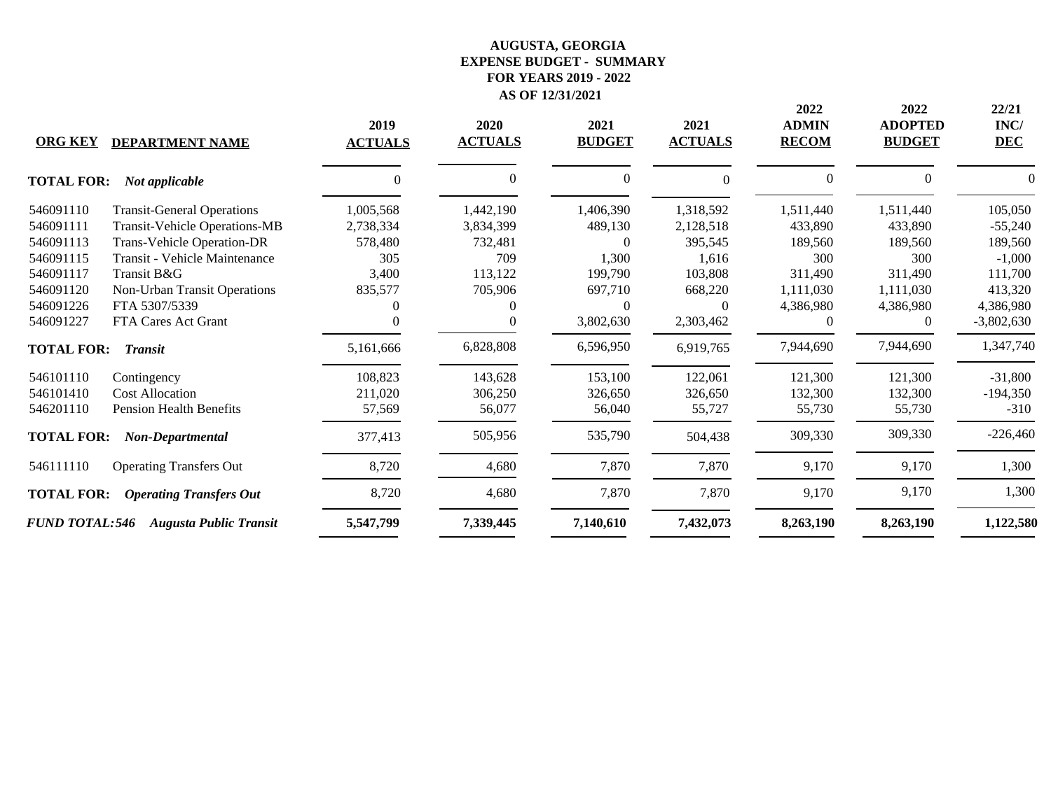**AUGUSTA, GEORGIA**
**EXPENSE BUDGET - SUMMARY**
**FOR YEARS 2019 - 2022**
**AS OF 12/31/2021**

| ORG KEY | DEPARTMENT NAME | 2019 ACTUALS | 2020 ACTUALS | 2021 BUDGET | 2021 ACTUALS | 2022 ADMIN RECOM | 2022 ADOPTED BUDGET | 22/21 INC/ DEC |
|---|---|---|---|---|---|---|---|---|
| **TOTAL FOR:** | ***Not applicable*** | 0 | 0 | 0 | 0 | 0 | 0 | 0 |
| 546091110 | Transit-General Operations | 1,005,568 | 1,442,190 | 1,406,390 | 1,318,592 | 1,511,440 | 1,511,440 | 105,050 |
| 546091111 | Transit-Vehicle Operations-MB | 2,738,334 | 3,834,399 | 489,130 | 2,128,518 | 433,890 | 433,890 | -55,240 |
| 546091113 | Trans-Vehicle Operation-DR | 578,480 | 732,481 | 0 | 395,545 | 189,560 | 189,560 | 189,560 |
| 546091115 | Transit - Vehicle Maintenance | 305 | 709 | 1,300 | 1,616 | 300 | 300 | -1,000 |
| 546091117 | Transit B&G | 3,400 | 113,122 | 199,790 | 103,808 | 311,490 | 311,490 | 111,700 |
| 546091120 | Non-Urban Transit Operations | 835,577 | 705,906 | 697,710 | 668,220 | 1,111,030 | 1,111,030 | 413,320 |
| 546091226 | FTA 5307/5339 | 0 | 0 | 0 | 0 | 4,386,980 | 4,386,980 | 4,386,980 |
| 546091227 | FTA Cares Act Grant | 0 | 0 | 3,802,630 | 2,303,462 | 0 | 0 | -3,802,630 |
| **TOTAL FOR:** | ***Transit*** | 5,161,666 | 6,828,808 | 6,596,950 | 6,919,765 | 7,944,690 | 7,944,690 | 1,347,740 |
| 546101110 | Contingency | 108,823 | 143,628 | 153,100 | 122,061 | 121,300 | 121,300 | -31,800 |
| 546101410 | Cost Allocation | 211,020 | 306,250 | 326,650 | 326,650 | 132,300 | 132,300 | -194,350 |
| 546201110 | Pension Health Benefits | 57,569 | 56,077 | 56,040 | 55,727 | 55,730 | 55,730 | -310 |
| **TOTAL FOR:** | ***Non-Departmental*** | 377,413 | 505,956 | 535,790 | 504,438 | 309,330 | 309,330 | -226,460 |
| 546111110 | Operating Transfers Out | 8,720 | 4,680 | 7,870 | 7,870 | 9,170 | 9,170 | 1,300 |
| **TOTAL FOR:** | ***Operating Transfers Out*** | 8,720 | 4,680 | 7,870 | 7,870 | 9,170 | 9,170 | 1,300 |
| ***FUND TOTAL:546*** | ***Augusta Public Transit*** | **5,547,799** | **7,339,445** | **7,140,610** | **7,432,073** | **8,263,190** | **8,263,190** | **1,122,580** |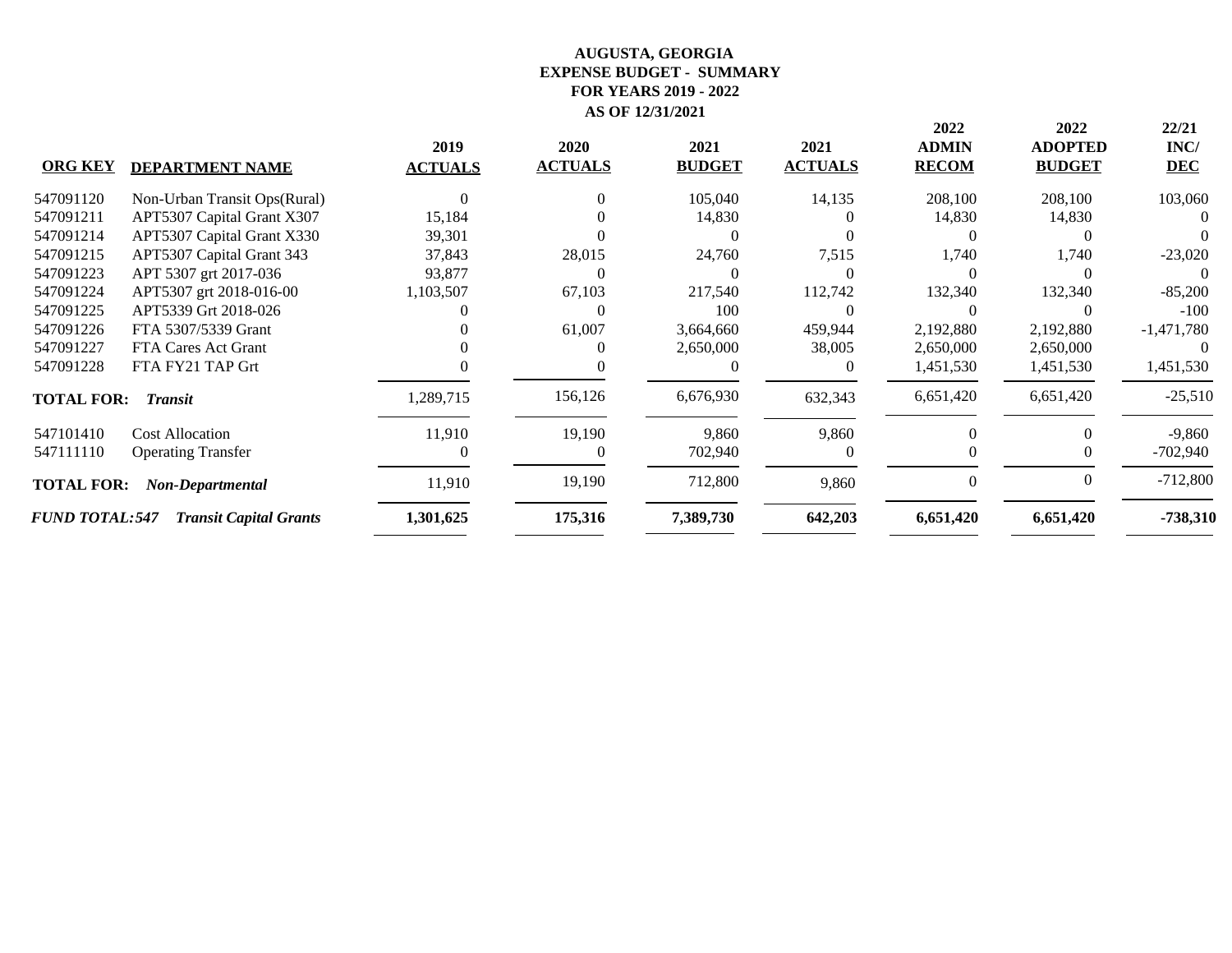# AUGUSTA, GEORGIA
## EXPENSE BUDGET - SUMMARY
## FOR YEARS 2019 - 2022
## AS OF 12/31/2021

| ORG KEY | DEPARTMENT NAME | 2019 ACTUALS | 2020 ACTUALS | 2021 BUDGET | 2021 ACTUALS | 2022 ADMIN RECOM | 2022 ADOPTED BUDGET | 22/21 INC/ DEC |
|---|---|---|---|---|---|---|---|---|
| 547091120 | Non-Urban Transit Ops(Rural) | 0 | 0 | 105,040 | 14,135 | 208,100 | 208,100 | 103,060 |
| 547091211 | APT5307 Capital Grant X307 | 15,184 | 0 | 14,830 | 0 | 14,830 | 14,830 | 0 |
| 547091214 | APT5307 Capital Grant X330 | 39,301 | 0 | 0 | 0 | 0 | 0 | 0 |
| 547091215 | APT5307 Capital Grant 343 | 37,843 | 28,015 | 24,760 | 7,515 | 1,740 | 1,740 | -23,020 |
| 547091223 | APT 5307 grt 2017-036 | 93,877 | 0 | 0 | 0 | 0 | 0 | 0 |
| 547091224 | APT5307 grt 2018-016-00 | 1,103,507 | 67,103 | 217,540 | 112,742 | 132,340 | 132,340 | -85,200 |
| 547091225 | APT5339 Grt 2018-026 | 0 | 0 | 100 | 0 | 0 | 0 | -100 |
| 547091226 | FTA 5307/5339 Grant | 0 | 61,007 | 3,664,660 | 459,944 | 2,192,880 | 2,192,880 | -1,471,780 |
| 547091227 | FTA Cares Act Grant | 0 | 0 | 2,650,000 | 38,005 | 2,650,000 | 2,650,000 | 0 |
| 547091228 | FTA FY21 TAP Grt | 0 | 0 | 0 | 0 | 1,451,530 | 1,451,530 | 1,451,530 |
| **TOTAL FOR:** | ***Transit*** | 1,289,715 | 156,126 | 6,676,930 | 632,343 | 6,651,420 | 6,651,420 | -25,510 |
| 547101410 | Cost Allocation | 11,910 | 19,190 | 9,860 | 9,860 | 0 | 0 | -9,860 |
| 547111110 | Operating Transfer | 0 | 0 | 702,940 | 0 | 0 | 0 | -702,940 |
| **TOTAL FOR:** | ***Non-Departmental*** | 11,910 | 19,190 | 712,800 | 9,860 | 0 | 0 | -712,800 |
| ***FUND TOTAL:547*** | ***Transit Capital Grants*** | **1,301,625** | **175,316** | **7,389,730** | **642,203** | **6,651,420** | **6,651,420** | **-738,310** |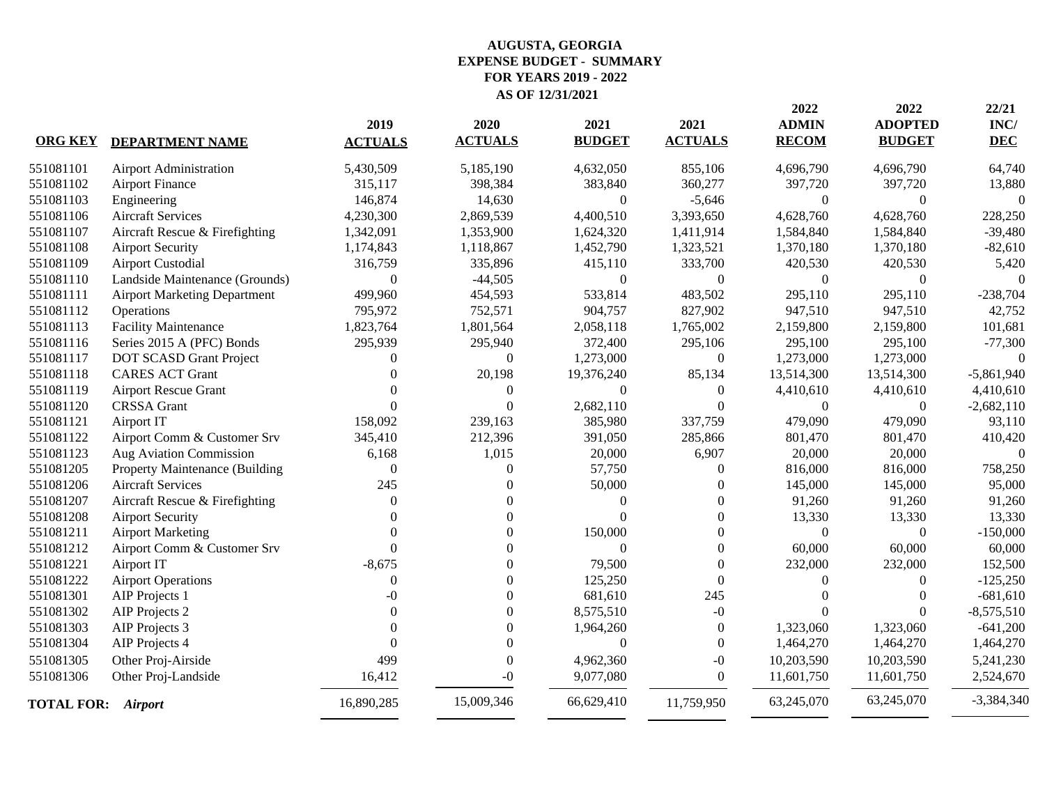**AUGUSTA, GEORGIA**
**EXPENSE BUDGET - SUMMARY**
**FOR YEARS 2019 - 2022**
**AS OF 12/31/2021**

| ORG KEY | DEPARTMENT NAME | 2019 ACTUALS | 2020 ACTUALS | 2021 BUDGET | 2021 ACTUALS | 2022 ADMIN RECOM | 2022 ADOPTED BUDGET | 22/21 INC/ DEC |
|---|---|---|---|---|---|---|---|---|
| 551081101 | Airport Administration | 5,430,509 | 5,185,190 | 4,632,050 | 855,106 | 4,696,790 | 4,696,790 | 64,740 |
| 551081102 | Airport Finance | 315,117 | 398,384 | 383,840 | 360,277 | 397,720 | 397,720 | 13,880 |
| 551081103 | Engineering | 146,874 | 14,630 | 0 | -5,646 | 0 | 0 | 0 |
| 551081106 | Aircraft Services | 4,230,300 | 2,869,539 | 4,400,510 | 3,393,650 | 4,628,760 | 4,628,760 | 228,250 |
| 551081107 | Aircraft Rescue & Firefighting | 1,342,091 | 1,353,900 | 1,624,320 | 1,411,914 | 1,584,840 | 1,584,840 | -39,480 |
| 551081108 | Airport Security | 1,174,843 | 1,118,867 | 1,452,790 | 1,323,521 | 1,370,180 | 1,370,180 | -82,610 |
| 551081109 | Airport Custodial | 316,759 | 335,896 | 415,110 | 333,700 | 420,530 | 420,530 | 5,420 |
| 551081110 | Landside Maintenance (Grounds) | 0 | -44,505 | 0 | 0 | 0 | 0 | 0 |
| 551081111 | Airport Marketing Department | 499,960 | 454,593 | 533,814 | 483,502 | 295,110 | 295,110 | -238,704 |
| 551081112 | Operations | 795,972 | 752,571 | 904,757 | 827,902 | 947,510 | 947,510 | 42,752 |
| 551081113 | Facility Maintenance | 1,823,764 | 1,801,564 | 2,058,118 | 1,765,002 | 2,159,800 | 2,159,800 | 101,681 |
| 551081116 | Series 2015 A (PFC) Bonds | 295,939 | 295,940 | 372,400 | 295,106 | 295,100 | 295,100 | -77,300 |
| 551081117 | DOT SCASD Grant Project | 0 | 0 | 1,273,000 | 0 | 1,273,000 | 1,273,000 | 0 |
| 551081118 | CARES ACT Grant | 0 | 20,198 | 19,376,240 | 85,134 | 13,514,300 | 13,514,300 | -5,861,940 |
| 551081119 | Airport Rescue Grant | 0 | 0 | 0 | 0 | 4,410,610 | 4,410,610 | 4,410,610 |
| 551081120 | CRSSA Grant | 0 | 0 | 2,682,110 | 0 | 0 | 0 | -2,682,110 |
| 551081121 | Airport IT | 158,092 | 239,163 | 385,980 | 337,759 | 479,090 | 479,090 | 93,110 |
| 551081122 | Airport Comm & Customer Srv | 345,410 | 212,396 | 391,050 | 285,866 | 801,470 | 801,470 | 410,420 |
| 551081123 | Aug Aviation Commission | 6,168 | 1,015 | 20,000 | 6,907 | 20,000 | 20,000 | 0 |
| 551081205 | Property Maintenance (Building | 0 | 0 | 57,750 | 0 | 816,000 | 816,000 | 758,250 |
| 551081206 | Aircraft Services | 245 | 0 | 50,000 | 0 | 145,000 | 145,000 | 95,000 |
| 551081207 | Aircraft Rescue & Firefighting | 0 | 0 | 0 | 0 | 91,260 | 91,260 | 91,260 |
| 551081208 | Airport Security | 0 | 0 | 0 | 0 | 13,330 | 13,330 | 13,330 |
| 551081211 | Airport Marketing | 0 | 0 | 150,000 | 0 | 0 | 0 | -150,000 |
| 551081212 | Airport Comm & Customer Srv | 0 | 0 | 0 | 0 | 60,000 | 60,000 | 60,000 |
| 551081221 | Airport IT | -8,675 | 0 | 79,500 | 0 | 232,000 | 232,000 | 152,500 |
| 551081222 | Airport Operations | 0 | 0 | 125,250 | 0 | 0 | 0 | -125,250 |
| 551081301 | AIP Projects 1 | -0 | 0 | 681,610 | 245 | 0 | 0 | -681,610 |
| 551081302 | AIP Projects 2 | 0 | 0 | 8,575,510 | -0 | 0 | 0 | -8,575,510 |
| 551081303 | AIP Projects 3 | 0 | 0 | 1,964,260 | 0 | 1,323,060 | 1,323,060 | -641,200 |
| 551081304 | AIP Projects 4 | 0 | 0 | 0 | 0 | 1,464,270 | 1,464,270 | 1,464,270 |
| 551081305 | Other Proj-Airside | 499 | 0 | 4,962,360 | -0 | 10,203,590 | 10,203,590 | 5,241,230 |
| 551081306 | Other Proj-Landside | 16,412 | -0 | 9,077,080 | 0 | 11,601,750 | 11,601,750 | 2,524,670 |
| **TOTAL FOR:** | ***Airport*** | 16,890,285 | 15,009,346 | 66,629,410 | 11,759,950 | 63,245,070 | 63,245,070 | -3,384,340 |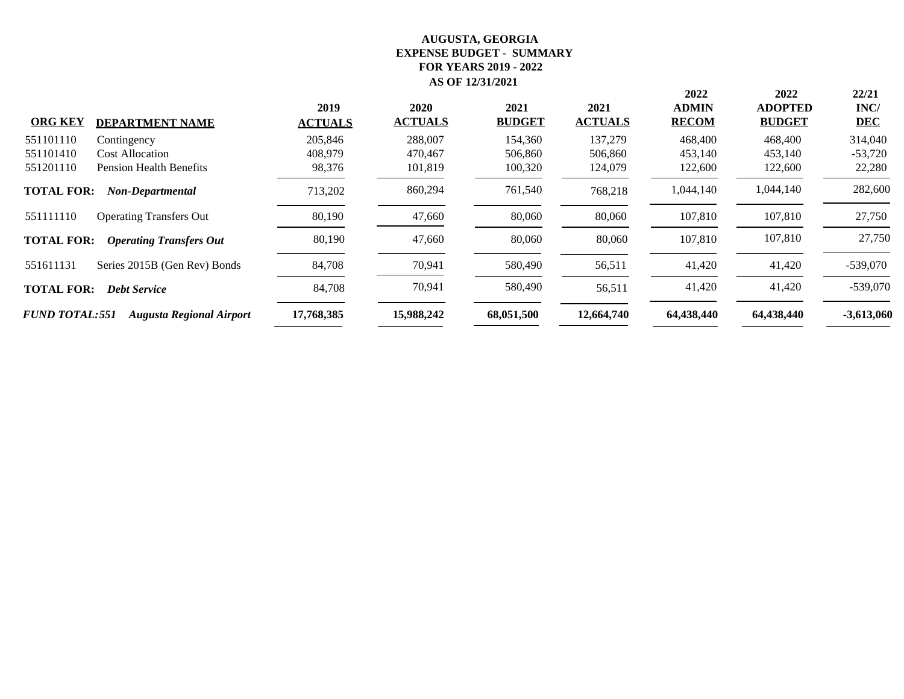**AUGUSTA, GEORGIA**
**EXPENSE BUDGET - SUMMARY**
**FOR YEARS 2019 - 2022**
**AS OF 12/31/2021**

| ORG KEY | DEPARTMENT NAME | 2019 ACTUALS | 2020 ACTUALS | 2021 BUDGET | 2021 ACTUALS | 2022 ADMIN RECOM | 2022 ADOPTED BUDGET | 22/21 INC/ DEC |
|---|---|---|---|---|---|---|---|---|
| 551101110 | Contingency | 205,846 | 288,007 | 154,360 | 137,279 | 468,400 | 468,400 | 314,040 |
| 551101410 | Cost Allocation | 408,979 | 470,467 | 506,860 | 506,860 | 453,140 | 453,140 | -53,720 |
| 551201110 | Pension Health Benefits | 98,376 | 101,819 | 100,320 | 124,079 | 122,600 | 122,600 | 22,280 |
| **TOTAL FOR:** | ***Non-Departmental*** | 713,202 | 860,294 | 761,540 | 768,218 | 1,044,140 | 1,044,140 | 282,600 |
| 551111110 | Operating Transfers Out | 80,190 | 47,660 | 80,060 | 80,060 | 107,810 | 107,810 | 27,750 |
| **TOTAL FOR:** | ***Operating Transfers Out*** | 80,190 | 47,660 | 80,060 | 80,060 | 107,810 | 107,810 | 27,750 |
| 551611131 | Series 2015B (Gen Rev) Bonds | 84,708 | 70,941 | 580,490 | 56,511 | 41,420 | 41,420 | -539,070 |
| **TOTAL FOR:** | ***Debt Service*** | 84,708 | 70,941 | 580,490 | 56,511 | 41,420 | 41,420 | -539,070 |
| ***FUND TOTAL:551*** | ***Augusta Regional Airport*** | **17,768,385** | **15,988,242** | **68,051,500** | **12,664,740** | **64,438,440** | **64,438,440** | **-3,613,060** |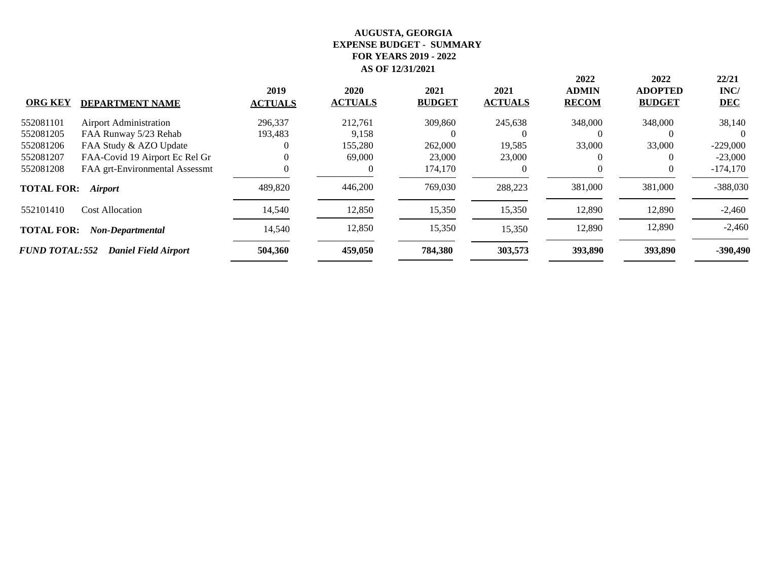**AUGUSTA, GEORGIA**
**EXPENSE BUDGET - SUMMARY**
**FOR YEARS 2019 - 2022**
**AS OF 12/31/2021**

| ORG KEY | DEPARTMENT NAME | 2019 ACTUALS | 2020 ACTUALS | 2021 BUDGET | 2021 ACTUALS | 2022 ADMIN RECOM | 2022 ADOPTED BUDGET | 22/21 INC/ DEC |
|---|---|---|---|---|---|---|---|---|
| 552081101 | Airport Administration | 296,337 | 212,761 | 309,860 | 245,638 | 348,000 | 348,000 | 38,140 |
| 552081205 | FAA Runway 5/23 Rehab | 193,483 | 9,158 | 0 | 0 | 0 | 0 | 0 |
| 552081206 | FAA Study & AZO Update | 0 | 155,280 | 262,000 | 19,585 | 33,000 | 33,000 | -229,000 |
| 552081207 | FAA-Covid 19 Airport Ec Rel Gr | 0 | 69,000 | 23,000 | 23,000 | 0 | 0 | -23,000 |
| 552081208 | FAA grt-Environmental Assessmt | 0 | 0 | 174,170 | 0 | 0 | 0 | -174,170 |
| **TOTAL FOR:** | ***Airport*** | 489,820 | 446,200 | 769,030 | 288,223 | 381,000 | 381,000 | -388,030 |
| 552101410 | Cost Allocation | 14,540 | 12,850 | 15,350 | 15,350 | 12,890 | 12,890 | -2,460 |
| **TOTAL FOR:** | ***Non-Departmental*** | 14,540 | 12,850 | 15,350 | 15,350 | 12,890 | 12,890 | -2,460 |
| ***FUND TOTAL:552*** | ***Daniel Field Airport*** | **504,360** | **459,050** | **784,380** | **303,573** | **393,890** | **393,890** | **-390,490** |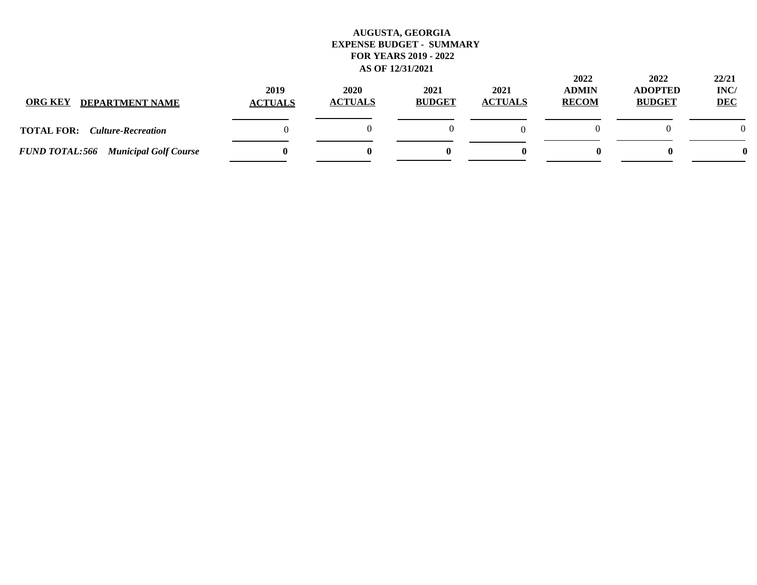**AUGUSTA, GEORGIA**
**EXPENSE BUDGET - SUMMARY**
**FOR YEARS 2019 - 2022**
**AS OF 12/31/2021**

| ORG KEY DEPARTMENT NAME | 2019 ACTUALS | 2020 ACTUALS | 2021 BUDGET | 2021 ACTUALS | 2022 ADMIN RECOM | 2022 ADOPTED BUDGET | 22/21 INC/ DEC |
|---|---|---|---|---|---|---|---|
| **TOTAL FOR:** ***Culture-Recreation*** | 0 | 0 | 0 | 0 | 0 | 0 | 0 |
| ***FUND TOTAL:566 Municipal Golf Course*** | **0** | **0** | **0** | **0** | **0** | **0** | **0** |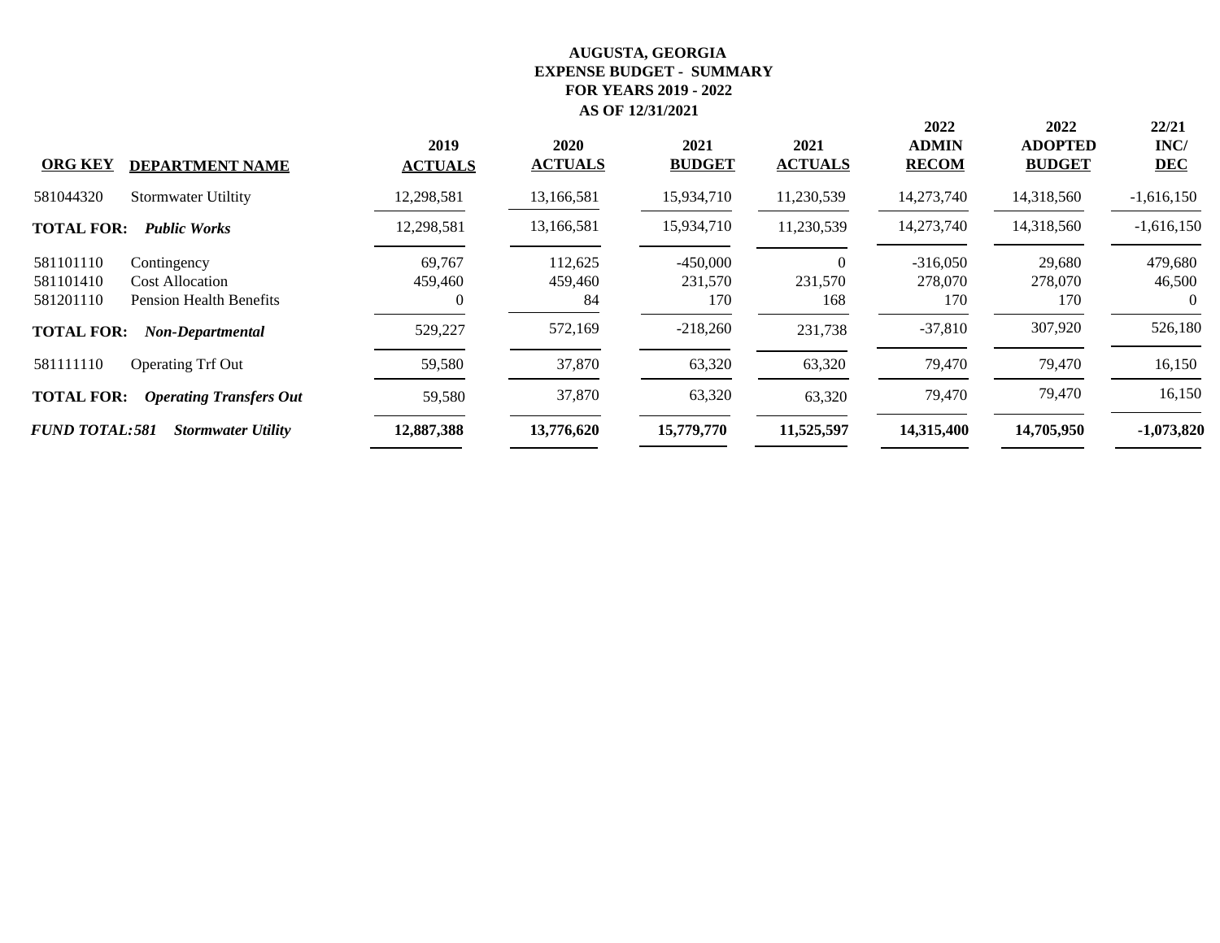# AUGUSTA, GEORGIA
## EXPENSE BUDGET - SUMMARY
## FOR YEARS 2019 - 2022
## AS OF 12/31/2021

| ORG KEY | DEPARTMENT NAME | 2019 ACTUALS | 2020 ACTUALS | 2021 BUDGET | 2021 ACTUALS | 2022 ADMIN RECOM | 2022 ADOPTED BUDGET | 22/21 INC/ DEC |
|---|---|---|---|---|---|---|---|---|
| 581044320 | Stormwater Utiltity | 12,298,581 | 13,166,581 | 15,934,710 | 11,230,539 | 14,273,740 | 14,318,560 | -1,616,150 |
| **TOTAL FOR:** | ***Public Works*** | 12,298,581 | 13,166,581 | 15,934,710 | 11,230,539 | 14,273,740 | 14,318,560 | -1,616,150 |
| 581101110 | Contingency | 69,767 | 112,625 | -450,000 | 0 | -316,050 | 29,680 | 479,680 |
| 581101410 | Cost Allocation | 459,460 | 459,460 | 231,570 | 231,570 | 278,070 | 278,070 | 46,500 |
| 581201110 | Pension Health Benefits | 0 | 84 | 170 | 168 | 170 | 170 | 0 |
| **TOTAL FOR:** | ***Non-Departmental*** | 529,227 | 572,169 | -218,260 | 231,738 | -37,810 | 307,920 | 526,180 |
| 581111110 | Operating Trf Out | 59,580 | 37,870 | 63,320 | 63,320 | 79,470 | 79,470 | 16,150 |
| **TOTAL FOR:** | ***Operating Transfers Out*** | 59,580 | 37,870 | 63,320 | 63,320 | 79,470 | 79,470 | 16,150 |
| ***FUND TOTAL:581*** | ***Stormwater Utility*** | **12,887,388** | **13,776,620** | **15,779,770** | **11,525,597** | **14,315,400** | **14,705,950** | **-1,073,820** |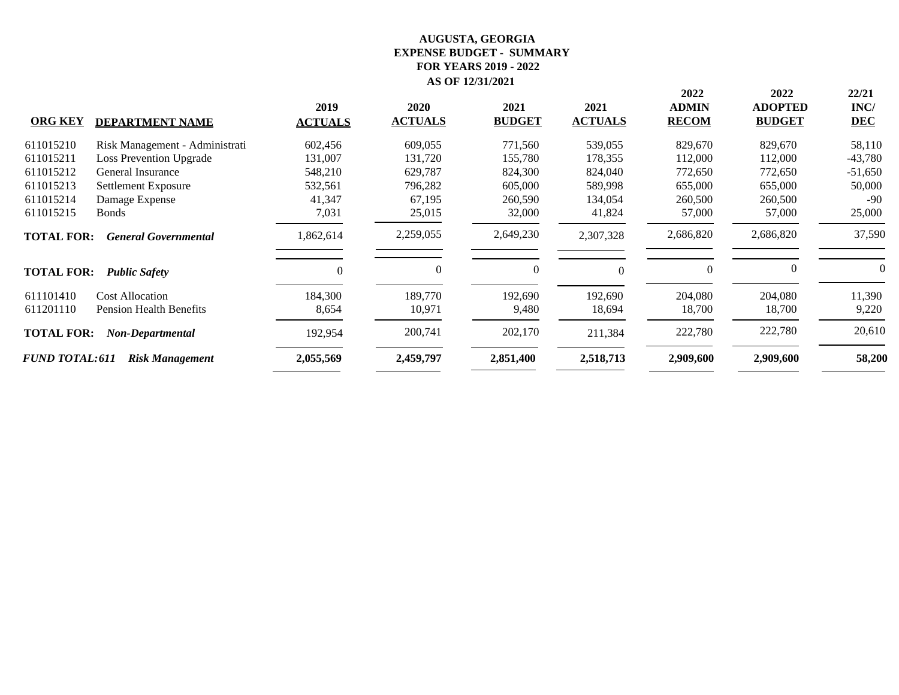**AUGUSTA, GEORGIA**
**EXPENSE BUDGET - SUMMARY**
**FOR YEARS 2019 - 2022**
**AS OF 12/31/2021**

| ORG KEY | DEPARTMENT NAME | 2019 ACTUALS | 2020 ACTUALS | 2021 BUDGET | 2021 ACTUALS | 2022 ADMIN RECOM | 2022 ADOPTED BUDGET | 22/21 INC/ DEC |
|---|---|---|---|---|---|---|---|---|
| 611015210 | Risk Management - Administrati | 602,456 | 609,055 | 771,560 | 539,055 | 829,670 | 829,670 | 58,110 |
| 611015211 | Loss Prevention Upgrade | 131,007 | 131,720 | 155,780 | 178,355 | 112,000 | 112,000 | -43,780 |
| 611015212 | General Insurance | 548,210 | 629,787 | 824,300 | 824,040 | 772,650 | 772,650 | -51,650 |
| 611015213 | Settlement Exposure | 532,561 | 796,282 | 605,000 | 589,998 | 655,000 | 655,000 | 50,000 |
| 611015214 | Damage Expense | 41,347 | 67,195 | 260,590 | 134,054 | 260,500 | 260,500 | -90 |
| 611015215 | Bonds | 7,031 | 25,015 | 32,000 | 41,824 | 57,000 | 57,000 | 25,000 |
| **TOTAL FOR:** | ***General Governmental*** | 1,862,614 | 2,259,055 | 2,649,230 | 2,307,328 | 2,686,820 | 2,686,820 | 37,590 |
| **TOTAL FOR:** | ***Public Safety*** | 0 | 0 | 0 | 0 | 0 | 0 | 0 |
| 611101410 | Cost Allocation | 184,300 | 189,770 | 192,690 | 192,690 | 204,080 | 204,080 | 11,390 |
| 611201110 | Pension Health Benefits | 8,654 | 10,971 | 9,480 | 18,694 | 18,700 | 18,700 | 9,220 |
| **TOTAL FOR:** | ***Non-Departmental*** | 192,954 | 200,741 | 202,170 | 211,384 | 222,780 | 222,780 | 20,610 |
| ***FUND TOTAL: 611*** | ***Risk Management*** | **2,055,569** | **2,459,797** | **2,851,400** | **2,518,713** | **2,909,600** | **2,909,600** | **58,200** |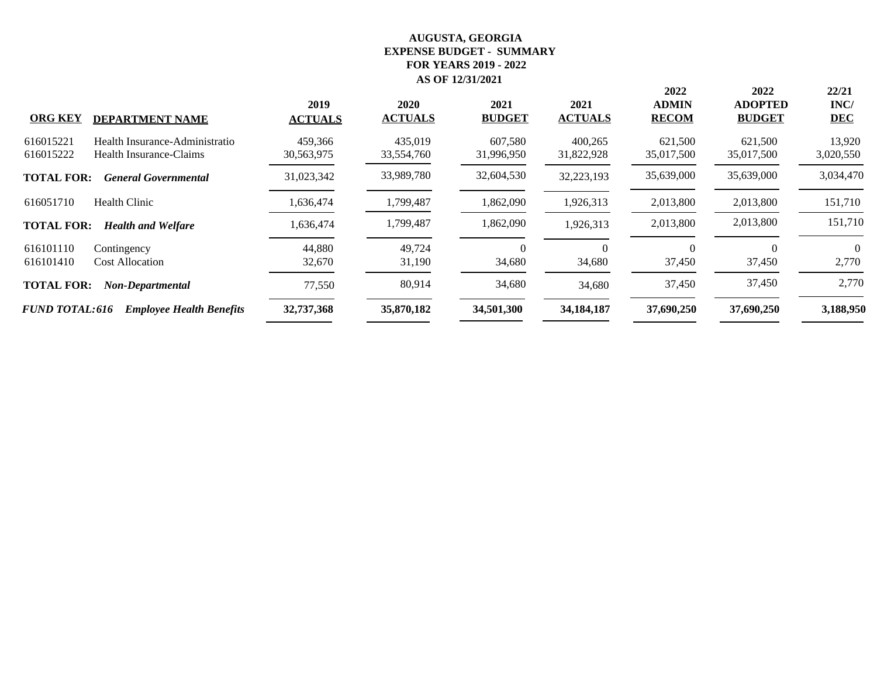# AUGUSTA, GEORGIA
## EXPENSE BUDGET - SUMMARY
## FOR YEARS 2019 - 2022
## AS OF 12/31/2021

| ORG KEY | DEPARTMENT NAME | 2019 ACTUALS | 2020 ACTUALS | 2021 BUDGET | 2021 ACTUALS | 2022 ADMIN RECOM | 2022 ADOPTED BUDGET | 22/21 INC/ DEC |
|---|---|---|---|---|---|---|---|---|
| 616015221 | Health Insurance-Administratio | 459,366 | 435,019 | 607,580 | 400,265 | 621,500 | 621,500 | 13,920 |
| 616015222 | Health Insurance-Claims | 30,563,975 | 33,554,760 | 31,996,950 | 31,822,928 | 35,017,500 | 35,017,500 | 3,020,550 |
| **TOTAL FOR:** | ***General Governmental*** | 31,023,342 | 33,989,780 | 32,604,530 | 32,223,193 | 35,639,000 | 35,639,000 | 3,034,470 |
| 616051710 | Health Clinic | 1,636,474 | 1,799,487 | 1,862,090 | 1,926,313 | 2,013,800 | 2,013,800 | 151,710 |
| **TOTAL FOR:** | ***Health and Welfare*** | 1,636,474 | 1,799,487 | 1,862,090 | 1,926,313 | 2,013,800 | 2,013,800 | 151,710 |
| 616101110 | Contingency | 44,880 | 49,724 | 0 | 0 | 0 | 0 | 0 |
| 616101410 | Cost Allocation | 32,670 | 31,190 | 34,680 | 34,680 | 37,450 | 37,450 | 2,770 |
| **TOTAL FOR:** | ***Non-Departmental*** | 77,550 | 80,914 | 34,680 | 34,680 | 37,450 | 37,450 | 2,770 |
| ***FUND TOTAL: 616*** | ***Employee Health Benefits*** | **32,737,368** | **35,870,182** | **34,501,300** | **34,184,187** | **37,690,250** | **37,690,250** | **3,188,950** |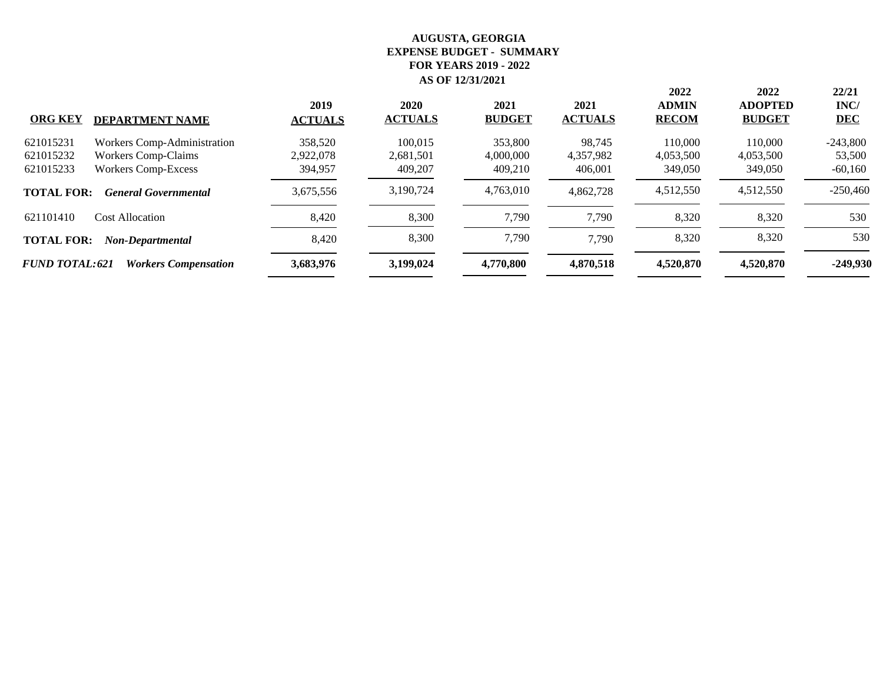**AUGUSTA, GEORGIA**
**EXPENSE BUDGET - SUMMARY**
**FOR YEARS 2019 - 2022**
**AS OF 12/31/2021**

| ORG KEY | DEPARTMENT NAME | 2019 ACTUALS | 2020 ACTUALS | 2021 BUDGET | 2021 ACTUALS | 2022 ADMIN RECOM | 2022 ADOPTED BUDGET | 22/21 INC/ DEC |
|---|---|---|---|---|---|---|---|---|
| 621015231 | Workers Comp-Administration | 358,520 | 100,015 | 353,800 | 98,745 | 110,000 | 110,000 | -243,800 |
| 621015232 | Workers Comp-Claims | 2,922,078 | 2,681,501 | 4,000,000 | 4,357,982 | 4,053,500 | 4,053,500 | 53,500 |
| 621015233 | Workers Comp-Excess | 394,957 | 409,207 | 409,210 | 406,001 | 349,050 | 349,050 | -60,160 |
| **TOTAL FOR:** | ***General Governmental*** | 3,675,556 | 3,190,724 | 4,763,010 | 4,862,728 | 4,512,550 | 4,512,550 | -250,460 |
| 621101410 | Cost Allocation | 8,420 | 8,300 | 7,790 | 7,790 | 8,320 | 8,320 | 530 |
| **TOTAL FOR:** | ***Non-Departmental*** | 8,420 | 8,300 | 7,790 | 7,790 | 8,320 | 8,320 | 530 |
| ***FUND TOTAL: 621*** | ***Workers Compensation*** | **3,683,976** | **3,199,024** | **4,770,800** | **4,870,518** | **4,520,870** | **4,520,870** | **-249,930** |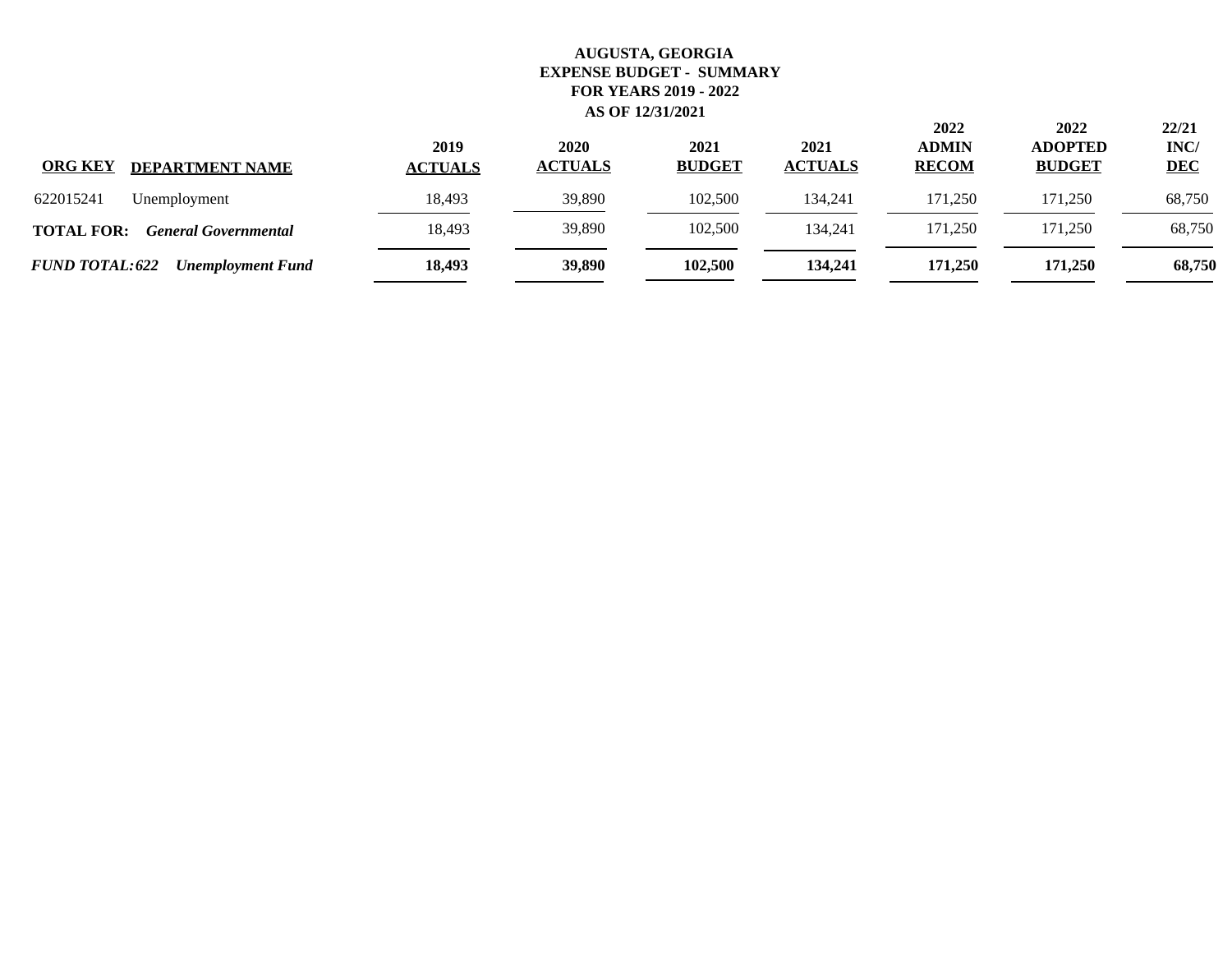**AUGUSTA, GEORGIA**
**EXPENSE BUDGET - SUMMARY**
**FOR YEARS 2019 - 2022**
**AS OF 12/31/2021**

| ORG KEY | DEPARTMENT NAME | 2019 ACTUALS | 2020 ACTUALS | 2021 BUDGET | 2021 ACTUALS | 2022 ADMIN RECOM | 2022 ADOPTED BUDGET | 22/21 INC/ DEC |
|---|---|---|---|---|---|---|---|---|
| 622015241 | Unemployment | 18,493 | 39,890 | 102,500 | 134,241 | 171,250 | 171,250 | 68,750 |
| **TOTAL FOR:** | ***General Governmental*** | 18,493 | 39,890 | 102,500 | 134,241 | 171,250 | 171,250 | 68,750 |
| ***FUND TOTAL: 622*** | ***Unemployment Fund*** | **18,493** | **39,890** | **102,500** | **134,241** | **171,250** | **171,250** | **68,750** |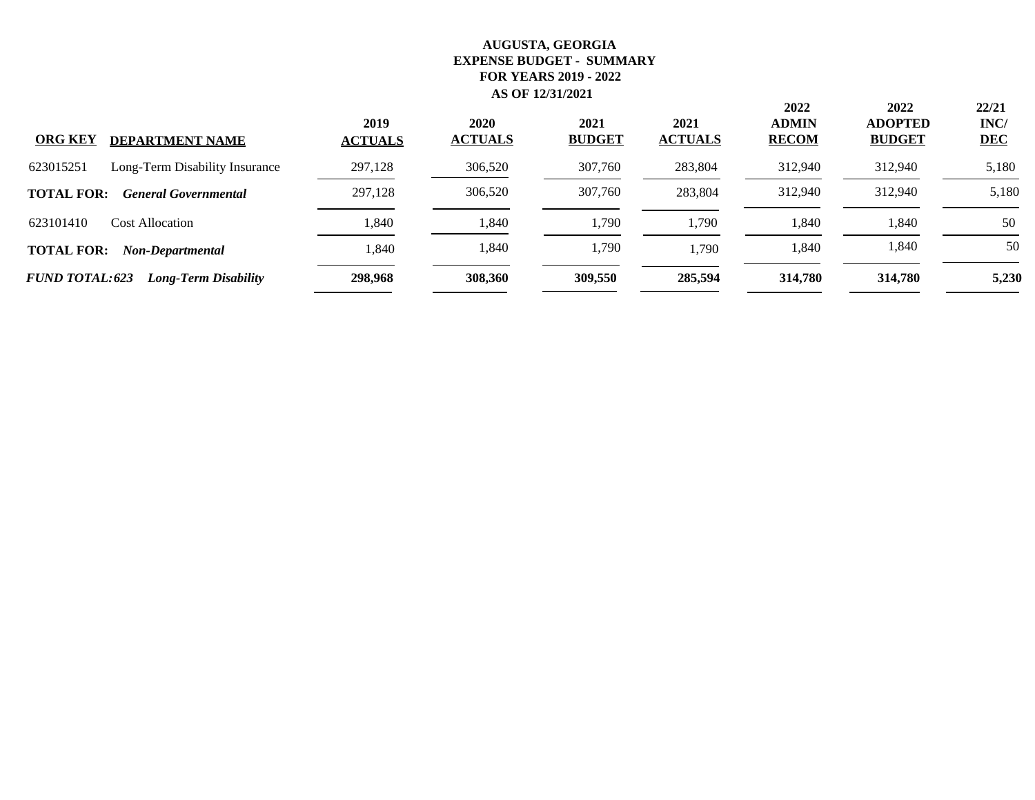**AUGUSTA, GEORGIA**
**EXPENSE BUDGET - SUMMARY**
**FOR YEARS 2019 - 2022**
**AS OF 12/31/2021**

| ORG KEY | DEPARTMENT NAME | 2019 ACTUALS | 2020 ACTUALS | 2021 BUDGET | 2021 ACTUALS | 2022 ADMIN RECOM | 2022 ADOPTED BUDGET | 22/21 INC/ DEC |
|---|---|---|---|---|---|---|---|---|
| 623015251 | Long-Term Disability Insurance | 297,128 | 306,520 | 307,760 | 283,804 | 312,940 | 312,940 | 5,180 |
| **TOTAL FOR:** | ***General Governmental*** | 297,128 | 306,520 | 307,760 | 283,804 | 312,940 | 312,940 | 5,180 |
| 623101410 | Cost Allocation | 1,840 | 1,840 | 1,790 | 1,790 | 1,840 | 1,840 | 50 |
| **TOTAL FOR:** | ***Non-Departmental*** | 1,840 | 1,840 | 1,790 | 1,790 | 1,840 | 1,840 | 50 |
| ***FUND TOTAL: 623*** | ***Long-Term Disability*** | **298,968** | **308,360** | **309,550** | **285,594** | **314,780** | **314,780** | **5,230** |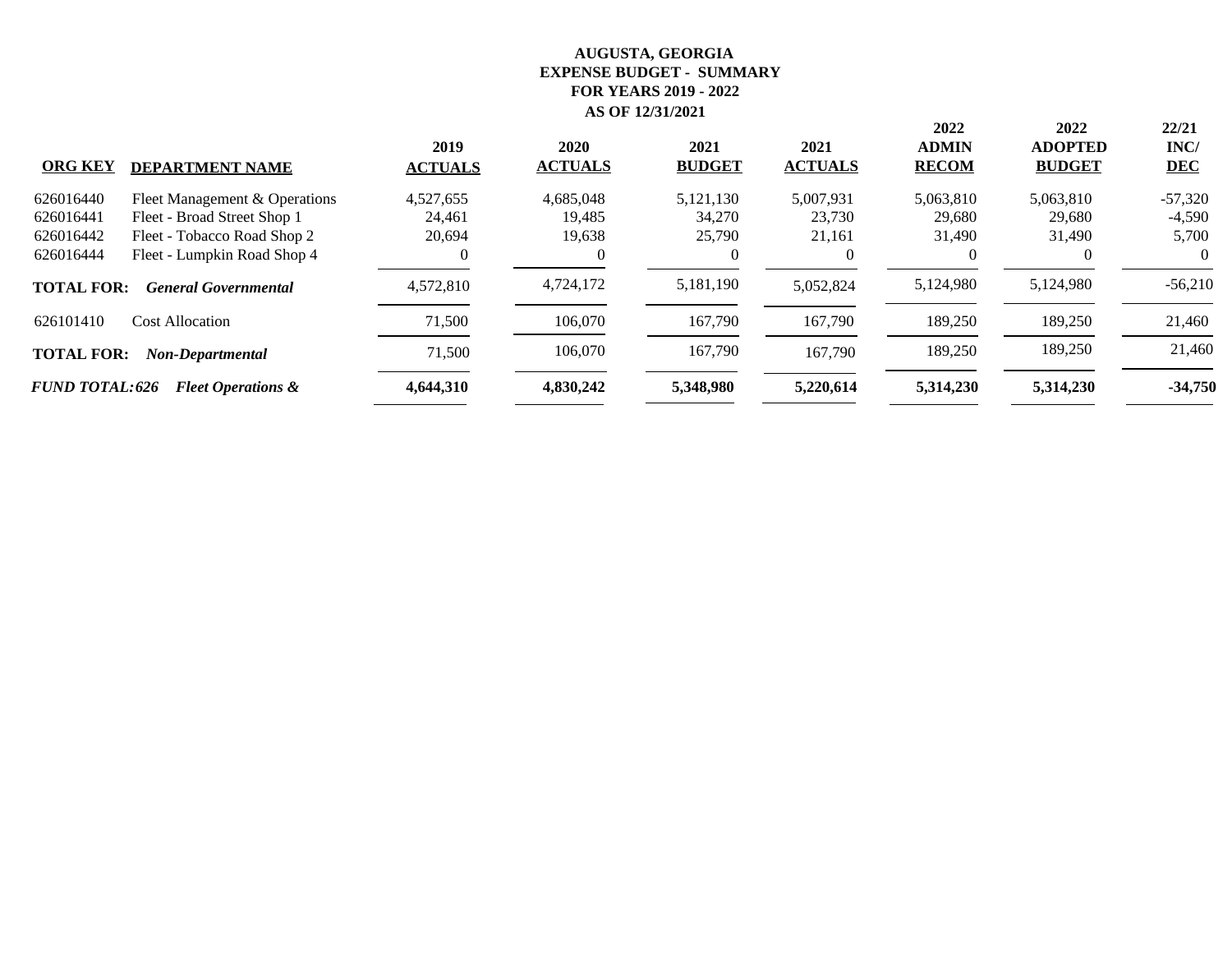**AUGUSTA, GEORGIA**
**EXPENSE BUDGET - SUMMARY**
**FOR YEARS 2019 - 2022**
**AS OF 12/31/2021**

| ORG KEY | DEPARTMENT NAME | 2019 ACTUALS | 2020 ACTUALS | 2021 BUDGET | 2021 ACTUALS | 2022 ADMIN RECOM | 2022 ADOPTED BUDGET | 22/21 INC/ DEC |
|---|---|---|---|---|---|---|---|---|
| 626016440 | Fleet Management & Operations | 4,527,655 | 4,685,048 | 5,121,130 | 5,007,931 | 5,063,810 | 5,063,810 | -57,320 |
| 626016441 | Fleet - Broad Street Shop 1 | 24,461 | 19,485 | 34,270 | 23,730 | 29,680 | 29,680 | -4,590 |
| 626016442 | Fleet - Tobacco Road Shop 2 | 20,694 | 19,638 | 25,790 | 21,161 | 31,490 | 31,490 | 5,700 |
| 626016444 | Fleet - Lumpkin Road Shop 4 | 0 | 0 | 0 | 0 | 0 | 0 | 0 |
| **TOTAL FOR:** | ***General Governmental*** | 4,572,810 | 4,724,172 | 5,181,190 | 5,052,824 | 5,124,980 | 5,124,980 | -56,210 |
| 626101410 | Cost Allocation | 71,500 | 106,070 | 167,790 | 167,790 | 189,250 | 189,250 | 21,460 |
| **TOTAL FOR:** | ***Non-Departmental*** | 71,500 | 106,070 | 167,790 | 167,790 | 189,250 | 189,250 | 21,460 |
| ***FUND TOTAL: 626*** | ***Fleet Operations &*** | **4,644,310** | **4,830,242** | **5,348,980** | **5,220,614** | **5,314,230** | **5,314,230** | **-34,750** |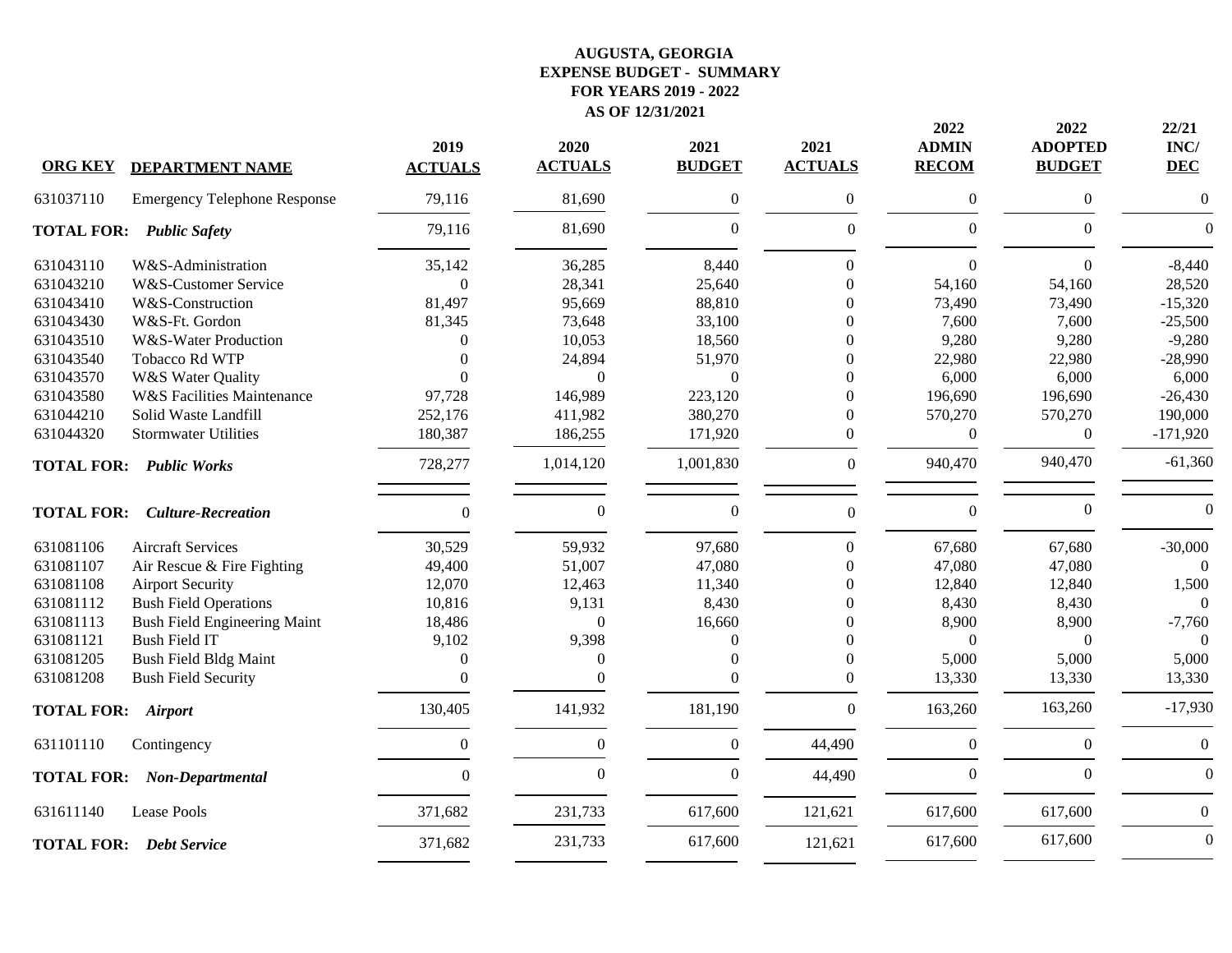# AUGUSTA, GEORGIA
## EXPENSE BUDGET - SUMMARY
## FOR YEARS 2019 - 2022
## AS OF 12/31/2021

| ORG KEY | DEPARTMENT NAME | 2019 ACTUALS | 2020 ACTUALS | 2021 BUDGET | 2021 ACTUALS | 2022 ADMIN RECOM | 2022 ADOPTED BUDGET | 22/21 INC/ DEC |
|---|---|---|---|---|---|---|---|---|
| 631037110 | Emergency Telephone Response | 79,116 | 81,690 | 0 | 0 | 0 | 0 | 0 |
| **TOTAL FOR:** | ***Public Safety*** | 79,116 | 81,690 | 0 | 0 | 0 | 0 | 0 |
| 631043110 | W&S-Administration | 35,142 | 36,285 | 8,440 | 0 | 0 | 0 | -8,440 |
| 631043210 | W&S-Customer Service | 0 | 28,341 | 25,640 | 0 | 54,160 | 54,160 | 28,520 |
| 631043410 | W&S-Construction | 81,497 | 95,669 | 88,810 | 0 | 73,490 | 73,490 | -15,320 |
| 631043430 | W&S-Ft. Gordon | 81,345 | 73,648 | 33,100 | 0 | 7,600 | 7,600 | -25,500 |
| 631043510 | W&S-Water Production | 0 | 10,053 | 18,560 | 0 | 9,280 | 9,280 | -9,280 |
| 631043540 | Tobacco Rd WTP | 0 | 24,894 | 51,970 | 0 | 22,980 | 22,980 | -28,990 |
| 631043570 | W&S Water Quality | 0 | 0 | 0 | 0 | 6,000 | 6,000 | 6,000 |
| 631043580 | W&S Facilities Maintenance | 97,728 | 146,989 | 223,120 | 0 | 196,690 | 196,690 | -26,430 |
| 631044210 | Solid Waste Landfill | 252,176 | 411,982 | 380,270 | 0 | 570,270 | 570,270 | 190,000 |
| 631044320 | Stormwater Utilities | 180,387 | 186,255 | 171,920 | 0 | 0 | 0 | -171,920 |
| **TOTAL FOR:** | ***Public Works*** | 728,277 | 1,014,120 | 1,001,830 | 0 | 940,470 | 940,470 | -61,360 |
| **TOTAL FOR:** | ***Culture-Recreation*** | 0 | 0 | 0 | 0 | 0 | 0 | 0 |
| 631081106 | Aircraft Services | 30,529 | 59,932 | 97,680 | 0 | 67,680 | 67,680 | -30,000 |
| 631081107 | Air Rescue & Fire Fighting | 49,400 | 51,007 | 47,080 | 0 | 47,080 | 47,080 | 0 |
| 631081108 | Airport Security | 12,070 | 12,463 | 11,340 | 0 | 12,840 | 12,840 | 1,500 |
| 631081112 | Bush Field Operations | 10,816 | 9,131 | 8,430 | 0 | 8,430 | 8,430 | 0 |
| 631081113 | Bush Field Engineering Maint | 18,486 | 0 | 16,660 | 0 | 8,900 | 8,900 | -7,760 |
| 631081121 | Bush Field IT | 9,102 | 9,398 | 0 | 0 | 0 | 0 | 0 |
| 631081205 | Bush Field Bldg Maint | 0 | 0 | 0 | 0 | 5,000 | 5,000 | 5,000 |
| 631081208 | Bush Field Security | 0 | 0 | 0 | 0 | 13,330 | 13,330 | 13,330 |
| **TOTAL FOR:** | ***Airport*** | 130,405 | 141,932 | 181,190 | 0 | 163,260 | 163,260 | -17,930 |
| 631101110 | Contingency | 0 | 0 | 0 | 44,490 | 0 | 0 | 0 |
| **TOTAL FOR:** | ***Non-Departmental*** | 0 | 0 | 0 | 44,490 | 0 | 0 | 0 |
| 631611140 | Lease Pools | 371,682 | 231,733 | 617,600 | 121,621 | 617,600 | 617,600 | 0 |
| **TOTAL FOR:** | ***Debt Service*** | 371,682 | 231,733 | 617,600 | 121,621 | 617,600 | 617,600 | 0 |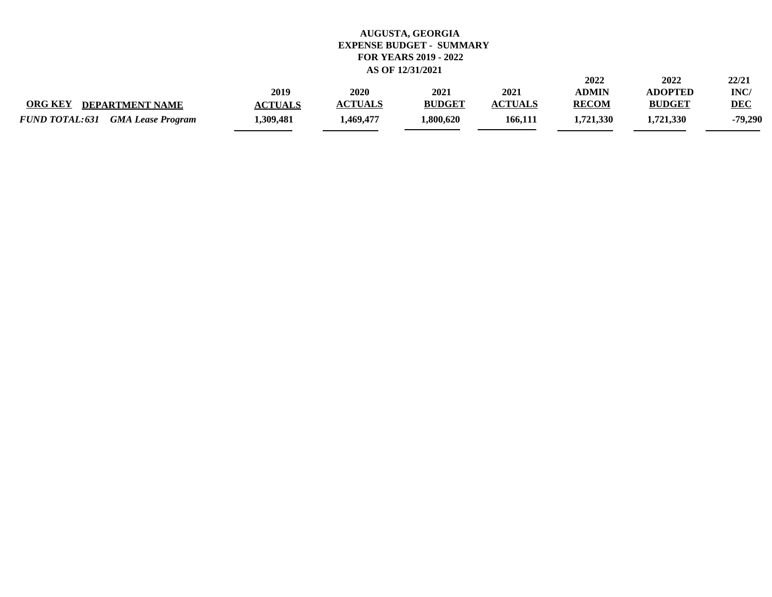**AUGUSTA, GEORGIA**
**EXPENSE BUDGET - SUMMARY**
**FOR YEARS 2019 - 2022**
**AS OF 12/31/2021**

| ORG KEY | DEPARTMENT NAME | 2019 ACTUALS | 2020 ACTUALS | 2021 BUDGET | 2021 ACTUALS | 2022 ADMIN RECOM | 2022 ADOPTED BUDGET | 22/21 INC/ DEC |
|---|---|---|---|---|---|---|---|---|
| ***FUND TOTAL: 631*** | ***GMA Lease Program*** | **1,309,481** | **1,469,477** | **1,800,620** | **166,111** | **1,721,330** | **1,721,330** | **-79,290** |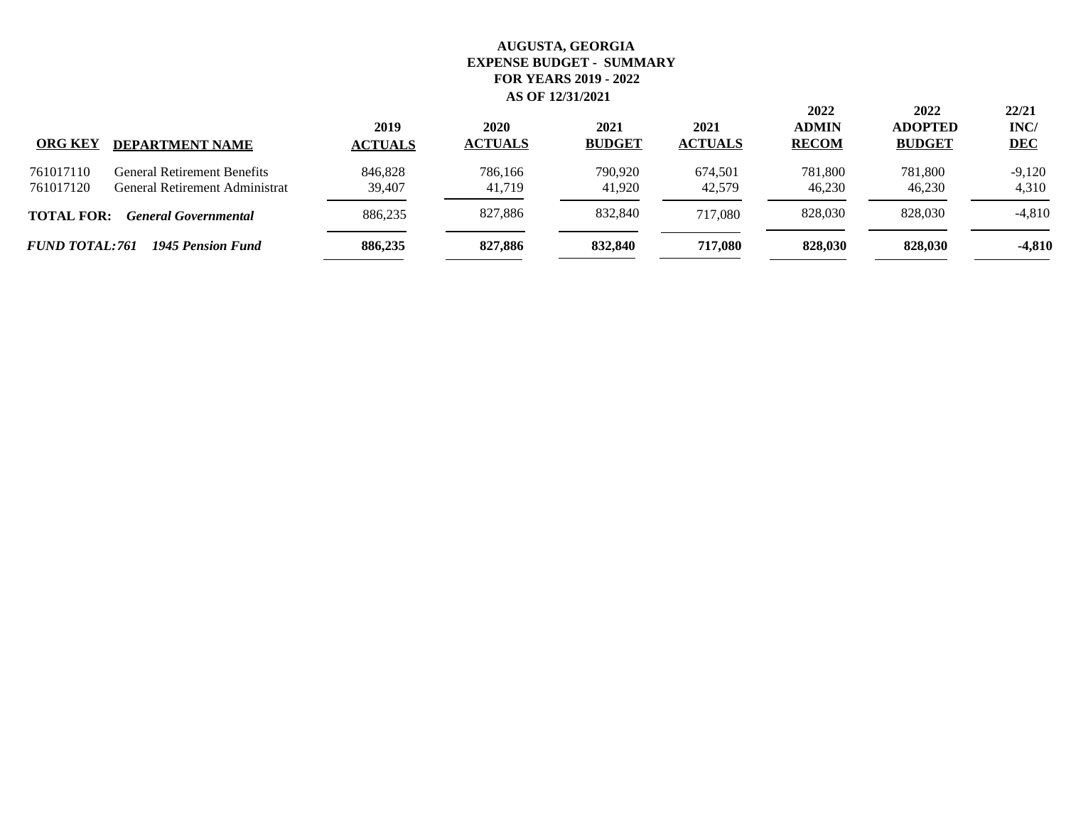**AUGUSTA, GEORGIA**
**EXPENSE BUDGET - SUMMARY**
**FOR YEARS 2019 - 2022**
**AS OF 12/31/2021**

| ORG KEY | DEPARTMENT NAME | 2019 ACTUALS | 2020 ACTUALS | 2021 BUDGET | 2021 ACTUALS | 2022 ADMIN RECOM | 2022 ADOPTED BUDGET | 22/21 INC/ DEC |
|---|---|---|---|---|---|---|---|---|
| 761017110 | General Retirement Benefits | 846,828 | 786,166 | 790,920 | 674,501 | 781,800 | 781,800 | -9,120 |
| 761017120 | General Retirement Administrat | 39,407 | 41,719 | 41,920 | 42,579 | 46,230 | 46,230 | 4,310 |
| **TOTAL FOR:** | ***General Governmental*** | 886,235 | 827,886 | 832,840 | 717,080 | 828,030 | 828,030 | -4,810 |
| ***FUND TOTAL: 761*** | ***1945 Pension Fund*** | **886,235** | **827,886** | **832,840** | **717,080** | **828,030** | **828,030** | **-4,810** |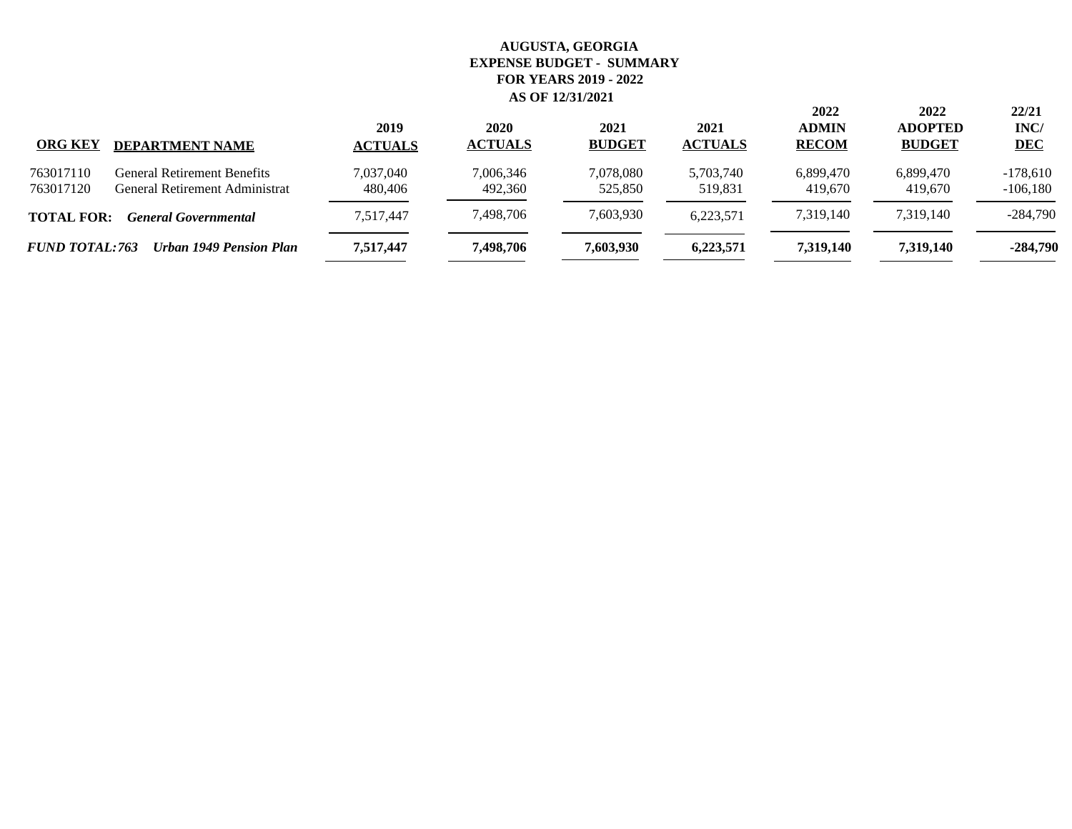**AUGUSTA, GEORGIA**
**EXPENSE BUDGET - SUMMARY**
**FOR YEARS 2019 - 2022**
**AS OF 12/31/2021**

| ORG KEY | DEPARTMENT NAME | 2019 ACTUALS | 2020 ACTUALS | 2021 BUDGET | 2021 ACTUALS | 2022 ADMIN RECOM | 2022 ADOPTED BUDGET | 22/21 INC/ DEC |
|---|---|---|---|---|---|---|---|---|
| 763017110 | General Retirement Benefits | 7,037,040 | 7,006,346 | 7,078,080 | 5,703,740 | 6,899,470 | 6,899,470 | -178,610 |
| 763017120 | General Retirement Administrat | 480,406 | 492,360 | 525,850 | 519,831 | 419,670 | 419,670 | -106,180 |
| **TOTAL FOR:** | ***General Governmental*** | 7,517,447 | 7,498,706 | 7,603,930 | 6,223,571 | 7,319,140 | 7,319,140 | -284,790 |
| ***FUND TOTAL: 763*** | ***Urban 1949 Pension Plan*** | **7,517,447** | **7,498,706** | **7,603,930** | **6,223,571** | **7,319,140** | **7,319,140** | **-284,790** |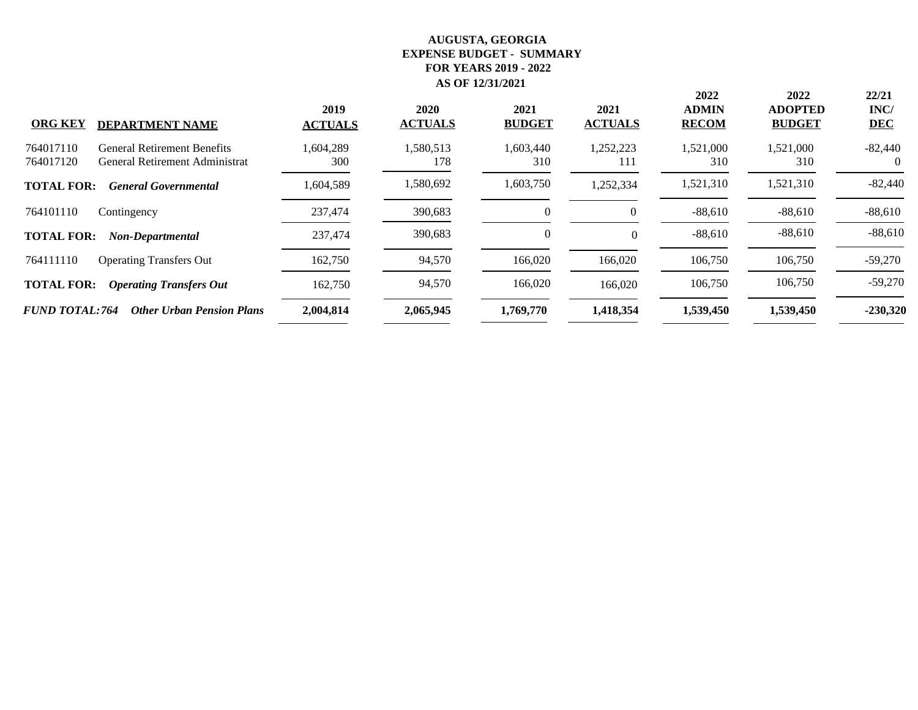**AUGUSTA, GEORGIA**
**EXPENSE BUDGET - SUMMARY**
**FOR YEARS 2019 - 2022**
**AS OF 12/31/2021**

| ORG KEY | DEPARTMENT NAME | 2019 ACTUALS | 2020 ACTUALS | 2021 BUDGET | 2021 ACTUALS | 2022 ADMIN RECOM | 2022 ADOPTED BUDGET | 22/21 INC/ DEC |
|---|---|---|---|---|---|---|---|---|
| 764017110 | General Retirement Benefits | 1,604,289 | 1,580,513 | 1,603,440 | 1,252,223 | 1,521,000 | 1,521,000 | -82,440 |
| 764017120 | General Retirement Administrat | 300 | 178 | 310 | 111 | 310 | 310 | 0 |
| **TOTAL FOR:** | ***General Governmental*** | 1,604,589 | 1,580,692 | 1,603,750 | 1,252,334 | 1,521,310 | 1,521,310 | -82,440 |
| 764101110 | Contingency | 237,474 | 390,683 | 0 | 0 | -88,610 | -88,610 | -88,610 |
| **TOTAL FOR:** | ***Non-Departmental*** | 237,474 | 390,683 | 0 | 0 | -88,610 | -88,610 | -88,610 |
| 764111110 | Operating Transfers Out | 162,750 | 94,570 | 166,020 | 166,020 | 106,750 | 106,750 | -59,270 |
| **TOTAL FOR:** | ***Operating Transfers Out*** | 162,750 | 94,570 | 166,020 | 166,020 | 106,750 | 106,750 | -59,270 |
| ***FUND TOTAL:764*** | ***Other Urban Pension Plans*** | **2,004,814** | **2,065,945** | **1,769,770** | **1,418,354** | **1,539,450** | **1,539,450** | **-230,320** |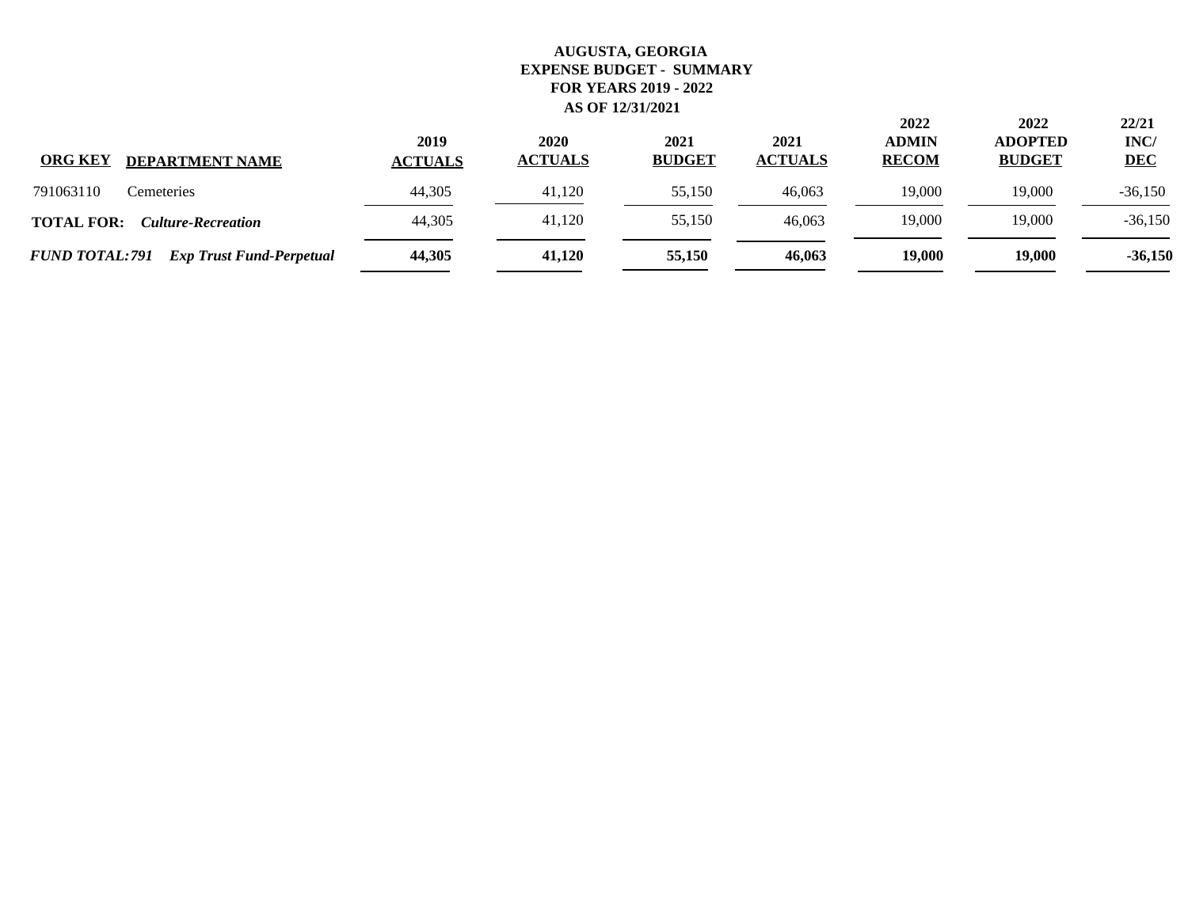**AUGUSTA, GEORGIA**
**EXPENSE BUDGET - SUMMARY**
**FOR YEARS 2019 - 2022**
**AS OF 12/31/2021**

| ORG KEY | DEPARTMENT NAME | 2019 ACTUALS | 2020 ACTUALS | 2021 BUDGET | 2021 ACTUALS | 2022 ADMIN RECOM | 2022 ADOPTED BUDGET | 22/21 INC/ DEC |
|---|---|---|---|---|---|---|---|---|
| 791063110 | Cemeteries | 44,305 | 41,120 | 55,150 | 46,063 | 19,000 | 19,000 | -36,150 |
| **TOTAL FOR:** | ***Culture-Recreation*** | 44,305 | 41,120 | 55,150 | 46,063 | 19,000 | 19,000 | -36,150 |
| ***FUND TOTAL: 791*** | ***Exp Trust Fund-Perpetual*** | **44,305** | **41,120** | **55,150** | **46,063** | **19,000** | **19,000** | **-36,150** |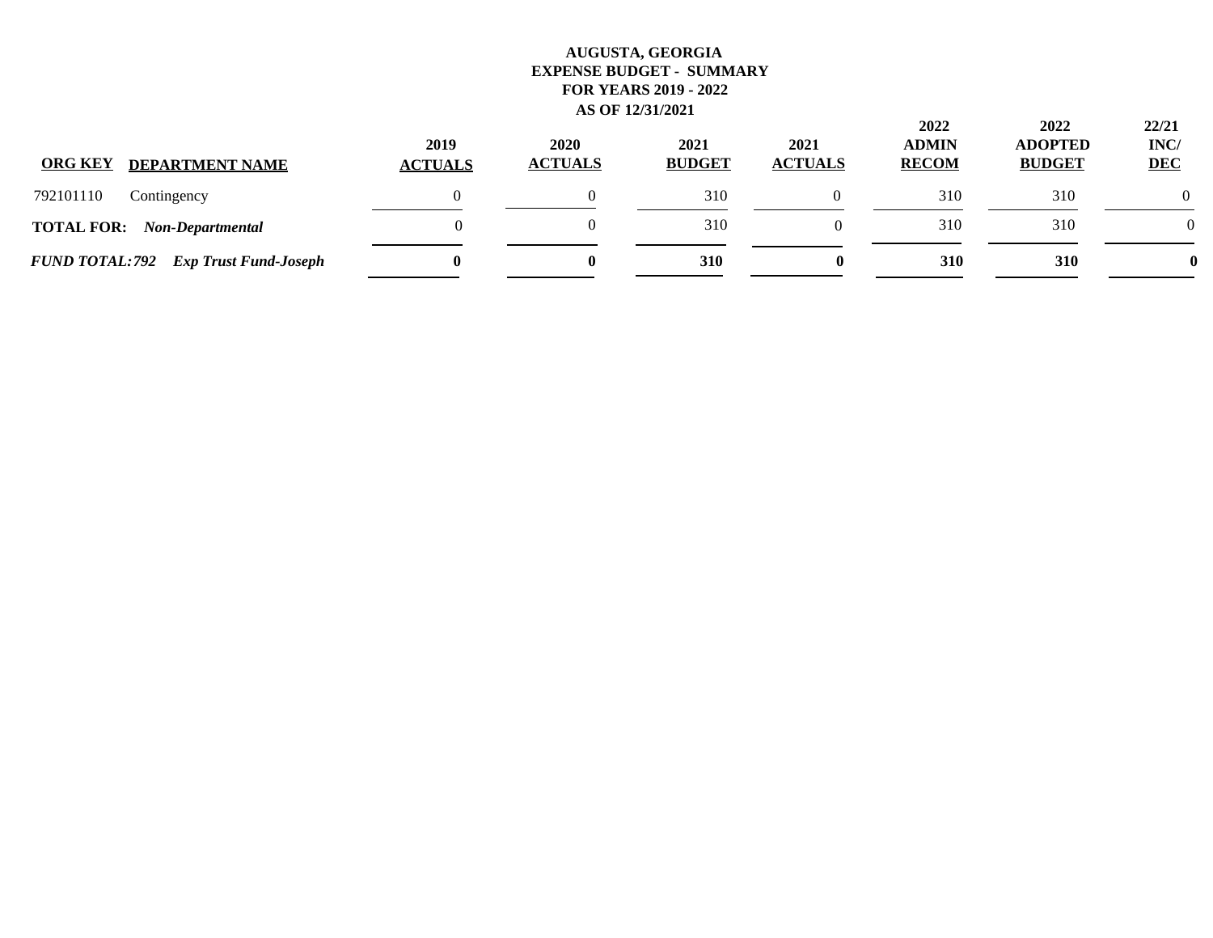**AUGUSTA, GEORGIA**
**EXPENSE BUDGET - SUMMARY**
**FOR YEARS 2019 - 2022**
**AS OF 12/31/2021**

| ORG KEY | DEPARTMENT NAME | 2019 ACTUALS | 2020 ACTUALS | 2021 BUDGET | 2021 ACTUALS | 2022 ADMIN RECOM | 2022 ADOPTED BUDGET | 22/21 INC/ DEC |
|---|---|---|---|---|---|---|---|---|
| 792101110 | Contingency | 0 | 0 | 310 | 0 | 310 | 310 | 0 |
| **TOTAL FOR:** | ***Non-Departmental*** | 0 | 0 | 310 | 0 | 310 | 310 | 0 |
| ***FUND TOTAL:792*** | ***Exp Trust Fund-Joseph*** | **0** | **0** | **310** | **0** | **310** | **310** | **0** |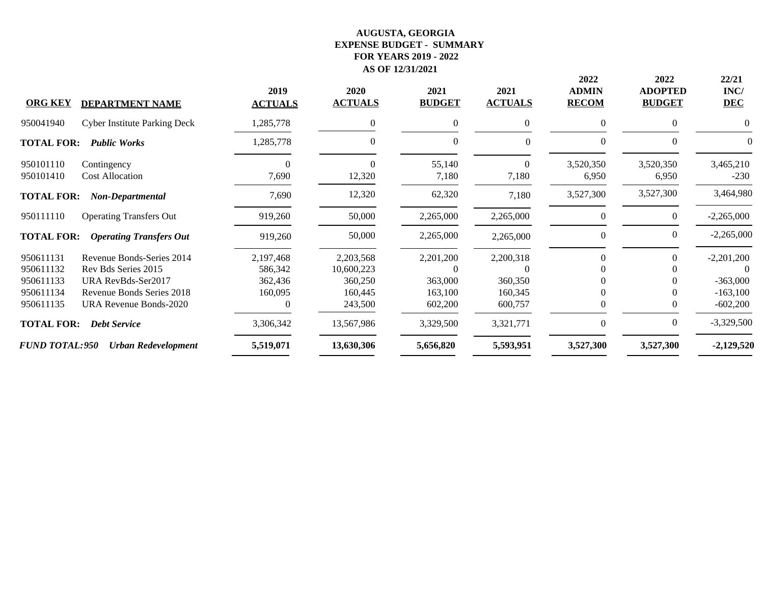**AUGUSTA, GEORGIA**
**EXPENSE BUDGET - SUMMARY**
**FOR YEARS 2019 - 2022**
**AS OF 12/31/2021**

| ORG KEY | DEPARTMENT NAME | 2019 ACTUALS | 2020 ACTUALS | 2021 BUDGET | 2021 ACTUALS | 2022 ADMIN RECOM | 2022 ADOPTED BUDGET | 22/21 INC/ DEC |
|---|---|---|---|---|---|---|---|---|
| 950041940 | Cyber Institute Parking Deck | 1,285,778 | 0 | 0 | 0 | 0 | 0 | 0 |
| **TOTAL FOR:** | ***Public Works*** | 1,285,778 | 0 | 0 | 0 | 0 | 0 | 0 |
| 950101110 | Contingency | 0 | 0 | 55,140 | 0 | 3,520,350 | 3,520,350 | 3,465,210 |
| 950101410 | Cost Allocation | 7,690 | 12,320 | 7,180 | 7,180 | 6,950 | 6,950 | -230 |
| **TOTAL FOR:** | ***Non-Departmental*** | 7,690 | 12,320 | 62,320 | 7,180 | 3,527,300 | 3,527,300 | 3,464,980 |
| 950111110 | Operating Transfers Out | 919,260 | 50,000 | 2,265,000 | 2,265,000 | 0 | 0 | -2,265,000 |
| **TOTAL FOR:** | ***Operating Transfers Out*** | 919,260 | 50,000 | 2,265,000 | 2,265,000 | 0 | 0 | -2,265,000 |
| 950611131 | Revenue Bonds-Series 2014 | 2,197,468 | 2,203,568 | 2,201,200 | 2,200,318 | 0 | 0 | -2,201,200 |
| 950611132 | Rev Bds Series 2015 | 586,342 | 10,600,223 | 0 | 0 | 0 | 0 | 0 |
| 950611133 | URA RevBds-Ser2017 | 362,436 | 360,250 | 363,000 | 360,350 | 0 | 0 | -363,000 |
| 950611134 | Revenue Bonds Series 2018 | 160,095 | 160,445 | 163,100 | 160,345 | 0 | 0 | -163,100 |
| 950611135 | URA Revenue Bonds-2020 | 0 | 243,500 | 602,200 | 600,757 | 0 | 0 | -602,200 |
| **TOTAL FOR:** | ***Debt Service*** | 3,306,342 | 13,567,986 | 3,329,500 | 3,321,771 | 0 | 0 | -3,329,500 |
| ***FUND TOTAL:950*** | ***Urban Redevelopment*** | **5,519,071** | **13,630,306** | **5,656,820** | **5,593,951** | **3,527,300** | **3,527,300** | **-2,129,520** |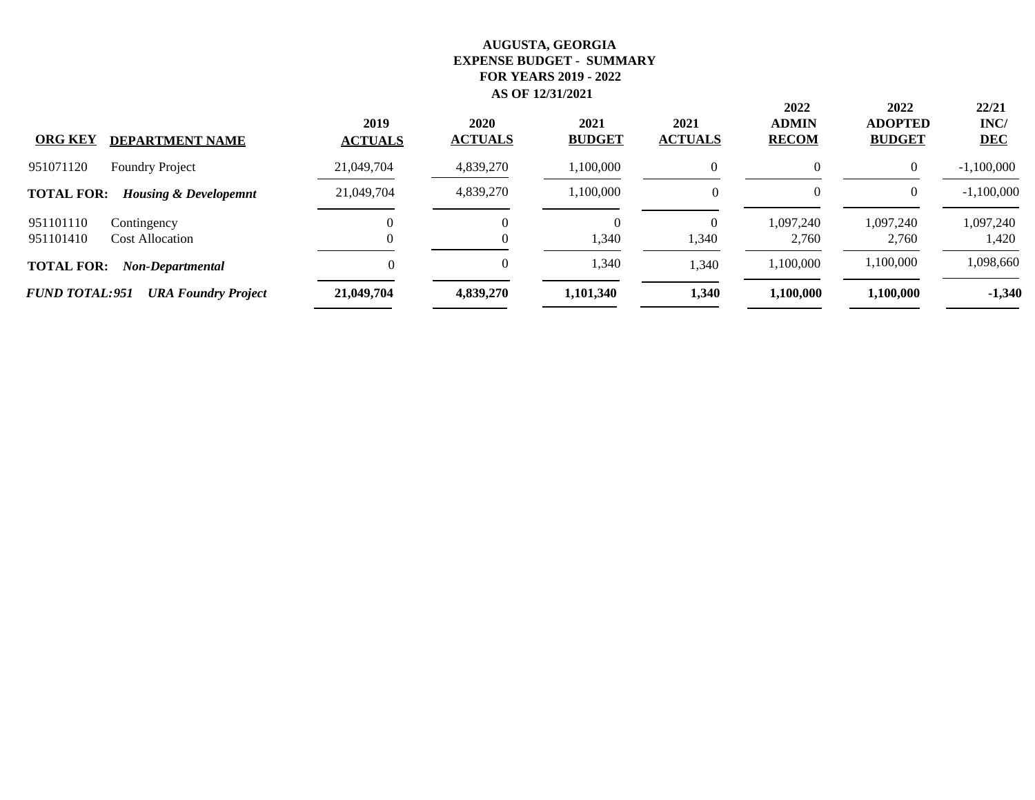**AUGUSTA, GEORGIA**
**EXPENSE BUDGET - SUMMARY**
**FOR YEARS 2019 - 2022**
**AS OF 12/31/2021**

| ORG KEY | DEPARTMENT NAME | 2019 ACTUALS | 2020 ACTUALS | 2021 BUDGET | 2021 ACTUALS | 2022 ADMIN RECOM | 2022 ADOPTED BUDGET | 22/21 INC/ DEC |
|---|---|---|---|---|---|---|---|---|
| 951071120 | Foundry Project | 21,049,704 | 4,839,270 | 1,100,000 | 0 | 0 | 0 | -1,100,000 |
| **TOTAL FOR:** | ***Housing & Developemnt*** | 21,049,704 | 4,839,270 | 1,100,000 | 0 | 0 | 0 | -1,100,000 |
| 951101110 | Contingency | 0 | 0 | 0 | 0 | 1,097,240 | 1,097,240 | 1,097,240 |
| 951101410 | Cost Allocation | 0 | 0 | 1,340 | 1,340 | 2,760 | 2,760 | 1,420 |
| **TOTAL FOR:** | ***Non-Departmental*** | 0 | 0 | 1,340 | 1,340 | 1,100,000 | 1,100,000 | 1,098,660 |
| ***FUND TOTAL:951*** | ***URA Foundry Project*** | **21,049,704** | **4,839,270** | **1,101,340** | **1,340** | **1,100,000** | **1,100,000** | **-1,340** |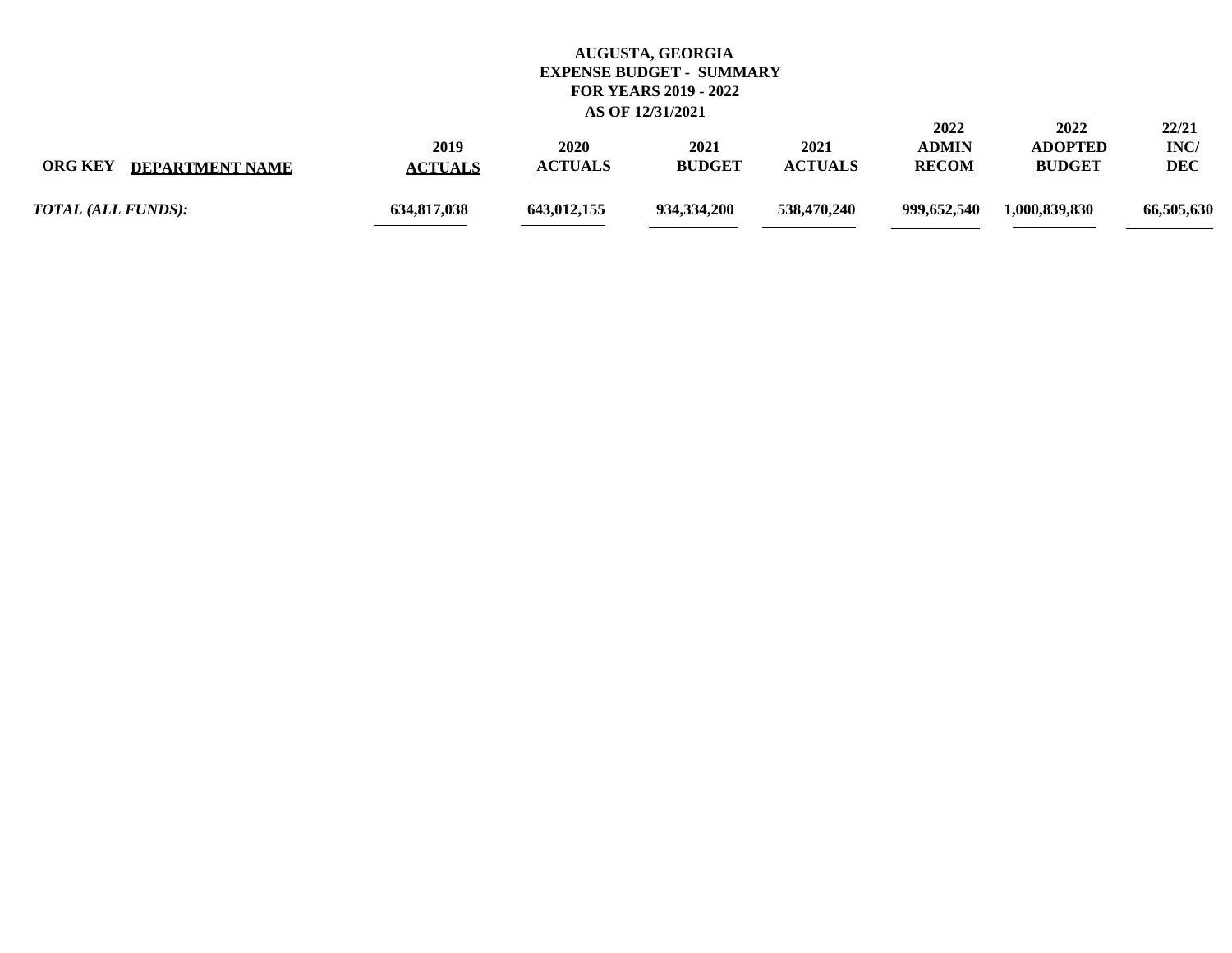**AUGUSTA, GEORGIA**
**EXPENSE BUDGET - SUMMARY**
**FOR YEARS 2019 - 2022**
**AS OF 12/31/2021**

| ORG KEY | DEPARTMENT NAME | 2019 ACTUALS | 2020 ACTUALS | 2021 BUDGET | 2021 ACTUALS | 2022 ADMIN RECOM | 2022 ADOPTED BUDGET | 22/21 INC/ DEC |
|---|---|---|---|---|---|---|---|---|
| *TOTAL (ALL FUNDS):* | | 634,817,038 | 643,012,155 | 934,334,200 | 538,470,240 | 999,652,540 | 1,000,839,830 | 66,505,630 |